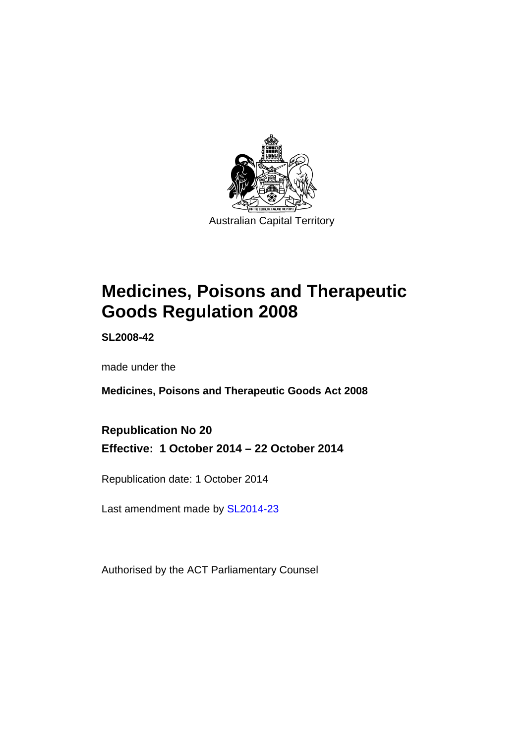Australian Capital Territory

# Medicines, Poisons and Therapeutic Goods Regulation 2008

**SL2008-42**

made under the

**Medicines, Poisons and Therapeutic Goods Act 2008**

**Republication No 20**

**Effective: 1 October 2014 – 22 October 2014**

Republication date: 1 October 2014

Last amendment made by SL2014-23

Authorised by the ACT Parliamentary Counsel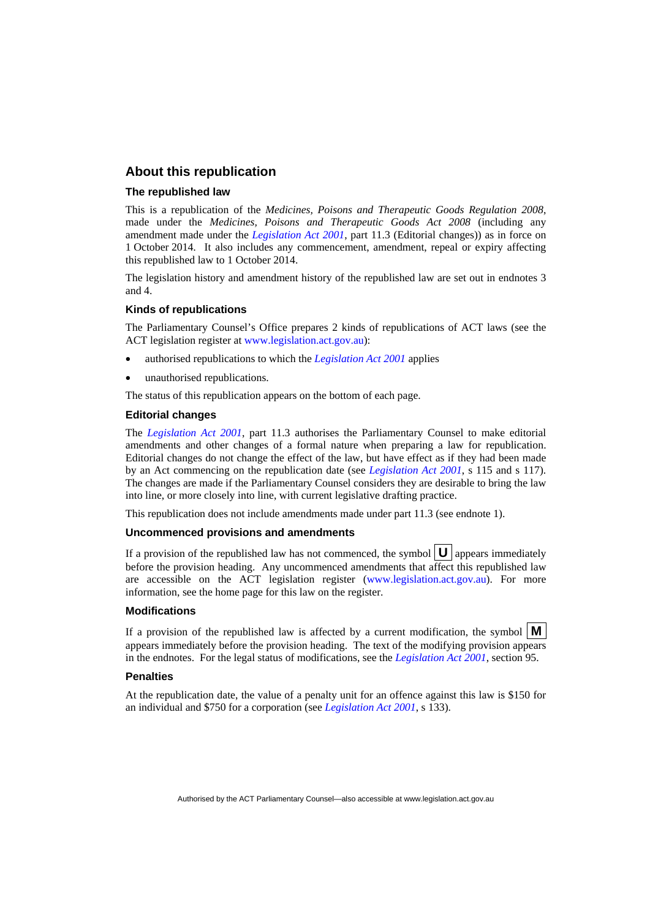## About this republication

### The republished law

This is a republication of the *Medicines, Poisons and Therapeutic Goods Regulation 2008*, made under the *Medicines, Poisons and Therapeutic Goods Act 2008* (including any amendment made under the *Legislation Act 2001*, part 11.3 (Editorial changes)) as in force on 1 October 2014. It also includes any commencement, amendment, repeal or expiry affecting this republished law to 1 October 2014.

The legislation history and amendment history of the republished law are set out in endnotes 3 and 4.

### Kinds of republications

The Parliamentary Counsel's Office prepares 2 kinds of republications of ACT laws (see the ACT legislation register at www.legislation.act.gov.au):

- authorised republications to which the *Legislation Act 2001* applies
- unauthorised republications.

The status of this republication appears on the bottom of each page.

### Editorial changes

The *Legislation Act 2001*, part 11.3 authorises the Parliamentary Counsel to make editorial amendments and other changes of a formal nature when preparing a law for republication. Editorial changes do not change the effect of the law, but have effect as if they had been made by an Act commencing on the republication date (see *Legislation Act 2001*, s 115 and s 117). The changes are made if the Parliamentary Counsel considers they are desirable to bring the law into line, or more closely into line, with current legislative drafting practice.

This republication does not include amendments made under part 11.3 (see endnote 1).

### Uncommenced provisions and amendments

If a provision of the republished law has not commenced, the symbol **U** appears immediately before the provision heading. Any uncommenced amendments that affect this republished law are accessible on the ACT legislation register (www.legislation.act.gov.au). For more information, see the home page for this law on the register.

### Modifications

If a provision of the republished law is affected by a current modification, the symbol **M** appears immediately before the provision heading. The text of the modifying provision appears in the endnotes. For the legal status of modifications, see the *Legislation Act 2001*, section 95.

### Penalties

At the republication date, the value of a penalty unit for an offence against this law is $150 for an individual and $750 for a corporation (see *Legislation Act 2001*, s 133).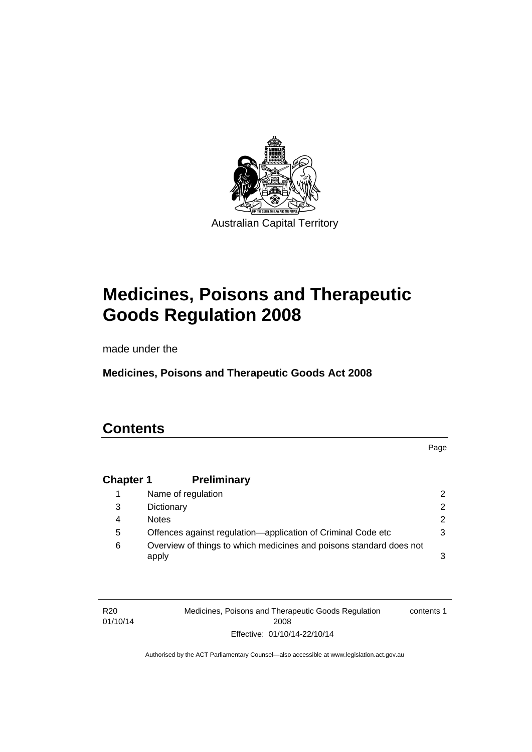Australian Capital Territory

# Medicines, Poisons and Therapeutic Goods Regulation 2008

made under the

**Medicines, Poisons and Therapeutic Goods Act 2008**

## Contents

| | | Page |
|---|---|---|
| **Chapter 1** | **Preliminary** | |
| 1 | Name of regulation | 2 |
| 3 | Dictionary | 2 |
| 4 | Notes | 2 |
| 5 | Offences against regulation—application of Criminal Code etc | 3 |
| 6 | Overview of things to which medicines and poisons standard does not apply | 3 |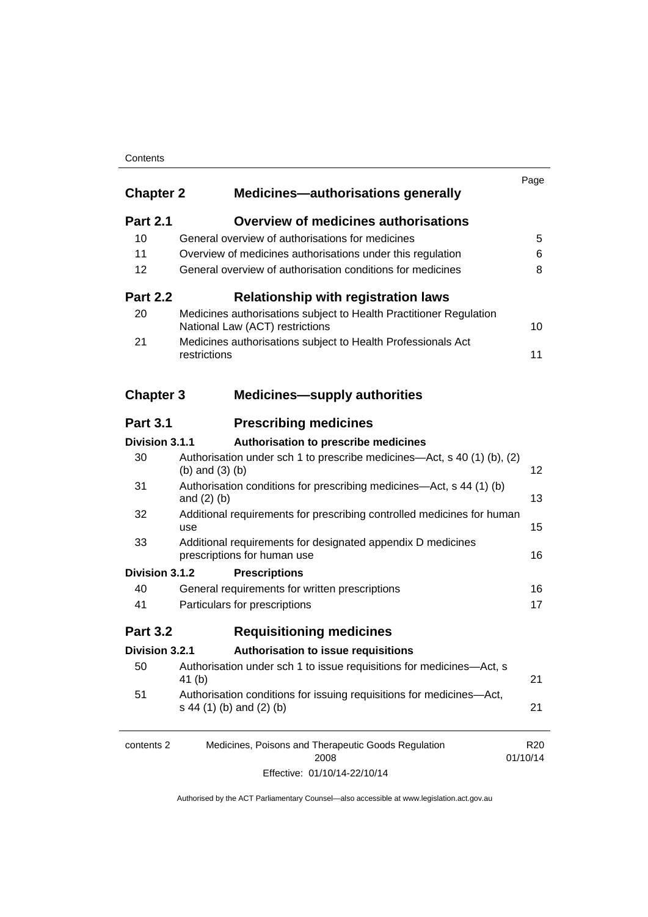| | | Page |
|---|---|---|
| **Chapter 2** | **Medicines—authorisations generally** | |
| **Part 2.1** | **Overview of medicines authorisations** | |
| 10 | General overview of authorisations for medicines | 5 |
| 11 | Overview of medicines authorisations under this regulation | 6 |
| 12 | General overview of authorisation conditions for medicines | 8 |
| **Part 2.2** | **Relationship with registration laws** | |
| 20 | Medicines authorisations subject to Health Practitioner Regulation National Law (ACT) restrictions | 10 |
| 21 | Medicines authorisations subject to Health Professionals Act restrictions | 11 |
| **Chapter 3** | **Medicines—supply authorities** | |
| **Part 3.1** | **Prescribing medicines** | |
| **Division 3.1.1** | **Authorisation to prescribe medicines** | |
| 30 | Authorisation under sch 1 to prescribe medicines—Act, s 40 (1) (b), (2) (b) and (3) (b) | 12 |
| 31 | Authorisation conditions for prescribing medicines—Act, s 44 (1) (b) and (2) (b) | 13 |
| 32 | Additional requirements for prescribing controlled medicines for human use | 15 |
| 33 | Additional requirements for designated appendix D medicines prescriptions for human use | 16 |
| **Division 3.1.2** | **Prescriptions** | |
| 40 | General requirements for written prescriptions | 16 |
| 41 | Particulars for prescriptions | 17 |
| **Part 3.2** | **Requisitioning medicines** | |
| **Division 3.2.1** | **Authorisation to issue requisitions** | |
| 50 | Authorisation under sch 1 to issue requisitions for medicines—Act, s 41 (b) | 21 |
| 51 | Authorisation conditions for issuing requisitions for medicines—Act, s 44 (1) (b) and (2) (b) | 21 |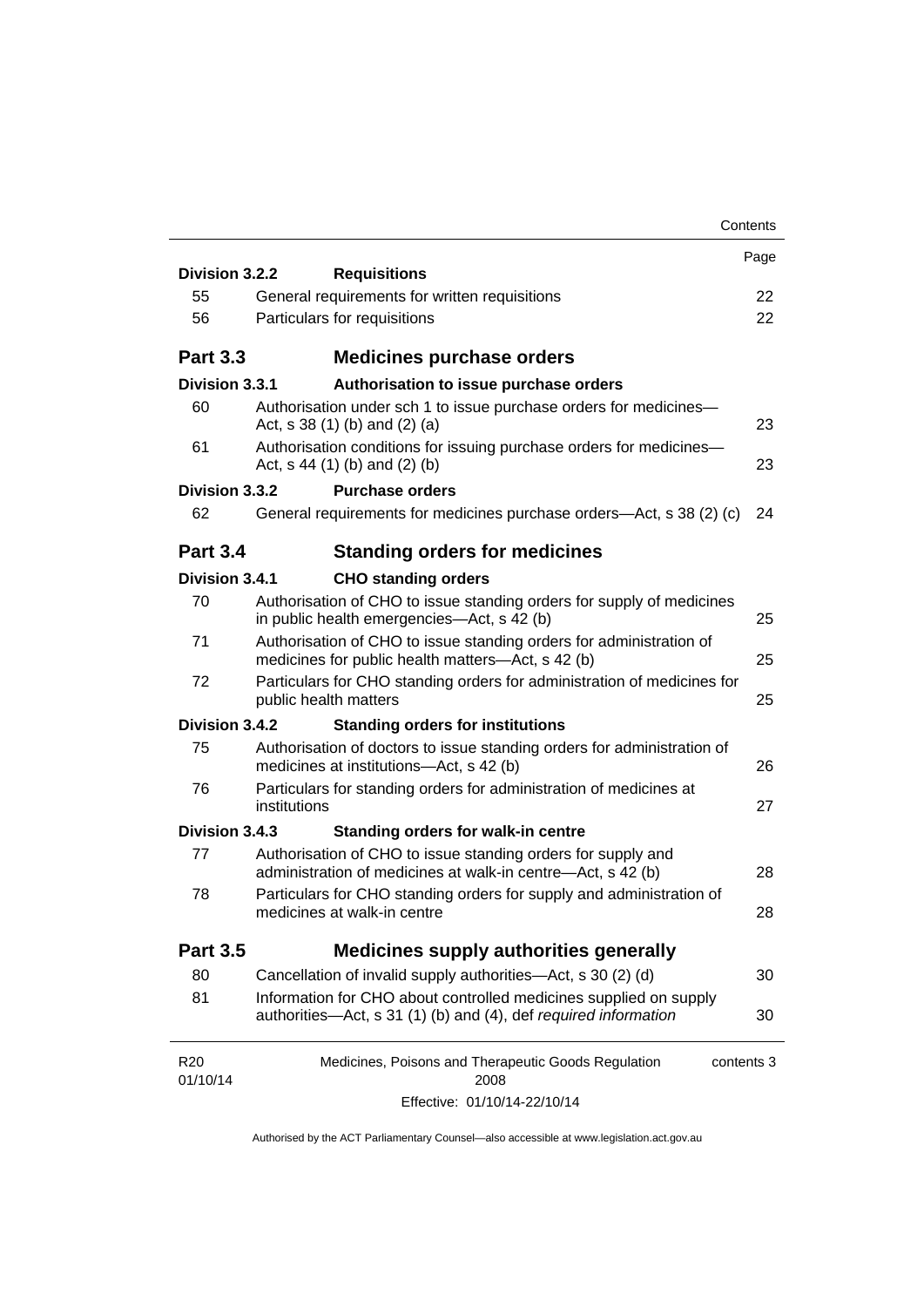| | | Page |
|---|---|---|
| **Division 3.2.2** | **Requisitions** | |
| 55 | General requirements for written requisitions | 22 |
| 56 | Particulars for requisitions | 22 |
| **Part 3.3** | **Medicines purchase orders** | |
| **Division 3.3.1** | **Authorisation to issue purchase orders** | |
| 60 | Authorisation under sch 1 to issue purchase orders for medicines—Act, s 38 (1) (b) and (2) (a) | 23 |
| 61 | Authorisation conditions for issuing purchase orders for medicines—Act, s 44 (1) (b) and (2) (b) | 23 |
| **Division 3.3.2** | **Purchase orders** | |
| 62 | General requirements for medicines purchase orders—Act, s 38 (2) (c) | 24 |
| **Part 3.4** | **Standing orders for medicines** | |
| **Division 3.4.1** | **CHO standing orders** | |
| 70 | Authorisation of CHO to issue standing orders for supply of medicines in public health emergencies—Act, s 42 (b) | 25 |
| 71 | Authorisation of CHO to issue standing orders for administration of medicines for public health matters—Act, s 42 (b) | 25 |
| 72 | Particulars for CHO standing orders for administration of medicines for public health matters | 25 |
| **Division 3.4.2** | **Standing orders for institutions** | |
| 75 | Authorisation of doctors to issue standing orders for administration of medicines at institutions—Act, s 42 (b) | 26 |
| 76 | Particulars for standing orders for administration of medicines at institutions | 27 |
| **Division 3.4.3** | **Standing orders for walk-in centre** | |
| 77 | Authorisation of CHO to issue standing orders for supply and administration of medicines at walk-in centre—Act, s 42 (b) | 28 |
| 78 | Particulars for CHO standing orders for supply and administration of medicines at walk-in centre | 28 |
| **Part 3.5** | **Medicines supply authorities generally** | |
| 80 | Cancellation of invalid supply authorities—Act, s 30 (2) (d) | 30 |
| 81 | Information for CHO about controlled medicines supplied on supply authorities—Act, s 31 (1) (b) and (4), def *required information* | 30 |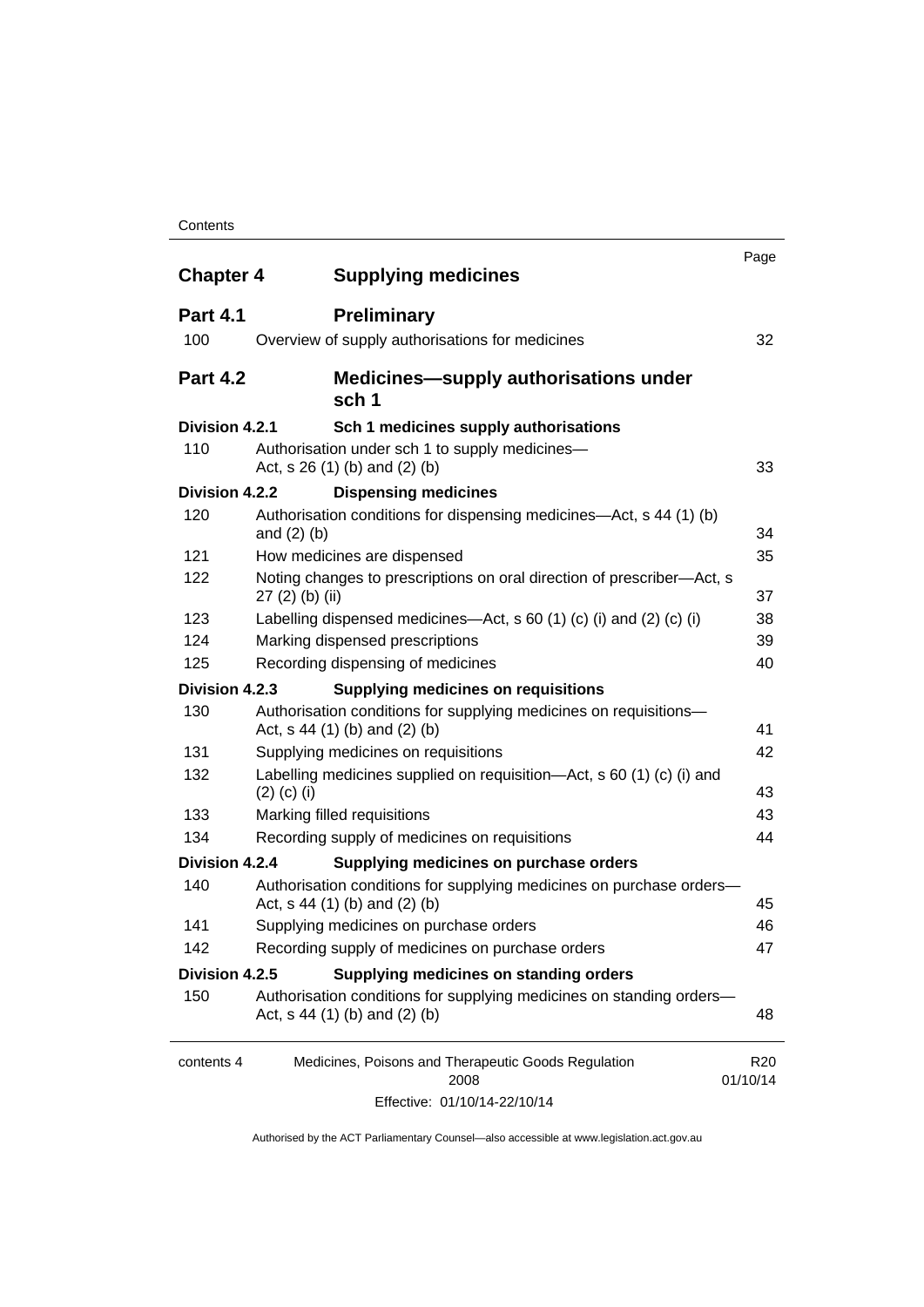| | | Page |
|---|---|---|
| **Chapter 4** | **Supplying medicines** | |
| **Part 4.1** | **Preliminary** | |
| 100 | Overview of supply authorisations for medicines | 32 |
| **Part 4.2** | **Medicines—supply authorisations under sch 1** | |
| **Division 4.2.1** | **Sch 1 medicines supply authorisations** | |
| 110 | Authorisation under sch 1 to supply medicines—Act, s 26 (1) (b) and (2) (b) | 33 |
| **Division 4.2.2** | **Dispensing medicines** | |
| 120 | Authorisation conditions for dispensing medicines—Act, s 44 (1) (b) and (2) (b) | 34 |
| 121 | How medicines are dispensed | 35 |
| 122 | Noting changes to prescriptions on oral direction of prescriber—Act, s 27 (2) (b) (ii) | 37 |
| 123 | Labelling dispensed medicines—Act, s 60 (1) (c) (i) and (2) (c) (i) | 38 |
| 124 | Marking dispensed prescriptions | 39 |
| 125 | Recording dispensing of medicines | 40 |
| **Division 4.2.3** | **Supplying medicines on requisitions** | |
| 130 | Authorisation conditions for supplying medicines on requisitions—Act, s 44 (1) (b) and (2) (b) | 41 |
| 131 | Supplying medicines on requisitions | 42 |
| 132 | Labelling medicines supplied on requisition—Act, s 60 (1) (c) (i) and (2) (c) (i) | 43 |
| 133 | Marking filled requisitions | 43 |
| 134 | Recording supply of medicines on requisitions | 44 |
| **Division 4.2.4** | **Supplying medicines on purchase orders** | |
| 140 | Authorisation conditions for supplying medicines on purchase orders—Act, s 44 (1) (b) and (2) (b) | 45 |
| 141 | Supplying medicines on purchase orders | 46 |
| 142 | Recording supply of medicines on purchase orders | 47 |
| **Division 4.2.5** | **Supplying medicines on standing orders** | |
| 150 | Authorisation conditions for supplying medicines on standing orders—Act, s 44 (1) (b) and (2) (b) | 48 |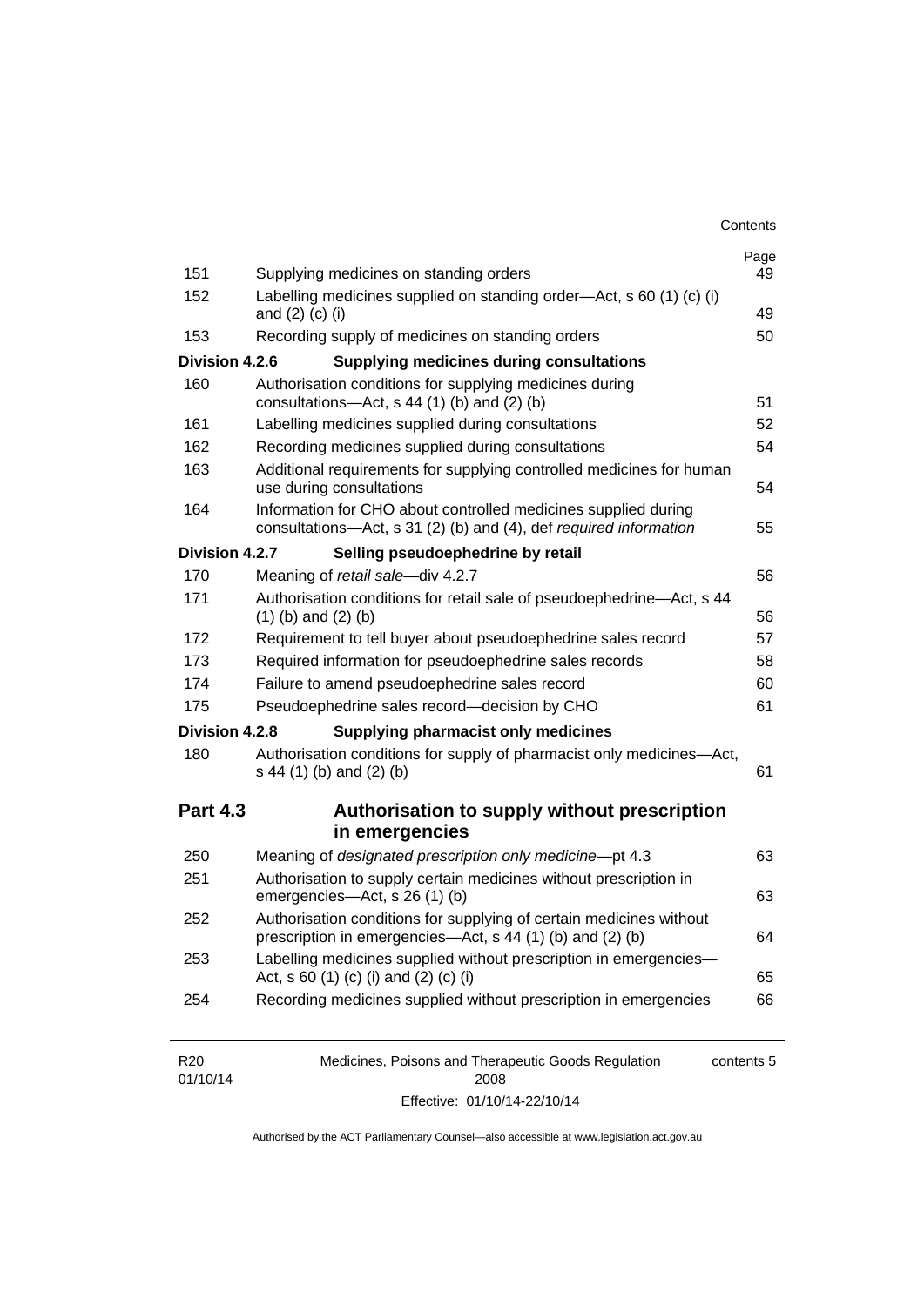| | | Page |
|---|---|---|
| 151 | Supplying medicines on standing orders | 49 |
| 152 | Labelling medicines supplied on standing order—Act, s 60 (1) (c) (i) and (2) (c) (i) | 49 |
| 153 | Recording supply of medicines on standing orders | 50 |
| **Division 4.2.6** | **Supplying medicines during consultations** | |
| 160 | Authorisation conditions for supplying medicines during consultations—Act, s 44 (1) (b) and (2) (b) | 51 |
| 161 | Labelling medicines supplied during consultations | 52 |
| 162 | Recording medicines supplied during consultations | 54 |
| 163 | Additional requirements for supplying controlled medicines for human use during consultations | 54 |
| 164 | Information for CHO about controlled medicines supplied during consultations—Act, s 31 (2) (b) and (4), def *required information* | 55 |
| **Division 4.2.7** | **Selling pseudoephedrine by retail** | |
| 170 | Meaning of *retail sale*—div 4.2.7 | 56 |
| 171 | Authorisation conditions for retail sale of pseudoephedrine—Act, s 44 (1) (b) and (2) (b) | 56 |
| 172 | Requirement to tell buyer about pseudoephedrine sales record | 57 |
| 173 | Required information for pseudoephedrine sales records | 58 |
| 174 | Failure to amend pseudoephedrine sales record | 60 |
| 175 | Pseudoephedrine sales record—decision by CHO | 61 |
| **Division 4.2.8** | **Supplying pharmacist only medicines** | |
| 180 | Authorisation conditions for supply of pharmacist only medicines—Act, s 44 (1) (b) and (2) (b) | 61 |
| **Part 4.3** | **Authorisation to supply without prescription in emergencies** | |
| 250 | Meaning of *designated prescription only medicine*—pt 4.3 | 63 |
| 251 | Authorisation to supply certain medicines without prescription in emergencies—Act, s 26 (1) (b) | 63 |
| 252 | Authorisation conditions for supplying of certain medicines without prescription in emergencies—Act, s 44 (1) (b) and (2) (b) | 64 |
| 253 | Labelling medicines supplied without prescription in emergencies—Act, s 60 (1) (c) (i) and (2) (c) (i) | 65 |
| 254 | Recording medicines supplied without prescription in emergencies | 66 |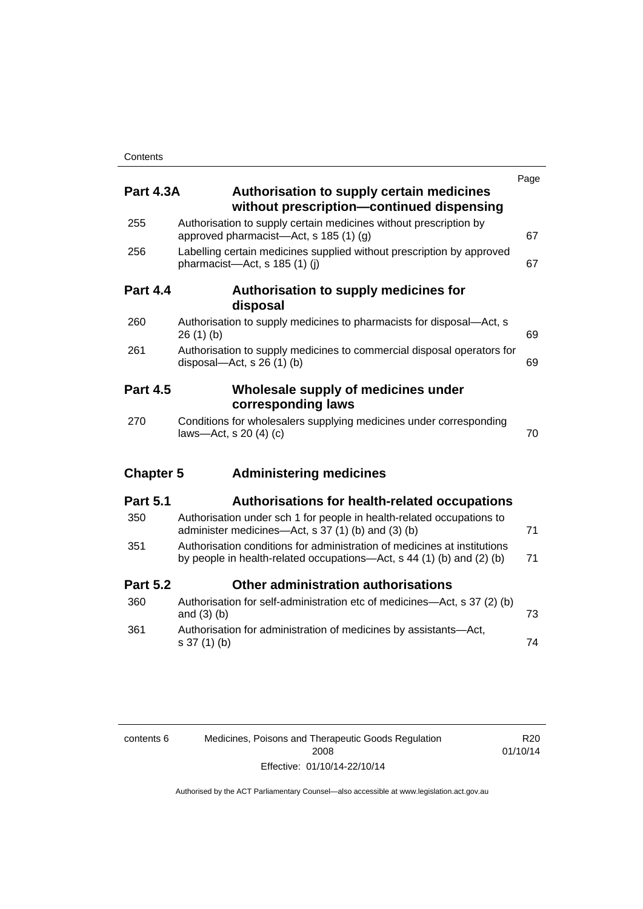| | | Page |
|---|---|---|
| **Part 4.3A** | **Authorisation to supply certain medicines without prescription—continued dispensing** | |
| 255 | Authorisation to supply certain medicines without prescription by approved pharmacist—Act, s 185 (1) (g) | 67 |
| 256 | Labelling certain medicines supplied without prescription by approved pharmacist—Act, s 185 (1) (j) | 67 |
| **Part 4.4** | **Authorisation to supply medicines for disposal** | |
| 260 | Authorisation to supply medicines to pharmacists for disposal—Act, s 26 (1) (b) | 69 |
| 261 | Authorisation to supply medicines to commercial disposal operators for disposal—Act, s 26 (1) (b) | 69 |
| **Part 4.5** | **Wholesale supply of medicines under corresponding laws** | |
| 270 | Conditions for wholesalers supplying medicines under corresponding laws—Act, s 20 (4) (c) | 70 |
| **Chapter 5** | **Administering medicines** | |
| **Part 5.1** | **Authorisations for health-related occupations** | |
| 350 | Authorisation under sch 1 for people in health-related occupations to administer medicines—Act, s 37 (1) (b) and (3) (b) | 71 |
| 351 | Authorisation conditions for administration of medicines at institutions by people in health-related occupations—Act, s 44 (1) (b) and (2) (b) | 71 |
| **Part 5.2** | **Other administration authorisations** | |
| 360 | Authorisation for self-administration etc of medicines—Act, s 37 (2) (b) and (3) (b) | 73 |
| 361 | Authorisation for administration of medicines by assistants—Act, s 37 (1) (b) | 74 |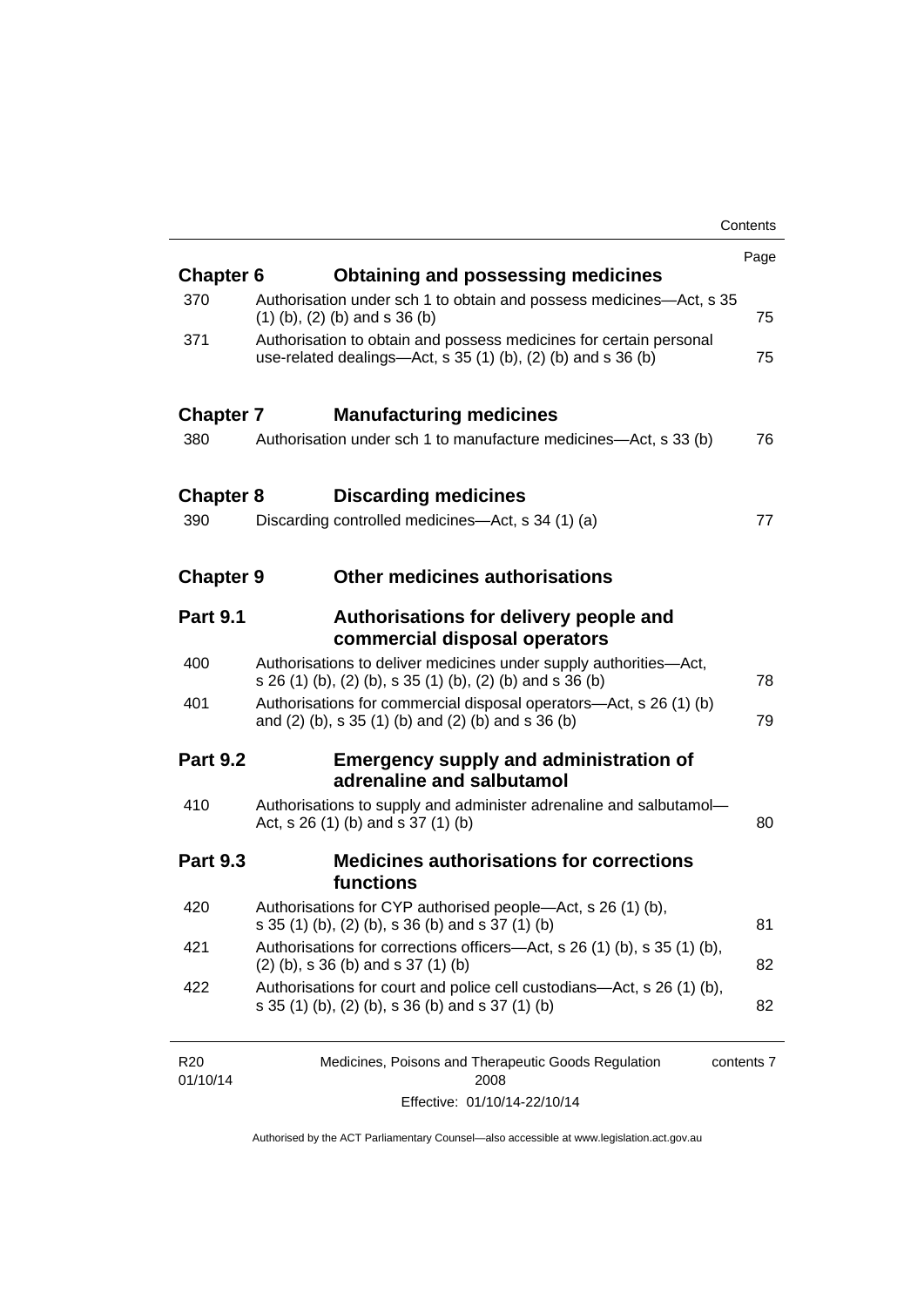| | | Page |
|---|---|---|
| **Chapter 6** | **Obtaining and possessing medicines** | |
| 370 | Authorisation under sch 1 to obtain and possess medicines—Act, s 35 (1) (b), (2) (b) and s 36 (b) | 75 |
| 371 | Authorisation to obtain and possess medicines for certain personal use-related dealings—Act, s 35 (1) (b), (2) (b) and s 36 (b) | 75 |
| **Chapter 7** | **Manufacturing medicines** | |
| 380 | Authorisation under sch 1 to manufacture medicines—Act, s 33 (b) | 76 |
| **Chapter 8** | **Discarding medicines** | |
| 390 | Discarding controlled medicines—Act, s 34 (1) (a) | 77 |
| **Chapter 9** | **Other medicines authorisations** | |
| **Part 9.1** | **Authorisations for delivery people and commercial disposal operators** | |
| 400 | Authorisations to deliver medicines under supply authorities—Act, s 26 (1) (b), (2) (b), s 35 (1) (b), (2) (b) and s 36 (b) | 78 |
| 401 | Authorisations for commercial disposal operators—Act, s 26 (1) (b) and (2) (b), s 35 (1) (b) and (2) (b) and s 36 (b) | 79 |
| **Part 9.2** | **Emergency supply and administration of adrenaline and salbutamol** | |
| 410 | Authorisations to supply and administer adrenaline and salbutamol—Act, s 26 (1) (b) and s 37 (1) (b) | 80 |
| **Part 9.3** | **Medicines authorisations for corrections functions** | |
| 420 | Authorisations for CYP authorised people—Act, s 26 (1) (b), s 35 (1) (b), (2) (b), s 36 (b) and s 37 (1) (b) | 81 |
| 421 | Authorisations for corrections officers—Act, s 26 (1) (b), s 35 (1) (b), (2) (b), s 36 (b) and s 37 (1) (b) | 82 |
| 422 | Authorisations for court and police cell custodians—Act, s 26 (1) (b), s 35 (1) (b), (2) (b), s 36 (b) and s 37 (1) (b) | 82 |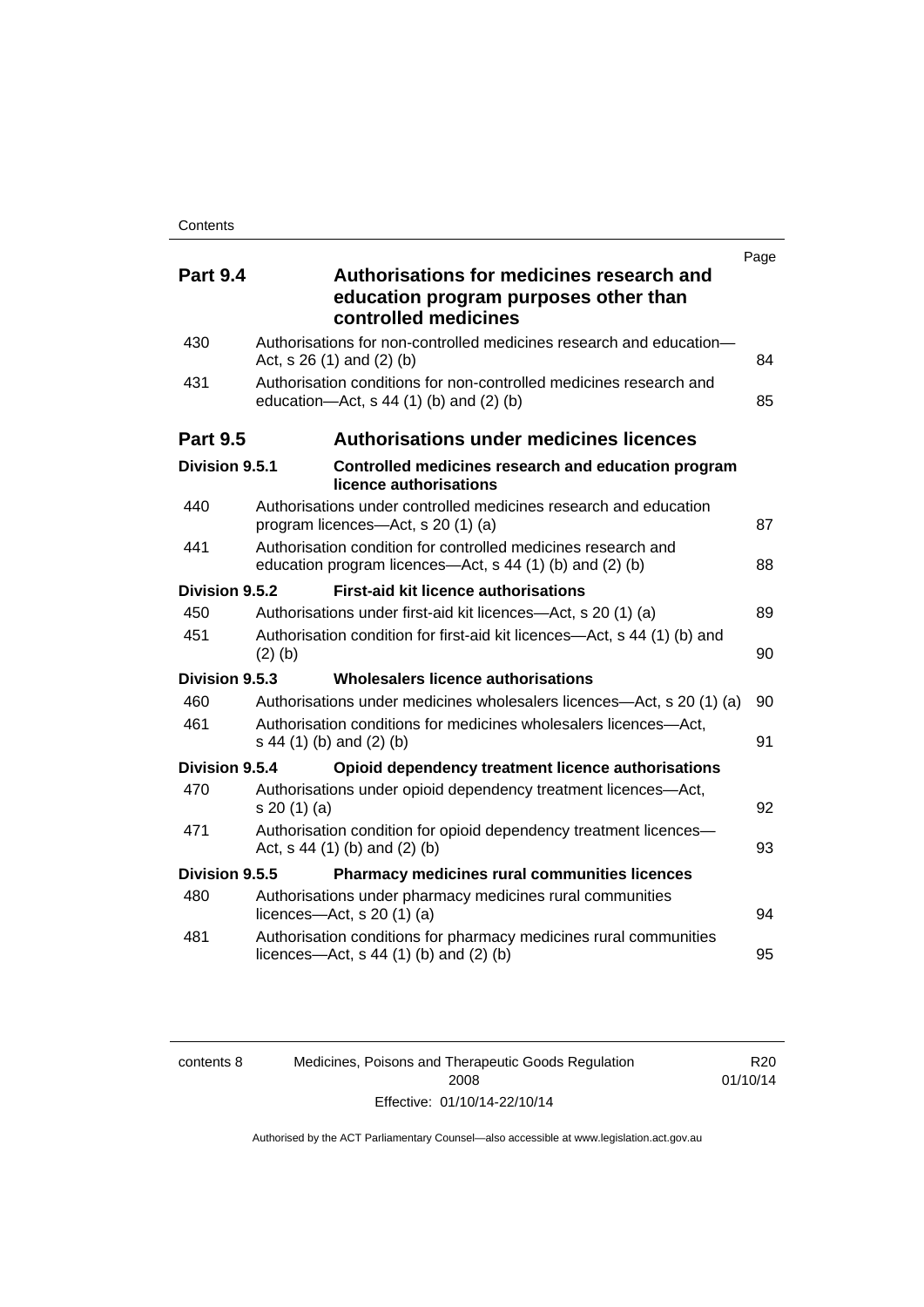| | | Page |
|---|---|---|
| **Part 9.4** | **Authorisations for medicines research and education program purposes other than controlled medicines** | |
| 430 | Authorisations for non-controlled medicines research and education—Act, s 26 (1) and (2) (b) | 84 |
| 431 | Authorisation conditions for non-controlled medicines research and education—Act, s 44 (1) (b) and (2) (b) | 85 |
| **Part 9.5** | **Authorisations under medicines licences** | |
| **Division 9.5.1** | **Controlled medicines research and education program licence authorisations** | |
| 440 | Authorisations under controlled medicines research and education program licences—Act, s 20 (1) (a) | 87 |
| 441 | Authorisation condition for controlled medicines research and education program licences—Act, s 44 (1) (b) and (2) (b) | 88 |
| **Division 9.5.2** | **First-aid kit licence authorisations** | |
| 450 | Authorisations under first-aid kit licences—Act, s 20 (1) (a) | 89 |
| 451 | Authorisation condition for first-aid kit licences—Act, s 44 (1) (b) and (2) (b) | 90 |
| **Division 9.5.3** | **Wholesalers licence authorisations** | |
| 460 | Authorisations under medicines wholesalers licences—Act, s 20 (1) (a) | 90 |
| 461 | Authorisation conditions for medicines wholesalers licences—Act, s 44 (1) (b) and (2) (b) | 91 |
| **Division 9.5.4** | **Opioid dependency treatment licence authorisations** | |
| 470 | Authorisations under opioid dependency treatment licences—Act, s 20 (1) (a) | 92 |
| 471 | Authorisation condition for opioid dependency treatment licences—Act, s 44 (1) (b) and (2) (b) | 93 |
| **Division 9.5.5** | **Pharmacy medicines rural communities licences** | |
| 480 | Authorisations under pharmacy medicines rural communities licences—Act, s 20 (1) (a) | 94 |
| 481 | Authorisation conditions for pharmacy medicines rural communities licences—Act, s 44 (1) (b) and (2) (b) | 95 |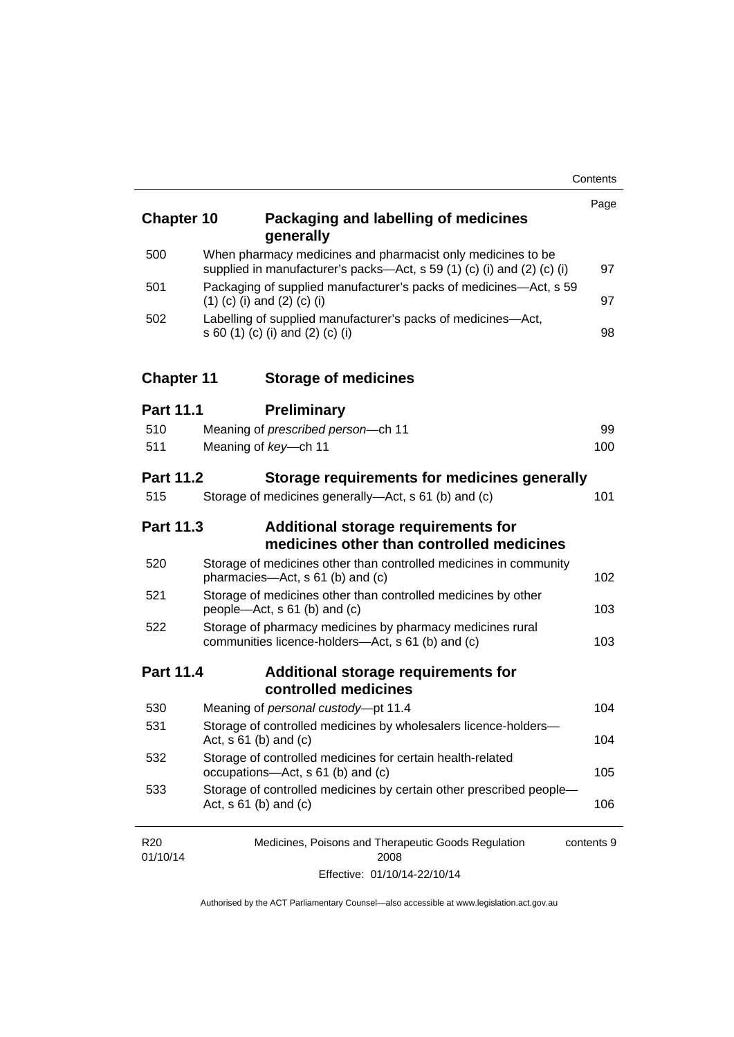| | | Page |
|---|---|---|
| **Chapter 10** | **Packaging and labelling of medicines generally** | |
| 500 | When pharmacy medicines and pharmacist only medicines to be supplied in manufacturer's packs—Act, s 59 (1) (c) (i) and (2) (c) (i) | 97 |
| 501 | Packaging of supplied manufacturer's packs of medicines—Act, s 59 (1) (c) (i) and (2) (c) (i) | 97 |
| 502 | Labelling of supplied manufacturer's packs of medicines—Act, s 60 (1) (c) (i) and (2) (c) (i) | 98 |
| **Chapter 11** | **Storage of medicines** | |
| **Part 11.1** | **Preliminary** | |
| 510 | Meaning of *prescribed person*—ch 11 | 99 |
| 511 | Meaning of *key*—ch 11 | 100 |
| **Part 11.2** | **Storage requirements for medicines generally** | |
| 515 | Storage of medicines generally—Act, s 61 (b) and (c) | 101 |
| **Part 11.3** | **Additional storage requirements for medicines other than controlled medicines** | |
| 520 | Storage of medicines other than controlled medicines in community pharmacies—Act, s 61 (b) and (c) | 102 |
| 521 | Storage of medicines other than controlled medicines by other people—Act, s 61 (b) and (c) | 103 |
| 522 | Storage of pharmacy medicines by pharmacy medicines rural communities licence-holders—Act, s 61 (b) and (c) | 103 |
| **Part 11.4** | **Additional storage requirements for controlled medicines** | |
| 530 | Meaning of *personal custody*—pt 11.4 | 104 |
| 531 | Storage of controlled medicines by wholesalers licence-holders—Act, s 61 (b) and (c) | 104 |
| 532 | Storage of controlled medicines for certain health-related occupations—Act, s 61 (b) and (c) | 105 |
| 533 | Storage of controlled medicines by certain other prescribed people—Act, s 61 (b) and (c) | 106 |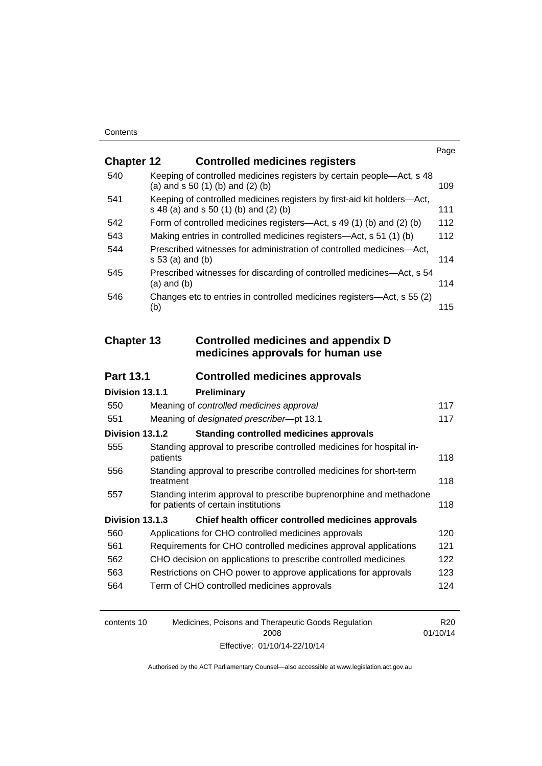| | | Page |
|---|---|---|
| **Chapter 12** | **Controlled medicines registers** | |
| 540 | Keeping of controlled medicines registers by certain people—Act, s 48 (a) and s 50 (1) (b) and (2) (b) | 109 |
| 541 | Keeping of controlled medicines registers by first-aid kit holders—Act, s 48 (a) and s 50 (1) (b) and (2) (b) | 111 |
| 542 | Form of controlled medicines registers—Act, s 49 (1) (b) and (2) (b) | 112 |
| 543 | Making entries in controlled medicines registers—Act, s 51 (1) (b) | 112 |
| 544 | Prescribed witnesses for administration of controlled medicines—Act, s 53 (a) and (b) | 114 |
| 545 | Prescribed witnesses for discarding of controlled medicines—Act, s 54 (a) and (b) | 114 |
| 546 | Changes etc to entries in controlled medicines registers—Act, s 55 (2) (b) | 115 |
| **Chapter 13** | **Controlled medicines and appendix D medicines approvals for human use** | |
| **Part 13.1** | **Controlled medicines approvals** | |
| **Division 13.1.1** | **Preliminary** | |
| 550 | Meaning of *controlled medicines approval* | 117 |
| 551 | Meaning of *designated prescriber*—pt 13.1 | 117 |
| **Division 13.1.2** | **Standing controlled medicines approvals** | |
| 555 | Standing approval to prescribe controlled medicines for hospital in-patients | 118 |
| 556 | Standing approval to prescribe controlled medicines for short-term treatment | 118 |
| 557 | Standing interim approval to prescribe buprenorphine and methadone for patients of certain institutions | 118 |
| **Division 13.1.3** | **Chief health officer controlled medicines approvals** | |
| 560 | Applications for CHO controlled medicines approvals | 120 |
| 561 | Requirements for CHO controlled medicines approval applications | 121 |
| 562 | CHO decision on applications to prescribe controlled medicines | 122 |
| 563 | Restrictions on CHO power to approve applications for approvals | 123 |
| 564 | Term of CHO controlled medicines approvals | 124 |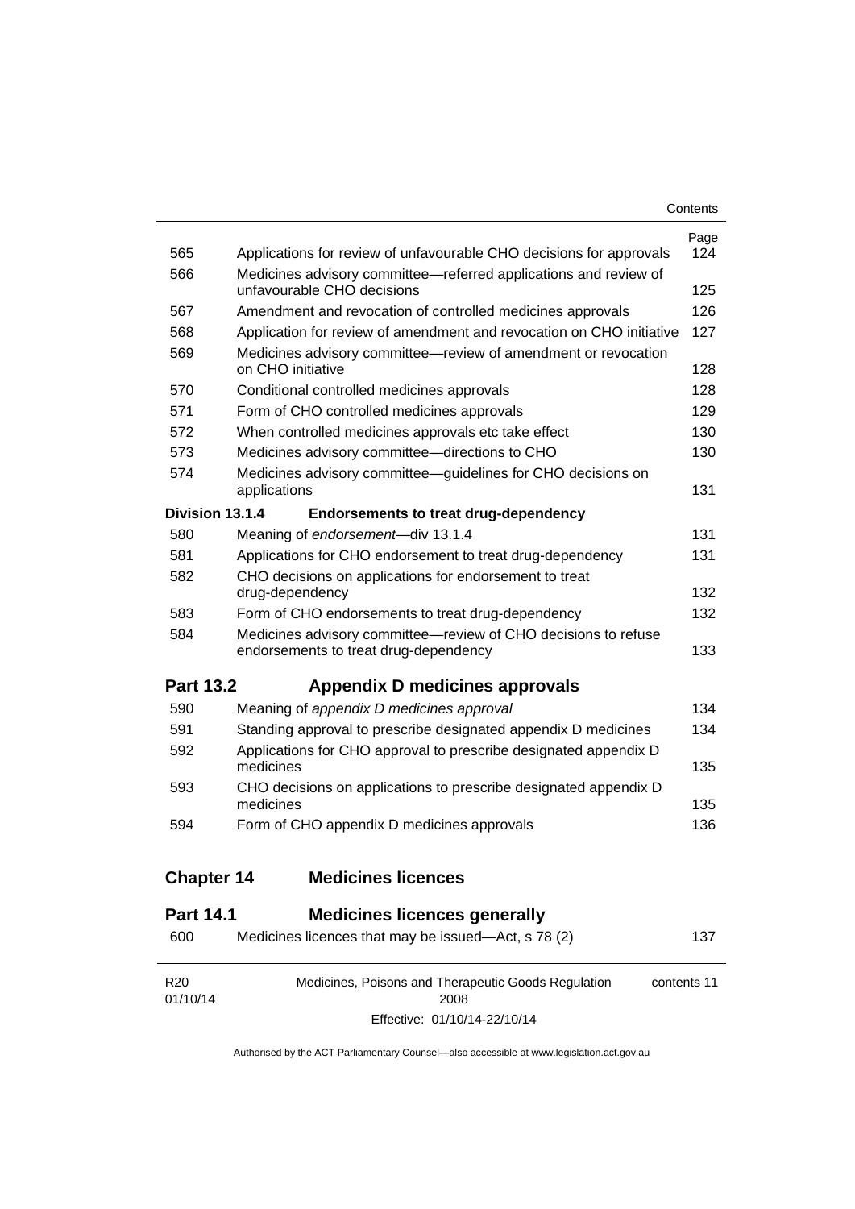| | | Page |
|---|---|---|
| 565 | Applications for review of unfavourable CHO decisions for approvals | 124 |
| 566 | Medicines advisory committee—referred applications and review of unfavourable CHO decisions | 125 |
| 567 | Amendment and revocation of controlled medicines approvals | 126 |
| 568 | Application for review of amendment and revocation on CHO initiative | 127 |
| 569 | Medicines advisory committee—review of amendment or revocation on CHO initiative | 128 |
| 570 | Conditional controlled medicines approvals | 128 |
| 571 | Form of CHO controlled medicines approvals | 129 |
| 572 | When controlled medicines approvals etc take effect | 130 |
| 573 | Medicines advisory committee—directions to CHO | 130 |
| 574 | Medicines advisory committee—guidelines for CHO decisions on applications | 131 |
| **Division 13.1.4** | **Endorsements to treat drug-dependency** | |
| 580 | Meaning of *endorsement*—div 13.1.4 | 131 |
| 581 | Applications for CHO endorsement to treat drug-dependency | 131 |
| 582 | CHO decisions on applications for endorsement to treat drug-dependency | 132 |
| 583 | Form of CHO endorsements to treat drug-dependency | 132 |
| 584 | Medicines advisory committee—review of CHO decisions to refuse endorsements to treat drug-dependency | 133 |

## Part 13.2 Appendix D medicines approvals

| | | |
|---|---|---|
| 590 | Meaning of *appendix D medicines approval* | 134 |
| 591 | Standing approval to prescribe designated appendix D medicines | 134 |
| 592 | Applications for CHO approval to prescribe designated appendix D medicines | 135 |
| 593 | CHO decisions on applications to prescribe designated appendix D medicines | 135 |
| 594 | Form of CHO appendix D medicines approvals | 136 |

# Chapter 14 Medicines licences

## Part 14.1 Medicines licences generally

| | | |
|---|---|---|
| 600 | Medicines licences that may be issued—Act, s 78 (2) | 137 |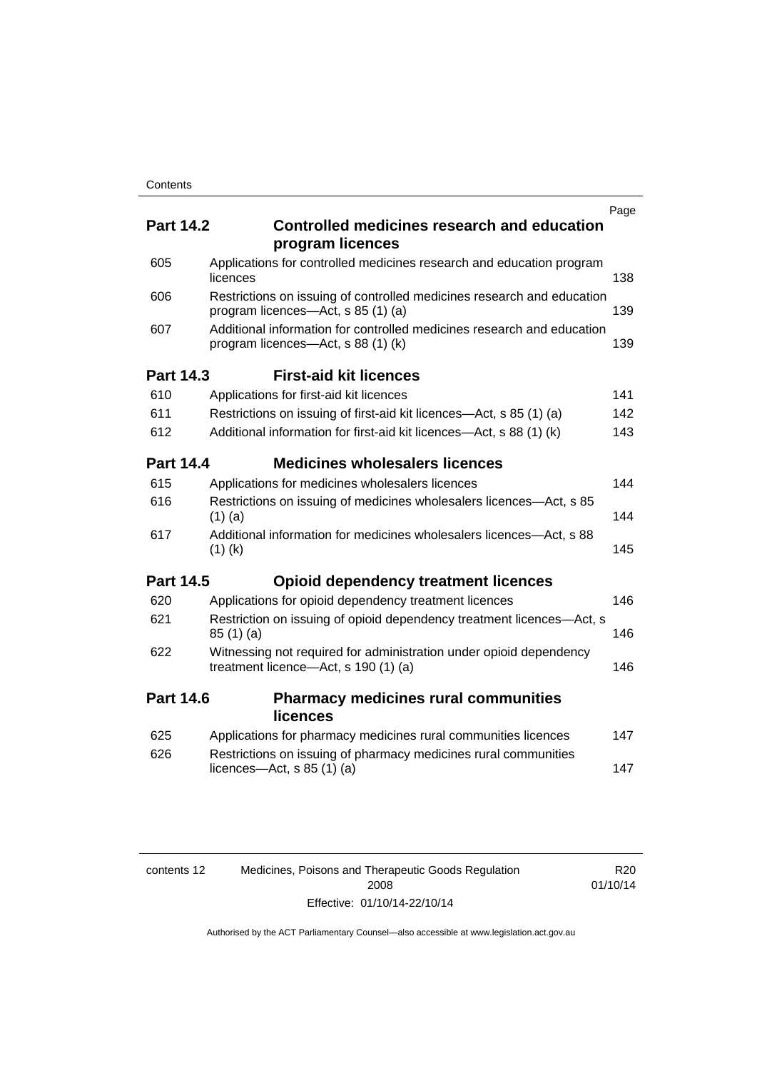| | | Page |
|---|---|---|
| **Part 14.2** | **Controlled medicines research and education program licences** | |
| 605 | Applications for controlled medicines research and education program licences | 138 |
| 606 | Restrictions on issuing of controlled medicines research and education program licences—Act, s 85 (1) (a) | 139 |
| 607 | Additional information for controlled medicines research and education program licences—Act, s 88 (1) (k) | 139 |
| **Part 14.3** | **First-aid kit licences** | |
| 610 | Applications for first-aid kit licences | 141 |
| 611 | Restrictions on issuing of first-aid kit licences—Act, s 85 (1) (a) | 142 |
| 612 | Additional information for first-aid kit licences—Act, s 88 (1) (k) | 143 |
| **Part 14.4** | **Medicines wholesalers licences** | |
| 615 | Applications for medicines wholesalers licences | 144 |
| 616 | Restrictions on issuing of medicines wholesalers licences—Act, s 85 (1) (a) | 144 |
| 617 | Additional information for medicines wholesalers licences—Act, s 88 (1) (k) | 145 |
| **Part 14.5** | **Opioid dependency treatment licences** | |
| 620 | Applications for opioid dependency treatment licences | 146 |
| 621 | Restriction on issuing of opioid dependency treatment licences—Act, s 85 (1) (a) | 146 |
| 622 | Witnessing not required for administration under opioid dependency treatment licence—Act, s 190 (1) (a) | 146 |
| **Part 14.6** | **Pharmacy medicines rural communities licences** | |
| 625 | Applications for pharmacy medicines rural communities licences | 147 |
| 626 | Restrictions on issuing of pharmacy medicines rural communities licences—Act, s 85 (1) (a) | 147 |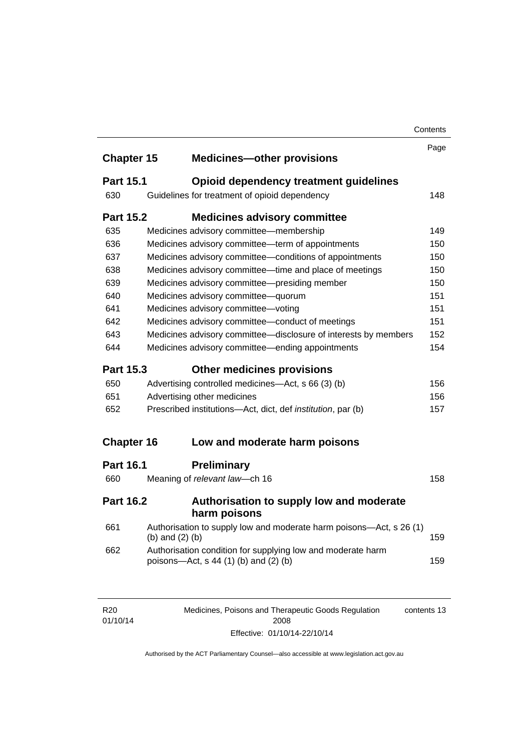| | | Page |
|---|---|---|
| **Chapter 15** | **Medicines—other provisions** | |
| **Part 15.1** | **Opioid dependency treatment guidelines** | |
| 630 | Guidelines for treatment of opioid dependency | 148 |
| **Part 15.2** | **Medicines advisory committee** | |
| 635 | Medicines advisory committee—membership | 149 |
| 636 | Medicines advisory committee—term of appointments | 150 |
| 637 | Medicines advisory committee—conditions of appointments | 150 |
| 638 | Medicines advisory committee—time and place of meetings | 150 |
| 639 | Medicines advisory committee—presiding member | 150 |
| 640 | Medicines advisory committee—quorum | 151 |
| 641 | Medicines advisory committee—voting | 151 |
| 642 | Medicines advisory committee—conduct of meetings | 151 |
| 643 | Medicines advisory committee—disclosure of interests by members | 152 |
| 644 | Medicines advisory committee—ending appointments | 154 |
| **Part 15.3** | **Other medicines provisions** | |
| 650 | Advertising controlled medicines—Act, s 66 (3) (b) | 156 |
| 651 | Advertising other medicines | 156 |
| 652 | Prescribed institutions—Act, dict, def *institution*, par (b) | 157 |
| **Chapter 16** | **Low and moderate harm poisons** | |
| **Part 16.1** | **Preliminary** | |
| 660 | Meaning of *relevant law*—ch 16 | 158 |
| **Part 16.2** | **Authorisation to supply low and moderate harm poisons** | |
| 661 | Authorisation to supply low and moderate harm poisons—Act, s 26 (1) (b) and (2) (b) | 159 |
| 662 | Authorisation condition for supplying low and moderate harm poisons—Act, s 44 (1) (b) and (2) (b) | 159 |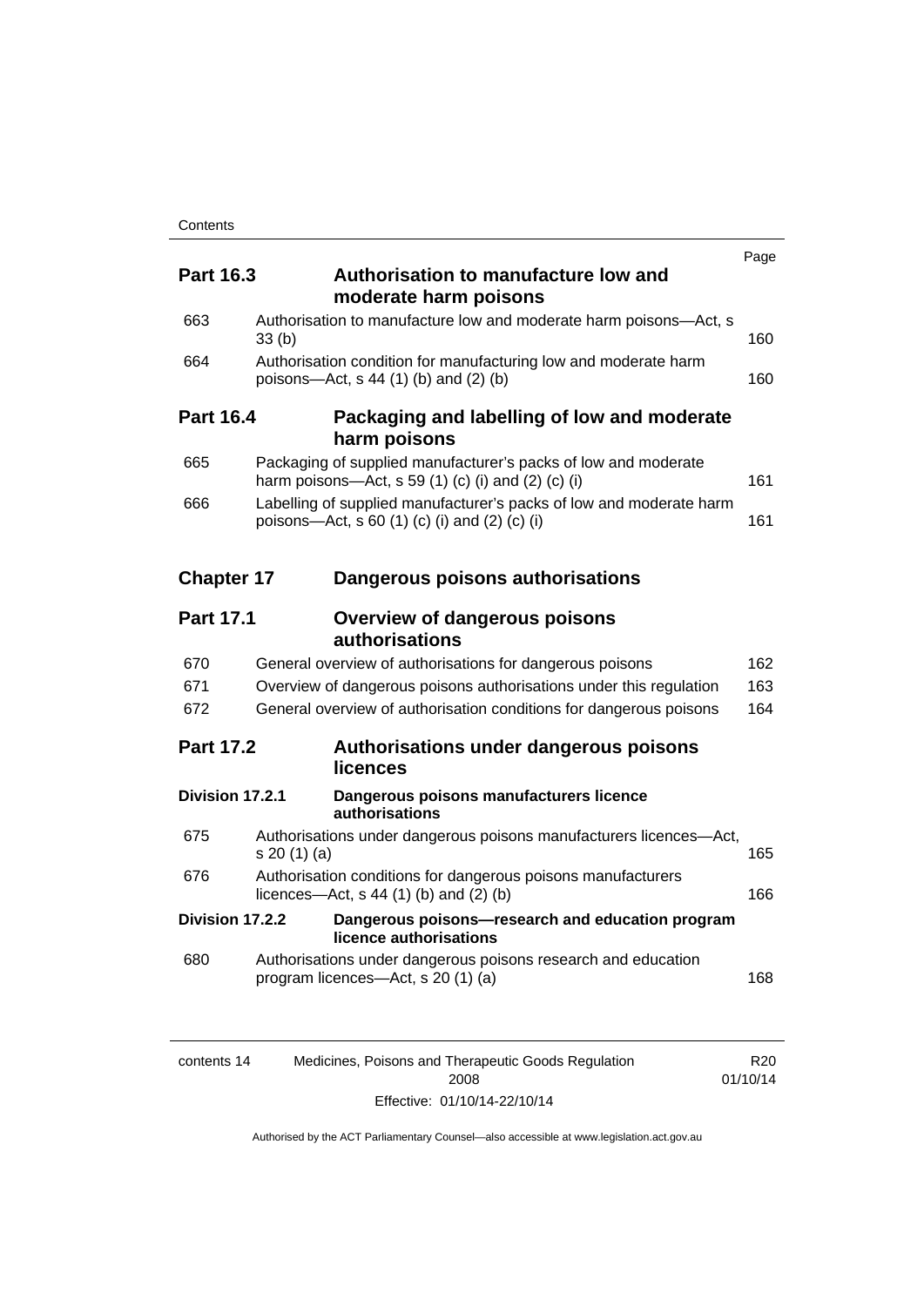| | | Page |
|---|---|---|
| **Part 16.3** | **Authorisation to manufacture low and moderate harm poisons** | |
| 663 | Authorisation to manufacture low and moderate harm poisons—Act, s 33 (b) | 160 |
| 664 | Authorisation condition for manufacturing low and moderate harm poisons—Act, s 44 (1) (b) and (2) (b) | 160 |
| **Part 16.4** | **Packaging and labelling of low and moderate harm poisons** | |
| 665 | Packaging of supplied manufacturer's packs of low and moderate harm poisons—Act, s 59 (1) (c) (i) and (2) (c) (i) | 161 |
| 666 | Labelling of supplied manufacturer's packs of low and moderate harm poisons—Act, s 60 (1) (c) (i) and (2) (c) (i) | 161 |
| **Chapter 17** | **Dangerous poisons authorisations** | |
| **Part 17.1** | **Overview of dangerous poisons authorisations** | |
| 670 | General overview of authorisations for dangerous poisons | 162 |
| 671 | Overview of dangerous poisons authorisations under this regulation | 163 |
| 672 | General overview of authorisation conditions for dangerous poisons | 164 |
| **Part 17.2** | **Authorisations under dangerous poisons licences** | |
| **Division 17.2.1** | **Dangerous poisons manufacturers licence authorisations** | |
| 675 | Authorisations under dangerous poisons manufacturers licences—Act, s 20 (1) (a) | 165 |
| 676 | Authorisation conditions for dangerous poisons manufacturers licences—Act, s 44 (1) (b) and (2) (b) | 166 |
| **Division 17.2.2** | **Dangerous poisons—research and education program licence authorisations** | |
| 680 | Authorisations under dangerous poisons research and education program licences—Act, s 20 (1) (a) | 168 |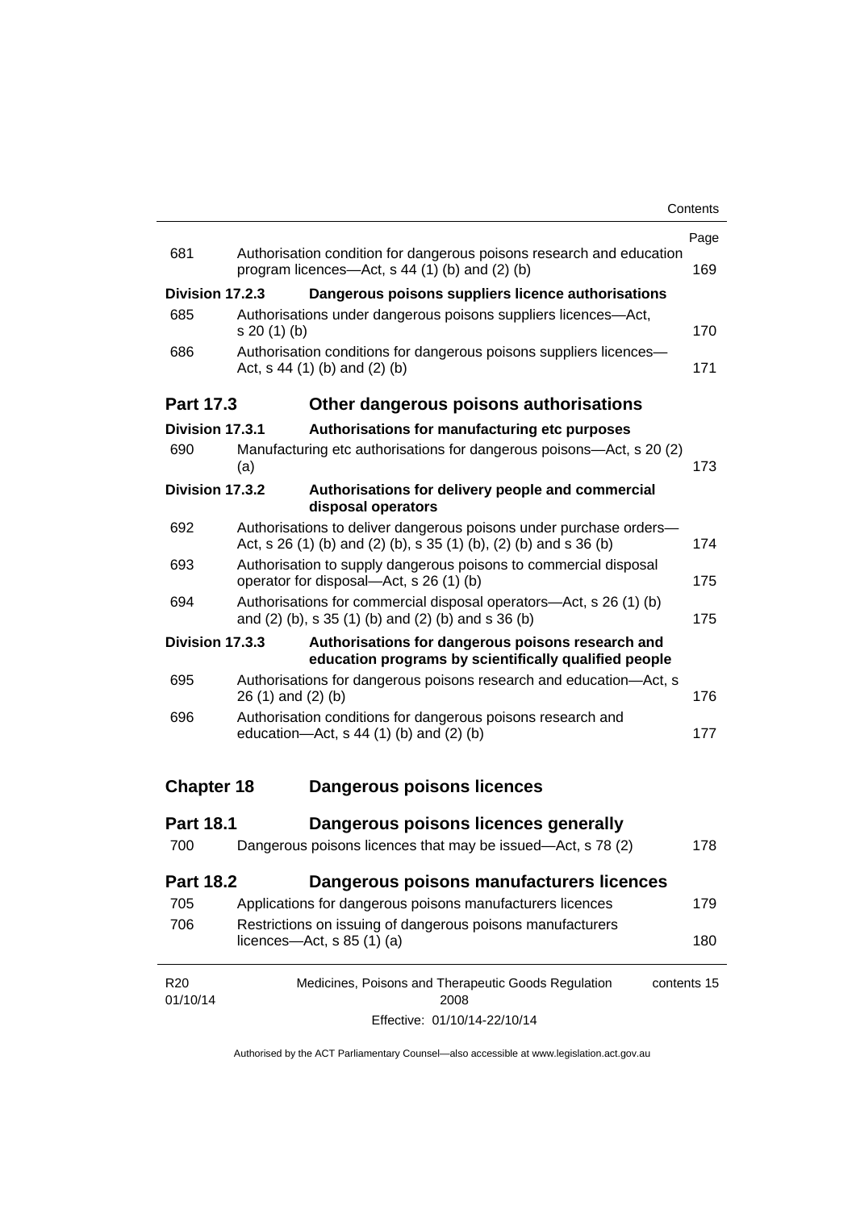| | | Page |
|---|---|---|
| 681 | Authorisation condition for dangerous poisons research and education program licences—Act, s 44 (1) (b) and (2) (b) | 169 |
| **Division 17.2.3** | **Dangerous poisons suppliers licence authorisations** | |
| 685 | Authorisations under dangerous poisons suppliers licences—Act, s 20 (1) (b) | 170 |
| 686 | Authorisation conditions for dangerous poisons suppliers licences—Act, s 44 (1) (b) and (2) (b) | 171 |
| **Part 17.3** | **Other dangerous poisons authorisations** | |
| **Division 17.3.1** | **Authorisations for manufacturing etc purposes** | |
| 690 | Manufacturing etc authorisations for dangerous poisons—Act, s 20 (2) (a) | 173 |
| **Division 17.3.2** | **Authorisations for delivery people and commercial disposal operators** | |
| 692 | Authorisations to deliver dangerous poisons under purchase orders—Act, s 26 (1) (b) and (2) (b), s 35 (1) (b), (2) (b) and s 36 (b) | 174 |
| 693 | Authorisation to supply dangerous poisons to commercial disposal operator for disposal—Act, s 26 (1) (b) | 175 |
| 694 | Authorisations for commercial disposal operators—Act, s 26 (1) (b) and (2) (b), s 35 (1) (b) and (2) (b) and s 36 (b) | 175 |
| **Division 17.3.3** | **Authorisations for dangerous poisons research and education programs by scientifically qualified people** | |
| 695 | Authorisations for dangerous poisons research and education—Act, s 26 (1) and (2) (b) | 176 |
| 696 | Authorisation conditions for dangerous poisons research and education—Act, s 44 (1) (b) and (2) (b) | 177 |
| **Chapter 18** | **Dangerous poisons licences** | |
| **Part 18.1** | **Dangerous poisons licences generally** | |
| 700 | Dangerous poisons licences that may be issued—Act, s 78 (2) | 178 |
| **Part 18.2** | **Dangerous poisons manufacturers licences** | |
| 705 | Applications for dangerous poisons manufacturers licences | 179 |
| 706 | Restrictions on issuing of dangerous poisons manufacturers licences—Act, s 85 (1) (a) | 180 |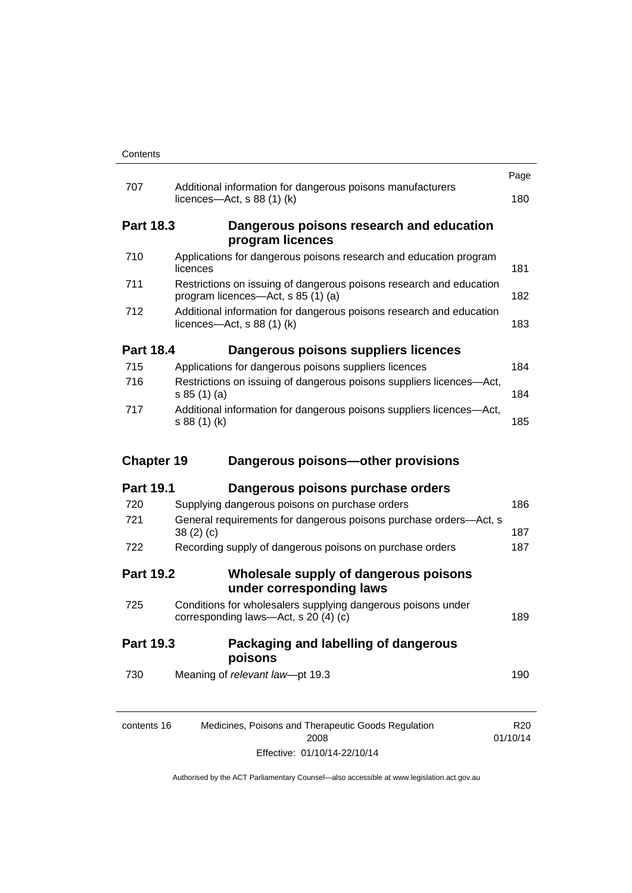| | | Page |
|---|---|---|
| 707 | Additional information for dangerous poisons manufacturers licences—Act, s 88 (1) (k) | 180 |
| **Part 18.3** | **Dangerous poisons research and education program licences** | |
| 710 | Applications for dangerous poisons research and education program licences | 181 |
| 711 | Restrictions on issuing of dangerous poisons research and education program licences—Act, s 85 (1) (a) | 182 |
| 712 | Additional information for dangerous poisons research and education licences—Act, s 88 (1) (k) | 183 |
| **Part 18.4** | **Dangerous poisons suppliers licences** | |
| 715 | Applications for dangerous poisons suppliers licences | 184 |
| 716 | Restrictions on issuing of dangerous poisons suppliers licences—Act, s 85 (1) (a) | 184 |
| 717 | Additional information for dangerous poisons suppliers licences—Act, s 88 (1) (k) | 185 |
| **Chapter 19** | **Dangerous poisons—other provisions** | |
| **Part 19.1** | **Dangerous poisons purchase orders** | |
| 720 | Supplying dangerous poisons on purchase orders | 186 |
| 721 | General requirements for dangerous poisons purchase orders—Act, s 38 (2) (c) | 187 |
| 722 | Recording supply of dangerous poisons on purchase orders | 187 |
| **Part 19.2** | **Wholesale supply of dangerous poisons under corresponding laws** | |
| 725 | Conditions for wholesalers supplying dangerous poisons under corresponding laws—Act, s 20 (4) (c) | 189 |
| **Part 19.3** | **Packaging and labelling of dangerous poisons** | |
| 730 | Meaning of *relevant law*—pt 19.3 | 190 |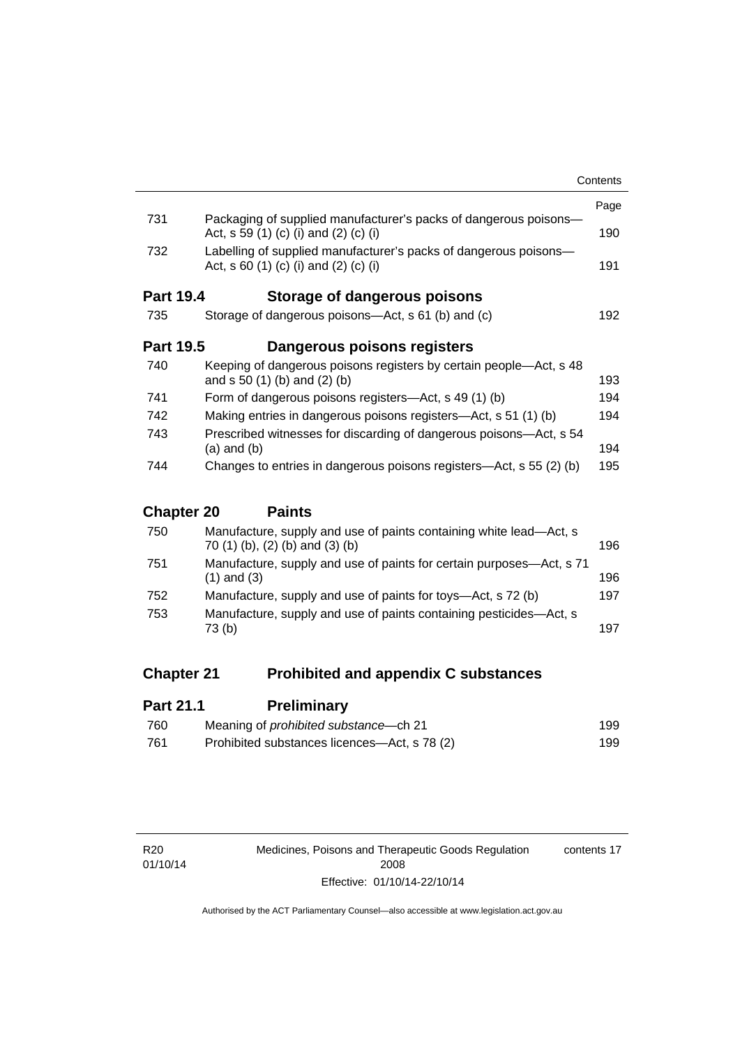| | | Page |
|---|---|---|
| 731 | Packaging of supplied manufacturer's packs of dangerous poisons—Act, s 59 (1) (c) (i) and (2) (c) (i) | 190 |
| 732 | Labelling of supplied manufacturer's packs of dangerous poisons—Act, s 60 (1) (c) (i) and (2) (c) (i) | 191 |

**Part 19.4 Storage of dangerous poisons**

| | | |
|---|---|---|
| 735 | Storage of dangerous poisons—Act, s 61 (b) and (c) | 192 |

**Part 19.5 Dangerous poisons registers**

| | | |
|---|---|---|
| 740 | Keeping of dangerous poisons registers by certain people—Act, s 48 and s 50 (1) (b) and (2) (b) | 193 |
| 741 | Form of dangerous poisons registers—Act, s 49 (1) (b) | 194 |
| 742 | Making entries in dangerous poisons registers—Act, s 51 (1) (b) | 194 |
| 743 | Prescribed witnesses for discarding of dangerous poisons—Act, s 54 (a) and (b) | 194 |
| 744 | Changes to entries in dangerous poisons registers—Act, s 55 (2) (b) | 195 |

**Chapter 20 Paints**

| | | |
|---|---|---|
| 750 | Manufacture, supply and use of paints containing white lead—Act, s 70 (1) (b), (2) (b) and (3) (b) | 196 |
| 751 | Manufacture, supply and use of paints for certain purposes—Act, s 71 (1) and (3) | 196 |
| 752 | Manufacture, supply and use of paints for toys—Act, s 72 (b) | 197 |
| 753 | Manufacture, supply and use of paints containing pesticides—Act, s 73 (b) | 197 |

**Chapter 21 Prohibited and appendix C substances**

**Part 21.1 Preliminary**

| | | |
|---|---|---|
| 760 | Meaning of *prohibited substance*—ch 21 | 199 |
| 761 | Prohibited substances licences—Act, s 78 (2) | 199 |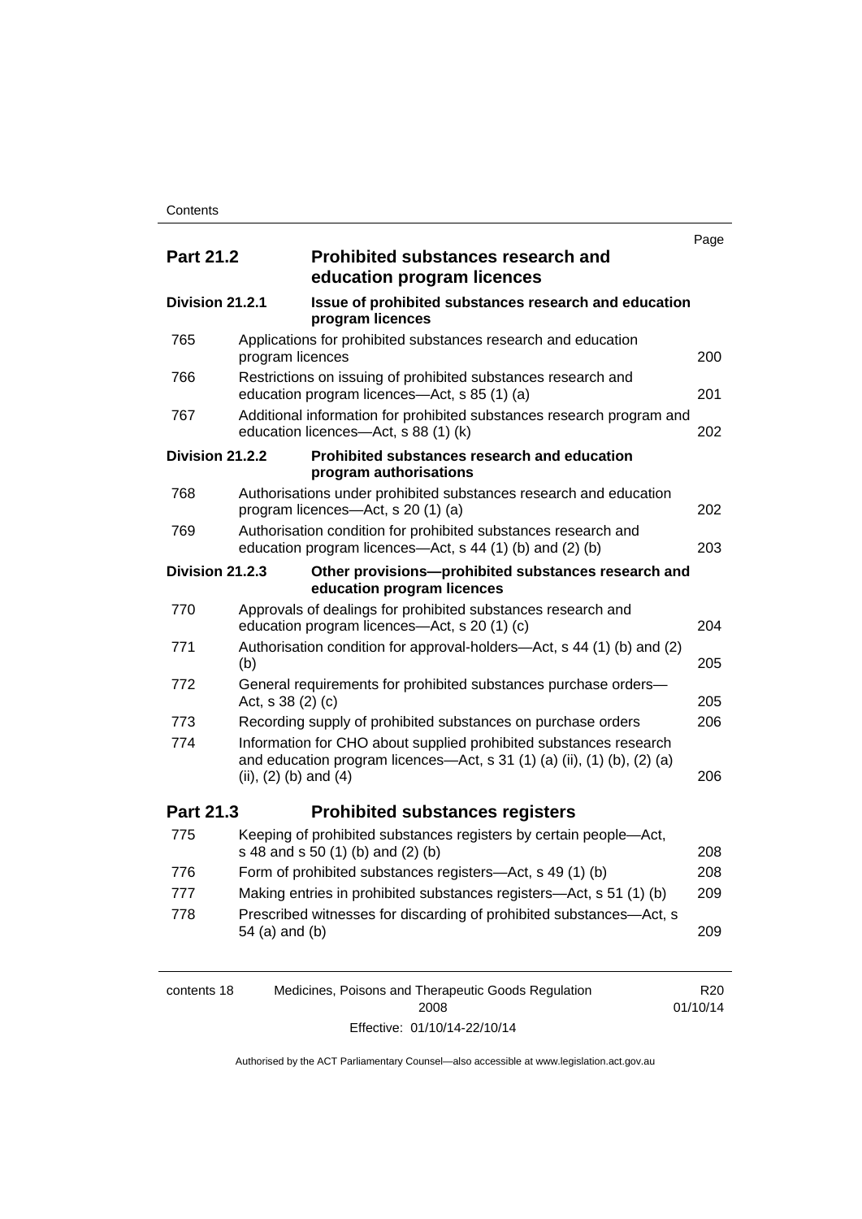| | | Page |
|---|---|---|
| **Part 21.2** | **Prohibited substances research and education program licences** | |
| **Division 21.2.1** | **Issue of prohibited substances research and education program licences** | |
| 765 | Applications for prohibited substances research and education program licences | 200 |
| 766 | Restrictions on issuing of prohibited substances research and education program licences—Act, s 85 (1) (a) | 201 |
| 767 | Additional information for prohibited substances research program and education licences—Act, s 88 (1) (k) | 202 |
| **Division 21.2.2** | **Prohibited substances research and education program authorisations** | |
| 768 | Authorisations under prohibited substances research and education program licences—Act, s 20 (1) (a) | 202 |
| 769 | Authorisation condition for prohibited substances research and education program licences—Act, s 44 (1) (b) and (2) (b) | 203 |
| **Division 21.2.3** | **Other provisions—prohibited substances research and education program licences** | |
| 770 | Approvals of dealings for prohibited substances research and education program licences—Act, s 20 (1) (c) | 204 |
| 771 | Authorisation condition for approval-holders—Act, s 44 (1) (b) and (2) (b) | 205 |
| 772 | General requirements for prohibited substances purchase orders—Act, s 38 (2) (c) | 205 |
| 773 | Recording supply of prohibited substances on purchase orders | 206 |
| 774 | Information for CHO about supplied prohibited substances research and education program licences—Act, s 31 (1) (a) (ii), (1) (b), (2) (a) (ii), (2) (b) and (4) | 206 |
| **Part 21.3** | **Prohibited substances registers** | |
| 775 | Keeping of prohibited substances registers by certain people—Act, s 48 and s 50 (1) (b) and (2) (b) | 208 |
| 776 | Form of prohibited substances registers—Act, s 49 (1) (b) | 208 |
| 777 | Making entries in prohibited substances registers—Act, s 51 (1) (b) | 209 |
| 778 | Prescribed witnesses for discarding of prohibited substances—Act, s 54 (a) and (b) | 209 |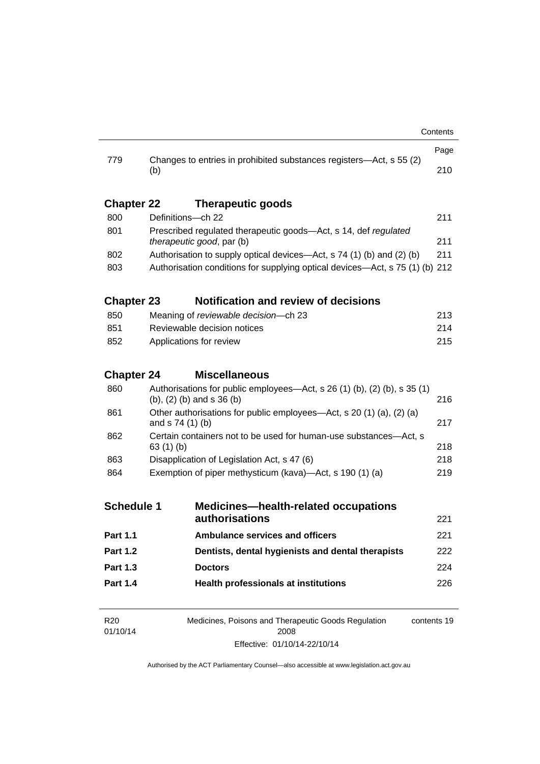| | | Page |
|---|---|---|
| 779 | Changes to entries in prohibited substances registers—Act, s 55 (2) (b) | 210 |

## Chapter 22 Therapeutic goods

| | | |
|---|---|---|
| 800 | Definitions—ch 22 | 211 |
| 801 | Prescribed regulated therapeutic goods—Act, s 14, def *regulated therapeutic good*, par (b) | 211 |
| 802 | Authorisation to supply optical devices—Act, s 74 (1) (b) and (2) (b) | 211 |
| 803 | Authorisation conditions for supplying optical devices—Act, s 75 (1) (b) | 212 |

## Chapter 23 Notification and review of decisions

| | | |
|---|---|---|
| 850 | Meaning of *reviewable decision*—ch 23 | 213 |
| 851 | Reviewable decision notices | 214 |
| 852 | Applications for review | 215 |

## Chapter 24 Miscellaneous

| | | |
|---|---|---|
| 860 | Authorisations for public employees—Act, s 26 (1) (b), (2) (b), s 35 (1) (b), (2) (b) and s 36 (b) | 216 |
| 861 | Other authorisations for public employees—Act, s 20 (1) (a), (2) (a) and s 74 (1) (b) | 217 |
| 862 | Certain containers not to be used for human-use substances—Act, s 63 (1) (b) | 218 |
| 863 | Disapplication of Legislation Act, s 47 (6) | 218 |
| 864 | Exemption of piper methysticum (kava)—Act, s 190 (1) (a) | 219 |

## Schedule 1 Medicines—health-related occupations authorisations 221

| | | |
|---|---|---|
| **Part 1.1** | **Ambulance services and officers** | 221 |
| **Part 1.2** | **Dentists, dental hygienists and dental therapists** | 222 |
| **Part 1.3** | **Doctors** | 224 |
| **Part 1.4** | **Health professionals at institutions** | 226 |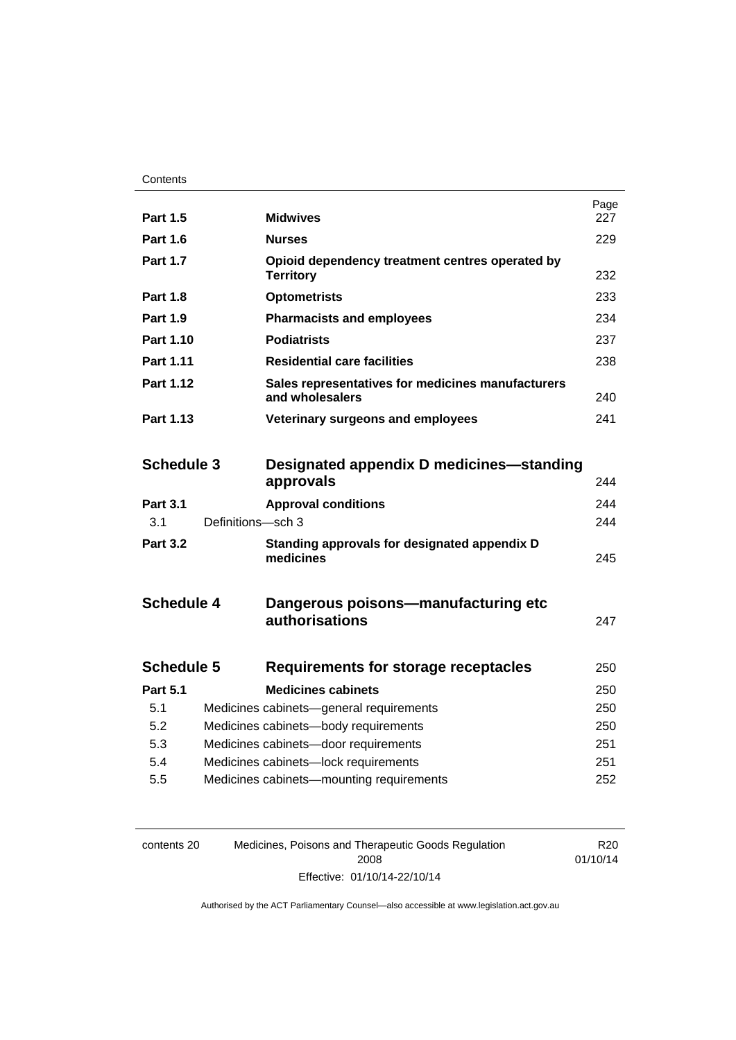| | | Page |
|---|---|---|
| **Part 1.5** | **Midwives** | 227 |
| **Part 1.6** | **Nurses** | 229 |
| **Part 1.7** | **Opioid dependency treatment centres operated by Territory** | 232 |
| **Part 1.8** | **Optometrists** | 233 |
| **Part 1.9** | **Pharmacists and employees** | 234 |
| **Part 1.10** | **Podiatrists** | 237 |
| **Part 1.11** | **Residential care facilities** | 238 |
| **Part 1.12** | **Sales representatives for medicines manufacturers and wholesalers** | 240 |
| **Part 1.13** | **Veterinary surgeons and employees** | 241 |
| **Schedule 3** | **Designated appendix D medicines—standing approvals** | 244 |
| **Part 3.1** | **Approval conditions** | 244 |
| 3.1 | Definitions—sch 3 | 244 |
| **Part 3.2** | **Standing approvals for designated appendix D medicines** | 245 |
| **Schedule 4** | **Dangerous poisons—manufacturing etc authorisations** | 247 |
| **Schedule 5** | **Requirements for storage receptacles** | 250 |
| **Part 5.1** | **Medicines cabinets** | 250 |
| 5.1 | Medicines cabinets—general requirements | 250 |
| 5.2 | Medicines cabinets—body requirements | 250 |
| 5.3 | Medicines cabinets—door requirements | 251 |
| 5.4 | Medicines cabinets—lock requirements | 251 |
| 5.5 | Medicines cabinets—mounting requirements | 252 |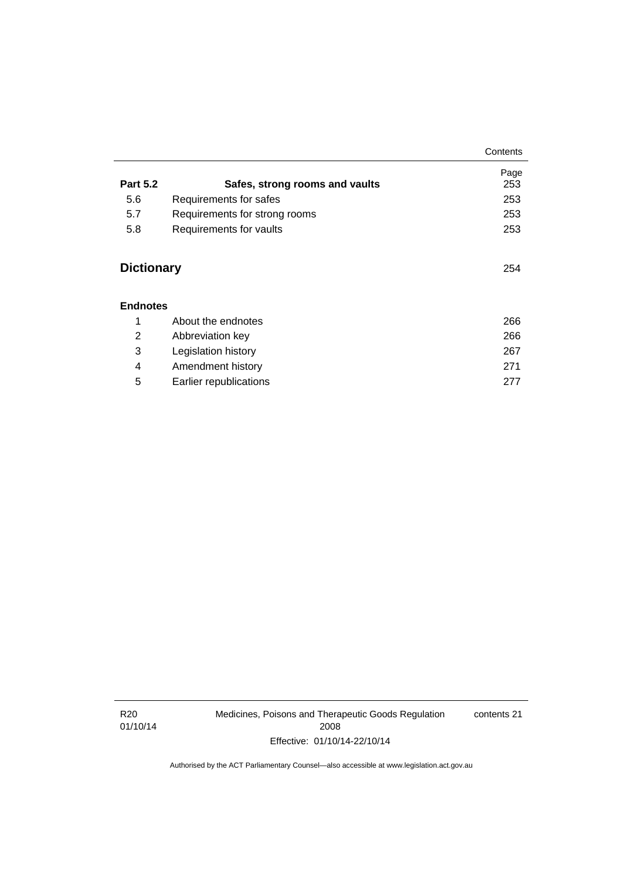| | | Page |
|---|---|---|
| **Part 5.2** | **Safes, strong rooms and vaults** | 253 |
| 5.6 | Requirements for safes | 253 |
| 5.7 | Requirements for strong rooms | 253 |
| 5.8 | Requirements for vaults | 253 |

## Dictionary 254

### Endnotes

| | | |
|---|---|---|
| 1 | About the endnotes | 266 |
| 2 | Abbreviation key | 266 |
| 3 | Legislation history | 267 |
| 4 | Amendment history | 271 |
| 5 | Earlier republications | 277 |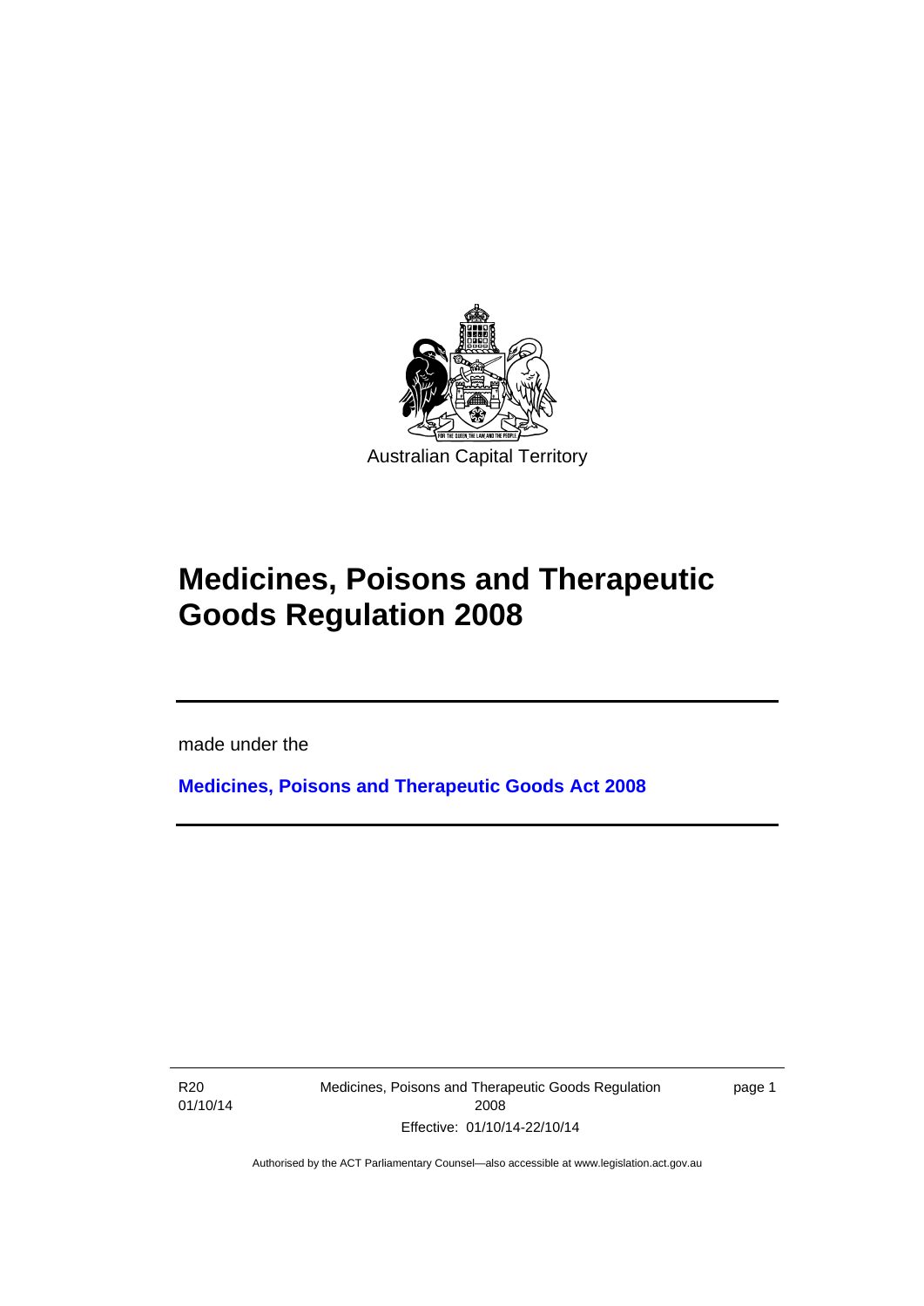Australian Capital Territory

# Medicines, Poisons and Therapeutic Goods Regulation 2008

made under the

**Medicines, Poisons and Therapeutic Goods Act 2008**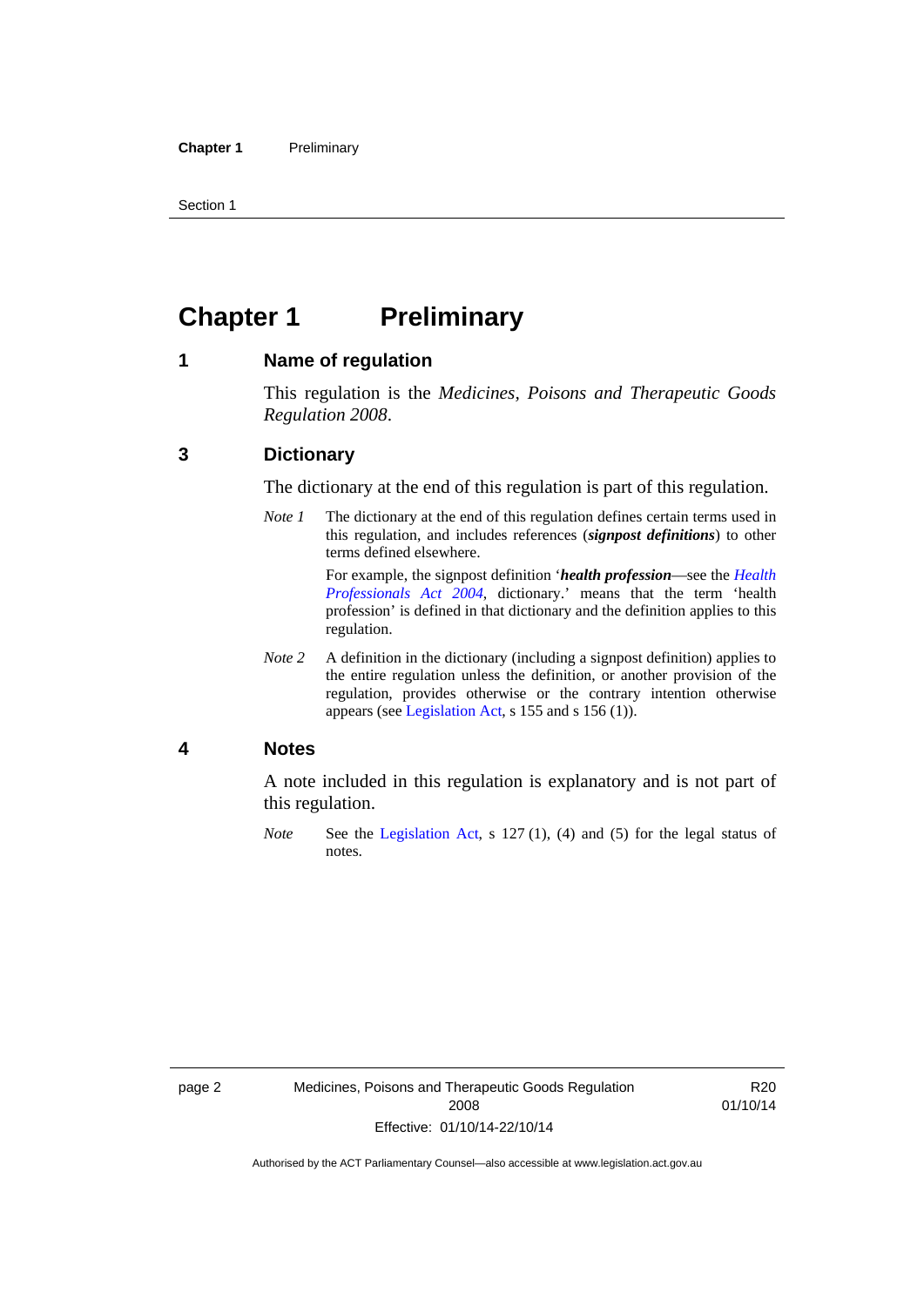# Chapter 1 Preliminary

## 1 Name of regulation

This regulation is the *Medicines, Poisons and Therapeutic Goods Regulation 2008*.

## 3 Dictionary

The dictionary at the end of this regulation is part of this regulation.

*Note 1* The dictionary at the end of this regulation defines certain terms used in this regulation, and includes references (***signpost definitions***) to other terms defined elsewhere.

For example, the signpost definition '***health profession***—see the *Health Professionals Act 2004*, dictionary.' means that the term 'health profession' is defined in that dictionary and the definition applies to this regulation.

*Note 2* A definition in the dictionary (including a signpost definition) applies to the entire regulation unless the definition, or another provision of the regulation, provides otherwise or the contrary intention otherwise appears (see Legislation Act, s 155 and s 156 (1)).

## 4 Notes

A note included in this regulation is explanatory and is not part of this regulation.

*Note* See the Legislation Act, s 127 (1), (4) and (5) for the legal status of notes.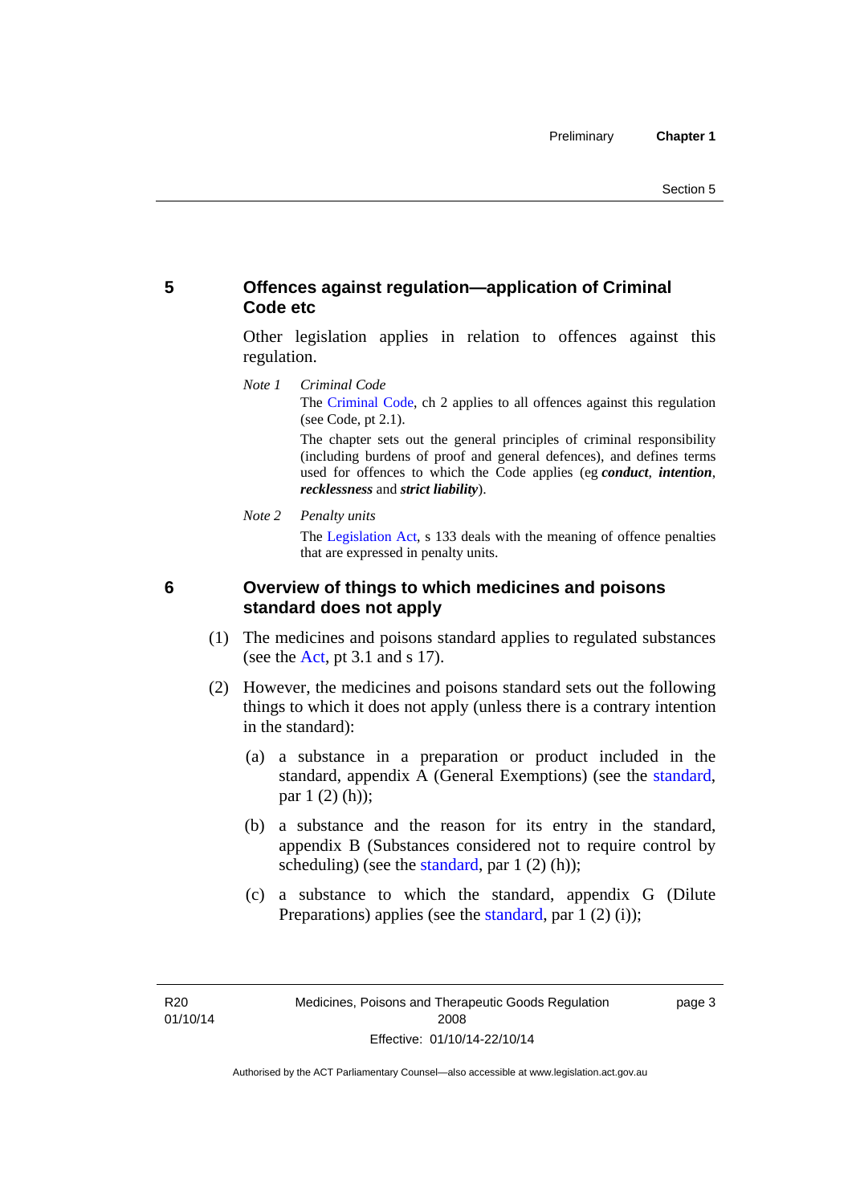## 5 Offences against regulation—application of Criminal Code etc

Other legislation applies in relation to offences against this regulation.

*Note 1* *Criminal Code*

The Criminal Code, ch 2 applies to all offences against this regulation (see Code, pt 2.1).

The chapter sets out the general principles of criminal responsibility (including burdens of proof and general defences), and defines terms used for offences to which the Code applies (eg ***conduct***, ***intention***, ***recklessness*** and ***strict liability***).

*Note 2* *Penalty units*

The Legislation Act, s 133 deals with the meaning of offence penalties that are expressed in penalty units.

## 6 Overview of things to which medicines and poisons standard does not apply

(1) The medicines and poisons standard applies to regulated substances (see the Act, pt 3.1 and s 17).

(2) However, the medicines and poisons standard sets out the following things to which it does not apply (unless there is a contrary intention in the standard):

(a) a substance in a preparation or product included in the standard, appendix A (General Exemptions) (see the standard, par 1 (2) (h));

(b) a substance and the reason for its entry in the standard, appendix B (Substances considered not to require control by scheduling) (see the standard, par 1 (2) (h));

(c) a substance to which the standard, appendix G (Dilute Preparations) applies (see the standard, par 1 (2) (i));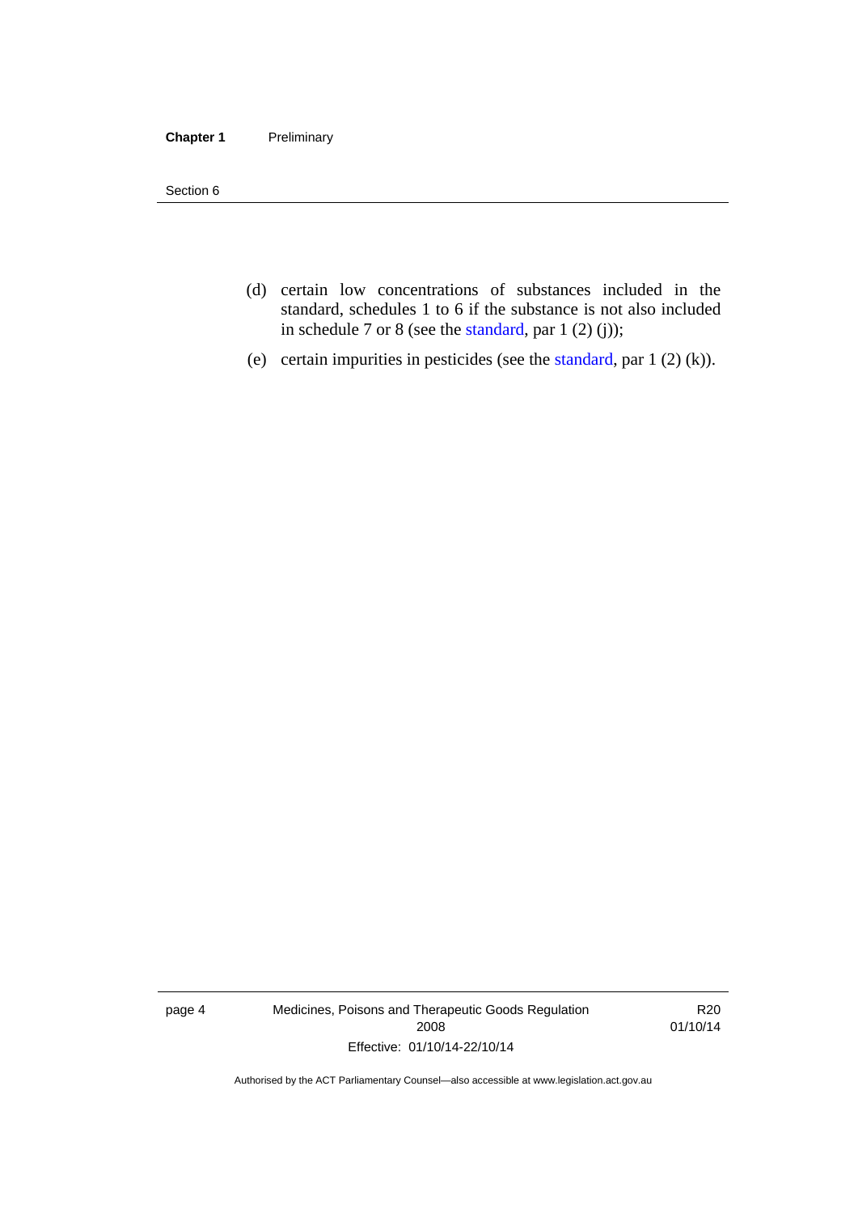(d) certain low concentrations of substances included in the standard, schedules 1 to 6 if the substance is not also included in schedule 7 or 8 (see the standard, par 1 (2) (j));

(e) certain impurities in pesticides (see the standard, par 1 (2) (k)).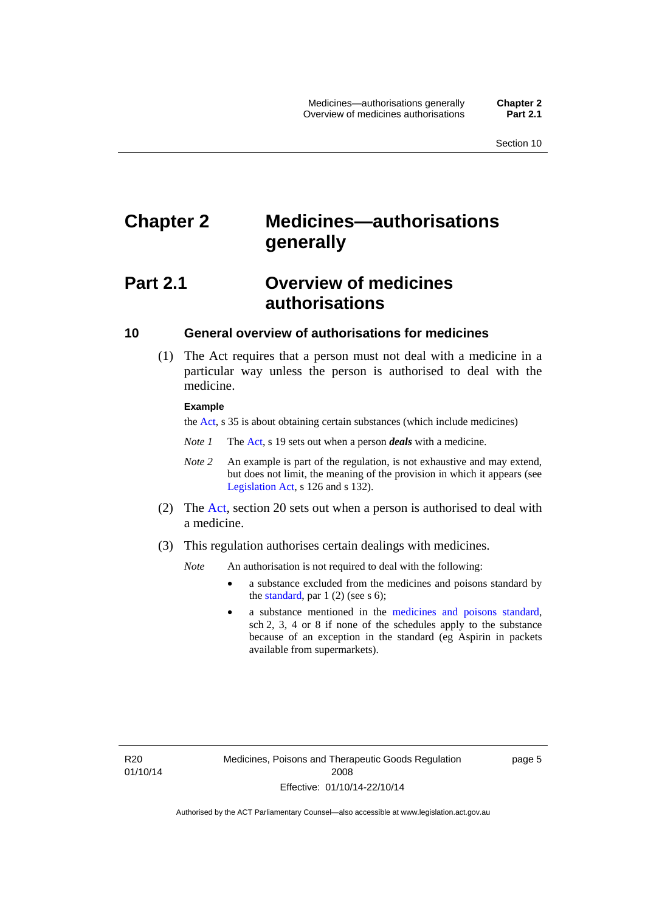# Chapter 2 Medicines—authorisations generally

## Part 2.1 Overview of medicines authorisations

### 10 General overview of authorisations for medicines

(1) The Act requires that a person must not deal with a medicine in a particular way unless the person is authorised to deal with the medicine.

**Example**

the Act, s 35 is about obtaining certain substances (which include medicines)

*Note 1* The Act, s 19 sets out when a person ***deals*** with a medicine.

*Note 2* An example is part of the regulation, is not exhaustive and may extend, but does not limit, the meaning of the provision in which it appears (see Legislation Act, s 126 and s 132).

(2) The Act, section 20 sets out when a person is authorised to deal with a medicine.

(3) This regulation authorises certain dealings with medicines.

*Note* An authorisation is not required to deal with the following:

- a substance excluded from the medicines and poisons standard by the standard, par 1 (2) (see s 6);
- a substance mentioned in the medicines and poisons standard, sch 2, 3, 4 or 8 if none of the schedules apply to the substance because of an exception in the standard (eg Aspirin in packets available from supermarkets).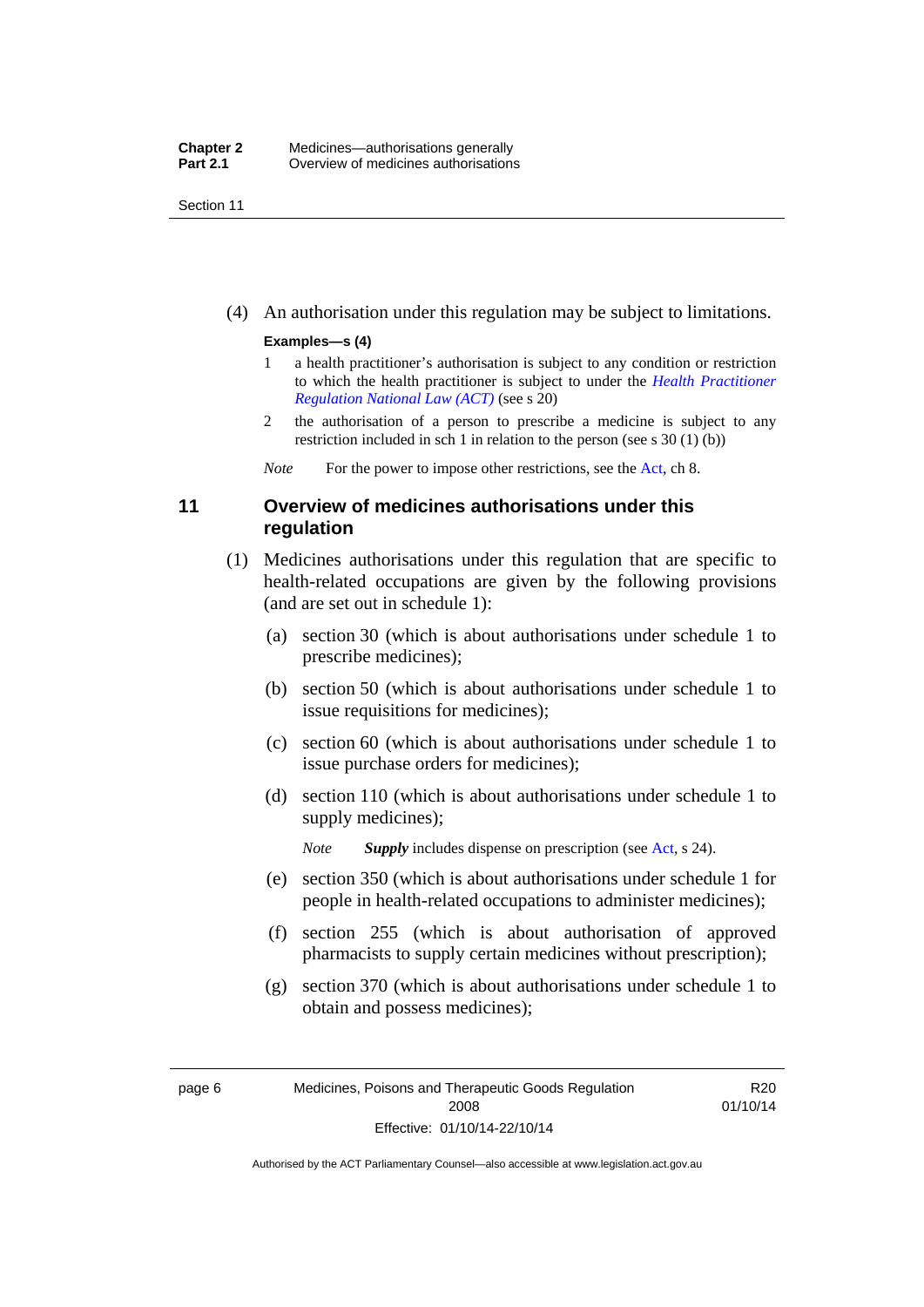(4) An authorisation under this regulation may be subject to limitations.

**Examples—s (4)**

1 a health practitioner's authorisation is subject to any condition or restriction to which the health practitioner is subject to under the *Health Practitioner Regulation National Law (ACT)* (see s 20)

2 the authorisation of a person to prescribe a medicine is subject to any restriction included in sch 1 in relation to the person (see s 30 (1) (b))

*Note* For the power to impose other restrictions, see the Act, ch 8.

### 11 Overview of medicines authorisations under this regulation

(1) Medicines authorisations under this regulation that are specific to health-related occupations are given by the following provisions (and are set out in schedule 1):

(a) section 30 (which is about authorisations under schedule 1 to prescribe medicines);

(b) section 50 (which is about authorisations under schedule 1 to issue requisitions for medicines);

(c) section 60 (which is about authorisations under schedule 1 to issue purchase orders for medicines);

(d) section 110 (which is about authorisations under schedule 1 to supply medicines);

*Note* ***Supply*** includes dispense on prescription (see Act, s 24).

(e) section 350 (which is about authorisations under schedule 1 for people in health-related occupations to administer medicines);

(f) section 255 (which is about authorisation of approved pharmacists to supply certain medicines without prescription);

(g) section 370 (which is about authorisations under schedule 1 to obtain and possess medicines);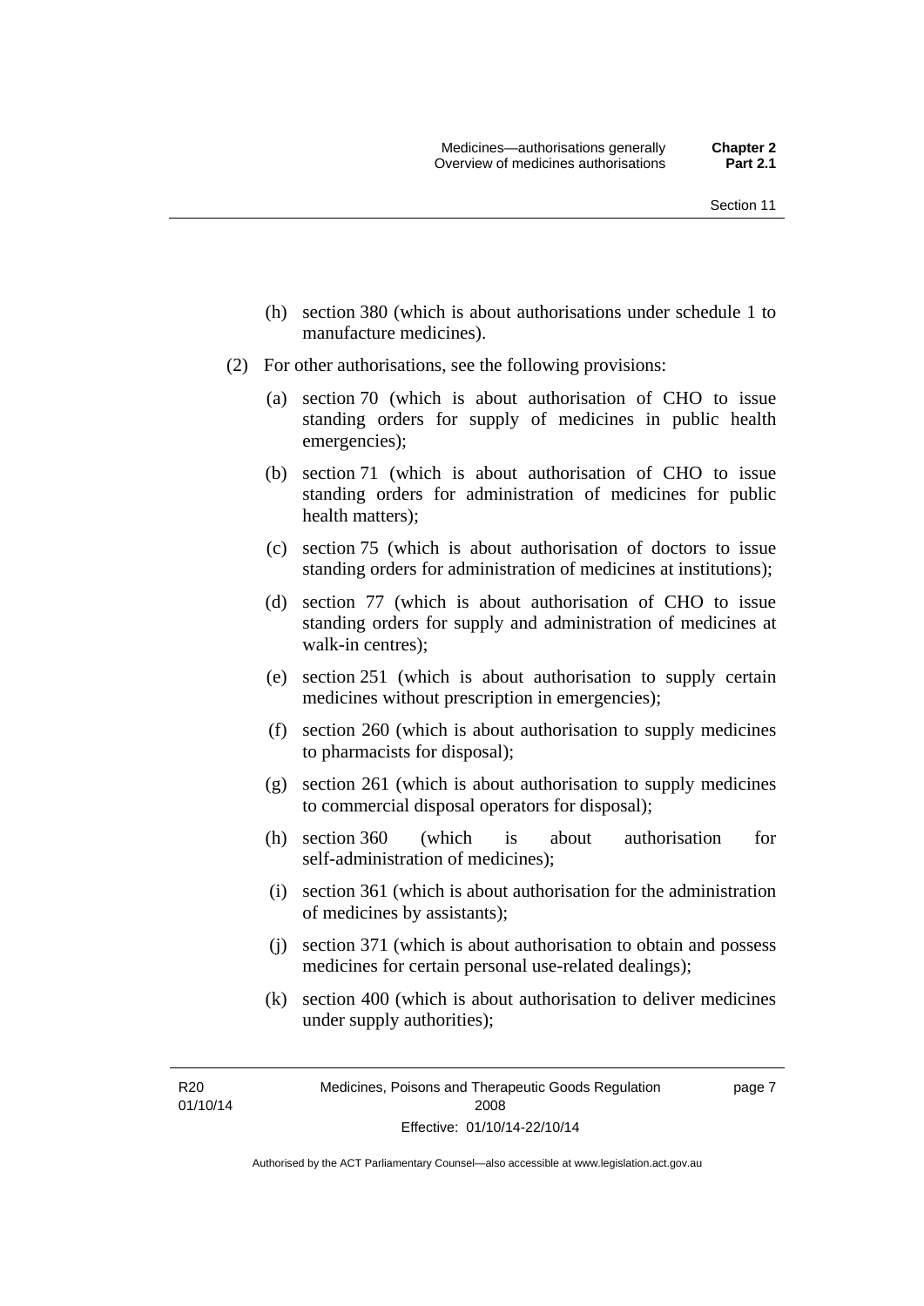(h) section 380 (which is about authorisations under schedule 1 to manufacture medicines).

(2) For other authorisations, see the following provisions:

(a) section 70 (which is about authorisation of CHO to issue standing orders for supply of medicines in public health emergencies);

(b) section 71 (which is about authorisation of CHO to issue standing orders for administration of medicines for public health matters);

(c) section 75 (which is about authorisation of doctors to issue standing orders for administration of medicines at institutions);

(d) section 77 (which is about authorisation of CHO to issue standing orders for supply and administration of medicines at walk-in centres);

(e) section 251 (which is about authorisation to supply certain medicines without prescription in emergencies);

(f) section 260 (which is about authorisation to supply medicines to pharmacists for disposal);

(g) section 261 (which is about authorisation to supply medicines to commercial disposal operators for disposal);

(h) section 360 (which is about authorisation for self-administration of medicines);

(i) section 361 (which is about authorisation for the administration of medicines by assistants);

(j) section 371 (which is about authorisation to obtain and possess medicines for certain personal use-related dealings);

(k) section 400 (which is about authorisation to deliver medicines under supply authorities);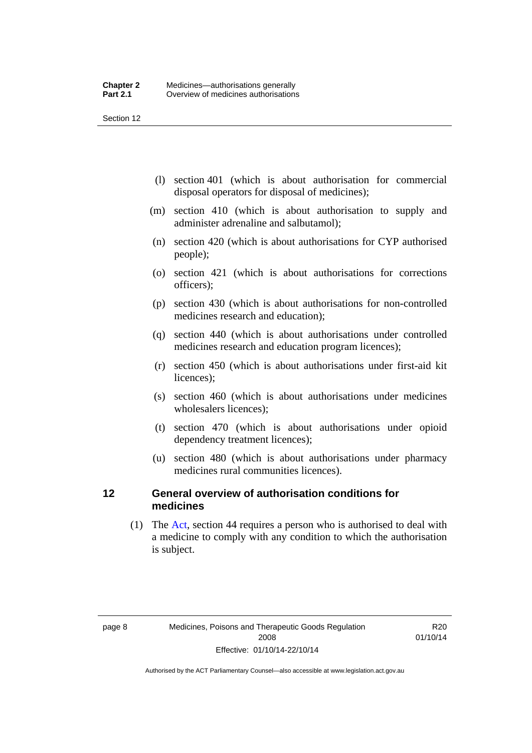(l) section 401 (which is about authorisation for commercial disposal operators for disposal of medicines);

(m) section 410 (which is about authorisation to supply and administer adrenaline and salbutamol);

(n) section 420 (which is about authorisations for CYP authorised people);

(o) section 421 (which is about authorisations for corrections officers);

(p) section 430 (which is about authorisations for non-controlled medicines research and education);

(q) section 440 (which is about authorisations under controlled medicines research and education program licences);

(r) section 450 (which is about authorisations under first-aid kit licences);

(s) section 460 (which is about authorisations under medicines wholesalers licences);

(t) section 470 (which is about authorisations under opioid dependency treatment licences);

(u) section 480 (which is about authorisations under pharmacy medicines rural communities licences).

## 12 General overview of authorisation conditions for medicines

(1) The Act, section 44 requires a person who is authorised to deal with a medicine to comply with any condition to which the authorisation is subject.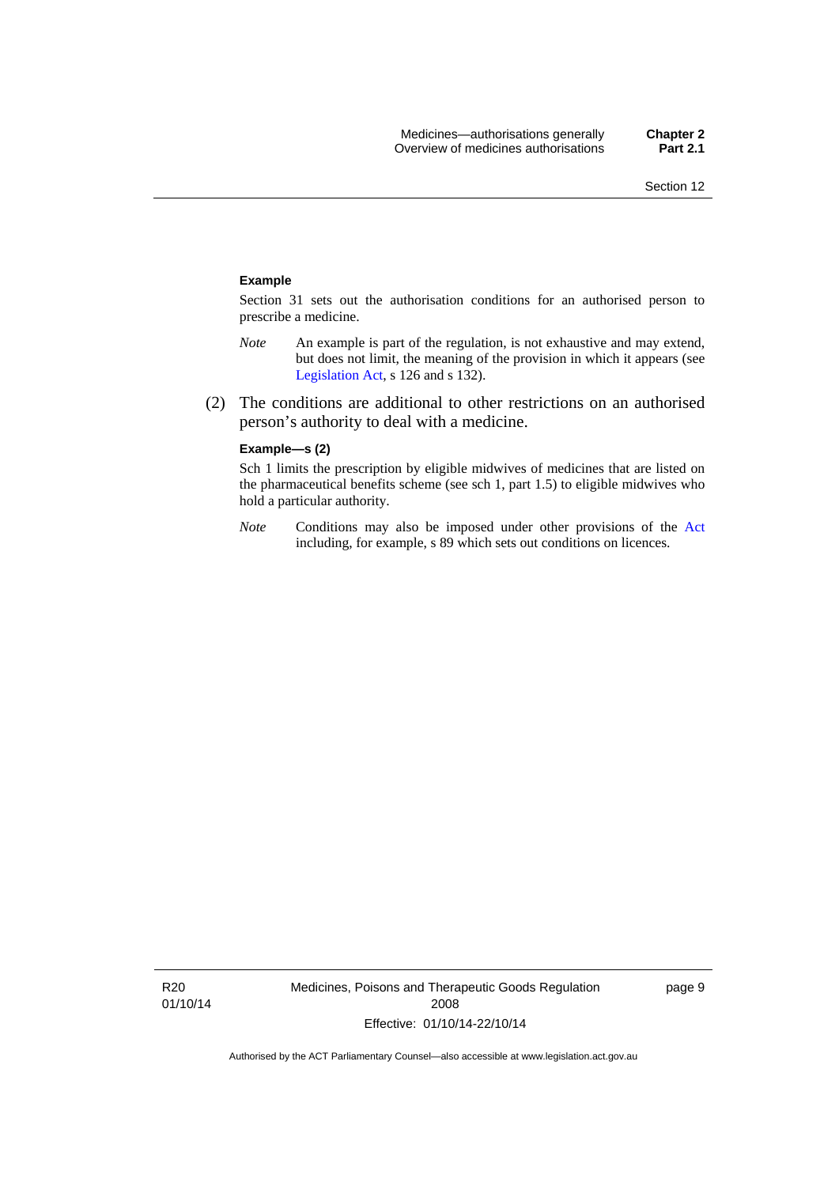**Example**

Section 31 sets out the authorisation conditions for an authorised person to prescribe a medicine.

*Note* An example is part of the regulation, is not exhaustive and may extend, but does not limit, the meaning of the provision in which it appears (see Legislation Act, s 126 and s 132).

(2) The conditions are additional to other restrictions on an authorised person's authority to deal with a medicine.

**Example—s (2)**

Sch 1 limits the prescription by eligible midwives of medicines that are listed on the pharmaceutical benefits scheme (see sch 1, part 1.5) to eligible midwives who hold a particular authority.

*Note* Conditions may also be imposed under other provisions of the Act including, for example, s 89 which sets out conditions on licences.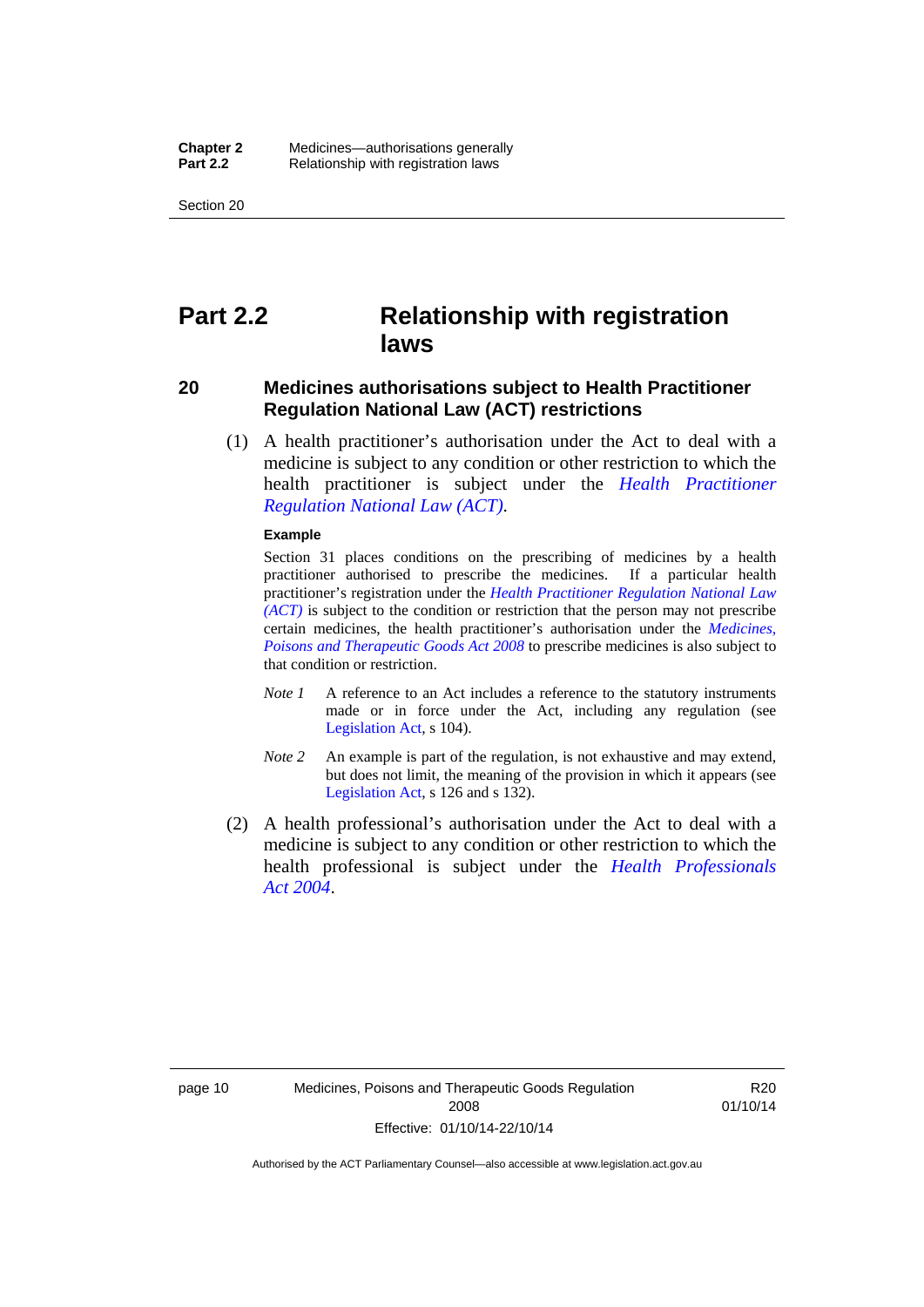# Part 2.2 Relationship with registration laws

## 20 Medicines authorisations subject to Health Practitioner Regulation National Law (ACT) restrictions

(1) A health practitioner's authorisation under the Act to deal with a medicine is subject to any condition or other restriction to which the health practitioner is subject under the *Health Practitioner Regulation National Law (ACT)*.

**Example**

Section 31 places conditions on the prescribing of medicines by a health practitioner authorised to prescribe the medicines. If a particular health practitioner's registration under the *Health Practitioner Regulation National Law (ACT)* is subject to the condition or restriction that the person may not prescribe certain medicines, the health practitioner's authorisation under the *Medicines, Poisons and Therapeutic Goods Act 2008* to prescribe medicines is also subject to that condition or restriction.

*Note 1* A reference to an Act includes a reference to the statutory instruments made or in force under the Act, including any regulation (see Legislation Act, s 104).

*Note 2* An example is part of the regulation, is not exhaustive and may extend, but does not limit, the meaning of the provision in which it appears (see Legislation Act, s 126 and s 132).

(2) A health professional's authorisation under the Act to deal with a medicine is subject to any condition or other restriction to which the health professional is subject under the *Health Professionals Act 2004*.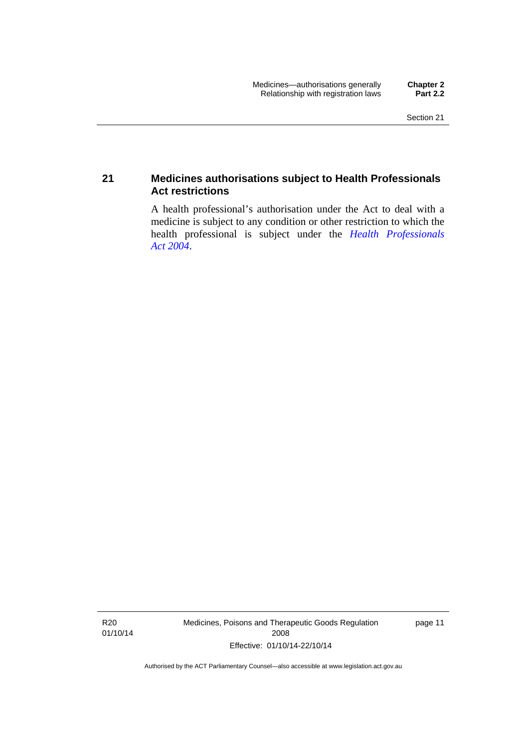## 21 Medicines authorisations subject to Health Professionals Act restrictions

A health professional's authorisation under the Act to deal with a medicine is subject to any condition or other restriction to which the health professional is subject under the *Health Professionals Act 2004*.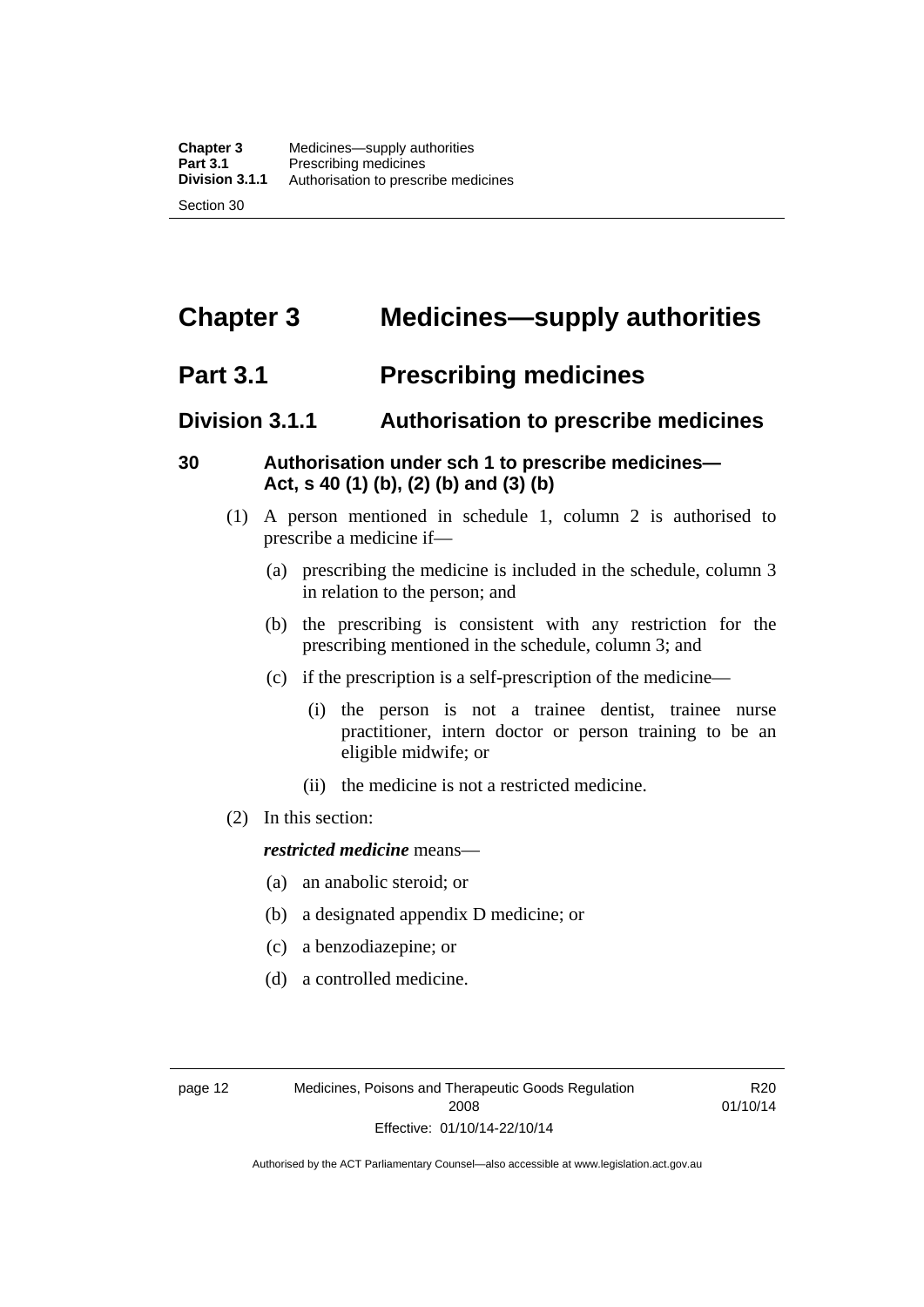# Chapter 3 Medicines—supply authorities

## Part 3.1 Prescribing medicines

### Division 3.1.1 Authorisation to prescribe medicines

#### 30 Authorisation under sch 1 to prescribe medicines—Act, s 40 (1) (b), (2) (b) and (3) (b)

(1) A person mentioned in schedule 1, column 2 is authorised to prescribe a medicine if—

(a) prescribing the medicine is included in the schedule, column 3 in relation to the person; and

(b) the prescribing is consistent with any restriction for the prescribing mentioned in the schedule, column 3; and

(c) if the prescription is a self-prescription of the medicine—

(i) the person is not a trainee dentist, trainee nurse practitioner, intern doctor or person training to be an eligible midwife; or

(ii) the medicine is not a restricted medicine.

(2) In this section:

***restricted medicine*** means—

(a) an anabolic steroid; or

(b) a designated appendix D medicine; or

(c) a benzodiazepine; or

(d) a controlled medicine.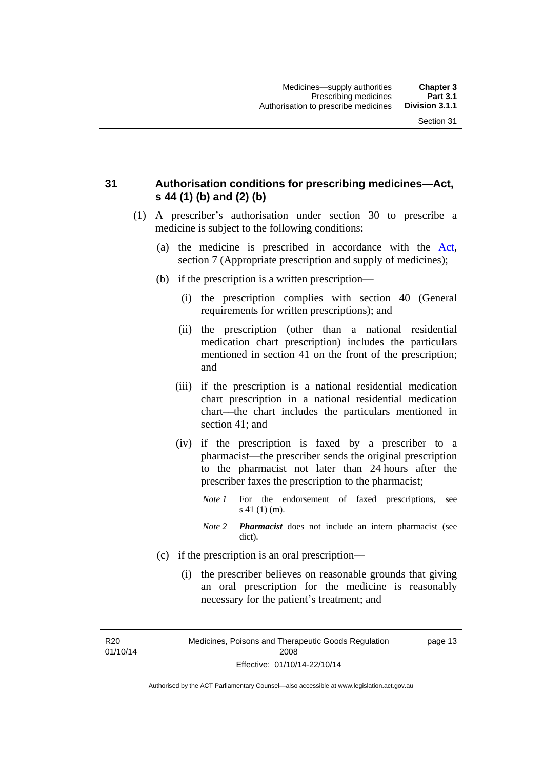## 31 Authorisation conditions for prescribing medicines—Act, s 44 (1) (b) and (2) (b)

(1) A prescriber's authorisation under section 30 to prescribe a medicine is subject to the following conditions:

(a) the medicine is prescribed in accordance with the Act, section 7 (Appropriate prescription and supply of medicines);

(b) if the prescription is a written prescription—

(i) the prescription complies with section 40 (General requirements for written prescriptions); and

(ii) the prescription (other than a national residential medication chart prescription) includes the particulars mentioned in section 41 on the front of the prescription; and

(iii) if the prescription is a national residential medication chart prescription in a national residential medication chart—the chart includes the particulars mentioned in section 41; and

(iv) if the prescription is faxed by a prescriber to a pharmacist—the prescriber sends the original prescription to the pharmacist not later than 24 hours after the prescriber faxes the prescription to the pharmacist;

*Note 1* For the endorsement of faxed prescriptions, see s 41 (1) (m).

*Note 2* ***Pharmacist*** does not include an intern pharmacist (see dict).

(c) if the prescription is an oral prescription—

(i) the prescriber believes on reasonable grounds that giving an oral prescription for the medicine is reasonably necessary for the patient's treatment; and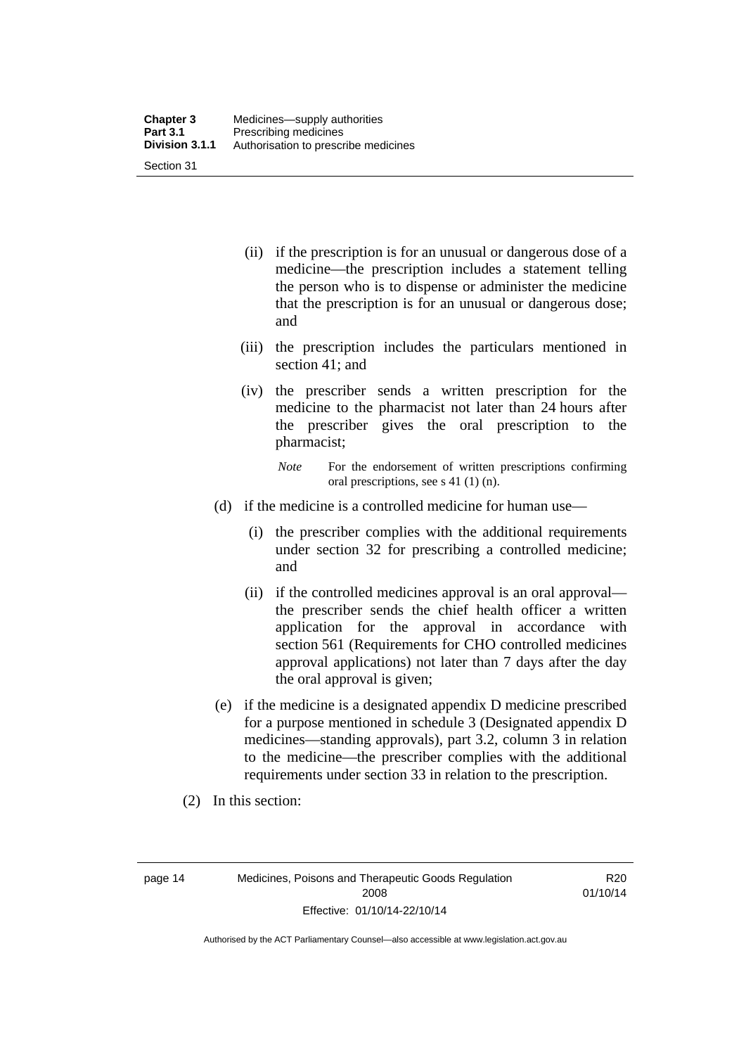(ii) if the prescription is for an unusual or dangerous dose of a medicine—the prescription includes a statement telling the person who is to dispense or administer the medicine that the prescription is for an unusual or dangerous dose; and

(iii) the prescription includes the particulars mentioned in section 41; and

(iv) the prescriber sends a written prescription for the medicine to the pharmacist not later than 24 hours after the prescriber gives the oral prescription to the pharmacist;

*Note* For the endorsement of written prescriptions confirming oral prescriptions, see s 41 (1) (n).

(d) if the medicine is a controlled medicine for human use—

(i) the prescriber complies with the additional requirements under section 32 for prescribing a controlled medicine; and

(ii) if the controlled medicines approval is an oral approval—the prescriber sends the chief health officer a written application for the approval in accordance with section 561 (Requirements for CHO controlled medicines approval applications) not later than 7 days after the day the oral approval is given;

(e) if the medicine is a designated appendix D medicine prescribed for a purpose mentioned in schedule 3 (Designated appendix D medicines—standing approvals), part 3.2, column 3 in relation to the medicine—the prescriber complies with the additional requirements under section 33 in relation to the prescription.

(2) In this section: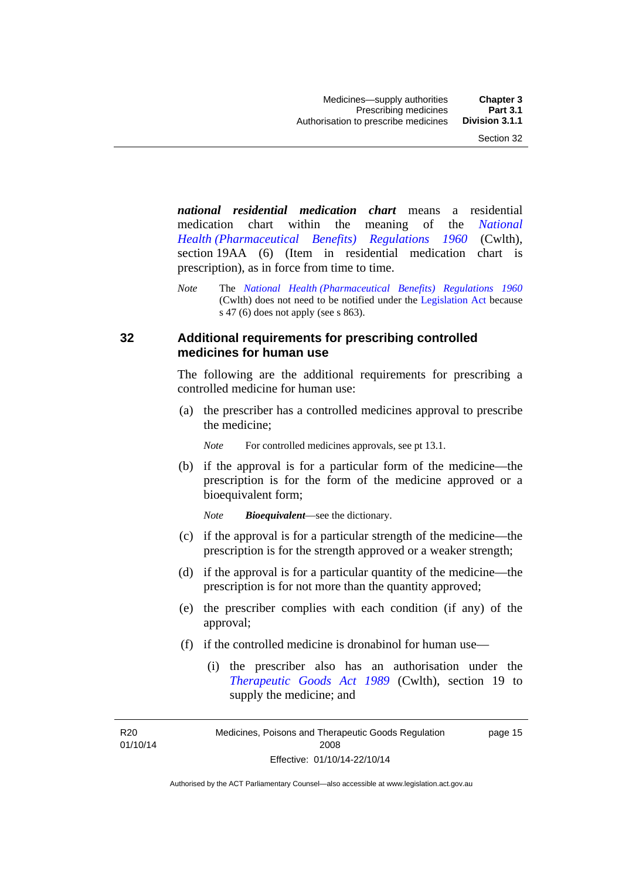***national residential medication chart*** means a residential medication chart within the meaning of the *National Health (Pharmaceutical Benefits) Regulations 1960* (Cwlth), section 19AA (6) (Item in residential medication chart is prescription), as in force from time to time.

*Note* The *National Health (Pharmaceutical Benefits) Regulations 1960* (Cwlth) does not need to be notified under the Legislation Act because s 47 (6) does not apply (see s 863).

## 32 Additional requirements for prescribing controlled medicines for human use

The following are the additional requirements for prescribing a controlled medicine for human use:

(a) the prescriber has a controlled medicines approval to prescribe the medicine;

*Note* For controlled medicines approvals, see pt 13.1.

(b) if the approval is for a particular form of the medicine—the prescription is for the form of the medicine approved or a bioequivalent form;

*Note* ***Bioequivalent***—see the dictionary.

(c) if the approval is for a particular strength of the medicine—the prescription is for the strength approved or a weaker strength;

(d) if the approval is for a particular quantity of the medicine—the prescription is for not more than the quantity approved;

(e) the prescriber complies with each condition (if any) of the approval;

(f) if the controlled medicine is dronabinol for human use—

(i) the prescriber also has an authorisation under the *Therapeutic Goods Act 1989* (Cwlth), section 19 to supply the medicine; and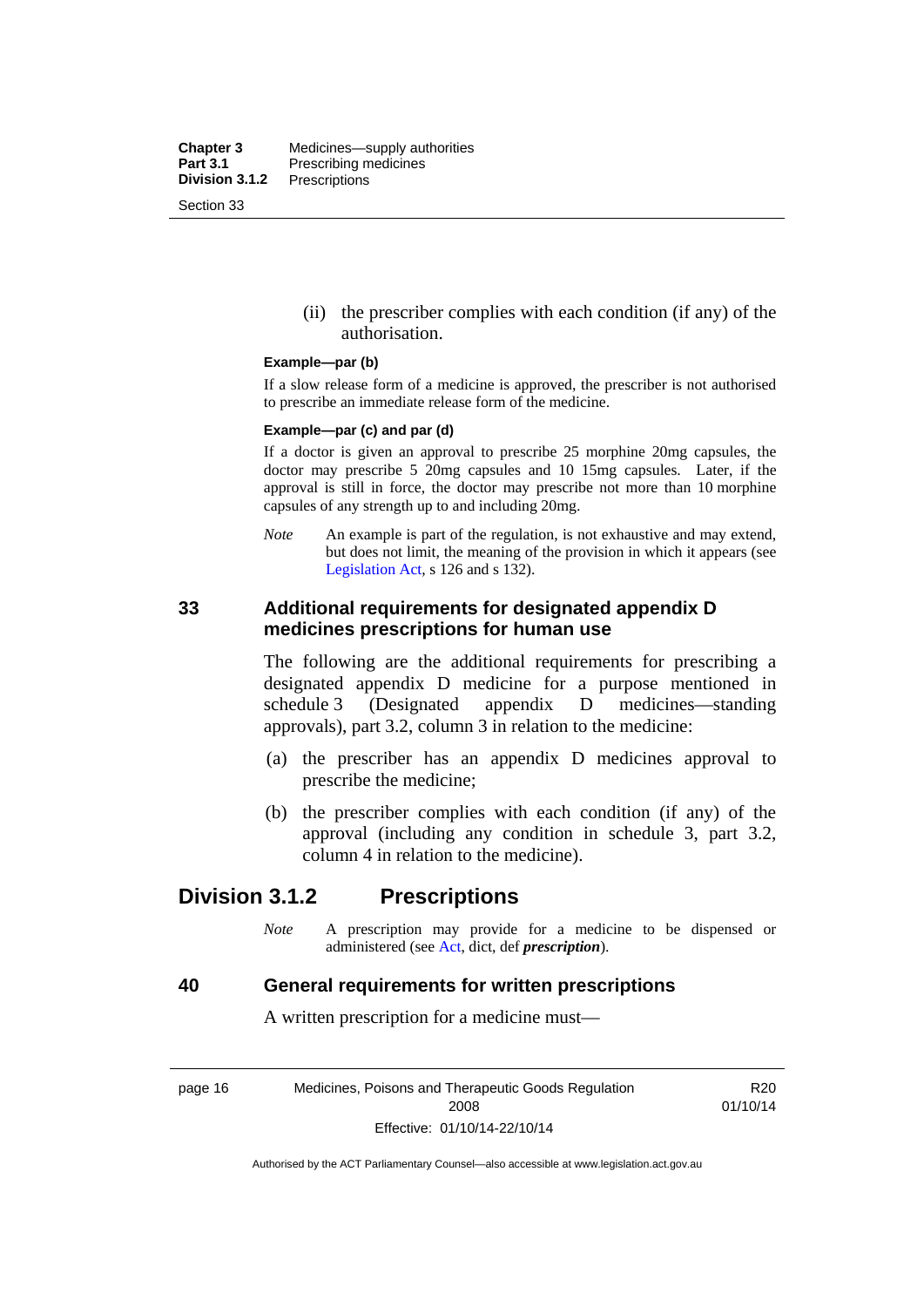(ii) the prescriber complies with each condition (if any) of the authorisation.

**Example—par (b)**

If a slow release form of a medicine is approved, the prescriber is not authorised to prescribe an immediate release form of the medicine.

**Example—par (c) and par (d)**

If a doctor is given an approval to prescribe 25 morphine 20mg capsules, the doctor may prescribe 5 20mg capsules and 10 15mg capsules. Later, if the approval is still in force, the doctor may prescribe not more than 10 morphine capsules of any strength up to and including 20mg.

*Note* An example is part of the regulation, is not exhaustive and may extend, but does not limit, the meaning of the provision in which it appears (see Legislation Act, s 126 and s 132).

### 33 Additional requirements for designated appendix D medicines prescriptions for human use

The following are the additional requirements for prescribing a designated appendix D medicine for a purpose mentioned in schedule 3 (Designated appendix D medicines—standing approvals), part 3.2, column 3 in relation to the medicine:

(a) the prescriber has an appendix D medicines approval to prescribe the medicine;

(b) the prescriber complies with each condition (if any) of the approval (including any condition in schedule 3, part 3.2, column 4 in relation to the medicine).

## Division 3.1.2 Prescriptions

*Note* A prescription may provide for a medicine to be dispensed or administered (see Act, dict, def ***prescription***).

### 40 General requirements for written prescriptions

A written prescription for a medicine must—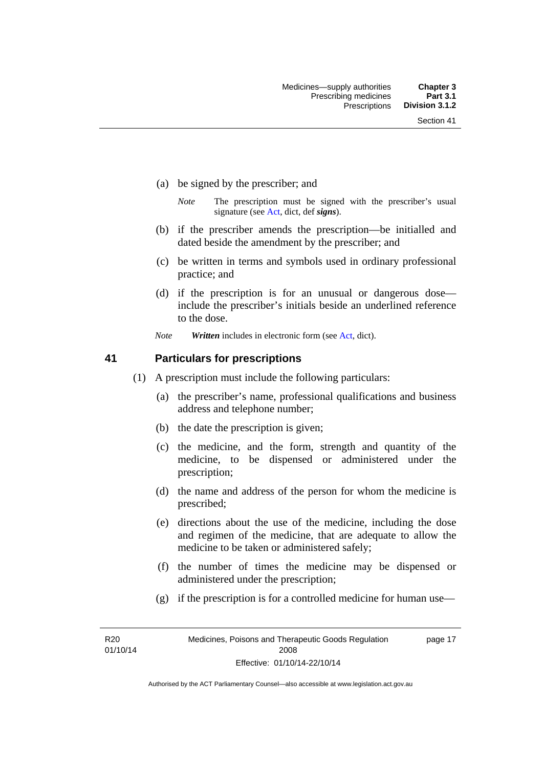(a) be signed by the prescriber; and

*Note* The prescription must be signed with the prescriber's usual signature (see Act, dict, def ***signs***).

(b) if the prescriber amends the prescription—be initialled and dated beside the amendment by the prescriber; and

(c) be written in terms and symbols used in ordinary professional practice; and

(d) if the prescription is for an unusual or dangerous dose—include the prescriber's initials beside an underlined reference to the dose.

*Note* ***Written*** includes in electronic form (see Act, dict).

## 41 Particulars for prescriptions

(1) A prescription must include the following particulars:

(a) the prescriber's name, professional qualifications and business address and telephone number;

(b) the date the prescription is given;

(c) the medicine, and the form, strength and quantity of the medicine, to be dispensed or administered under the prescription;

(d) the name and address of the person for whom the medicine is prescribed;

(e) directions about the use of the medicine, including the dose and regimen of the medicine, that are adequate to allow the medicine to be taken or administered safely;

(f) the number of times the medicine may be dispensed or administered under the prescription;

(g) if the prescription is for a controlled medicine for human use—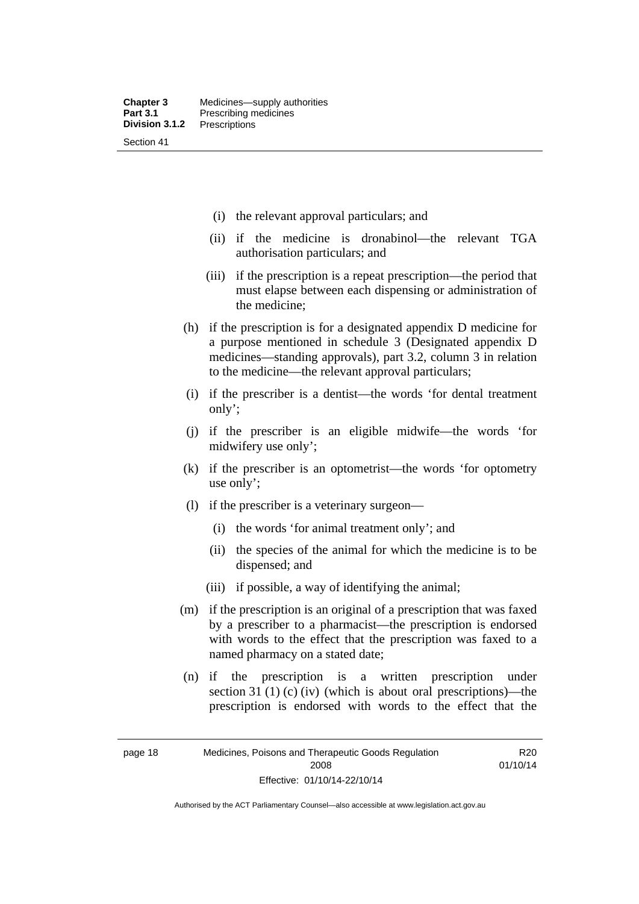(i) the relevant approval particulars; and

(ii) if the medicine is dronabinol—the relevant TGA authorisation particulars; and

(iii) if the prescription is a repeat prescription—the period that must elapse between each dispensing or administration of the medicine;

(h) if the prescription is for a designated appendix D medicine for a purpose mentioned in schedule 3 (Designated appendix D medicines—standing approvals), part 3.2, column 3 in relation to the medicine—the relevant approval particulars;

(i) if the prescriber is a dentist—the words 'for dental treatment only';

(j) if the prescriber is an eligible midwife—the words 'for midwifery use only';

(k) if the prescriber is an optometrist—the words 'for optometry use only';

(l) if the prescriber is a veterinary surgeon—

(i) the words 'for animal treatment only'; and

(ii) the species of the animal for which the medicine is to be dispensed; and

(iii) if possible, a way of identifying the animal;

(m) if the prescription is an original of a prescription that was faxed by a prescriber to a pharmacist—the prescription is endorsed with words to the effect that the prescription was faxed to a named pharmacy on a stated date;

(n) if the prescription is a written prescription under section 31 (1) (c) (iv) (which is about oral prescriptions)—the prescription is endorsed with words to the effect that the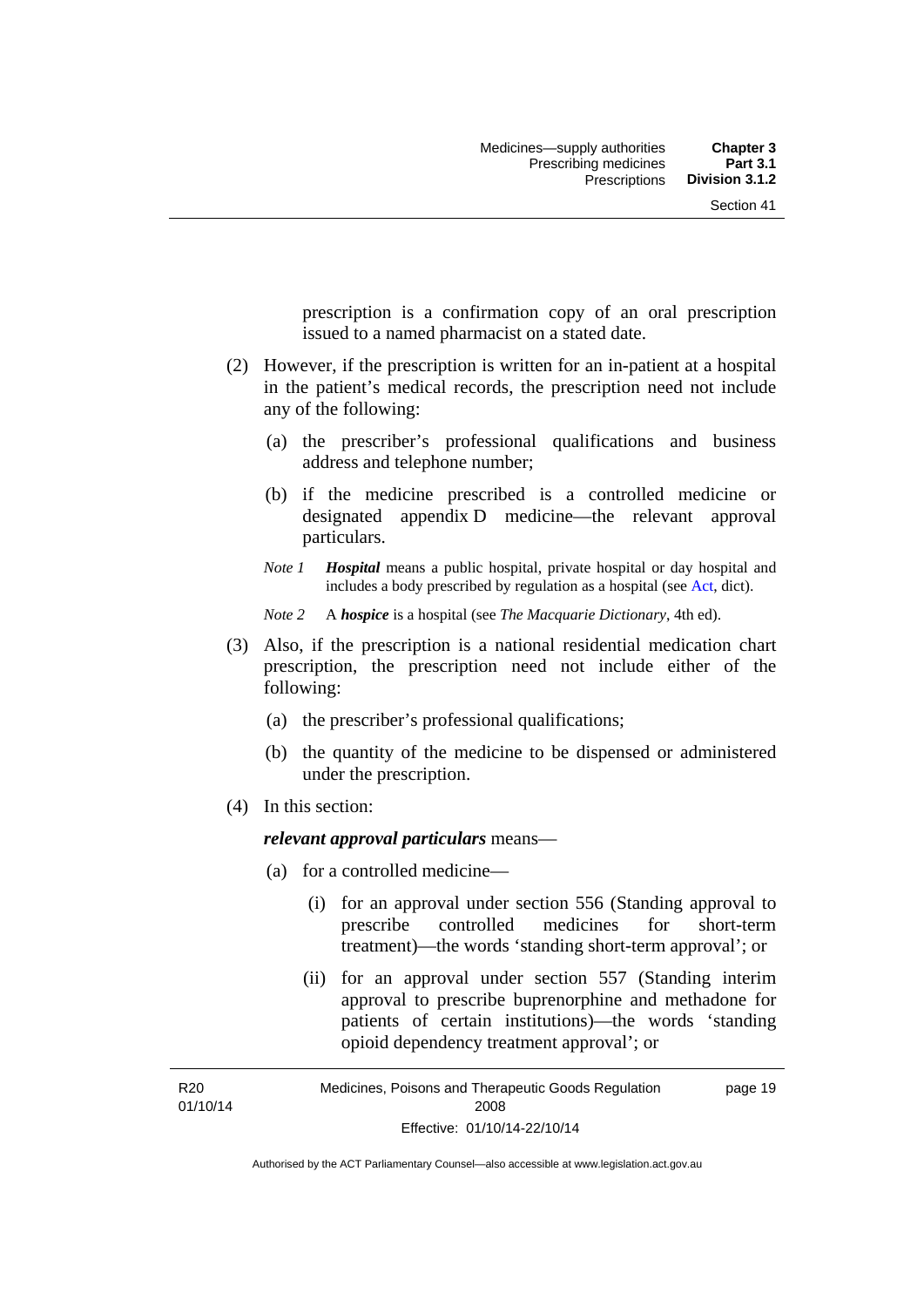prescription is a confirmation copy of an oral prescription issued to a named pharmacist on a stated date.

(2) However, if the prescription is written for an in-patient at a hospital in the patient's medical records, the prescription need not include any of the following:

(a) the prescriber's professional qualifications and business address and telephone number;

(b) if the medicine prescribed is a controlled medicine or designated appendix D medicine—the relevant approval particulars.

*Note 1* ***Hospital*** means a public hospital, private hospital or day hospital and includes a body prescribed by regulation as a hospital (see Act, dict).

*Note 2* A ***hospice*** is a hospital (see *The Macquarie Dictionary*, 4th ed).

(3) Also, if the prescription is a national residential medication chart prescription, the prescription need not include either of the following:

(a) the prescriber's professional qualifications;

(b) the quantity of the medicine to be dispensed or administered under the prescription.

(4) In this section:

***relevant approval particulars*** means—

(a) for a controlled medicine—

(i) for an approval under section 556 (Standing approval to prescribe controlled medicines for short-term treatment)—the words 'standing short-term approval'; or

(ii) for an approval under section 557 (Standing interim approval to prescribe buprenorphine and methadone for patients of certain institutions)—the words 'standing opioid dependency treatment approval'; or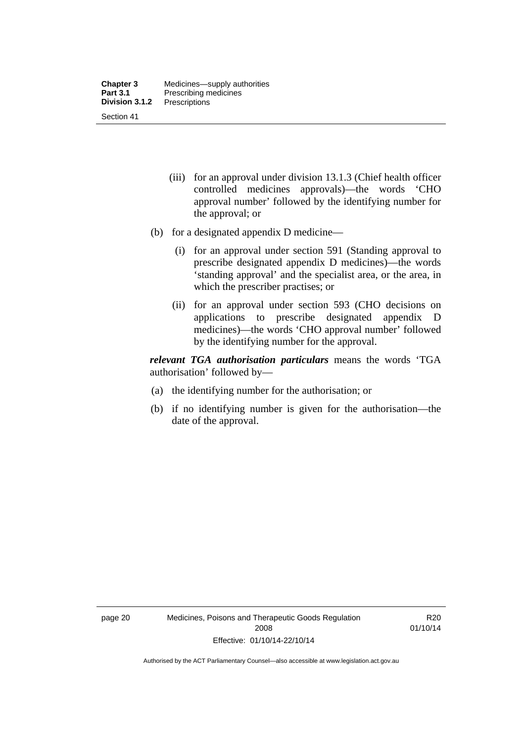(iii) for an approval under division 13.1.3 (Chief health officer controlled medicines approvals)—the words 'CHO approval number' followed by the identifying number for the approval; or

(b) for a designated appendix D medicine—

(i) for an approval under section 591 (Standing approval to prescribe designated appendix D medicines)—the words 'standing approval' and the specialist area, or the area, in which the prescriber practises; or

(ii) for an approval under section 593 (CHO decisions on applications to prescribe designated appendix D medicines)—the words 'CHO approval number' followed by the identifying number for the approval.

***relevant TGA authorisation particulars*** means the words 'TGA authorisation' followed by—

(a) the identifying number for the authorisation; or

(b) if no identifying number is given for the authorisation—the date of the approval.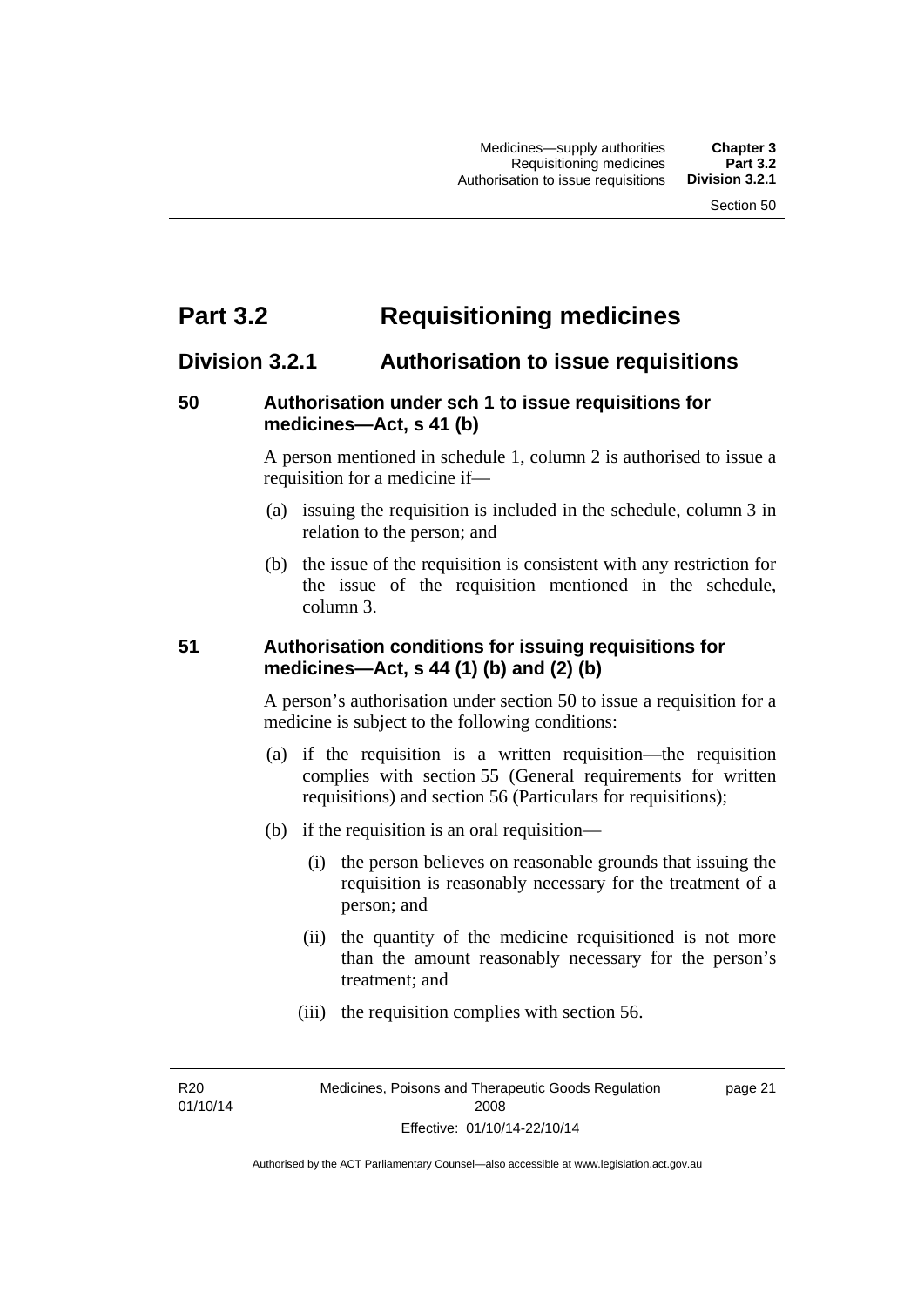# Part 3.2 Requisitioning medicines

## Division 3.2.1 Authorisation to issue requisitions

### 50 Authorisation under sch 1 to issue requisitions for medicines—Act, s 41 (b)

A person mentioned in schedule 1, column 2 is authorised to issue a requisition for a medicine if—

(a) issuing the requisition is included in the schedule, column 3 in relation to the person; and

(b) the issue of the requisition is consistent with any restriction for the issue of the requisition mentioned in the schedule, column 3.

### 51 Authorisation conditions for issuing requisitions for medicines—Act, s 44 (1) (b) and (2) (b)

A person's authorisation under section 50 to issue a requisition for a medicine is subject to the following conditions:

(a) if the requisition is a written requisition—the requisition complies with section 55 (General requirements for written requisitions) and section 56 (Particulars for requisitions);

(b) if the requisition is an oral requisition—

(i) the person believes on reasonable grounds that issuing the requisition is reasonably necessary for the treatment of a person; and

(ii) the quantity of the medicine requisitioned is not more than the amount reasonably necessary for the person's treatment; and

(iii) the requisition complies with section 56.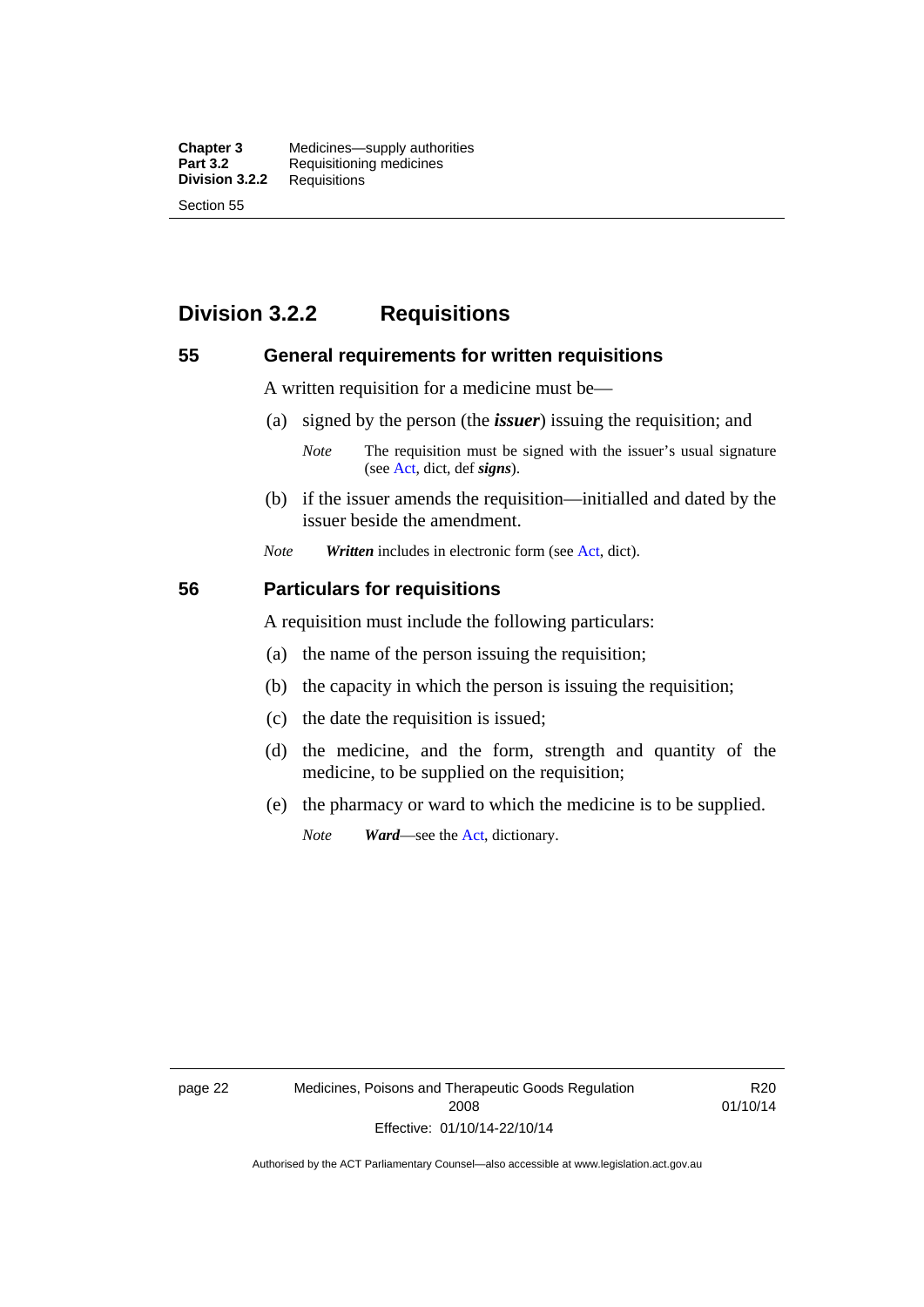## Division 3.2.2 Requisitions

### 55 General requirements for written requisitions

A written requisition for a medicine must be—

(a) signed by the person (the ***issuer***) issuing the requisition; and

*Note* The requisition must be signed with the issuer's usual signature (see Act, dict, def ***signs***).

(b) if the issuer amends the requisition—initialled and dated by the issuer beside the amendment.

*Note* ***Written*** includes in electronic form (see Act, dict).

### 56 Particulars for requisitions

A requisition must include the following particulars:

(a) the name of the person issuing the requisition;

(b) the capacity in which the person is issuing the requisition;

(c) the date the requisition is issued;

(d) the medicine, and the form, strength and quantity of the medicine, to be supplied on the requisition;

(e) the pharmacy or ward to which the medicine is to be supplied.

*Note* ***Ward***—see the Act, dictionary.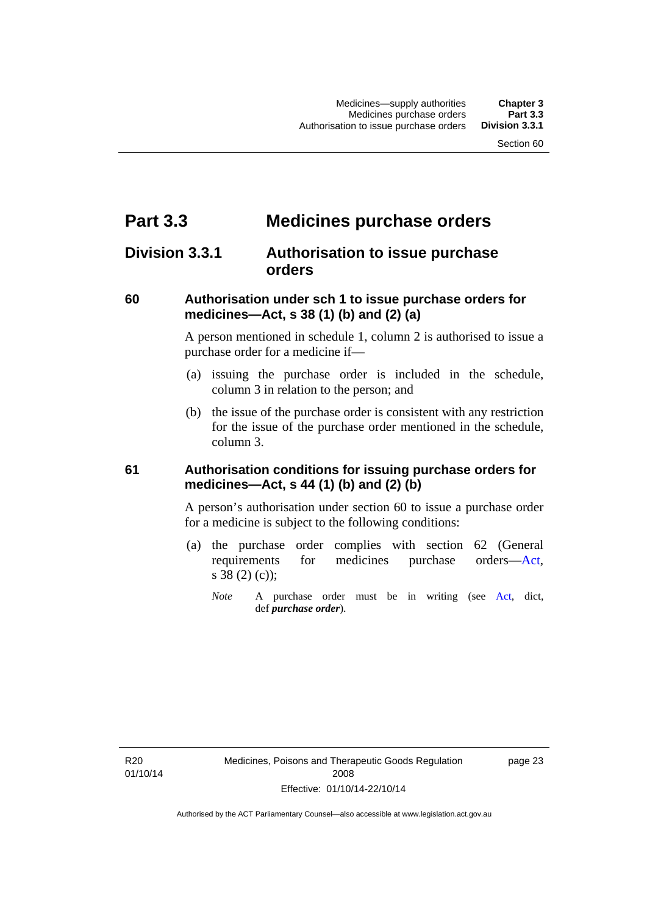# Part 3.3 Medicines purchase orders

## Division 3.3.1 Authorisation to issue purchase orders

### 60 Authorisation under sch 1 to issue purchase orders for medicines—Act, s 38 (1) (b) and (2) (a)

A person mentioned in schedule 1, column 2 is authorised to issue a purchase order for a medicine if—

(a) issuing the purchase order is included in the schedule, column 3 in relation to the person; and

(b) the issue of the purchase order is consistent with any restriction for the issue of the purchase order mentioned in the schedule, column 3.

### 61 Authorisation conditions for issuing purchase orders for medicines—Act, s 44 (1) (b) and (2) (b)

A person's authorisation under section 60 to issue a purchase order for a medicine is subject to the following conditions:

(a) the purchase order complies with section 62 (General requirements for medicines purchase orders—Act, s 38 (2) (c));

*Note* A purchase order must be in writing (see Act, dict, def ***purchase order***).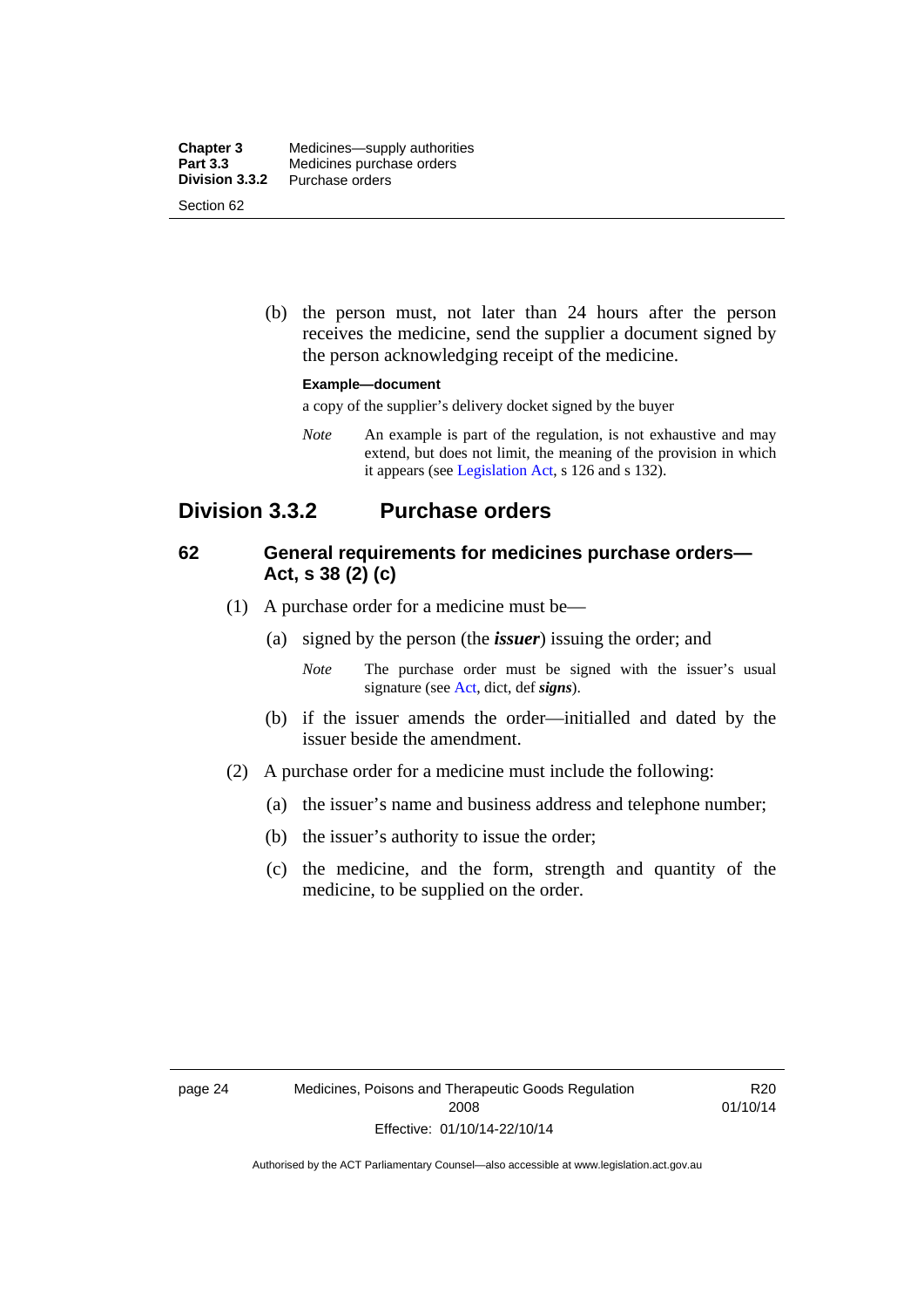(b) the person must, not later than 24 hours after the person receives the medicine, send the supplier a document signed by the person acknowledging receipt of the medicine.

**Example—document**

a copy of the supplier's delivery docket signed by the buyer

*Note* An example is part of the regulation, is not exhaustive and may extend, but does not limit, the meaning of the provision in which it appears (see Legislation Act, s 126 and s 132).

## Division 3.3.2 Purchase orders

### 62 General requirements for medicines purchase orders—Act, s 38 (2) (c)

(1) A purchase order for a medicine must be—

(a) signed by the person (the ***issuer***) issuing the order; and

*Note* The purchase order must be signed with the issuer's usual signature (see Act, dict, def ***signs***).

(b) if the issuer amends the order—initialled and dated by the issuer beside the amendment.

(2) A purchase order for a medicine must include the following:

(a) the issuer's name and business address and telephone number;

(b) the issuer's authority to issue the order;

(c) the medicine, and the form, strength and quantity of the medicine, to be supplied on the order.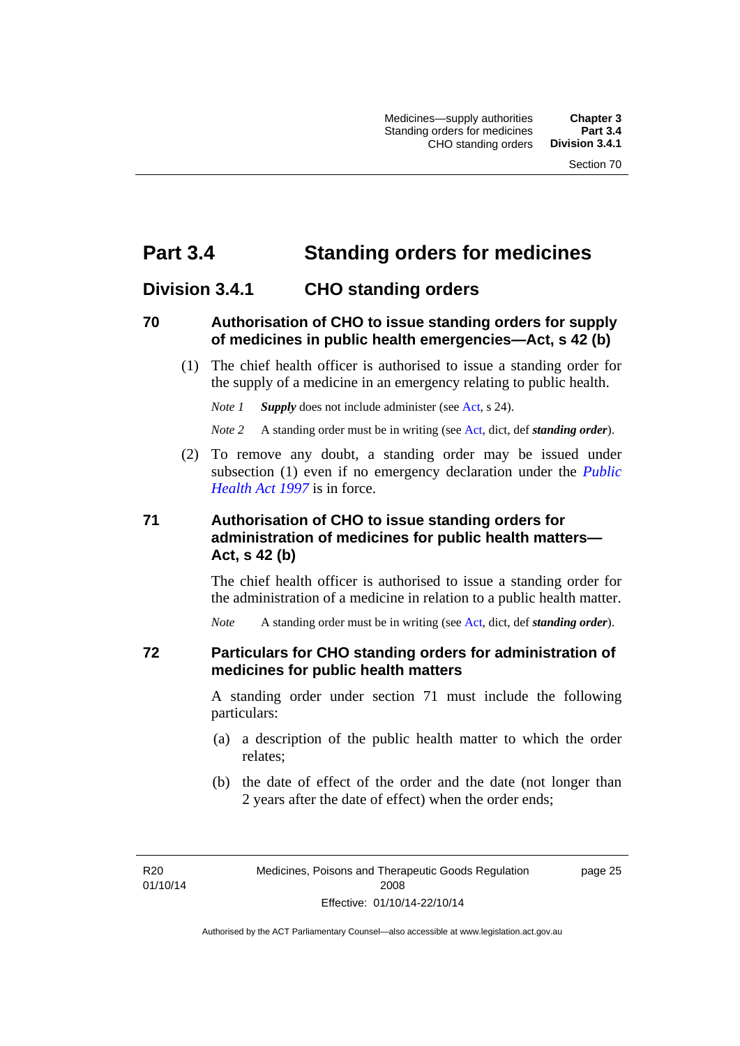# Part 3.4 Standing orders for medicines

## Division 3.4.1 CHO standing orders

### 70 Authorisation of CHO to issue standing orders for supply of medicines in public health emergencies—Act, s 42 (b)

(1) The chief health officer is authorised to issue a standing order for the supply of a medicine in an emergency relating to public health.

*Note 1* ***Supply*** does not include administer (see Act, s 24).

*Note 2* A standing order must be in writing (see Act, dict, def ***standing order***).

(2) To remove any doubt, a standing order may be issued under subsection (1) even if no emergency declaration under the *Public Health Act 1997* is in force.

### 71 Authorisation of CHO to issue standing orders for administration of medicines for public health matters—Act, s 42 (b)

The chief health officer is authorised to issue a standing order for the administration of a medicine in relation to a public health matter.

*Note* A standing order must be in writing (see Act, dict, def ***standing order***).

### 72 Particulars for CHO standing orders for administration of medicines for public health matters

A standing order under section 71 must include the following particulars:

(a) a description of the public health matter to which the order relates;

(b) the date of effect of the order and the date (not longer than 2 years after the date of effect) when the order ends;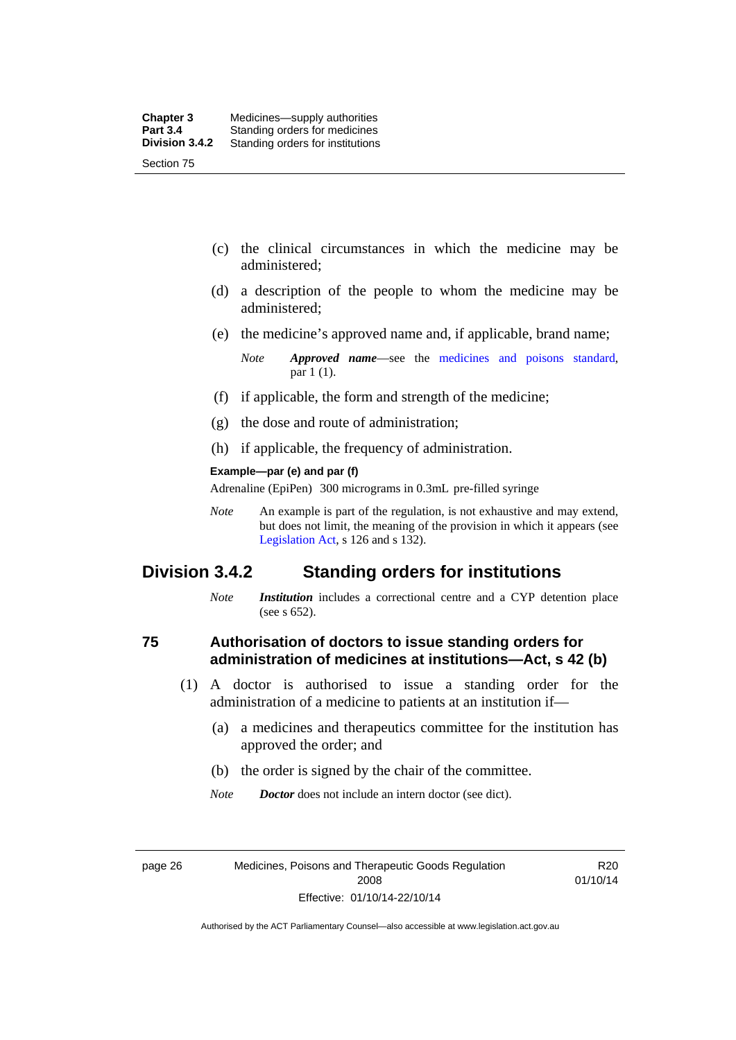(c) the clinical circumstances in which the medicine may be administered;

(d) a description of the people to whom the medicine may be administered;

(e) the medicine's approved name and, if applicable, brand name;

*Note* ***Approved name***—see the medicines and poisons standard, par 1 (1).

(f) if applicable, the form and strength of the medicine;

(g) the dose and route of administration;

(h) if applicable, the frequency of administration.

**Example—par (e) and par (f)**

Adrenaline (EpiPen) 300 micrograms in 0.3mL pre-filled syringe

*Note* An example is part of the regulation, is not exhaustive and may extend, but does not limit, the meaning of the provision in which it appears (see Legislation Act, s 126 and s 132).

## Division 3.4.2 Standing orders for institutions

*Note* ***Institution*** includes a correctional centre and a CYP detention place (see s 652).

### 75 Authorisation of doctors to issue standing orders for administration of medicines at institutions—Act, s 42 (b)

(1) A doctor is authorised to issue a standing order for the administration of a medicine to patients at an institution if—

(a) a medicines and therapeutics committee for the institution has approved the order; and

(b) the order is signed by the chair of the committee.

*Note* ***Doctor*** does not include an intern doctor (see dict).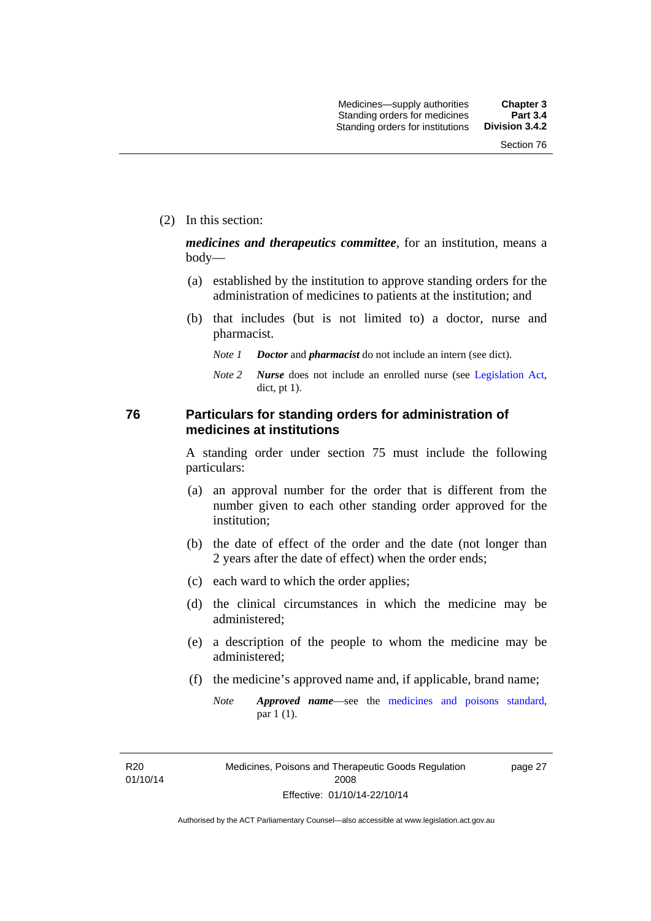(2) In this section:

***medicines and therapeutics committee***, for an institution, means a body—

(a) established by the institution to approve standing orders for the administration of medicines to patients at the institution; and

(b) that includes (but is not limited to) a doctor, nurse and pharmacist.

*Note 1* ***Doctor*** and ***pharmacist*** do not include an intern (see dict).

*Note 2* ***Nurse*** does not include an enrolled nurse (see Legislation Act, dict, pt 1).

## 76 Particulars for standing orders for administration of medicines at institutions

A standing order under section 75 must include the following particulars:

(a) an approval number for the order that is different from the number given to each other standing order approved for the institution;

(b) the date of effect of the order and the date (not longer than 2 years after the date of effect) when the order ends;

(c) each ward to which the order applies;

(d) the clinical circumstances in which the medicine may be administered;

(e) a description of the people to whom the medicine may be administered;

(f) the medicine's approved name and, if applicable, brand name;

*Note* ***Approved name***—see the medicines and poisons standard, par 1 (1).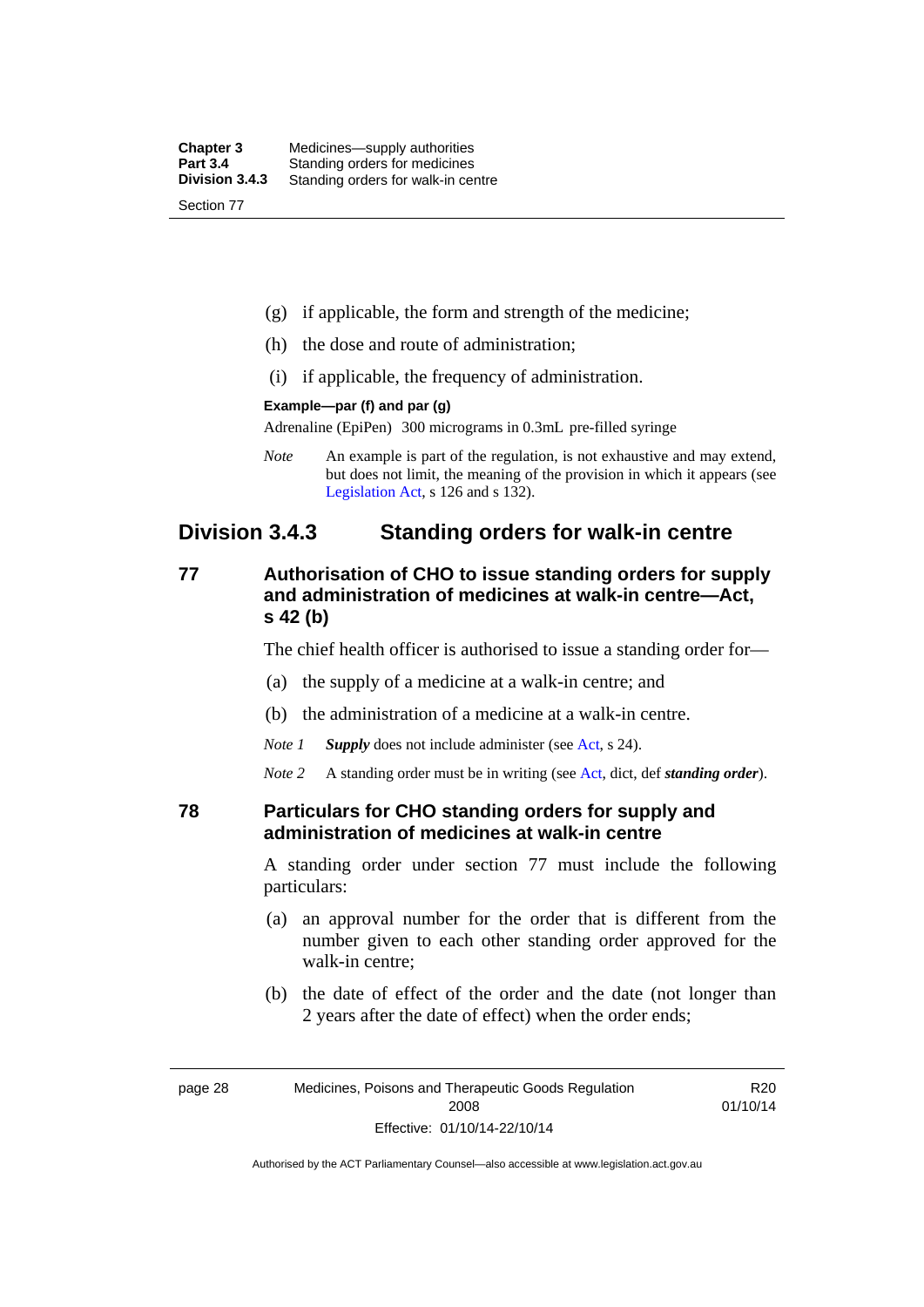(g) if applicable, the form and strength of the medicine;

(h) the dose and route of administration;

(i) if applicable, the frequency of administration.

**Example—par (f) and par (g)**

Adrenaline (EpiPen) 300 micrograms in 0.3mL pre-filled syringe

*Note* An example is part of the regulation, is not exhaustive and may extend, but does not limit, the meaning of the provision in which it appears (see Legislation Act, s 126 and s 132).

## Division 3.4.3 Standing orders for walk-in centre

### 77 Authorisation of CHO to issue standing orders for supply and administration of medicines at walk-in centre—Act, s 42 (b)

The chief health officer is authorised to issue a standing order for—

(a) the supply of a medicine at a walk-in centre; and

(b) the administration of a medicine at a walk-in centre.

*Note 1* ***Supply*** does not include administer (see Act, s 24).

*Note 2* A standing order must be in writing (see Act, dict, def ***standing order***).

### 78 Particulars for CHO standing orders for supply and administration of medicines at walk-in centre

A standing order under section 77 must include the following particulars:

(a) an approval number for the order that is different from the number given to each other standing order approved for the walk-in centre;

(b) the date of effect of the order and the date (not longer than 2 years after the date of effect) when the order ends;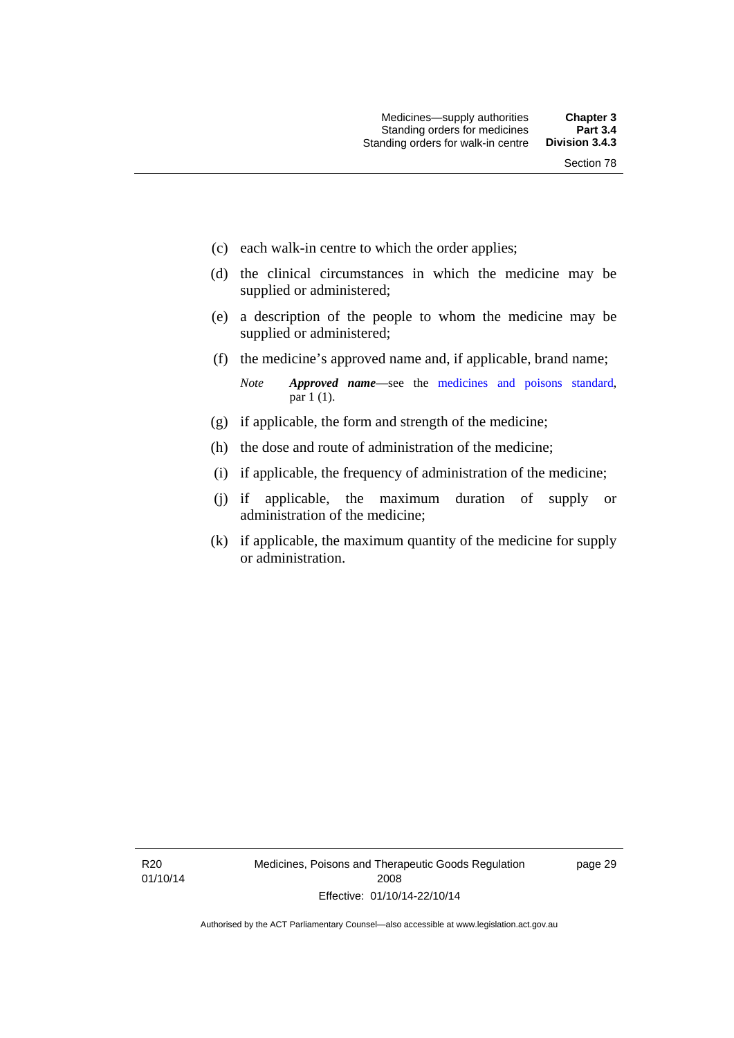(c) each walk-in centre to which the order applies;

(d) the clinical circumstances in which the medicine may be supplied or administered;

(e) a description of the people to whom the medicine may be supplied or administered;

(f) the medicine's approved name and, if applicable, brand name;

*Note* ***Approved name***—see the medicines and poisons standard, par 1 (1).

(g) if applicable, the form and strength of the medicine;

(h) the dose and route of administration of the medicine;

(i) if applicable, the frequency of administration of the medicine;

(j) if applicable, the maximum duration of supply or administration of the medicine;

(k) if applicable, the maximum quantity of the medicine for supply or administration.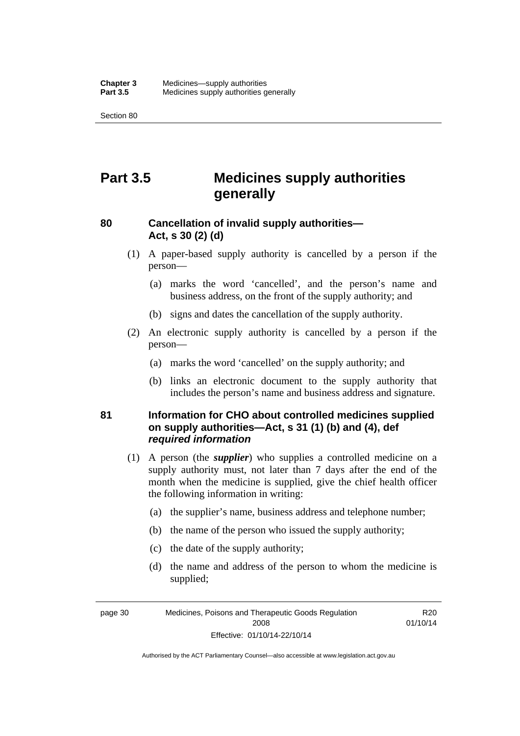# Part 3.5 Medicines supply authorities generally

## 80 Cancellation of invalid supply authorities—Act, s 30 (2) (d)

(1) A paper-based supply authority is cancelled by a person if the person—

(a) marks the word 'cancelled', and the person's name and business address, on the front of the supply authority; and

(b) signs and dates the cancellation of the supply authority.

(2) An electronic supply authority is cancelled by a person if the person—

(a) marks the word 'cancelled' on the supply authority; and

(b) links an electronic document to the supply authority that includes the person's name and business address and signature.

## 81 Information for CHO about controlled medicines supplied on supply authorities—Act, s 31 (1) (b) and (4), def *required information*

(1) A person (the ***supplier***) who supplies a controlled medicine on a supply authority must, not later than 7 days after the end of the month when the medicine is supplied, give the chief health officer the following information in writing:

(a) the supplier's name, business address and telephone number;

(b) the name of the person who issued the supply authority;

(c) the date of the supply authority;

(d) the name and address of the person to whom the medicine is supplied;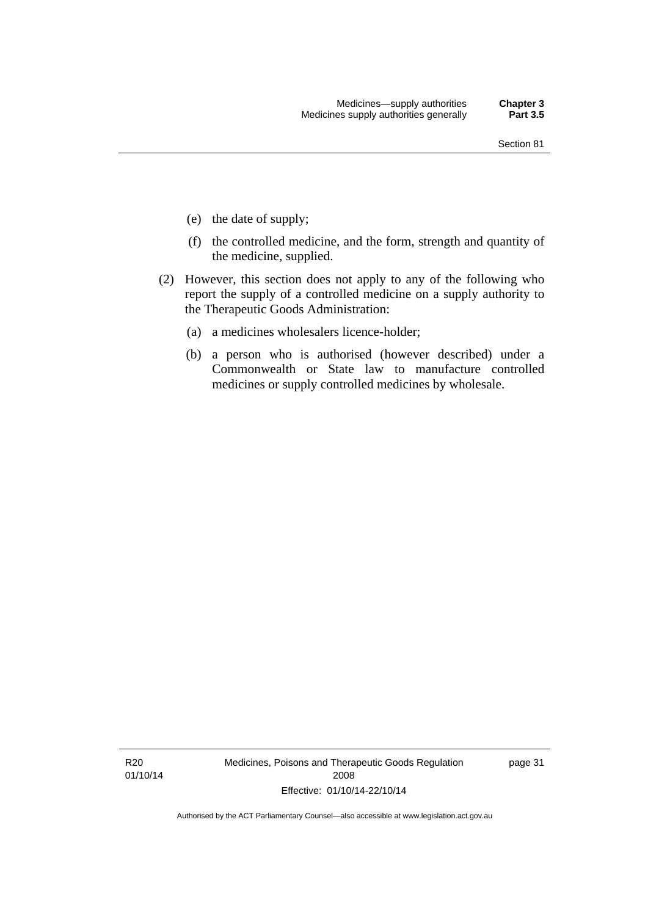(e) the date of supply;

(f) the controlled medicine, and the form, strength and quantity of the medicine, supplied.

(2) However, this section does not apply to any of the following who report the supply of a controlled medicine on a supply authority to the Therapeutic Goods Administration:

(a) a medicines wholesalers licence-holder;

(b) a person who is authorised (however described) under a Commonwealth or State law to manufacture controlled medicines or supply controlled medicines by wholesale.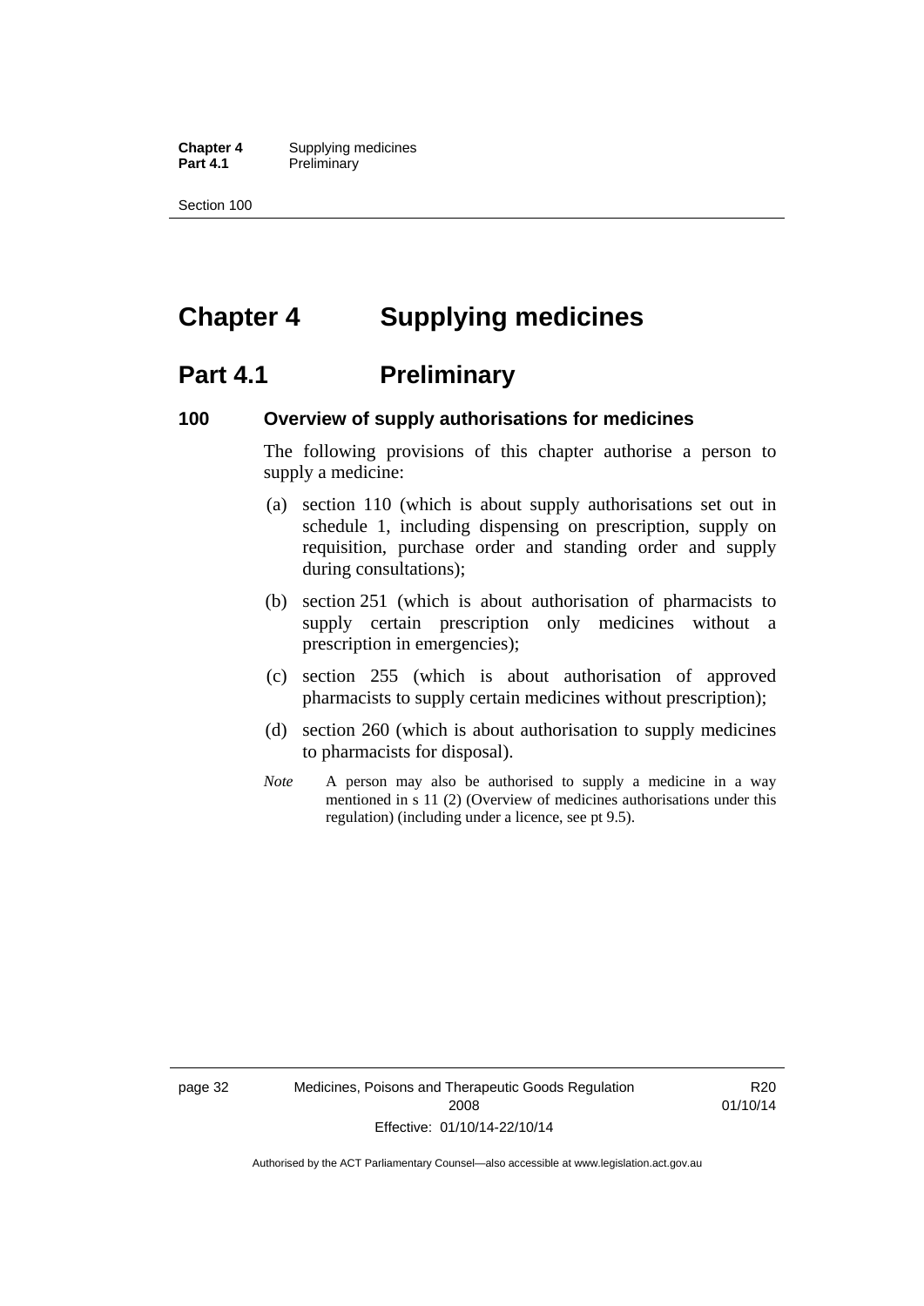# Chapter 4 Supplying medicines

## Part 4.1 Preliminary

### 100 Overview of supply authorisations for medicines

The following provisions of this chapter authorise a person to supply a medicine:

(a) section 110 (which is about supply authorisations set out in schedule 1, including dispensing on prescription, supply on requisition, purchase order and standing order and supply during consultations);

(b) section 251 (which is about authorisation of pharmacists to supply certain prescription only medicines without a prescription in emergencies);

(c) section 255 (which is about authorisation of approved pharmacists to supply certain medicines without prescription);

(d) section 260 (which is about authorisation to supply medicines to pharmacists for disposal).

*Note* A person may also be authorised to supply a medicine in a way mentioned in s 11 (2) (Overview of medicines authorisations under this regulation) (including under a licence, see pt 9.5).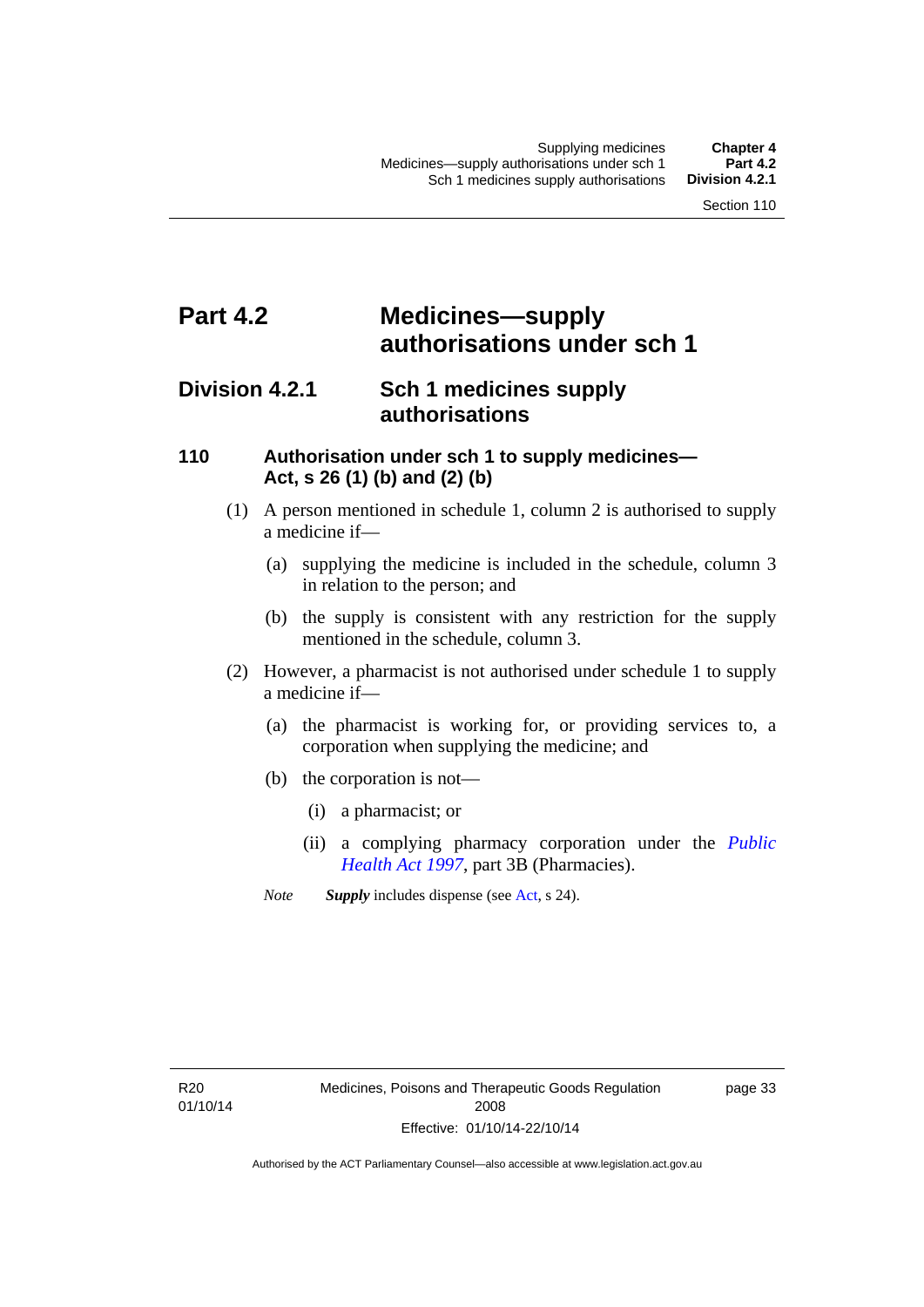# Part 4.2 Medicines—supply authorisations under sch 1

## Division 4.2.1 Sch 1 medicines supply authorisations

### 110 Authorisation under sch 1 to supply medicines—Act, s 26 (1) (b) and (2) (b)

(1) A person mentioned in schedule 1, column 2 is authorised to supply a medicine if—

(a) supplying the medicine is included in the schedule, column 3 in relation to the person; and

(b) the supply is consistent with any restriction for the supply mentioned in the schedule, column 3.

(2) However, a pharmacist is not authorised under schedule 1 to supply a medicine if—

(a) the pharmacist is working for, or providing services to, a corporation when supplying the medicine; and

(b) the corporation is not—

(i) a pharmacist; or

(ii) a complying pharmacy corporation under the *Public Health Act 1997*, part 3B (Pharmacies).

*Note* ***Supply*** includes dispense (see Act, s 24).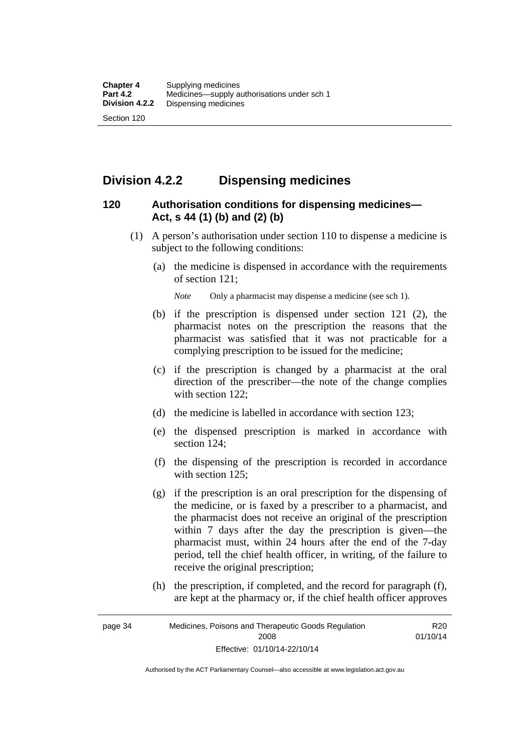## Division 4.2.2 Dispensing medicines

### 120 Authorisation conditions for dispensing medicines—Act, s 44 (1) (b) and (2) (b)

(1) A person's authorisation under section 110 to dispense a medicine is subject to the following conditions:

(a) the medicine is dispensed in accordance with the requirements of section 121;

*Note* Only a pharmacist may dispense a medicine (see sch 1).

(b) if the prescription is dispensed under section 121 (2), the pharmacist notes on the prescription the reasons that the pharmacist was satisfied that it was not practicable for a complying prescription to be issued for the medicine;

(c) if the prescription is changed by a pharmacist at the oral direction of the prescriber—the note of the change complies with section 122;

(d) the medicine is labelled in accordance with section 123;

(e) the dispensed prescription is marked in accordance with section 124;

(f) the dispensing of the prescription is recorded in accordance with section 125;

(g) if the prescription is an oral prescription for the dispensing of the medicine, or is faxed by a prescriber to a pharmacist, and the pharmacist does not receive an original of the prescription within 7 days after the day the prescription is given—the pharmacist must, within 24 hours after the end of the 7-day period, tell the chief health officer, in writing, of the failure to receive the original prescription;

(h) the prescription, if completed, and the record for paragraph (f), are kept at the pharmacy or, if the chief health officer approves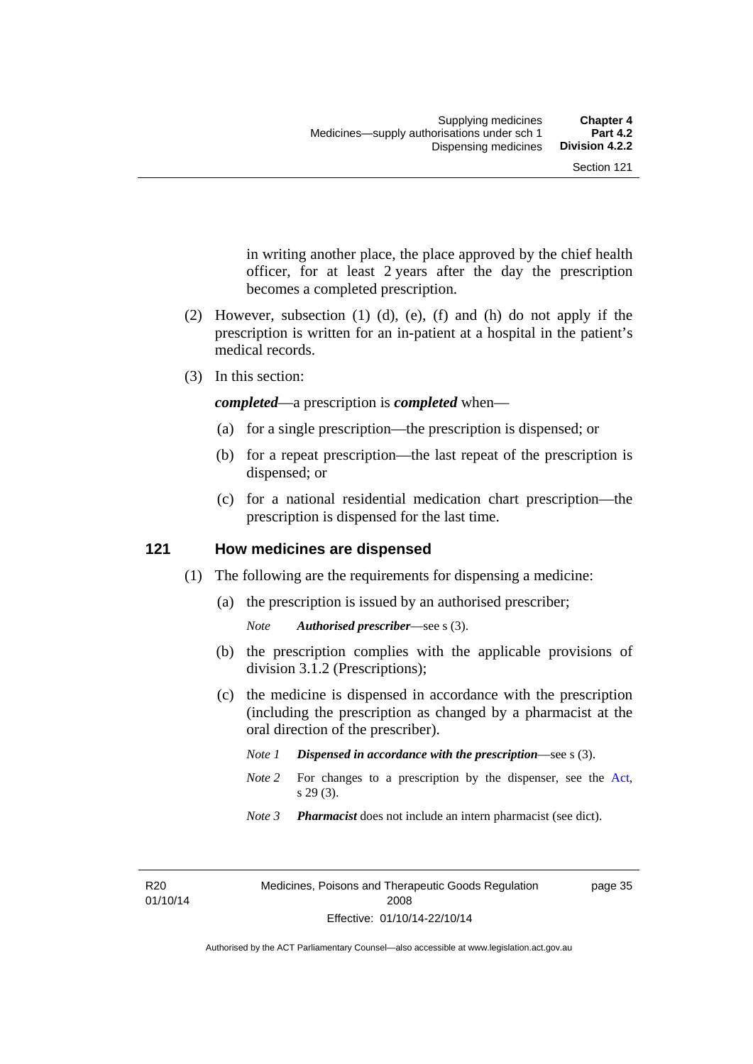in writing another place, the place approved by the chief health officer, for at least 2 years after the day the prescription becomes a completed prescription.

(2) However, subsection (1) (d), (e), (f) and (h) do not apply if the prescription is written for an in-patient at a hospital in the patient's medical records.

(3) In this section:

***completed***—a prescription is ***completed*** when—

(a) for a single prescription—the prescription is dispensed; or

(b) for a repeat prescription—the last repeat of the prescription is dispensed; or

(c) for a national residential medication chart prescription—the prescription is dispensed for the last time.

## 121 How medicines are dispensed

(1) The following are the requirements for dispensing a medicine:

(a) the prescription is issued by an authorised prescriber;

*Note* ***Authorised prescriber***—see s (3).

(b) the prescription complies with the applicable provisions of division 3.1.2 (Prescriptions);

(c) the medicine is dispensed in accordance with the prescription (including the prescription as changed by a pharmacist at the oral direction of the prescriber).

*Note 1* ***Dispensed in accordance with the prescription***—see s (3).

*Note 2* For changes to a prescription by the dispenser, see the Act, s 29 (3).

*Note 3* ***Pharmacist*** does not include an intern pharmacist (see dict).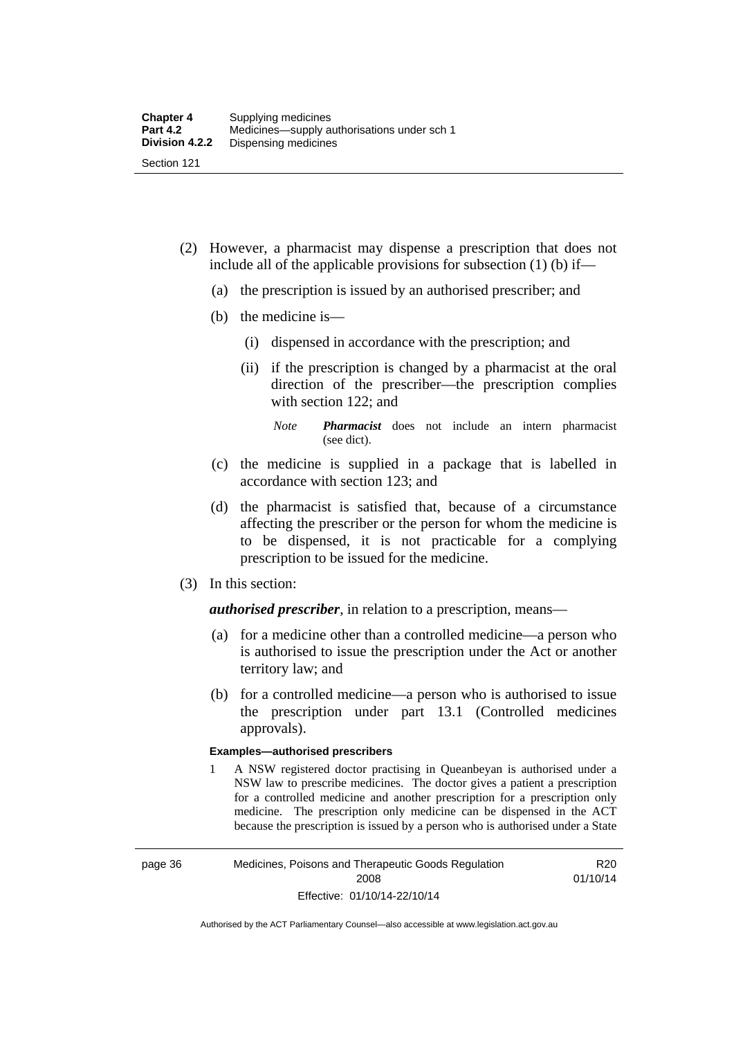(2) However, a pharmacist may dispense a prescription that does not include all of the applicable provisions for subsection (1) (b) if—

(a) the prescription is issued by an authorised prescriber; and

(b) the medicine is—

(i) dispensed in accordance with the prescription; and

(ii) if the prescription is changed by a pharmacist at the oral direction of the prescriber—the prescription complies with section 122; and

*Note* ***Pharmacist*** does not include an intern pharmacist (see dict).

(c) the medicine is supplied in a package that is labelled in accordance with section 123; and

(d) the pharmacist is satisfied that, because of a circumstance affecting the prescriber or the person for whom the medicine is to be dispensed, it is not practicable for a complying prescription to be issued for the medicine.

(3) In this section:

***authorised prescriber***, in relation to a prescription, means—

(a) for a medicine other than a controlled medicine—a person who is authorised to issue the prescription under the Act or another territory law; and

(b) for a controlled medicine—a person who is authorised to issue the prescription under part 13.1 (Controlled medicines approvals).

**Examples—authorised prescribers**

1 A NSW registered doctor practising in Queanbeyan is authorised under a NSW law to prescribe medicines. The doctor gives a patient a prescription for a controlled medicine and another prescription for a prescription only medicine. The prescription only medicine can be dispensed in the ACT because the prescription is issued by a person who is authorised under a State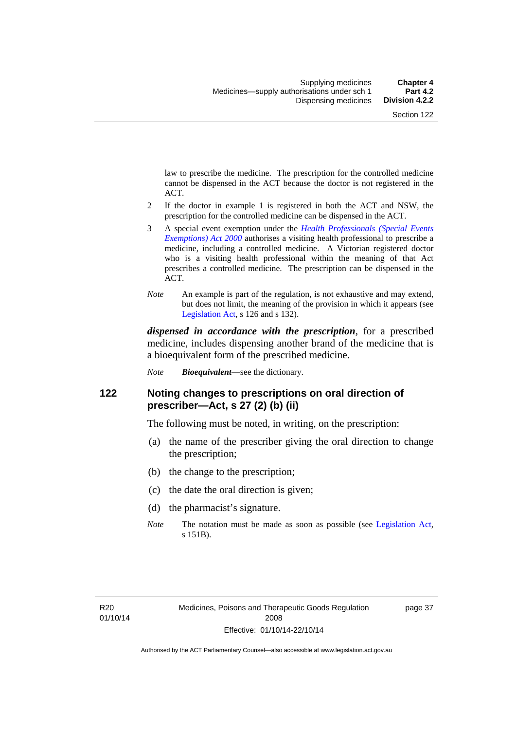law to prescribe the medicine. The prescription for the controlled medicine cannot be dispensed in the ACT because the doctor is not registered in the ACT.

2 If the doctor in example 1 is registered in both the ACT and NSW, the prescription for the controlled medicine can be dispensed in the ACT.

3 A special event exemption under the *Health Professionals (Special Events Exemptions) Act 2000* authorises a visiting health professional to prescribe a medicine, including a controlled medicine. A Victorian registered doctor who is a visiting health professional within the meaning of that Act prescribes a controlled medicine. The prescription can be dispensed in the ACT.

*Note* An example is part of the regulation, is not exhaustive and may extend, but does not limit, the meaning of the provision in which it appears (see Legislation Act, s 126 and s 132).

***dispensed in accordance with the prescription***, for a prescribed medicine, includes dispensing another brand of the medicine that is a bioequivalent form of the prescribed medicine.

*Note* ***Bioequivalent***—see the dictionary.

## 122 Noting changes to prescriptions on oral direction of prescriber—Act, s 27 (2) (b) (ii)

The following must be noted, in writing, on the prescription:

(a) the name of the prescriber giving the oral direction to change the prescription;

(b) the change to the prescription;

(c) the date the oral direction is given;

(d) the pharmacist's signature.

*Note* The notation must be made as soon as possible (see Legislation Act, s 151B).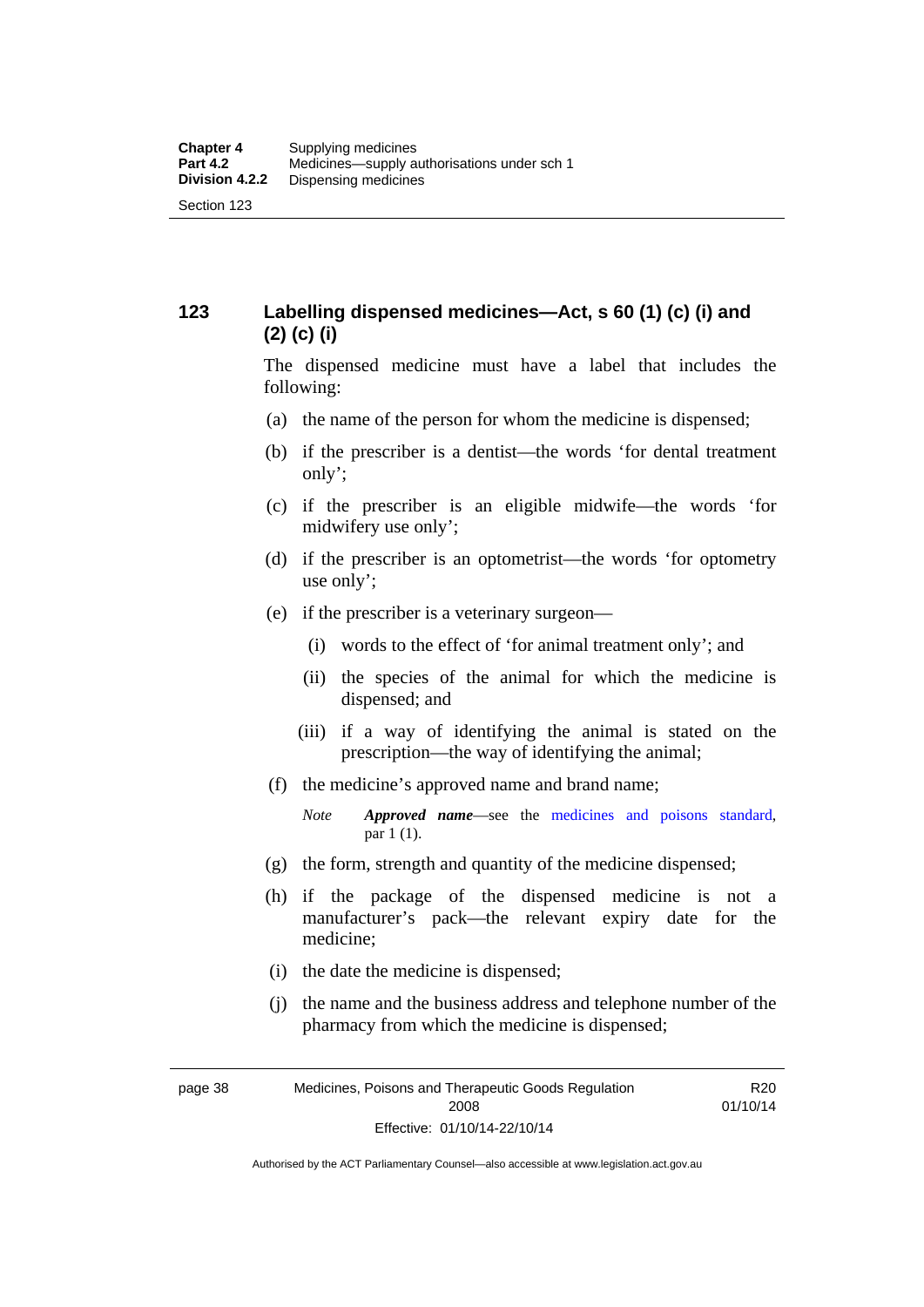## 123 Labelling dispensed medicines—Act, s 60 (1) (c) (i) and (2) (c) (i)

The dispensed medicine must have a label that includes the following:

(a) the name of the person for whom the medicine is dispensed;

(b) if the prescriber is a dentist—the words 'for dental treatment only';

(c) if the prescriber is an eligible midwife—the words 'for midwifery use only';

(d) if the prescriber is an optometrist—the words 'for optometry use only';

(e) if the prescriber is a veterinary surgeon—

(i) words to the effect of 'for animal treatment only'; and

(ii) the species of the animal for which the medicine is dispensed; and

(iii) if a way of identifying the animal is stated on the prescription—the way of identifying the animal;

(f) the medicine's approved name and brand name;

*Note* ***Approved name***—see the medicines and poisons standard, par 1 (1).

(g) the form, strength and quantity of the medicine dispensed;

(h) if the package of the dispensed medicine is not a manufacturer's pack—the relevant expiry date for the medicine;

(i) the date the medicine is dispensed;

(j) the name and the business address and telephone number of the pharmacy from which the medicine is dispensed;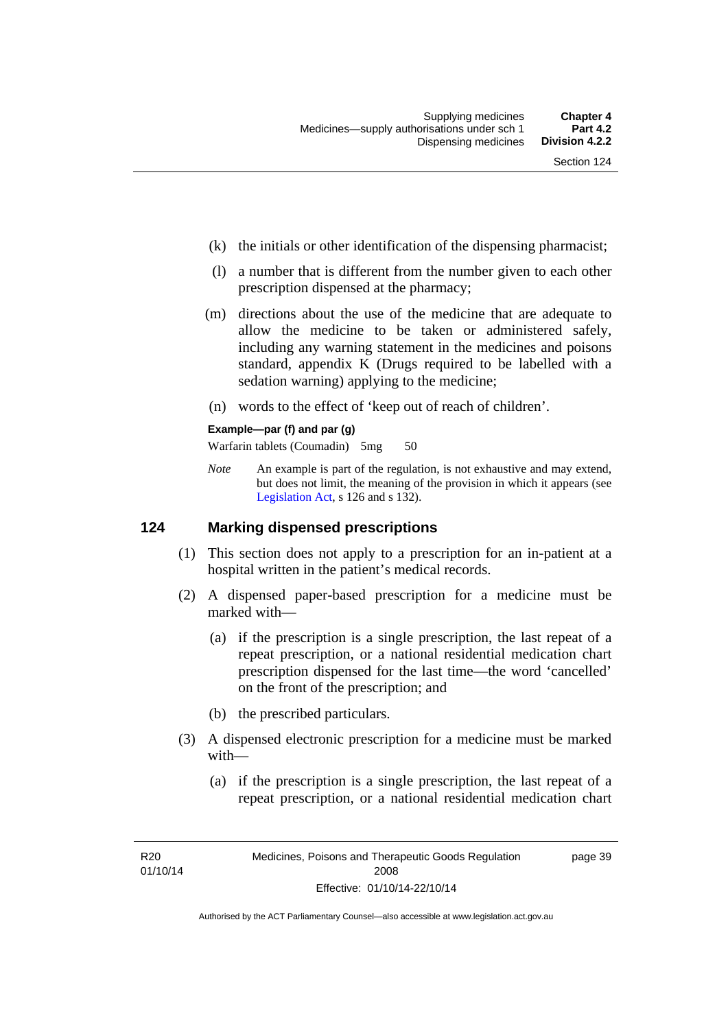(k) the initials or other identification of the dispensing pharmacist;

(l) a number that is different from the number given to each other prescription dispensed at the pharmacy;

(m) directions about the use of the medicine that are adequate to allow the medicine to be taken or administered safely, including any warning statement in the medicines and poisons standard, appendix K (Drugs required to be labelled with a sedation warning) applying to the medicine;

(n) words to the effect of 'keep out of reach of children'.

**Example—par (f) and par (g)**

Warfarin tablets (Coumadin) 5mg 50

*Note* An example is part of the regulation, is not exhaustive and may extend, but does not limit, the meaning of the provision in which it appears (see Legislation Act, s 126 and s 132).

### 124 Marking dispensed prescriptions

(1) This section does not apply to a prescription for an in-patient at a hospital written in the patient's medical records.

(2) A dispensed paper-based prescription for a medicine must be marked with—

(a) if the prescription is a single prescription, the last repeat of a repeat prescription, or a national residential medication chart prescription dispensed for the last time—the word 'cancelled' on the front of the prescription; and

(b) the prescribed particulars.

(3) A dispensed electronic prescription for a medicine must be marked with—

(a) if the prescription is a single prescription, the last repeat of a repeat prescription, or a national residential medication chart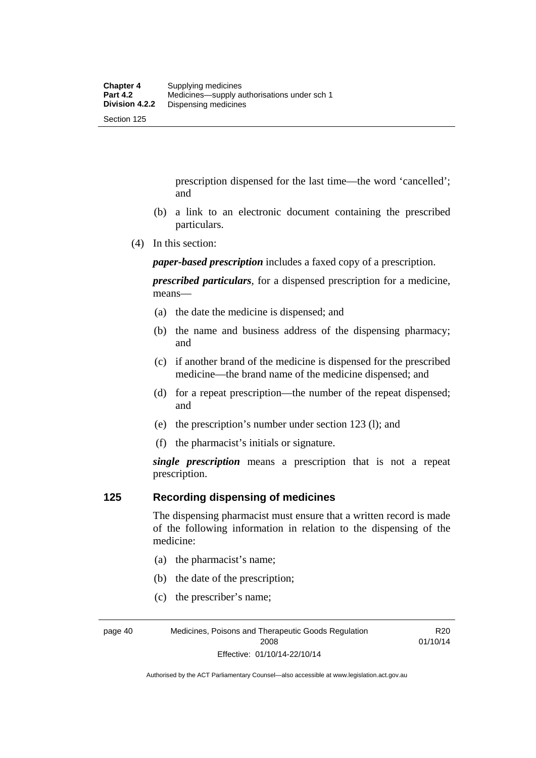prescription dispensed for the last time—the word 'cancelled'; and

(b) a link to an electronic document containing the prescribed particulars.

(4) In this section:

***paper-based prescription*** includes a faxed copy of a prescription.

***prescribed particulars***, for a dispensed prescription for a medicine, means—

(a) the date the medicine is dispensed; and

(b) the name and business address of the dispensing pharmacy; and

(c) if another brand of the medicine is dispensed for the prescribed medicine—the brand name of the medicine dispensed; and

(d) for a repeat prescription—the number of the repeat dispensed; and

(e) the prescription's number under section 123 (l); and

(f) the pharmacist's initials or signature.

***single prescription*** means a prescription that is not a repeat prescription.

## 125 Recording dispensing of medicines

The dispensing pharmacist must ensure that a written record is made of the following information in relation to the dispensing of the medicine:

(a) the pharmacist's name;

(b) the date of the prescription;

(c) the prescriber's name;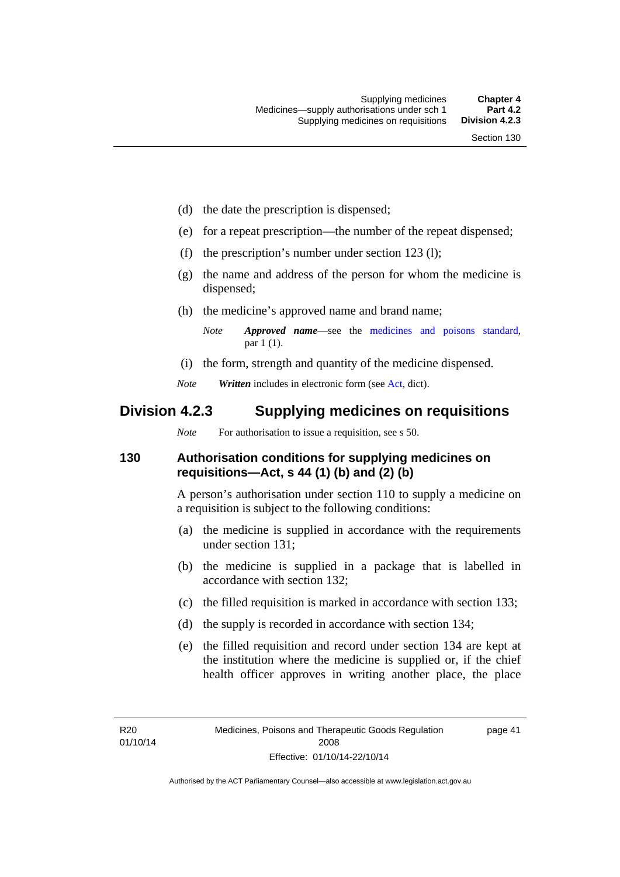(d) the date the prescription is dispensed;

(e) for a repeat prescription—the number of the repeat dispensed;

(f) the prescription's number under section 123 (l);

(g) the name and address of the person for whom the medicine is dispensed;

(h) the medicine's approved name and brand name;

*Note* ***Approved name***—see the medicines and poisons standard, par 1 (1).

(i) the form, strength and quantity of the medicine dispensed.

*Note* ***Written*** includes in electronic form (see Act, dict).

## Division 4.2.3 Supplying medicines on requisitions

*Note* For authorisation to issue a requisition, see s 50.

### 130 Authorisation conditions for supplying medicines on requisitions—Act, s 44 (1) (b) and (2) (b)

A person's authorisation under section 110 to supply a medicine on a requisition is subject to the following conditions:

(a) the medicine is supplied in accordance with the requirements under section 131;

(b) the medicine is supplied in a package that is labelled in accordance with section 132;

(c) the filled requisition is marked in accordance with section 133;

(d) the supply is recorded in accordance with section 134;

(e) the filled requisition and record under section 134 are kept at the institution where the medicine is supplied or, if the chief health officer approves in writing another place, the place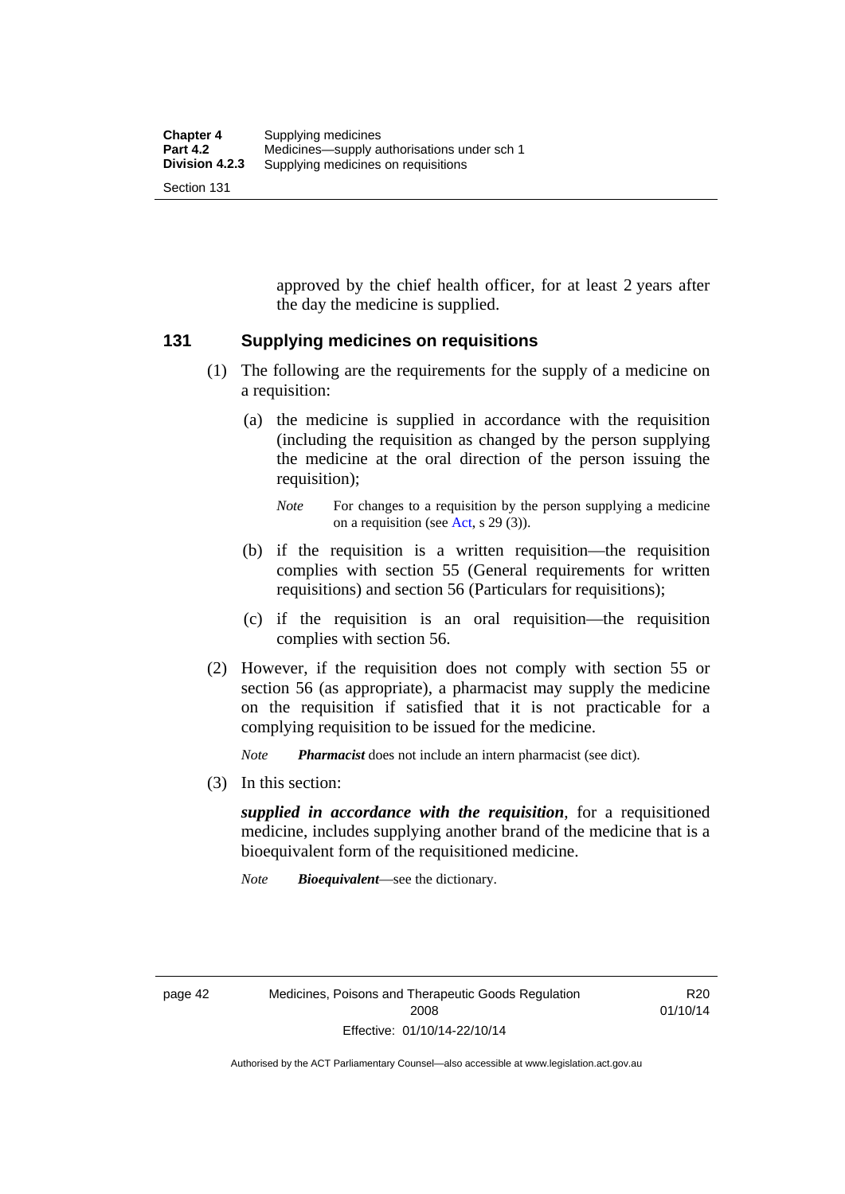approved by the chief health officer, for at least 2 years after the day the medicine is supplied.

### 131 Supplying medicines on requisitions

(1) The following are the requirements for the supply of a medicine on a requisition:

(a) the medicine is supplied in accordance with the requisition (including the requisition as changed by the person supplying the medicine at the oral direction of the person issuing the requisition);

*Note* For changes to a requisition by the person supplying a medicine on a requisition (see Act, s 29 (3)).

(b) if the requisition is a written requisition—the requisition complies with section 55 (General requirements for written requisitions) and section 56 (Particulars for requisitions);

(c) if the requisition is an oral requisition—the requisition complies with section 56.

(2) However, if the requisition does not comply with section 55 or section 56 (as appropriate), a pharmacist may supply the medicine on the requisition if satisfied that it is not practicable for a complying requisition to be issued for the medicine.

*Note* ***Pharmacist*** does not include an intern pharmacist (see dict).

(3) In this section:

***supplied in accordance with the requisition***, for a requisitioned medicine, includes supplying another brand of the medicine that is a bioequivalent form of the requisitioned medicine.

*Note* ***Bioequivalent***—see the dictionary.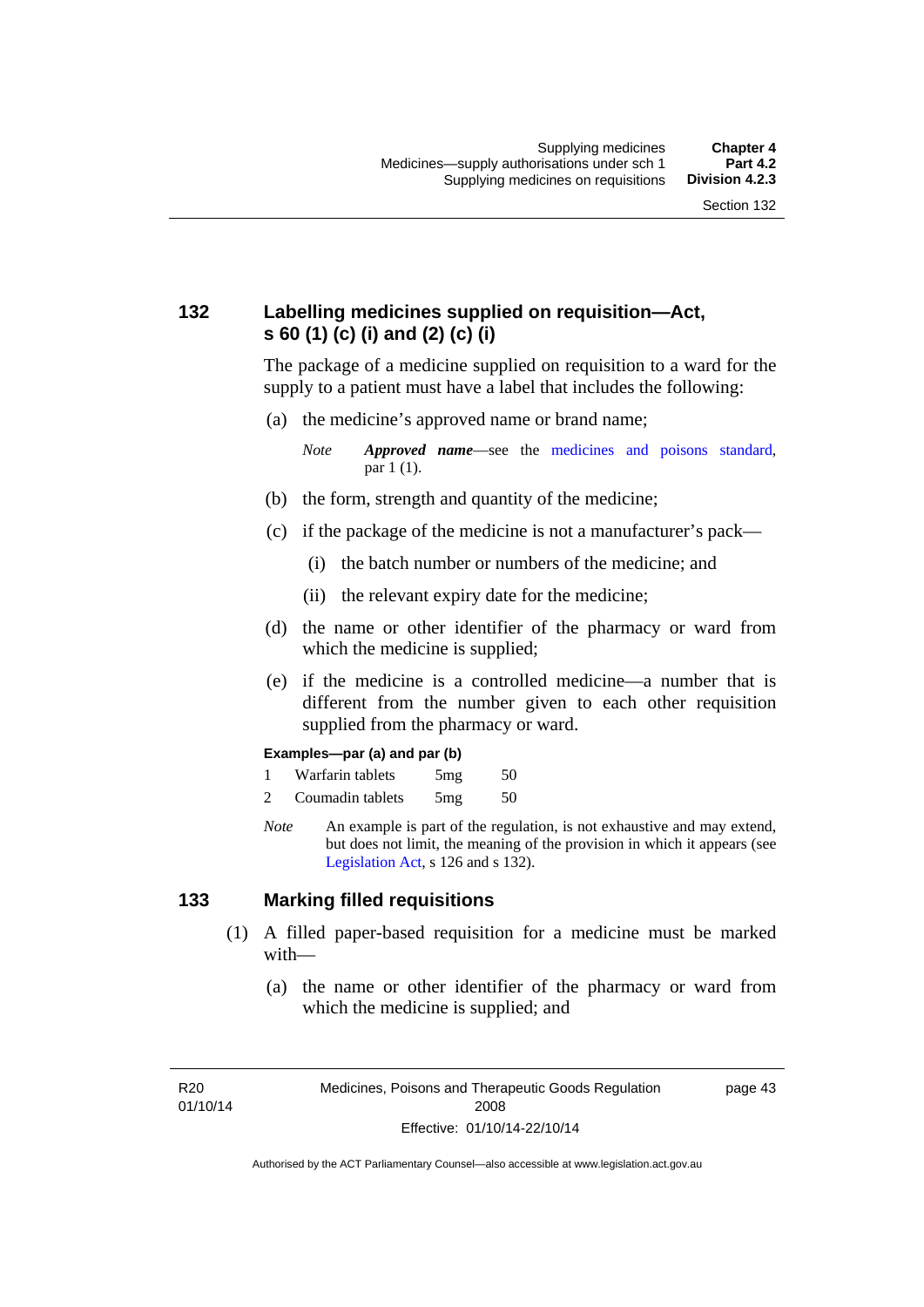## 132 Labelling medicines supplied on requisition—Act, s 60 (1) (c) (i) and (2) (c) (i)

The package of a medicine supplied on requisition to a ward for the supply to a patient must have a label that includes the following:

(a) the medicine's approved name or brand name;

*Note* ***Approved name***—see the medicines and poisons standard, par 1 (1).

(b) the form, strength and quantity of the medicine;

(c) if the package of the medicine is not a manufacturer's pack—

(i) the batch number or numbers of the medicine; and

(ii) the relevant expiry date for the medicine;

(d) the name or other identifier of the pharmacy or ward from which the medicine is supplied;

(e) if the medicine is a controlled medicine—a number that is different from the number given to each other requisition supplied from the pharmacy or ward.

**Examples—par (a) and par (b)**

| | | | |
|---|---|---|---|
| 1 | Warfarin tablets | 5mg | 50 |
| 2 | Coumadin tablets | 5mg | 50 |

*Note* An example is part of the regulation, is not exhaustive and may extend, but does not limit, the meaning of the provision in which it appears (see Legislation Act, s 126 and s 132).

## 133 Marking filled requisitions

(1) A filled paper-based requisition for a medicine must be marked with—

(a) the name or other identifier of the pharmacy or ward from which the medicine is supplied; and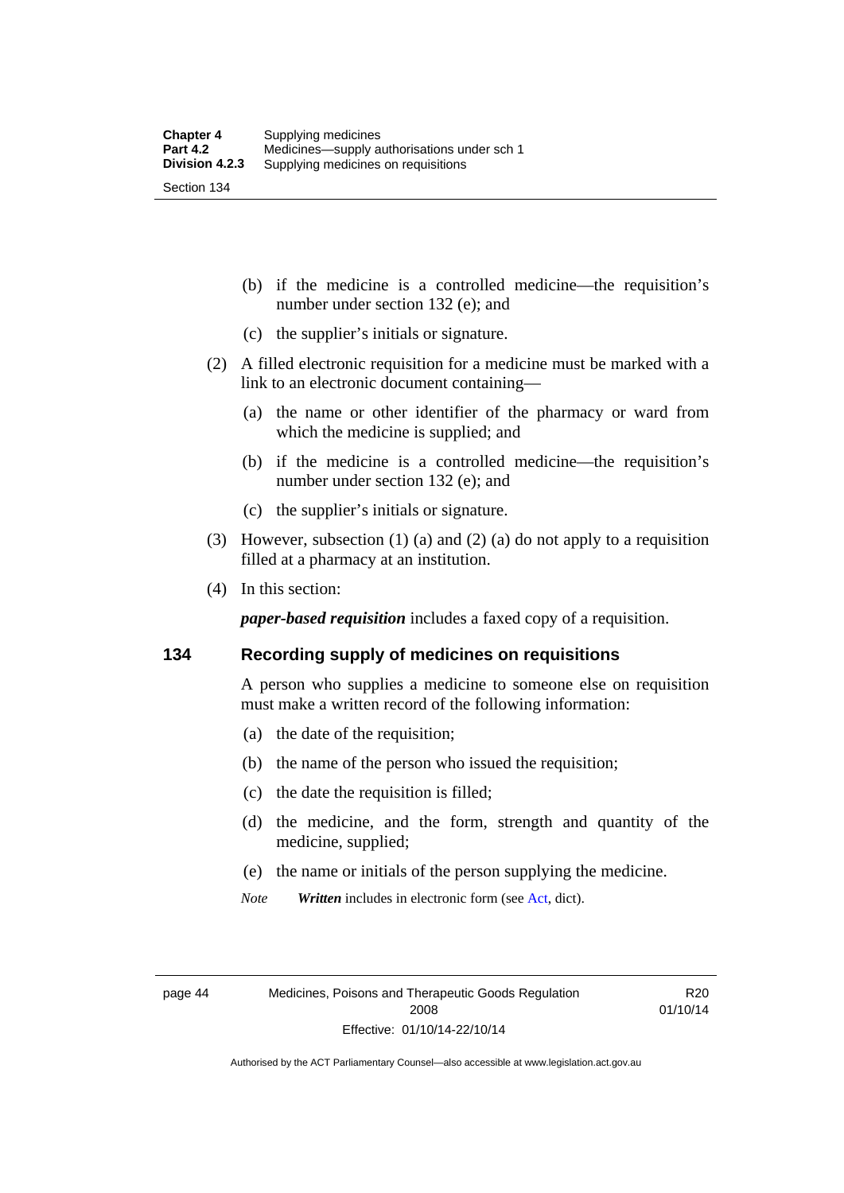(b) if the medicine is a controlled medicine—the requisition's number under section 132 (e); and

(c) the supplier's initials or signature.

(2) A filled electronic requisition for a medicine must be marked with a link to an electronic document containing—

(a) the name or other identifier of the pharmacy or ward from which the medicine is supplied; and

(b) if the medicine is a controlled medicine—the requisition's number under section 132 (e); and

(c) the supplier's initials or signature.

(3) However, subsection (1) (a) and (2) (a) do not apply to a requisition filled at a pharmacy at an institution.

(4) In this section:

***paper-based requisition*** includes a faxed copy of a requisition.

## 134 Recording supply of medicines on requisitions

A person who supplies a medicine to someone else on requisition must make a written record of the following information:

(a) the date of the requisition;

(b) the name of the person who issued the requisition;

(c) the date the requisition is filled;

(d) the medicine, and the form, strength and quantity of the medicine, supplied;

(e) the name or initials of the person supplying the medicine.

*Note* ***Written*** includes in electronic form (see Act, dict).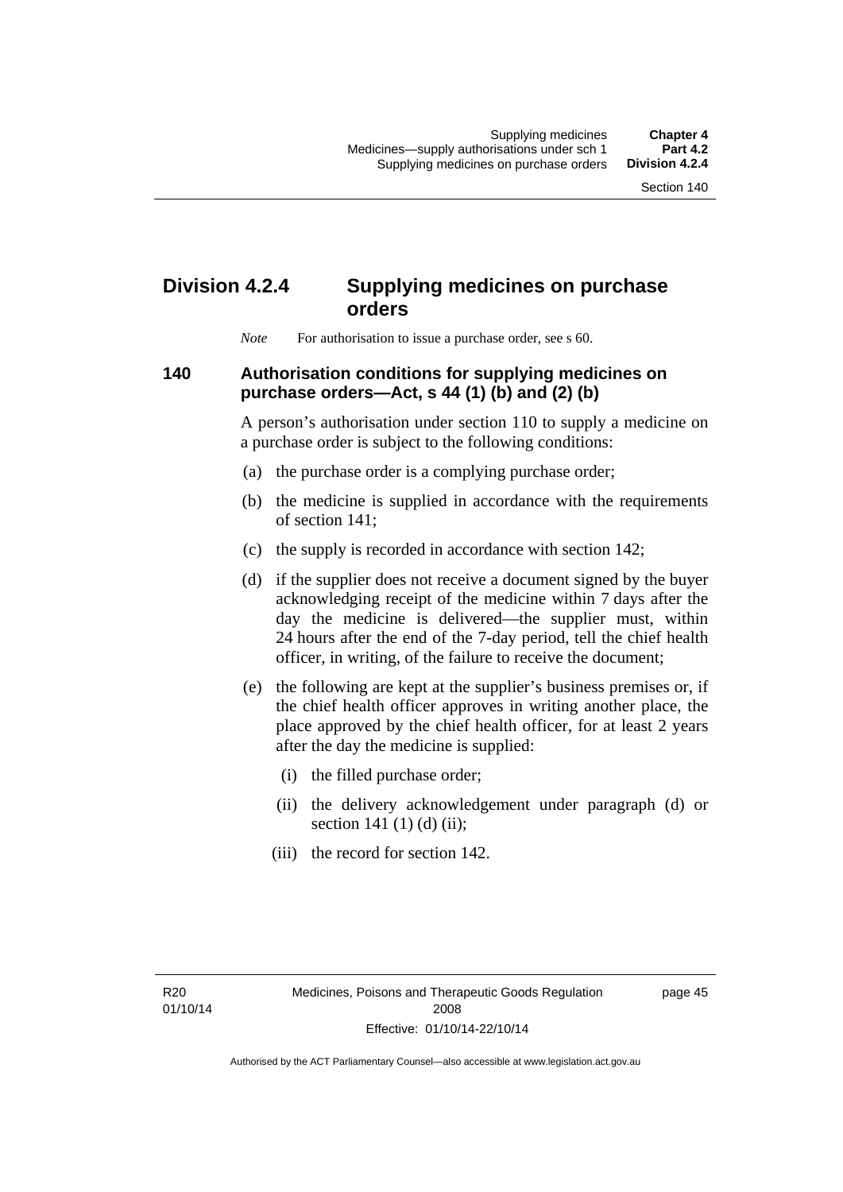## Division 4.2.4 Supplying medicines on purchase orders

*Note* For authorisation to issue a purchase order, see s 60.

### 140 Authorisation conditions for supplying medicines on purchase orders—Act, s 44 (1) (b) and (2) (b)

A person's authorisation under section 110 to supply a medicine on a purchase order is subject to the following conditions:

(a) the purchase order is a complying purchase order;

(b) the medicine is supplied in accordance with the requirements of section 141;

(c) the supply is recorded in accordance with section 142;

(d) if the supplier does not receive a document signed by the buyer acknowledging receipt of the medicine within 7 days after the day the medicine is delivered—the supplier must, within 24 hours after the end of the 7-day period, tell the chief health officer, in writing, of the failure to receive the document;

(e) the following are kept at the supplier's business premises or, if the chief health officer approves in writing another place, the place approved by the chief health officer, for at least 2 years after the day the medicine is supplied:

(i) the filled purchase order;

(ii) the delivery acknowledgement under paragraph (d) or section 141 (1) (d) (ii);

(iii) the record for section 142.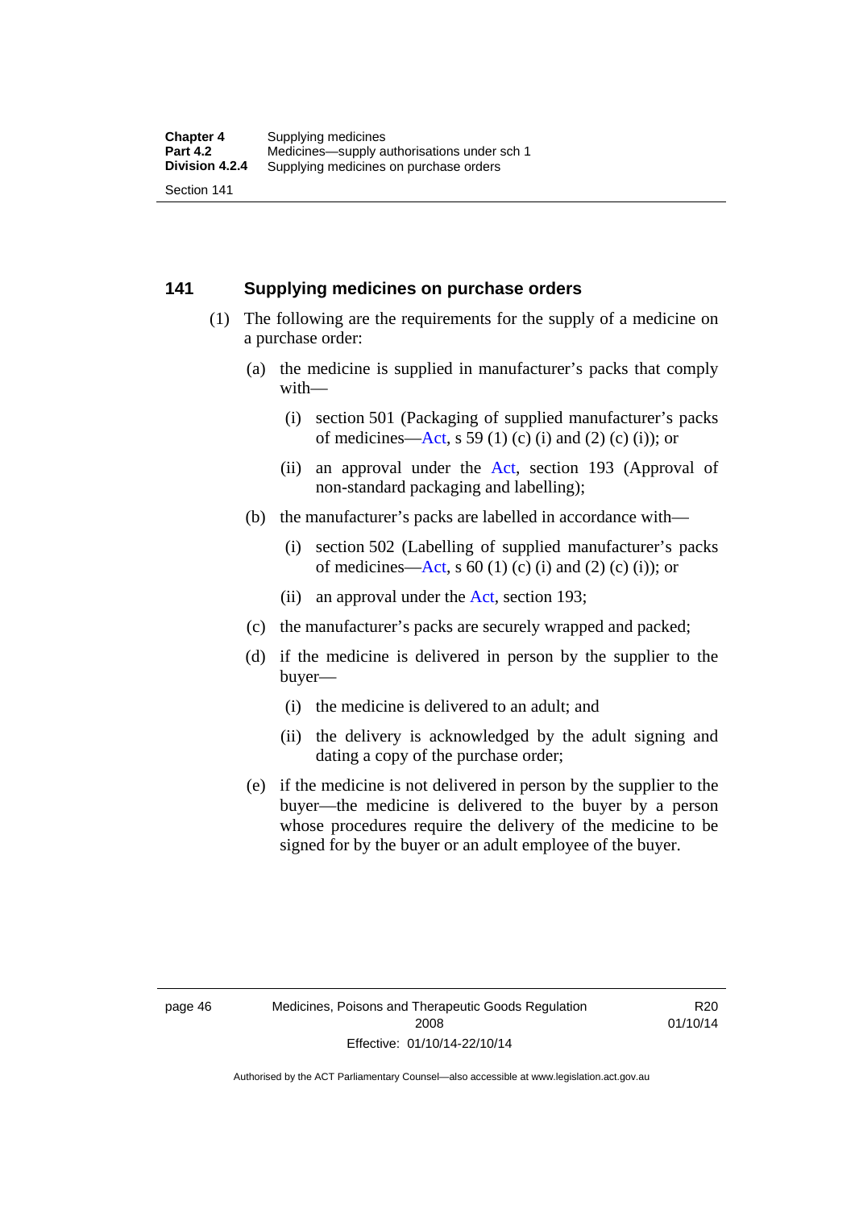## 141 Supplying medicines on purchase orders

(1) The following are the requirements for the supply of a medicine on a purchase order:

(a) the medicine is supplied in manufacturer's packs that comply with—

(i) section 501 (Packaging of supplied manufacturer's packs of medicines—Act, s 59 (1) (c) (i) and (2) (c) (i)); or

(ii) an approval under the Act, section 193 (Approval of non-standard packaging and labelling);

(b) the manufacturer's packs are labelled in accordance with—

(i) section 502 (Labelling of supplied manufacturer's packs of medicines—Act, s 60 (1) (c) (i) and (2) (c) (i)); or

(ii) an approval under the Act, section 193;

(c) the manufacturer's packs are securely wrapped and packed;

(d) if the medicine is delivered in person by the supplier to the buyer—

(i) the medicine is delivered to an adult; and

(ii) the delivery is acknowledged by the adult signing and dating a copy of the purchase order;

(e) if the medicine is not delivered in person by the supplier to the buyer—the medicine is delivered to the buyer by a person whose procedures require the delivery of the medicine to be signed for by the buyer or an adult employee of the buyer.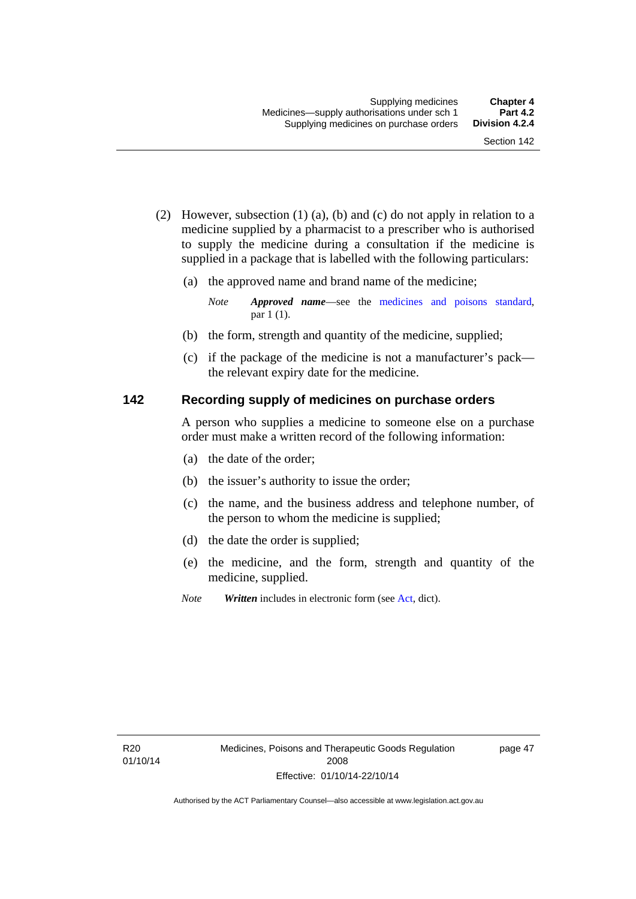(2) However, subsection (1) (a), (b) and (c) do not apply in relation to a medicine supplied by a pharmacist to a prescriber who is authorised to supply the medicine during a consultation if the medicine is supplied in a package that is labelled with the following particulars:

(a) the approved name and brand name of the medicine;

*Note* ***Approved name***—see the medicines and poisons standard, par 1 (1).

(b) the form, strength and quantity of the medicine, supplied;

(c) if the package of the medicine is not a manufacturer's pack—the relevant expiry date for the medicine.

## 142 Recording supply of medicines on purchase orders

A person who supplies a medicine to someone else on a purchase order must make a written record of the following information:

(a) the date of the order;

(b) the issuer's authority to issue the order;

(c) the name, and the business address and telephone number, of the person to whom the medicine is supplied;

(d) the date the order is supplied;

(e) the medicine, and the form, strength and quantity of the medicine, supplied.

*Note* ***Written*** includes in electronic form (see Act, dict).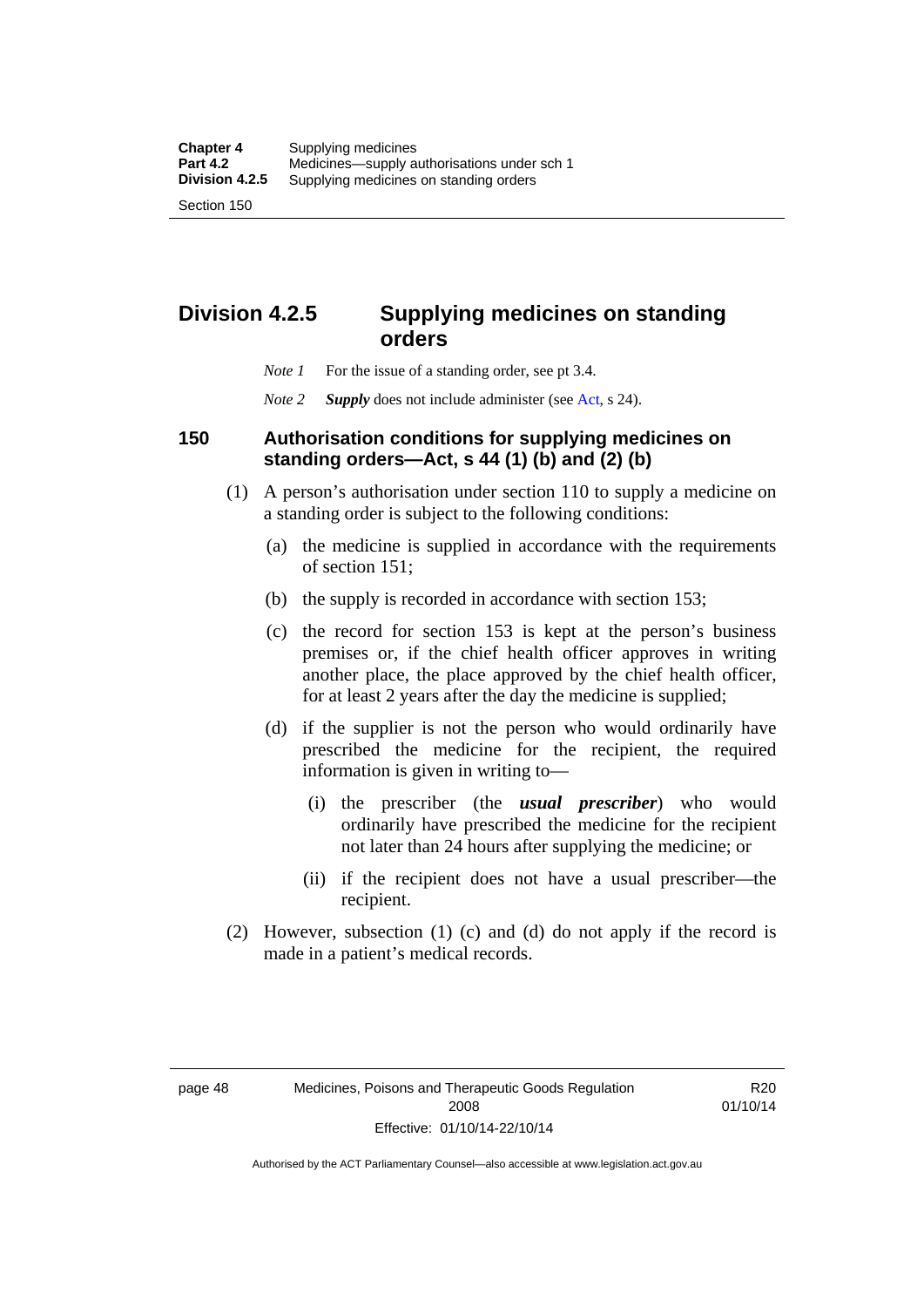## Division 4.2.5 Supplying medicines on standing orders

*Note 1* For the issue of a standing order, see pt 3.4.

*Note 2* ***Supply*** does not include administer (see Act, s 24).

### 150 Authorisation conditions for supplying medicines on standing orders—Act, s 44 (1) (b) and (2) (b)

(1) A person's authorisation under section 110 to supply a medicine on a standing order is subject to the following conditions:

(a) the medicine is supplied in accordance with the requirements of section 151;

(b) the supply is recorded in accordance with section 153;

(c) the record for section 153 is kept at the person's business premises or, if the chief health officer approves in writing another place, the place approved by the chief health officer, for at least 2 years after the day the medicine is supplied;

(d) if the supplier is not the person who would ordinarily have prescribed the medicine for the recipient, the required information is given in writing to—

(i) the prescriber (the ***usual prescriber***) who would ordinarily have prescribed the medicine for the recipient not later than 24 hours after supplying the medicine; or

(ii) if the recipient does not have a usual prescriber—the recipient.

(2) However, subsection (1) (c) and (d) do not apply if the record is made in a patient's medical records.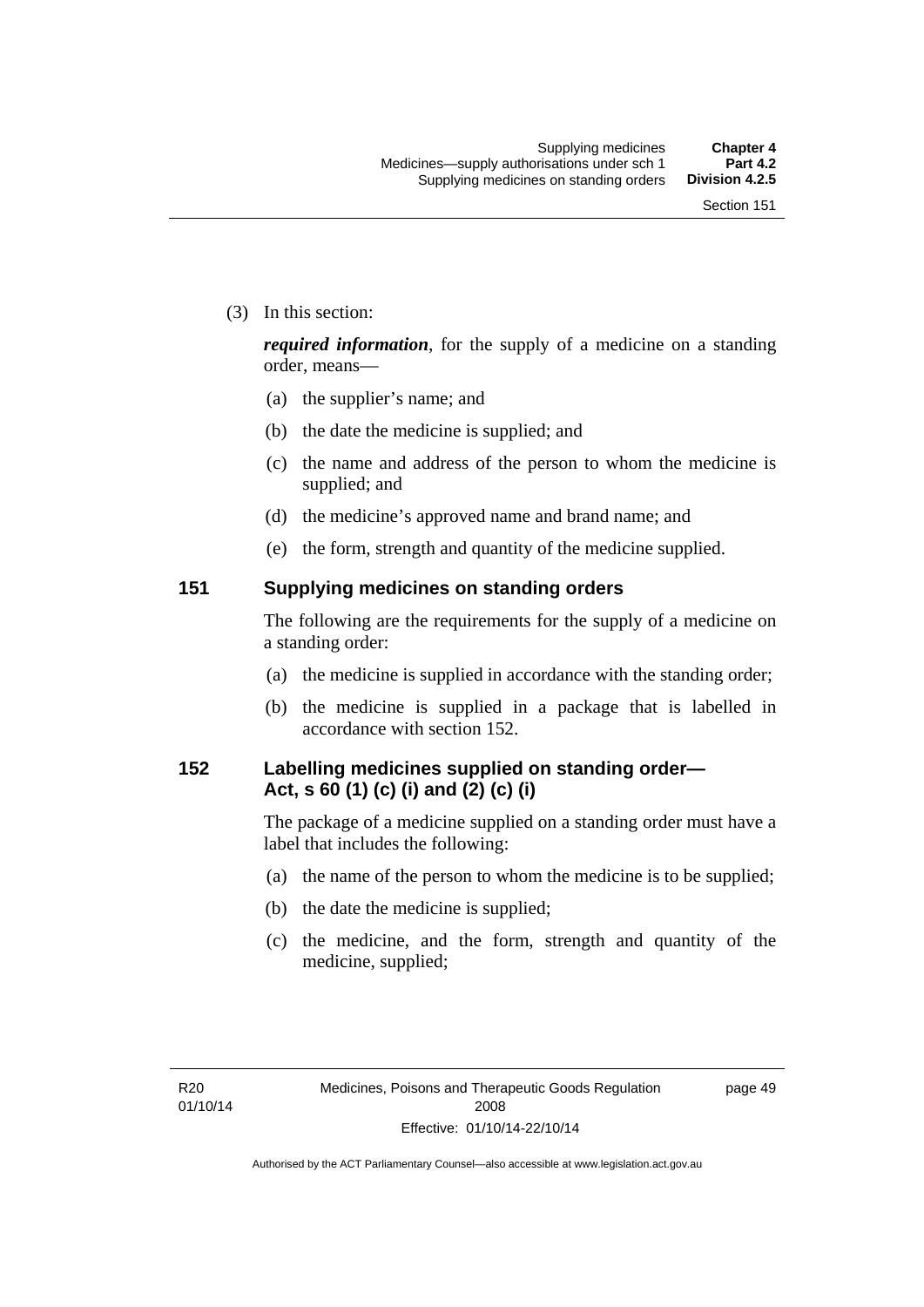(3) In this section:

***required information***, for the supply of a medicine on a standing order, means—

(a) the supplier's name; and

(b) the date the medicine is supplied; and

(c) the name and address of the person to whom the medicine is supplied; and

(d) the medicine's approved name and brand name; and

(e) the form, strength and quantity of the medicine supplied.

## 151 Supplying medicines on standing orders

The following are the requirements for the supply of a medicine on a standing order:

(a) the medicine is supplied in accordance with the standing order;

(b) the medicine is supplied in a package that is labelled in accordance with section 152.

## 152 Labelling medicines supplied on standing order—Act, s 60 (1) (c) (i) and (2) (c) (i)

The package of a medicine supplied on a standing order must have a label that includes the following:

(a) the name of the person to whom the medicine is to be supplied;

(b) the date the medicine is supplied;

(c) the medicine, and the form, strength and quantity of the medicine, supplied;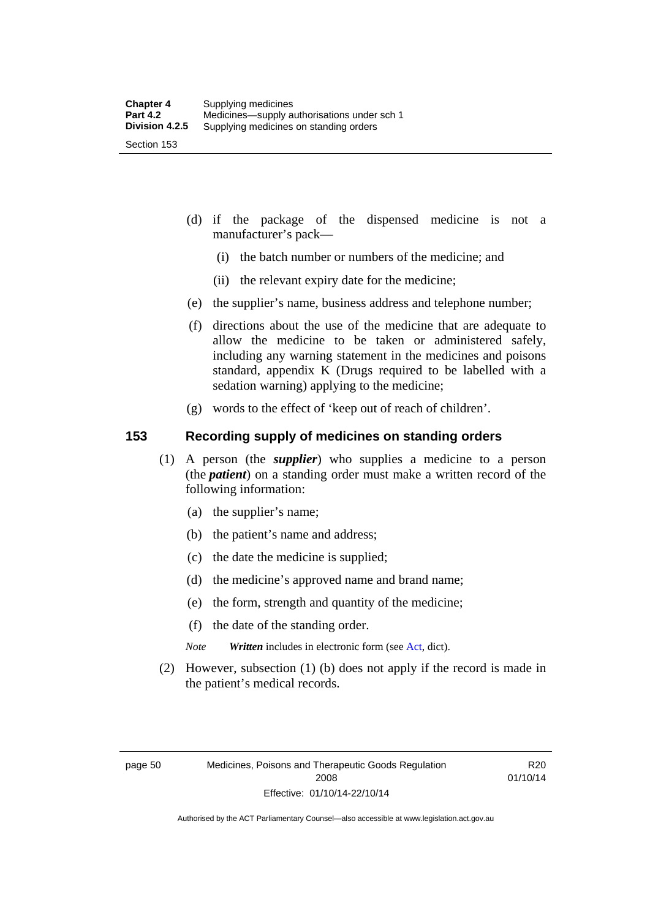(d) if the package of the dispensed medicine is not a manufacturer's pack—

(i) the batch number or numbers of the medicine; and

(ii) the relevant expiry date for the medicine;

(e) the supplier's name, business address and telephone number;

(f) directions about the use of the medicine that are adequate to allow the medicine to be taken or administered safely, including any warning statement in the medicines and poisons standard, appendix K (Drugs required to be labelled with a sedation warning) applying to the medicine;

(g) words to the effect of 'keep out of reach of children'.

## 153 Recording supply of medicines on standing orders

(1) A person (the ***supplier***) who supplies a medicine to a person (the ***patient***) on a standing order must make a written record of the following information:

(a) the supplier's name;

(b) the patient's name and address;

(c) the date the medicine is supplied;

(d) the medicine's approved name and brand name;

(e) the form, strength and quantity of the medicine;

(f) the date of the standing order.

*Note* ***Written*** includes in electronic form (see Act, dict).

(2) However, subsection (1) (b) does not apply if the record is made in the patient's medical records.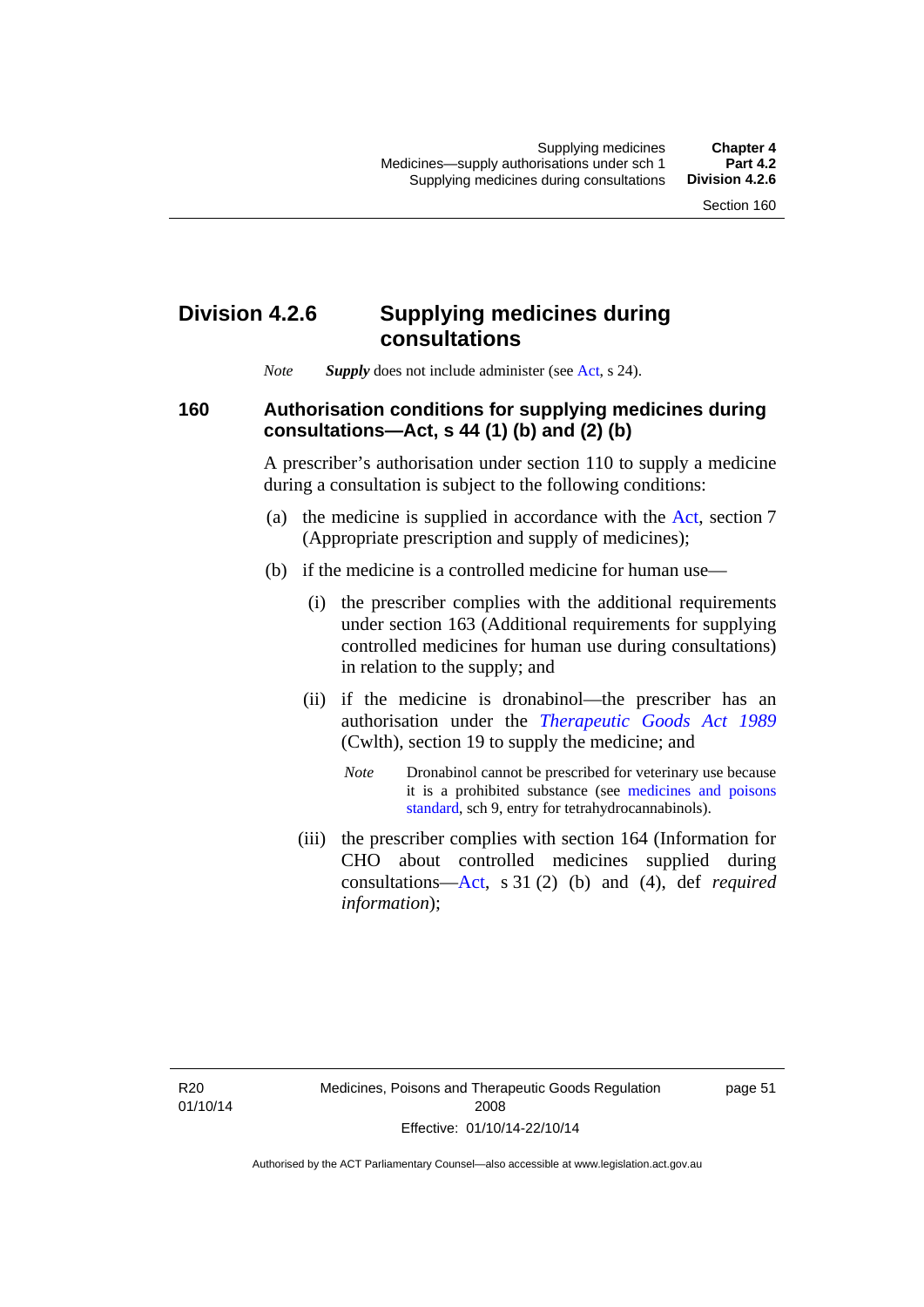## Division 4.2.6 Supplying medicines during consultations

*Note* ***Supply*** does not include administer (see Act, s 24).

### 160 Authorisation conditions for supplying medicines during consultations—Act, s 44 (1) (b) and (2) (b)

A prescriber's authorisation under section 110 to supply a medicine during a consultation is subject to the following conditions:

(a) the medicine is supplied in accordance with the Act, section 7 (Appropriate prescription and supply of medicines);

(b) if the medicine is a controlled medicine for human use—

(i) the prescriber complies with the additional requirements under section 163 (Additional requirements for supplying controlled medicines for human use during consultations) in relation to the supply; and

(ii) if the medicine is dronabinol—the prescriber has an authorisation under the *Therapeutic Goods Act 1989* (Cwlth), section 19 to supply the medicine; and

*Note* Dronabinol cannot be prescribed for veterinary use because it is a prohibited substance (see medicines and poisons standard, sch 9, entry for tetrahydrocannabinols).

(iii) the prescriber complies with section 164 (Information for CHO about controlled medicines supplied during consultations—Act, s 31 (2) (b) and (4), def *required information*);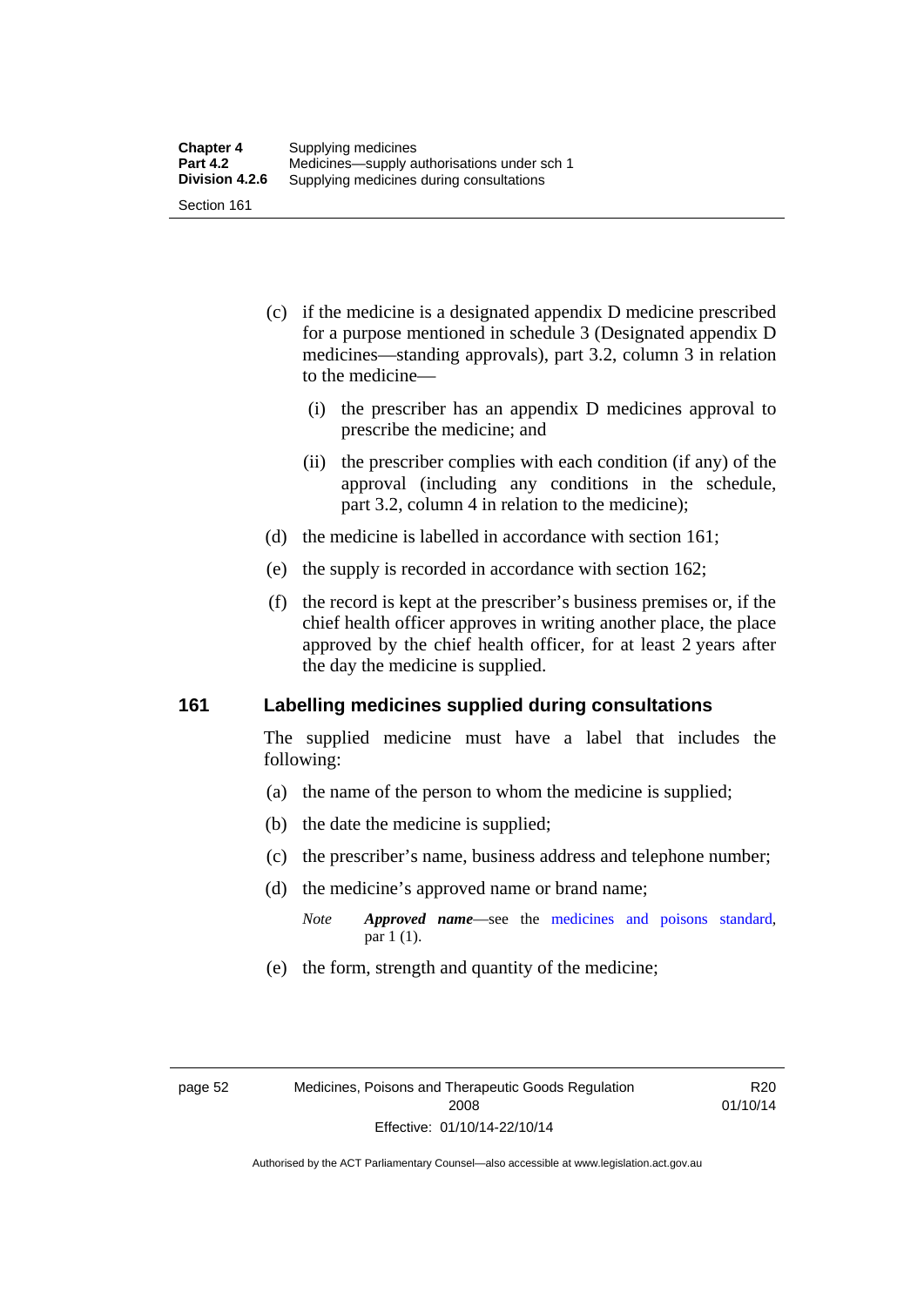(c) if the medicine is a designated appendix D medicine prescribed for a purpose mentioned in schedule 3 (Designated appendix D medicines—standing approvals), part 3.2, column 3 in relation to the medicine—

   (i) the prescriber has an appendix D medicines approval to prescribe the medicine; and

   (ii) the prescriber complies with each condition (if any) of the approval (including any conditions in the schedule, part 3.2, column 4 in relation to the medicine);

(d) the medicine is labelled in accordance with section 161;

(e) the supply is recorded in accordance with section 162;

(f) the record is kept at the prescriber's business premises or, if the chief health officer approves in writing another place, the place approved by the chief health officer, for at least 2 years after the day the medicine is supplied.

## 161 Labelling medicines supplied during consultations

The supplied medicine must have a label that includes the following:

(a) the name of the person to whom the medicine is supplied;

(b) the date the medicine is supplied;

(c) the prescriber's name, business address and telephone number;

(d) the medicine's approved name or brand name;

*Note* ***Approved name***—see the medicines and poisons standard, par 1 (1).

(e) the form, strength and quantity of the medicine;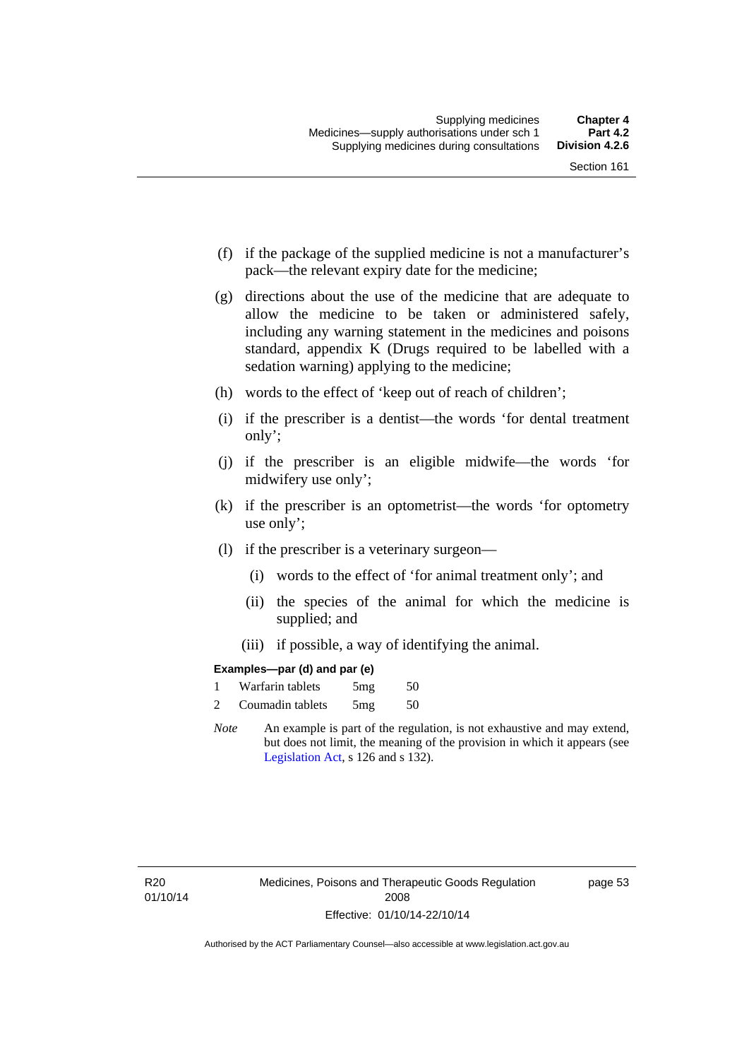(f) if the package of the supplied medicine is not a manufacturer's pack—the relevant expiry date for the medicine;

(g) directions about the use of the medicine that are adequate to allow the medicine to be taken or administered safely, including any warning statement in the medicines and poisons standard, appendix K (Drugs required to be labelled with a sedation warning) applying to the medicine;

(h) words to the effect of 'keep out of reach of children';

(i) if the prescriber is a dentist—the words 'for dental treatment only';

(j) if the prescriber is an eligible midwife—the words 'for midwifery use only';

(k) if the prescriber is an optometrist—the words 'for optometry use only';

(l) if the prescriber is a veterinary surgeon—

(i) words to the effect of 'for animal treatment only'; and

(ii) the species of the animal for which the medicine is supplied; and

(iii) if possible, a way of identifying the animal.

**Examples—par (d) and par (e)**

| | | | |
|---|---|---|---|
| 1 | Warfarin tablets | 5mg | 50 |
| 2 | Coumadin tablets | 5mg | 50 |

*Note* An example is part of the regulation, is not exhaustive and may extend, but does not limit, the meaning of the provision in which it appears (see Legislation Act, s 126 and s 132).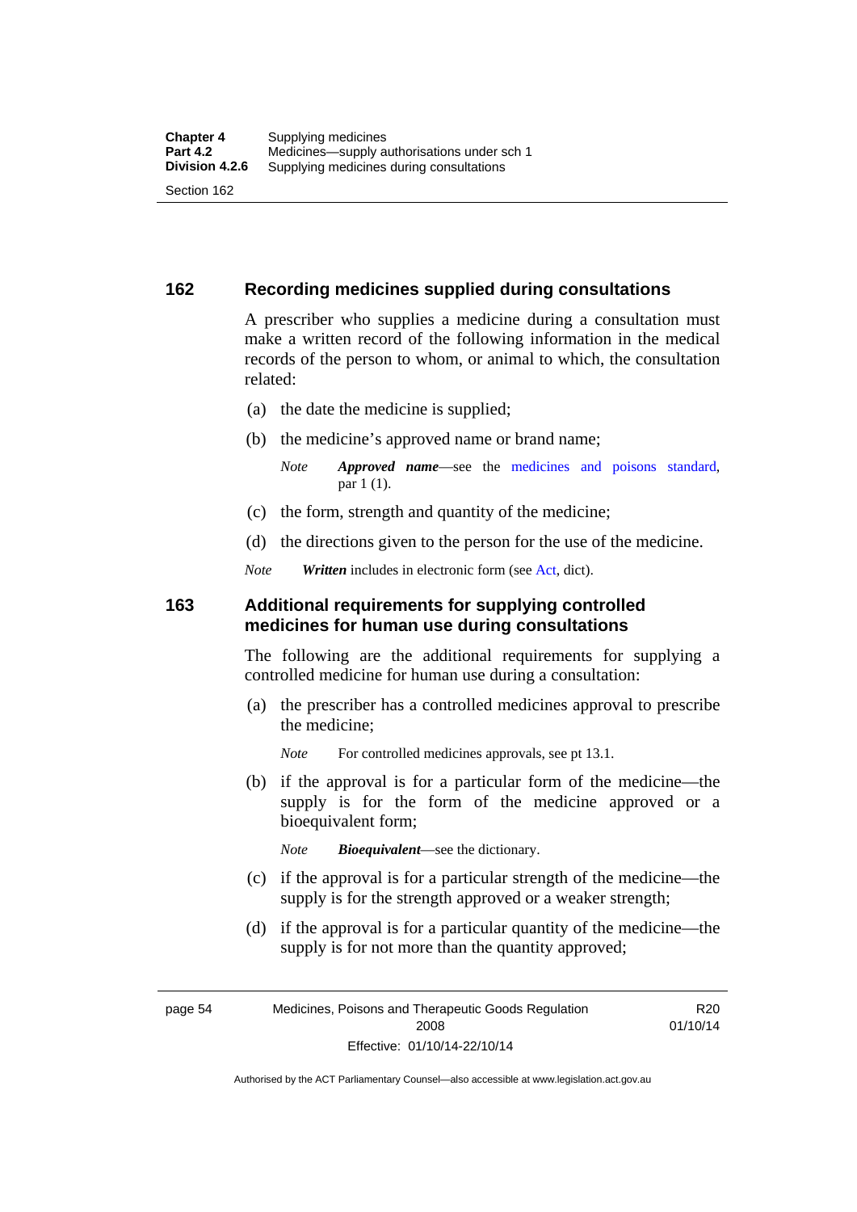## 162 Recording medicines supplied during consultations

A prescriber who supplies a medicine during a consultation must make a written record of the following information in the medical records of the person to whom, or animal to which, the consultation related:

(a) the date the medicine is supplied;

(b) the medicine's approved name or brand name;

*Note* ***Approved name***—see the medicines and poisons standard, par 1 (1).

(c) the form, strength and quantity of the medicine;

(d) the directions given to the person for the use of the medicine.

*Note* ***Written*** includes in electronic form (see Act, dict).

## 163 Additional requirements for supplying controlled medicines for human use during consultations

The following are the additional requirements for supplying a controlled medicine for human use during a consultation:

(a) the prescriber has a controlled medicines approval to prescribe the medicine;

*Note* For controlled medicines approvals, see pt 13.1.

(b) if the approval is for a particular form of the medicine—the supply is for the form of the medicine approved or a bioequivalent form;

*Note* ***Bioequivalent***—see the dictionary.

(c) if the approval is for a particular strength of the medicine—the supply is for the strength approved or a weaker strength;

(d) if the approval is for a particular quantity of the medicine—the supply is for not more than the quantity approved;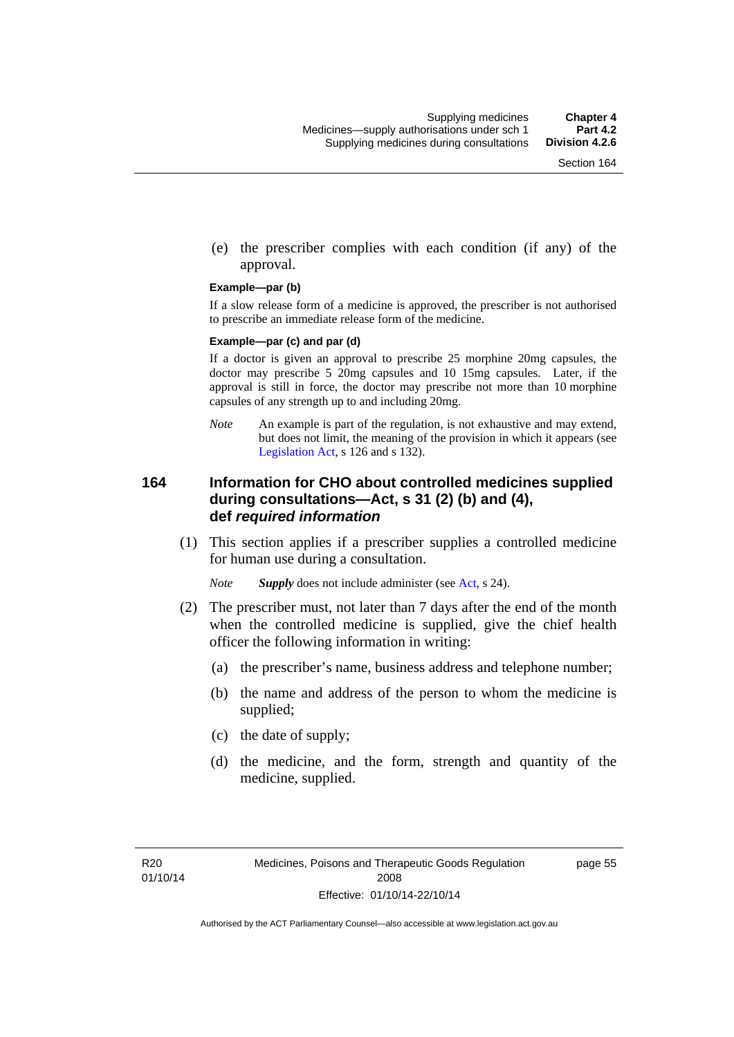(e) the prescriber complies with each condition (if any) of the approval.

**Example—par (b)**

If a slow release form of a medicine is approved, the prescriber is not authorised to prescribe an immediate release form of the medicine.

**Example—par (c) and par (d)**

If a doctor is given an approval to prescribe 25 morphine 20mg capsules, the doctor may prescribe 5 20mg capsules and 10 15mg capsules. Later, if the approval is still in force, the doctor may prescribe not more than 10 morphine capsules of any strength up to and including 20mg.

*Note* An example is part of the regulation, is not exhaustive and may extend, but does not limit, the meaning of the provision in which it appears (see Legislation Act, s 126 and s 132).

### 164 Information for CHO about controlled medicines supplied during consultations—Act, s 31 (2) (b) and (4), def *required information*

(1) This section applies if a prescriber supplies a controlled medicine for human use during a consultation.

*Note* ***Supply*** does not include administer (see Act, s 24).

(2) The prescriber must, not later than 7 days after the end of the month when the controlled medicine is supplied, give the chief health officer the following information in writing:

(a) the prescriber's name, business address and telephone number;

(b) the name and address of the person to whom the medicine is supplied;

(c) the date of supply;

(d) the medicine, and the form, strength and quantity of the medicine, supplied.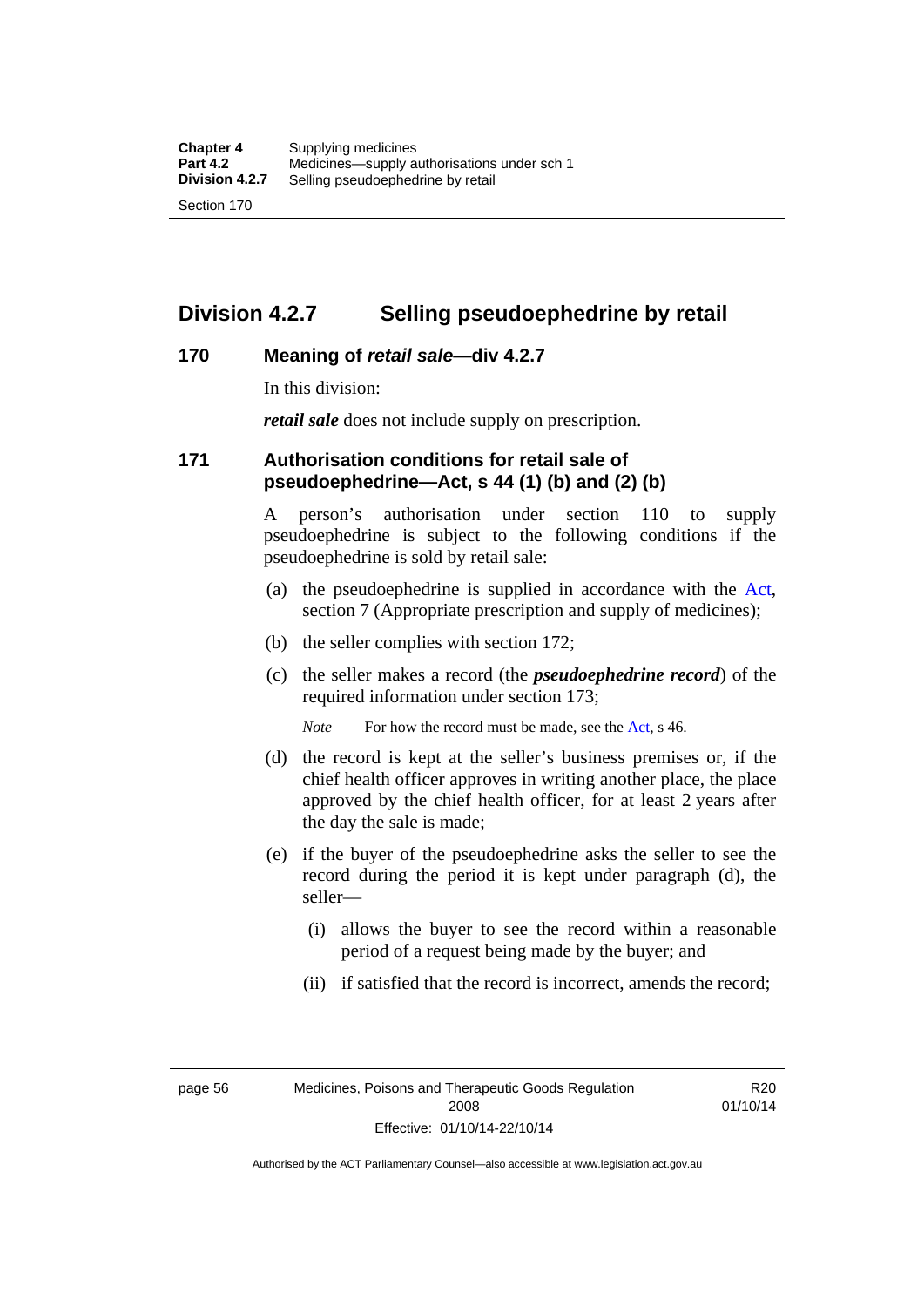## Division 4.2.7 Selling pseudoephedrine by retail

### 170 Meaning of *retail sale*—div 4.2.7

In this division:

***retail sale*** does not include supply on prescription.

### 171 Authorisation conditions for retail sale of pseudoephedrine—Act, s 44 (1) (b) and (2) (b)

A person's authorisation under section 110 to supply pseudoephedrine is subject to the following conditions if the pseudoephedrine is sold by retail sale:

(a) the pseudoephedrine is supplied in accordance with the Act, section 7 (Appropriate prescription and supply of medicines);

(b) the seller complies with section 172;

(c) the seller makes a record (the ***pseudoephedrine record***) of the required information under section 173;

*Note* For how the record must be made, see the Act, s 46.

(d) the record is kept at the seller's business premises or, if the chief health officer approves in writing another place, the place approved by the chief health officer, for at least 2 years after the day the sale is made;

(e) if the buyer of the pseudoephedrine asks the seller to see the record during the period it is kept under paragraph (d), the seller—

(i) allows the buyer to see the record within a reasonable period of a request being made by the buyer; and

(ii) if satisfied that the record is incorrect, amends the record;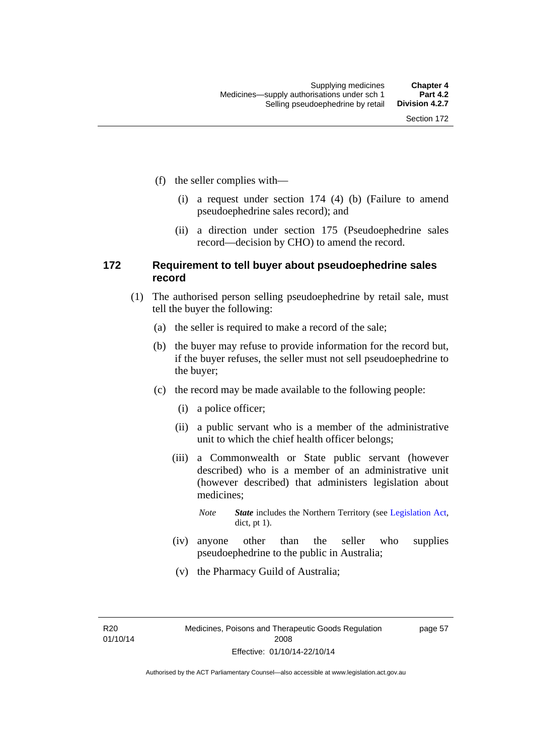(f) the seller complies with—

(i) a request under section 174 (4) (b) (Failure to amend pseudoephedrine sales record); and

(ii) a direction under section 175 (Pseudoephedrine sales record—decision by CHO) to amend the record.

## 172 Requirement to tell buyer about pseudoephedrine sales record

(1) The authorised person selling pseudoephedrine by retail sale, must tell the buyer the following:

(a) the seller is required to make a record of the sale;

(b) the buyer may refuse to provide information for the record but, if the buyer refuses, the seller must not sell pseudoephedrine to the buyer;

(c) the record may be made available to the following people:

(i) a police officer;

(ii) a public servant who is a member of the administrative unit to which the chief health officer belongs;

(iii) a Commonwealth or State public servant (however described) who is a member of an administrative unit (however described) that administers legislation about medicines;

*Note* ***State*** includes the Northern Territory (see Legislation Act, dict, pt 1).

(iv) anyone other than the seller who supplies pseudoephedrine to the public in Australia;

(v) the Pharmacy Guild of Australia;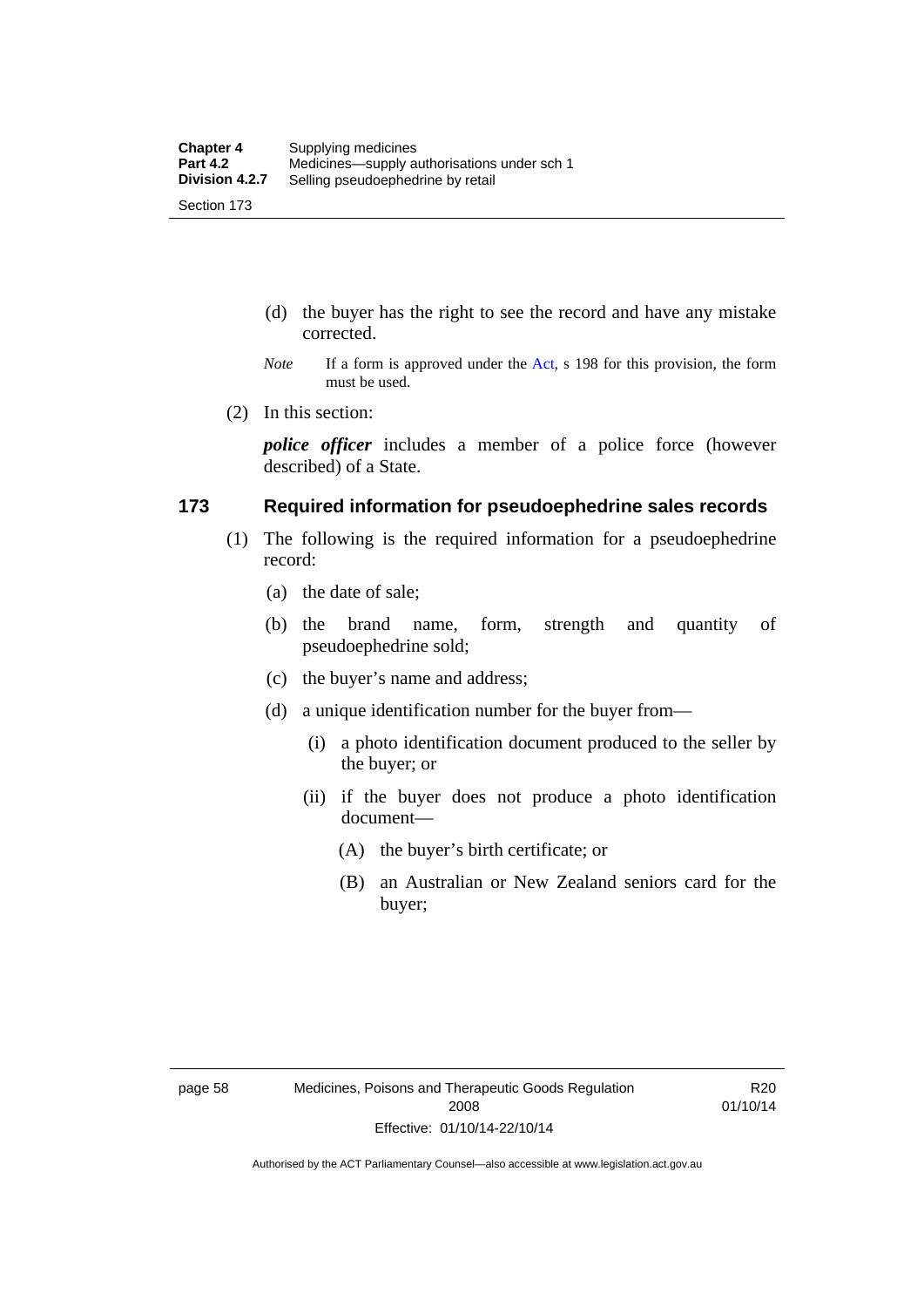(d) the buyer has the right to see the record and have any mistake corrected.

*Note* If a form is approved under the Act, s 198 for this provision, the form must be used.

(2) In this section:

***police officer*** includes a member of a police force (however described) of a State.

## 173 Required information for pseudoephedrine sales records

(1) The following is the required information for a pseudoephedrine record:

(a) the date of sale;

(b) the brand name, form, strength and quantity of pseudoephedrine sold;

(c) the buyer's name and address;

(d) a unique identification number for the buyer from—

(i) a photo identification document produced to the seller by the buyer; or

(ii) if the buyer does not produce a photo identification document—

(A) the buyer's birth certificate; or

(B) an Australian or New Zealand seniors card for the buyer;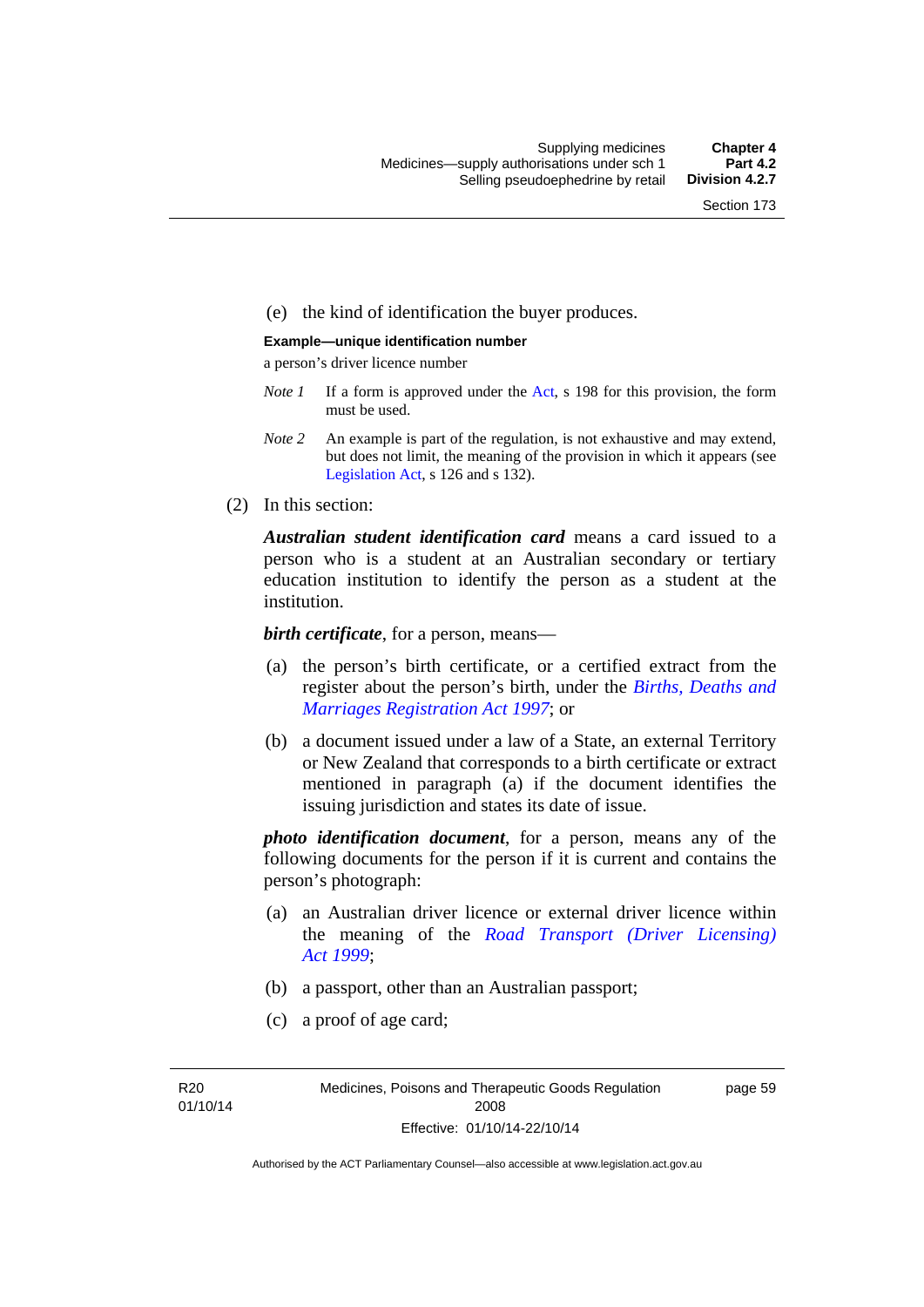(e) the kind of identification the buyer produces.

**Example—unique identification number**

a person's driver licence number

*Note 1* If a form is approved under the Act, s 198 for this provision, the form must be used.

*Note 2* An example is part of the regulation, is not exhaustive and may extend, but does not limit, the meaning of the provision in which it appears (see Legislation Act, s 126 and s 132).

(2) In this section:

***Australian student identification card*** means a card issued to a person who is a student at an Australian secondary or tertiary education institution to identify the person as a student at the institution.

***birth certificate***, for a person, means—

(a) the person's birth certificate, or a certified extract from the register about the person's birth, under the *Births, Deaths and Marriages Registration Act 1997*; or

(b) a document issued under a law of a State, an external Territory or New Zealand that corresponds to a birth certificate or extract mentioned in paragraph (a) if the document identifies the issuing jurisdiction and states its date of issue.

***photo identification document***, for a person, means any of the following documents for the person if it is current and contains the person's photograph:

(a) an Australian driver licence or external driver licence within the meaning of the *Road Transport (Driver Licensing) Act 1999*;

(b) a passport, other than an Australian passport;

(c) a proof of age card;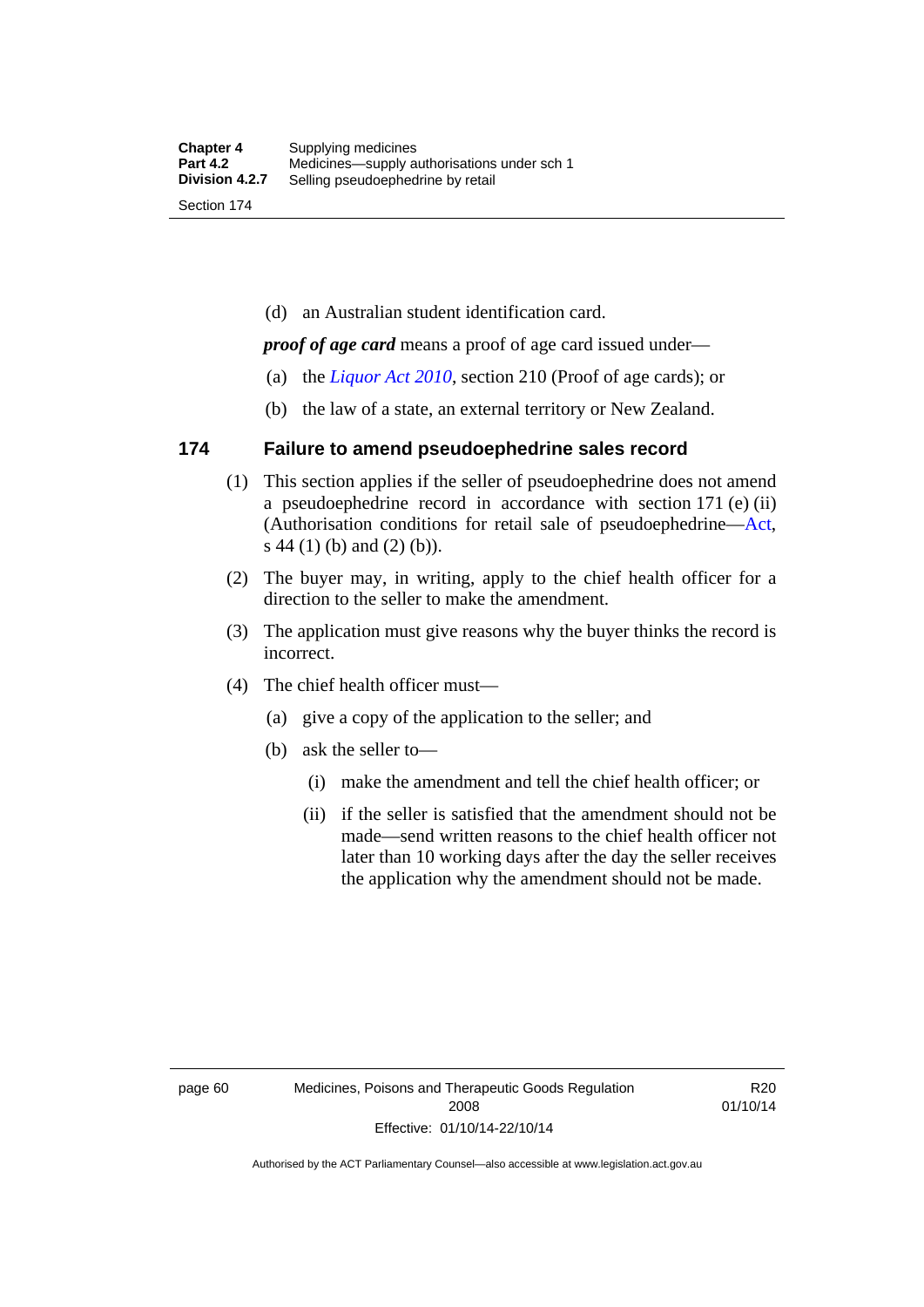(d) an Australian student identification card.

***proof of age card*** means a proof of age card issued under—

(a) the *Liquor Act 2010*, section 210 (Proof of age cards); or

(b) the law of a state, an external territory or New Zealand.

### 174 Failure to amend pseudoephedrine sales record

(1) This section applies if the seller of pseudoephedrine does not amend a pseudoephedrine record in accordance with section 171 (e) (ii) (Authorisation conditions for retail sale of pseudoephedrine—Act, s 44 (1) (b) and (2) (b)).

(2) The buyer may, in writing, apply to the chief health officer for a direction to the seller to make the amendment.

(3) The application must give reasons why the buyer thinks the record is incorrect.

(4) The chief health officer must—

(a) give a copy of the application to the seller; and

(b) ask the seller to—

(i) make the amendment and tell the chief health officer; or

(ii) if the seller is satisfied that the amendment should not be made—send written reasons to the chief health officer not later than 10 working days after the day the seller receives the application why the amendment should not be made.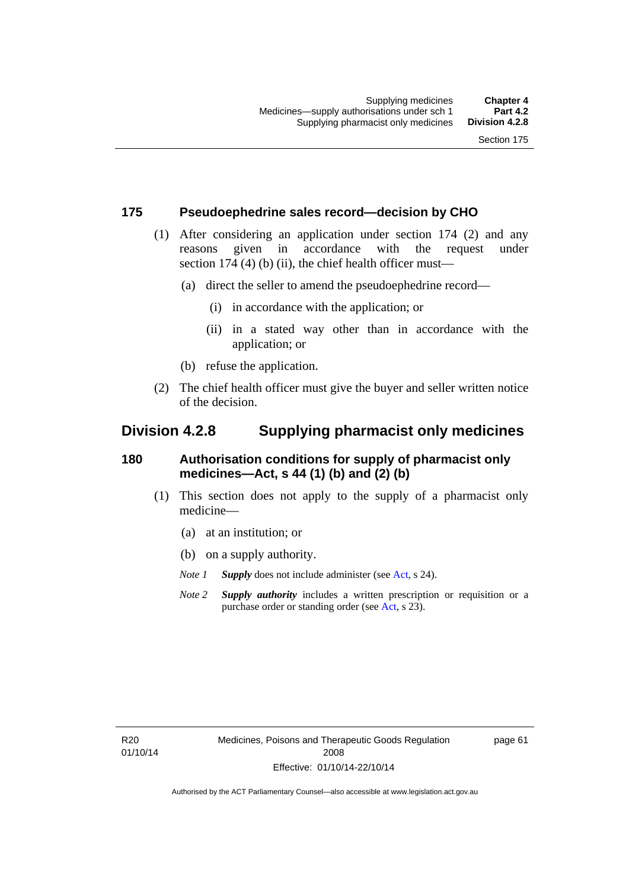## 175 Pseudoephedrine sales record—decision by CHO

(1) After considering an application under section 174 (2) and any reasons given in accordance with the request under section 174 (4) (b) (ii), the chief health officer must—

(a) direct the seller to amend the pseudoephedrine record—

(i) in accordance with the application; or

(ii) in a stated way other than in accordance with the application; or

(b) refuse the application.

(2) The chief health officer must give the buyer and seller written notice of the decision.

# Division 4.2.8 Supplying pharmacist only medicines

## 180 Authorisation conditions for supply of pharmacist only medicines—Act, s 44 (1) (b) and (2) (b)

(1) This section does not apply to the supply of a pharmacist only medicine—

(a) at an institution; or

(b) on a supply authority.

*Note 1* ***Supply*** does not include administer (see Act, s 24).

*Note 2* ***Supply authority*** includes a written prescription or requisition or a purchase order or standing order (see Act, s 23).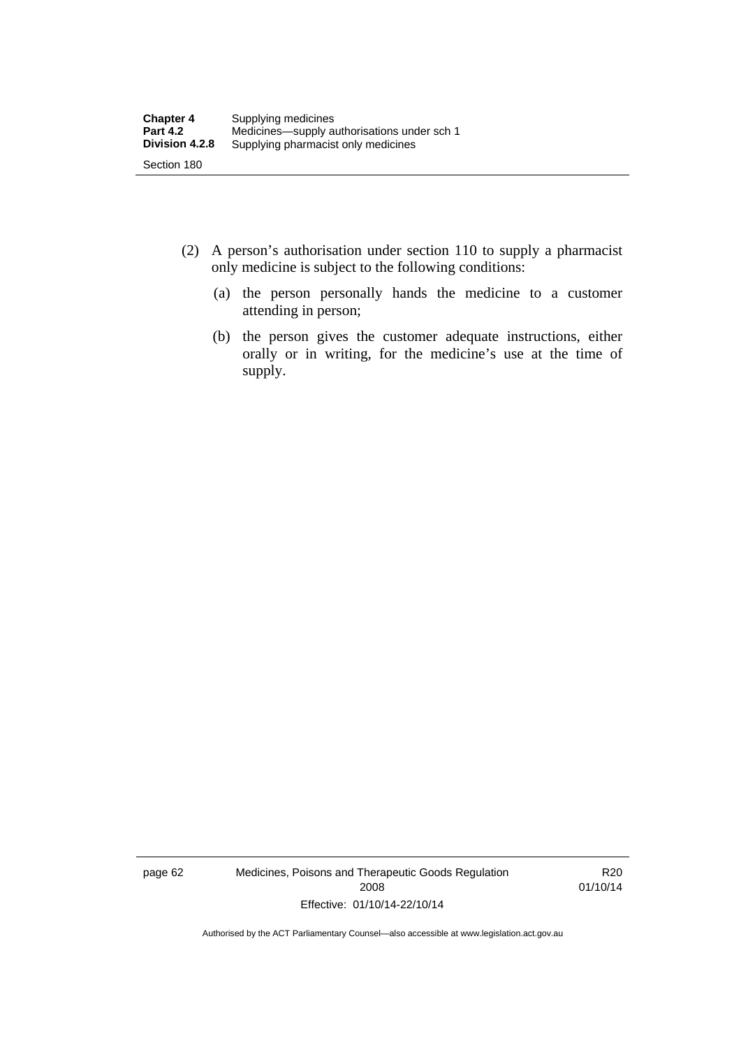(2) A person's authorisation under section 110 to supply a pharmacist only medicine is subject to the following conditions:

(a) the person personally hands the medicine to a customer attending in person;

(b) the person gives the customer adequate instructions, either orally or in writing, for the medicine's use at the time of supply.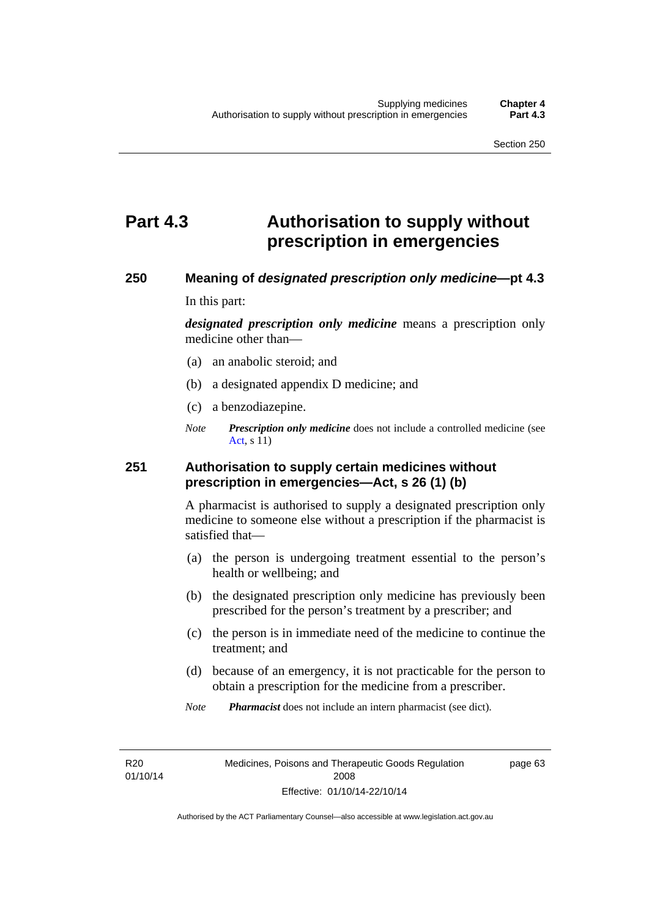# Part 4.3 Authorisation to supply without prescription in emergencies

### 250 Meaning of *designated prescription only medicine*—pt 4.3

In this part:

***designated prescription only medicine*** means a prescription only medicine other than—

(a) an anabolic steroid; and

(b) a designated appendix D medicine; and

(c) a benzodiazepine.

*Note* ***Prescription only medicine*** does not include a controlled medicine (see Act, s 11)

### 251 Authorisation to supply certain medicines without prescription in emergencies—Act, s 26 (1) (b)

A pharmacist is authorised to supply a designated prescription only medicine to someone else without a prescription if the pharmacist is satisfied that—

(a) the person is undergoing treatment essential to the person's health or wellbeing; and

(b) the designated prescription only medicine has previously been prescribed for the person's treatment by a prescriber; and

(c) the person is in immediate need of the medicine to continue the treatment; and

(d) because of an emergency, it is not practicable for the person to obtain a prescription for the medicine from a prescriber.

*Note* ***Pharmacist*** does not include an intern pharmacist (see dict).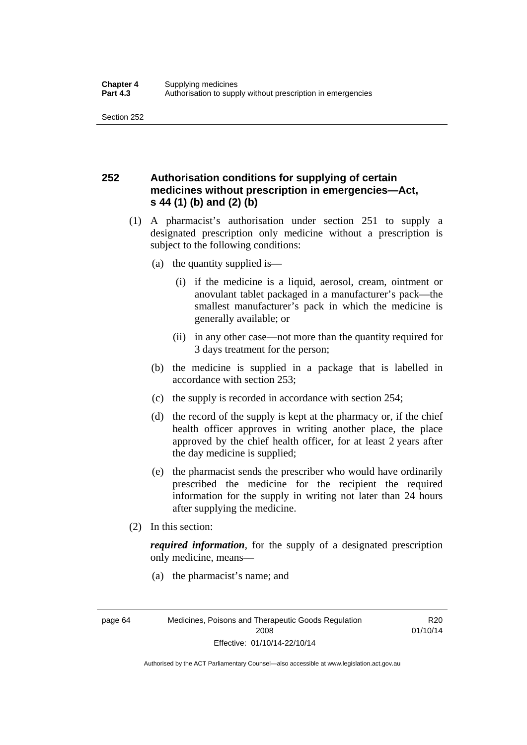## 252 Authorisation conditions for supplying of certain medicines without prescription in emergencies—Act, s 44 (1) (b) and (2) (b)

(1) A pharmacist's authorisation under section 251 to supply a designated prescription only medicine without a prescription is subject to the following conditions:

(a) the quantity supplied is—

(i) if the medicine is a liquid, aerosol, cream, ointment or anovulant tablet packaged in a manufacturer's pack—the smallest manufacturer's pack in which the medicine is generally available; or

(ii) in any other case—not more than the quantity required for 3 days treatment for the person;

(b) the medicine is supplied in a package that is labelled in accordance with section 253;

(c) the supply is recorded in accordance with section 254;

(d) the record of the supply is kept at the pharmacy or, if the chief health officer approves in writing another place, the place approved by the chief health officer, for at least 2 years after the day medicine is supplied;

(e) the pharmacist sends the prescriber who would have ordinarily prescribed the medicine for the recipient the required information for the supply in writing not later than 24 hours after supplying the medicine.

(2) In this section:

***required information***, for the supply of a designated prescription only medicine, means—

(a) the pharmacist's name; and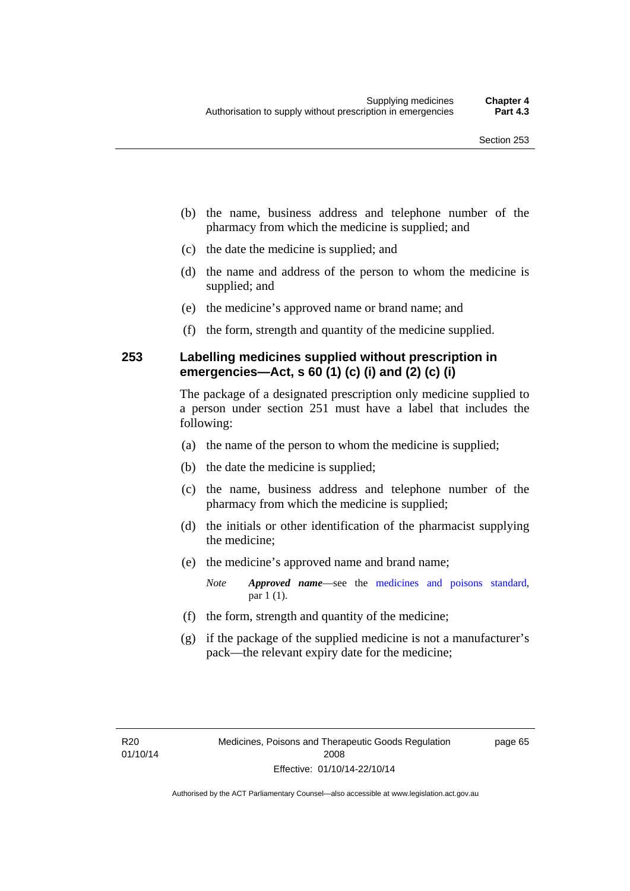(b) the name, business address and telephone number of the pharmacy from which the medicine is supplied; and

(c) the date the medicine is supplied; and

(d) the name and address of the person to whom the medicine is supplied; and

(e) the medicine's approved name or brand name; and

(f) the form, strength and quantity of the medicine supplied.

## 253 Labelling medicines supplied without prescription in emergencies—Act, s 60 (1) (c) (i) and (2) (c) (i)

The package of a designated prescription only medicine supplied to a person under section 251 must have a label that includes the following:

(a) the name of the person to whom the medicine is supplied;

(b) the date the medicine is supplied;

(c) the name, business address and telephone number of the pharmacy from which the medicine is supplied;

(d) the initials or other identification of the pharmacist supplying the medicine;

(e) the medicine's approved name and brand name;

*Note* ***Approved name***—see the medicines and poisons standard, par 1 (1).

(f) the form, strength and quantity of the medicine;

(g) if the package of the supplied medicine is not a manufacturer's pack—the relevant expiry date for the medicine;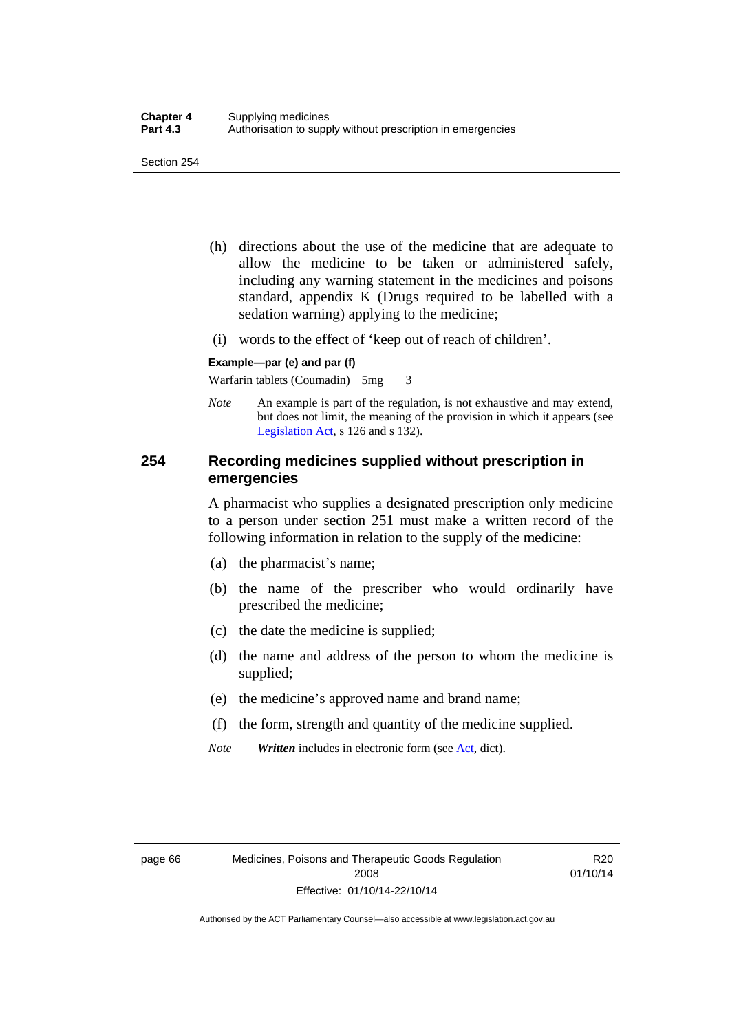(h) directions about the use of the medicine that are adequate to allow the medicine to be taken or administered safely, including any warning statement in the medicines and poisons standard, appendix K (Drugs required to be labelled with a sedation warning) applying to the medicine;

(i) words to the effect of 'keep out of reach of children'.

**Example—par (e) and par (f)**

Warfarin tablets (Coumadin) 5mg 3

*Note* An example is part of the regulation, is not exhaustive and may extend, but does not limit, the meaning of the provision in which it appears (see Legislation Act, s 126 and s 132).

## 254 Recording medicines supplied without prescription in emergencies

A pharmacist who supplies a designated prescription only medicine to a person under section 251 must make a written record of the following information in relation to the supply of the medicine:

(a) the pharmacist's name;

(b) the name of the prescriber who would ordinarily have prescribed the medicine;

(c) the date the medicine is supplied;

(d) the name and address of the person to whom the medicine is supplied;

(e) the medicine's approved name and brand name;

(f) the form, strength and quantity of the medicine supplied.

*Note* ***Written*** includes in electronic form (see Act, dict).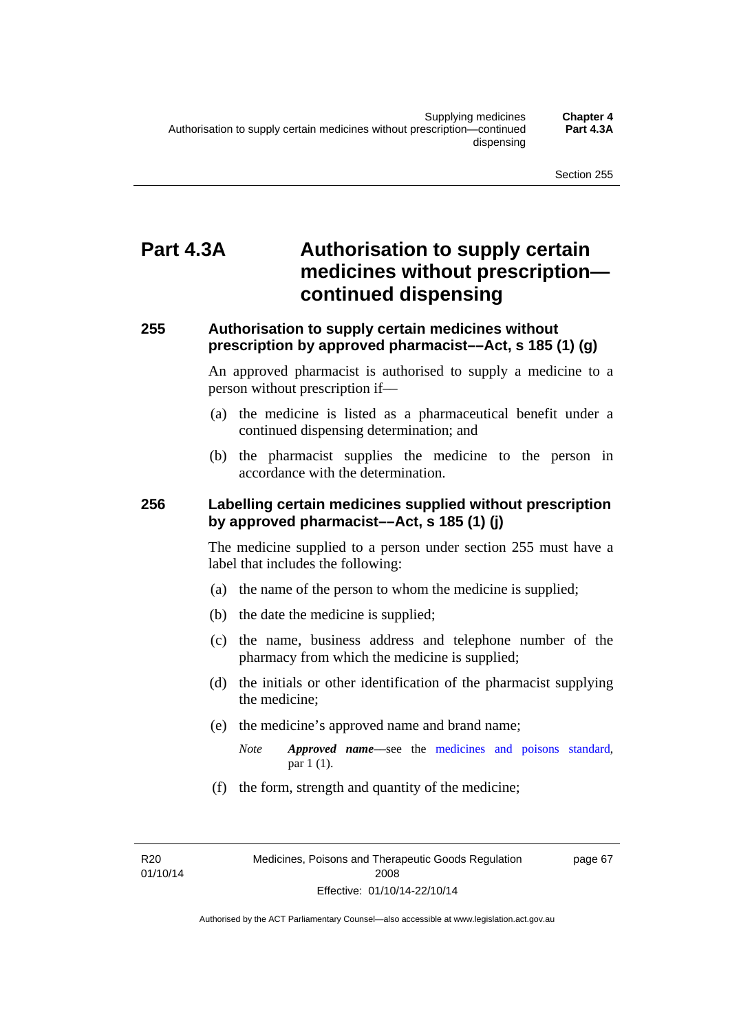# Part 4.3A Authorisation to supply certain medicines without prescription—continued dispensing

## 255 Authorisation to supply certain medicines without prescription by approved pharmacist––Act, s 185 (1) (g)

An approved pharmacist is authorised to supply a medicine to a person without prescription if—

(a) the medicine is listed as a pharmaceutical benefit under a continued dispensing determination; and

(b) the pharmacist supplies the medicine to the person in accordance with the determination.

## 256 Labelling certain medicines supplied without prescription by approved pharmacist––Act, s 185 (1) (j)

The medicine supplied to a person under section 255 must have a label that includes the following:

(a) the name of the person to whom the medicine is supplied;

(b) the date the medicine is supplied;

(c) the name, business address and telephone number of the pharmacy from which the medicine is supplied;

(d) the initials or other identification of the pharmacist supplying the medicine;

(e) the medicine's approved name and brand name;

*Note* ***Approved name***—see the medicines and poisons standard, par 1 (1).

(f) the form, strength and quantity of the medicine;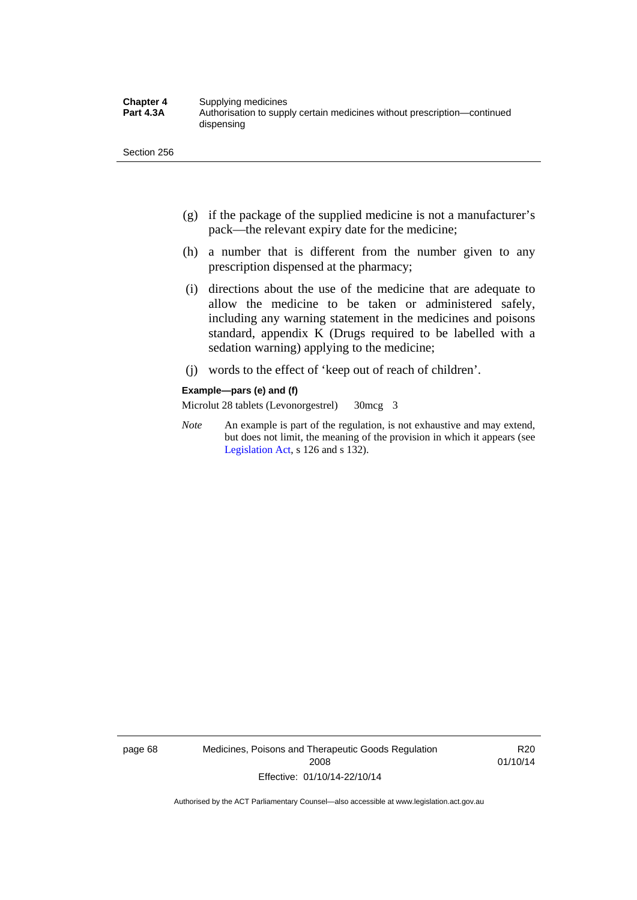(g) if the package of the supplied medicine is not a manufacturer's pack—the relevant expiry date for the medicine;

(h) a number that is different from the number given to any prescription dispensed at the pharmacy;

(i) directions about the use of the medicine that are adequate to allow the medicine to be taken or administered safely, including any warning statement in the medicines and poisons standard, appendix K (Drugs required to be labelled with a sedation warning) applying to the medicine;

(j) words to the effect of 'keep out of reach of children'.

**Example—pars (e) and (f)**

Microlut 28 tablets (Levonorgestrel) 30mcg 3

*Note* An example is part of the regulation, is not exhaustive and may extend, but does not limit, the meaning of the provision in which it appears (see Legislation Act, s 126 and s 132).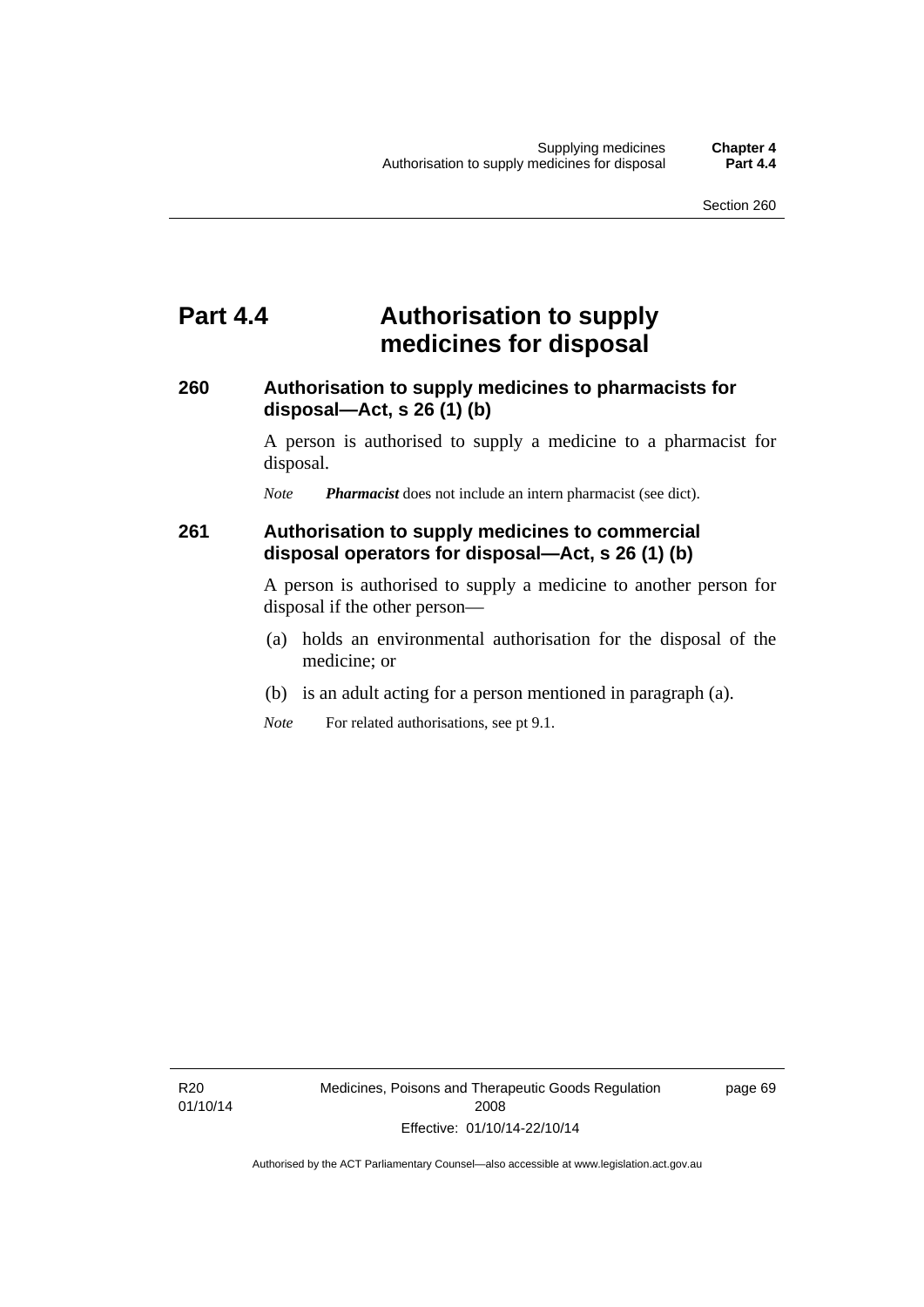# Part 4.4 Authorisation to supply medicines for disposal

## 260 Authorisation to supply medicines to pharmacists for disposal—Act, s 26 (1) (b)

A person is authorised to supply a medicine to a pharmacist for disposal.

*Note* ***Pharmacist*** does not include an intern pharmacist (see dict).

## 261 Authorisation to supply medicines to commercial disposal operators for disposal—Act, s 26 (1) (b)

A person is authorised to supply a medicine to another person for disposal if the other person—

(a) holds an environmental authorisation for the disposal of the medicine; or

(b) is an adult acting for a person mentioned in paragraph (a).

*Note* For related authorisations, see pt 9.1.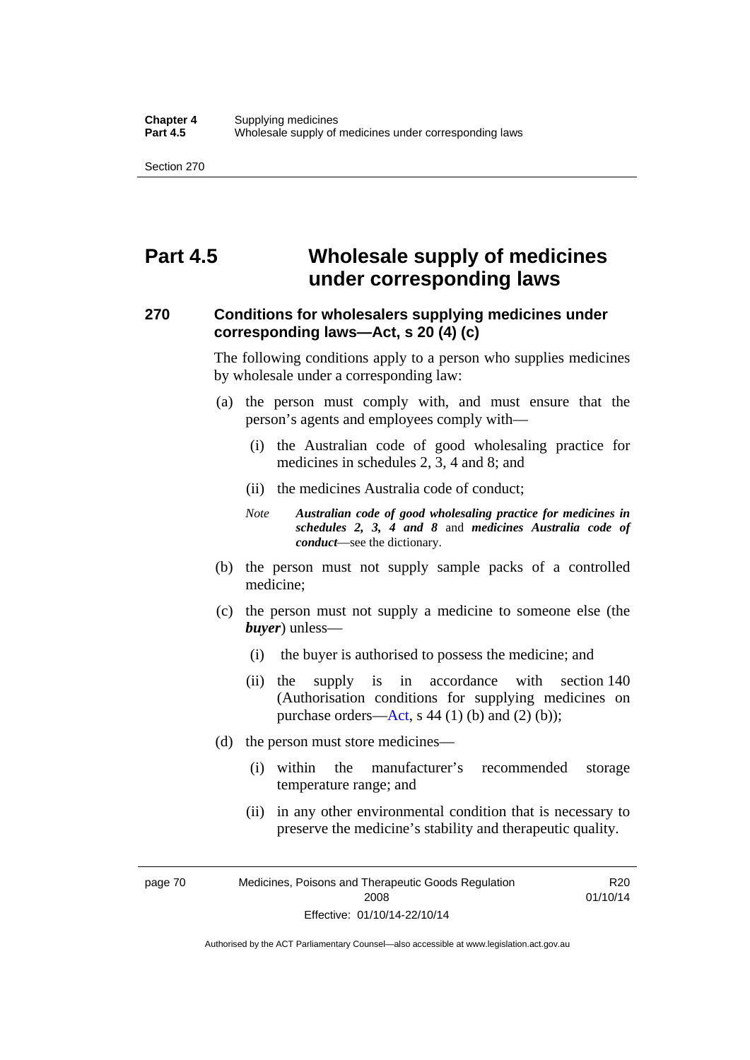# Part 4.5 Wholesale supply of medicines under corresponding laws

## 270 Conditions for wholesalers supplying medicines under corresponding laws—Act, s 20 (4) (c)

The following conditions apply to a person who supplies medicines by wholesale under a corresponding law:

(a) the person must comply with, and must ensure that the person's agents and employees comply with—

   (i) the Australian code of good wholesaling practice for medicines in schedules 2, 3, 4 and 8; and

   (ii) the medicines Australia code of conduct;

   *Note* ***Australian code of good wholesaling practice for medicines in schedules 2, 3, 4 and 8*** and ***medicines Australia code of conduct***—see the dictionary.

(b) the person must not supply sample packs of a controlled medicine;

(c) the person must not supply a medicine to someone else (the ***buyer***) unless—

   (i) the buyer is authorised to possess the medicine; and

   (ii) the supply is in accordance with section 140 (Authorisation conditions for supplying medicines on purchase orders—Act, s 44 (1) (b) and (2) (b));

(d) the person must store medicines—

   (i) within the manufacturer's recommended storage temperature range; and

   (ii) in any other environmental condition that is necessary to preserve the medicine's stability and therapeutic quality.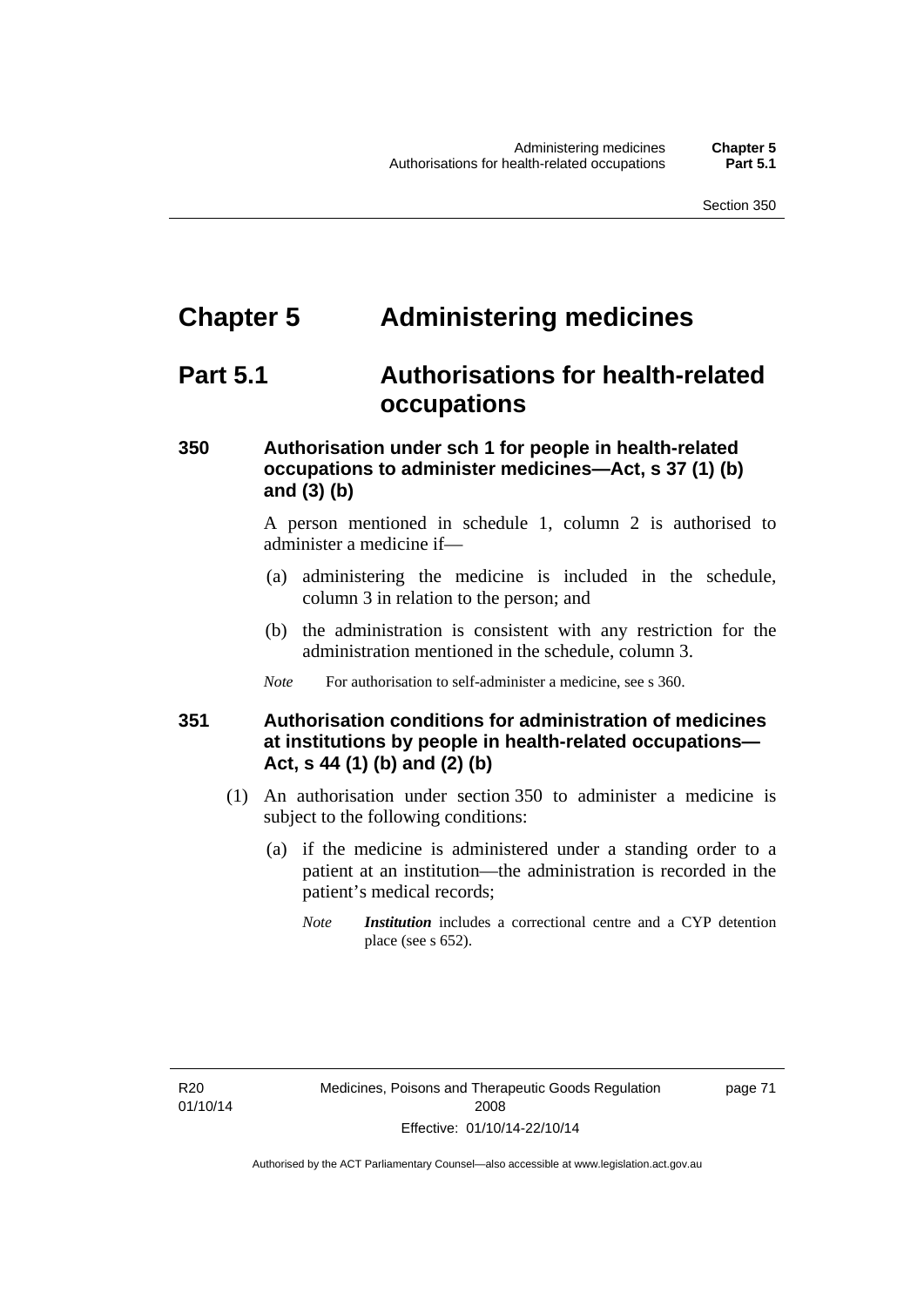# Chapter 5 Administering medicines

## Part 5.1 Authorisations for health-related occupations

### 350 Authorisation under sch 1 for people in health-related occupations to administer medicines—Act, s 37 (1) (b) and (3) (b)

A person mentioned in schedule 1, column 2 is authorised to administer a medicine if—

(a) administering the medicine is included in the schedule, column 3 in relation to the person; and

(b) the administration is consistent with any restriction for the administration mentioned in the schedule, column 3.

*Note* For authorisation to self-administer a medicine, see s 360.

### 351 Authorisation conditions for administration of medicines at institutions by people in health-related occupations—Act, s 44 (1) (b) and (2) (b)

(1) An authorisation under section 350 to administer a medicine is subject to the following conditions:

(a) if the medicine is administered under a standing order to a patient at an institution—the administration is recorded in the patient's medical records;

*Note* ***Institution*** includes a correctional centre and a CYP detention place (see s 652).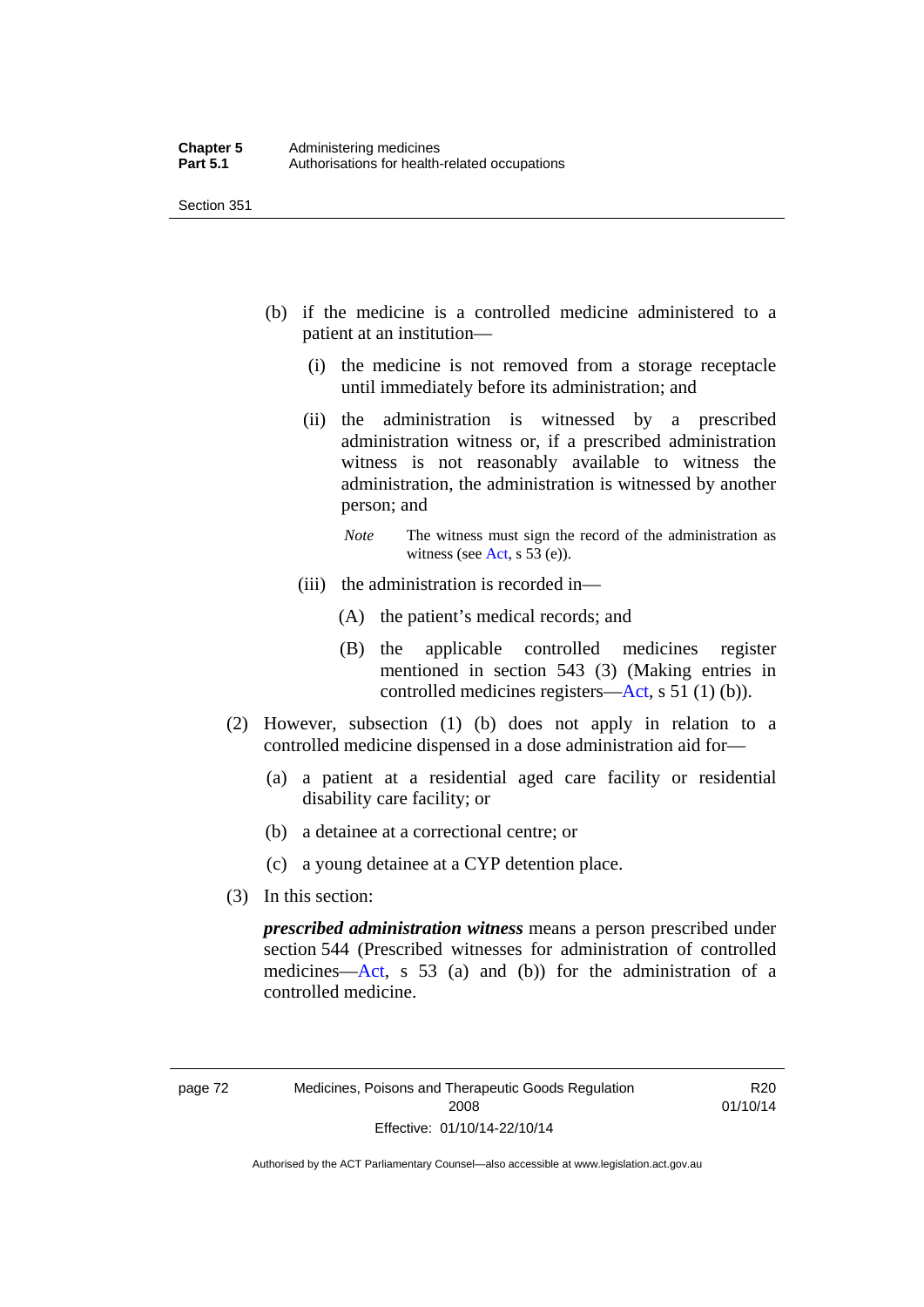(b) if the medicine is a controlled medicine administered to a patient at an institution—

(i) the medicine is not removed from a storage receptacle until immediately before its administration; and

(ii) the administration is witnessed by a prescribed administration witness or, if a prescribed administration witness is not reasonably available to witness the administration, the administration is witnessed by another person; and

*Note* The witness must sign the record of the administration as witness (see Act, s 53 (e)).

(iii) the administration is recorded in—

(A) the patient's medical records; and

(B) the applicable controlled medicines register mentioned in section 543 (3) (Making entries in controlled medicines registers—Act, s 51 (1) (b)).

(2) However, subsection (1) (b) does not apply in relation to a controlled medicine dispensed in a dose administration aid for—

(a) a patient at a residential aged care facility or residential disability care facility; or

(b) a detainee at a correctional centre; or

(c) a young detainee at a CYP detention place.

(3) In this section:

***prescribed administration witness*** means a person prescribed under section 544 (Prescribed witnesses for administration of controlled medicines—Act, s 53 (a) and (b)) for the administration of a controlled medicine.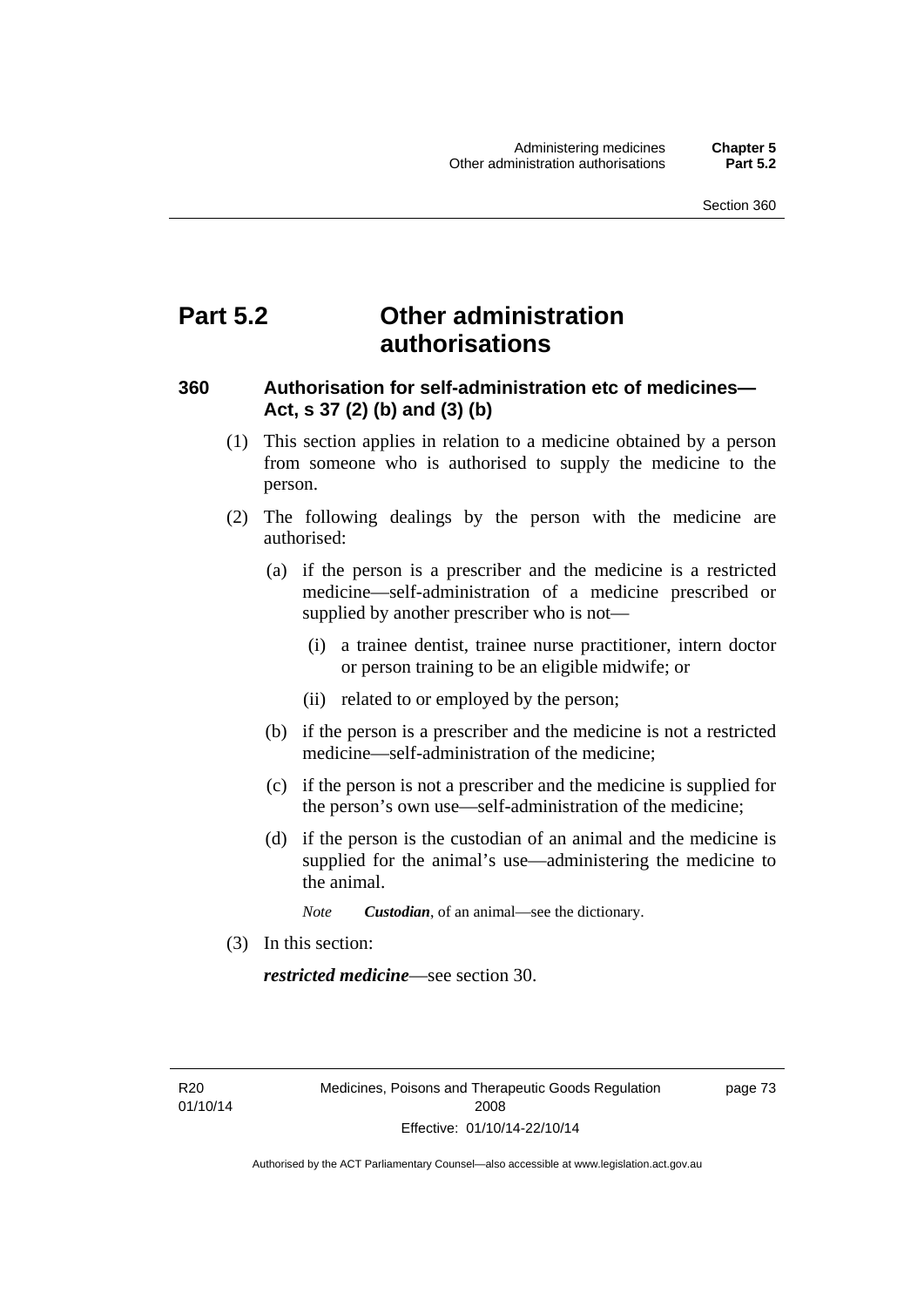# Part 5.2 Other administration authorisations

### 360 Authorisation for self-administration etc of medicines—Act, s 37 (2) (b) and (3) (b)

(1) This section applies in relation to a medicine obtained by a person from someone who is authorised to supply the medicine to the person.

(2) The following dealings by the person with the medicine are authorised:

(a) if the person is a prescriber and the medicine is a restricted medicine—self-administration of a medicine prescribed or supplied by another prescriber who is not—

(i) a trainee dentist, trainee nurse practitioner, intern doctor or person training to be an eligible midwife; or

(ii) related to or employed by the person;

(b) if the person is a prescriber and the medicine is not a restricted medicine—self-administration of the medicine;

(c) if the person is not a prescriber and the medicine is supplied for the person's own use—self-administration of the medicine;

(d) if the person is the custodian of an animal and the medicine is supplied for the animal's use—administering the medicine to the animal.

*Note* ***Custodian***, of an animal—see the dictionary.

(3) In this section:

***restricted medicine***—see section 30.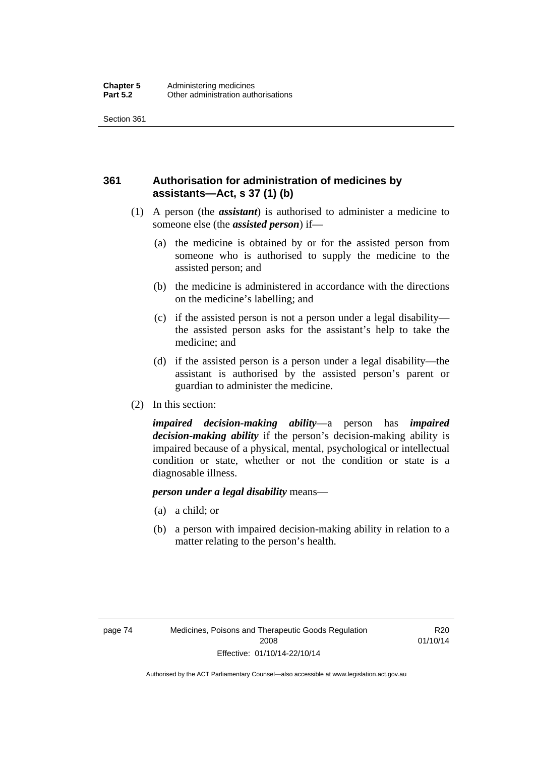## 361 Authorisation for administration of medicines by assistants—Act, s 37 (1) (b)

(1) A person (the ***assistant***) is authorised to administer a medicine to someone else (the ***assisted person***) if—

(a) the medicine is obtained by or for the assisted person from someone who is authorised to supply the medicine to the assisted person; and

(b) the medicine is administered in accordance with the directions on the medicine's labelling; and

(c) if the assisted person is not a person under a legal disability—the assisted person asks for the assistant's help to take the medicine; and

(d) if the assisted person is a person under a legal disability—the assistant is authorised by the assisted person's parent or guardian to administer the medicine.

(2) In this section:

***impaired decision-making ability***—a person has ***impaired decision-making ability*** if the person's decision-making ability is impaired because of a physical, mental, psychological or intellectual condition or state, whether or not the condition or state is a diagnosable illness.

***person under a legal disability*** means—

(a) a child; or

(b) a person with impaired decision-making ability in relation to a matter relating to the person's health.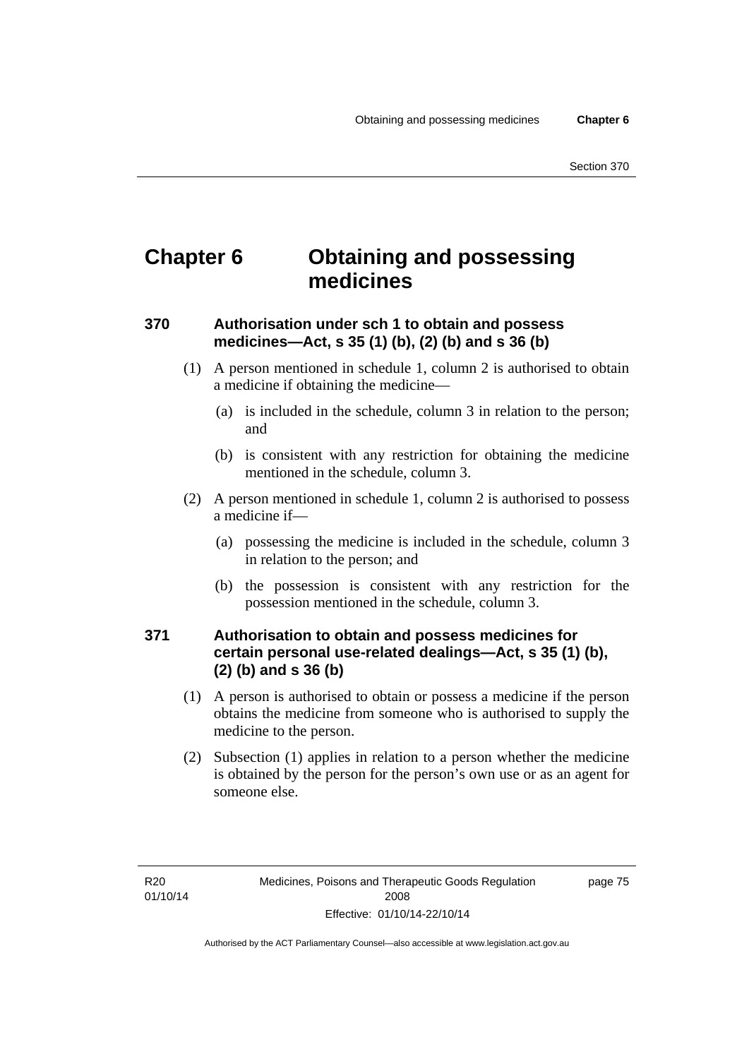# Chapter 6 Obtaining and possessing medicines

### 370 Authorisation under sch 1 to obtain and possess medicines—Act, s 35 (1) (b), (2) (b) and s 36 (b)

(1) A person mentioned in schedule 1, column 2 is authorised to obtain a medicine if obtaining the medicine—

(a) is included in the schedule, column 3 in relation to the person; and

(b) is consistent with any restriction for obtaining the medicine mentioned in the schedule, column 3.

(2) A person mentioned in schedule 1, column 2 is authorised to possess a medicine if—

(a) possessing the medicine is included in the schedule, column 3 in relation to the person; and

(b) the possession is consistent with any restriction for the possession mentioned in the schedule, column 3.

### 371 Authorisation to obtain and possess medicines for certain personal use-related dealings—Act, s 35 (1) (b), (2) (b) and s 36 (b)

(1) A person is authorised to obtain or possess a medicine if the person obtains the medicine from someone who is authorised to supply the medicine to the person.

(2) Subsection (1) applies in relation to a person whether the medicine is obtained by the person for the person's own use or as an agent for someone else.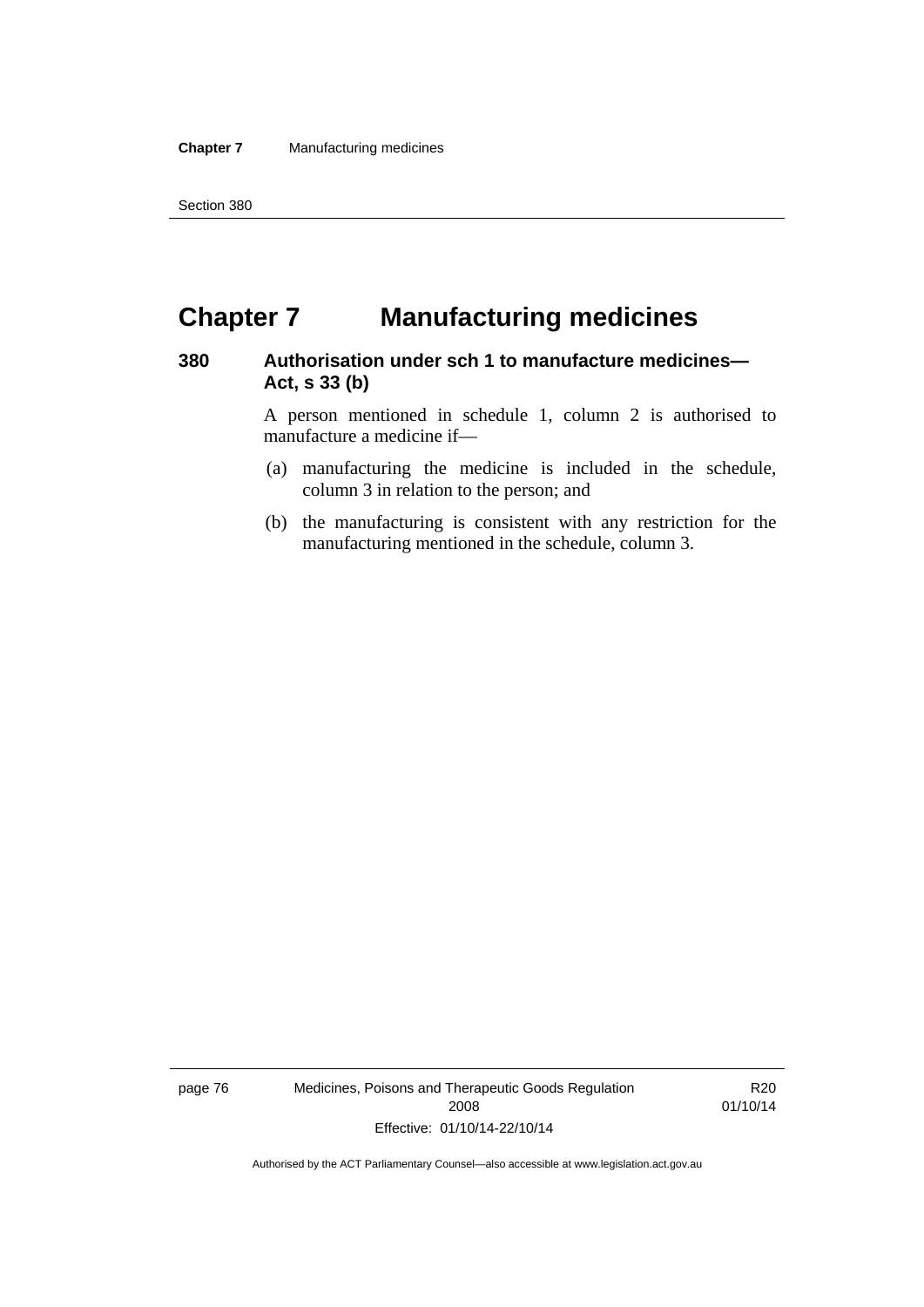# Chapter 7 Manufacturing medicines

### 380 Authorisation under sch 1 to manufacture medicines—Act, s 33 (b)

A person mentioned in schedule 1, column 2 is authorised to manufacture a medicine if—

(a) manufacturing the medicine is included in the schedule, column 3 in relation to the person; and

(b) the manufacturing is consistent with any restriction for the manufacturing mentioned in the schedule, column 3.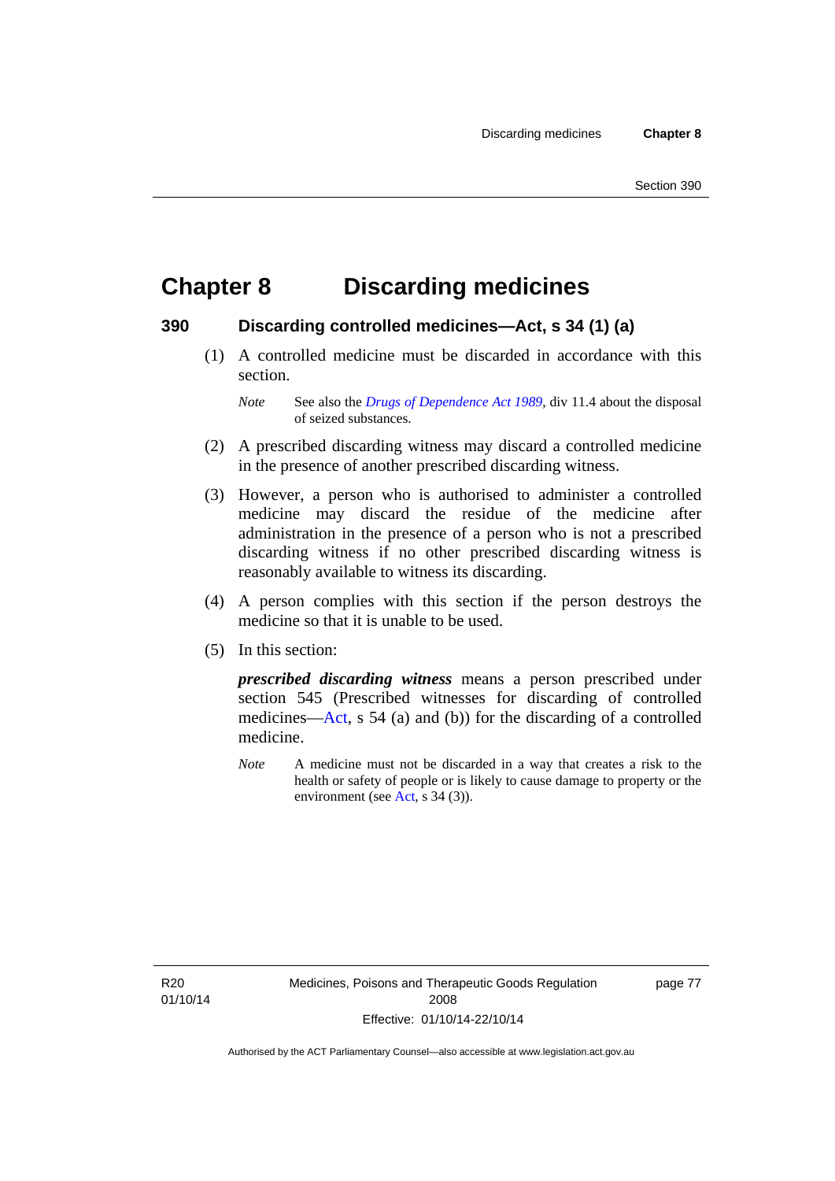# Chapter 8 Discarding medicines

## 390 Discarding controlled medicines—Act, s 34 (1) (a)

(1) A controlled medicine must be discarded in accordance with this section.

*Note* See also the *Drugs of Dependence Act 1989*, div 11.4 about the disposal of seized substances.

(2) A prescribed discarding witness may discard a controlled medicine in the presence of another prescribed discarding witness.

(3) However, a person who is authorised to administer a controlled medicine may discard the residue of the medicine after administration in the presence of a person who is not a prescribed discarding witness if no other prescribed discarding witness is reasonably available to witness its discarding.

(4) A person complies with this section if the person destroys the medicine so that it is unable to be used.

(5) In this section:

***prescribed discarding witness*** means a person prescribed under section 545 (Prescribed witnesses for discarding of controlled medicines—Act, s 54 (a) and (b)) for the discarding of a controlled medicine.

*Note* A medicine must not be discarded in a way that creates a risk to the health or safety of people or is likely to cause damage to property or the environment (see Act, s 34 (3)).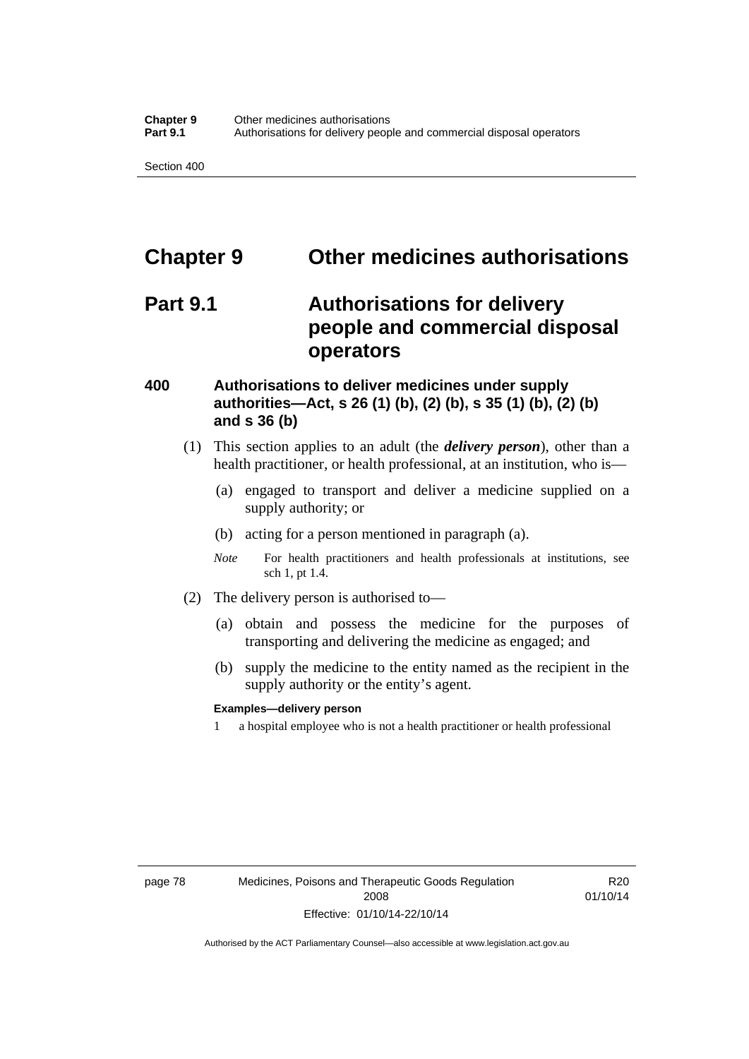# Chapter 9 Other medicines authorisations

## Part 9.1 Authorisations for delivery people and commercial disposal operators

### 400 Authorisations to deliver medicines under supply authorities—Act, s 26 (1) (b), (2) (b), s 35 (1) (b), (2) (b) and s 36 (b)

(1) This section applies to an adult (the ***delivery person***), other than a health practitioner, or health professional, at an institution, who is—

(a) engaged to transport and deliver a medicine supplied on a supply authority; or

(b) acting for a person mentioned in paragraph (a).

*Note* For health practitioners and health professionals at institutions, see sch 1, pt 1.4.

(2) The delivery person is authorised to—

(a) obtain and possess the medicine for the purposes of transporting and delivering the medicine as engaged; and

(b) supply the medicine to the entity named as the recipient in the supply authority or the entity's agent.

**Examples—delivery person**

1 a hospital employee who is not a health practitioner or health professional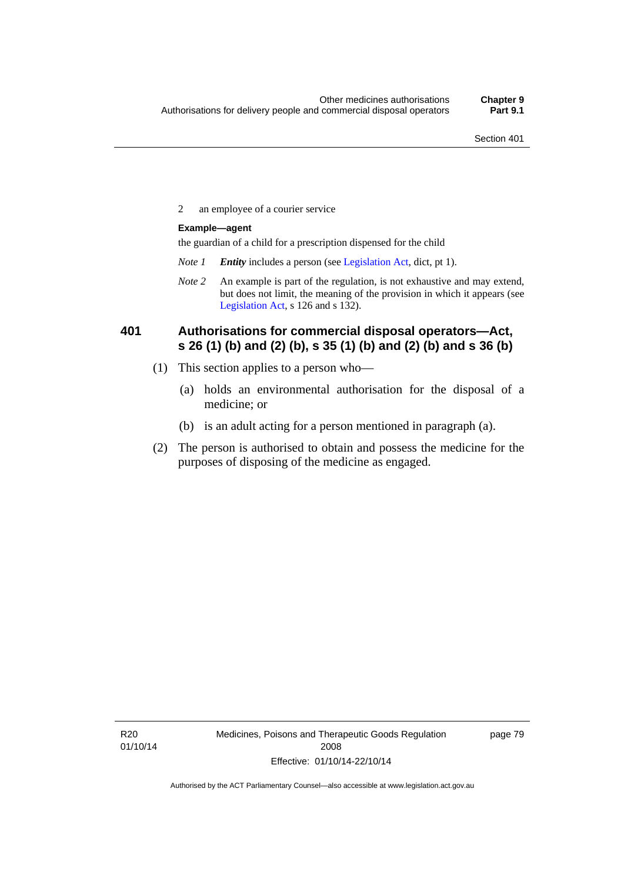2 an employee of a courier service

**Example—agent**

the guardian of a child for a prescription dispensed for the child

*Note 1* ***Entity*** includes a person (see Legislation Act, dict, pt 1).

*Note 2* An example is part of the regulation, is not exhaustive and may extend, but does not limit, the meaning of the provision in which it appears (see Legislation Act, s 126 and s 132).

### 401 Authorisations for commercial disposal operators—Act, s 26 (1) (b) and (2) (b), s 35 (1) (b) and (2) (b) and s 36 (b)

(1) This section applies to a person who—

(a) holds an environmental authorisation for the disposal of a medicine; or

(b) is an adult acting for a person mentioned in paragraph (a).

(2) The person is authorised to obtain and possess the medicine for the purposes of disposing of the medicine as engaged.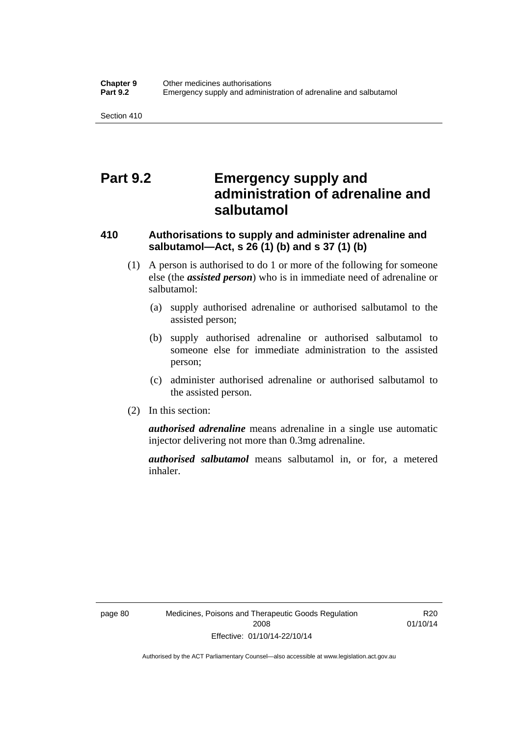# Part 9.2 Emergency supply and administration of adrenaline and salbutamol

## 410 Authorisations to supply and administer adrenaline and salbutamol—Act, s 26 (1) (b) and s 37 (1) (b)

(1) A person is authorised to do 1 or more of the following for someone else (the ***assisted person***) who is in immediate need of adrenaline or salbutamol:

(a) supply authorised adrenaline or authorised salbutamol to the assisted person;

(b) supply authorised adrenaline or authorised salbutamol to someone else for immediate administration to the assisted person;

(c) administer authorised adrenaline or authorised salbutamol to the assisted person.

(2) In this section:

***authorised adrenaline*** means adrenaline in a single use automatic injector delivering not more than 0.3mg adrenaline.

***authorised salbutamol*** means salbutamol in, or for, a metered inhaler.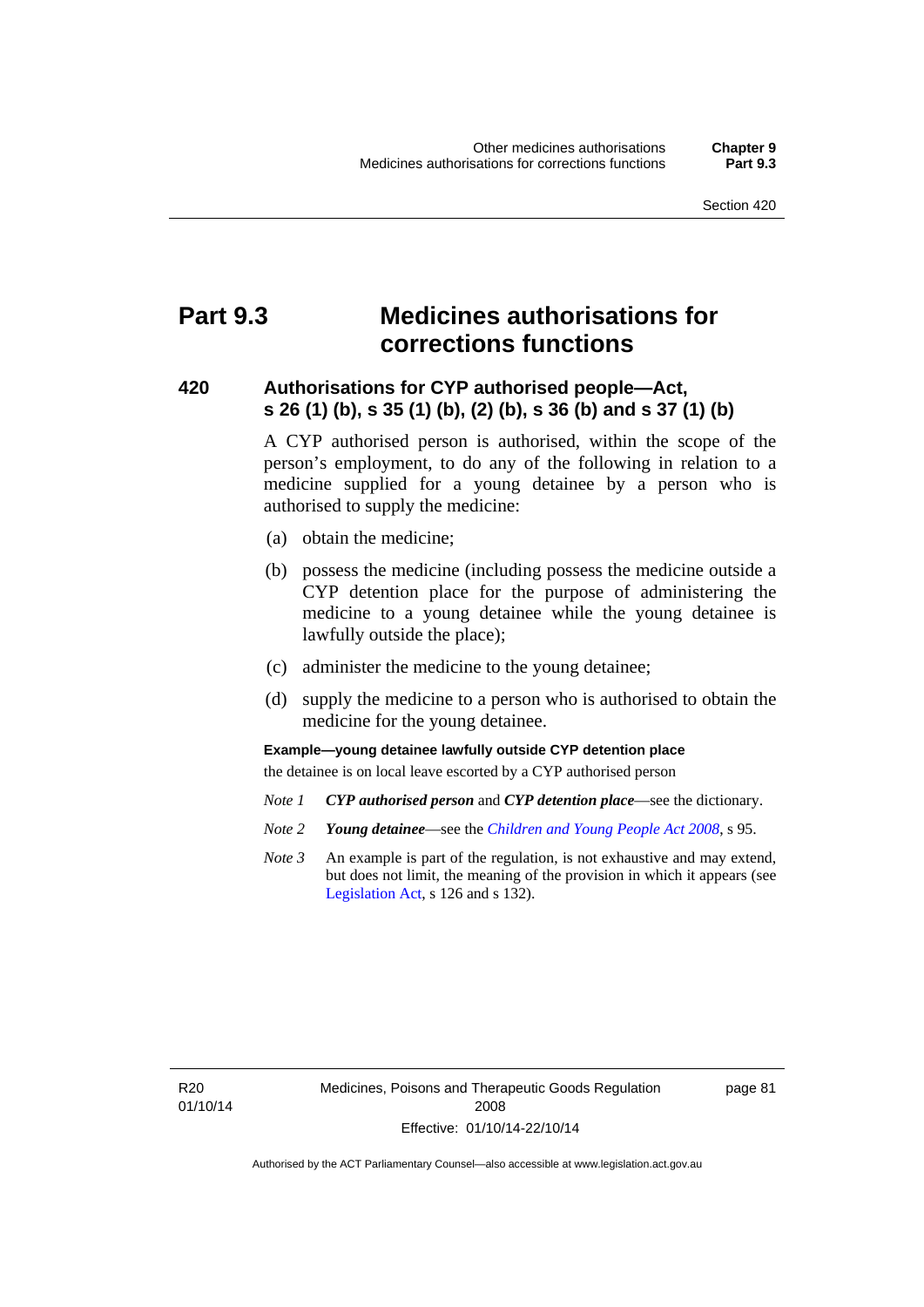# Part 9.3 Medicines authorisations for corrections functions

## 420 Authorisations for CYP authorised people—Act, s 26 (1) (b), s 35 (1) (b), (2) (b), s 36 (b) and s 37 (1) (b)

A CYP authorised person is authorised, within the scope of the person's employment, to do any of the following in relation to a medicine supplied for a young detainee by a person who is authorised to supply the medicine:

(a) obtain the medicine;

(b) possess the medicine (including possess the medicine outside a CYP detention place for the purpose of administering the medicine to a young detainee while the young detainee is lawfully outside the place);

(c) administer the medicine to the young detainee;

(d) supply the medicine to a person who is authorised to obtain the medicine for the young detainee.

**Example—young detainee lawfully outside CYP detention place**

the detainee is on local leave escorted by a CYP authorised person

*Note 1* ***CYP authorised person*** and ***CYP detention place***—see the dictionary.

*Note 2* ***Young detainee***—see the *Children and Young People Act 2008*, s 95.

*Note 3* An example is part of the regulation, is not exhaustive and may extend, but does not limit, the meaning of the provision in which it appears (see Legislation Act, s 126 and s 132).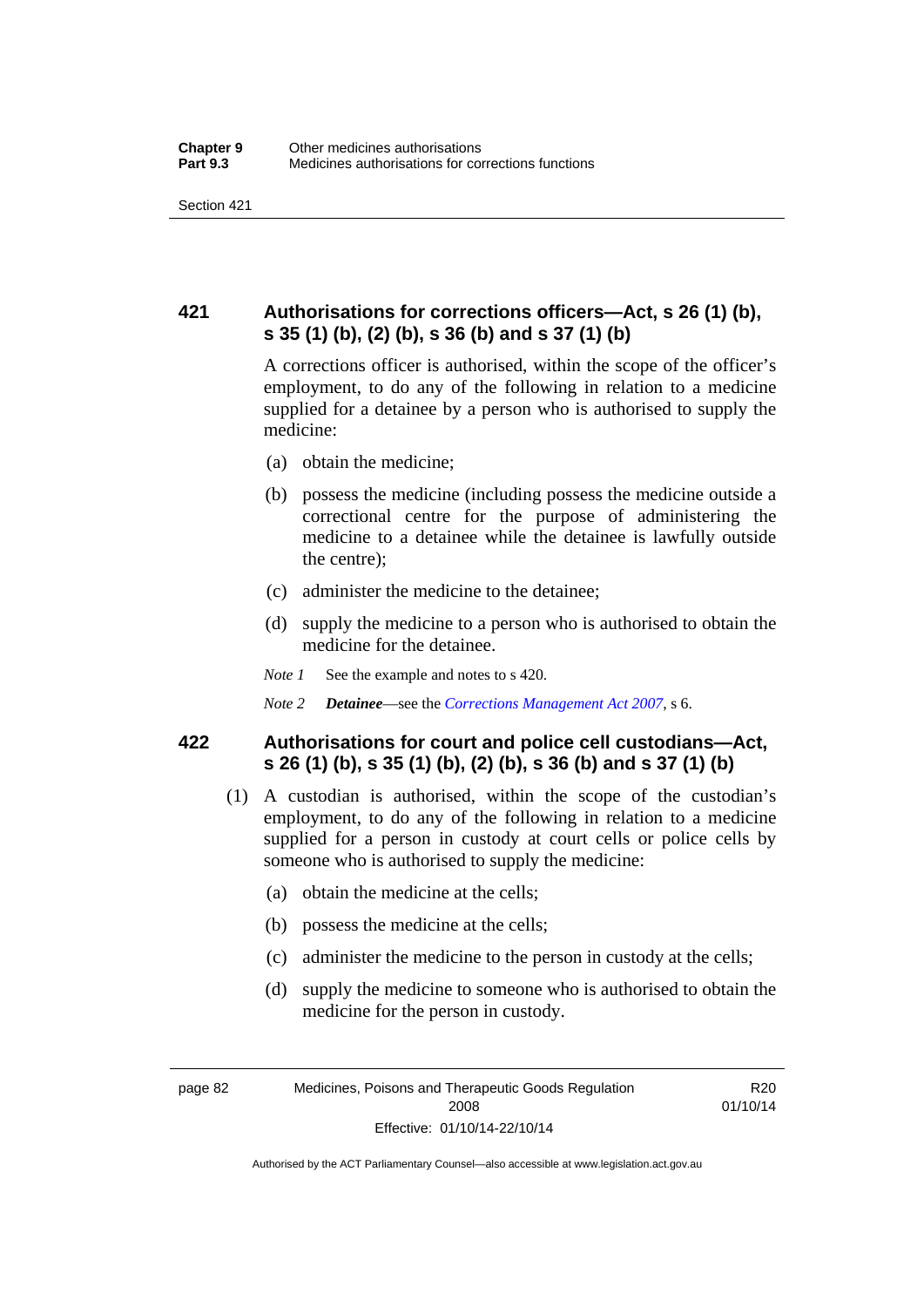## 421 Authorisations for corrections officers—Act, s 26 (1) (b), s 35 (1) (b), (2) (b), s 36 (b) and s 37 (1) (b)

A corrections officer is authorised, within the scope of the officer's employment, to do any of the following in relation to a medicine supplied for a detainee by a person who is authorised to supply the medicine:

(a) obtain the medicine;

(b) possess the medicine (including possess the medicine outside a correctional centre for the purpose of administering the medicine to a detainee while the detainee is lawfully outside the centre);

(c) administer the medicine to the detainee;

(d) supply the medicine to a person who is authorised to obtain the medicine for the detainee.

*Note 1* See the example and notes to s 420.

*Note 2* ***Detainee***—see the *Corrections Management Act 2007*, s 6.

## 422 Authorisations for court and police cell custodians—Act, s 26 (1) (b), s 35 (1) (b), (2) (b), s 36 (b) and s 37 (1) (b)

(1) A custodian is authorised, within the scope of the custodian's employment, to do any of the following in relation to a medicine supplied for a person in custody at court cells or police cells by someone who is authorised to supply the medicine:

(a) obtain the medicine at the cells;

(b) possess the medicine at the cells;

(c) administer the medicine to the person in custody at the cells;

(d) supply the medicine to someone who is authorised to obtain the medicine for the person in custody.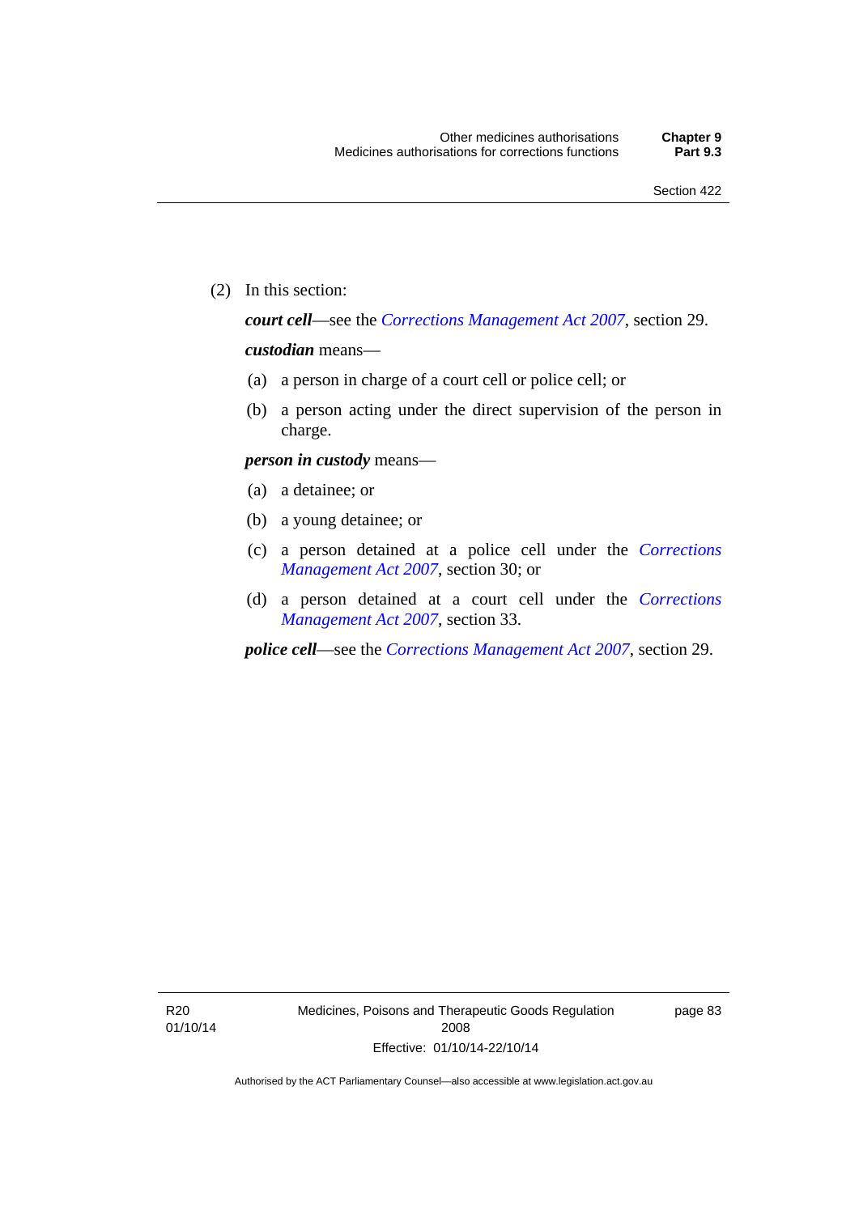(2) In this section:

***court cell***—see the *Corrections Management Act 2007*, section 29.

***custodian*** means—

(a) a person in charge of a court cell or police cell; or

(b) a person acting under the direct supervision of the person in charge.

***person in custody*** means—

(a) a detainee; or

(b) a young detainee; or

(c) a person detained at a police cell under the *Corrections Management Act 2007*, section 30; or

(d) a person detained at a court cell under the *Corrections Management Act 2007*, section 33.

***police cell***—see the *Corrections Management Act 2007*, section 29.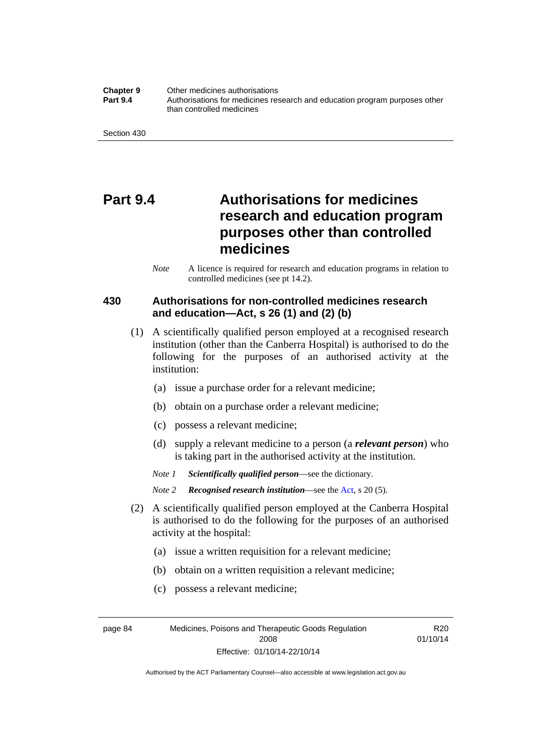# Part 9.4 Authorisations for medicines research and education program purposes other than controlled medicines

*Note* A licence is required for research and education programs in relation to controlled medicines (see pt 14.2).

## 430 Authorisations for non-controlled medicines research and education—Act, s 26 (1) and (2) (b)

(1) A scientifically qualified person employed at a recognised research institution (other than the Canberra Hospital) is authorised to do the following for the purposes of an authorised activity at the institution:

(a) issue a purchase order for a relevant medicine;

(b) obtain on a purchase order a relevant medicine;

(c) possess a relevant medicine;

(d) supply a relevant medicine to a person (a ***relevant person***) who is taking part in the authorised activity at the institution.

*Note 1* ***Scientifically qualified person***—see the dictionary.

*Note 2* ***Recognised research institution***—see the Act, s 20 (5).

(2) A scientifically qualified person employed at the Canberra Hospital is authorised to do the following for the purposes of an authorised activity at the hospital:

(a) issue a written requisition for a relevant medicine;

(b) obtain on a written requisition a relevant medicine;

(c) possess a relevant medicine;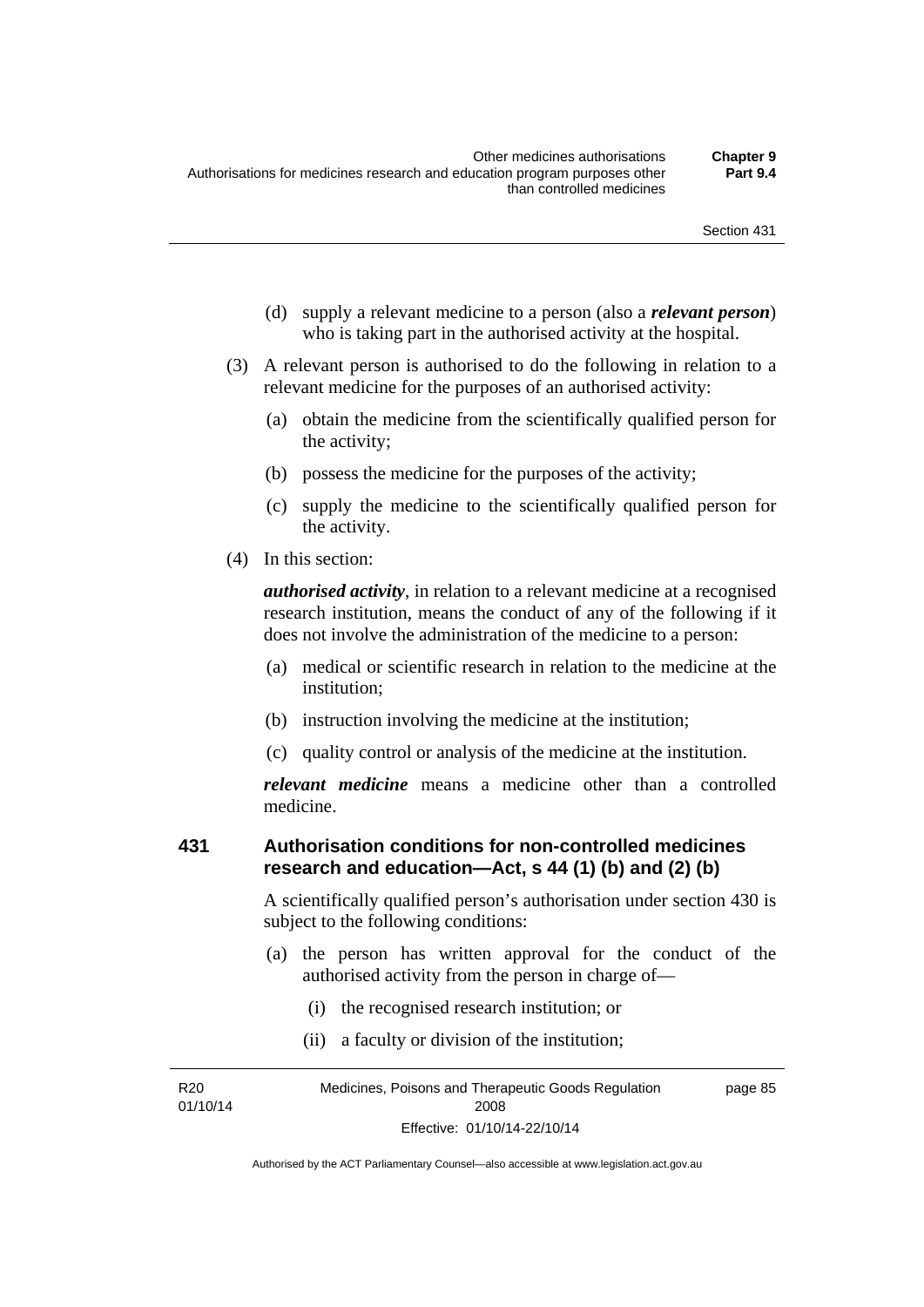(d) supply a relevant medicine to a person (also a ***relevant person***) who is taking part in the authorised activity at the hospital.

(3) A relevant person is authorised to do the following in relation to a relevant medicine for the purposes of an authorised activity:

(a) obtain the medicine from the scientifically qualified person for the activity;

(b) possess the medicine for the purposes of the activity;

(c) supply the medicine to the scientifically qualified person for the activity.

(4) In this section:

***authorised activity***, in relation to a relevant medicine at a recognised research institution, means the conduct of any of the following if it does not involve the administration of the medicine to a person:

(a) medical or scientific research in relation to the medicine at the institution;

(b) instruction involving the medicine at the institution;

(c) quality control or analysis of the medicine at the institution.

***relevant medicine*** means a medicine other than a controlled medicine.

### 431 Authorisation conditions for non-controlled medicines research and education—Act, s 44 (1) (b) and (2) (b)

A scientifically qualified person's authorisation under section 430 is subject to the following conditions:

(a) the person has written approval for the conduct of the authorised activity from the person in charge of—

(i) the recognised research institution; or

(ii) a faculty or division of the institution;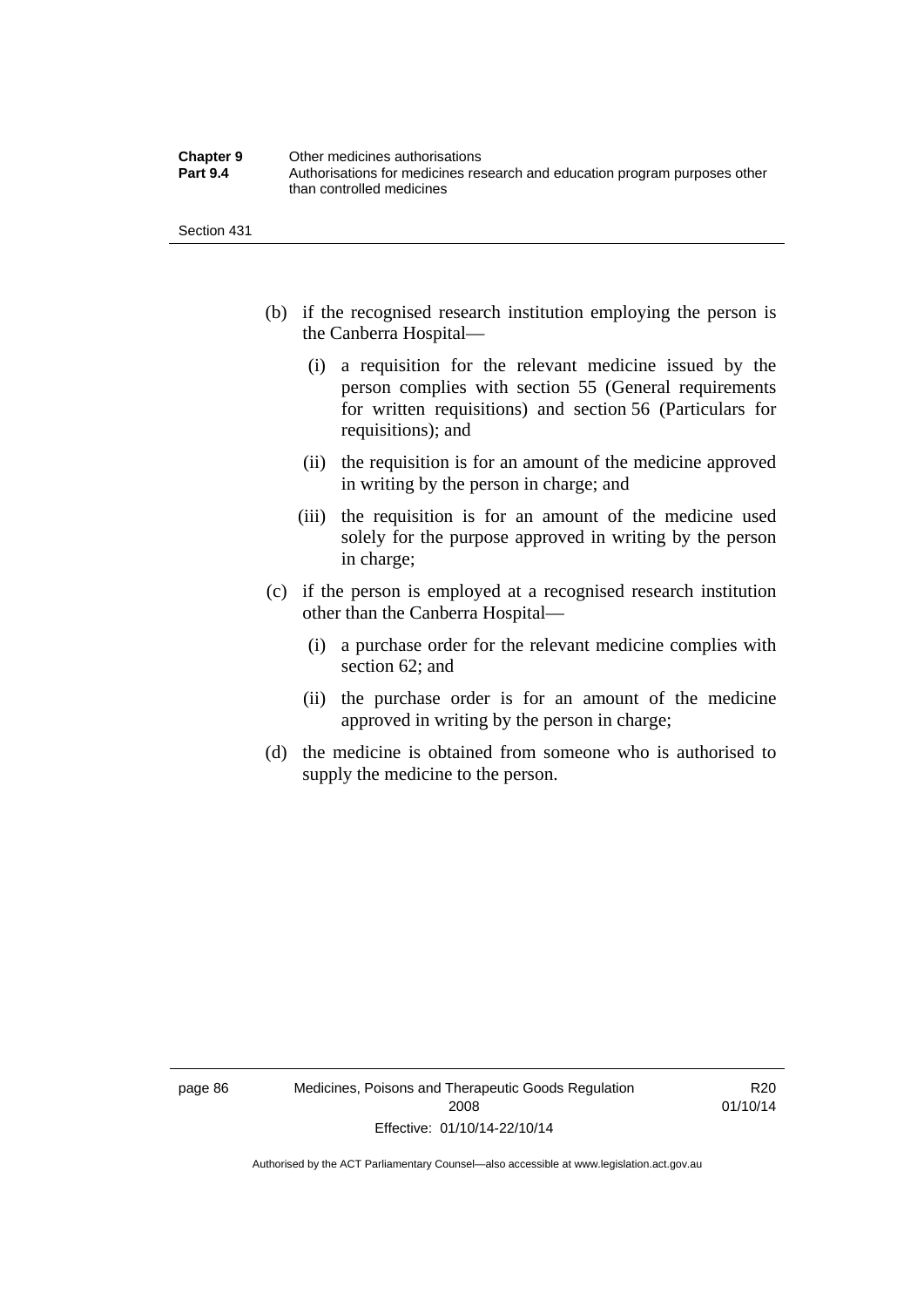(b) if the recognised research institution employing the person is the Canberra Hospital—

   (i) a requisition for the relevant medicine issued by the person complies with section 55 (General requirements for written requisitions) and section 56 (Particulars for requisitions); and

   (ii) the requisition is for an amount of the medicine approved in writing by the person in charge; and

   (iii) the requisition is for an amount of the medicine used solely for the purpose approved in writing by the person in charge;

(c) if the person is employed at a recognised research institution other than the Canberra Hospital—

   (i) a purchase order for the relevant medicine complies with section 62; and

   (ii) the purchase order is for an amount of the medicine approved in writing by the person in charge;

(d) the medicine is obtained from someone who is authorised to supply the medicine to the person.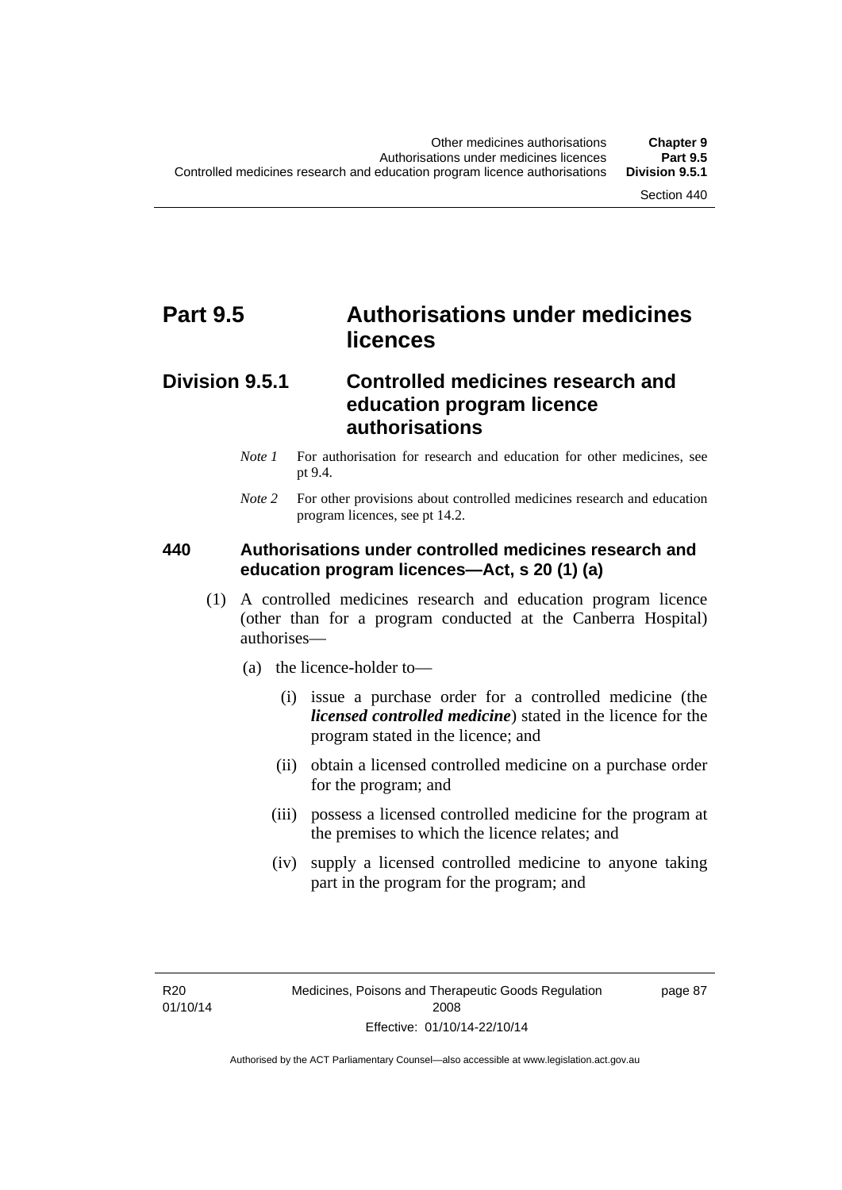# Part 9.5 Authorisations under medicines licences

## Division 9.5.1 Controlled medicines research and education program licence authorisations

*Note 1* For authorisation for research and education for other medicines, see pt 9.4.

*Note 2* For other provisions about controlled medicines research and education program licences, see pt 14.2.

### 440 Authorisations under controlled medicines research and education program licences—Act, s 20 (1) (a)

(1) A controlled medicines research and education program licence (other than for a program conducted at the Canberra Hospital) authorises—

(a) the licence-holder to—

(i) issue a purchase order for a controlled medicine (the ***licensed controlled medicine***) stated in the licence for the program stated in the licence; and

(ii) obtain a licensed controlled medicine on a purchase order for the program; and

(iii) possess a licensed controlled medicine for the program at the premises to which the licence relates; and

(iv) supply a licensed controlled medicine to anyone taking part in the program for the program; and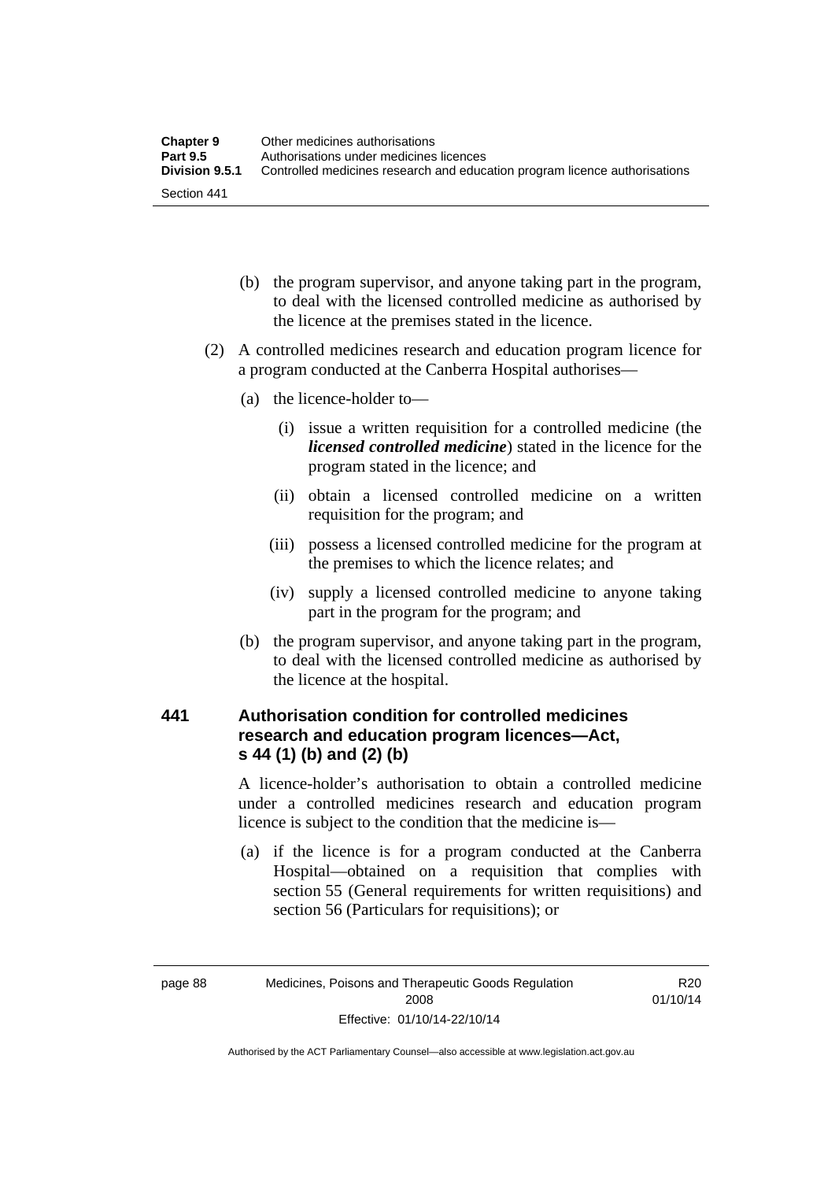(b) the program supervisor, and anyone taking part in the program, to deal with the licensed controlled medicine as authorised by the licence at the premises stated in the licence.

(2) A controlled medicines research and education program licence for a program conducted at the Canberra Hospital authorises—

(a) the licence-holder to—

(i) issue a written requisition for a controlled medicine (the ***licensed controlled medicine***) stated in the licence for the program stated in the licence; and

(ii) obtain a licensed controlled medicine on a written requisition for the program; and

(iii) possess a licensed controlled medicine for the program at the premises to which the licence relates; and

(iv) supply a licensed controlled medicine to anyone taking part in the program for the program; and

(b) the program supervisor, and anyone taking part in the program, to deal with the licensed controlled medicine as authorised by the licence at the hospital.

### 441 Authorisation condition for controlled medicines research and education program licences—Act, s 44 (1) (b) and (2) (b)

A licence-holder's authorisation to obtain a controlled medicine under a controlled medicines research and education program licence is subject to the condition that the medicine is—

(a) if the licence is for a program conducted at the Canberra Hospital—obtained on a requisition that complies with section 55 (General requirements for written requisitions) and section 56 (Particulars for requisitions); or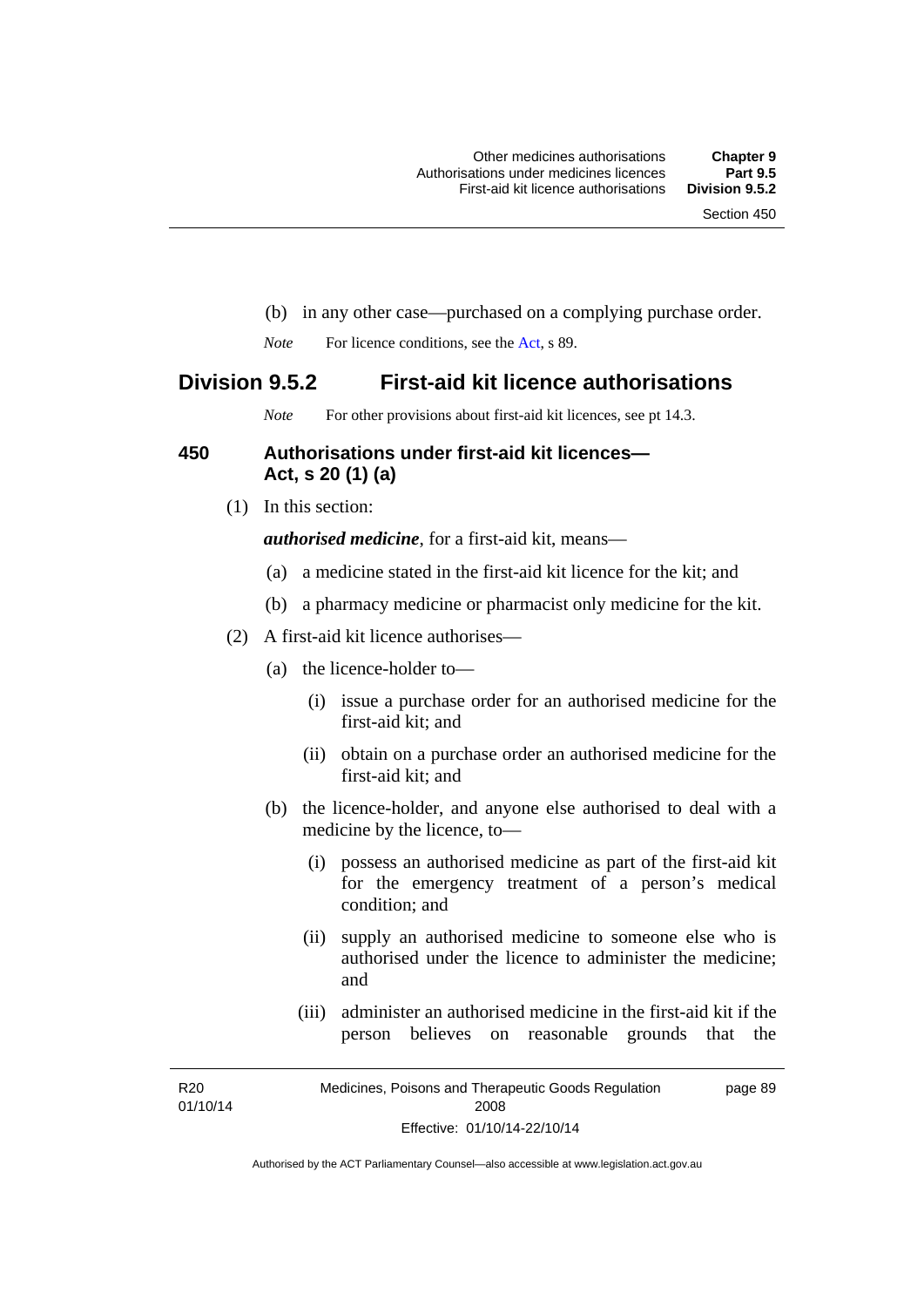(b) in any other case—purchased on a complying purchase order.

*Note* For licence conditions, see the Act, s 89.

## Division 9.5.2 First-aid kit licence authorisations

*Note* For other provisions about first-aid kit licences, see pt 14.3.

### 450 Authorisations under first-aid kit licences—Act, s 20 (1) (a)

(1) In this section:

***authorised medicine***, for a first-aid kit, means—

(a) a medicine stated in the first-aid kit licence for the kit; and

(b) a pharmacy medicine or pharmacist only medicine for the kit.

(2) A first-aid kit licence authorises—

(a) the licence-holder to—

(i) issue a purchase order for an authorised medicine for the first-aid kit; and

(ii) obtain on a purchase order an authorised medicine for the first-aid kit; and

(b) the licence-holder, and anyone else authorised to deal with a medicine by the licence, to—

(i) possess an authorised medicine as part of the first-aid kit for the emergency treatment of a person's medical condition; and

(ii) supply an authorised medicine to someone else who is authorised under the licence to administer the medicine; and

(iii) administer an authorised medicine in the first-aid kit if the person believes on reasonable grounds that the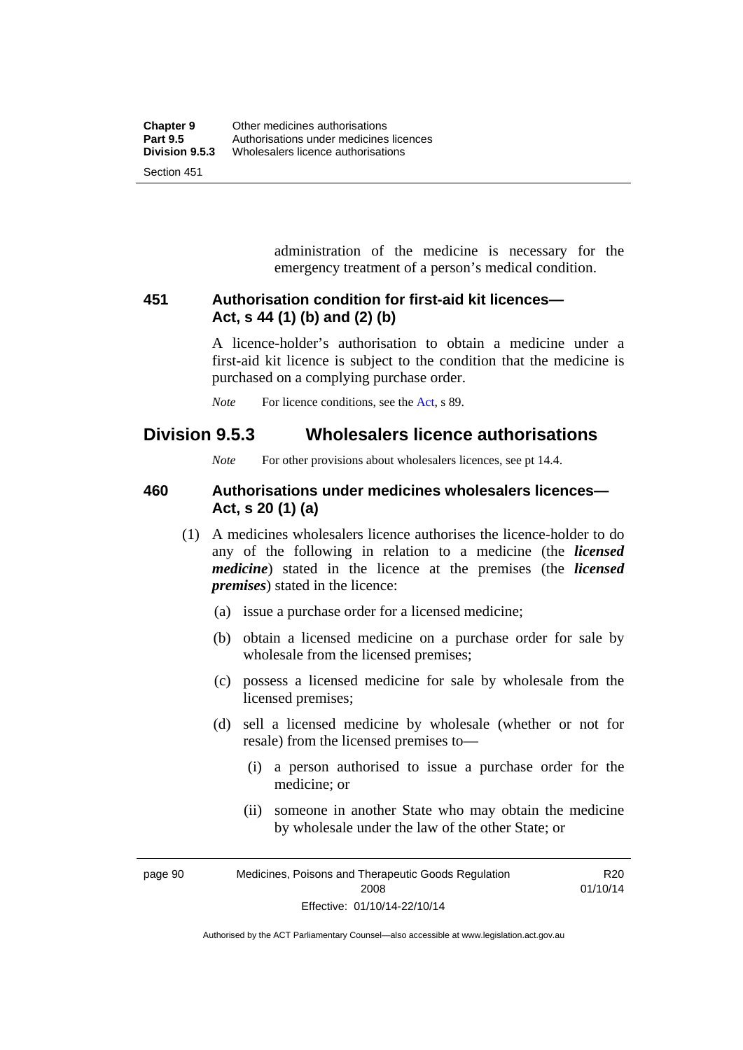administration of the medicine is necessary for the emergency treatment of a person's medical condition.

### 451 Authorisation condition for first-aid kit licences—Act, s 44 (1) (b) and (2) (b)

A licence-holder's authorisation to obtain a medicine under a first-aid kit licence is subject to the condition that the medicine is purchased on a complying purchase order.

*Note* For licence conditions, see the Act, s 89.

## Division 9.5.3 Wholesalers licence authorisations

*Note* For other provisions about wholesalers licences, see pt 14.4.

### 460 Authorisations under medicines wholesalers licences—Act, s 20 (1) (a)

(1) A medicines wholesalers licence authorises the licence-holder to do any of the following in relation to a medicine (the ***licensed medicine***) stated in the licence at the premises (the ***licensed premises***) stated in the licence:

(a) issue a purchase order for a licensed medicine;

(b) obtain a licensed medicine on a purchase order for sale by wholesale from the licensed premises;

(c) possess a licensed medicine for sale by wholesale from the licensed premises;

(d) sell a licensed medicine by wholesale (whether or not for resale) from the licensed premises to—

(i) a person authorised to issue a purchase order for the medicine; or

(ii) someone in another State who may obtain the medicine by wholesale under the law of the other State; or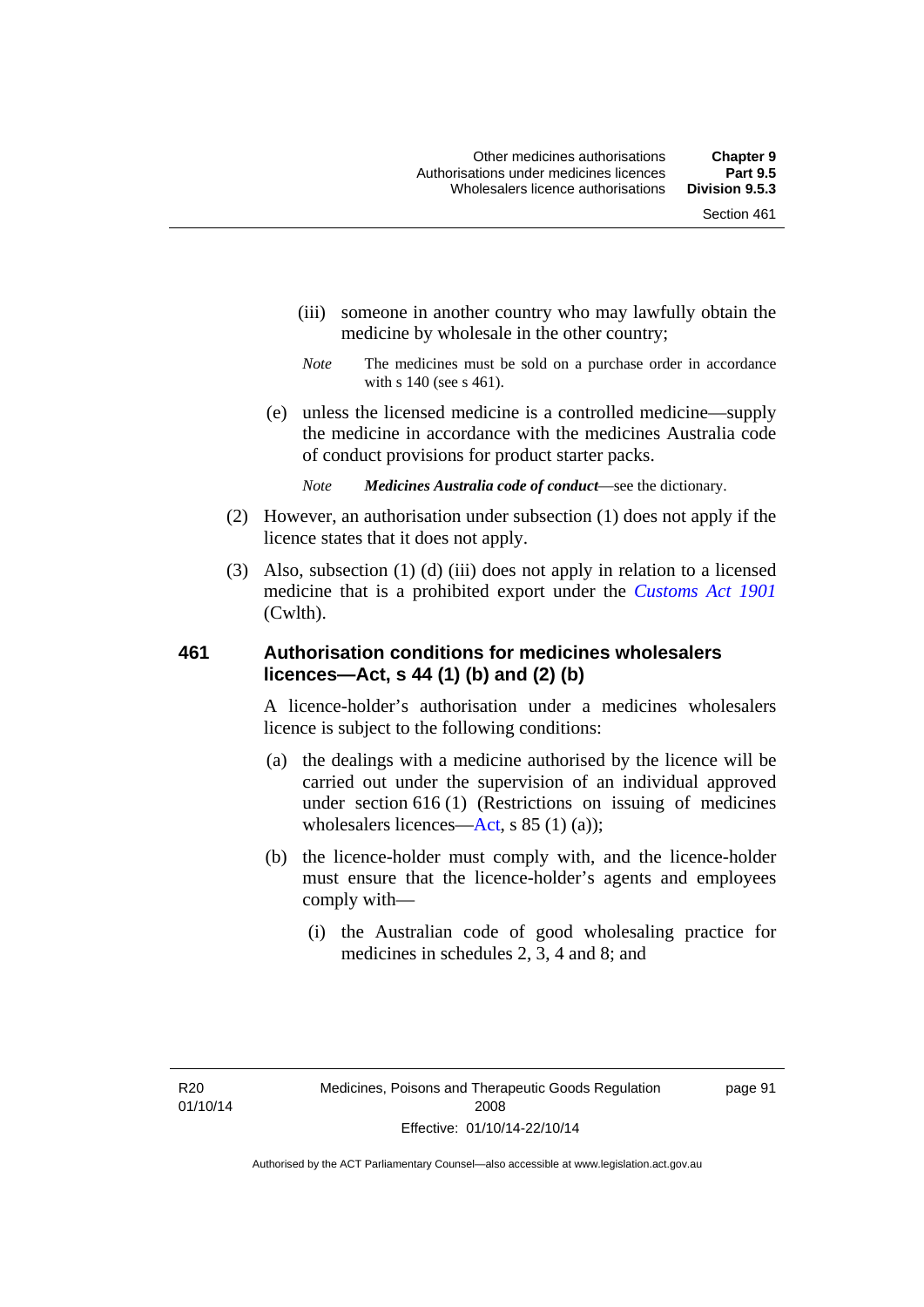(iii) someone in another country who may lawfully obtain the medicine by wholesale in the other country;

*Note* The medicines must be sold on a purchase order in accordance with s 140 (see s 461).

(e) unless the licensed medicine is a controlled medicine—supply the medicine in accordance with the medicines Australia code of conduct provisions for product starter packs.

*Note* ***Medicines Australia code of conduct***—see the dictionary.

(2) However, an authorisation under subsection (1) does not apply if the licence states that it does not apply.

(3) Also, subsection (1) (d) (iii) does not apply in relation to a licensed medicine that is a prohibited export under the *Customs Act 1901* (Cwlth).

### 461 Authorisation conditions for medicines wholesalers licences—Act, s 44 (1) (b) and (2) (b)

A licence-holder's authorisation under a medicines wholesalers licence is subject to the following conditions:

(a) the dealings with a medicine authorised by the licence will be carried out under the supervision of an individual approved under section 616 (1) (Restrictions on issuing of medicines wholesalers licences—Act, s 85 (1) (a));

(b) the licence-holder must comply with, and the licence-holder must ensure that the licence-holder's agents and employees comply with—

(i) the Australian code of good wholesaling practice for medicines in schedules 2, 3, 4 and 8; and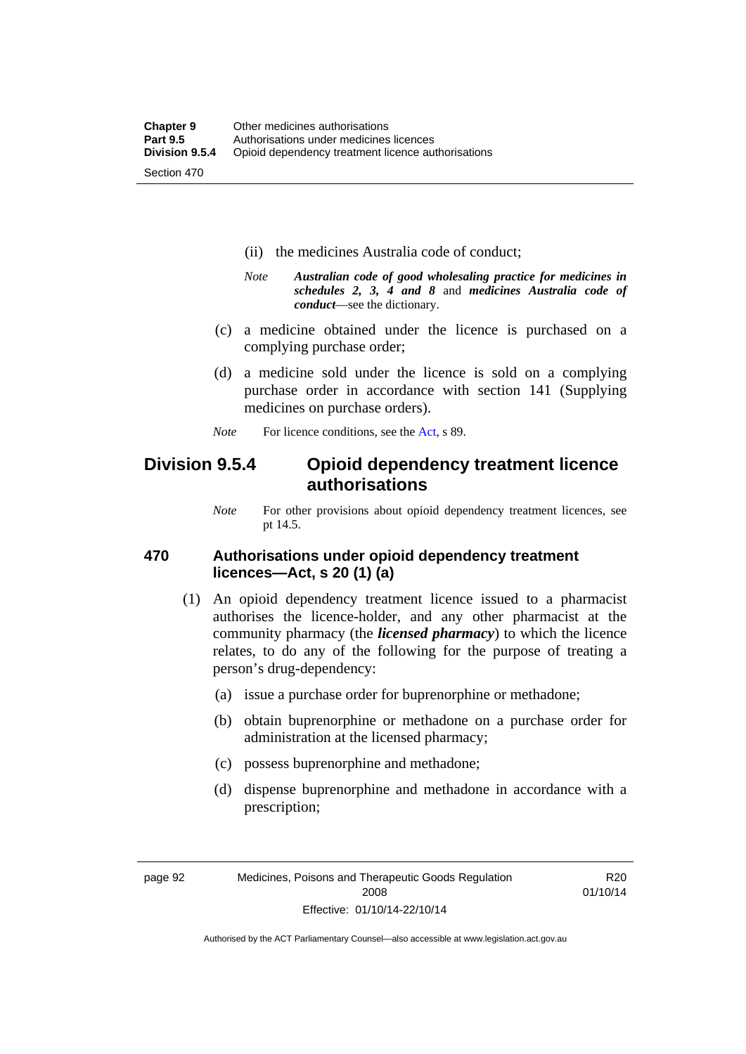(ii) the medicines Australia code of conduct;

*Note* ***Australian code of good wholesaling practice for medicines in schedules 2, 3, 4 and 8*** and ***medicines Australia code of conduct***—see the dictionary.

(c) a medicine obtained under the licence is purchased on a complying purchase order;

(d) a medicine sold under the licence is sold on a complying purchase order in accordance with section 141 (Supplying medicines on purchase orders).

*Note* For licence conditions, see the Act, s 89.

## Division 9.5.4 Opioid dependency treatment licence authorisations

*Note* For other provisions about opioid dependency treatment licences, see pt 14.5.

### 470 Authorisations under opioid dependency treatment licences—Act, s 20 (1) (a)

(1) An opioid dependency treatment licence issued to a pharmacist authorises the licence-holder, and any other pharmacist at the community pharmacy (the ***licensed pharmacy***) to which the licence relates, to do any of the following for the purpose of treating a person's drug-dependency:

(a) issue a purchase order for buprenorphine or methadone;

(b) obtain buprenorphine or methadone on a purchase order for administration at the licensed pharmacy;

(c) possess buprenorphine and methadone;

(d) dispense buprenorphine and methadone in accordance with a prescription;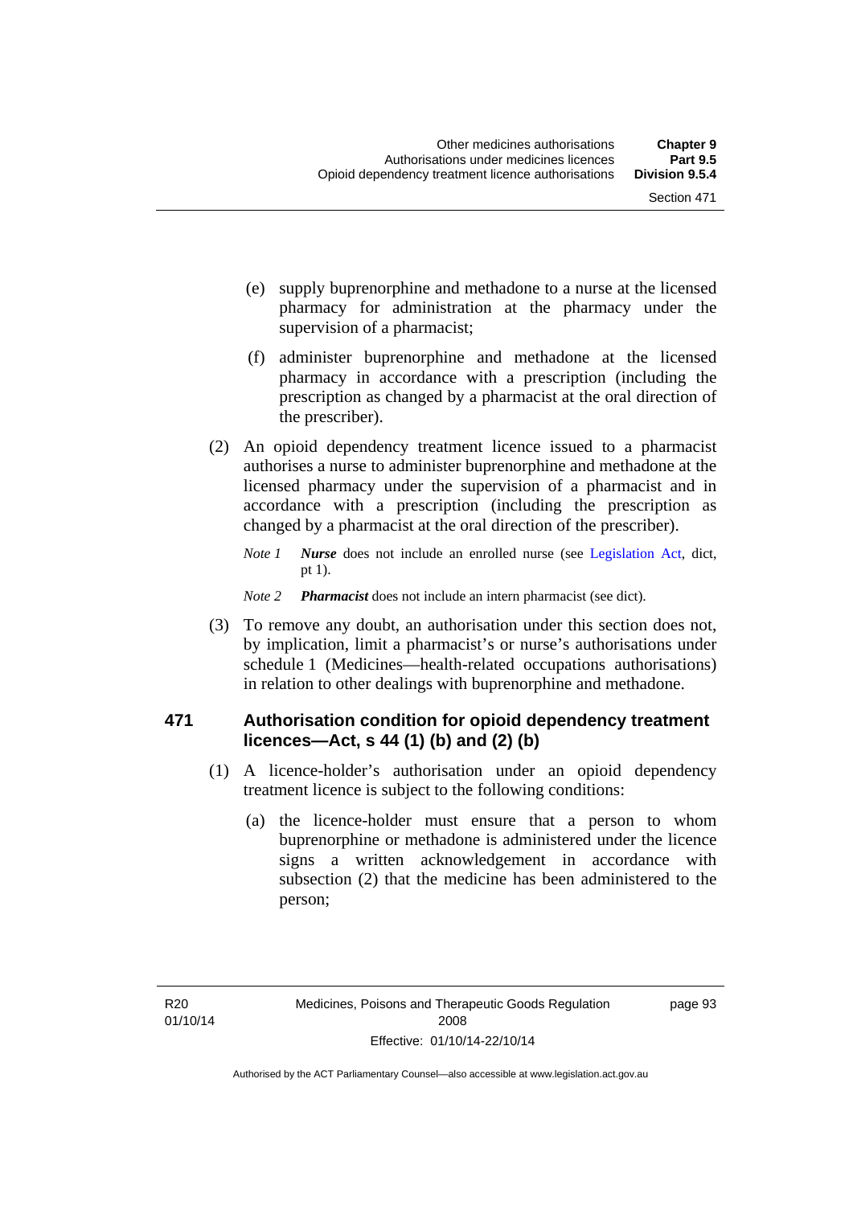(e) supply buprenorphine and methadone to a nurse at the licensed pharmacy for administration at the pharmacy under the supervision of a pharmacist;

(f) administer buprenorphine and methadone at the licensed pharmacy in accordance with a prescription (including the prescription as changed by a pharmacist at the oral direction of the prescriber).

(2) An opioid dependency treatment licence issued to a pharmacist authorises a nurse to administer buprenorphine and methadone at the licensed pharmacy under the supervision of a pharmacist and in accordance with a prescription (including the prescription as changed by a pharmacist at the oral direction of the prescriber).

*Note 1* ***Nurse*** does not include an enrolled nurse (see Legislation Act, dict, pt 1).

*Note 2* ***Pharmacist*** does not include an intern pharmacist (see dict).

(3) To remove any doubt, an authorisation under this section does not, by implication, limit a pharmacist's or nurse's authorisations under schedule 1 (Medicines—health-related occupations authorisations) in relation to other dealings with buprenorphine and methadone.

### 471 Authorisation condition for opioid dependency treatment licences—Act, s 44 (1) (b) and (2) (b)

(1) A licence-holder's authorisation under an opioid dependency treatment licence is subject to the following conditions:

(a) the licence-holder must ensure that a person to whom buprenorphine or methadone is administered under the licence signs a written acknowledgement in accordance with subsection (2) that the medicine has been administered to the person;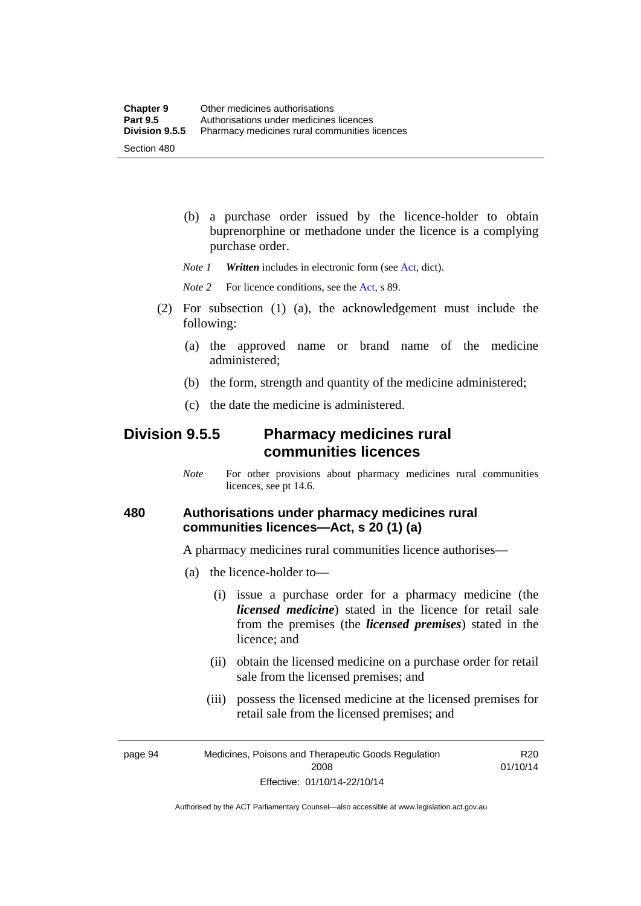(b) a purchase order issued by the licence-holder to obtain buprenorphine or methadone under the licence is a complying purchase order.

*Note 1* ***Written*** includes in electronic form (see Act, dict).

*Note 2* For licence conditions, see the Act, s 89.

(2) For subsection (1) (a), the acknowledgement must include the following:

(a) the approved name or brand name of the medicine administered;

(b) the form, strength and quantity of the medicine administered;

(c) the date the medicine is administered.

## Division 9.5.5 Pharmacy medicines rural communities licences

*Note* For other provisions about pharmacy medicines rural communities licences, see pt 14.6.

### 480 Authorisations under pharmacy medicines rural communities licences—Act, s 20 (1) (a)

A pharmacy medicines rural communities licence authorises—

(a) the licence-holder to—

(i) issue a purchase order for a pharmacy medicine (the ***licensed medicine***) stated in the licence for retail sale from the premises (the ***licensed premises***) stated in the licence; and

(ii) obtain the licensed medicine on a purchase order for retail sale from the licensed premises; and

(iii) possess the licensed medicine at the licensed premises for retail sale from the licensed premises; and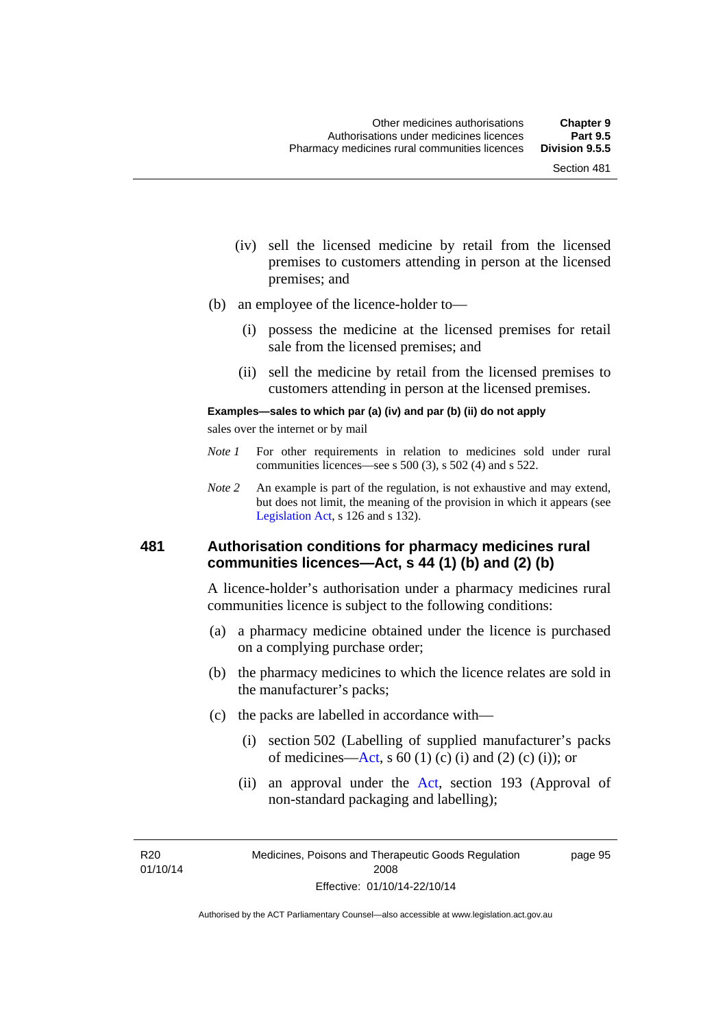(iv) sell the licensed medicine by retail from the licensed premises to customers attending in person at the licensed premises; and

(b) an employee of the licence-holder to—

(i) possess the medicine at the licensed premises for retail sale from the licensed premises; and

(ii) sell the medicine by retail from the licensed premises to customers attending in person at the licensed premises.

**Examples—sales to which par (a) (iv) and par (b) (ii) do not apply**

sales over the internet or by mail

*Note 1* For other requirements in relation to medicines sold under rural communities licences—see s 500 (3), s 502 (4) and s 522.

*Note 2* An example is part of the regulation, is not exhaustive and may extend, but does not limit, the meaning of the provision in which it appears (see Legislation Act, s 126 and s 132).

## 481 Authorisation conditions for pharmacy medicines rural communities licences—Act, s 44 (1) (b) and (2) (b)

A licence-holder's authorisation under a pharmacy medicines rural communities licence is subject to the following conditions:

(a) a pharmacy medicine obtained under the licence is purchased on a complying purchase order;

(b) the pharmacy medicines to which the licence relates are sold in the manufacturer's packs;

(c) the packs are labelled in accordance with—

(i) section 502 (Labelling of supplied manufacturer's packs of medicines—Act, s 60 (1) (c) (i) and (2) (c) (i)); or

(ii) an approval under the Act, section 193 (Approval of non-standard packaging and labelling);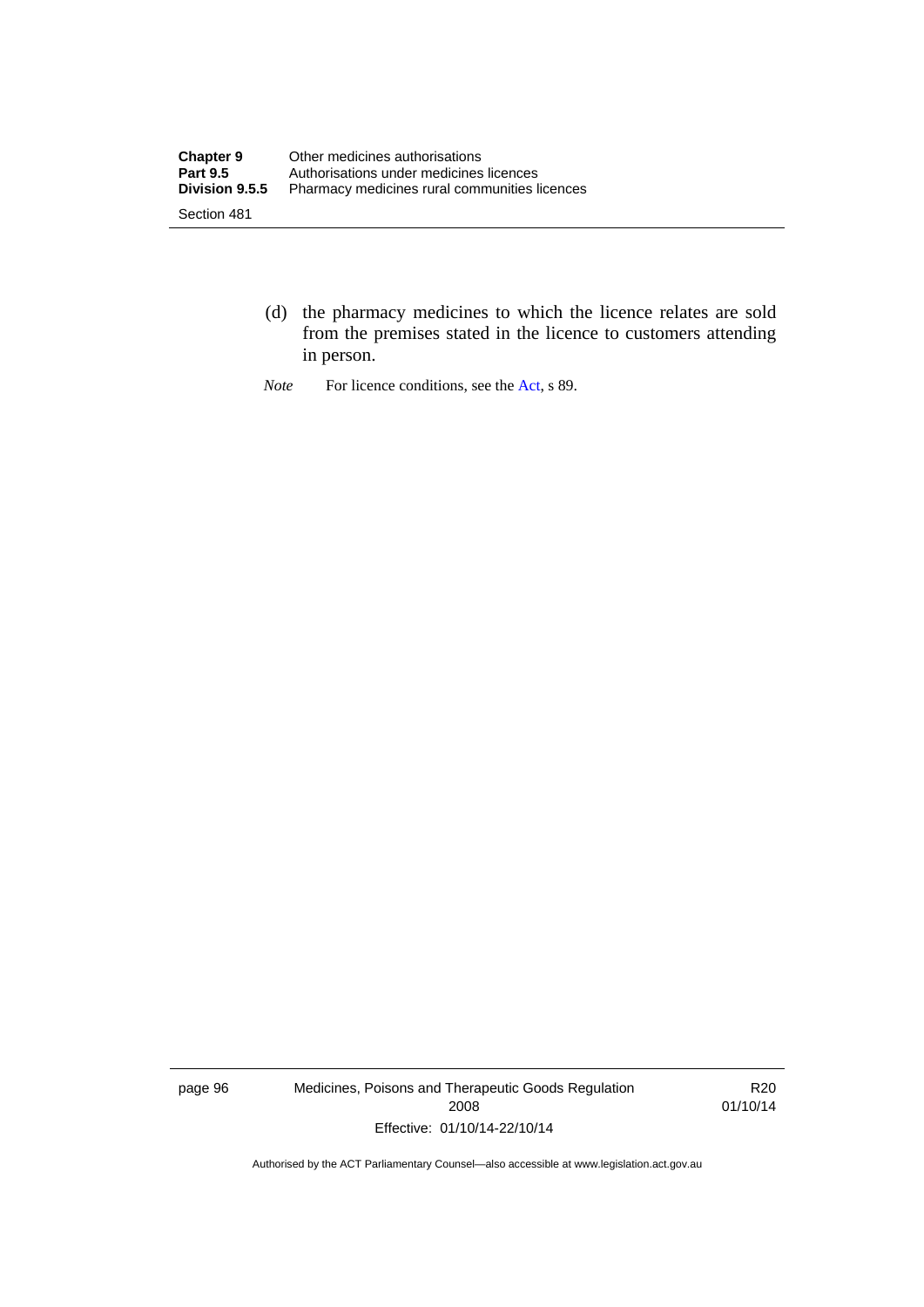(d) the pharmacy medicines to which the licence relates are sold from the premises stated in the licence to customers attending in person.

*Note* For licence conditions, see the Act, s 89.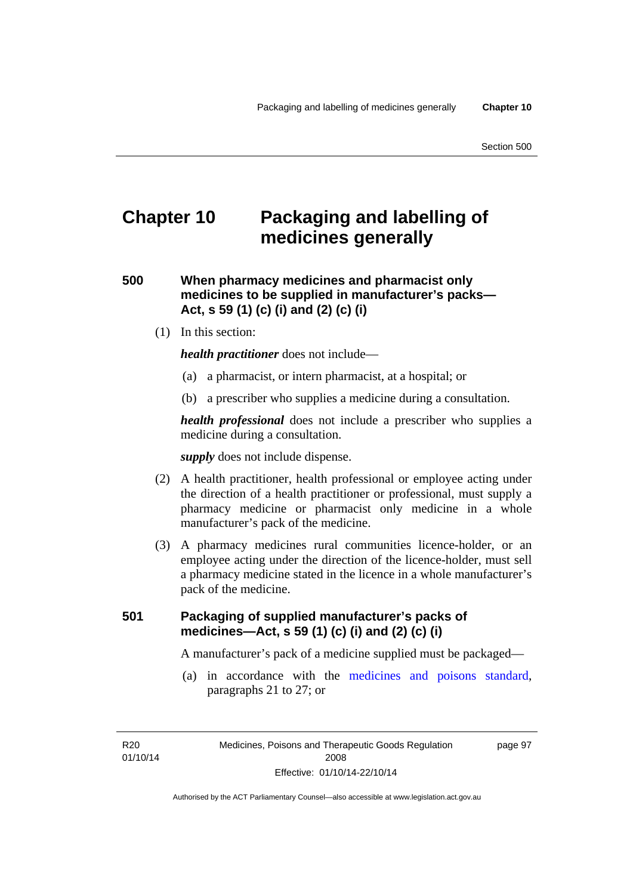# Chapter 10 Packaging and labelling of medicines generally

## 500 When pharmacy medicines and pharmacist only medicines to be supplied in manufacturer's packs—Act, s 59 (1) (c) (i) and (2) (c) (i)

(1) In this section:

***health practitioner*** does not include—

(a) a pharmacist, or intern pharmacist, at a hospital; or

(b) a prescriber who supplies a medicine during a consultation.

***health professional*** does not include a prescriber who supplies a medicine during a consultation.

***supply*** does not include dispense.

(2) A health practitioner, health professional or employee acting under the direction of a health practitioner or professional, must supply a pharmacy medicine or pharmacist only medicine in a whole manufacturer's pack of the medicine.

(3) A pharmacy medicines rural communities licence-holder, or an employee acting under the direction of the licence-holder, must sell a pharmacy medicine stated in the licence in a whole manufacturer's pack of the medicine.

## 501 Packaging of supplied manufacturer's packs of medicines—Act, s 59 (1) (c) (i) and (2) (c) (i)

A manufacturer's pack of a medicine supplied must be packaged—

(a) in accordance with the medicines and poisons standard, paragraphs 21 to 27; or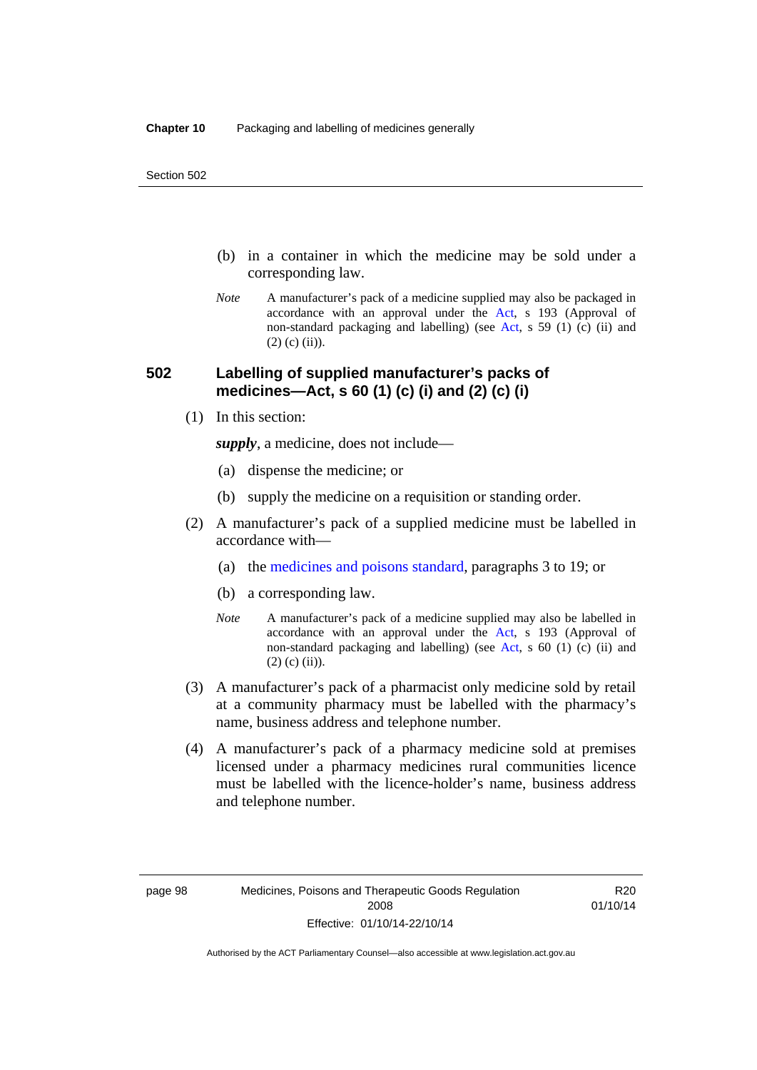(b) in a container in which the medicine may be sold under a corresponding law.

*Note* A manufacturer's pack of a medicine supplied may also be packaged in accordance with an approval under the Act, s 193 (Approval of non-standard packaging and labelling) (see Act, s 59 (1) (c) (ii) and (2) (c) (ii)).

## 502 Labelling of supplied manufacturer's packs of medicines—Act, s 60 (1) (c) (i) and (2) (c) (i)

(1) In this section:

***supply***, a medicine, does not include—

(a) dispense the medicine; or

(b) supply the medicine on a requisition or standing order.

(2) A manufacturer's pack of a supplied medicine must be labelled in accordance with—

(a) the medicines and poisons standard, paragraphs 3 to 19; or

(b) a corresponding law.

*Note* A manufacturer's pack of a medicine supplied may also be labelled in accordance with an approval under the Act, s 193 (Approval of non-standard packaging and labelling) (see Act, s 60 (1) (c) (ii) and (2) (c) (ii)).

(3) A manufacturer's pack of a pharmacist only medicine sold by retail at a community pharmacy must be labelled with the pharmacy's name, business address and telephone number.

(4) A manufacturer's pack of a pharmacy medicine sold at premises licensed under a pharmacy medicines rural communities licence must be labelled with the licence-holder's name, business address and telephone number.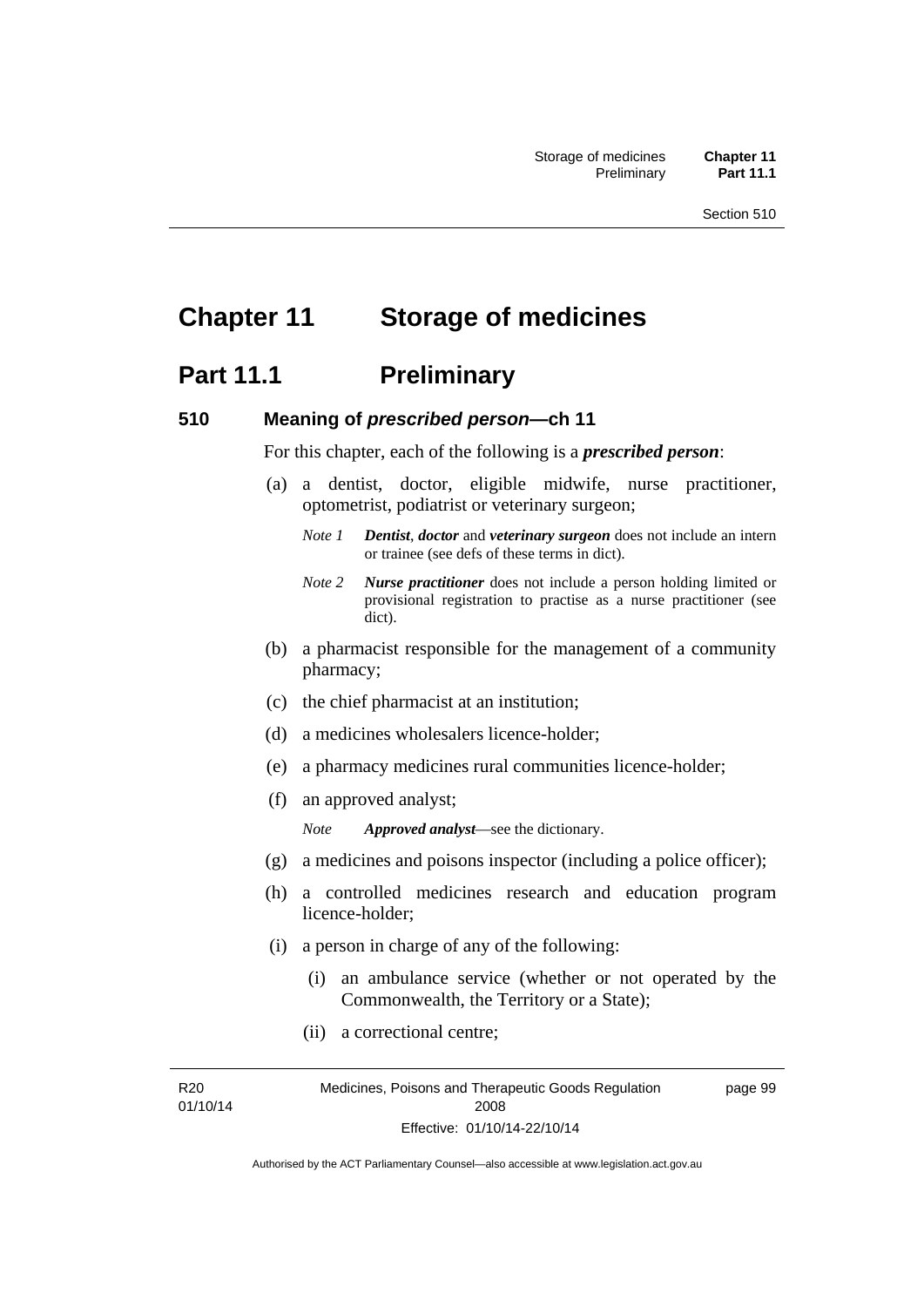# Chapter 11 Storage of medicines

## Part 11.1 Preliminary

### 510 Meaning of *prescribed person*—ch 11

For this chapter, each of the following is a ***prescribed person***:

(a) a dentist, doctor, eligible midwife, nurse practitioner, optometrist, podiatrist or veterinary surgeon;

*Note 1* ***Dentist***, ***doctor*** and ***veterinary surgeon*** does not include an intern or trainee (see defs of these terms in dict).

*Note 2* ***Nurse practitioner*** does not include a person holding limited or provisional registration to practise as a nurse practitioner (see dict).

(b) a pharmacist responsible for the management of a community pharmacy;

(c) the chief pharmacist at an institution;

(d) a medicines wholesalers licence-holder;

(e) a pharmacy medicines rural communities licence-holder;

(f) an approved analyst;

*Note* ***Approved analyst***—see the dictionary.

(g) a medicines and poisons inspector (including a police officer);

(h) a controlled medicines research and education program licence-holder;

(i) a person in charge of any of the following:

(i) an ambulance service (whether or not operated by the Commonwealth, the Territory or a State);

(ii) a correctional centre;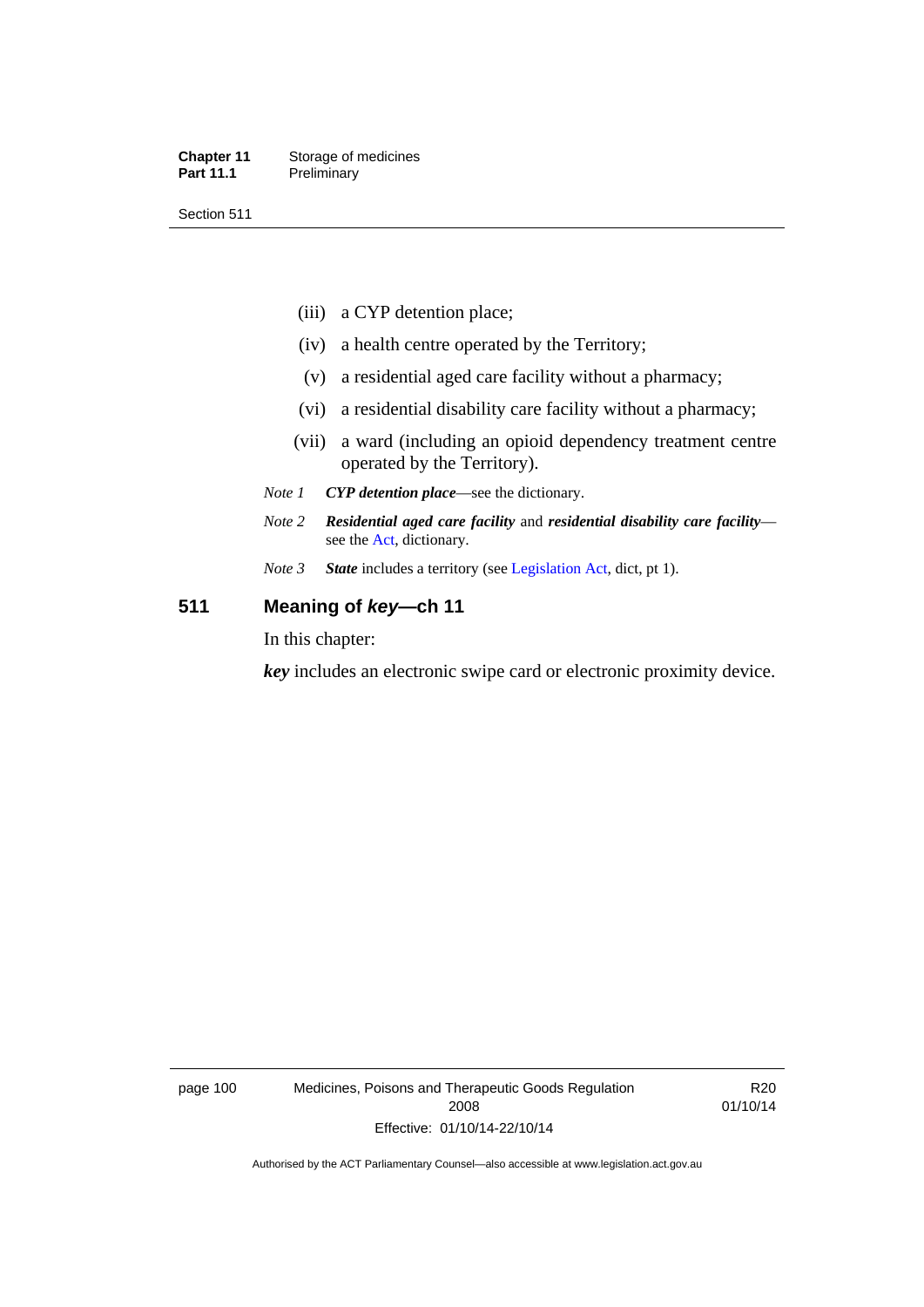(iii) a CYP detention place;

(iv) a health centre operated by the Territory;

(v) a residential aged care facility without a pharmacy;

(vi) a residential disability care facility without a pharmacy;

(vii) a ward (including an opioid dependency treatment centre operated by the Territory).

*Note 1* ***CYP detention place***—see the dictionary.

*Note 2* ***Residential aged care facility*** and ***residential disability care facility***—see the Act, dictionary.

*Note 3* ***State*** includes a territory (see Legislation Act, dict, pt 1).

## 511 Meaning of *key*—ch 11

In this chapter:

***key*** includes an electronic swipe card or electronic proximity device.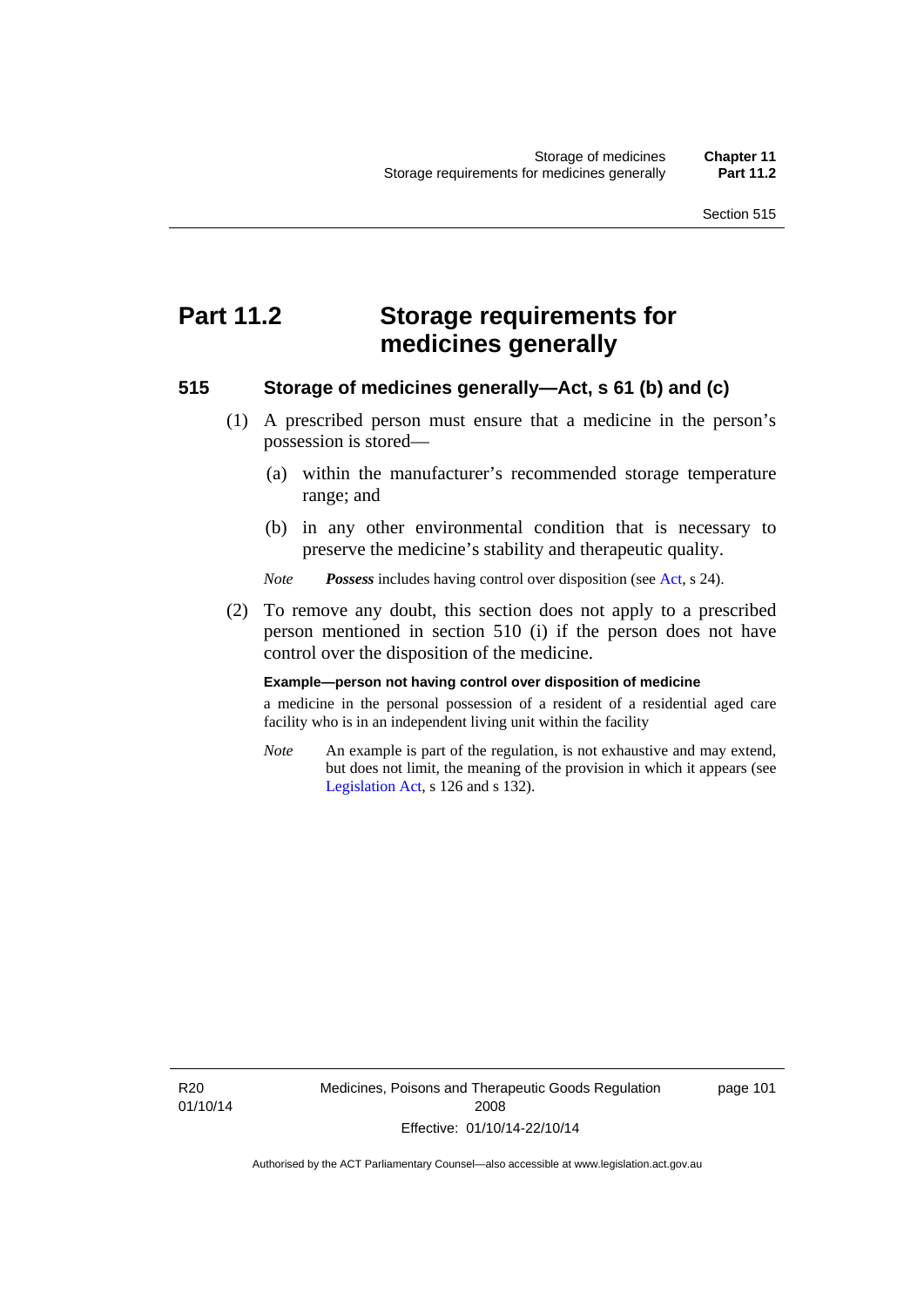# Part 11.2 Storage requirements for medicines generally

## 515 Storage of medicines generally—Act, s 61 (b) and (c)

(1) A prescribed person must ensure that a medicine in the person's possession is stored—

(a) within the manufacturer's recommended storage temperature range; and

(b) in any other environmental condition that is necessary to preserve the medicine's stability and therapeutic quality.

*Note* ***Possess*** includes having control over disposition (see Act, s 24).

(2) To remove any doubt, this section does not apply to a prescribed person mentioned in section 510 (i) if the person does not have control over the disposition of the medicine.

**Example—person not having control over disposition of medicine**

a medicine in the personal possession of a resident of a residential aged care facility who is in an independent living unit within the facility

*Note* An example is part of the regulation, is not exhaustive and may extend, but does not limit, the meaning of the provision in which it appears (see Legislation Act, s 126 and s 132).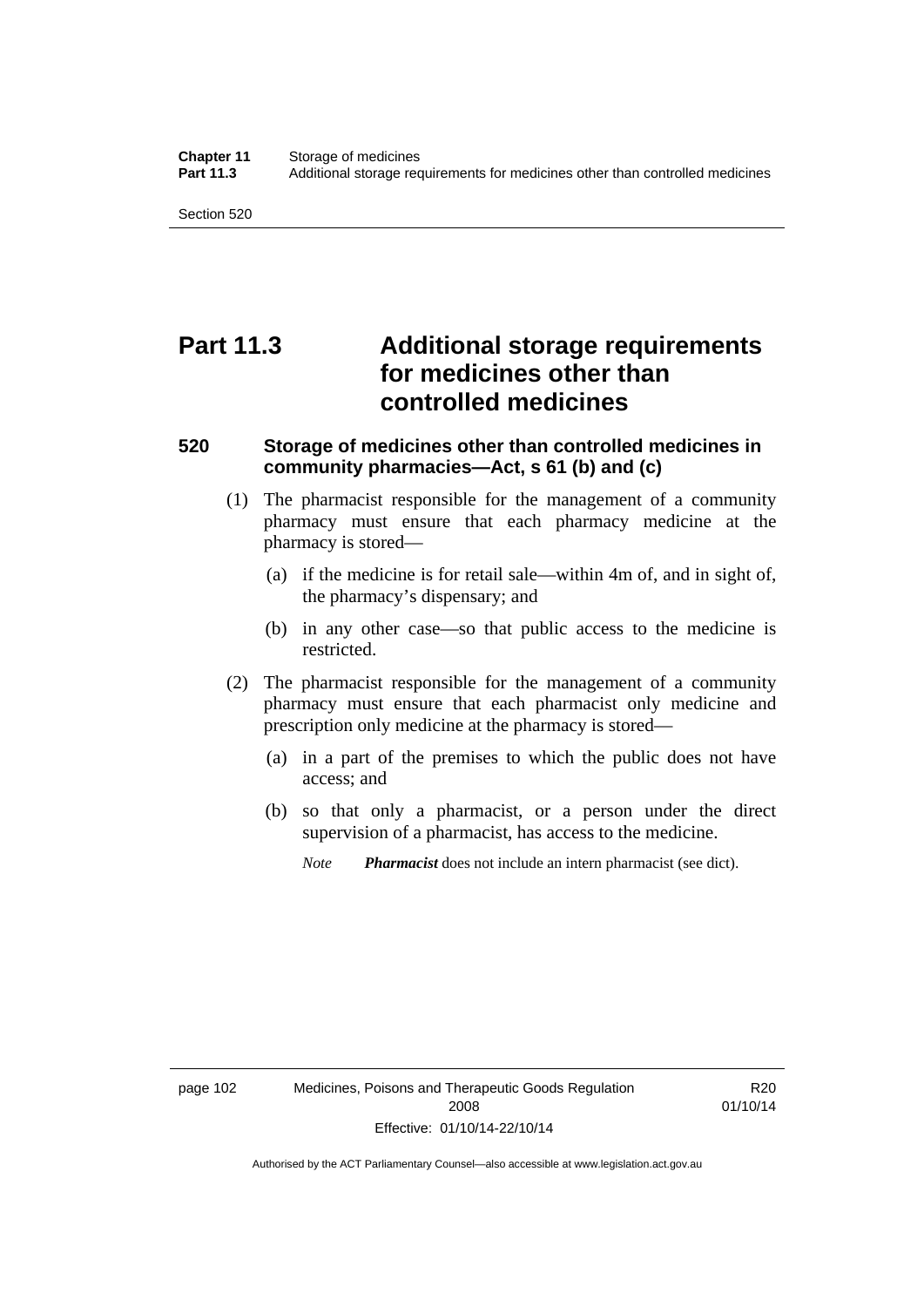# Part 11.3 Additional storage requirements for medicines other than controlled medicines

### 520 Storage of medicines other than controlled medicines in community pharmacies—Act, s 61 (b) and (c)

(1) The pharmacist responsible for the management of a community pharmacy must ensure that each pharmacy medicine at the pharmacy is stored—

(a) if the medicine is for retail sale—within 4m of, and in sight of, the pharmacy's dispensary; and

(b) in any other case—so that public access to the medicine is restricted.

(2) The pharmacist responsible for the management of a community pharmacy must ensure that each pharmacist only medicine and prescription only medicine at the pharmacy is stored—

(a) in a part of the premises to which the public does not have access; and

(b) so that only a pharmacist, or a person under the direct supervision of a pharmacist, has access to the medicine.

*Note* ***Pharmacist*** does not include an intern pharmacist (see dict).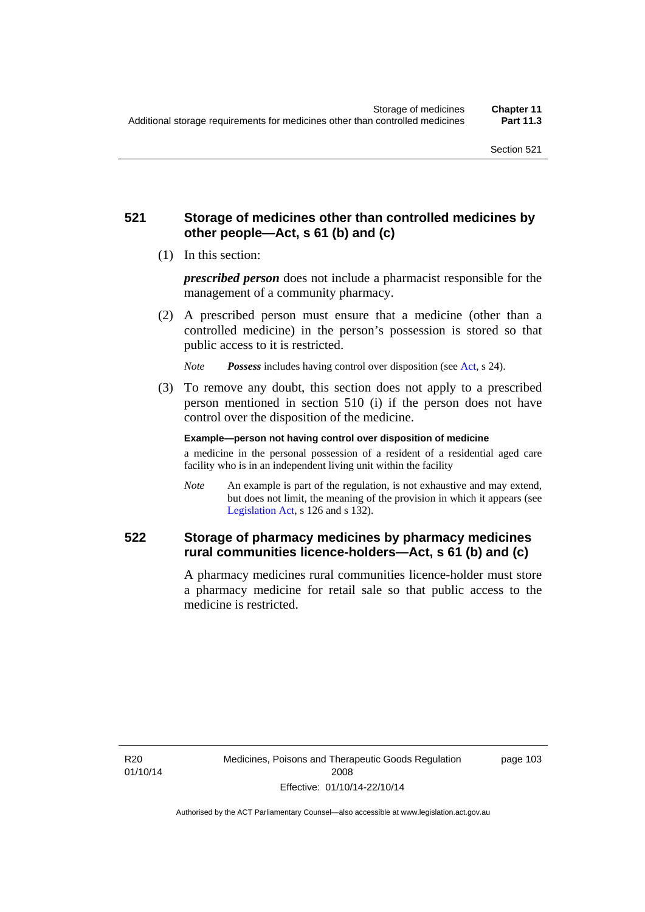## 521 Storage of medicines other than controlled medicines by other people—Act, s 61 (b) and (c)

(1) In this section:

***prescribed person*** does not include a pharmacist responsible for the management of a community pharmacy.

(2) A prescribed person must ensure that a medicine (other than a controlled medicine) in the person's possession is stored so that public access to it is restricted.

*Note* ***Possess*** includes having control over disposition (see Act, s 24).

(3) To remove any doubt, this section does not apply to a prescribed person mentioned in section 510 (i) if the person does not have control over the disposition of the medicine.

**Example—person not having control over disposition of medicine**

a medicine in the personal possession of a resident of a residential aged care facility who is in an independent living unit within the facility

*Note* An example is part of the regulation, is not exhaustive and may extend, but does not limit, the meaning of the provision in which it appears (see Legislation Act, s 126 and s 132).

## 522 Storage of pharmacy medicines by pharmacy medicines rural communities licence-holders—Act, s 61 (b) and (c)

A pharmacy medicines rural communities licence-holder must store a pharmacy medicine for retail sale so that public access to the medicine is restricted.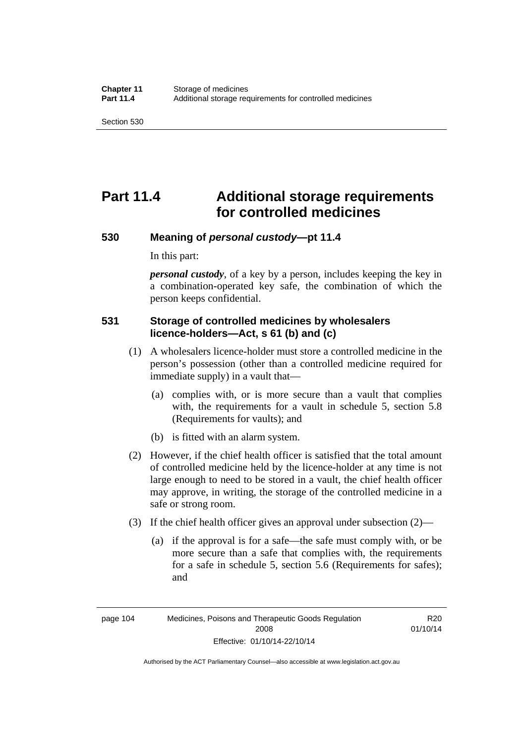# Part 11.4 Additional storage requirements for controlled medicines

## 530 Meaning of *personal custody*—pt 11.4

In this part:

***personal custody***, of a key by a person, includes keeping the key in a combination-operated key safe, the combination of which the person keeps confidential.

## 531 Storage of controlled medicines by wholesalers licence-holders—Act, s 61 (b) and (c)

(1) A wholesalers licence-holder must store a controlled medicine in the person's possession (other than a controlled medicine required for immediate supply) in a vault that—

(a) complies with, or is more secure than a vault that complies with, the requirements for a vault in schedule 5, section 5.8 (Requirements for vaults); and

(b) is fitted with an alarm system.

(2) However, if the chief health officer is satisfied that the total amount of controlled medicine held by the licence-holder at any time is not large enough to need to be stored in a vault, the chief health officer may approve, in writing, the storage of the controlled medicine in a safe or strong room.

(3) If the chief health officer gives an approval under subsection (2)—

(a) if the approval is for a safe—the safe must comply with, or be more secure than a safe that complies with, the requirements for a safe in schedule 5, section 5.6 (Requirements for safes); and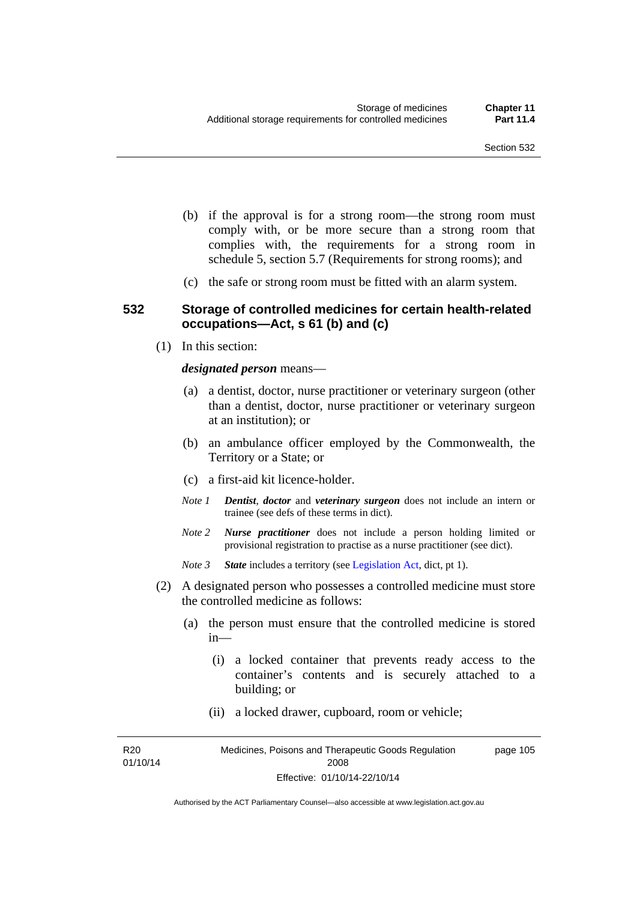(b) if the approval is for a strong room—the strong room must comply with, or be more secure than a strong room that complies with, the requirements for a strong room in schedule 5, section 5.7 (Requirements for strong rooms); and

(c) the safe or strong room must be fitted with an alarm system.

### 532 Storage of controlled medicines for certain health-related occupations—Act, s 61 (b) and (c)

(1) In this section:

***designated person*** means—

(a) a dentist, doctor, nurse practitioner or veterinary surgeon (other than a dentist, doctor, nurse practitioner or veterinary surgeon at an institution); or

(b) an ambulance officer employed by the Commonwealth, the Territory or a State; or

(c) a first-aid kit licence-holder.

*Note 1* ***Dentist**, **doctor*** and ***veterinary surgeon*** does not include an intern or trainee (see defs of these terms in dict).

*Note 2* ***Nurse practitioner*** does not include a person holding limited or provisional registration to practise as a nurse practitioner (see dict).

*Note 3* ***State*** includes a territory (see Legislation Act, dict, pt 1).

(2) A designated person who possesses a controlled medicine must store the controlled medicine as follows:

(a) the person must ensure that the controlled medicine is stored in—

(i) a locked container that prevents ready access to the container's contents and is securely attached to a building; or

(ii) a locked drawer, cupboard, room or vehicle;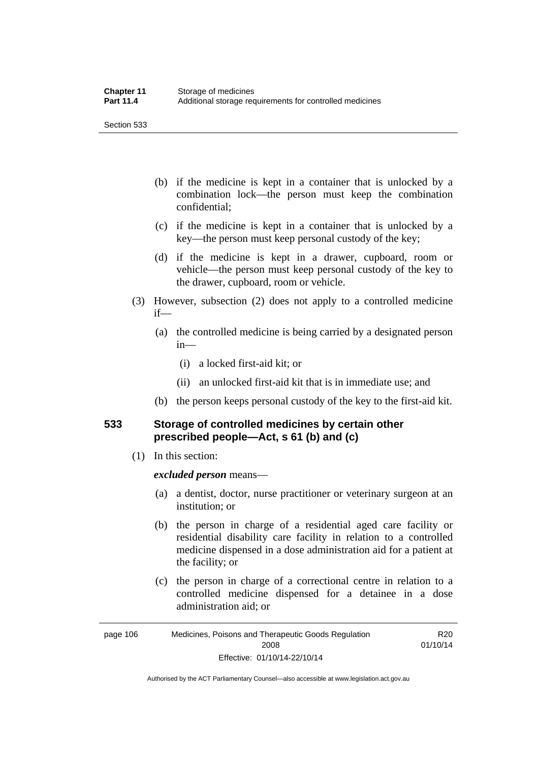(b) if the medicine is kept in a container that is unlocked by a combination lock—the person must keep the combination confidential;

(c) if the medicine is kept in a container that is unlocked by a key—the person must keep personal custody of the key;

(d) if the medicine is kept in a drawer, cupboard, room or vehicle—the person must keep personal custody of the key to the drawer, cupboard, room or vehicle.

(3) However, subsection (2) does not apply to a controlled medicine if—

(a) the controlled medicine is being carried by a designated person in—

(i) a locked first-aid kit; or

(ii) an unlocked first-aid kit that is in immediate use; and

(b) the person keeps personal custody of the key to the first-aid kit.

## 533 Storage of controlled medicines by certain other prescribed people—Act, s 61 (b) and (c)

(1) In this section:

***excluded person*** means—

(a) a dentist, doctor, nurse practitioner or veterinary surgeon at an institution; or

(b) the person in charge of a residential aged care facility or residential disability care facility in relation to a controlled medicine dispensed in a dose administration aid for a patient at the facility; or

(c) the person in charge of a correctional centre in relation to a controlled medicine dispensed for a detainee in a dose administration aid; or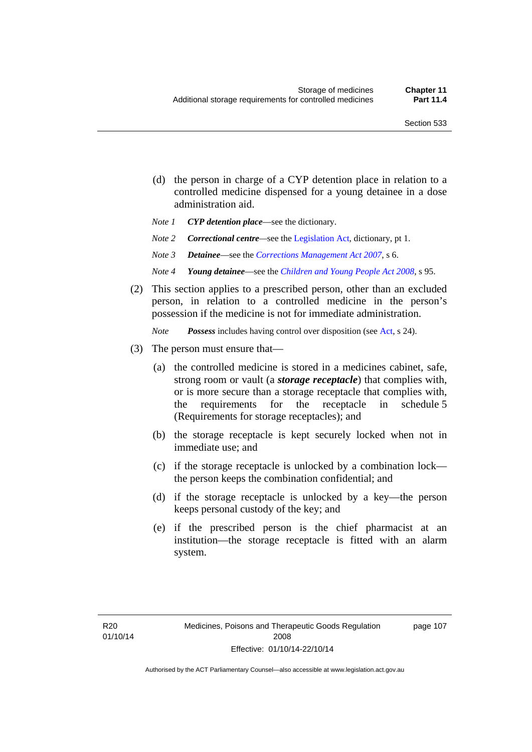(d) the person in charge of a CYP detention place in relation to a controlled medicine dispensed for a young detainee in a dose administration aid.

*Note 1* ***CYP detention place***—see the dictionary.

*Note 2* ***Correctional centre***—see the Legislation Act, dictionary, pt 1.

*Note 3* ***Detainee***—see the *Corrections Management Act 2007*, s 6.

*Note 4* ***Young detainee***—see the *Children and Young People Act 2008*, s 95.

(2) This section applies to a prescribed person, other than an excluded person, in relation to a controlled medicine in the person's possession if the medicine is not for immediate administration.

*Note* ***Possess*** includes having control over disposition (see Act, s 24).

(3) The person must ensure that—

(a) the controlled medicine is stored in a medicines cabinet, safe, strong room or vault (a ***storage receptacle***) that complies with, or is more secure than a storage receptacle that complies with, the requirements for the receptacle in schedule 5 (Requirements for storage receptacles); and

(b) the storage receptacle is kept securely locked when not in immediate use; and

(c) if the storage receptacle is unlocked by a combination lock—the person keeps the combination confidential; and

(d) if the storage receptacle is unlocked by a key—the person keeps personal custody of the key; and

(e) if the prescribed person is the chief pharmacist at an institution—the storage receptacle is fitted with an alarm system.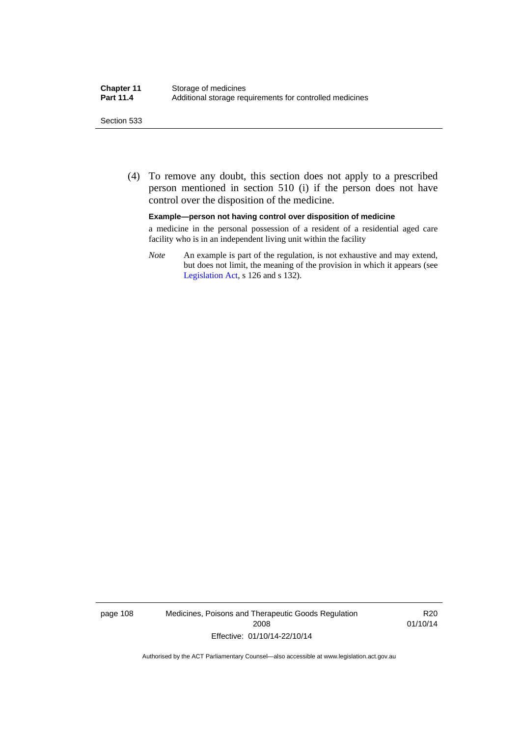(4) To remove any doubt, this section does not apply to a prescribed person mentioned in section 510 (i) if the person does not have control over the disposition of the medicine.

**Example—person not having control over disposition of medicine**

a medicine in the personal possession of a resident of a residential aged care facility who is in an independent living unit within the facility

*Note* An example is part of the regulation, is not exhaustive and may extend, but does not limit, the meaning of the provision in which it appears (see Legislation Act, s 126 and s 132).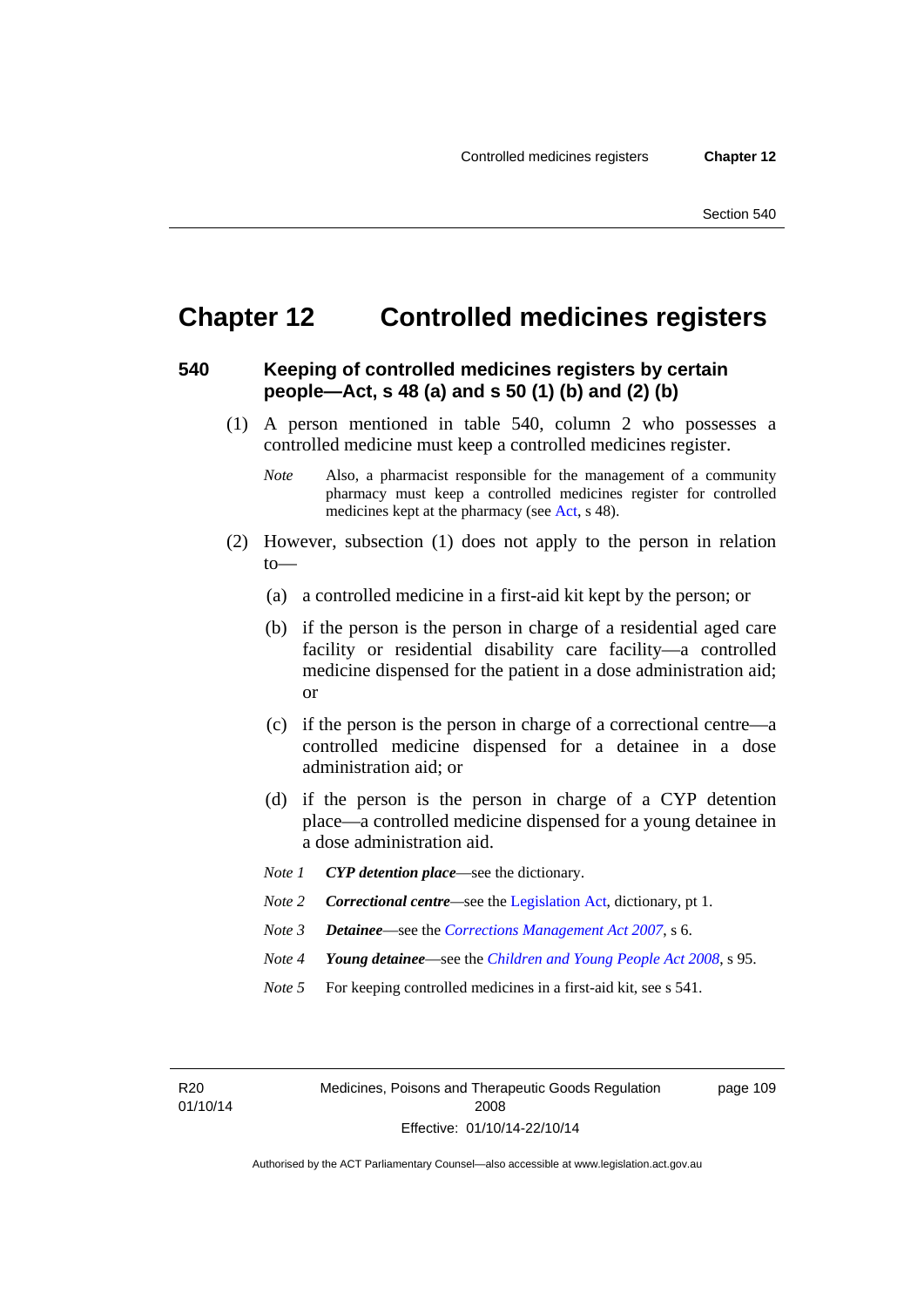# Chapter 12 Controlled medicines registers

## 540 Keeping of controlled medicines registers by certain people—Act, s 48 (a) and s 50 (1) (b) and (2) (b)

(1) A person mentioned in table 540, column 2 who possesses a controlled medicine must keep a controlled medicines register.

*Note* Also, a pharmacist responsible for the management of a community pharmacy must keep a controlled medicines register for controlled medicines kept at the pharmacy (see Act, s 48).

(2) However, subsection (1) does not apply to the person in relation to—

(a) a controlled medicine in a first-aid kit kept by the person; or

(b) if the person is the person in charge of a residential aged care facility or residential disability care facility—a controlled medicine dispensed for the patient in a dose administration aid; or

(c) if the person is the person in charge of a correctional centre—a controlled medicine dispensed for a detainee in a dose administration aid; or

(d) if the person is the person in charge of a CYP detention place—a controlled medicine dispensed for a young detainee in a dose administration aid.

*Note 1* ***CYP detention place***—see the dictionary.

*Note 2* ***Correctional centre***—see the Legislation Act, dictionary, pt 1.

*Note 3* ***Detainee***—see the *Corrections Management Act 2007*, s 6.

*Note 4* ***Young detainee***—see the *Children and Young People Act 2008*, s 95.

*Note 5* For keeping controlled medicines in a first-aid kit, see s 541.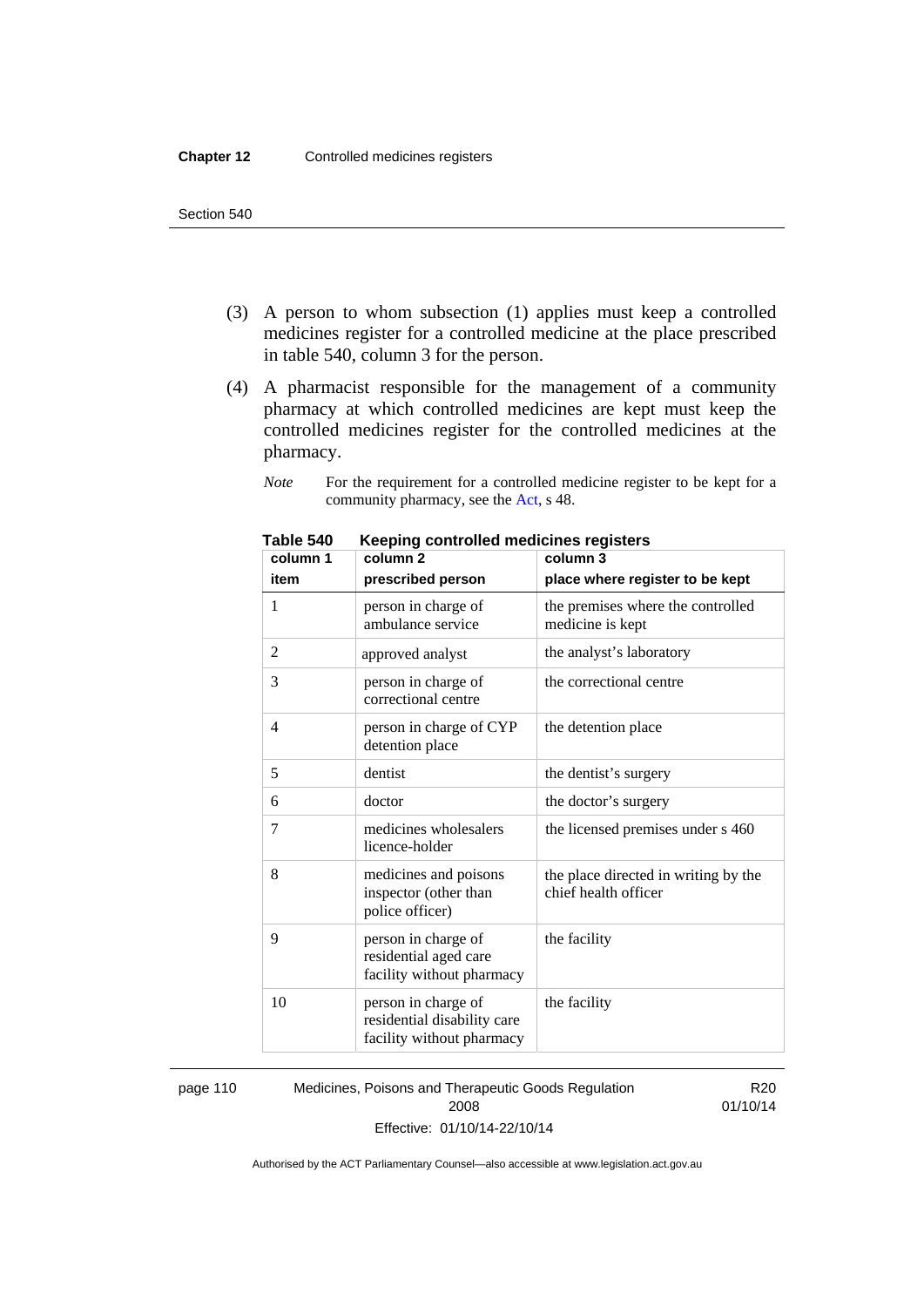(3) A person to whom subsection (1) applies must keep a controlled medicines register for a controlled medicine at the place prescribed in table 540, column 3 for the person.

(4) A pharmacist responsible for the management of a community pharmacy at which controlled medicines are kept must keep the controlled medicines register for the controlled medicines at the pharmacy.

*Note* For the requirement for a controlled medicine register to be kept for a community pharmacy, see the Act, s 48.

**Table 540 Keeping controlled medicines registers**

| column 1<br>item | column 2<br>prescribed person | column 3<br>place where register to be kept |
|---|---|---|
| 1 | person in charge of ambulance service | the premises where the controlled medicine is kept |
| 2 | approved analyst | the analyst's laboratory |
| 3 | person in charge of correctional centre | the correctional centre |
| 4 | person in charge of CYP detention place | the detention place |
| 5 | dentist | the dentist's surgery |
| 6 | doctor | the doctor's surgery |
| 7 | medicines wholesalers licence-holder | the licensed premises under s 460 |
| 8 | medicines and poisons inspector (other than police officer) | the place directed in writing by the chief health officer |
| 9 | person in charge of residential aged care facility without pharmacy | the facility |
| 10 | person in charge of residential disability care facility without pharmacy | the facility |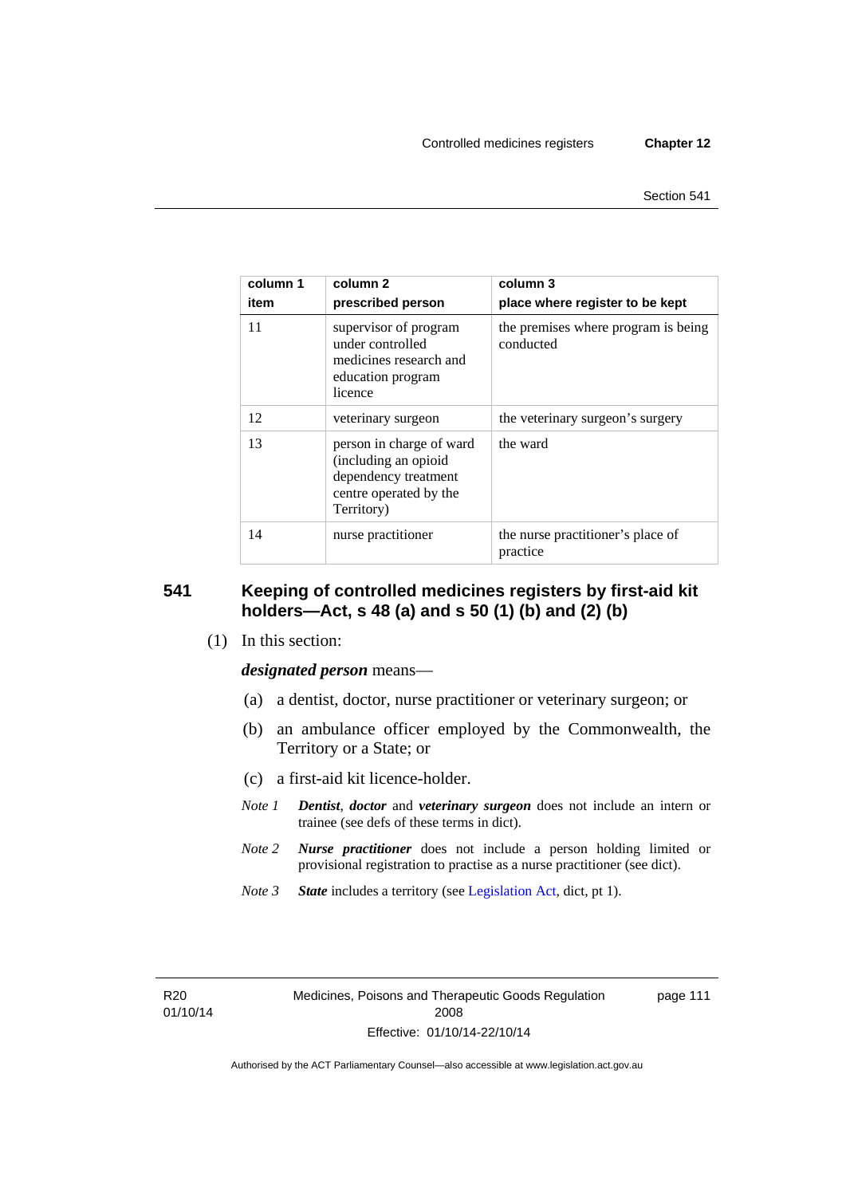| column 1<br>item | column 2<br>prescribed person | column 3<br>place where register to be kept |
|---|---|---|
| 11 | supervisor of program under controlled medicines research and education program licence | the premises where program is being conducted |
| 12 | veterinary surgeon | the veterinary surgeon's surgery |
| 13 | person in charge of ward (including an opioid dependency treatment centre operated by the Territory) | the ward |
| 14 | nurse practitioner | the nurse practitioner's place of practice |

## 541 Keeping of controlled medicines registers by first-aid kit holders—Act, s 48 (a) and s 50 (1) (b) and (2) (b)

(1) In this section:

***designated person*** means—

(a) a dentist, doctor, nurse practitioner or veterinary surgeon; or

(b) an ambulance officer employed by the Commonwealth, the Territory or a State; or

(c) a first-aid kit licence-holder.

*Note 1* ***Dentist***, ***doctor*** and ***veterinary surgeon*** does not include an intern or trainee (see defs of these terms in dict).

*Note 2* ***Nurse practitioner*** does not include a person holding limited or provisional registration to practise as a nurse practitioner (see dict).

*Note 3* ***State*** includes a territory (see Legislation Act, dict, pt 1).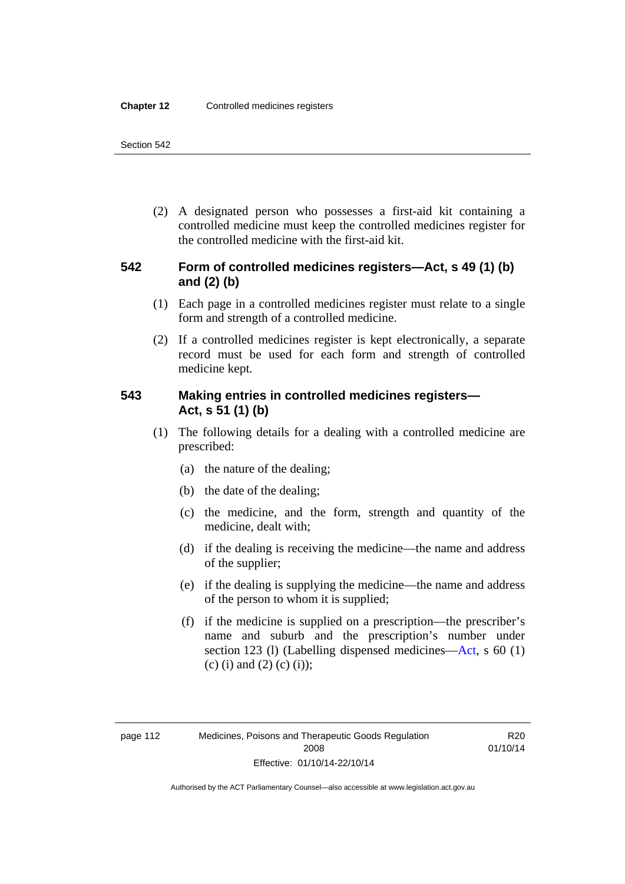(2) A designated person who possesses a first-aid kit containing a controlled medicine must keep the controlled medicines register for the controlled medicine with the first-aid kit.

### 542 Form of controlled medicines registers—Act, s 49 (1) (b) and (2) (b)

(1) Each page in a controlled medicines register must relate to a single form and strength of a controlled medicine.

(2) If a controlled medicines register is kept electronically, a separate record must be used for each form and strength of controlled medicine kept.

### 543 Making entries in controlled medicines registers—Act, s 51 (1) (b)

(1) The following details for a dealing with a controlled medicine are prescribed:

(a) the nature of the dealing;

(b) the date of the dealing;

(c) the medicine, and the form, strength and quantity of the medicine, dealt with;

(d) if the dealing is receiving the medicine—the name and address of the supplier;

(e) if the dealing is supplying the medicine—the name and address of the person to whom it is supplied;

(f) if the medicine is supplied on a prescription—the prescriber's name and suburb and the prescription's number under section 123 (l) (Labelling dispensed medicines—Act, s 60 (1) (c) (i) and (2) (c) (i));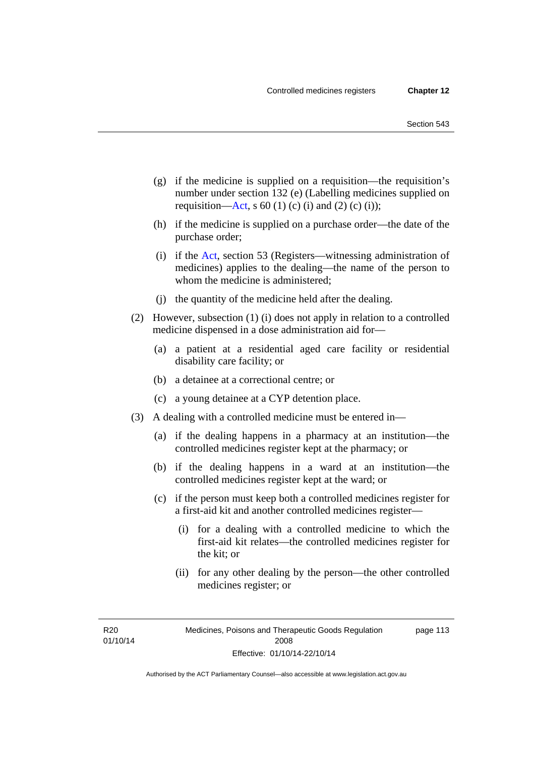(g) if the medicine is supplied on a requisition—the requisition's number under section 132 (e) (Labelling medicines supplied on requisition—Act, s 60 (1) (c) (i) and (2) (c) (i));

(h) if the medicine is supplied on a purchase order—the date of the purchase order;

(i) if the Act, section 53 (Registers—witnessing administration of medicines) applies to the dealing—the name of the person to whom the medicine is administered;

(j) the quantity of the medicine held after the dealing.

(2) However, subsection (1) (i) does not apply in relation to a controlled medicine dispensed in a dose administration aid for—

(a) a patient at a residential aged care facility or residential disability care facility; or

(b) a detainee at a correctional centre; or

(c) a young detainee at a CYP detention place.

(3) A dealing with a controlled medicine must be entered in—

(a) if the dealing happens in a pharmacy at an institution—the controlled medicines register kept at the pharmacy; or

(b) if the dealing happens in a ward at an institution—the controlled medicines register kept at the ward; or

(c) if the person must keep both a controlled medicines register for a first-aid kit and another controlled medicines register—

(i) for a dealing with a controlled medicine to which the first-aid kit relates—the controlled medicines register for the kit; or

(ii) for any other dealing by the person—the other controlled medicines register; or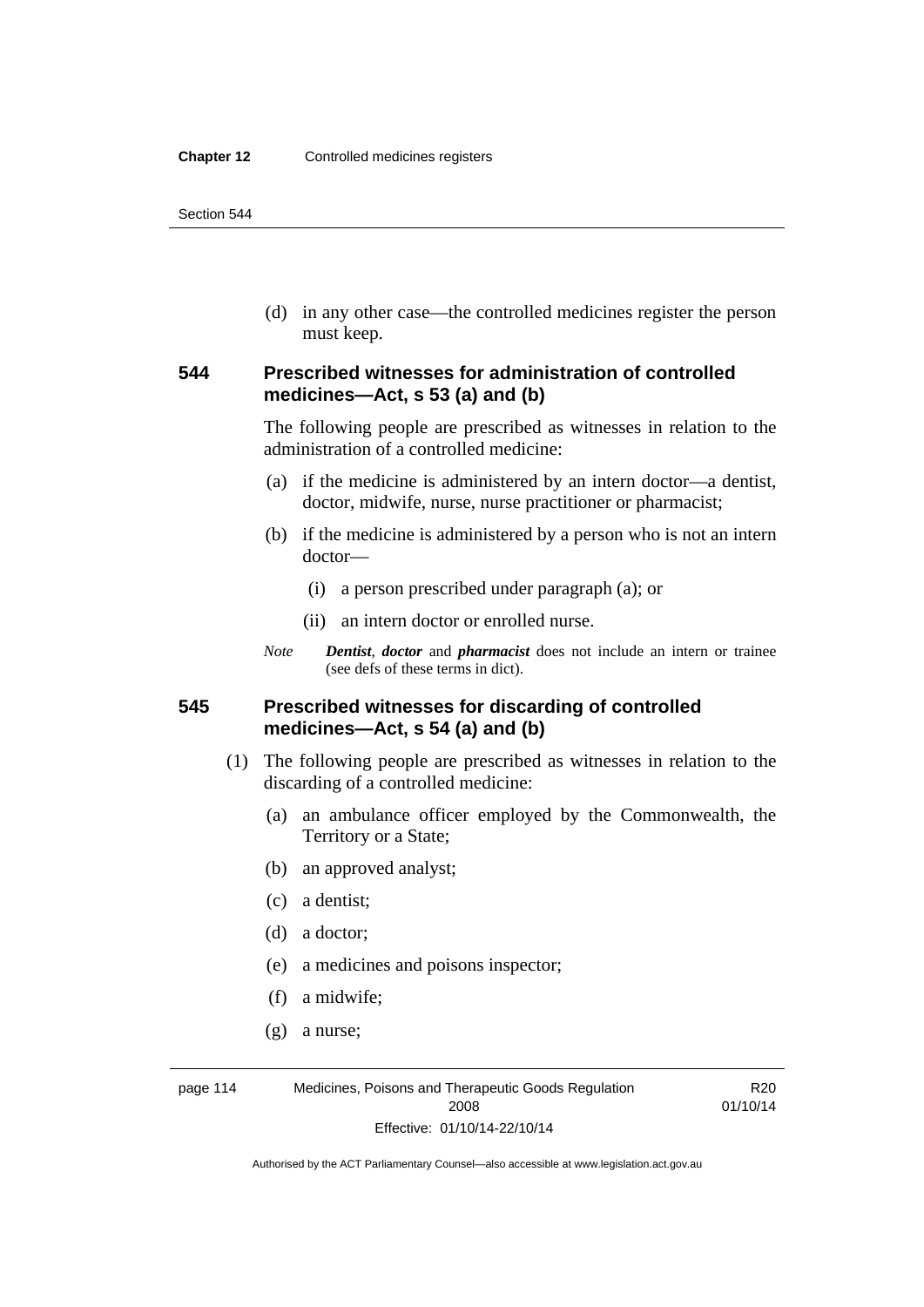(d) in any other case—the controlled medicines register the person must keep.

## 544 Prescribed witnesses for administration of controlled medicines—Act, s 53 (a) and (b)

The following people are prescribed as witnesses in relation to the administration of a controlled medicine:

(a) if the medicine is administered by an intern doctor—a dentist, doctor, midwife, nurse, nurse practitioner or pharmacist;

(b) if the medicine is administered by a person who is not an intern doctor—

(i) a person prescribed under paragraph (a); or

(ii) an intern doctor or enrolled nurse.

*Note* ***Dentist***, ***doctor*** and ***pharmacist*** does not include an intern or trainee (see defs of these terms in dict).

## 545 Prescribed witnesses for discarding of controlled medicines—Act, s 54 (a) and (b)

(1) The following people are prescribed as witnesses in relation to the discarding of a controlled medicine:

(a) an ambulance officer employed by the Commonwealth, the Territory or a State;

(b) an approved analyst;

(c) a dentist;

(d) a doctor;

(e) a medicines and poisons inspector;

(f) a midwife;

(g) a nurse;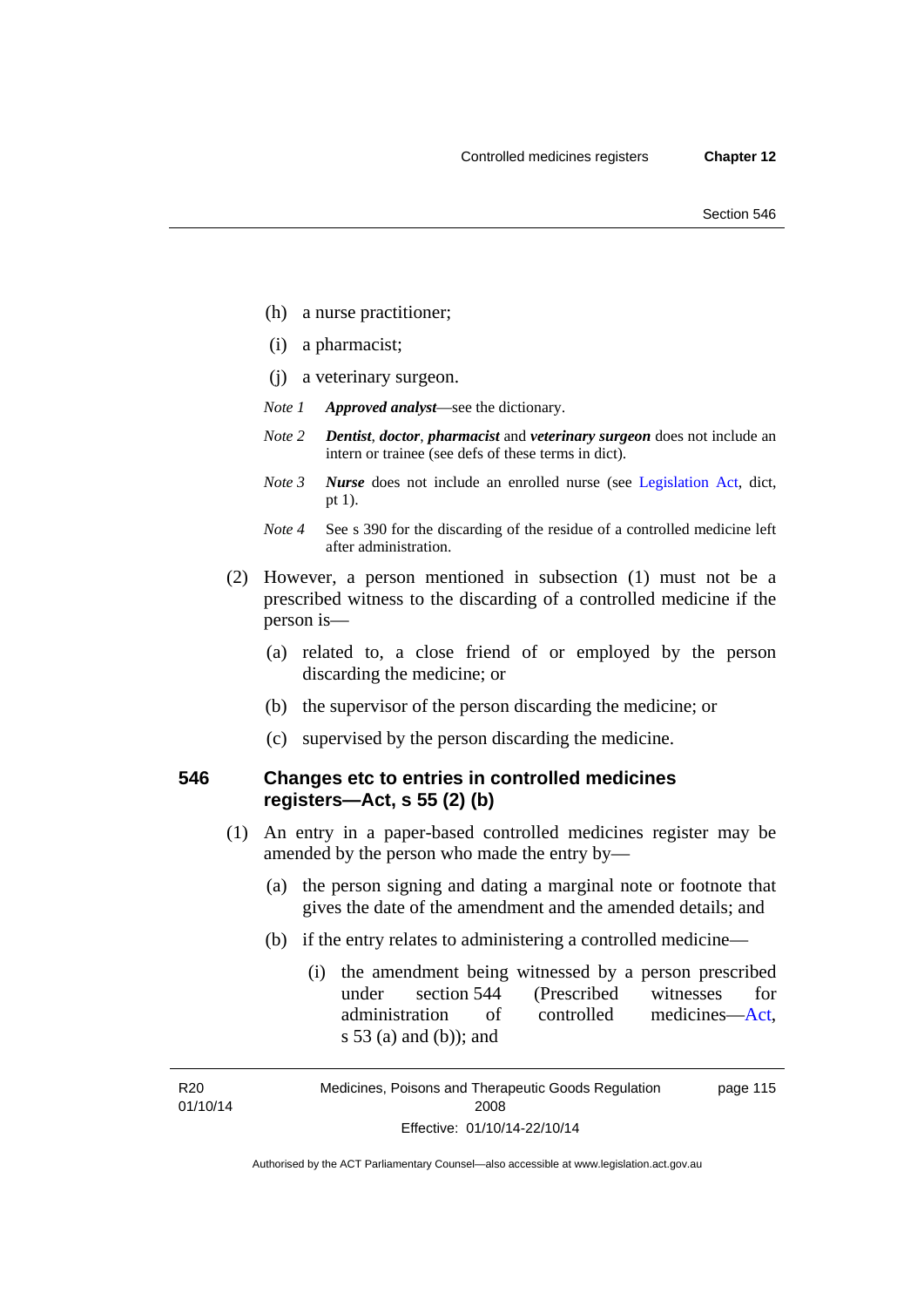(h) a nurse practitioner;

(i) a pharmacist;

(j) a veterinary surgeon.

*Note 1* ***Approved analyst***—see the dictionary.

*Note 2* ***Dentist***, ***doctor***, ***pharmacist*** and ***veterinary surgeon*** does not include an intern or trainee (see defs of these terms in dict).

*Note 3* ***Nurse*** does not include an enrolled nurse (see Legislation Act, dict, pt 1).

*Note 4* See s 390 for the discarding of the residue of a controlled medicine left after administration.

(2) However, a person mentioned in subsection (1) must not be a prescribed witness to the discarding of a controlled medicine if the person is—

(a) related to, a close friend of or employed by the person discarding the medicine; or

(b) the supervisor of the person discarding the medicine; or

(c) supervised by the person discarding the medicine.

## 546 Changes etc to entries in controlled medicines registers—Act, s 55 (2) (b)

(1) An entry in a paper-based controlled medicines register may be amended by the person who made the entry by—

(a) the person signing and dating a marginal note or footnote that gives the date of the amendment and the amended details; and

(b) if the entry relates to administering a controlled medicine—

(i) the amendment being witnessed by a person prescribed under section 544 (Prescribed witnesses for administration of controlled medicines—Act, s 53 (a) and (b)); and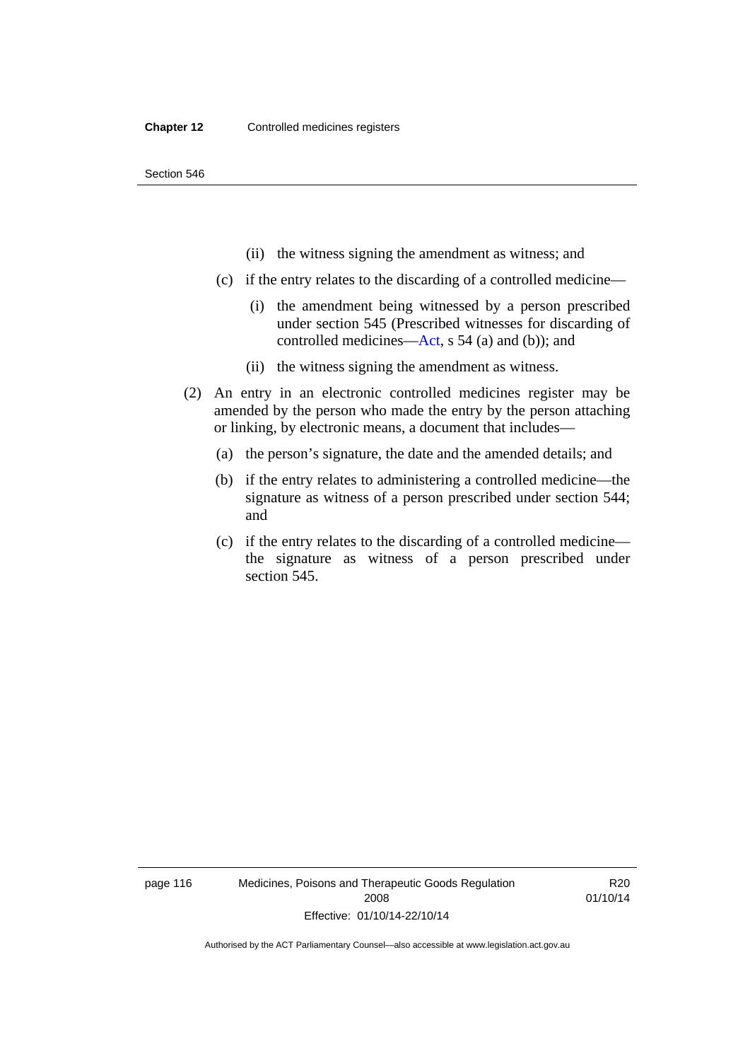(ii) the witness signing the amendment as witness; and

(c) if the entry relates to the discarding of a controlled medicine—

(i) the amendment being witnessed by a person prescribed under section 545 (Prescribed witnesses for discarding of controlled medicines—Act, s 54 (a) and (b)); and

(ii) the witness signing the amendment as witness.

(2) An entry in an electronic controlled medicines register may be amended by the person who made the entry by the person attaching or linking, by electronic means, a document that includes—

(a) the person's signature, the date and the amended details; and

(b) if the entry relates to administering a controlled medicine—the signature as witness of a person prescribed under section 544; and

(c) if the entry relates to the discarding of a controlled medicine—the signature as witness of a person prescribed under section 545.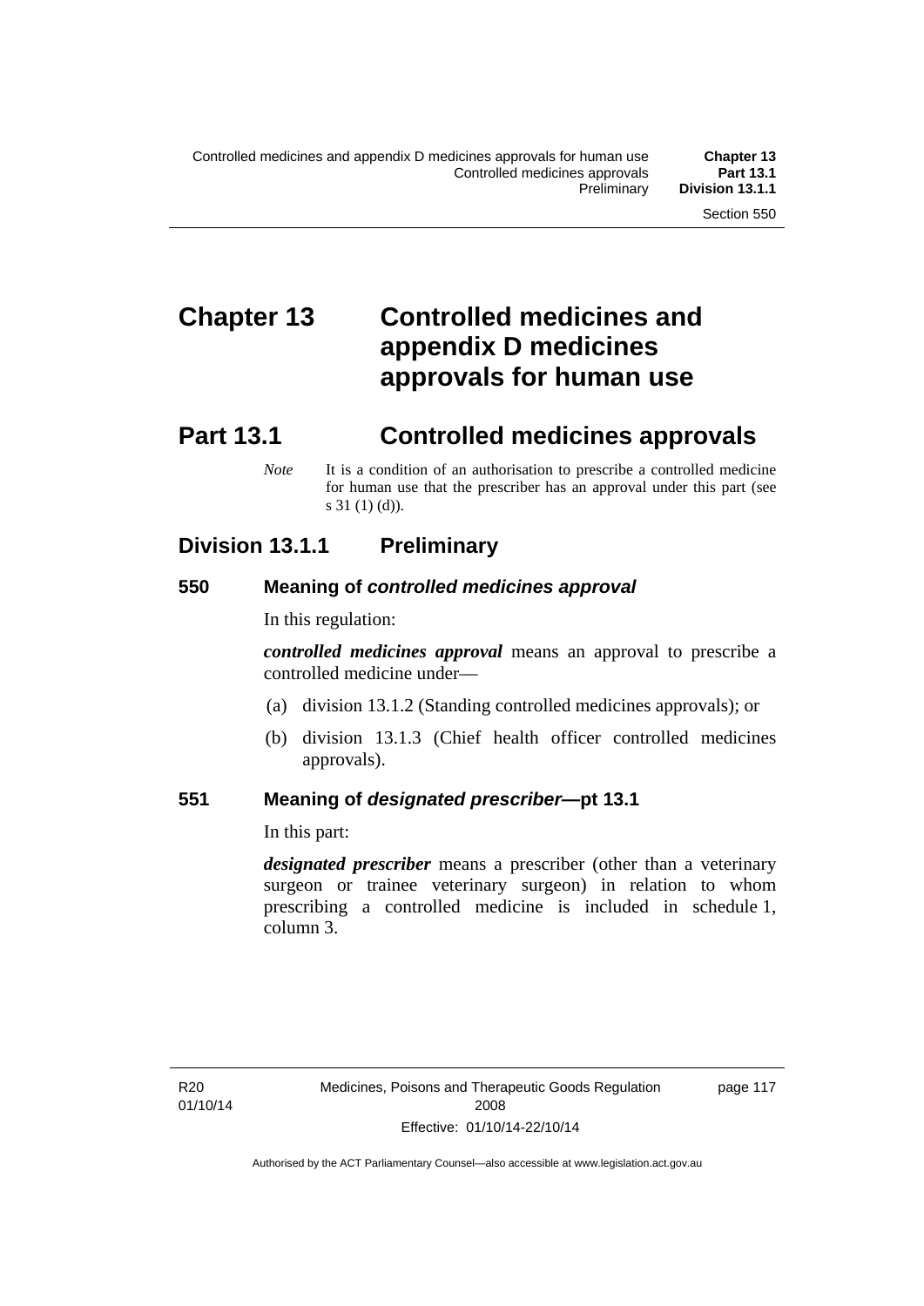# Chapter 13 Controlled medicines and appendix D medicines approvals for human use

## Part 13.1 Controlled medicines approvals

*Note* It is a condition of an authorisation to prescribe a controlled medicine for human use that the prescriber has an approval under this part (see s 31 (1) (d)).

### Division 13.1.1 Preliminary

#### 550 Meaning of *controlled medicines approval*

In this regulation:

***controlled medicines approval*** means an approval to prescribe a controlled medicine under—

(a) division 13.1.2 (Standing controlled medicines approvals); or

(b) division 13.1.3 (Chief health officer controlled medicines approvals).

#### 551 Meaning of *designated prescriber*—pt 13.1

In this part:

***designated prescriber*** means a prescriber (other than a veterinary surgeon or trainee veterinary surgeon) in relation to whom prescribing a controlled medicine is included in schedule 1, column 3.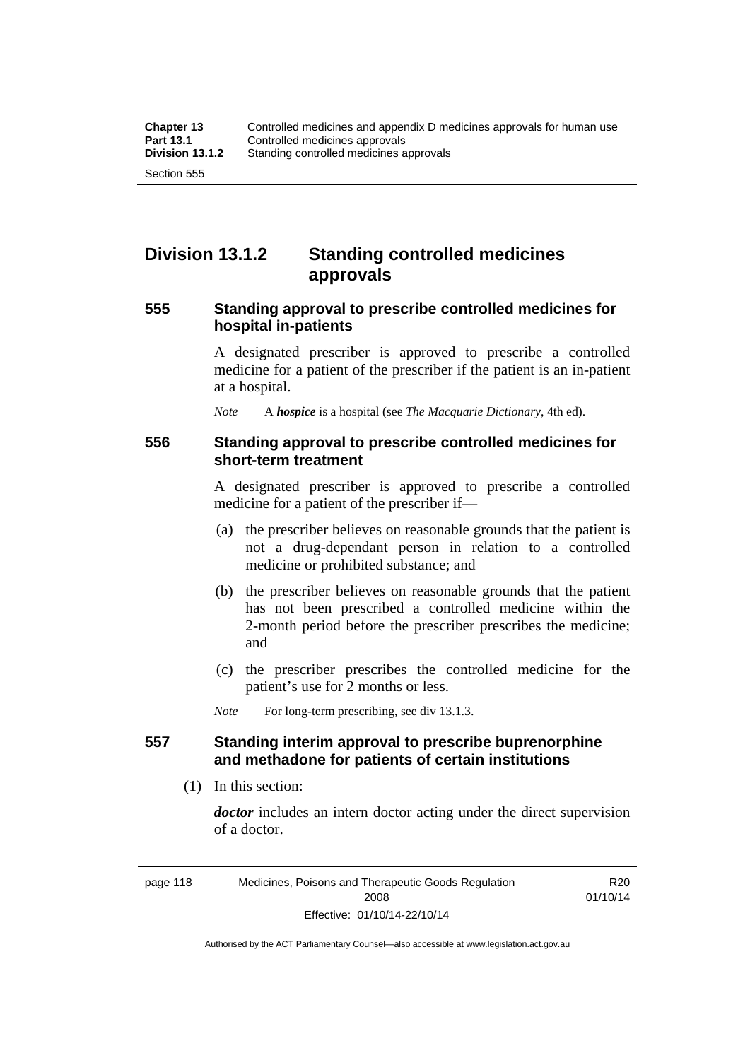## Division 13.1.2 Standing controlled medicines approvals

### 555 Standing approval to prescribe controlled medicines for hospital in-patients

A designated prescriber is approved to prescribe a controlled medicine for a patient of the prescriber if the patient is an in-patient at a hospital.

*Note* A ***hospice*** is a hospital (see *The Macquarie Dictionary*, 4th ed).

### 556 Standing approval to prescribe controlled medicines for short-term treatment

A designated prescriber is approved to prescribe a controlled medicine for a patient of the prescriber if—

(a) the prescriber believes on reasonable grounds that the patient is not a drug-dependant person in relation to a controlled medicine or prohibited substance; and

(b) the prescriber believes on reasonable grounds that the patient has not been prescribed a controlled medicine within the 2-month period before the prescriber prescribes the medicine; and

(c) the prescriber prescribes the controlled medicine for the patient's use for 2 months or less.

*Note* For long-term prescribing, see div 13.1.3.

### 557 Standing interim approval to prescribe buprenorphine and methadone for patients of certain institutions

(1) In this section:

***doctor*** includes an intern doctor acting under the direct supervision of a doctor.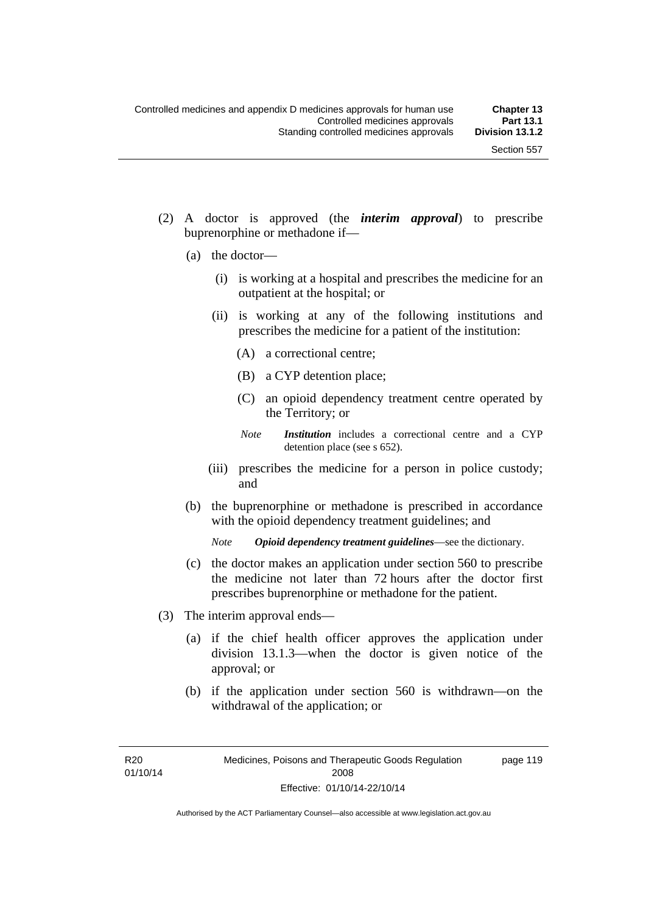(2) A doctor is approved (the ***interim approval***) to prescribe buprenorphine or methadone if—

(a) the doctor—

(i) is working at a hospital and prescribes the medicine for an outpatient at the hospital; or

(ii) is working at any of the following institutions and prescribes the medicine for a patient of the institution:

(A) a correctional centre;

(B) a CYP detention place;

(C) an opioid dependency treatment centre operated by the Territory; or

*Note* ***Institution*** includes a correctional centre and a CYP detention place (see s 652).

(iii) prescribes the medicine for a person in police custody; and

(b) the buprenorphine or methadone is prescribed in accordance with the opioid dependency treatment guidelines; and

*Note* ***Opioid dependency treatment guidelines***—see the dictionary.

(c) the doctor makes an application under section 560 to prescribe the medicine not later than 72 hours after the doctor first prescribes buprenorphine or methadone for the patient.

(3) The interim approval ends—

(a) if the chief health officer approves the application under division 13.1.3—when the doctor is given notice of the approval; or

(b) if the application under section 560 is withdrawn—on the withdrawal of the application; or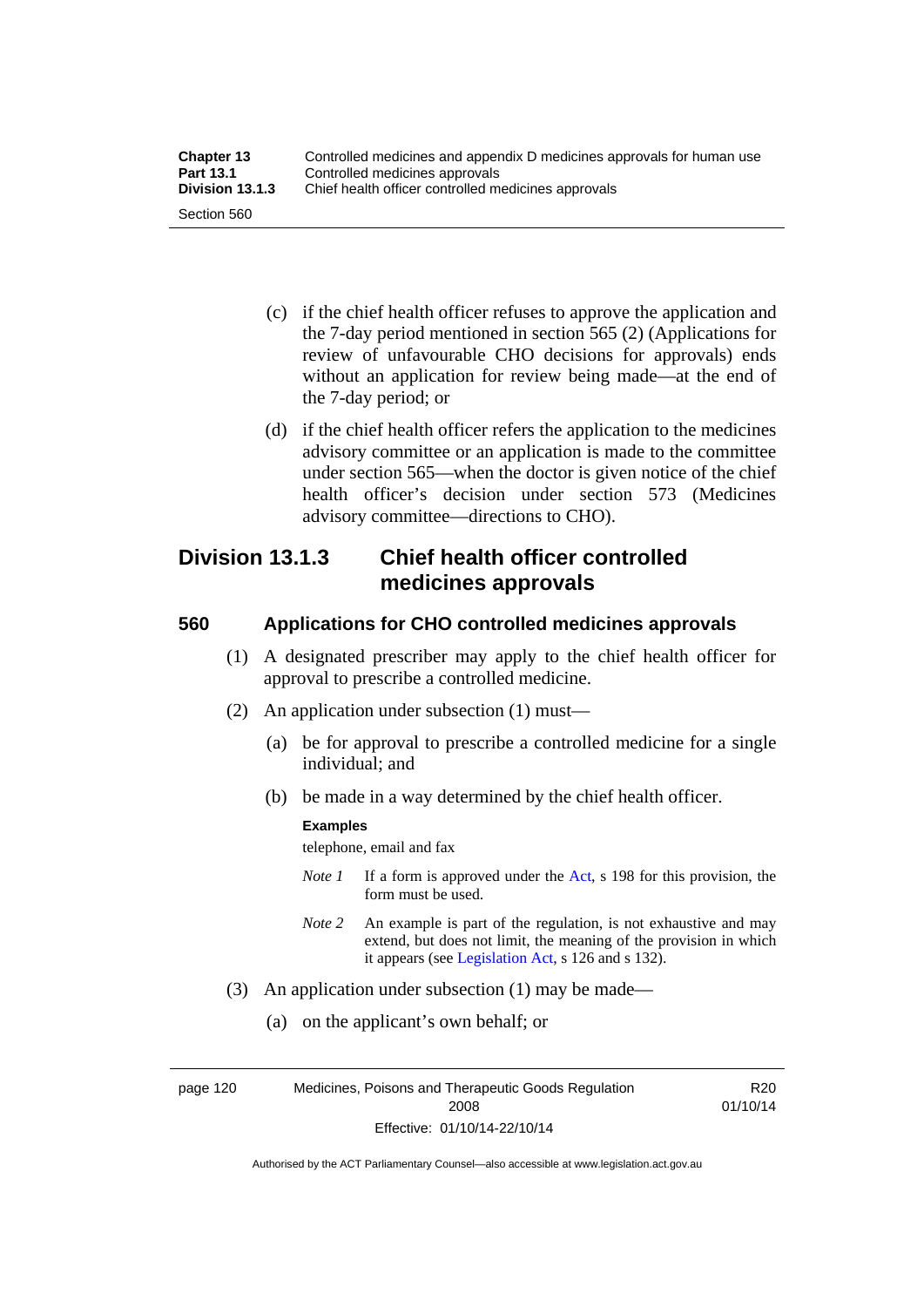(c) if the chief health officer refuses to approve the application and the 7-day period mentioned in section 565 (2) (Applications for review of unfavourable CHO decisions for approvals) ends without an application for review being made—at the end of the 7-day period; or

(d) if the chief health officer refers the application to the medicines advisory committee or an application is made to the committee under section 565—when the doctor is given notice of the chief health officer's decision under section 573 (Medicines advisory committee—directions to CHO).

## Division 13.1.3 Chief health officer controlled medicines approvals

### 560 Applications for CHO controlled medicines approvals

(1) A designated prescriber may apply to the chief health officer for approval to prescribe a controlled medicine.

(2) An application under subsection (1) must—

(a) be for approval to prescribe a controlled medicine for a single individual; and

(b) be made in a way determined by the chief health officer.

**Examples**

telephone, email and fax

*Note 1* If a form is approved under the Act, s 198 for this provision, the form must be used.

*Note 2* An example is part of the regulation, is not exhaustive and may extend, but does not limit, the meaning of the provision in which it appears (see Legislation Act, s 126 and s 132).

(3) An application under subsection (1) may be made—

(a) on the applicant's own behalf; or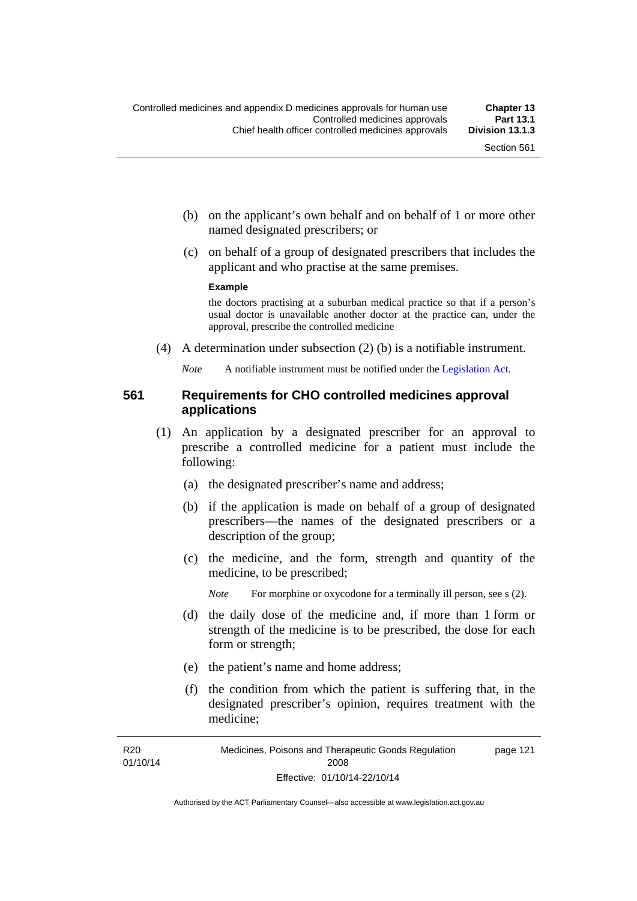(b) on the applicant's own behalf and on behalf of 1 or more other named designated prescribers; or

(c) on behalf of a group of designated prescribers that includes the applicant and who practise at the same premises.

**Example**

the doctors practising at a suburban medical practice so that if a person's usual doctor is unavailable another doctor at the practice can, under the approval, prescribe the controlled medicine

(4) A determination under subsection (2) (b) is a notifiable instrument.

*Note* A notifiable instrument must be notified under the Legislation Act.

### 561 Requirements for CHO controlled medicines approval applications

(1) An application by a designated prescriber for an approval to prescribe a controlled medicine for a patient must include the following:

(a) the designated prescriber's name and address;

(b) if the application is made on behalf of a group of designated prescribers—the names of the designated prescribers or a description of the group;

(c) the medicine, and the form, strength and quantity of the medicine, to be prescribed;

*Note* For morphine or oxycodone for a terminally ill person, see s (2).

(d) the daily dose of the medicine and, if more than 1 form or strength of the medicine is to be prescribed, the dose for each form or strength;

(e) the patient's name and home address;

(f) the condition from which the patient is suffering that, in the designated prescriber's opinion, requires treatment with the medicine;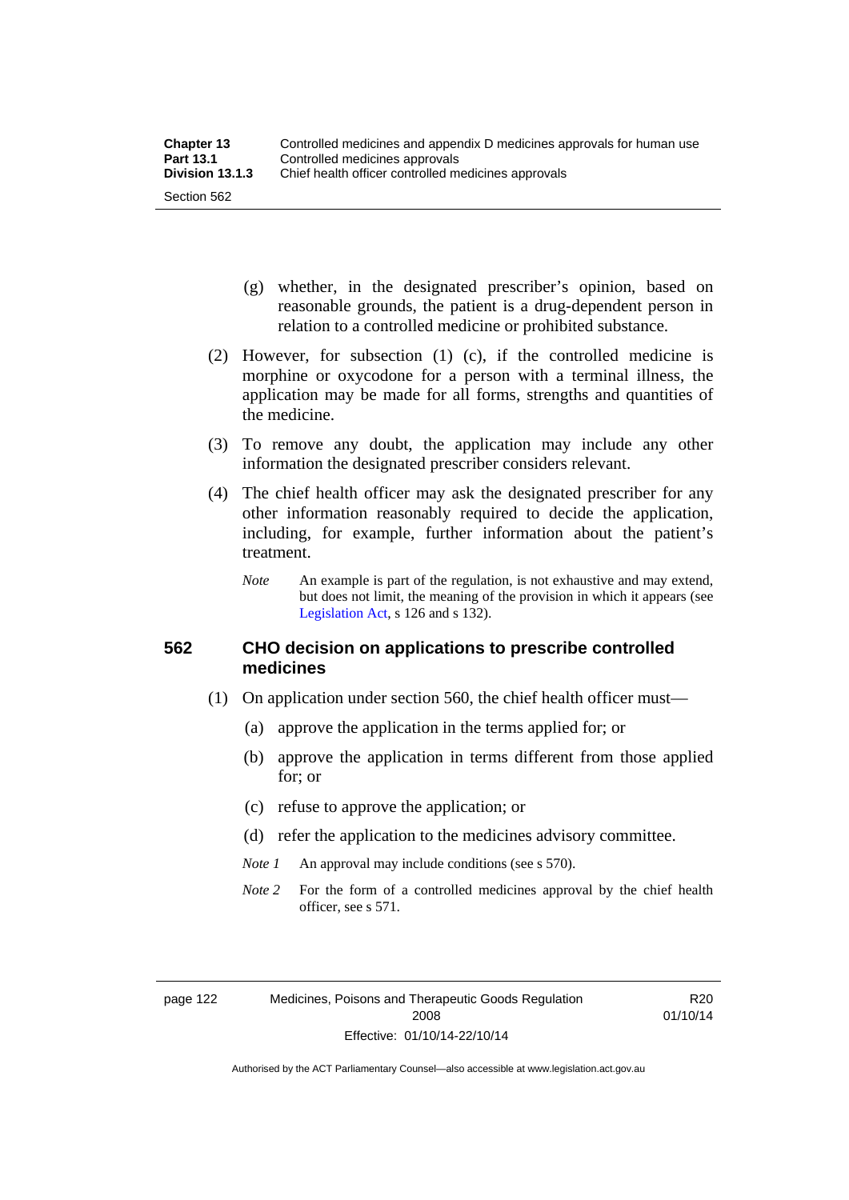(g) whether, in the designated prescriber's opinion, based on reasonable grounds, the patient is a drug-dependent person in relation to a controlled medicine or prohibited substance.

(2) However, for subsection (1) (c), if the controlled medicine is morphine or oxycodone for a person with a terminal illness, the application may be made for all forms, strengths and quantities of the medicine.

(3) To remove any doubt, the application may include any other information the designated prescriber considers relevant.

(4) The chief health officer may ask the designated prescriber for any other information reasonably required to decide the application, including, for example, further information about the patient's treatment.

*Note* An example is part of the regulation, is not exhaustive and may extend, but does not limit, the meaning of the provision in which it appears (see Legislation Act, s 126 and s 132).

## 562 CHO decision on applications to prescribe controlled medicines

(1) On application under section 560, the chief health officer must—

(a) approve the application in the terms applied for; or

(b) approve the application in terms different from those applied for; or

(c) refuse to approve the application; or

(d) refer the application to the medicines advisory committee.

*Note 1* An approval may include conditions (see s 570).

*Note 2* For the form of a controlled medicines approval by the chief health officer, see s 571.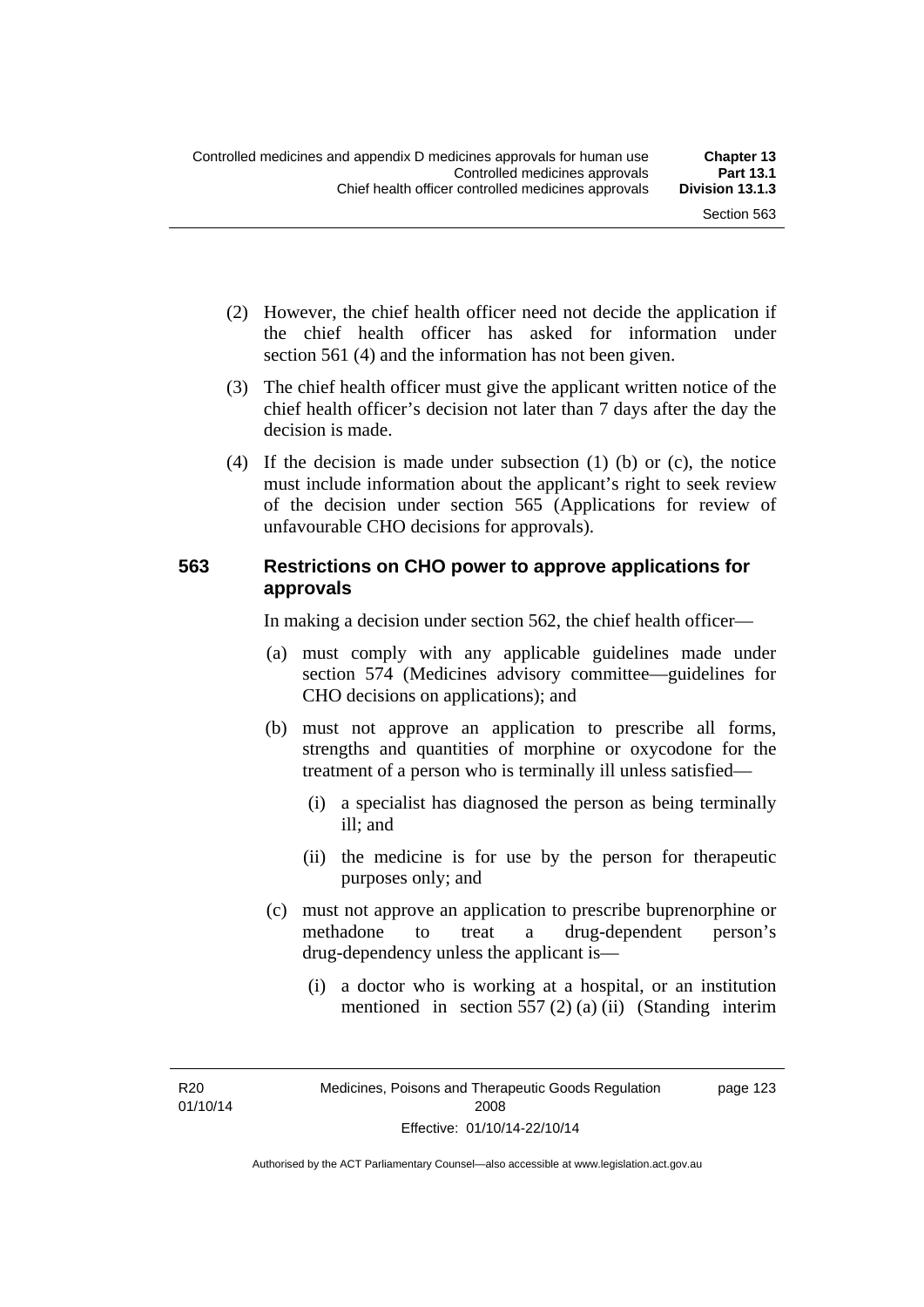(2) However, the chief health officer need not decide the application if the chief health officer has asked for information under section 561 (4) and the information has not been given.

(3) The chief health officer must give the applicant written notice of the chief health officer's decision not later than 7 days after the day the decision is made.

(4) If the decision is made under subsection (1) (b) or (c), the notice must include information about the applicant's right to seek review of the decision under section 565 (Applications for review of unfavourable CHO decisions for approvals).

### 563 Restrictions on CHO power to approve applications for approvals

In making a decision under section 562, the chief health officer—

(a) must comply with any applicable guidelines made under section 574 (Medicines advisory committee—guidelines for CHO decisions on applications); and

(b) must not approve an application to prescribe all forms, strengths and quantities of morphine or oxycodone for the treatment of a person who is terminally ill unless satisfied—

(i) a specialist has diagnosed the person as being terminally ill; and

(ii) the medicine is for use by the person for therapeutic purposes only; and

(c) must not approve an application to prescribe buprenorphine or methadone to treat a drug-dependent person's drug-dependency unless the applicant is—

(i) a doctor who is working at a hospital, or an institution mentioned in section 557 (2) (a) (ii) (Standing interim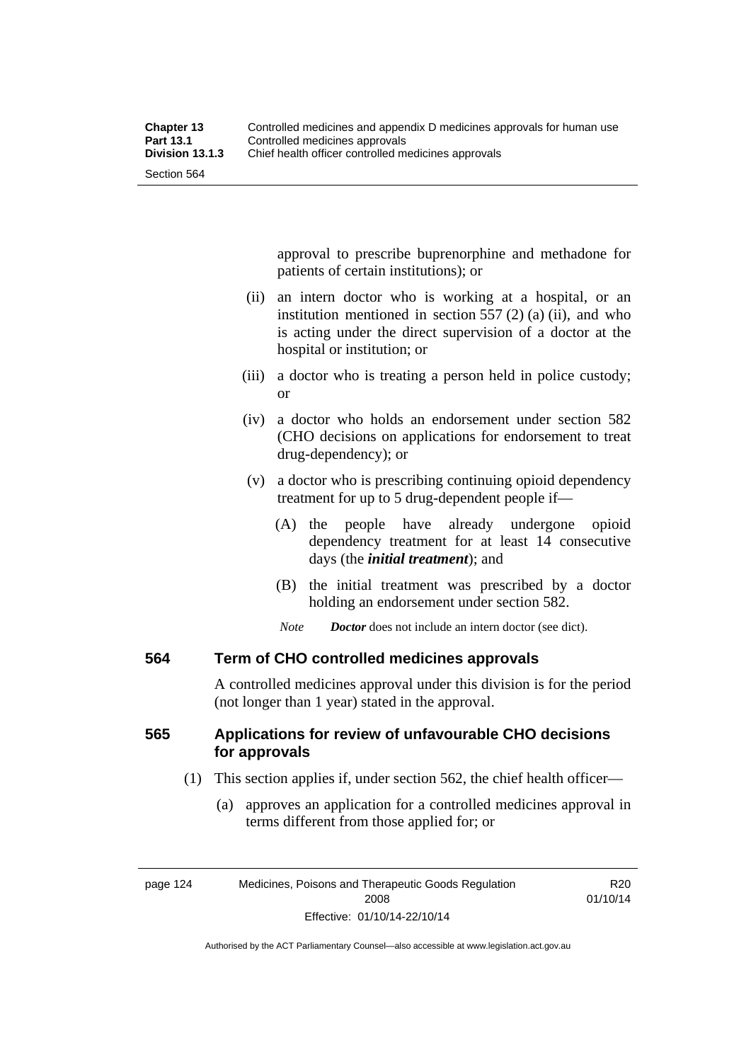approval to prescribe buprenorphine and methadone for patients of certain institutions); or

(ii) an intern doctor who is working at a hospital, or an institution mentioned in section 557 (2) (a) (ii), and who is acting under the direct supervision of a doctor at the hospital or institution; or

(iii) a doctor who is treating a person held in police custody; or

(iv) a doctor who holds an endorsement under section 582 (CHO decisions on applications for endorsement to treat drug-dependency); or

(v) a doctor who is prescribing continuing opioid dependency treatment for up to 5 drug-dependent people if—

(A) the people have already undergone opioid dependency treatment for at least 14 consecutive days (the ***initial treatment***); and

(B) the initial treatment was prescribed by a doctor holding an endorsement under section 582.

*Note* ***Doctor*** does not include an intern doctor (see dict).

### 564 Term of CHO controlled medicines approvals

A controlled medicines approval under this division is for the period (not longer than 1 year) stated in the approval.

### 565 Applications for review of unfavourable CHO decisions for approvals

(1) This section applies if, under section 562, the chief health officer—

(a) approves an application for a controlled medicines approval in terms different from those applied for; or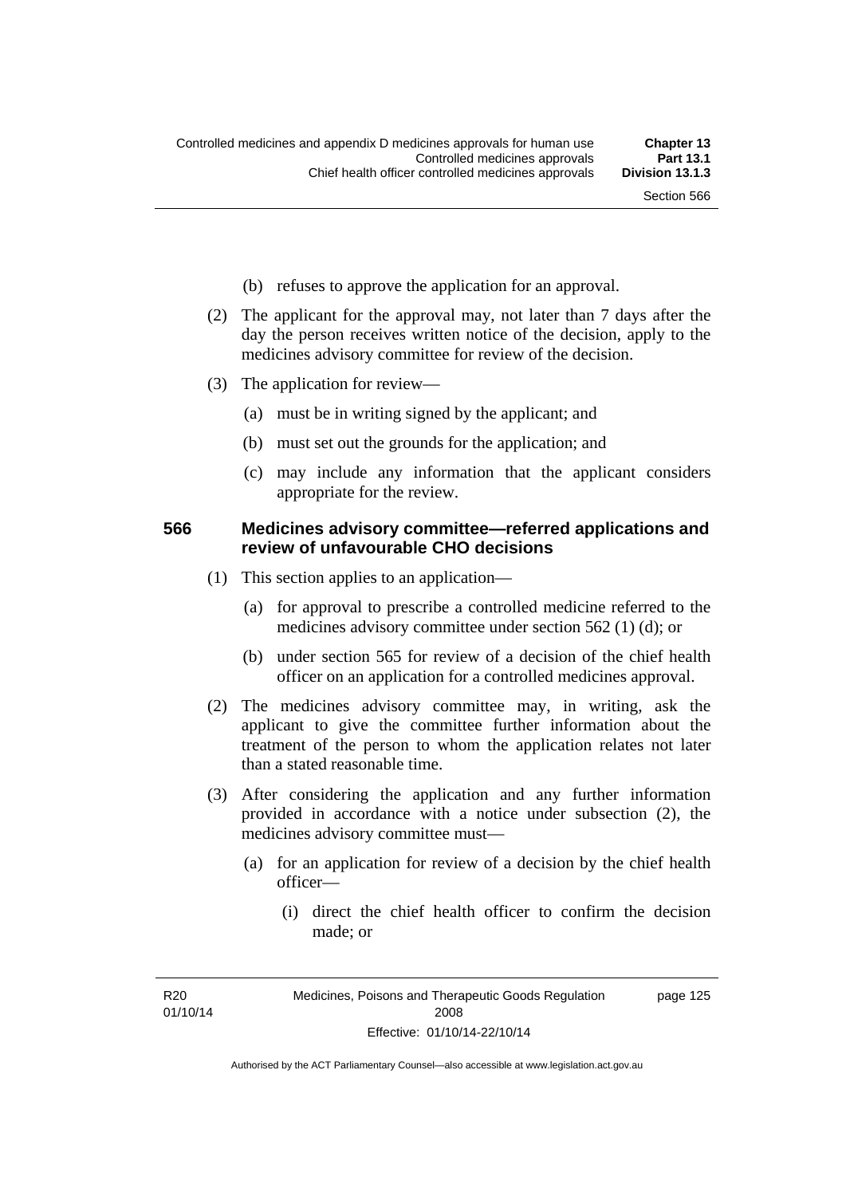(b) refuses to approve the application for an approval.

(2) The applicant for the approval may, not later than 7 days after the day the person receives written notice of the decision, apply to the medicines advisory committee for review of the decision.

(3) The application for review—

(a) must be in writing signed by the applicant; and

(b) must set out the grounds for the application; and

(c) may include any information that the applicant considers appropriate for the review.

### 566 Medicines advisory committee—referred applications and review of unfavourable CHO decisions

(1) This section applies to an application—

(a) for approval to prescribe a controlled medicine referred to the medicines advisory committee under section 562 (1) (d); or

(b) under section 565 for review of a decision of the chief health officer on an application for a controlled medicines approval.

(2) The medicines advisory committee may, in writing, ask the applicant to give the committee further information about the treatment of the person to whom the application relates not later than a stated reasonable time.

(3) After considering the application and any further information provided in accordance with a notice under subsection (2), the medicines advisory committee must—

(a) for an application for review of a decision by the chief health officer—

(i) direct the chief health officer to confirm the decision made; or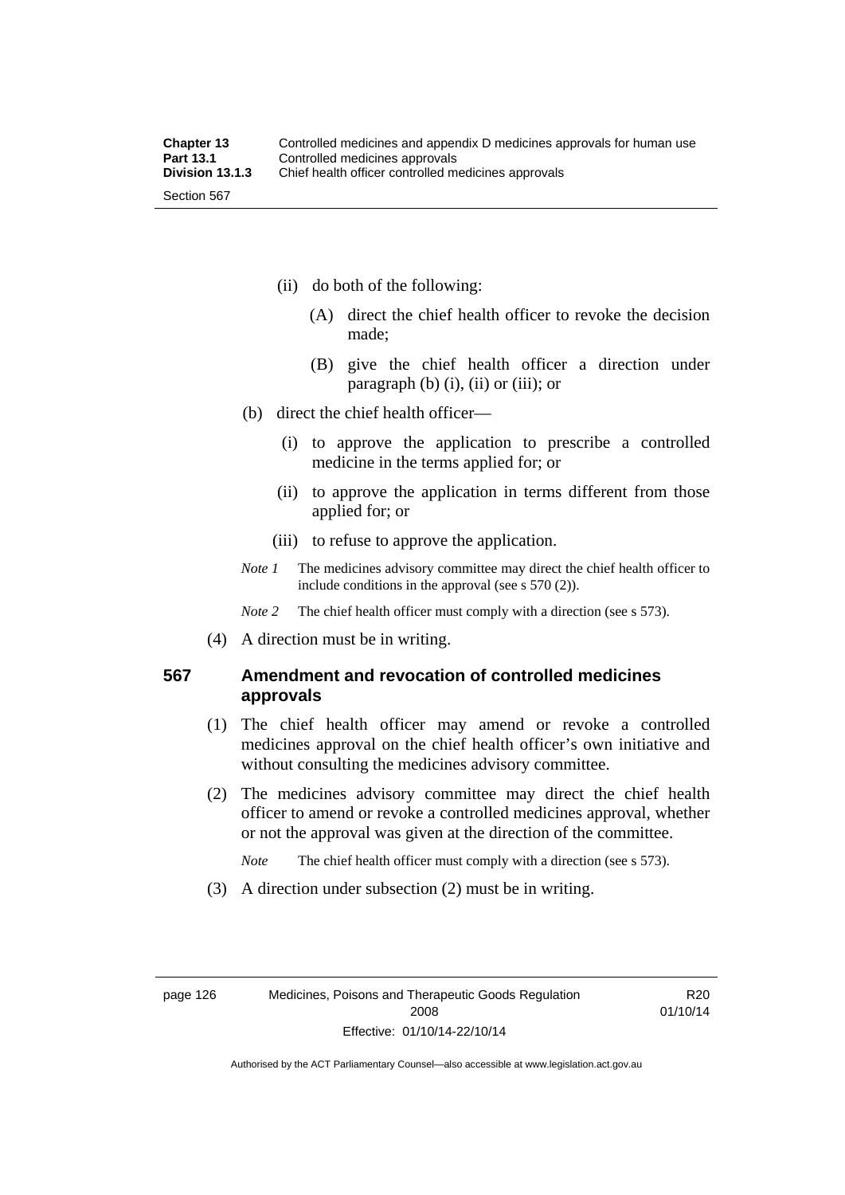(ii) do both of the following:

(A) direct the chief health officer to revoke the decision made;

(B) give the chief health officer a direction under paragraph (b) (i), (ii) or (iii); or

(b) direct the chief health officer—

(i) to approve the application to prescribe a controlled medicine in the terms applied for; or

(ii) to approve the application in terms different from those applied for; or

(iii) to refuse to approve the application.

*Note 1* The medicines advisory committee may direct the chief health officer to include conditions in the approval (see s 570 (2)).

*Note 2* The chief health officer must comply with a direction (see s 573).

(4) A direction must be in writing.

### 567 Amendment and revocation of controlled medicines approvals

(1) The chief health officer may amend or revoke a controlled medicines approval on the chief health officer's own initiative and without consulting the medicines advisory committee.

(2) The medicines advisory committee may direct the chief health officer to amend or revoke a controlled medicines approval, whether or not the approval was given at the direction of the committee.

*Note* The chief health officer must comply with a direction (see s 573).

(3) A direction under subsection (2) must be in writing.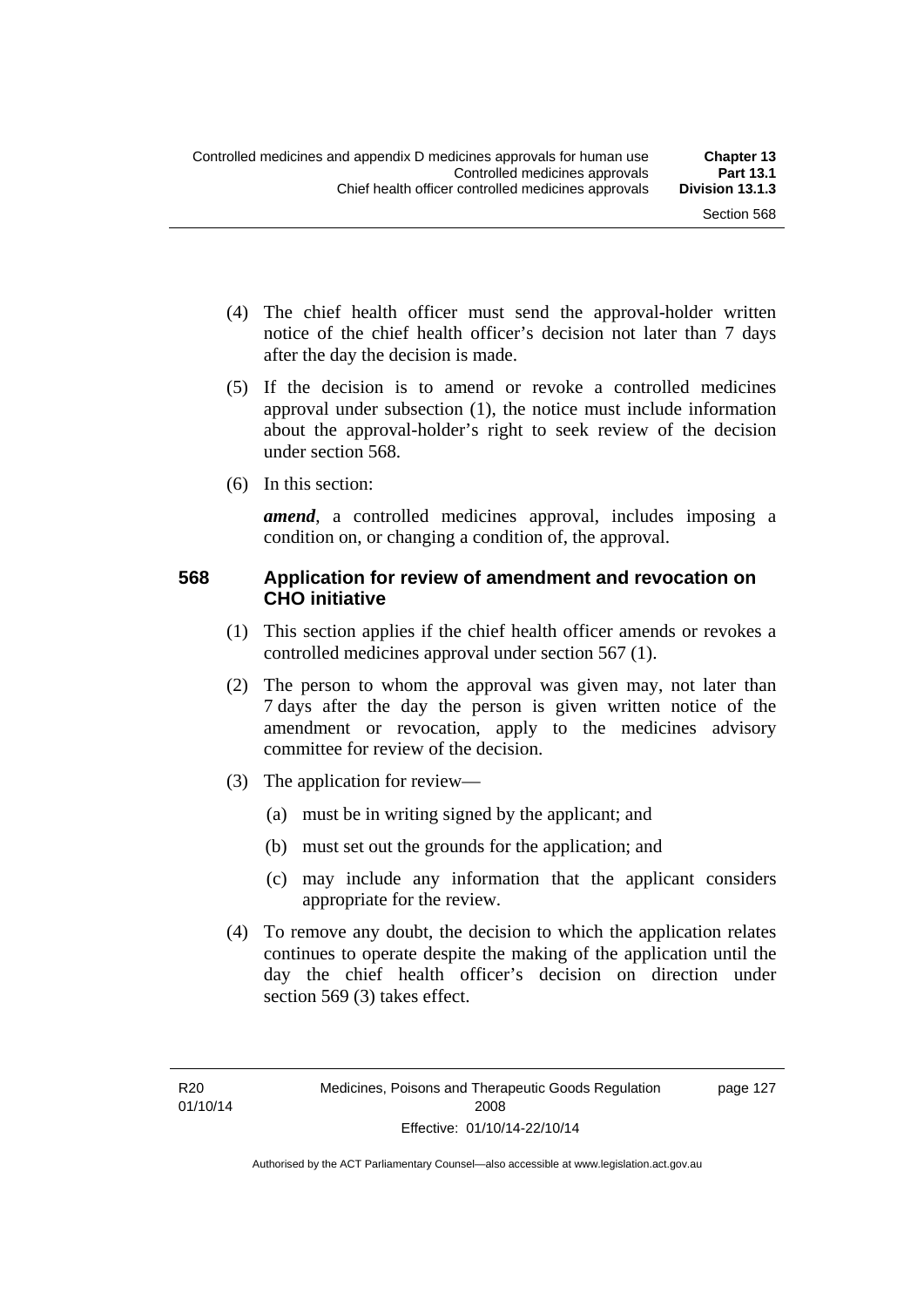(4) The chief health officer must send the approval-holder written notice of the chief health officer's decision not later than 7 days after the day the decision is made.

(5) If the decision is to amend or revoke a controlled medicines approval under subsection (1), the notice must include information about the approval-holder's right to seek review of the decision under section 568.

(6) In this section:

***amend***, a controlled medicines approval, includes imposing a condition on, or changing a condition of, the approval.

### 568 Application for review of amendment and revocation on CHO initiative

(1) This section applies if the chief health officer amends or revokes a controlled medicines approval under section 567 (1).

(2) The person to whom the approval was given may, not later than 7 days after the day the person is given written notice of the amendment or revocation, apply to the medicines advisory committee for review of the decision.

(3) The application for review—

(a) must be in writing signed by the applicant; and

(b) must set out the grounds for the application; and

(c) may include any information that the applicant considers appropriate for the review.

(4) To remove any doubt, the decision to which the application relates continues to operate despite the making of the application until the day the chief health officer's decision on direction under section 569 (3) takes effect.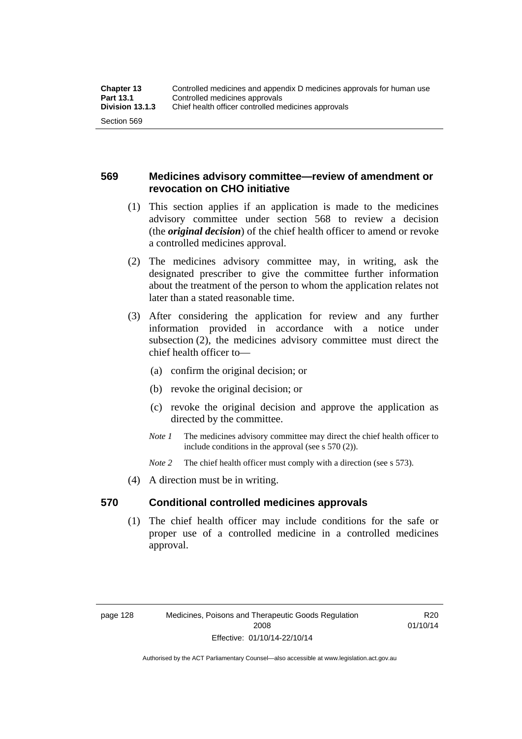## 569 Medicines advisory committee—review of amendment or revocation on CHO initiative

(1) This section applies if an application is made to the medicines advisory committee under section 568 to review a decision (the ***original decision***) of the chief health officer to amend or revoke a controlled medicines approval.

(2) The medicines advisory committee may, in writing, ask the designated prescriber to give the committee further information about the treatment of the person to whom the application relates not later than a stated reasonable time.

(3) After considering the application for review and any further information provided in accordance with a notice under subsection (2), the medicines advisory committee must direct the chief health officer to—

(a) confirm the original decision; or

(b) revoke the original decision; or

(c) revoke the original decision and approve the application as directed by the committee.

*Note 1* The medicines advisory committee may direct the chief health officer to include conditions in the approval (see s 570 (2)).

*Note 2* The chief health officer must comply with a direction (see s 573).

(4) A direction must be in writing.

## 570 Conditional controlled medicines approvals

(1) The chief health officer may include conditions for the safe or proper use of a controlled medicine in a controlled medicines approval.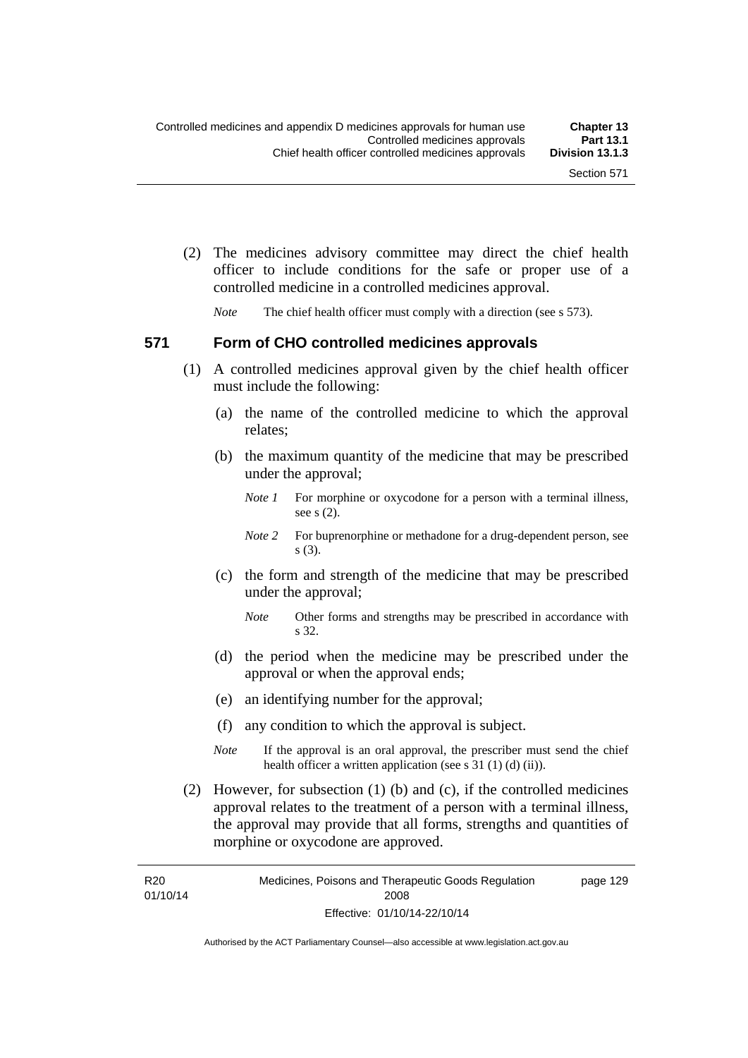(2) The medicines advisory committee may direct the chief health officer to include conditions for the safe or proper use of a controlled medicine in a controlled medicines approval.

*Note* The chief health officer must comply with a direction (see s 573).

### 571 Form of CHO controlled medicines approvals

(1) A controlled medicines approval given by the chief health officer must include the following:

(a) the name of the controlled medicine to which the approval relates;

(b) the maximum quantity of the medicine that may be prescribed under the approval;

*Note 1* For morphine or oxycodone for a person with a terminal illness, see s (2).

*Note 2* For buprenorphine or methadone for a drug-dependent person, see s (3).

(c) the form and strength of the medicine that may be prescribed under the approval;

*Note* Other forms and strengths may be prescribed in accordance with s 32.

(d) the period when the medicine may be prescribed under the approval or when the approval ends;

(e) an identifying number for the approval;

(f) any condition to which the approval is subject.

*Note* If the approval is an oral approval, the prescriber must send the chief health officer a written application (see s 31 (1) (d) (ii)).

(2) However, for subsection (1) (b) and (c), if the controlled medicines approval relates to the treatment of a person with a terminal illness, the approval may provide that all forms, strengths and quantities of morphine or oxycodone are approved.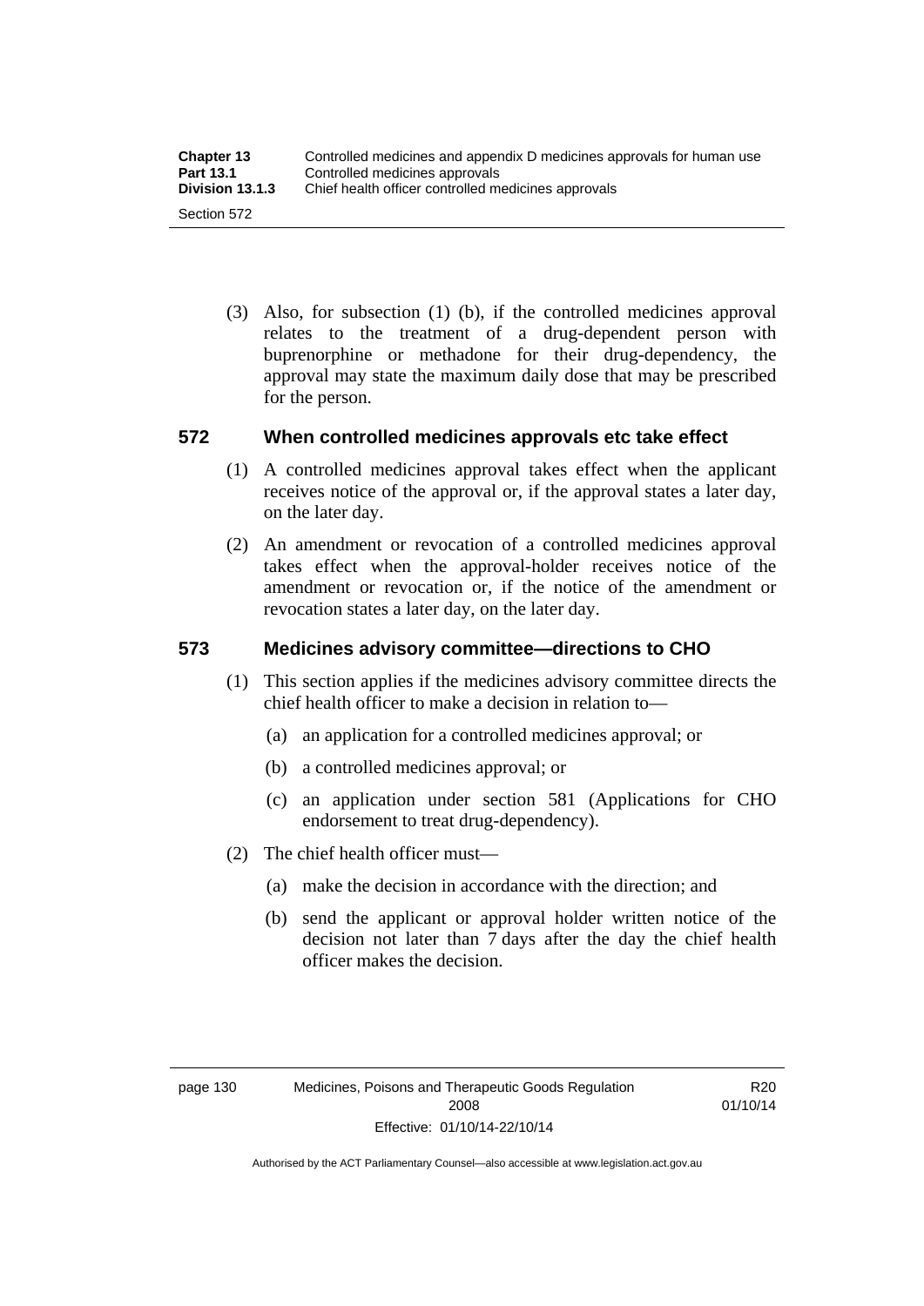(3) Also, for subsection (1) (b), if the controlled medicines approval relates to the treatment of a drug-dependent person with buprenorphine or methadone for their drug-dependency, the approval may state the maximum daily dose that may be prescribed for the person.

## 572 When controlled medicines approvals etc take effect

(1) A controlled medicines approval takes effect when the applicant receives notice of the approval or, if the approval states a later day, on the later day.

(2) An amendment or revocation of a controlled medicines approval takes effect when the approval-holder receives notice of the amendment or revocation or, if the notice of the amendment or revocation states a later day, on the later day.

## 573 Medicines advisory committee—directions to CHO

(1) This section applies if the medicines advisory committee directs the chief health officer to make a decision in relation to—

(a) an application for a controlled medicines approval; or

(b) a controlled medicines approval; or

(c) an application under section 581 (Applications for CHO endorsement to treat drug-dependency).

(2) The chief health officer must—

(a) make the decision in accordance with the direction; and

(b) send the applicant or approval holder written notice of the decision not later than 7 days after the day the chief health officer makes the decision.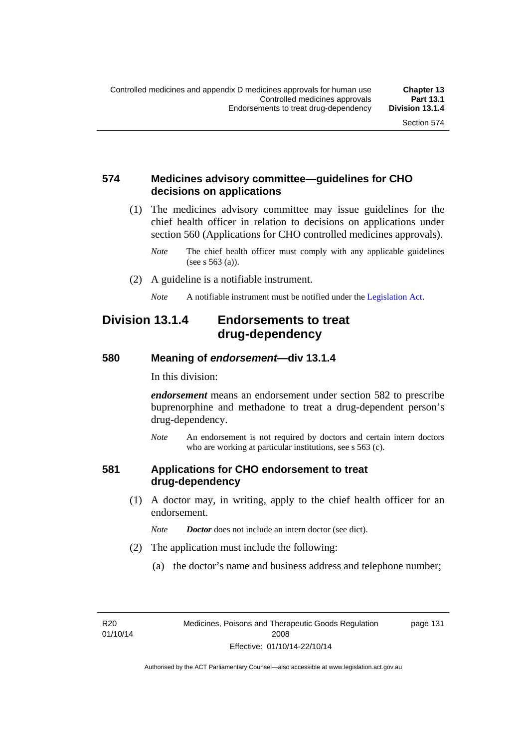### 574 Medicines advisory committee—guidelines for CHO decisions on applications

(1) The medicines advisory committee may issue guidelines for the chief health officer in relation to decisions on applications under section 560 (Applications for CHO controlled medicines approvals).

*Note* The chief health officer must comply with any applicable guidelines (see s 563 (a)).

(2) A guideline is a notifiable instrument.

*Note* A notifiable instrument must be notified under the Legislation Act.

## Division 13.1.4 Endorsements to treat drug-dependency

### 580 Meaning of *endorsement*—div 13.1.4

In this division:

***endorsement*** means an endorsement under section 582 to prescribe buprenorphine and methadone to treat a drug-dependent person's drug-dependency.

*Note* An endorsement is not required by doctors and certain intern doctors who are working at particular institutions, see s 563 (c).

### 581 Applications for CHO endorsement to treat drug-dependency

(1) A doctor may, in writing, apply to the chief health officer for an endorsement.

*Note* ***Doctor*** does not include an intern doctor (see dict).

(2) The application must include the following:

(a) the doctor's name and business address and telephone number;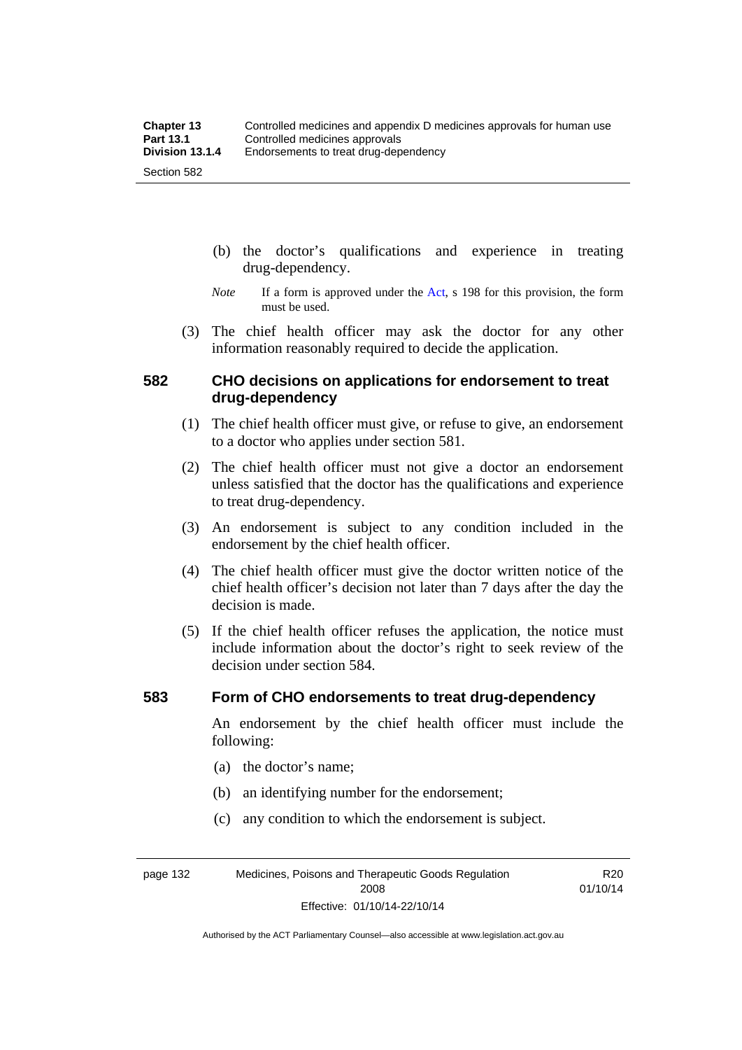(b) the doctor's qualifications and experience in treating drug-dependency.

*Note* If a form is approved under the Act, s 198 for this provision, the form must be used.

(3) The chief health officer may ask the doctor for any other information reasonably required to decide the application.

## 582 CHO decisions on applications for endorsement to treat drug-dependency

(1) The chief health officer must give, or refuse to give, an endorsement to a doctor who applies under section 581.

(2) The chief health officer must not give a doctor an endorsement unless satisfied that the doctor has the qualifications and experience to treat drug-dependency.

(3) An endorsement is subject to any condition included in the endorsement by the chief health officer.

(4) The chief health officer must give the doctor written notice of the chief health officer's decision not later than 7 days after the day the decision is made.

(5) If the chief health officer refuses the application, the notice must include information about the doctor's right to seek review of the decision under section 584.

## 583 Form of CHO endorsements to treat drug-dependency

An endorsement by the chief health officer must include the following:

(a) the doctor's name;

(b) an identifying number for the endorsement;

(c) any condition to which the endorsement is subject.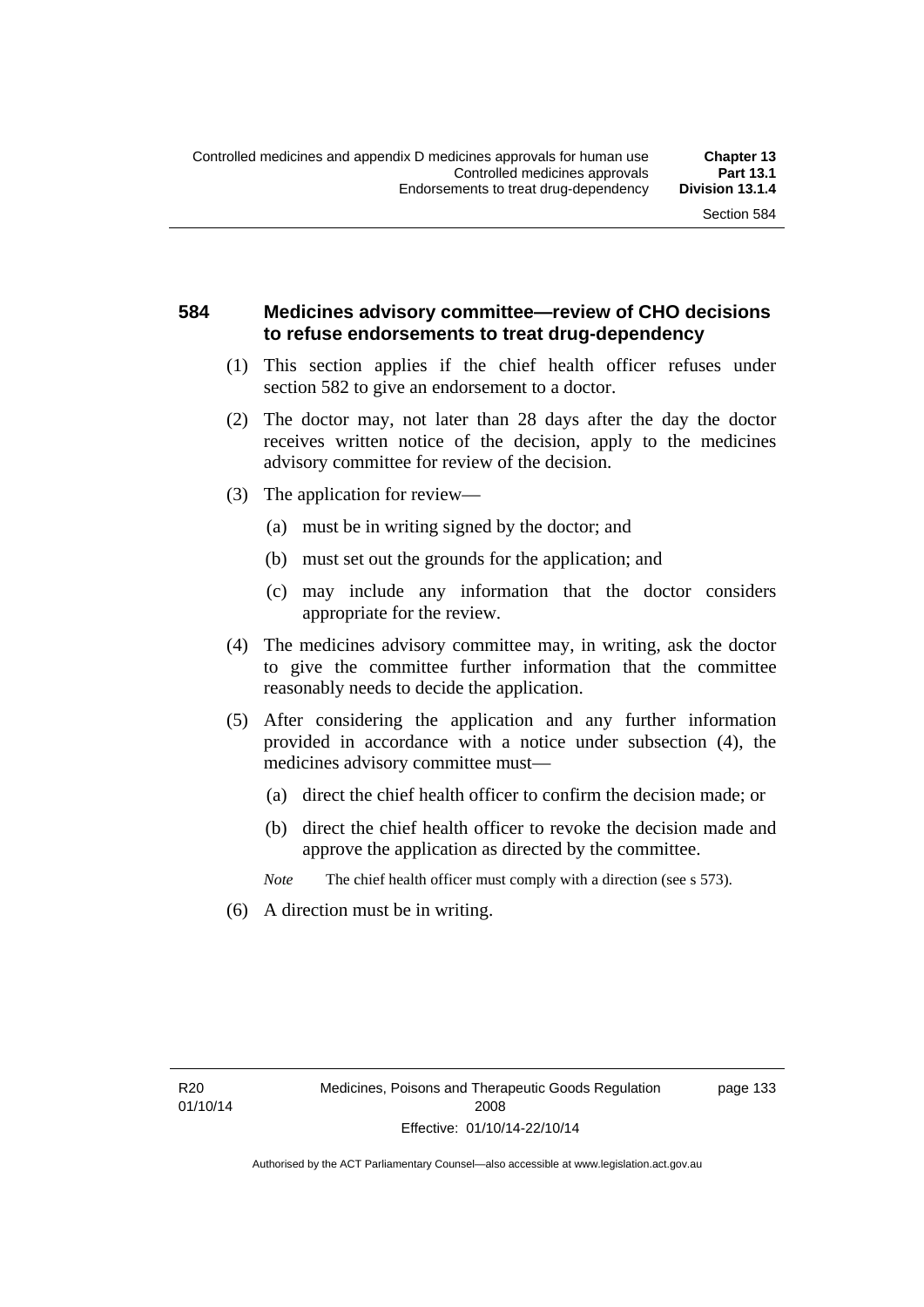## 584 Medicines advisory committee—review of CHO decisions to refuse endorsements to treat drug-dependency

(1) This section applies if the chief health officer refuses under section 582 to give an endorsement to a doctor.

(2) The doctor may, not later than 28 days after the day the doctor receives written notice of the decision, apply to the medicines advisory committee for review of the decision.

(3) The application for review—

(a) must be in writing signed by the doctor; and

(b) must set out the grounds for the application; and

(c) may include any information that the doctor considers appropriate for the review.

(4) The medicines advisory committee may, in writing, ask the doctor to give the committee further information that the committee reasonably needs to decide the application.

(5) After considering the application and any further information provided in accordance with a notice under subsection (4), the medicines advisory committee must—

(a) direct the chief health officer to confirm the decision made; or

(b) direct the chief health officer to revoke the decision made and approve the application as directed by the committee.

*Note* The chief health officer must comply with a direction (see s 573).

(6) A direction must be in writing.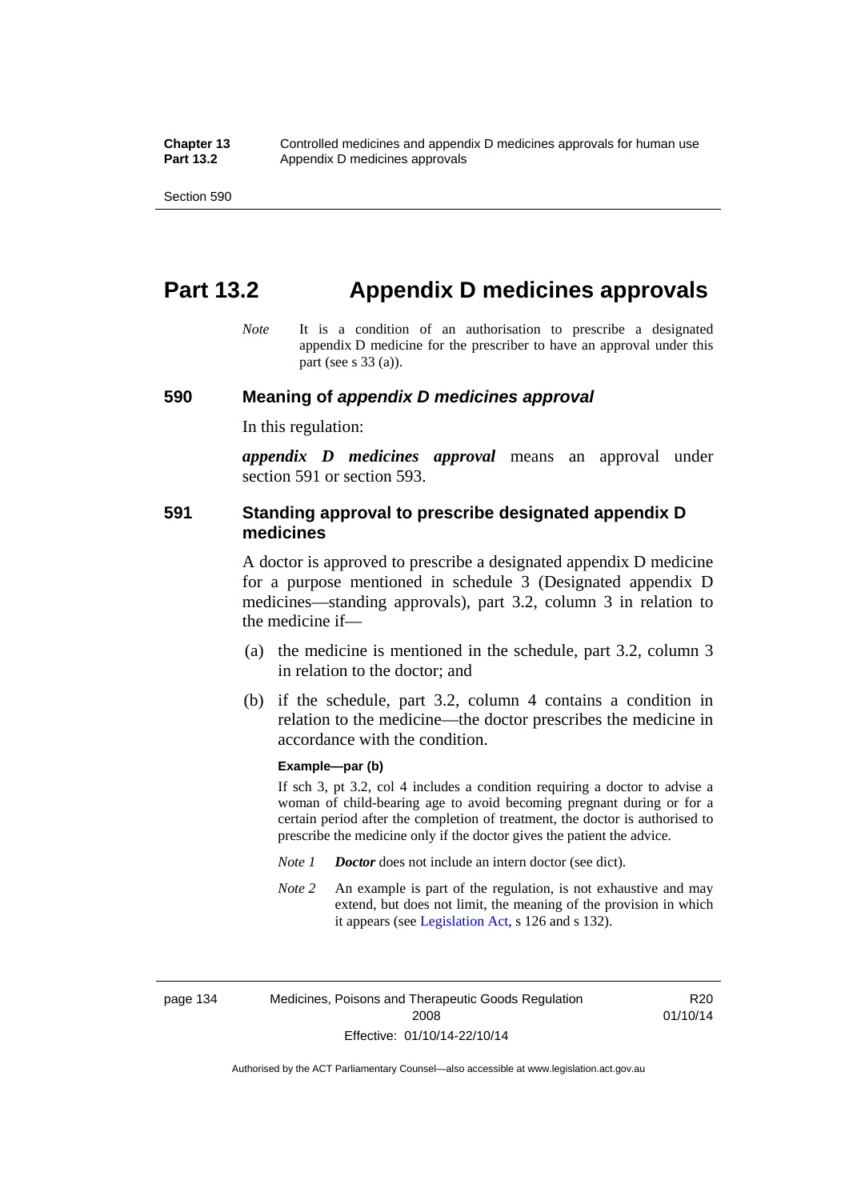# Part 13.2 Appendix D medicines approvals

*Note* It is a condition of an authorisation to prescribe a designated appendix D medicine for the prescriber to have an approval under this part (see s 33 (a)).

## 590 Meaning of *appendix D medicines approval*

In this regulation:

***appendix D medicines approval*** means an approval under section 591 or section 593.

## 591 Standing approval to prescribe designated appendix D medicines

A doctor is approved to prescribe a designated appendix D medicine for a purpose mentioned in schedule 3 (Designated appendix D medicines—standing approvals), part 3.2, column 3 in relation to the medicine if—

(a) the medicine is mentioned in the schedule, part 3.2, column 3 in relation to the doctor; and

(b) if the schedule, part 3.2, column 4 contains a condition in relation to the medicine—the doctor prescribes the medicine in accordance with the condition.

**Example—par (b)**

If sch 3, pt 3.2, col 4 includes a condition requiring a doctor to advise a woman of child-bearing age to avoid becoming pregnant during or for a certain period after the completion of treatment, the doctor is authorised to prescribe the medicine only if the doctor gives the patient the advice.

*Note 1* ***Doctor*** does not include an intern doctor (see dict).

*Note 2* An example is part of the regulation, is not exhaustive and may extend, but does not limit, the meaning of the provision in which it appears (see Legislation Act, s 126 and s 132).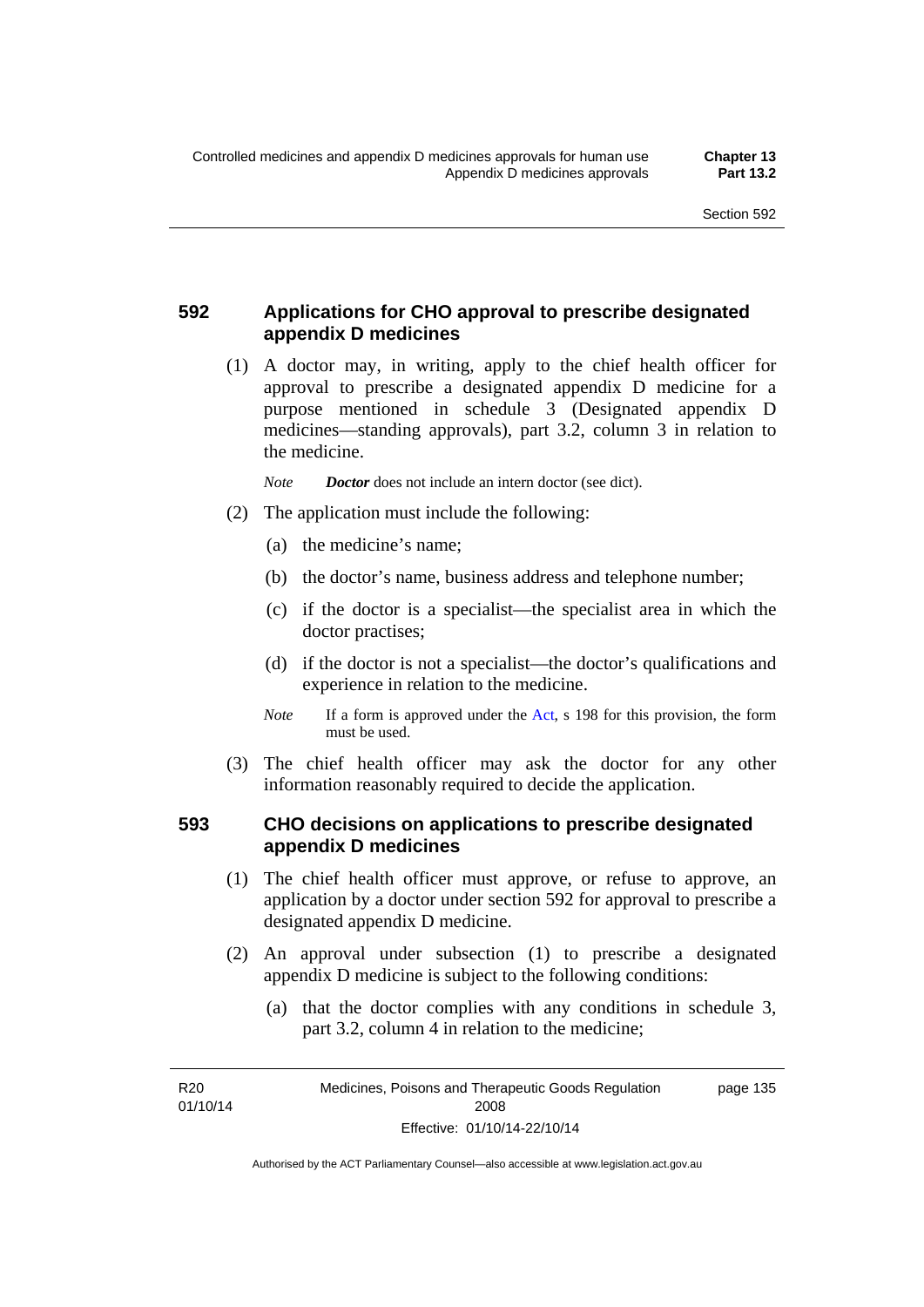## 592 Applications for CHO approval to prescribe designated appendix D medicines

(1) A doctor may, in writing, apply to the chief health officer for approval to prescribe a designated appendix D medicine for a purpose mentioned in schedule 3 (Designated appendix D medicines—standing approvals), part 3.2, column 3 in relation to the medicine.

*Note* ***Doctor*** does not include an intern doctor (see dict).

(2) The application must include the following:

(a) the medicine's name;

(b) the doctor's name, business address and telephone number;

(c) if the doctor is a specialist—the specialist area in which the doctor practises;

(d) if the doctor is not a specialist—the doctor's qualifications and experience in relation to the medicine.

*Note* If a form is approved under the Act, s 198 for this provision, the form must be used.

(3) The chief health officer may ask the doctor for any other information reasonably required to decide the application.

## 593 CHO decisions on applications to prescribe designated appendix D medicines

(1) The chief health officer must approve, or refuse to approve, an application by a doctor under section 592 for approval to prescribe a designated appendix D medicine.

(2) An approval under subsection (1) to prescribe a designated appendix D medicine is subject to the following conditions:

(a) that the doctor complies with any conditions in schedule 3, part 3.2, column 4 in relation to the medicine;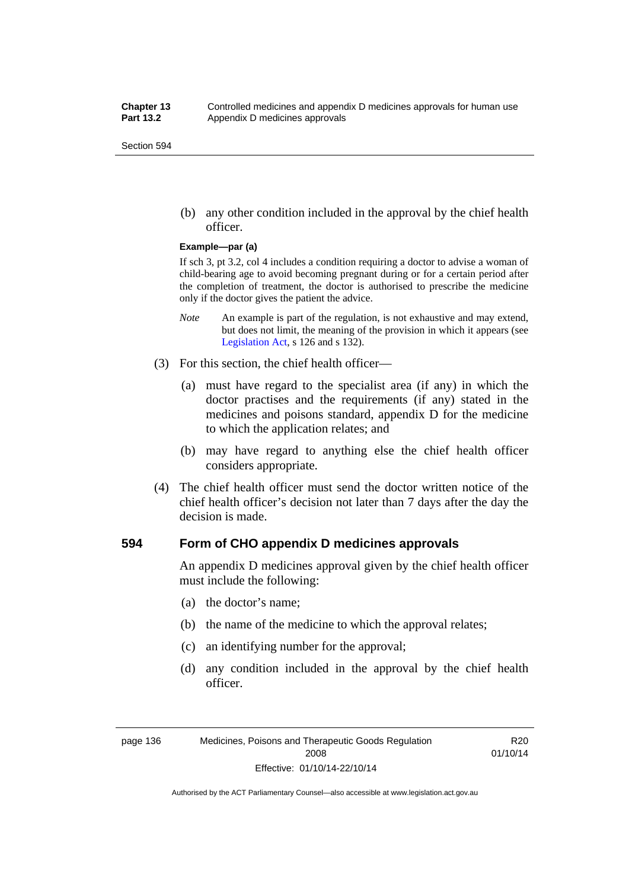(b) any other condition included in the approval by the chief health officer.

**Example—par (a)**

If sch 3, pt 3.2, col 4 includes a condition requiring a doctor to advise a woman of child-bearing age to avoid becoming pregnant during or for a certain period after the completion of treatment, the doctor is authorised to prescribe the medicine only if the doctor gives the patient the advice.

*Note* An example is part of the regulation, is not exhaustive and may extend, but does not limit, the meaning of the provision in which it appears (see Legislation Act, s 126 and s 132).

(3) For this section, the chief health officer—

(a) must have regard to the specialist area (if any) in which the doctor practises and the requirements (if any) stated in the medicines and poisons standard, appendix D for the medicine to which the application relates; and

(b) may have regard to anything else the chief health officer considers appropriate.

(4) The chief health officer must send the doctor written notice of the chief health officer's decision not later than 7 days after the day the decision is made.

### 594 Form of CHO appendix D medicines approvals

An appendix D medicines approval given by the chief health officer must include the following:

(a) the doctor's name;

(b) the name of the medicine to which the approval relates;

(c) an identifying number for the approval;

(d) any condition included in the approval by the chief health officer.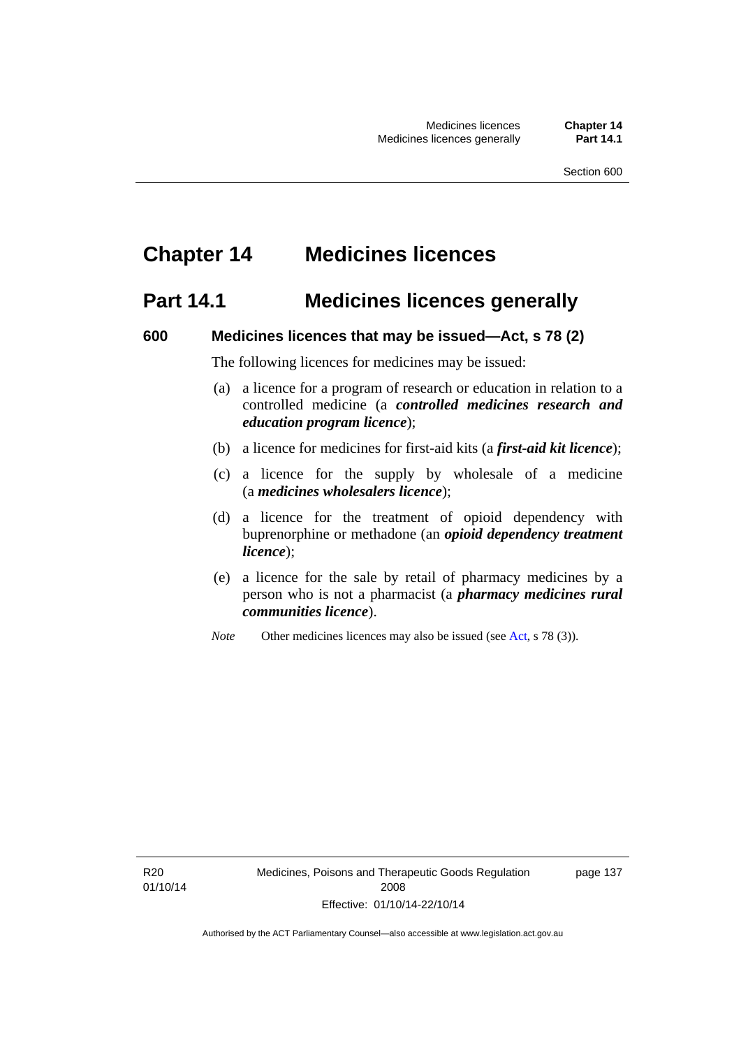# Chapter 14 Medicines licences

## Part 14.1 Medicines licences generally

### 600 Medicines licences that may be issued—Act, s 78 (2)

The following licences for medicines may be issued:

(a) a licence for a program of research or education in relation to a controlled medicine (a ***controlled medicines research and education program licence***);

(b) a licence for medicines for first-aid kits (a ***first-aid kit licence***);

(c) a licence for the supply by wholesale of a medicine (a ***medicines wholesalers licence***);

(d) a licence for the treatment of opioid dependency with buprenorphine or methadone (an ***opioid dependency treatment licence***);

(e) a licence for the sale by retail of pharmacy medicines by a person who is not a pharmacist (a ***pharmacy medicines rural communities licence***).

*Note* Other medicines licences may also be issued (see Act, s 78 (3)).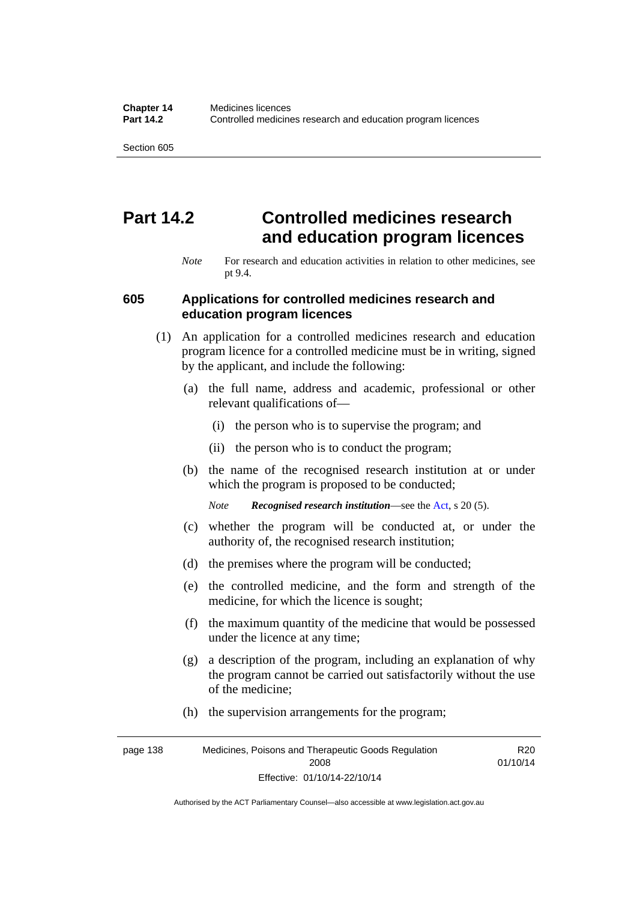# Part 14.2 Controlled medicines research and education program licences

*Note* For research and education activities in relation to other medicines, see pt 9.4.

### 605 Applications for controlled medicines research and education program licences

(1) An application for a controlled medicines research and education program licence for a controlled medicine must be in writing, signed by the applicant, and include the following:

(a) the full name, address and academic, professional or other relevant qualifications of—

(i) the person who is to supervise the program; and

(ii) the person who is to conduct the program;

(b) the name of the recognised research institution at or under which the program is proposed to be conducted;

*Note* ***Recognised research institution***—see the Act, s 20 (5).

(c) whether the program will be conducted at, or under the authority of, the recognised research institution;

(d) the premises where the program will be conducted;

(e) the controlled medicine, and the form and strength of the medicine, for which the licence is sought;

(f) the maximum quantity of the medicine that would be possessed under the licence at any time;

(g) a description of the program, including an explanation of why the program cannot be carried out satisfactorily without the use of the medicine;

(h) the supervision arrangements for the program;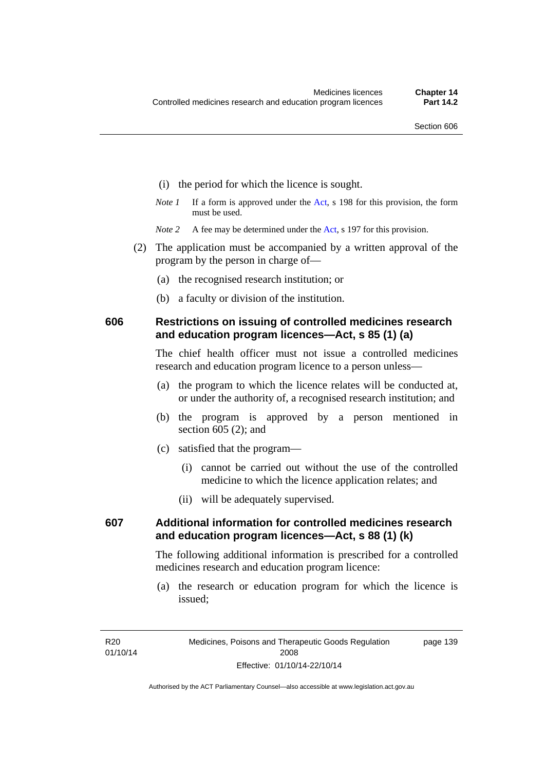(i) the period for which the licence is sought.

*Note 1* If a form is approved under the Act, s 198 for this provision, the form must be used.

*Note 2* A fee may be determined under the Act, s 197 for this provision.

(2) The application must be accompanied by a written approval of the program by the person in charge of—

(a) the recognised research institution; or

(b) a faculty or division of the institution.

### 606 Restrictions on issuing of controlled medicines research and education program licences—Act, s 85 (1) (a)

The chief health officer must not issue a controlled medicines research and education program licence to a person unless—

(a) the program to which the licence relates will be conducted at, or under the authority of, a recognised research institution; and

(b) the program is approved by a person mentioned in section 605 (2); and

(c) satisfied that the program—

(i) cannot be carried out without the use of the controlled medicine to which the licence application relates; and

(ii) will be adequately supervised.

### 607 Additional information for controlled medicines research and education program licences—Act, s 88 (1) (k)

The following additional information is prescribed for a controlled medicines research and education program licence:

(a) the research or education program for which the licence is issued;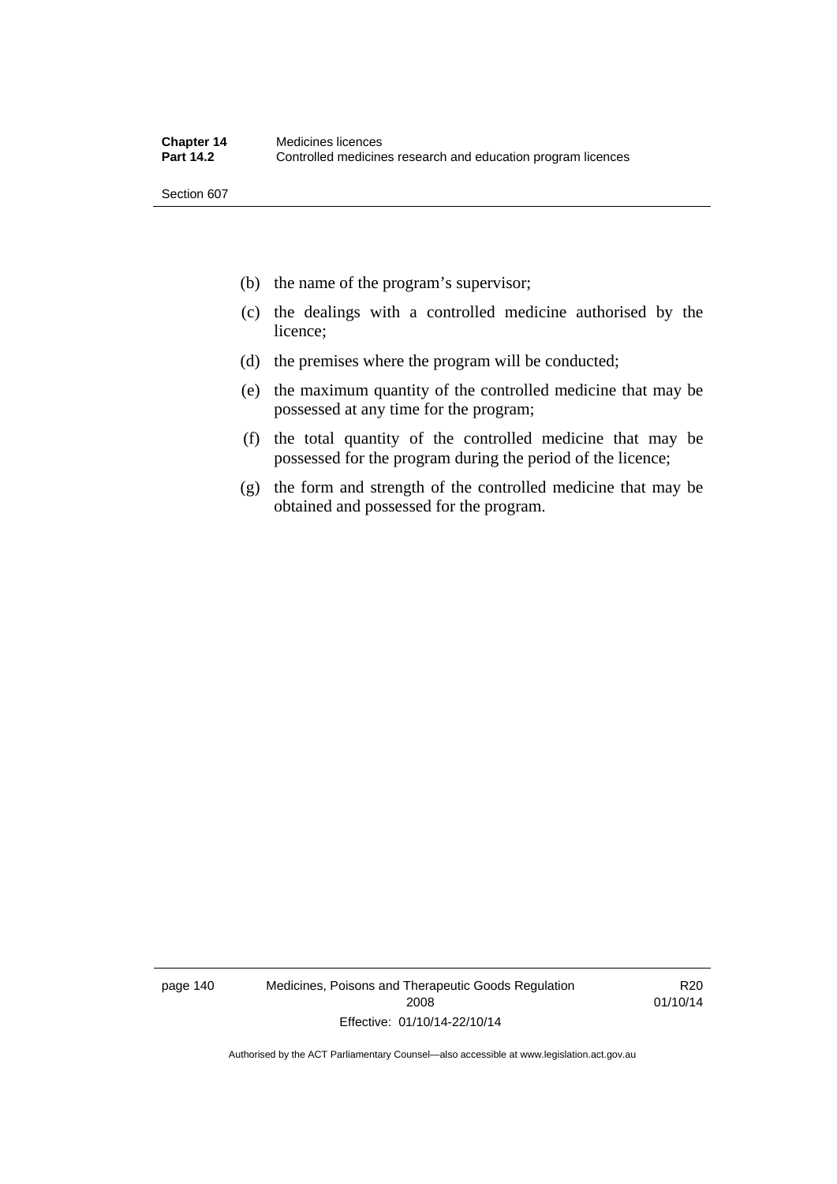(b) the name of the program's supervisor;

(c) the dealings with a controlled medicine authorised by the licence;

(d) the premises where the program will be conducted;

(e) the maximum quantity of the controlled medicine that may be possessed at any time for the program;

(f) the total quantity of the controlled medicine that may be possessed for the program during the period of the licence;

(g) the form and strength of the controlled medicine that may be obtained and possessed for the program.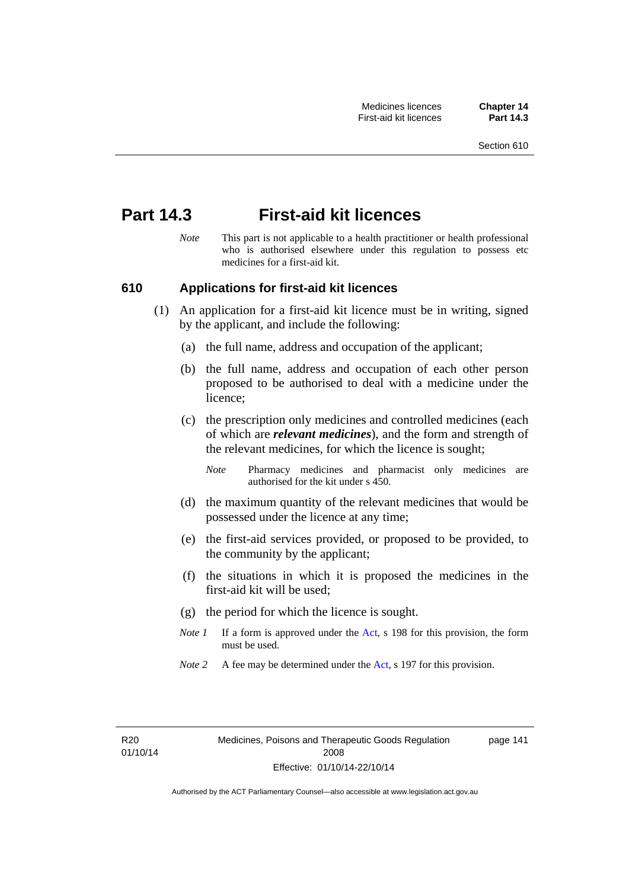# Part 14.3 First-aid kit licences

*Note* This part is not applicable to a health practitioner or health professional who is authorised elsewhere under this regulation to possess etc medicines for a first-aid kit.

## 610 Applications for first-aid kit licences

(1) An application for a first-aid kit licence must be in writing, signed by the applicant, and include the following:

(a) the full name, address and occupation of the applicant;

(b) the full name, address and occupation of each other person proposed to be authorised to deal with a medicine under the licence;

(c) the prescription only medicines and controlled medicines (each of which are ***relevant medicines***), and the form and strength of the relevant medicines, for which the licence is sought;

*Note* Pharmacy medicines and pharmacist only medicines are authorised for the kit under s 450.

(d) the maximum quantity of the relevant medicines that would be possessed under the licence at any time;

(e) the first-aid services provided, or proposed to be provided, to the community by the applicant;

(f) the situations in which it is proposed the medicines in the first-aid kit will be used;

(g) the period for which the licence is sought.

*Note 1* If a form is approved under the Act, s 198 for this provision, the form must be used.

*Note 2* A fee may be determined under the Act, s 197 for this provision.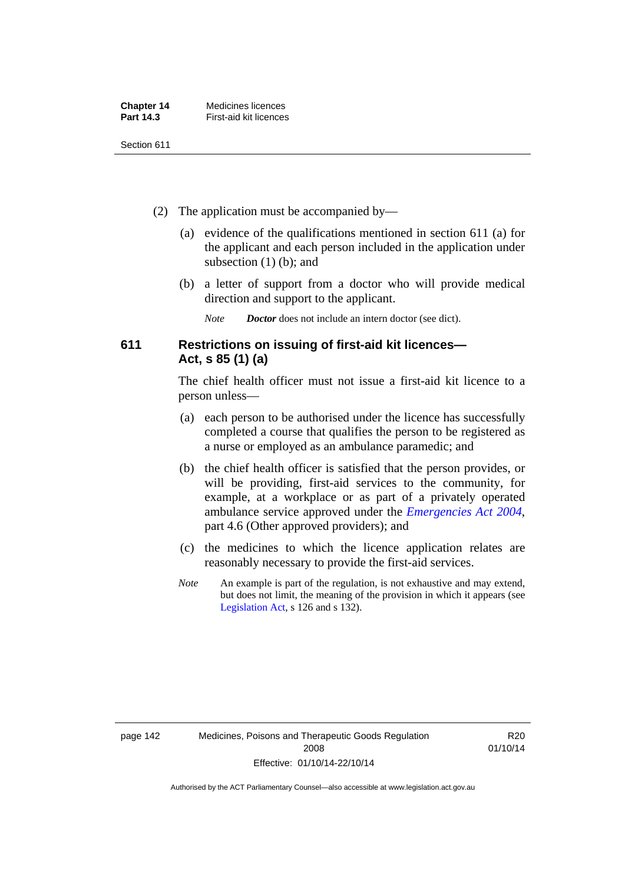(2) The application must be accompanied by—

(a) evidence of the qualifications mentioned in section 611 (a) for the applicant and each person included in the application under subsection (1) (b); and

(b) a letter of support from a doctor who will provide medical direction and support to the applicant.

*Note* ***Doctor*** does not include an intern doctor (see dict).

## 611 Restrictions on issuing of first-aid kit licences—Act, s 85 (1) (a)

The chief health officer must not issue a first-aid kit licence to a person unless—

(a) each person to be authorised under the licence has successfully completed a course that qualifies the person to be registered as a nurse or employed as an ambulance paramedic; and

(b) the chief health officer is satisfied that the person provides, or will be providing, first-aid services to the community, for example, at a workplace or as part of a privately operated ambulance service approved under the *Emergencies Act 2004*, part 4.6 (Other approved providers); and

(c) the medicines to which the licence application relates are reasonably necessary to provide the first-aid services.

*Note* An example is part of the regulation, is not exhaustive and may extend, but does not limit, the meaning of the provision in which it appears (see Legislation Act, s 126 and s 132).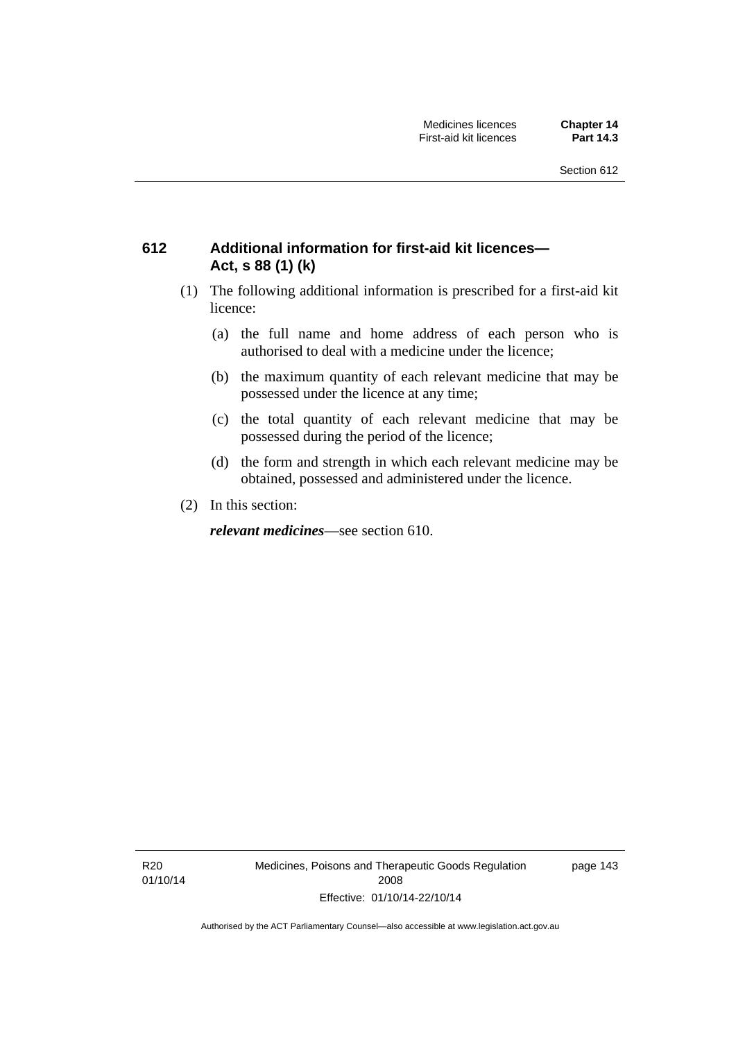## 612 Additional information for first-aid kit licences—Act, s 88 (1) (k)

(1) The following additional information is prescribed for a first-aid kit licence:

- (a) the full name and home address of each person who is authorised to deal with a medicine under the licence;
- (b) the maximum quantity of each relevant medicine that may be possessed under the licence at any time;
- (c) the total quantity of each relevant medicine that may be possessed during the period of the licence;
- (d) the form and strength in which each relevant medicine may be obtained, possessed and administered under the licence.

(2) In this section:

***relevant medicines***—see section 610.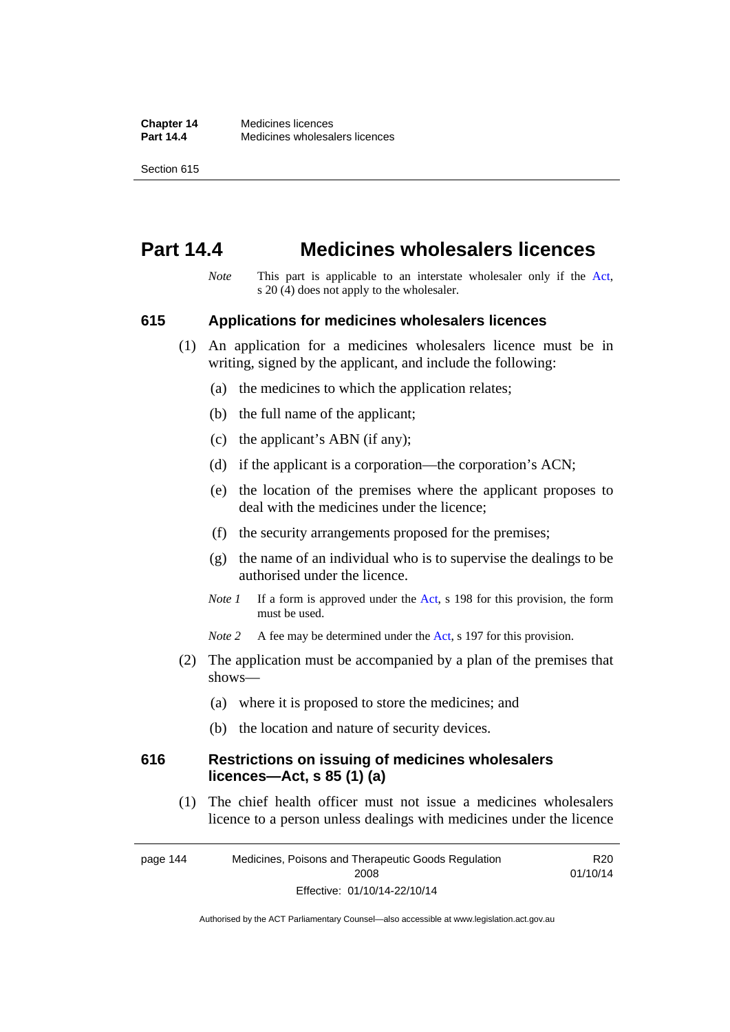# Part 14.4 Medicines wholesalers licences

*Note* This part is applicable to an interstate wholesaler only if the Act, s 20 (4) does not apply to the wholesaler.

## 615 Applications for medicines wholesalers licences

(1) An application for a medicines wholesalers licence must be in writing, signed by the applicant, and include the following:

(a) the medicines to which the application relates;

(b) the full name of the applicant;

(c) the applicant's ABN (if any);

(d) if the applicant is a corporation—the corporation's ACN;

(e) the location of the premises where the applicant proposes to deal with the medicines under the licence;

(f) the security arrangements proposed for the premises;

(g) the name of an individual who is to supervise the dealings to be authorised under the licence.

*Note 1* If a form is approved under the Act, s 198 for this provision, the form must be used.

*Note 2* A fee may be determined under the Act, s 197 for this provision.

(2) The application must be accompanied by a plan of the premises that shows—

(a) where it is proposed to store the medicines; and

(b) the location and nature of security devices.

## 616 Restrictions on issuing of medicines wholesalers licences—Act, s 85 (1) (a)

(1) The chief health officer must not issue a medicines wholesalers licence to a person unless dealings with medicines under the licence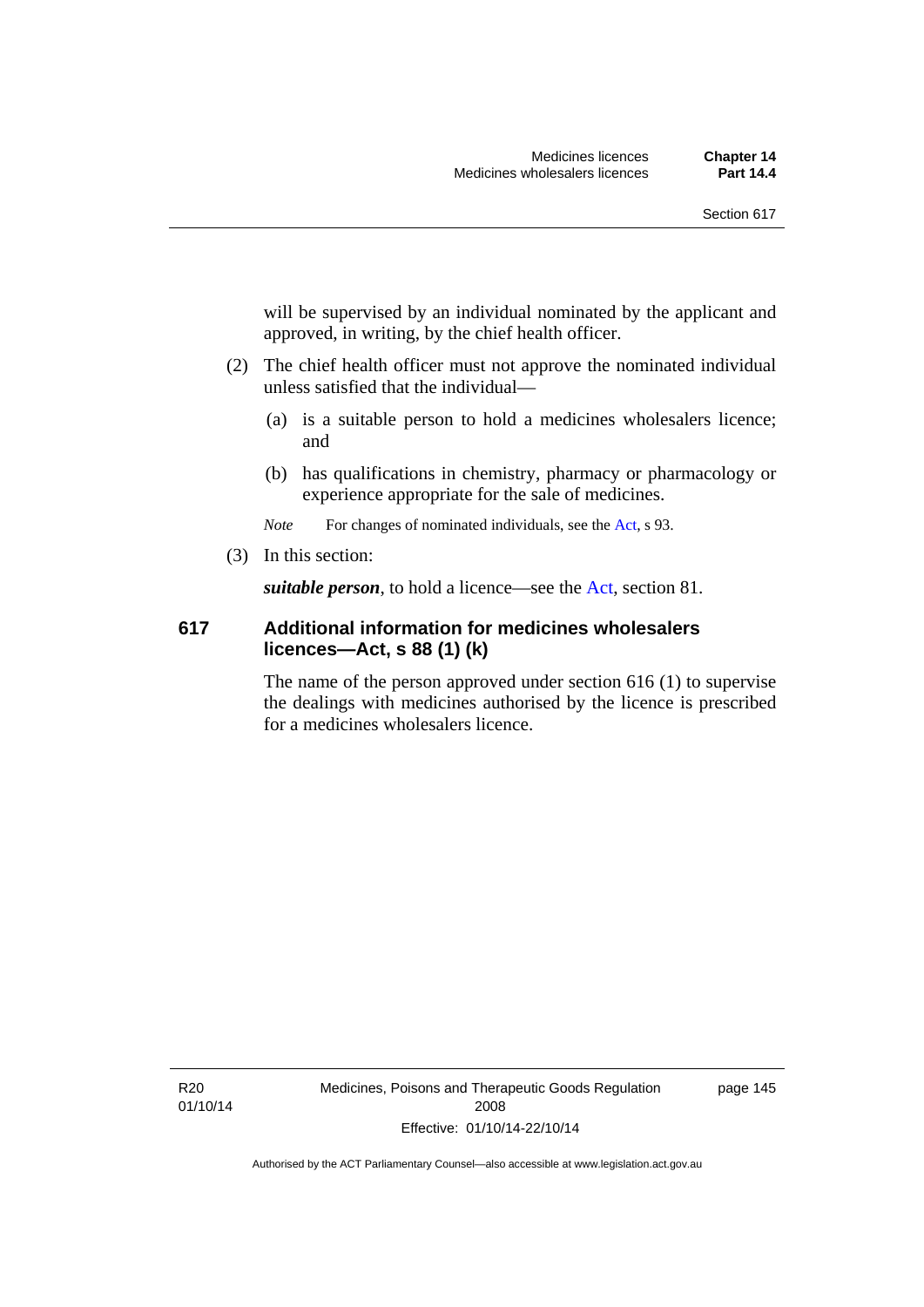will be supervised by an individual nominated by the applicant and approved, in writing, by the chief health officer.

(2) The chief health officer must not approve the nominated individual unless satisfied that the individual—

(a) is a suitable person to hold a medicines wholesalers licence; and

(b) has qualifications in chemistry, pharmacy or pharmacology or experience appropriate for the sale of medicines.

*Note* For changes of nominated individuals, see the Act, s 93.

(3) In this section:

***suitable person***, to hold a licence—see the Act, section 81.

### 617 Additional information for medicines wholesalers licences—Act, s 88 (1) (k)

The name of the person approved under section 616 (1) to supervise the dealings with medicines authorised by the licence is prescribed for a medicines wholesalers licence.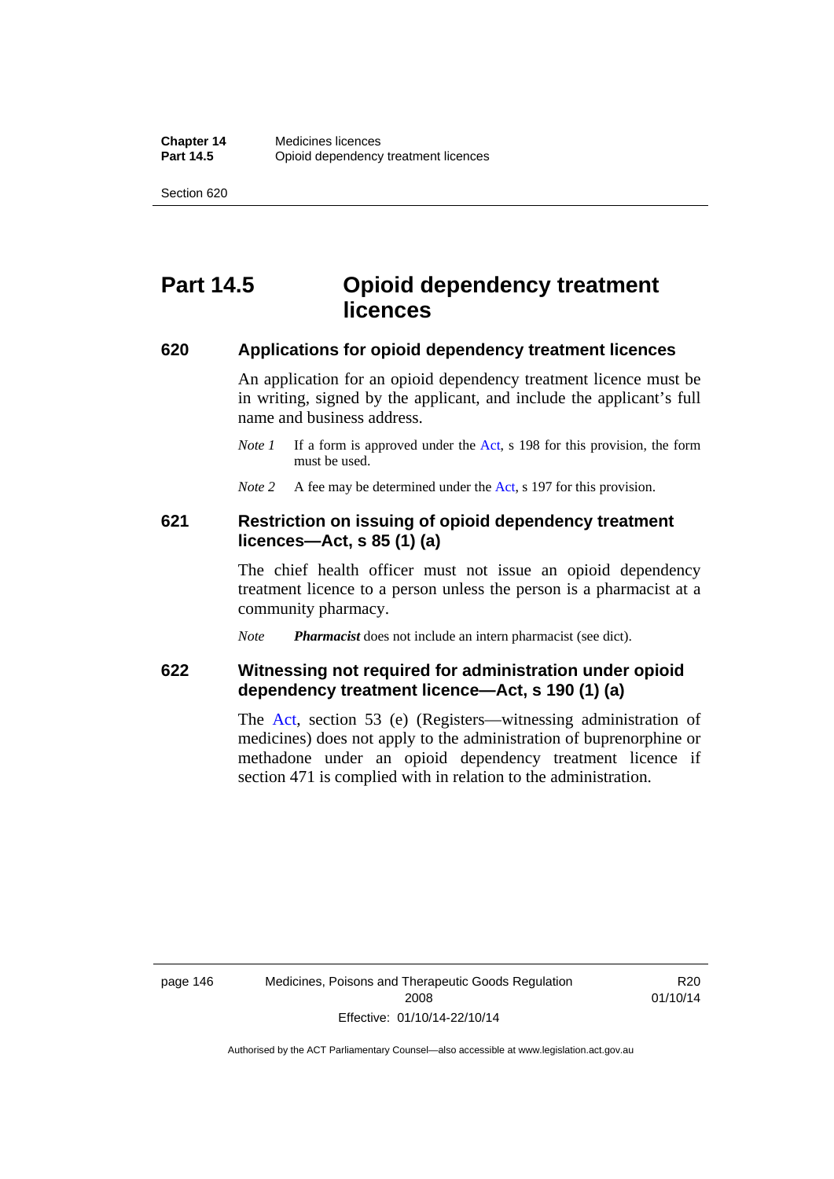# Part 14.5 Opioid dependency treatment licences

## 620 Applications for opioid dependency treatment licences

An application for an opioid dependency treatment licence must be in writing, signed by the applicant, and include the applicant's full name and business address.

*Note 1* If a form is approved under the Act, s 198 for this provision, the form must be used.

*Note 2* A fee may be determined under the Act, s 197 for this provision.

## 621 Restriction on issuing of opioid dependency treatment licences—Act, s 85 (1) (a)

The chief health officer must not issue an opioid dependency treatment licence to a person unless the person is a pharmacist at a community pharmacy.

*Note* ***Pharmacist*** does not include an intern pharmacist (see dict).

## 622 Witnessing not required for administration under opioid dependency treatment licence—Act, s 190 (1) (a)

The Act, section 53 (e) (Registers—witnessing administration of medicines) does not apply to the administration of buprenorphine or methadone under an opioid dependency treatment licence if section 471 is complied with in relation to the administration.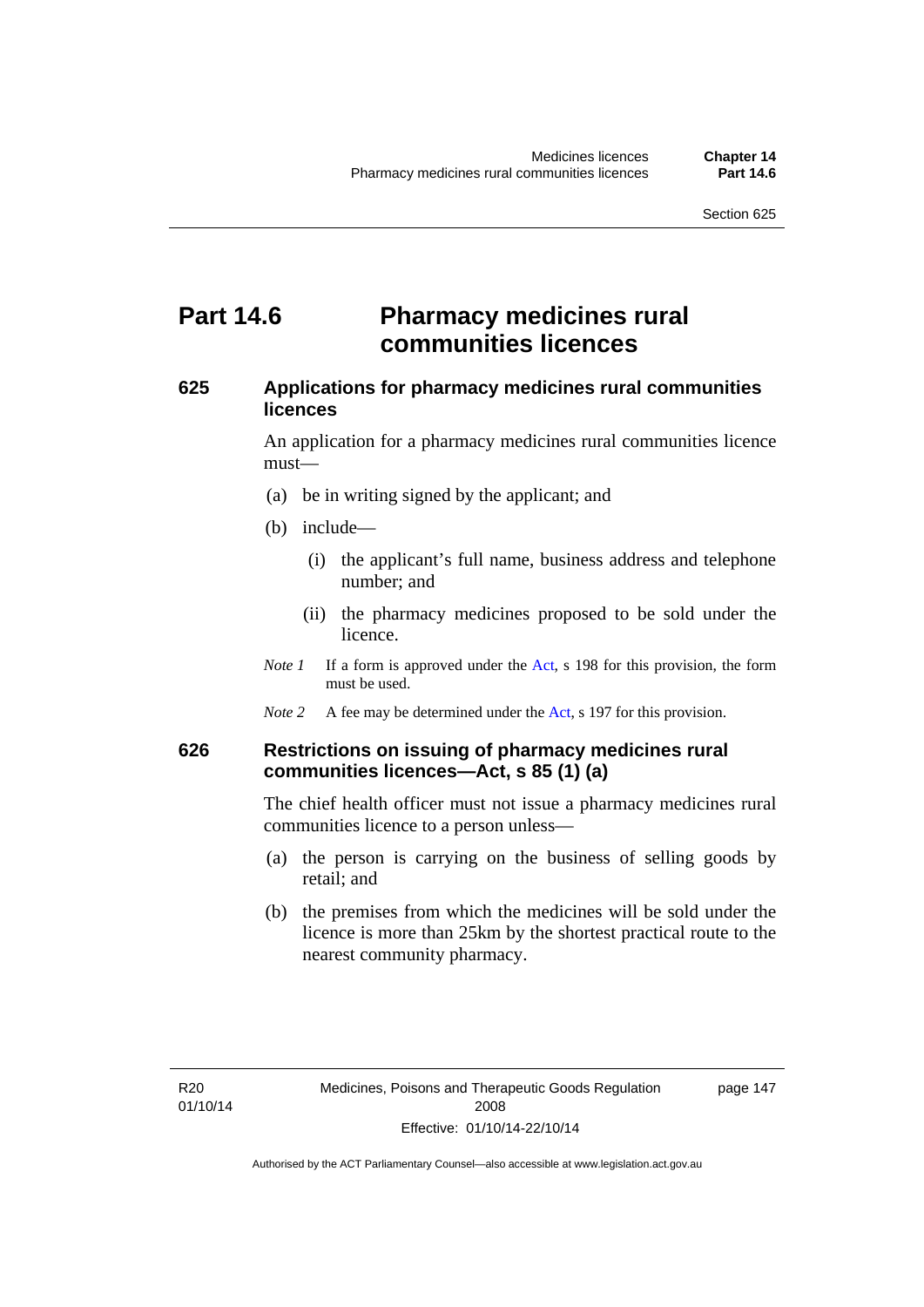# Part 14.6 Pharmacy medicines rural communities licences

## 625 Applications for pharmacy medicines rural communities licences

An application for a pharmacy medicines rural communities licence must—

(a) be in writing signed by the applicant; and

(b) include—

(i) the applicant's full name, business address and telephone number; and

(ii) the pharmacy medicines proposed to be sold under the licence.

*Note 1* If a form is approved under the Act, s 198 for this provision, the form must be used.

*Note 2* A fee may be determined under the Act, s 197 for this provision.

## 626 Restrictions on issuing of pharmacy medicines rural communities licences—Act, s 85 (1) (a)

The chief health officer must not issue a pharmacy medicines rural communities licence to a person unless—

(a) the person is carrying on the business of selling goods by retail; and

(b) the premises from which the medicines will be sold under the licence is more than 25km by the shortest practical route to the nearest community pharmacy.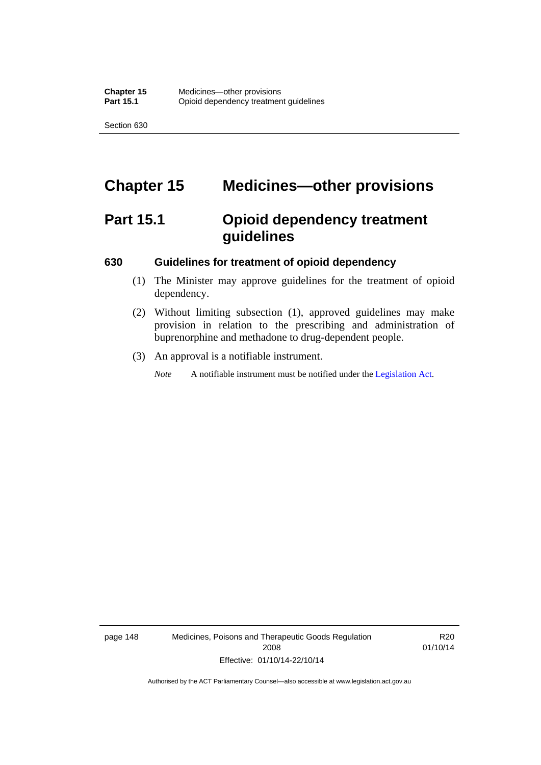# Chapter 15 Medicines—other provisions

## Part 15.1 Opioid dependency treatment guidelines

### 630 Guidelines for treatment of opioid dependency

(1) The Minister may approve guidelines for the treatment of opioid dependency.

(2) Without limiting subsection (1), approved guidelines may make provision in relation to the prescribing and administration of buprenorphine and methadone to drug-dependent people.

(3) An approval is a notifiable instrument.

*Note* A notifiable instrument must be notified under the Legislation Act.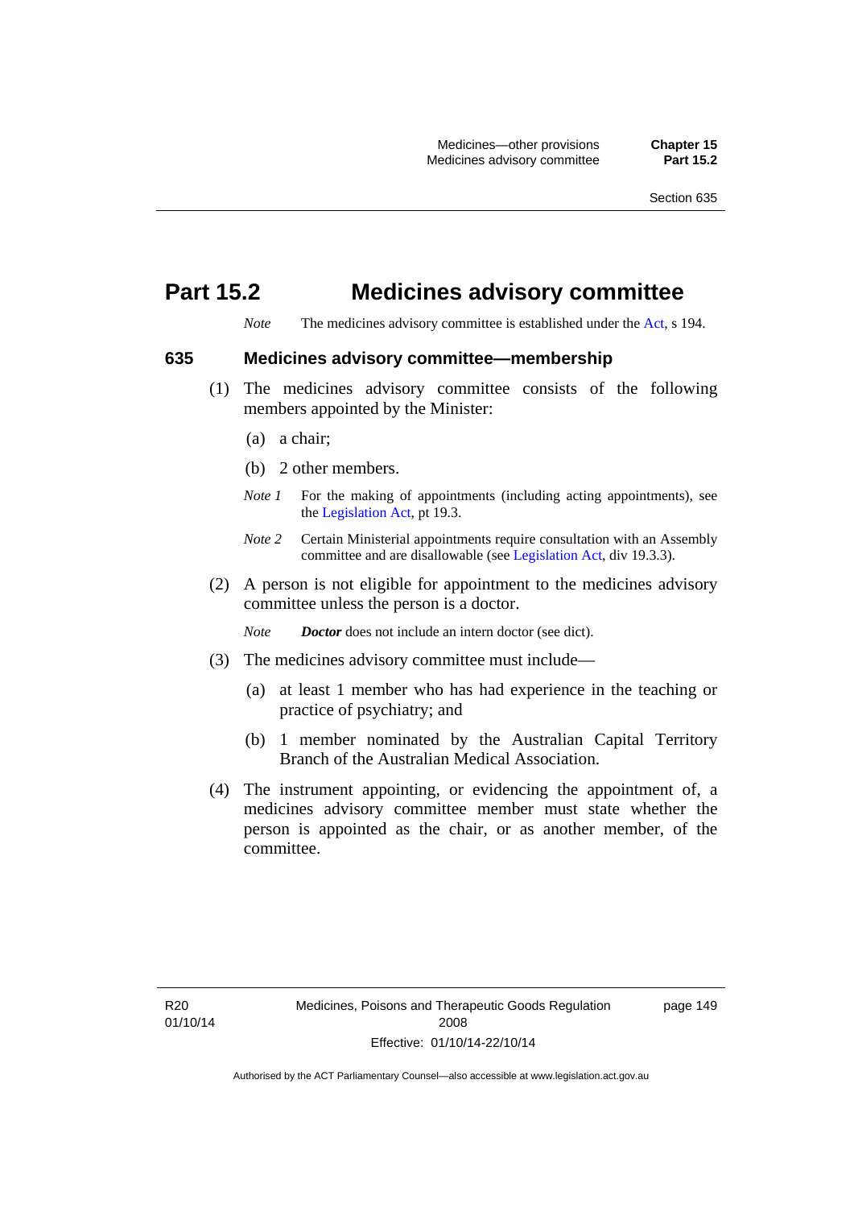# Part 15.2 Medicines advisory committee

*Note* The medicines advisory committee is established under the Act, s 194.

## 635 Medicines advisory committee—membership

(1) The medicines advisory committee consists of the following members appointed by the Minister:

(a) a chair;

(b) 2 other members.

*Note 1* For the making of appointments (including acting appointments), see the Legislation Act, pt 19.3.

*Note 2* Certain Ministerial appointments require consultation with an Assembly committee and are disallowable (see Legislation Act, div 19.3.3).

(2) A person is not eligible for appointment to the medicines advisory committee unless the person is a doctor.

*Note* ***Doctor*** does not include an intern doctor (see dict).

(3) The medicines advisory committee must include—

(a) at least 1 member who has had experience in the teaching or practice of psychiatry; and

(b) 1 member nominated by the Australian Capital Territory Branch of the Australian Medical Association.

(4) The instrument appointing, or evidencing the appointment of, a medicines advisory committee member must state whether the person is appointed as the chair, or as another member, of the committee.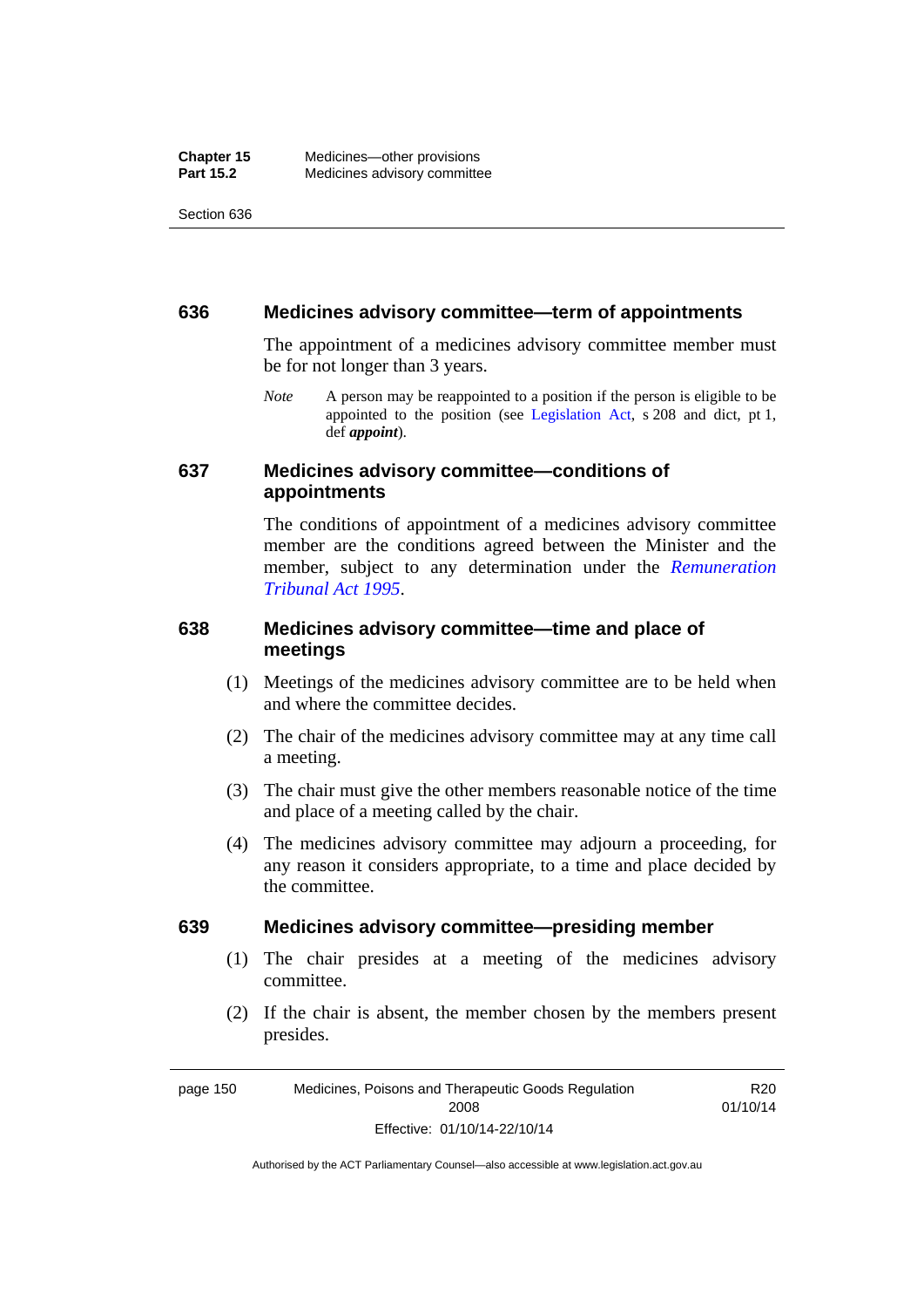### 636 Medicines advisory committee—term of appointments

The appointment of a medicines advisory committee member must be for not longer than 3 years.

*Note* A person may be reappointed to a position if the person is eligible to be appointed to the position (see Legislation Act, s 208 and dict, pt 1, def ***appoint***).

### 637 Medicines advisory committee—conditions of appointments

The conditions of appointment of a medicines advisory committee member are the conditions agreed between the Minister and the member, subject to any determination under the *Remuneration Tribunal Act 1995*.

### 638 Medicines advisory committee—time and place of meetings

(1) Meetings of the medicines advisory committee are to be held when and where the committee decides.

(2) The chair of the medicines advisory committee may at any time call a meeting.

(3) The chair must give the other members reasonable notice of the time and place of a meeting called by the chair.

(4) The medicines advisory committee may adjourn a proceeding, for any reason it considers appropriate, to a time and place decided by the committee.

### 639 Medicines advisory committee—presiding member

(1) The chair presides at a meeting of the medicines advisory committee.

(2) If the chair is absent, the member chosen by the members present presides.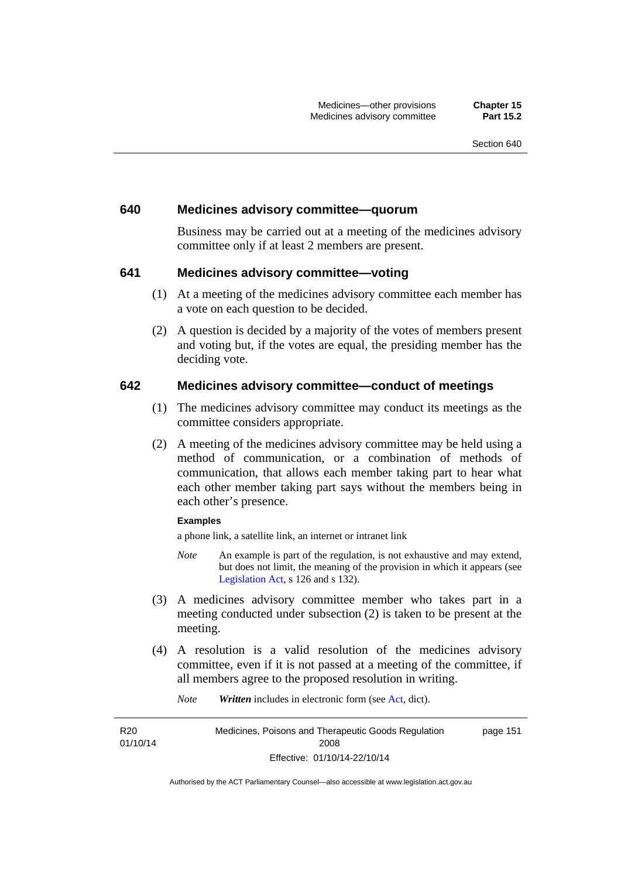### 640 Medicines advisory committee—quorum

Business may be carried out at a meeting of the medicines advisory committee only if at least 2 members are present.

### 641 Medicines advisory committee—voting

(1) At a meeting of the medicines advisory committee each member has a vote on each question to be decided.

(2) A question is decided by a majority of the votes of members present and voting but, if the votes are equal, the presiding member has the deciding vote.

### 642 Medicines advisory committee—conduct of meetings

(1) The medicines advisory committee may conduct its meetings as the committee considers appropriate.

(2) A meeting of the medicines advisory committee may be held using a method of communication, or a combination of methods of communication, that allows each member taking part to hear what each other member taking part says without the members being in each other's presence.

**Examples**

a phone link, a satellite link, an internet or intranet link

*Note* An example is part of the regulation, is not exhaustive and may extend, but does not limit, the meaning of the provision in which it appears (see Legislation Act, s 126 and s 132).

(3) A medicines advisory committee member who takes part in a meeting conducted under subsection (2) is taken to be present at the meeting.

(4) A resolution is a valid resolution of the medicines advisory committee, even if it is not passed at a meeting of the committee, if all members agree to the proposed resolution in writing.

*Note* ***Written*** includes in electronic form (see Act, dict).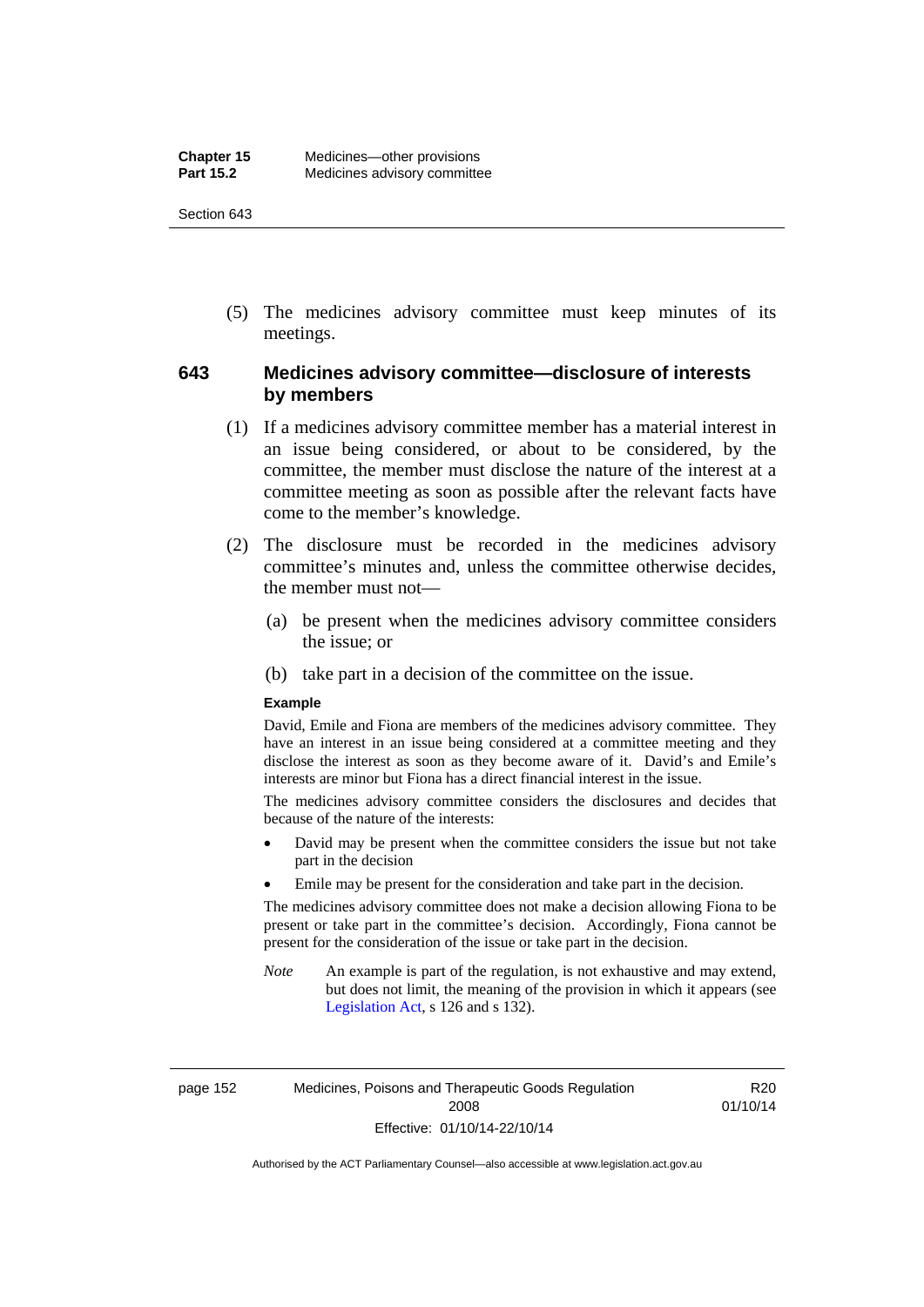(5) The medicines advisory committee must keep minutes of its meetings.

## 643 Medicines advisory committee—disclosure of interests by members

(1) If a medicines advisory committee member has a material interest in an issue being considered, or about to be considered, by the committee, the member must disclose the nature of the interest at a committee meeting as soon as possible after the relevant facts have come to the member's knowledge.

(2) The disclosure must be recorded in the medicines advisory committee's minutes and, unless the committee otherwise decides, the member must not—

(a) be present when the medicines advisory committee considers the issue; or

(b) take part in a decision of the committee on the issue.

**Example**

David, Emile and Fiona are members of the medicines advisory committee. They have an interest in an issue being considered at a committee meeting and they disclose the interest as soon as they become aware of it. David's and Emile's interests are minor but Fiona has a direct financial interest in the issue.

The medicines advisory committee considers the disclosures and decides that because of the nature of the interests:

- David may be present when the committee considers the issue but not take part in the decision
- Emile may be present for the consideration and take part in the decision.

The medicines advisory committee does not make a decision allowing Fiona to be present or take part in the committee's decision. Accordingly, Fiona cannot be present for the consideration of the issue or take part in the decision.

*Note* An example is part of the regulation, is not exhaustive and may extend, but does not limit, the meaning of the provision in which it appears (see Legislation Act, s 126 and s 132).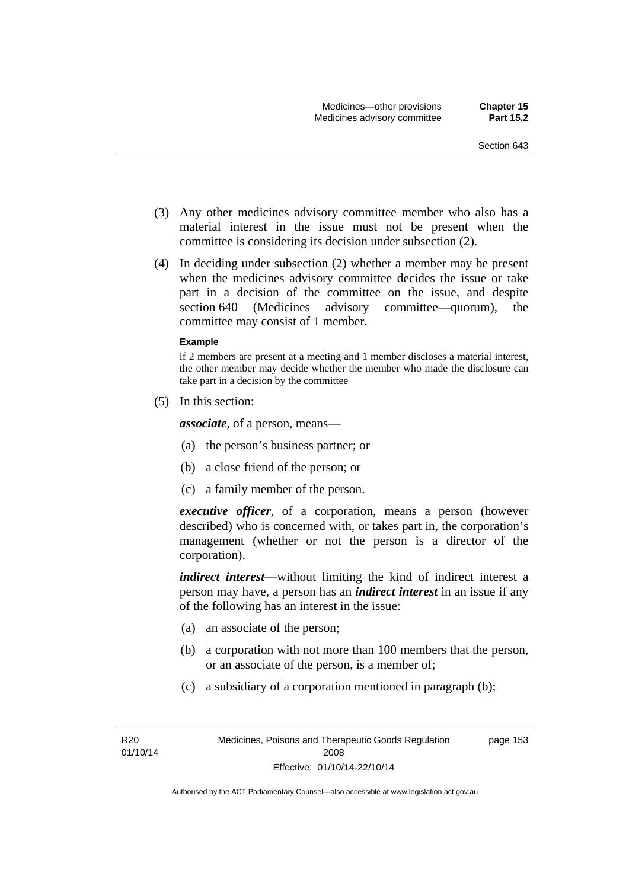(3) Any other medicines advisory committee member who also has a material interest in the issue must not be present when the committee is considering its decision under subsection (2).

(4) In deciding under subsection (2) whether a member may be present when the medicines advisory committee decides the issue or take part in a decision of the committee on the issue, and despite section 640 (Medicines advisory committee—quorum), the committee may consist of 1 member.

**Example**

if 2 members are present at a meeting and 1 member discloses a material interest, the other member may decide whether the member who made the disclosure can take part in a decision by the committee

(5) In this section:

***associate***, of a person, means—

(a) the person's business partner; or

(b) a close friend of the person; or

(c) a family member of the person.

***executive officer***, of a corporation, means a person (however described) who is concerned with, or takes part in, the corporation's management (whether or not the person is a director of the corporation).

***indirect interest***—without limiting the kind of indirect interest a person may have, a person has an ***indirect interest*** in an issue if any of the following has an interest in the issue:

(a) an associate of the person;

(b) a corporation with not more than 100 members that the person, or an associate of the person, is a member of;

(c) a subsidiary of a corporation mentioned in paragraph (b);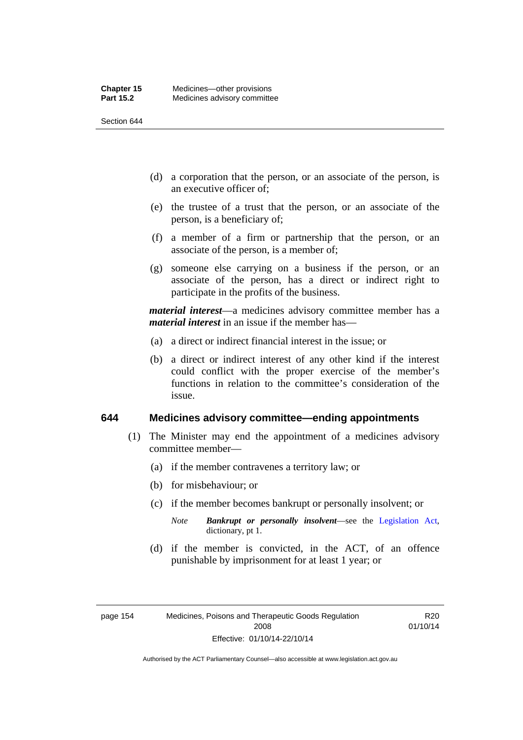(d) a corporation that the person, or an associate of the person, is an executive officer of;

(e) the trustee of a trust that the person, or an associate of the person, is a beneficiary of;

(f) a member of a firm or partnership that the person, or an associate of the person, is a member of;

(g) someone else carrying on a business if the person, or an associate of the person, has a direct or indirect right to participate in the profits of the business.

***material interest***—a medicines advisory committee member has a ***material interest*** in an issue if the member has—

(a) a direct or indirect financial interest in the issue; or

(b) a direct or indirect interest of any other kind if the interest could conflict with the proper exercise of the member's functions in relation to the committee's consideration of the issue.

### 644 Medicines advisory committee—ending appointments

(1) The Minister may end the appointment of a medicines advisory committee member—

(a) if the member contravenes a territory law; or

(b) for misbehaviour; or

(c) if the member becomes bankrupt or personally insolvent; or

*Note* ***Bankrupt or personally insolvent***—see the Legislation Act, dictionary, pt 1.

(d) if the member is convicted, in the ACT, of an offence punishable by imprisonment for at least 1 year; or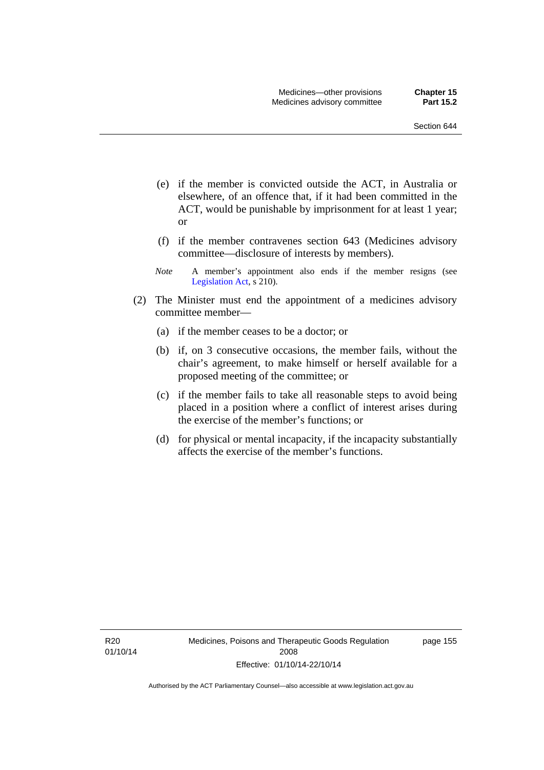(e) if the member is convicted outside the ACT, in Australia or elsewhere, of an offence that, if it had been committed in the ACT, would be punishable by imprisonment for at least 1 year; or

(f) if the member contravenes section 643 (Medicines advisory committee—disclosure of interests by members).

*Note* A member's appointment also ends if the member resigns (see Legislation Act, s 210).

(2) The Minister must end the appointment of a medicines advisory committee member—

(a) if the member ceases to be a doctor; or

(b) if, on 3 consecutive occasions, the member fails, without the chair's agreement, to make himself or herself available for a proposed meeting of the committee; or

(c) if the member fails to take all reasonable steps to avoid being placed in a position where a conflict of interest arises during the exercise of the member's functions; or

(d) for physical or mental incapacity, if the incapacity substantially affects the exercise of the member's functions.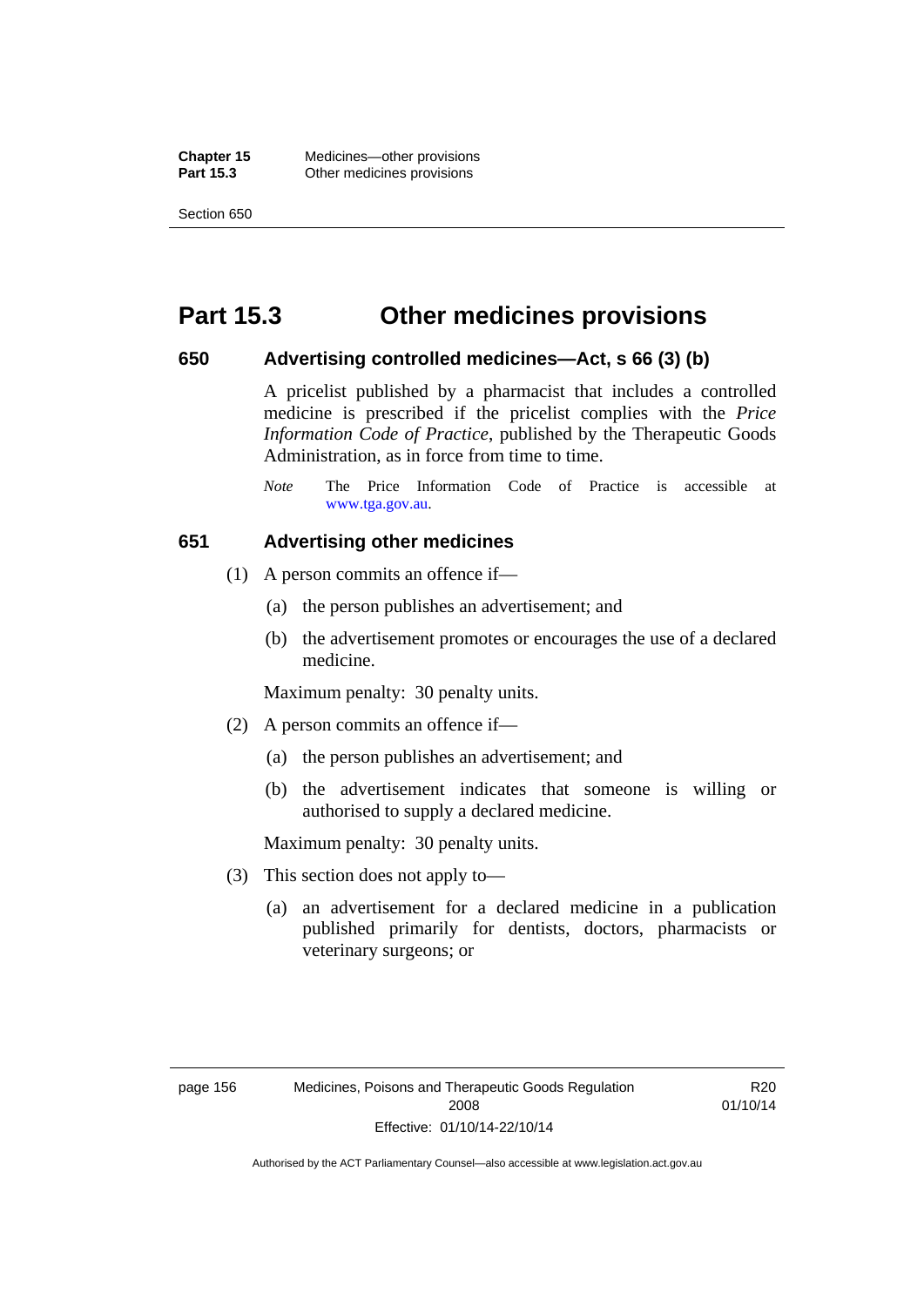# Part 15.3 Other medicines provisions

## 650 Advertising controlled medicines—Act, s 66 (3) (b)

A pricelist published by a pharmacist that includes a controlled medicine is prescribed if the pricelist complies with the *Price Information Code of Practice*, published by the Therapeutic Goods Administration, as in force from time to time.

*Note* The Price Information Code of Practice is accessible at www.tga.gov.au.

## 651 Advertising other medicines

(1) A person commits an offence if—

(a) the person publishes an advertisement; and

(b) the advertisement promotes or encourages the use of a declared medicine.

Maximum penalty: 30 penalty units.

(2) A person commits an offence if—

(a) the person publishes an advertisement; and

(b) the advertisement indicates that someone is willing or authorised to supply a declared medicine.

Maximum penalty: 30 penalty units.

(3) This section does not apply to—

(a) an advertisement for a declared medicine in a publication published primarily for dentists, doctors, pharmacists or veterinary surgeons; or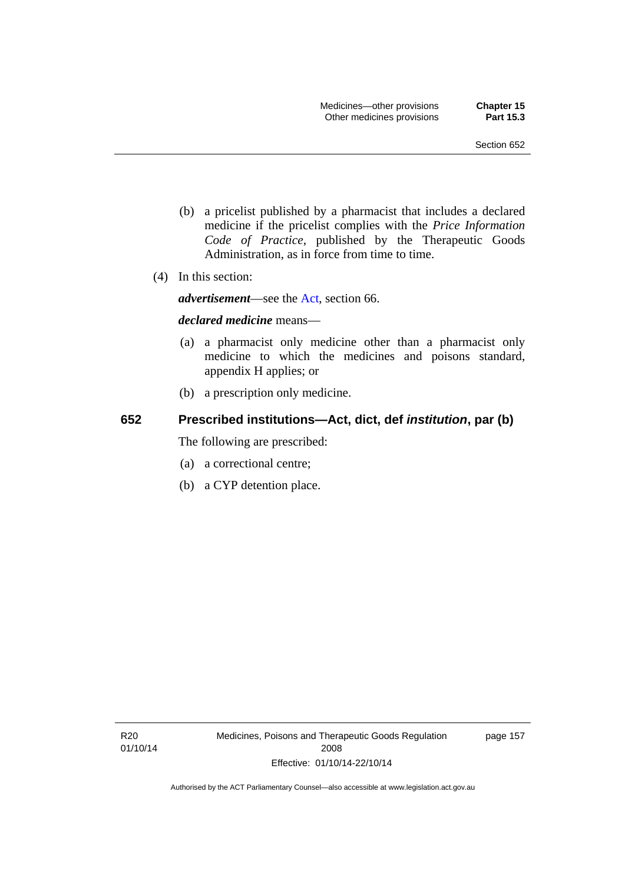(b) a pricelist published by a pharmacist that includes a declared medicine if the pricelist complies with the *Price Information Code of Practice*, published by the Therapeutic Goods Administration, as in force from time to time.

(4) In this section:

***advertisement***—see the Act, section 66.

***declared medicine*** means—

(a) a pharmacist only medicine other than a pharmacist only medicine to which the medicines and poisons standard, appendix H applies; or

(b) a prescription only medicine.

## 652 Prescribed institutions—Act, dict, def *institution*, par (b)

The following are prescribed:

(a) a correctional centre;

(b) a CYP detention place.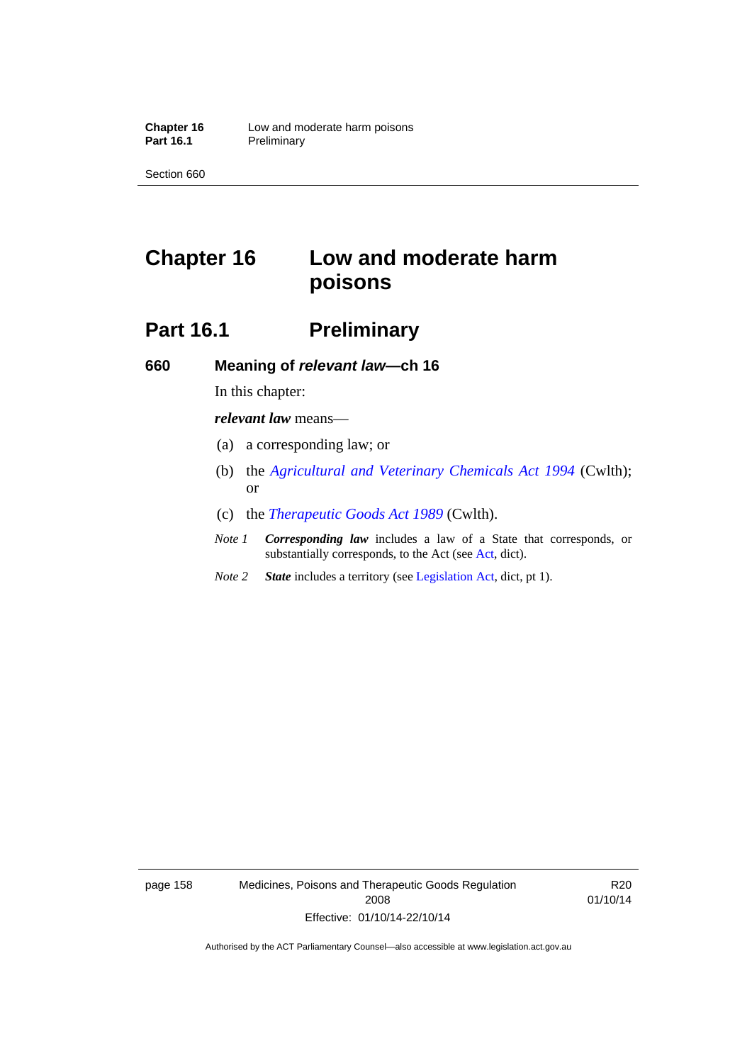# Chapter 16 Low and moderate harm poisons

## Part 16.1 Preliminary

### 660 Meaning of *relevant law*—ch 16

In this chapter:

***relevant law*** means—

(a) a corresponding law; or

(b) the *Agricultural and Veterinary Chemicals Act 1994* (Cwlth); or

(c) the *Therapeutic Goods Act 1989* (Cwlth).

*Note 1* ***Corresponding law*** includes a law of a State that corresponds, or substantially corresponds, to the Act (see Act, dict).

*Note 2* ***State*** includes a territory (see Legislation Act, dict, pt 1).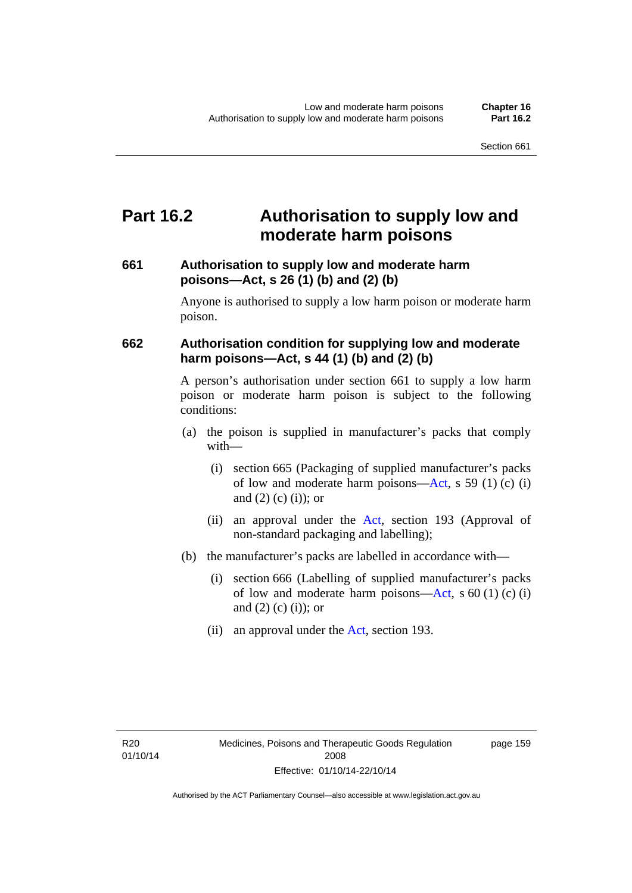# Part 16.2 Authorisation to supply low and moderate harm poisons

### 661 Authorisation to supply low and moderate harm poisons—Act, s 26 (1) (b) and (2) (b)

Anyone is authorised to supply a low harm poison or moderate harm poison.

### 662 Authorisation condition for supplying low and moderate harm poisons—Act, s 44 (1) (b) and (2) (b)

A person's authorisation under section 661 to supply a low harm poison or moderate harm poison is subject to the following conditions:

(a) the poison is supplied in manufacturer's packs that comply with—

   (i) section 665 (Packaging of supplied manufacturer's packs of low and moderate harm poisons—Act, s 59 (1) (c) (i) and (2) (c) (i)); or

   (ii) an approval under the Act, section 193 (Approval of non-standard packaging and labelling);

(b) the manufacturer's packs are labelled in accordance with—

   (i) section 666 (Labelling of supplied manufacturer's packs of low and moderate harm poisons—Act, s 60 (1) (c) (i) and (2) (c) (i)); or

   (ii) an approval under the Act, section 193.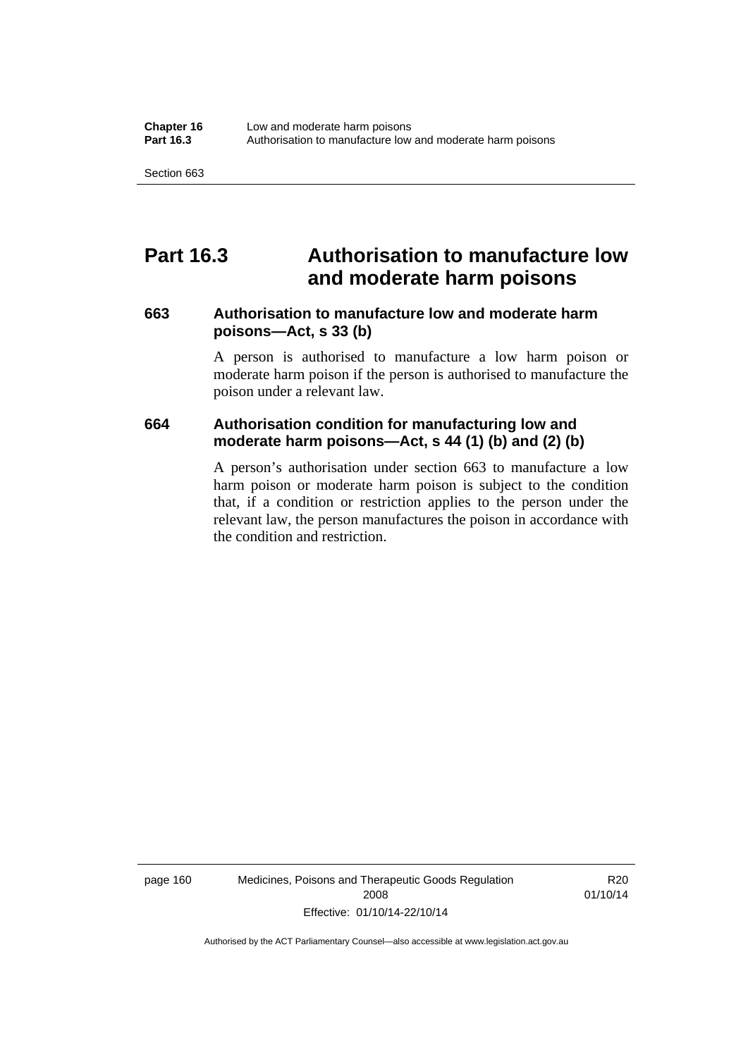# Part 16.3 Authorisation to manufacture low and moderate harm poisons

## 663 Authorisation to manufacture low and moderate harm poisons—Act, s 33 (b)

A person is authorised to manufacture a low harm poison or moderate harm poison if the person is authorised to manufacture the poison under a relevant law.

## 664 Authorisation condition for manufacturing low and moderate harm poisons—Act, s 44 (1) (b) and (2) (b)

A person's authorisation under section 663 to manufacture a low harm poison or moderate harm poison is subject to the condition that, if a condition or restriction applies to the person under the relevant law, the person manufactures the poison in accordance with the condition and restriction.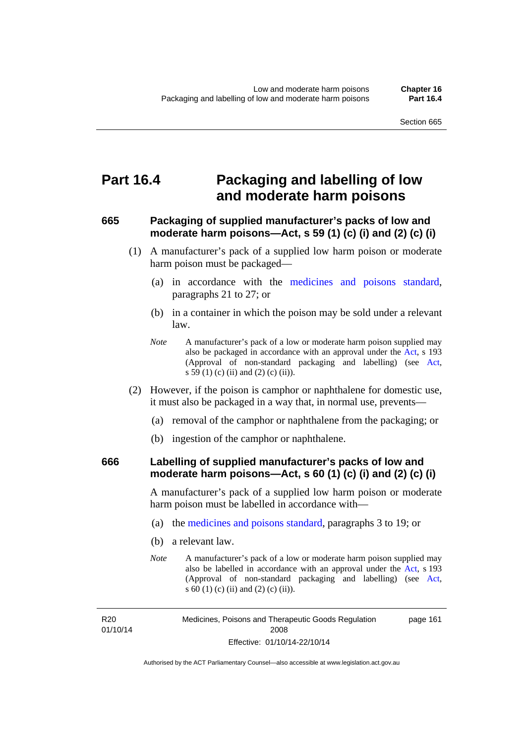# Part 16.4 Packaging and labelling of low and moderate harm poisons

### 665 Packaging of supplied manufacturer's packs of low and moderate harm poisons—Act, s 59 (1) (c) (i) and (2) (c) (i)

(1) A manufacturer's pack of a supplied low harm poison or moderate harm poison must be packaged—

(a) in accordance with the medicines and poisons standard, paragraphs 21 to 27; or

(b) in a container in which the poison may be sold under a relevant law.

*Note* A manufacturer's pack of a low or moderate harm poison supplied may also be packaged in accordance with an approval under the Act, s 193 (Approval of non-standard packaging and labelling) (see Act, s 59 (1) (c) (ii) and (2) (c) (ii)).

(2) However, if the poison is camphor or naphthalene for domestic use, it must also be packaged in a way that, in normal use, prevents—

(a) removal of the camphor or naphthalene from the packaging; or

(b) ingestion of the camphor or naphthalene.

### 666 Labelling of supplied manufacturer's packs of low and moderate harm poisons—Act, s 60 (1) (c) (i) and (2) (c) (i)

A manufacturer's pack of a supplied low harm poison or moderate harm poison must be labelled in accordance with—

(a) the medicines and poisons standard, paragraphs 3 to 19; or

(b) a relevant law.

*Note* A manufacturer's pack of a low or moderate harm poison supplied may also be labelled in accordance with an approval under the Act, s 193 (Approval of non-standard packaging and labelling) (see Act, s 60 (1) (c) (ii) and (2) (c) (ii)).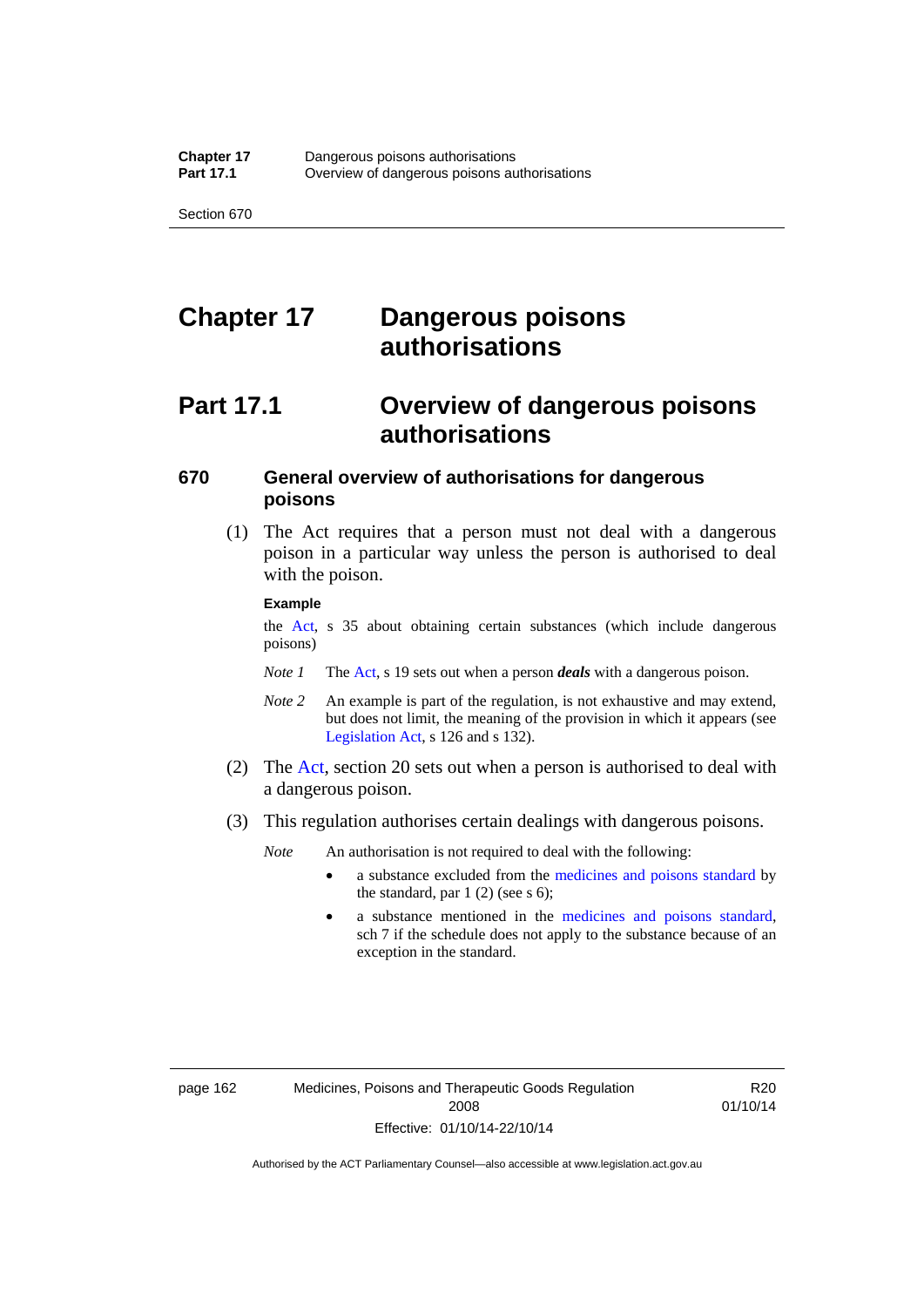# Chapter 17 Dangerous poisons authorisations

## Part 17.1 Overview of dangerous poisons authorisations

### 670 General overview of authorisations for dangerous poisons

(1) The Act requires that a person must not deal with a dangerous poison in a particular way unless the person is authorised to deal with the poison.

**Example**

the Act, s 35 about obtaining certain substances (which include dangerous poisons)

*Note 1* The Act, s 19 sets out when a person ***deals*** with a dangerous poison.

*Note 2* An example is part of the regulation, is not exhaustive and may extend, but does not limit, the meaning of the provision in which it appears (see Legislation Act, s 126 and s 132).

(2) The Act, section 20 sets out when a person is authorised to deal with a dangerous poison.

(3) This regulation authorises certain dealings with dangerous poisons.

*Note* An authorisation is not required to deal with the following:

- a substance excluded from the medicines and poisons standard by the standard, par 1 (2) (see s 6);
- a substance mentioned in the medicines and poisons standard, sch 7 if the schedule does not apply to the substance because of an exception in the standard.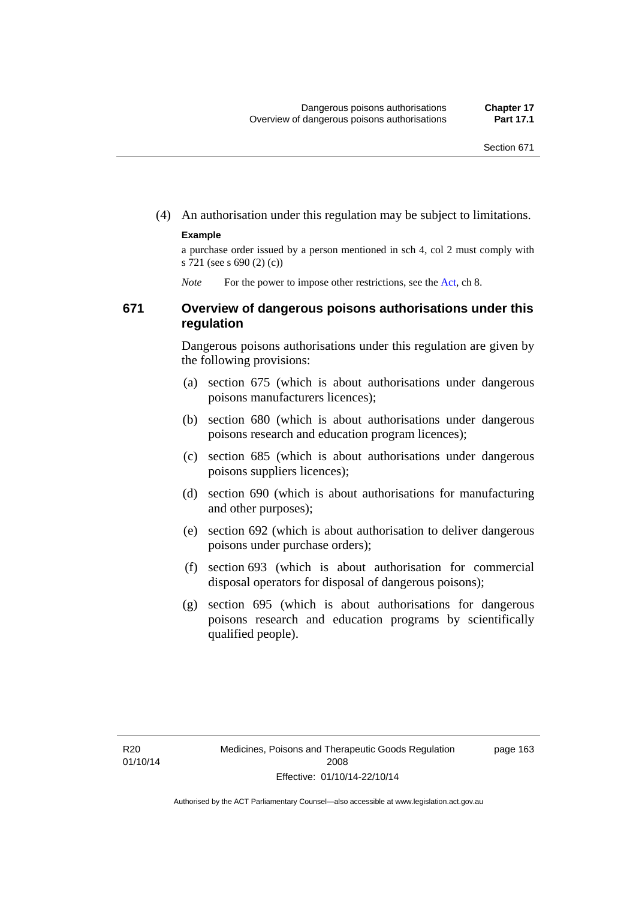(4) An authorisation under this regulation may be subject to limitations.

**Example**

a purchase order issued by a person mentioned in sch 4, col 2 must comply with s 721 (see s 690 (2) (c))

*Note* For the power to impose other restrictions, see the Act, ch 8.

## 671 Overview of dangerous poisons authorisations under this regulation

Dangerous poisons authorisations under this regulation are given by the following provisions:

(a) section 675 (which is about authorisations under dangerous poisons manufacturers licences);

(b) section 680 (which is about authorisations under dangerous poisons research and education program licences);

(c) section 685 (which is about authorisations under dangerous poisons suppliers licences);

(d) section 690 (which is about authorisations for manufacturing and other purposes);

(e) section 692 (which is about authorisation to deliver dangerous poisons under purchase orders);

(f) section 693 (which is about authorisation for commercial disposal operators for disposal of dangerous poisons);

(g) section 695 (which is about authorisations for dangerous poisons research and education programs by scientifically qualified people).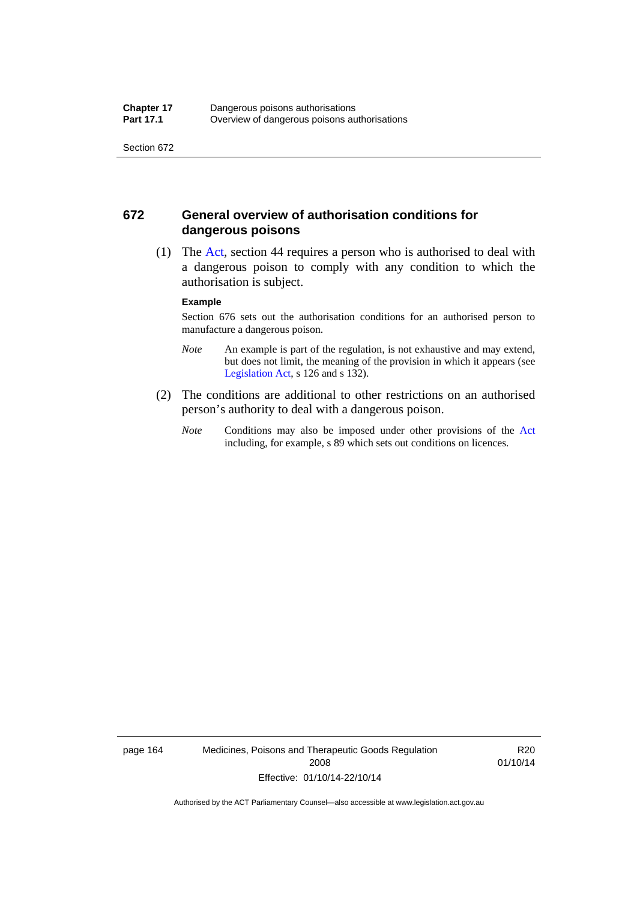## 672 General overview of authorisation conditions for dangerous poisons

(1) The Act, section 44 requires a person who is authorised to deal with a dangerous poison to comply with any condition to which the authorisation is subject.

**Example**

Section 676 sets out the authorisation conditions for an authorised person to manufacture a dangerous poison.

*Note* An example is part of the regulation, is not exhaustive and may extend, but does not limit, the meaning of the provision in which it appears (see Legislation Act, s 126 and s 132).

(2) The conditions are additional to other restrictions on an authorised person's authority to deal with a dangerous poison.

*Note* Conditions may also be imposed under other provisions of the Act including, for example, s 89 which sets out conditions on licences.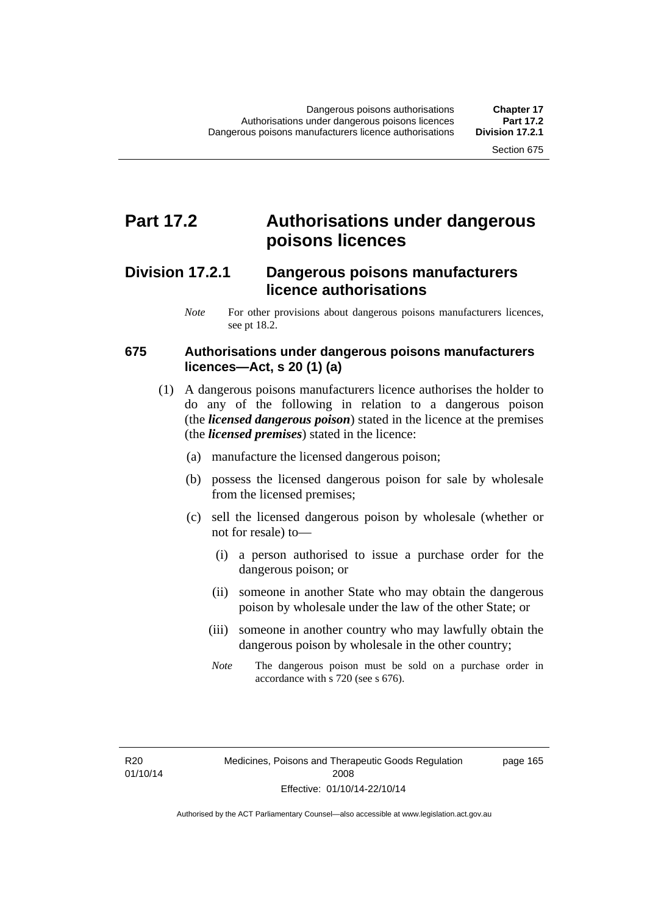# Part 17.2 Authorisations under dangerous poisons licences

## Division 17.2.1 Dangerous poisons manufacturers licence authorisations

*Note* For other provisions about dangerous poisons manufacturers licences, see pt 18.2.

### 675 Authorisations under dangerous poisons manufacturers licences—Act, s 20 (1) (a)

(1) A dangerous poisons manufacturers licence authorises the holder to do any of the following in relation to a dangerous poison (the ***licensed dangerous poison***) stated in the licence at the premises (the ***licensed premises***) stated in the licence:

(a) manufacture the licensed dangerous poison;

(b) possess the licensed dangerous poison for sale by wholesale from the licensed premises;

(c) sell the licensed dangerous poison by wholesale (whether or not for resale) to—

(i) a person authorised to issue a purchase order for the dangerous poison; or

(ii) someone in another State who may obtain the dangerous poison by wholesale under the law of the other State; or

(iii) someone in another country who may lawfully obtain the dangerous poison by wholesale in the other country;

*Note* The dangerous poison must be sold on a purchase order in accordance with s 720 (see s 676).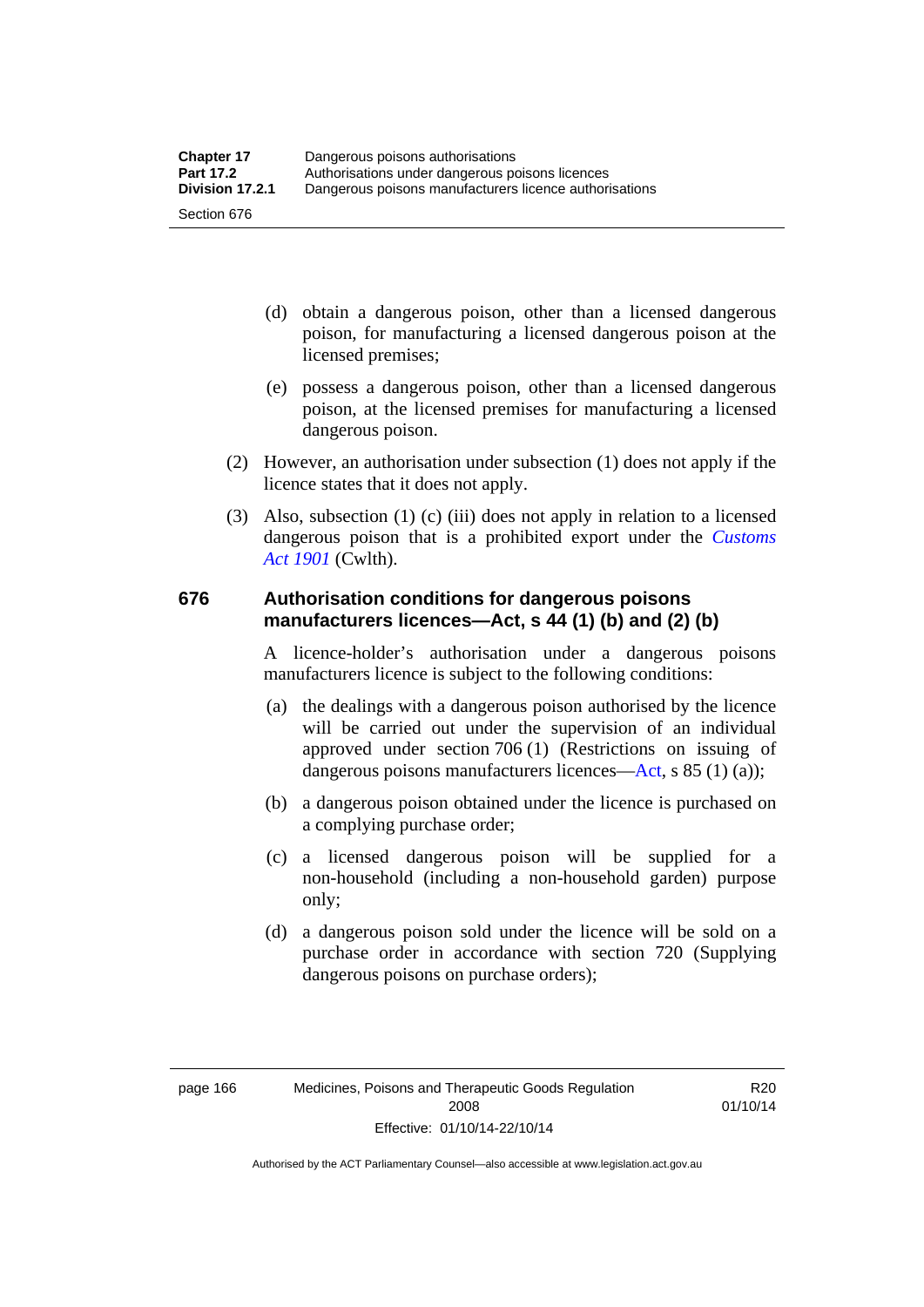(d) obtain a dangerous poison, other than a licensed dangerous poison, for manufacturing a licensed dangerous poison at the licensed premises;

(e) possess a dangerous poison, other than a licensed dangerous poison, at the licensed premises for manufacturing a licensed dangerous poison.

(2) However, an authorisation under subsection (1) does not apply if the licence states that it does not apply.

(3) Also, subsection (1) (c) (iii) does not apply in relation to a licensed dangerous poison that is a prohibited export under the *Customs Act 1901* (Cwlth).

### 676 Authorisation conditions for dangerous poisons manufacturers licences—Act, s 44 (1) (b) and (2) (b)

A licence-holder's authorisation under a dangerous poisons manufacturers licence is subject to the following conditions:

(a) the dealings with a dangerous poison authorised by the licence will be carried out under the supervision of an individual approved under section 706 (1) (Restrictions on issuing of dangerous poisons manufacturers licences—Act, s 85 (1) (a));

(b) a dangerous poison obtained under the licence is purchased on a complying purchase order;

(c) a licensed dangerous poison will be supplied for a non-household (including a non-household garden) purpose only;

(d) a dangerous poison sold under the licence will be sold on a purchase order in accordance with section 720 (Supplying dangerous poisons on purchase orders);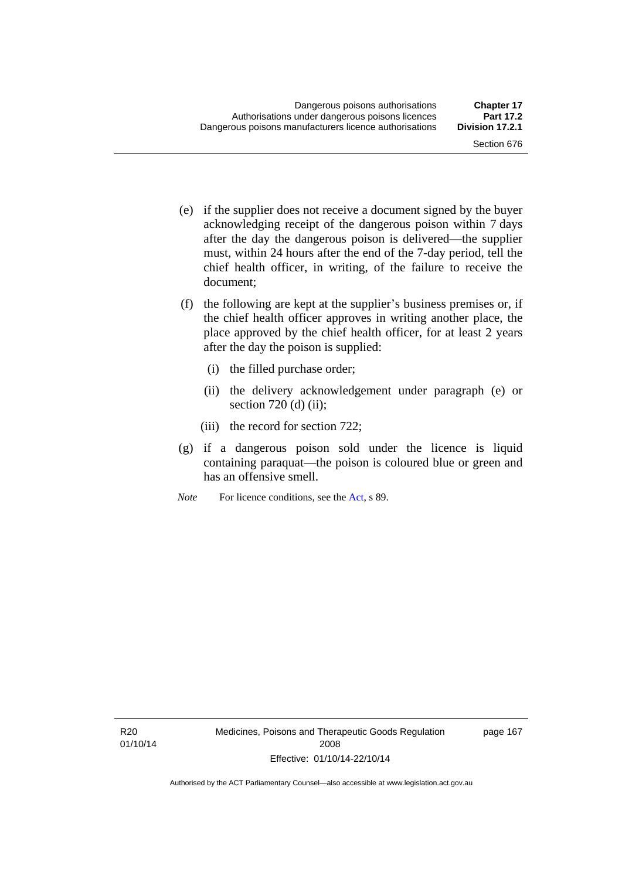(e) if the supplier does not receive a document signed by the buyer acknowledging receipt of the dangerous poison within 7 days after the day the dangerous poison is delivered—the supplier must, within 24 hours after the end of the 7-day period, tell the chief health officer, in writing, of the failure to receive the document;

(f) the following are kept at the supplier's business premises or, if the chief health officer approves in writing another place, the place approved by the chief health officer, for at least 2 years after the day the poison is supplied:

  (i) the filled purchase order;

  (ii) the delivery acknowledgement under paragraph (e) or section 720 (d) (ii);

  (iii) the record for section 722;

(g) if a dangerous poison sold under the licence is liquid containing paraquat—the poison is coloured blue or green and has an offensive smell.

*Note* For licence conditions, see the Act, s 89.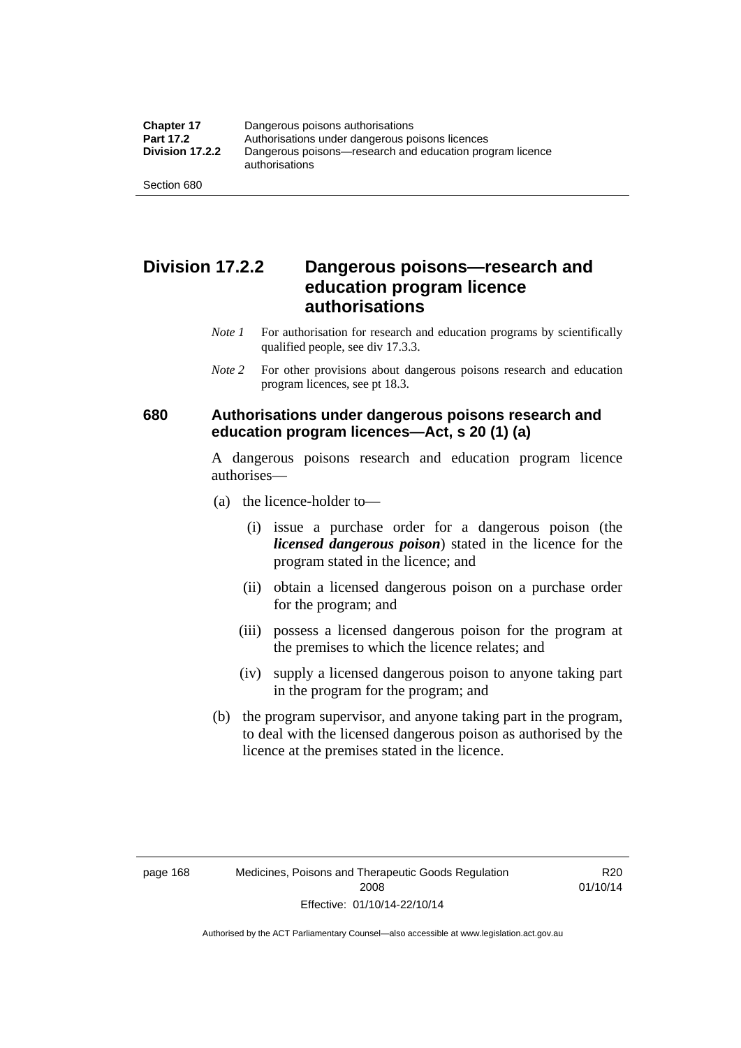## Division 17.2.2 Dangerous poisons—research and education program licence authorisations

*Note 1* For authorisation for research and education programs by scientifically qualified people, see div 17.3.3.

*Note 2* For other provisions about dangerous poisons research and education program licences, see pt 18.3.

### 680 Authorisations under dangerous poisons research and education program licences—Act, s 20 (1) (a)

A dangerous poisons research and education program licence authorises—

(a) the licence-holder to—

  (i) issue a purchase order for a dangerous poison (the ***licensed dangerous poison***) stated in the licence for the program stated in the licence; and

  (ii) obtain a licensed dangerous poison on a purchase order for the program; and

  (iii) possess a licensed dangerous poison for the program at the premises to which the licence relates; and

  (iv) supply a licensed dangerous poison to anyone taking part in the program for the program; and

(b) the program supervisor, and anyone taking part in the program, to deal with the licensed dangerous poison as authorised by the licence at the premises stated in the licence.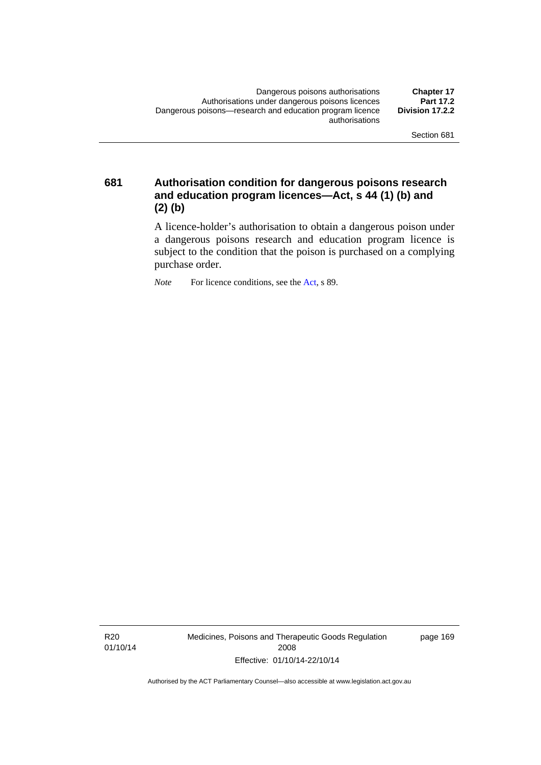## 681 Authorisation condition for dangerous poisons research and education program licences—Act, s 44 (1) (b) and (2) (b)

A licence-holder's authorisation to obtain a dangerous poison under a dangerous poisons research and education program licence is subject to the condition that the poison is purchased on a complying purchase order.

*Note* For licence conditions, see the Act, s 89.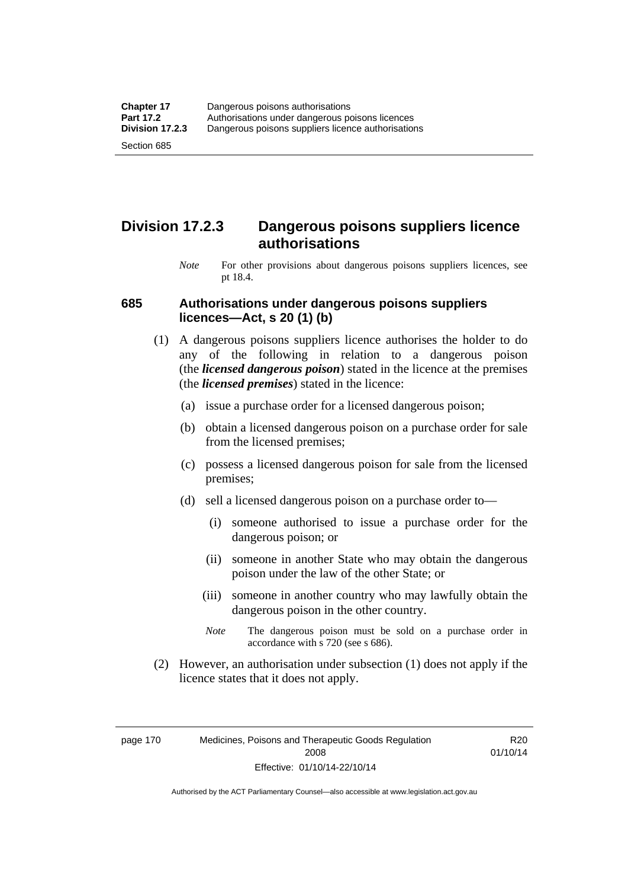## Division 17.2.3 Dangerous poisons suppliers licence authorisations

*Note* For other provisions about dangerous poisons suppliers licences, see pt 18.4.

### 685 Authorisations under dangerous poisons suppliers licences—Act, s 20 (1) (b)

(1) A dangerous poisons suppliers licence authorises the holder to do any of the following in relation to a dangerous poison (the ***licensed dangerous poison***) stated in the licence at the premises (the ***licensed premises***) stated in the licence:

(a) issue a purchase order for a licensed dangerous poison;

(b) obtain a licensed dangerous poison on a purchase order for sale from the licensed premises;

(c) possess a licensed dangerous poison for sale from the licensed premises;

(d) sell a licensed dangerous poison on a purchase order to—

(i) someone authorised to issue a purchase order for the dangerous poison; or

(ii) someone in another State who may obtain the dangerous poison under the law of the other State; or

(iii) someone in another country who may lawfully obtain the dangerous poison in the other country.

*Note* The dangerous poison must be sold on a purchase order in accordance with s 720 (see s 686).

(2) However, an authorisation under subsection (1) does not apply if the licence states that it does not apply.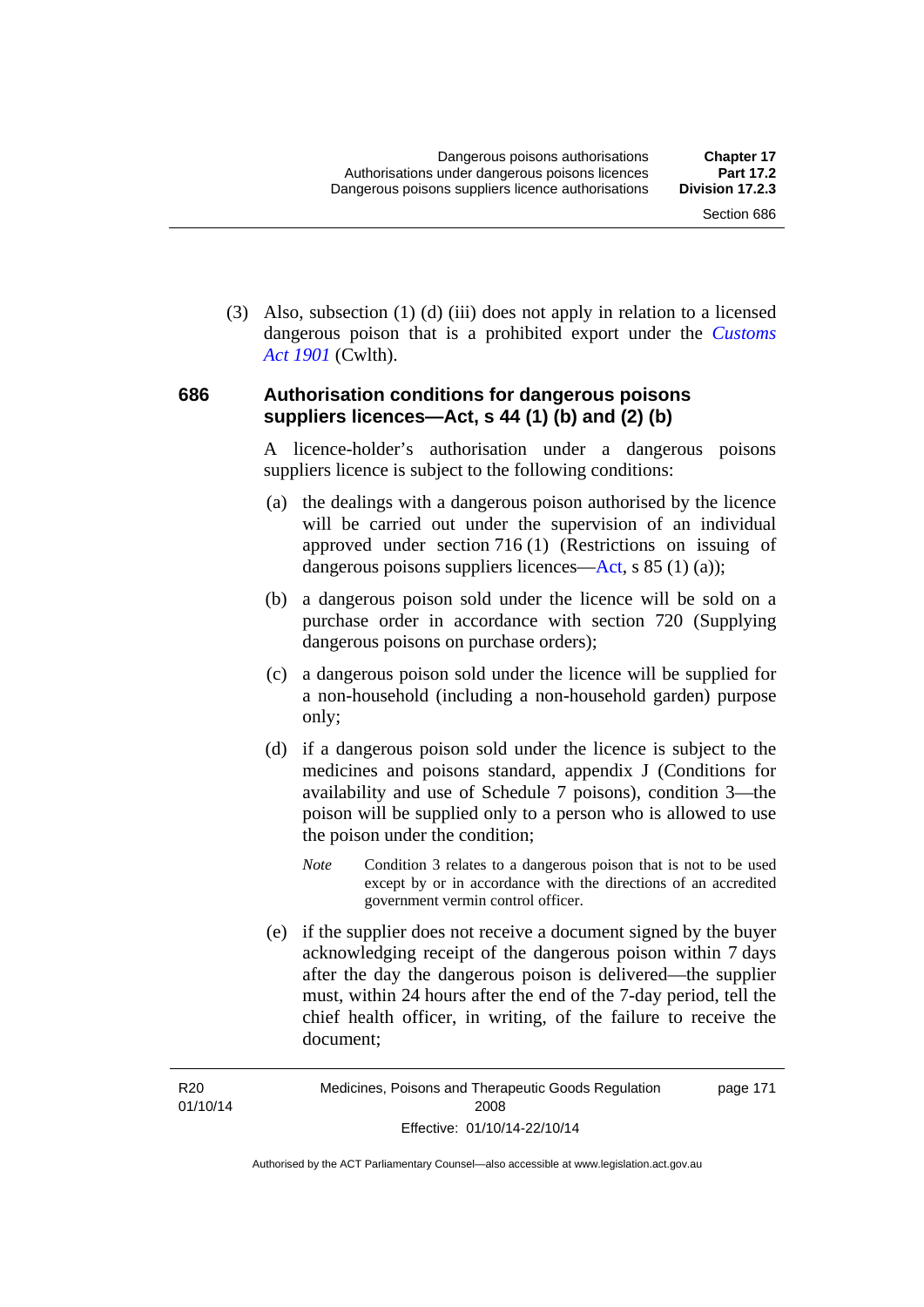(3) Also, subsection (1) (d) (iii) does not apply in relation to a licensed dangerous poison that is a prohibited export under the *Customs Act 1901* (Cwlth).

### 686 Authorisation conditions for dangerous poisons suppliers licences—Act, s 44 (1) (b) and (2) (b)

A licence-holder's authorisation under a dangerous poisons suppliers licence is subject to the following conditions:

(a) the dealings with a dangerous poison authorised by the licence will be carried out under the supervision of an individual approved under section 716 (1) (Restrictions on issuing of dangerous poisons suppliers licences—Act, s 85 (1) (a));

(b) a dangerous poison sold under the licence will be sold on a purchase order in accordance with section 720 (Supplying dangerous poisons on purchase orders);

(c) a dangerous poison sold under the licence will be supplied for a non-household (including a non-household garden) purpose only;

(d) if a dangerous poison sold under the licence is subject to the medicines and poisons standard, appendix J (Conditions for availability and use of Schedule 7 poisons), condition 3—the poison will be supplied only to a person who is allowed to use the poison under the condition;

*Note* Condition 3 relates to a dangerous poison that is not to be used except by or in accordance with the directions of an accredited government vermin control officer.

(e) if the supplier does not receive a document signed by the buyer acknowledging receipt of the dangerous poison within 7 days after the day the dangerous poison is delivered—the supplier must, within 24 hours after the end of the 7-day period, tell the chief health officer, in writing, of the failure to receive the document;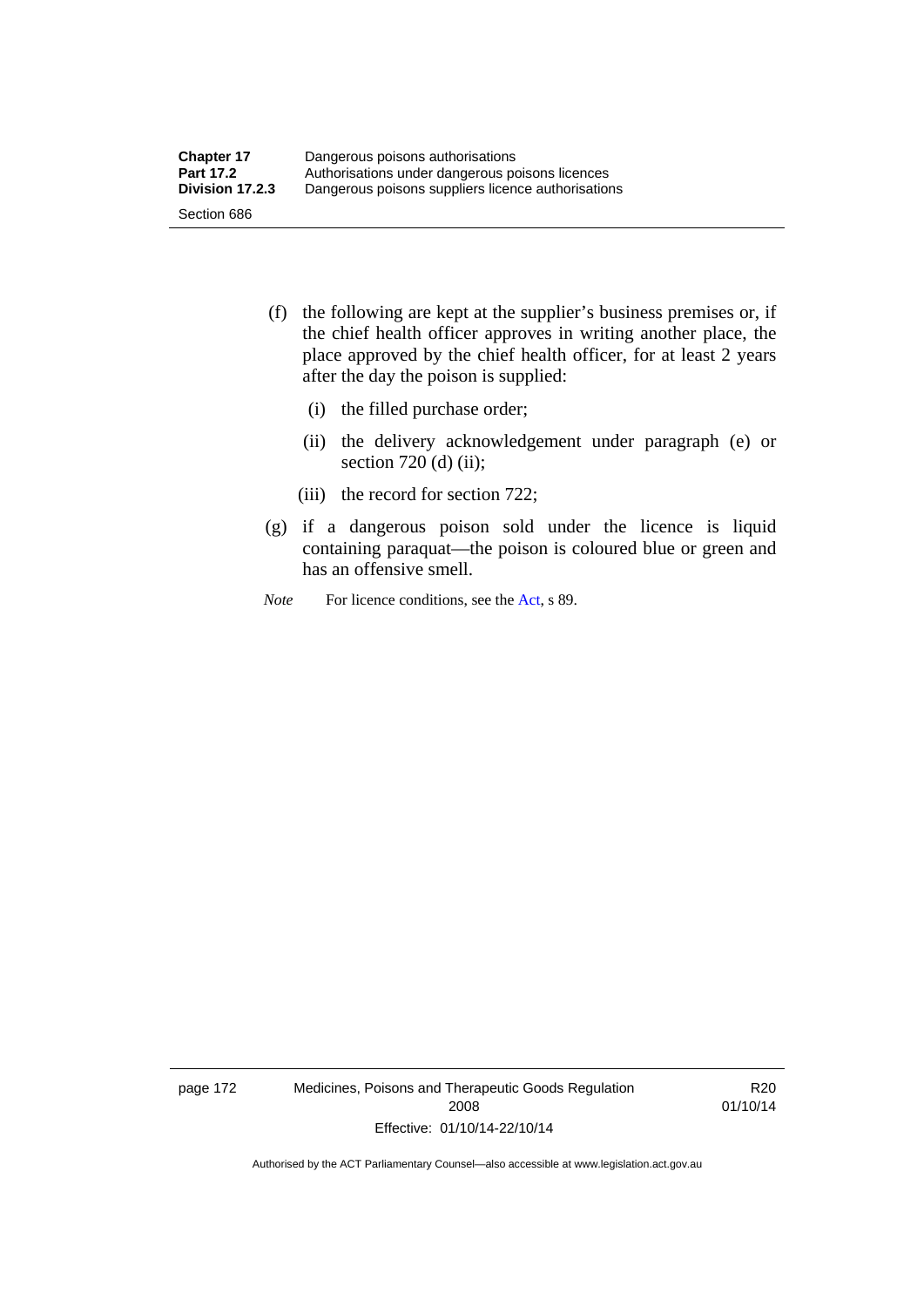(f) the following are kept at the supplier's business premises or, if the chief health officer approves in writing another place, the place approved by the chief health officer, for at least 2 years after the day the poison is supplied:

  (i) the filled purchase order;

  (ii) the delivery acknowledgement under paragraph (e) or section 720 (d) (ii);

  (iii) the record for section 722;

(g) if a dangerous poison sold under the licence is liquid containing paraquat—the poison is coloured blue or green and has an offensive smell.

*Note* For licence conditions, see the Act, s 89.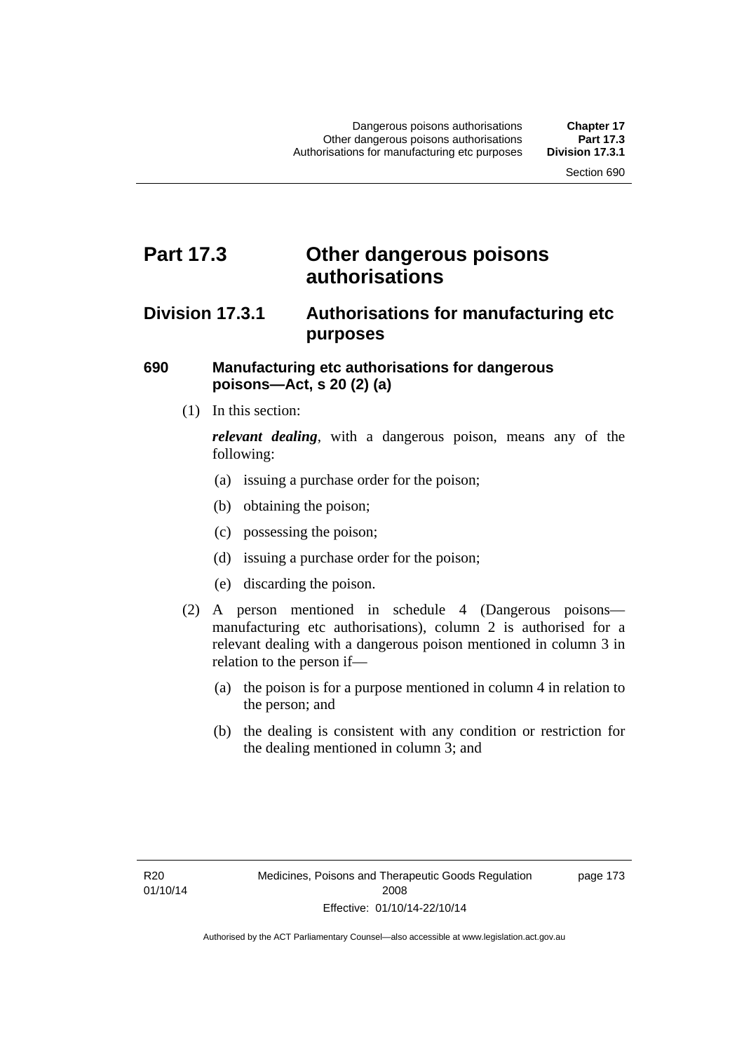# Part 17.3 Other dangerous poisons authorisations

## Division 17.3.1 Authorisations for manufacturing etc purposes

### 690 Manufacturing etc authorisations for dangerous poisons—Act, s 20 (2) (a)

(1) In this section:

***relevant dealing***, with a dangerous poison, means any of the following:

(a) issuing a purchase order for the poison;

(b) obtaining the poison;

(c) possessing the poison;

(d) issuing a purchase order for the poison;

(e) discarding the poison.

(2) A person mentioned in schedule 4 (Dangerous poisons—manufacturing etc authorisations), column 2 is authorised for a relevant dealing with a dangerous poison mentioned in column 3 in relation to the person if—

(a) the poison is for a purpose mentioned in column 4 in relation to the person; and

(b) the dealing is consistent with any condition or restriction for the dealing mentioned in column 3; and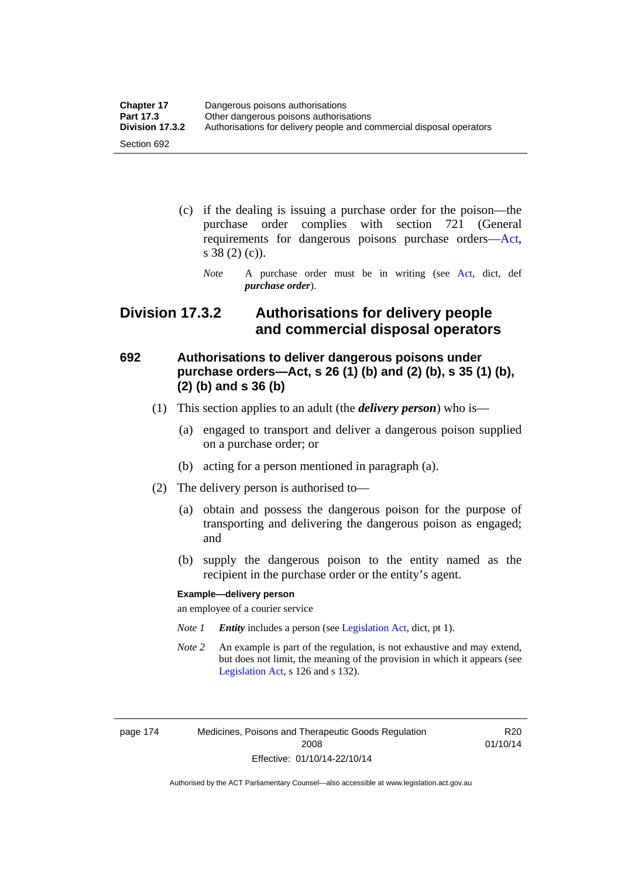(c) if the dealing is issuing a purchase order for the poison—the purchase order complies with section 721 (General requirements for dangerous poisons purchase orders—Act, s 38 (2) (c)).

*Note* A purchase order must be in writing (see Act, dict, def ***purchase order***).

## Division 17.3.2 Authorisations for delivery people and commercial disposal operators

### 692 Authorisations to deliver dangerous poisons under purchase orders—Act, s 26 (1) (b) and (2) (b), s 35 (1) (b), (2) (b) and s 36 (b)

(1) This section applies to an adult (the ***delivery person***) who is—

(a) engaged to transport and deliver a dangerous poison supplied on a purchase order; or

(b) acting for a person mentioned in paragraph (a).

(2) The delivery person is authorised to—

(a) obtain and possess the dangerous poison for the purpose of transporting and delivering the dangerous poison as engaged; and

(b) supply the dangerous poison to the entity named as the recipient in the purchase order or the entity's agent.

**Example—delivery person**

an employee of a courier service

*Note 1* ***Entity*** includes a person (see Legislation Act, dict, pt 1).

*Note 2* An example is part of the regulation, is not exhaustive and may extend, but does not limit, the meaning of the provision in which it appears (see Legislation Act, s 126 and s 132).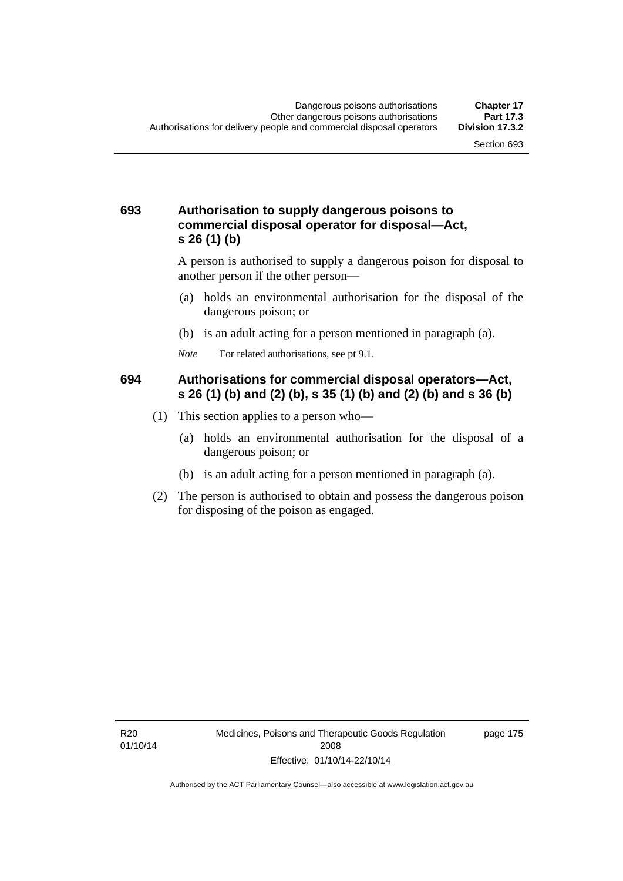### 693 Authorisation to supply dangerous poisons to commercial disposal operator for disposal—Act, s 26 (1) (b)

A person is authorised to supply a dangerous poison for disposal to another person if the other person—

(a) holds an environmental authorisation for the disposal of the dangerous poison; or

(b) is an adult acting for a person mentioned in paragraph (a).

*Note* For related authorisations, see pt 9.1.

### 694 Authorisations for commercial disposal operators—Act, s 26 (1) (b) and (2) (b), s 35 (1) (b) and (2) (b) and s 36 (b)

(1) This section applies to a person who—

(a) holds an environmental authorisation for the disposal of a dangerous poison; or

(b) is an adult acting for a person mentioned in paragraph (a).

(2) The person is authorised to obtain and possess the dangerous poison for disposing of the poison as engaged.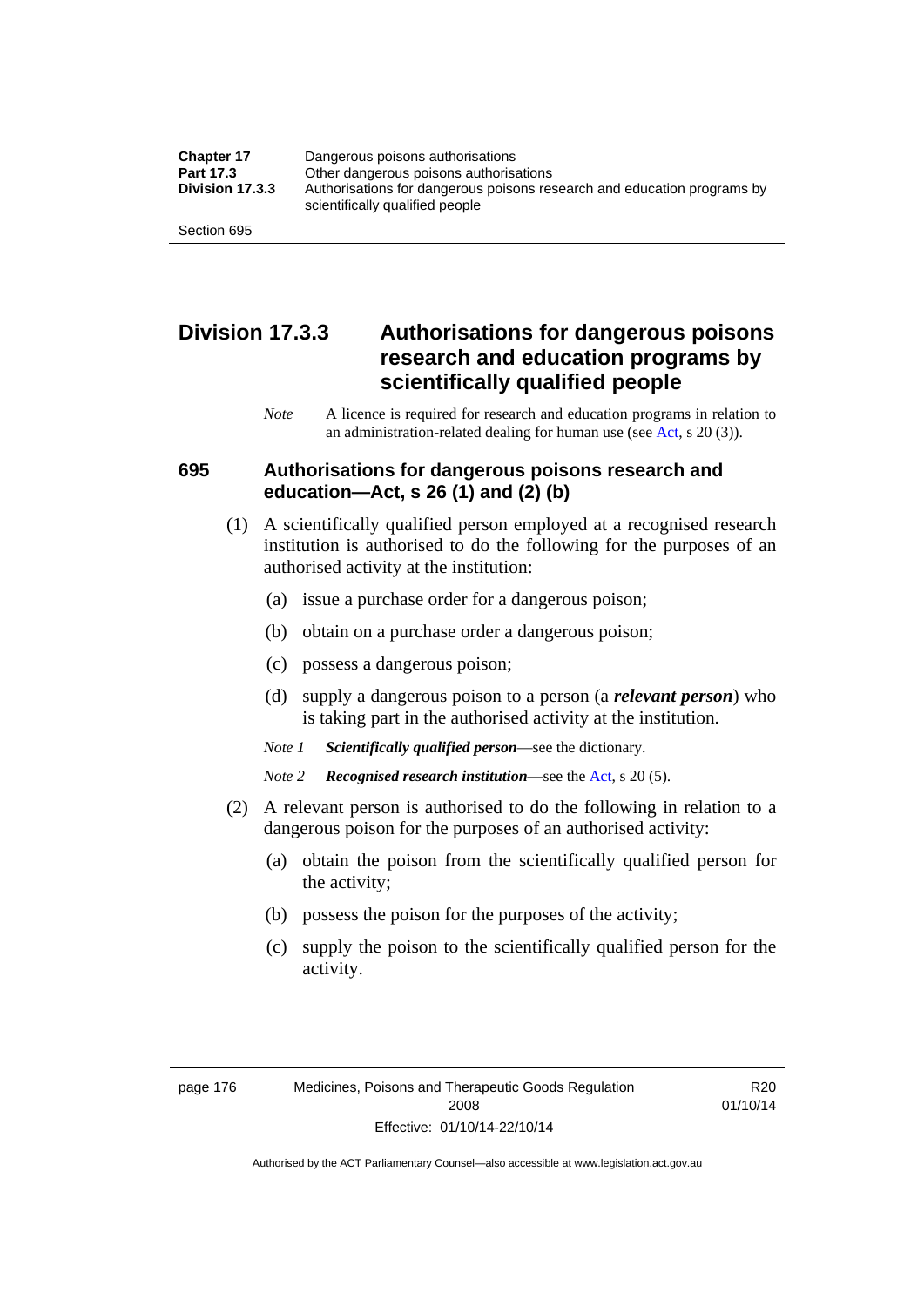## Division 17.3.3 Authorisations for dangerous poisons research and education programs by scientifically qualified people

*Note* A licence is required for research and education programs in relation to an administration-related dealing for human use (see Act, s 20 (3)).

### 695 Authorisations for dangerous poisons research and education—Act, s 26 (1) and (2) (b)

(1) A scientifically qualified person employed at a recognised research institution is authorised to do the following for the purposes of an authorised activity at the institution:

(a) issue a purchase order for a dangerous poison;

(b) obtain on a purchase order a dangerous poison;

(c) possess a dangerous poison;

(d) supply a dangerous poison to a person (a ***relevant person***) who is taking part in the authorised activity at the institution.

*Note 1* ***Scientifically qualified person***—see the dictionary.

*Note 2* ***Recognised research institution***—see the Act, s 20 (5).

(2) A relevant person is authorised to do the following in relation to a dangerous poison for the purposes of an authorised activity:

(a) obtain the poison from the scientifically qualified person for the activity;

(b) possess the poison for the purposes of the activity;

(c) supply the poison to the scientifically qualified person for the activity.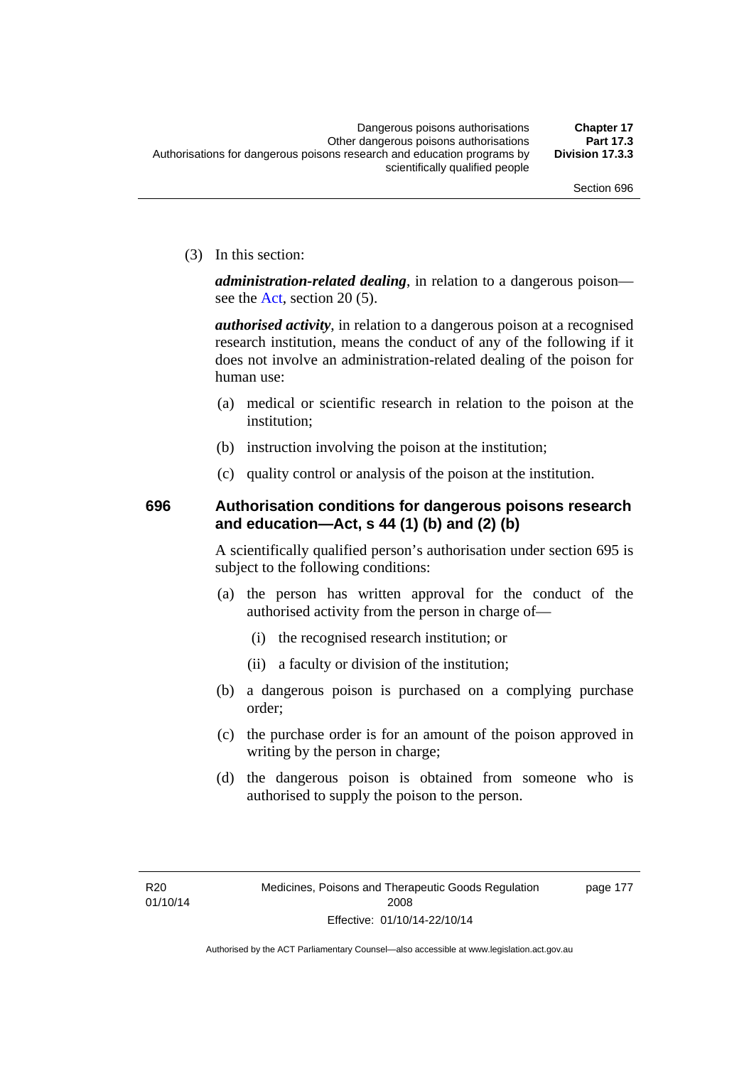(3) In this section:

***administration-related dealing***, in relation to a dangerous poison—see the Act, section 20 (5).

***authorised activity***, in relation to a dangerous poison at a recognised research institution, means the conduct of any of the following if it does not involve an administration-related dealing of the poison for human use:

(a) medical or scientific research in relation to the poison at the institution;

(b) instruction involving the poison at the institution;

(c) quality control or analysis of the poison at the institution.

### 696 Authorisation conditions for dangerous poisons research and education—Act, s 44 (1) (b) and (2) (b)

A scientifically qualified person's authorisation under section 695 is subject to the following conditions:

(a) the person has written approval for the conduct of the authorised activity from the person in charge of—

(i) the recognised research institution; or

(ii) a faculty or division of the institution;

(b) a dangerous poison is purchased on a complying purchase order;

(c) the purchase order is for an amount of the poison approved in writing by the person in charge;

(d) the dangerous poison is obtained from someone who is authorised to supply the poison to the person.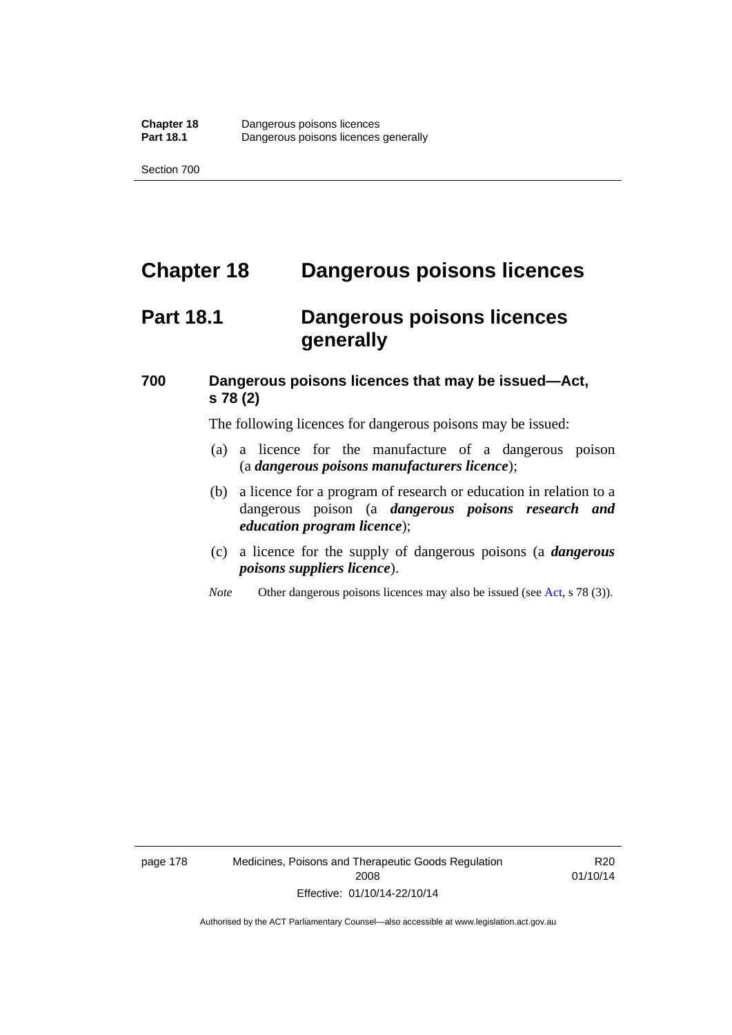# Chapter 18 Dangerous poisons licences

## Part 18.1 Dangerous poisons licences generally

### 700 Dangerous poisons licences that may be issued—Act, s 78 (2)

The following licences for dangerous poisons may be issued:

(a) a licence for the manufacture of a dangerous poison (a ***dangerous poisons manufacturers licence***);

(b) a licence for a program of research or education in relation to a dangerous poison (a ***dangerous poisons research and education program licence***);

(c) a licence for the supply of dangerous poisons (a ***dangerous poisons suppliers licence***).

*Note* Other dangerous poisons licences may also be issued (see Act, s 78 (3)).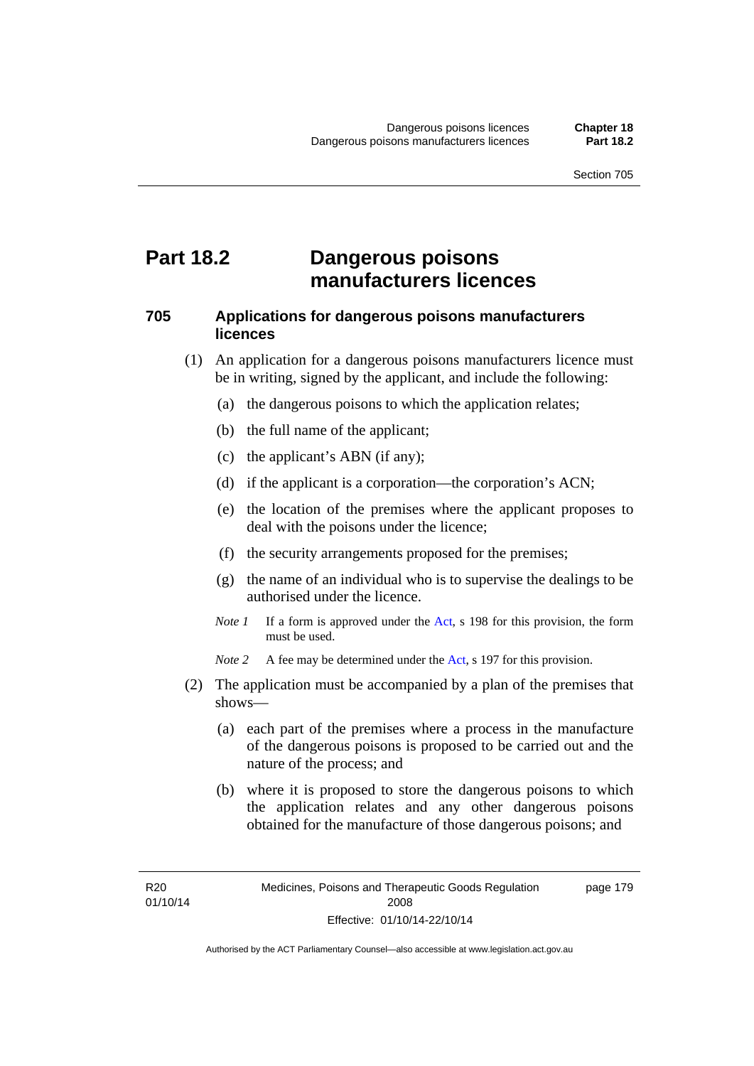# Part 18.2 Dangerous poisons manufacturers licences

### 705 Applications for dangerous poisons manufacturers licences

(1) An application for a dangerous poisons manufacturers licence must be in writing, signed by the applicant, and include the following:

(a) the dangerous poisons to which the application relates;

(b) the full name of the applicant;

(c) the applicant's ABN (if any);

(d) if the applicant is a corporation—the corporation's ACN;

(e) the location of the premises where the applicant proposes to deal with the poisons under the licence;

(f) the security arrangements proposed for the premises;

(g) the name of an individual who is to supervise the dealings to be authorised under the licence.

*Note 1* If a form is approved under the Act, s 198 for this provision, the form must be used.

*Note 2* A fee may be determined under the Act, s 197 for this provision.

(2) The application must be accompanied by a plan of the premises that shows—

(a) each part of the premises where a process in the manufacture of the dangerous poisons is proposed to be carried out and the nature of the process; and

(b) where it is proposed to store the dangerous poisons to which the application relates and any other dangerous poisons obtained for the manufacture of those dangerous poisons; and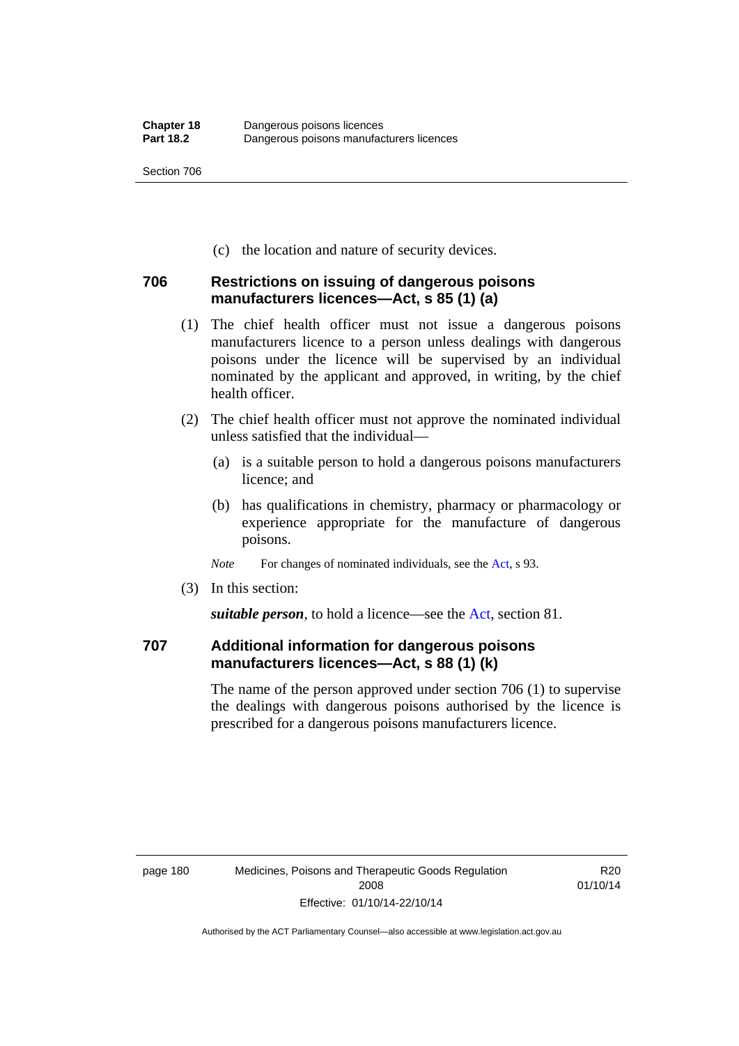(c) the location and nature of security devices.

### 706 Restrictions on issuing of dangerous poisons manufacturers licences—Act, s 85 (1) (a)

(1) The chief health officer must not issue a dangerous poisons manufacturers licence to a person unless dealings with dangerous poisons under the licence will be supervised by an individual nominated by the applicant and approved, in writing, by the chief health officer.

(2) The chief health officer must not approve the nominated individual unless satisfied that the individual—

(a) is a suitable person to hold a dangerous poisons manufacturers licence; and

(b) has qualifications in chemistry, pharmacy or pharmacology or experience appropriate for the manufacture of dangerous poisons.

*Note* For changes of nominated individuals, see the Act, s 93.

(3) In this section:

***suitable person***, to hold a licence—see the Act, section 81.

### 707 Additional information for dangerous poisons manufacturers licences—Act, s 88 (1) (k)

The name of the person approved under section 706 (1) to supervise the dealings with dangerous poisons authorised by the licence is prescribed for a dangerous poisons manufacturers licence.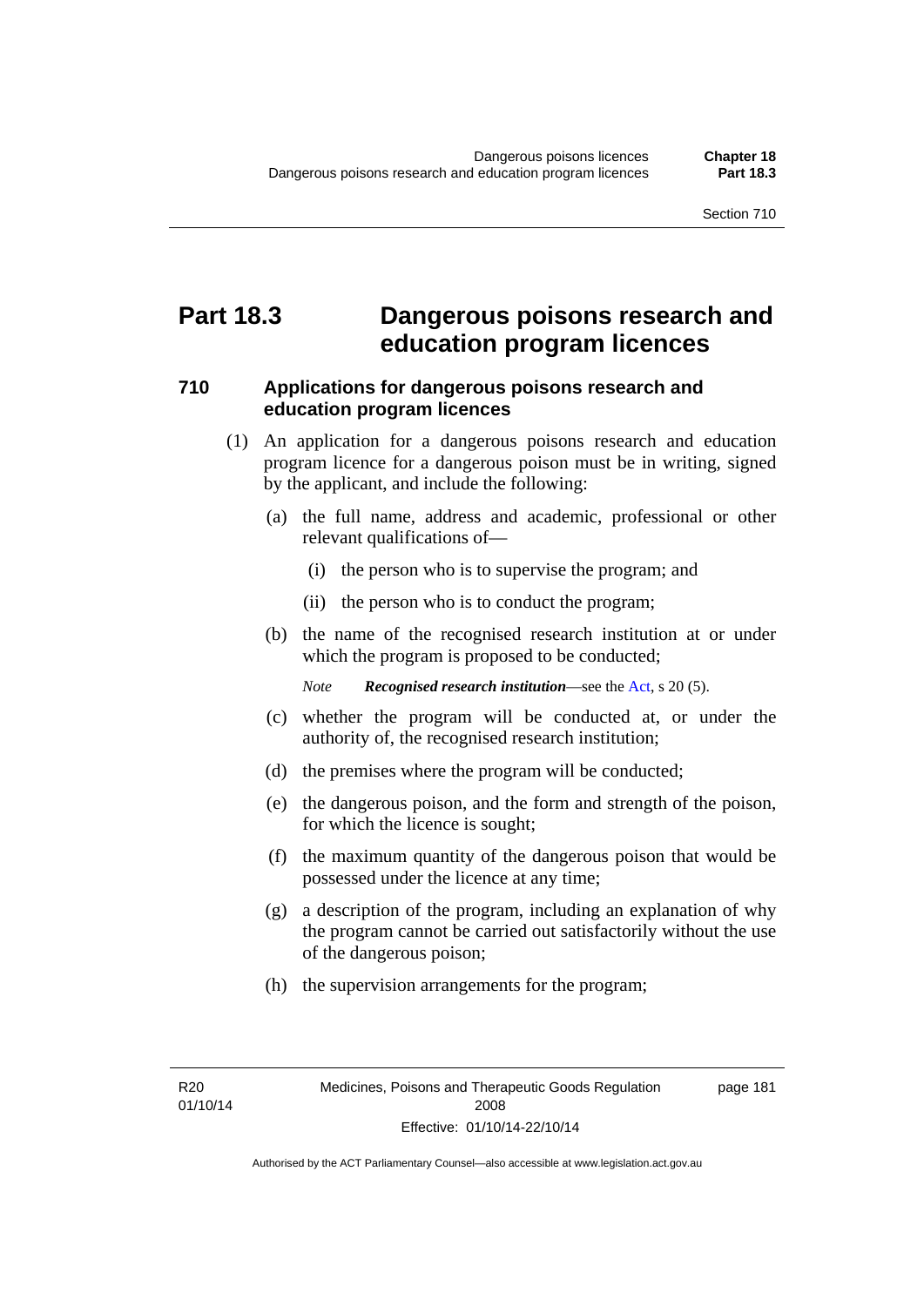# Part 18.3 Dangerous poisons research and education program licences

## 710 Applications for dangerous poisons research and education program licences

(1) An application for a dangerous poisons research and education program licence for a dangerous poison must be in writing, signed by the applicant, and include the following:

(a) the full name, address and academic, professional or other relevant qualifications of—

(i) the person who is to supervise the program; and

(ii) the person who is to conduct the program;

(b) the name of the recognised research institution at or under which the program is proposed to be conducted;

*Note* ***Recognised research institution***—see the Act, s 20 (5).

(c) whether the program will be conducted at, or under the authority of, the recognised research institution;

(d) the premises where the program will be conducted;

(e) the dangerous poison, and the form and strength of the poison, for which the licence is sought;

(f) the maximum quantity of the dangerous poison that would be possessed under the licence at any time;

(g) a description of the program, including an explanation of why the program cannot be carried out satisfactorily without the use of the dangerous poison;

(h) the supervision arrangements for the program;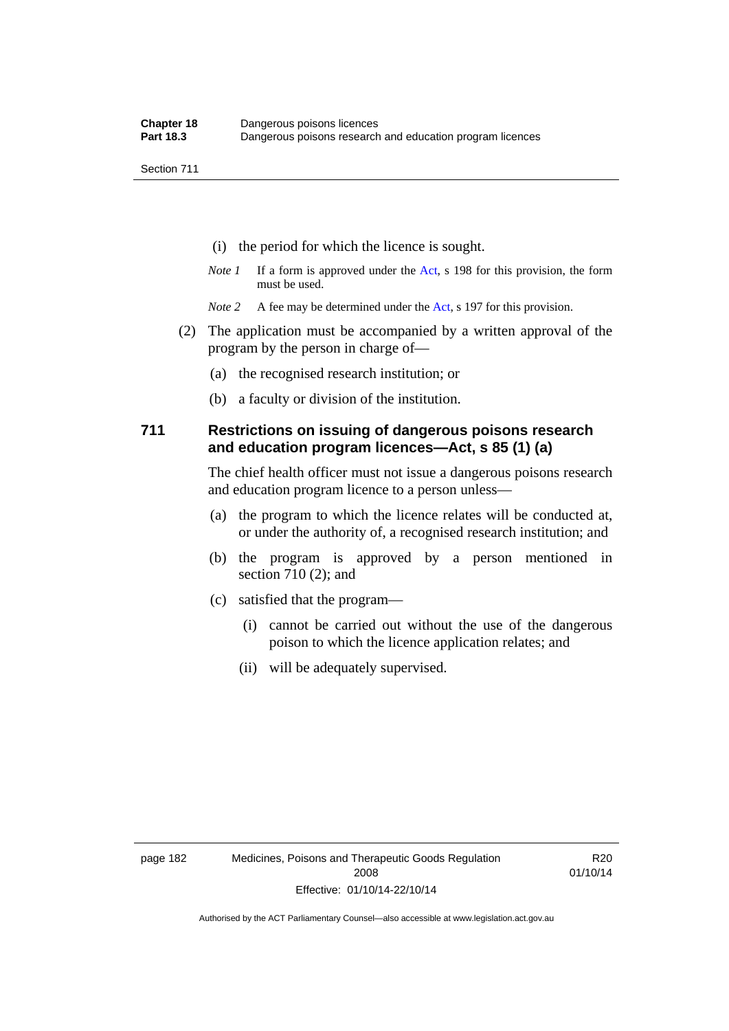(i) the period for which the licence is sought.

*Note 1* If a form is approved under the Act, s 198 for this provision, the form must be used.

*Note 2* A fee may be determined under the Act, s 197 for this provision.

(2) The application must be accompanied by a written approval of the program by the person in charge of—

(a) the recognised research institution; or

(b) a faculty or division of the institution.

## 711 Restrictions on issuing of dangerous poisons research and education program licences—Act, s 85 (1) (a)

The chief health officer must not issue a dangerous poisons research and education program licence to a person unless—

(a) the program to which the licence relates will be conducted at, or under the authority of, a recognised research institution; and

(b) the program is approved by a person mentioned in section 710 (2); and

(c) satisfied that the program—

(i) cannot be carried out without the use of the dangerous poison to which the licence application relates; and

(ii) will be adequately supervised.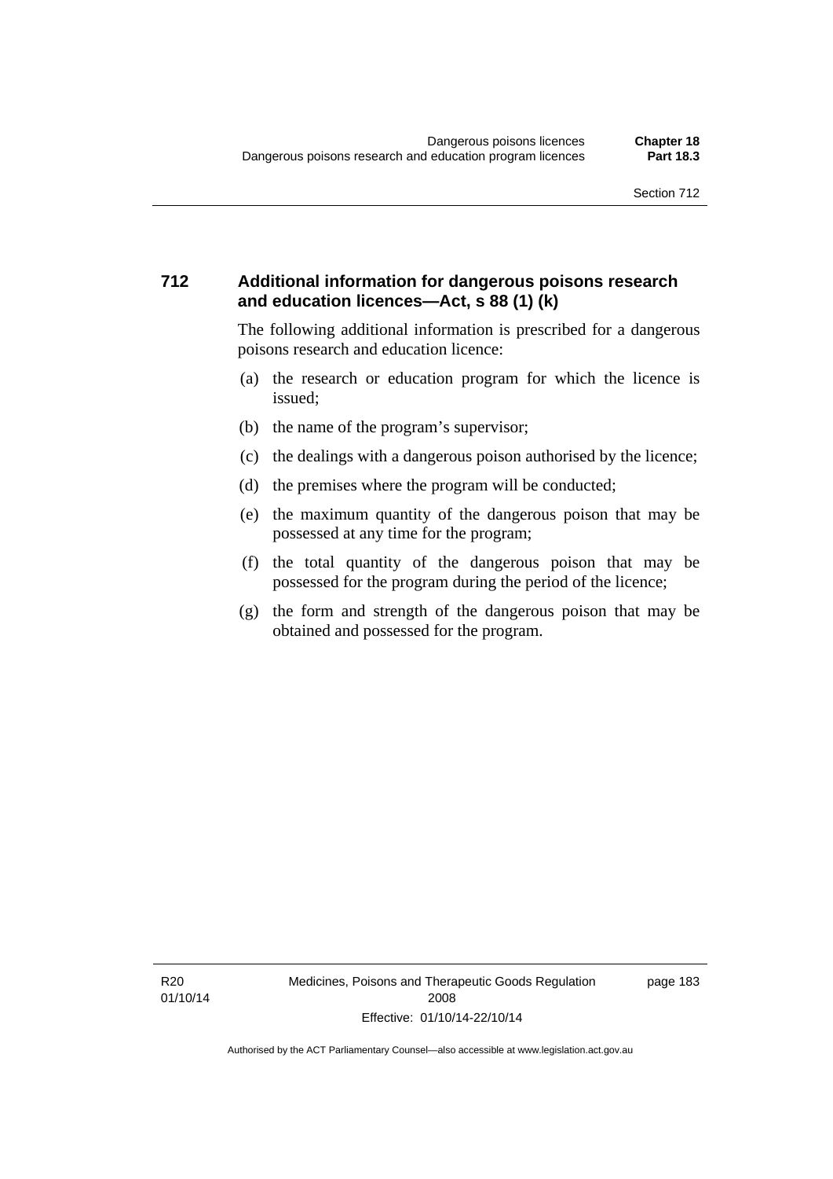## 712 Additional information for dangerous poisons research and education licences—Act, s 88 (1) (k)

The following additional information is prescribed for a dangerous poisons research and education licence:

(a) the research or education program for which the licence is issued;

(b) the name of the program's supervisor;

(c) the dealings with a dangerous poison authorised by the licence;

(d) the premises where the program will be conducted;

(e) the maximum quantity of the dangerous poison that may be possessed at any time for the program;

(f) the total quantity of the dangerous poison that may be possessed for the program during the period of the licence;

(g) the form and strength of the dangerous poison that may be obtained and possessed for the program.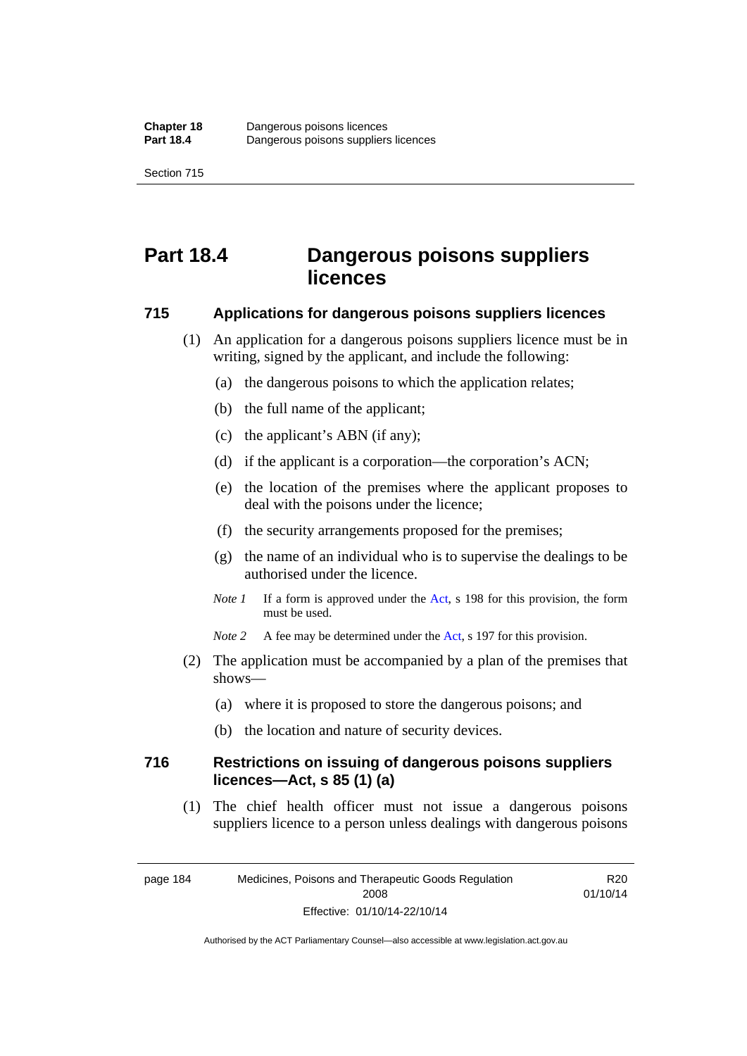# Part 18.4 Dangerous poisons suppliers licences

## 715 Applications for dangerous poisons suppliers licences

(1) An application for a dangerous poisons suppliers licence must be in writing, signed by the applicant, and include the following:

(a) the dangerous poisons to which the application relates;

(b) the full name of the applicant;

(c) the applicant's ABN (if any);

(d) if the applicant is a corporation—the corporation's ACN;

(e) the location of the premises where the applicant proposes to deal with the poisons under the licence;

(f) the security arrangements proposed for the premises;

(g) the name of an individual who is to supervise the dealings to be authorised under the licence.

*Note 1* If a form is approved under the Act, s 198 for this provision, the form must be used.

*Note 2* A fee may be determined under the Act, s 197 for this provision.

(2) The application must be accompanied by a plan of the premises that shows—

(a) where it is proposed to store the dangerous poisons; and

(b) the location and nature of security devices.

## 716 Restrictions on issuing of dangerous poisons suppliers licences—Act, s 85 (1) (a)

(1) The chief health officer must not issue a dangerous poisons suppliers licence to a person unless dealings with dangerous poisons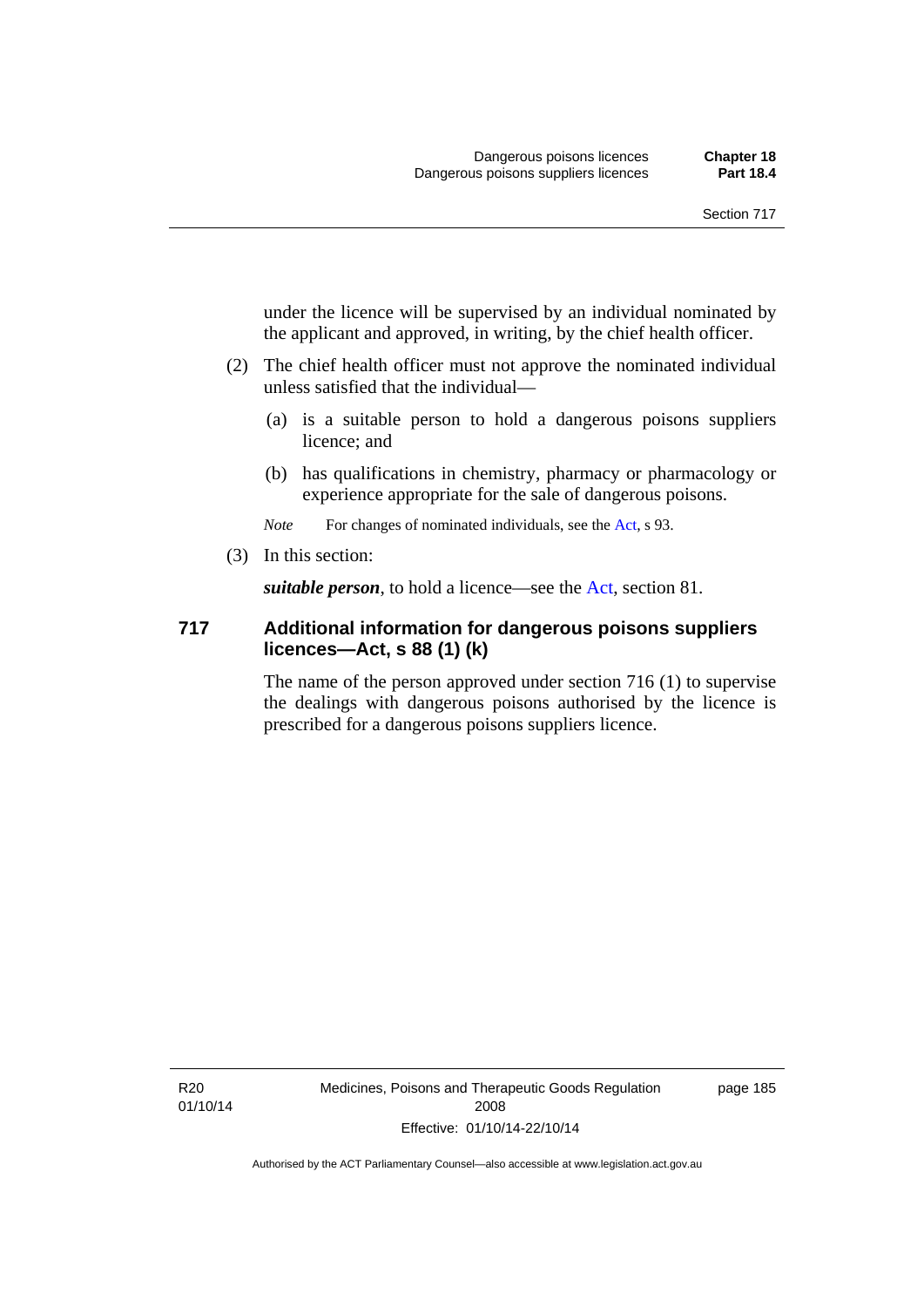under the licence will be supervised by an individual nominated by the applicant and approved, in writing, by the chief health officer.

(2) The chief health officer must not approve the nominated individual unless satisfied that the individual—

(a) is a suitable person to hold a dangerous poisons suppliers licence; and

(b) has qualifications in chemistry, pharmacy or pharmacology or experience appropriate for the sale of dangerous poisons.

*Note* For changes of nominated individuals, see the Act, s 93.

(3) In this section:

***suitable person***, to hold a licence—see the Act, section 81.

## 717 Additional information for dangerous poisons suppliers licences—Act, s 88 (1) (k)

The name of the person approved under section 716 (1) to supervise the dealings with dangerous poisons authorised by the licence is prescribed for a dangerous poisons suppliers licence.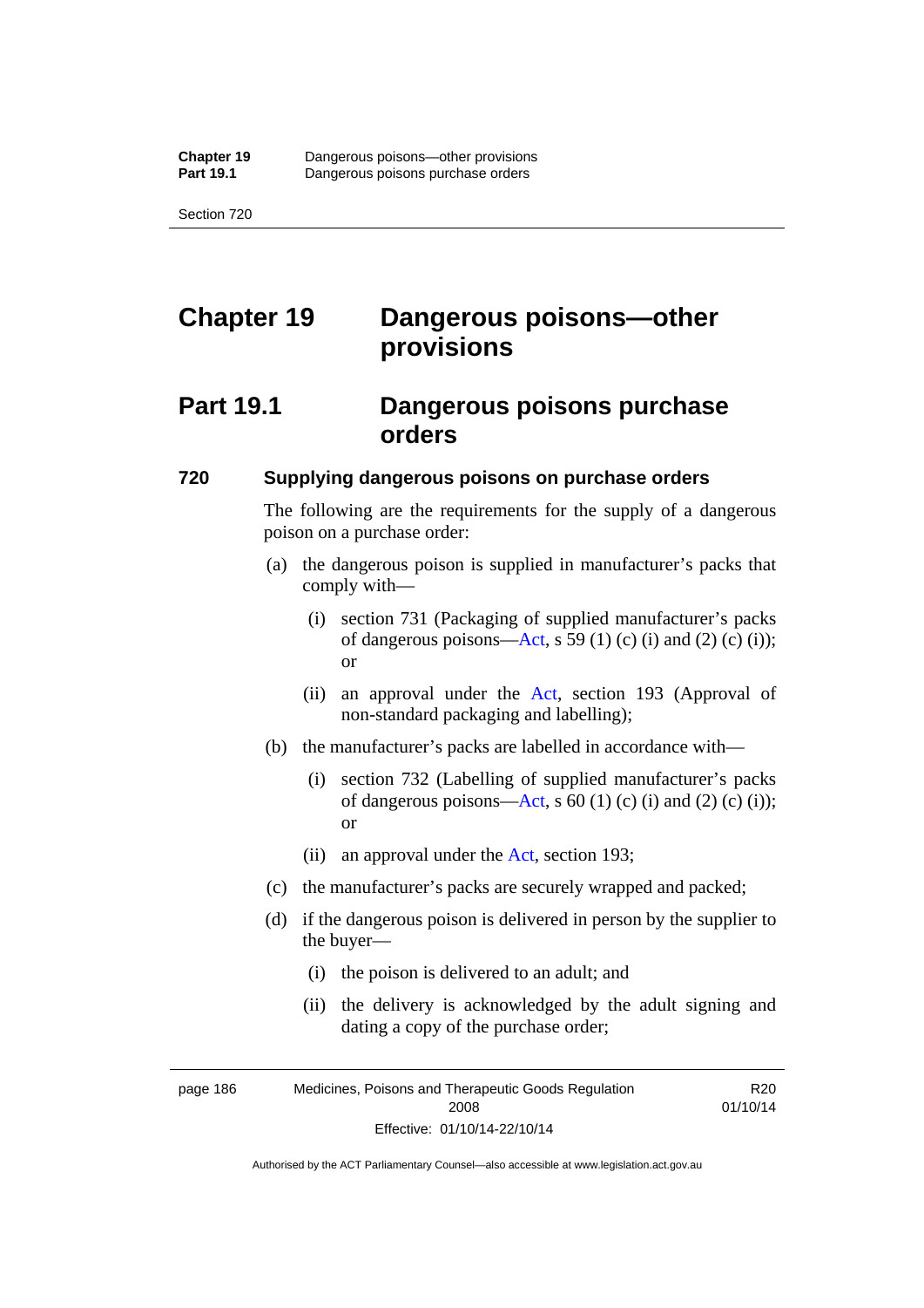# Chapter 19 Dangerous poisons—other provisions

## Part 19.1 Dangerous poisons purchase orders

### 720 Supplying dangerous poisons on purchase orders

The following are the requirements for the supply of a dangerous poison on a purchase order:

(a) the dangerous poison is supplied in manufacturer's packs that comply with—

(i) section 731 (Packaging of supplied manufacturer's packs of dangerous poisons—Act, s 59 (1) (c) (i) and (2) (c) (i)); or

(ii) an approval under the Act, section 193 (Approval of non-standard packaging and labelling);

(b) the manufacturer's packs are labelled in accordance with—

(i) section 732 (Labelling of supplied manufacturer's packs of dangerous poisons—Act, s 60 (1) (c) (i) and (2) (c) (i)); or

(ii) an approval under the Act, section 193;

(c) the manufacturer's packs are securely wrapped and packed;

(d) if the dangerous poison is delivered in person by the supplier to the buyer—

(i) the poison is delivered to an adult; and

(ii) the delivery is acknowledged by the adult signing and dating a copy of the purchase order;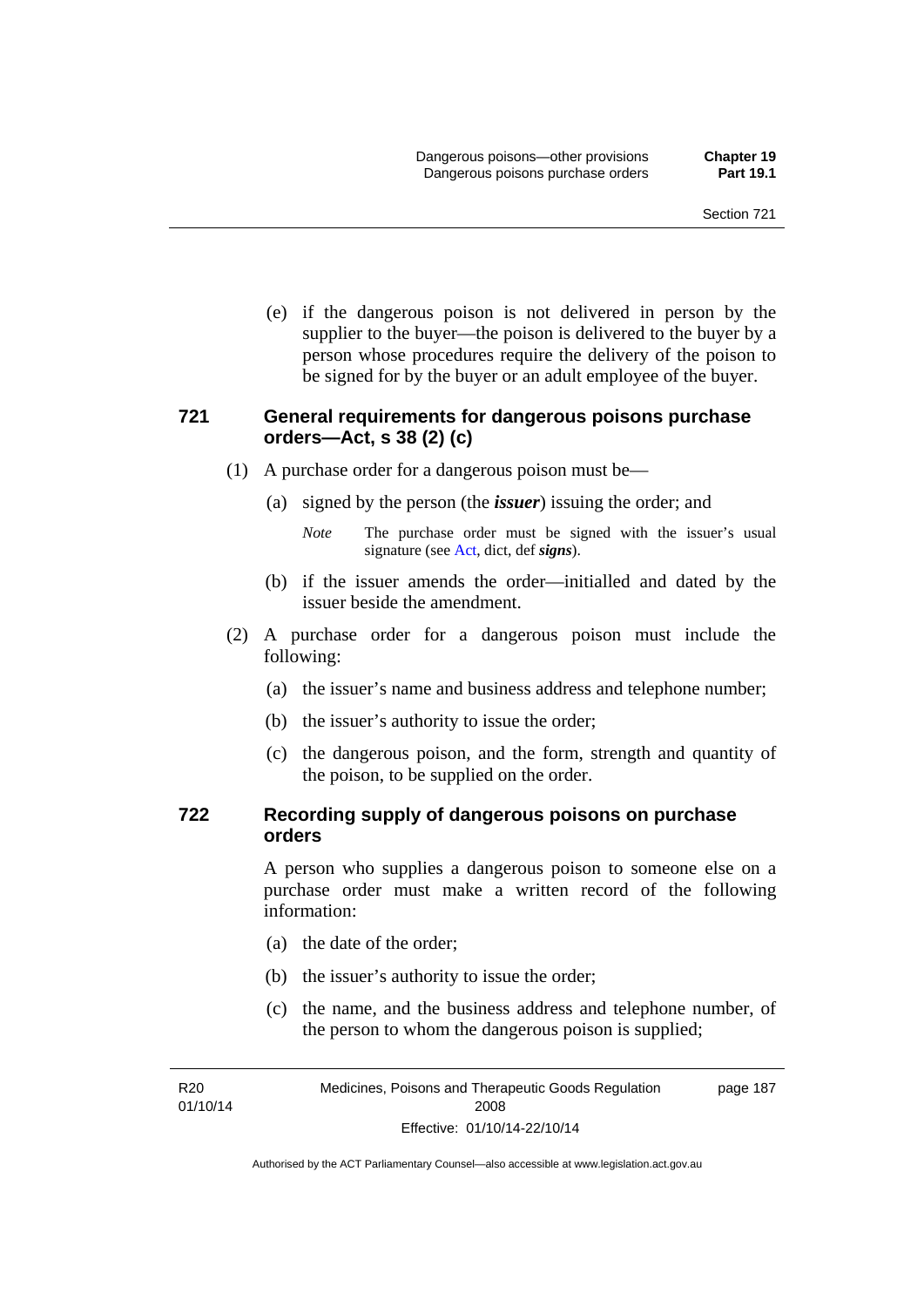(e) if the dangerous poison is not delivered in person by the supplier to the buyer—the poison is delivered to the buyer by a person whose procedures require the delivery of the poison to be signed for by the buyer or an adult employee of the buyer.

### 721 General requirements for dangerous poisons purchase orders—Act, s 38 (2) (c)

(1) A purchase order for a dangerous poison must be—

(a) signed by the person (the ***issuer***) issuing the order; and

*Note* The purchase order must be signed with the issuer's usual signature (see Act, dict, def ***signs***).

(b) if the issuer amends the order—initialled and dated by the issuer beside the amendment.

(2) A purchase order for a dangerous poison must include the following:

(a) the issuer's name and business address and telephone number;

(b) the issuer's authority to issue the order;

(c) the dangerous poison, and the form, strength and quantity of the poison, to be supplied on the order.

### 722 Recording supply of dangerous poisons on purchase orders

A person who supplies a dangerous poison to someone else on a purchase order must make a written record of the following information:

(a) the date of the order;

(b) the issuer's authority to issue the order;

(c) the name, and the business address and telephone number, of the person to whom the dangerous poison is supplied;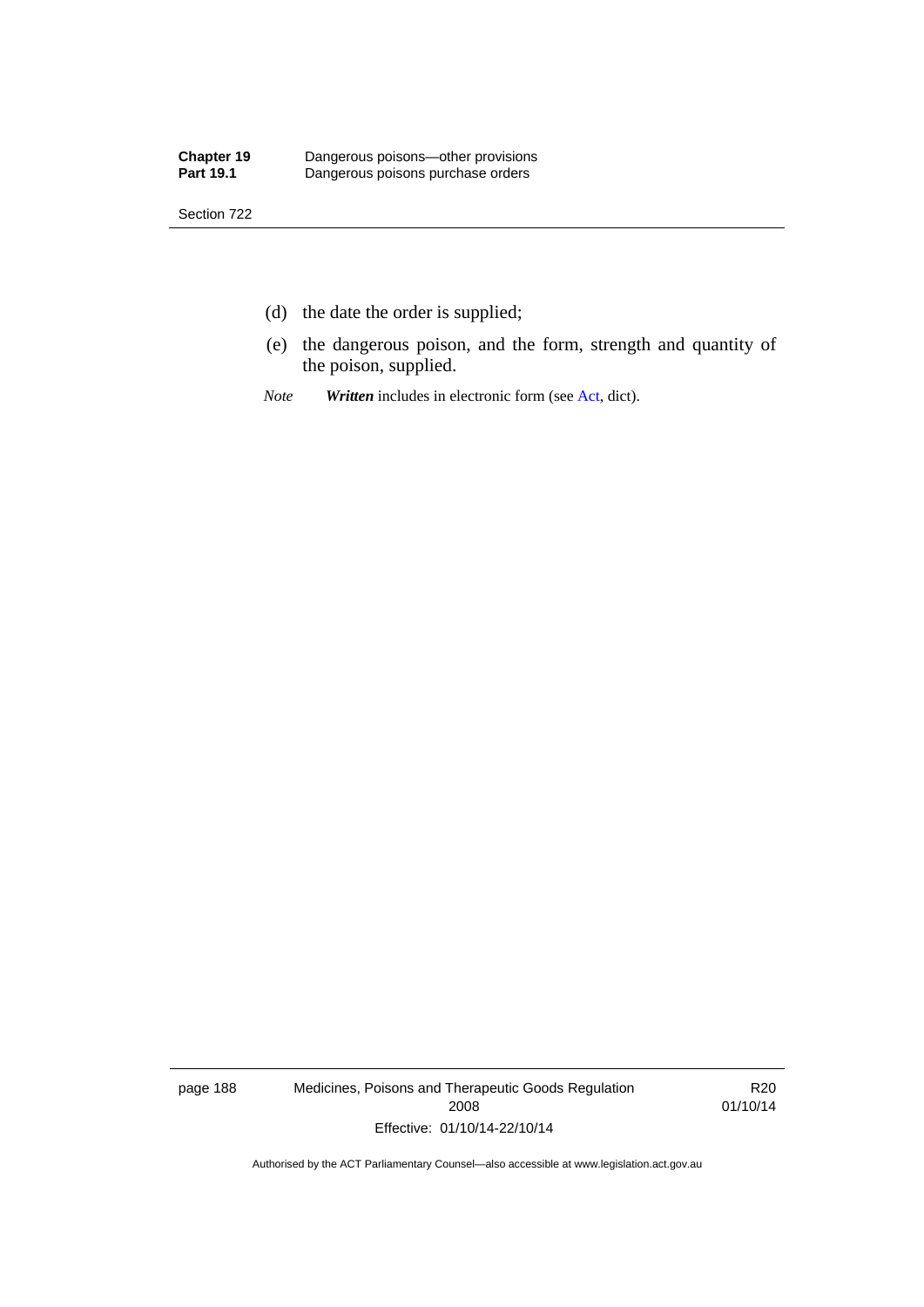(d) the date the order is supplied;

(e) the dangerous poison, and the form, strength and quantity of the poison, supplied.

*Note* ***Written*** includes in electronic form (see Act, dict).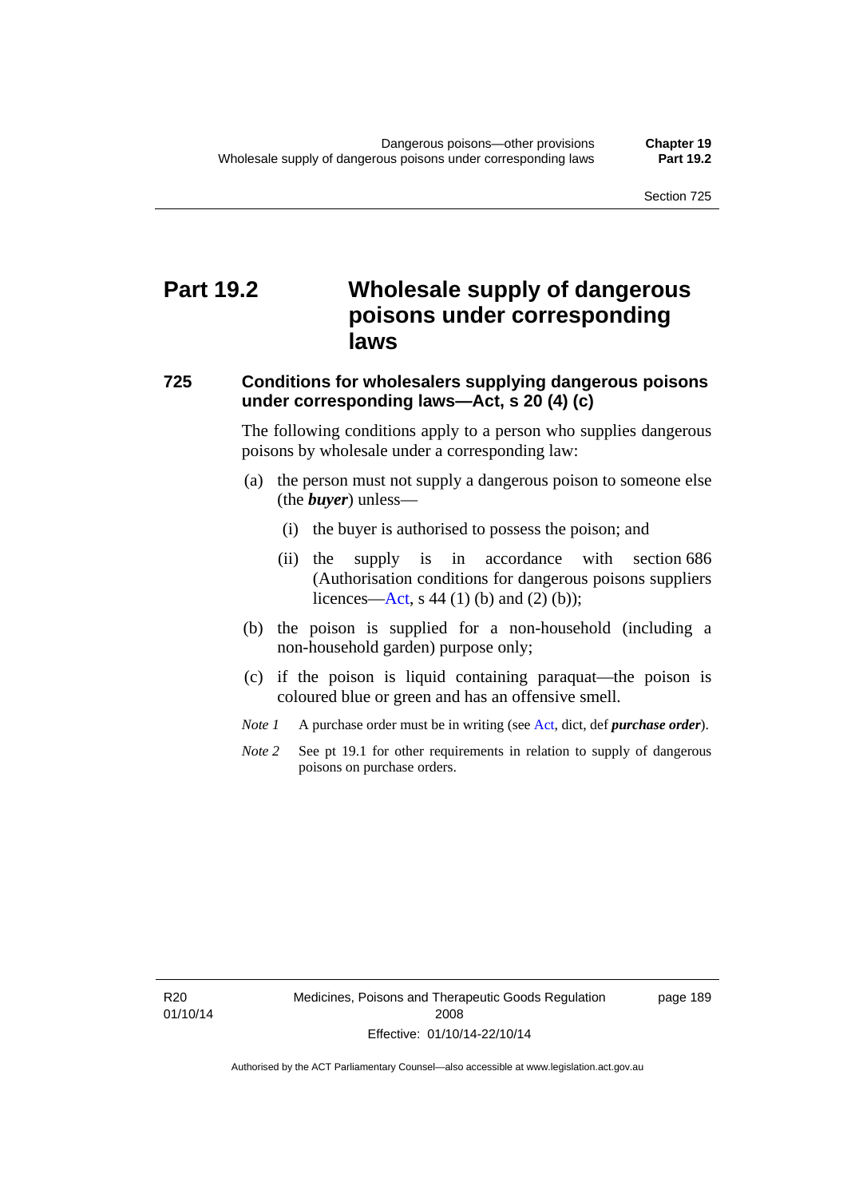# Part 19.2 Wholesale supply of dangerous poisons under corresponding laws

### 725 Conditions for wholesalers supplying dangerous poisons under corresponding laws—Act, s 20 (4) (c)

The following conditions apply to a person who supplies dangerous poisons by wholesale under a corresponding law:

(a) the person must not supply a dangerous poison to someone else (the ***buyer***) unless—

  (i) the buyer is authorised to possess the poison; and

  (ii) the supply is in accordance with section 686 (Authorisation conditions for dangerous poisons suppliers licences—Act, s 44 (1) (b) and (2) (b));

(b) the poison is supplied for a non-household (including a non-household garden) purpose only;

(c) if the poison is liquid containing paraquat—the poison is coloured blue or green and has an offensive smell.

*Note 1* A purchase order must be in writing (see Act, dict, def ***purchase order***).

*Note 2* See pt 19.1 for other requirements in relation to supply of dangerous poisons on purchase orders.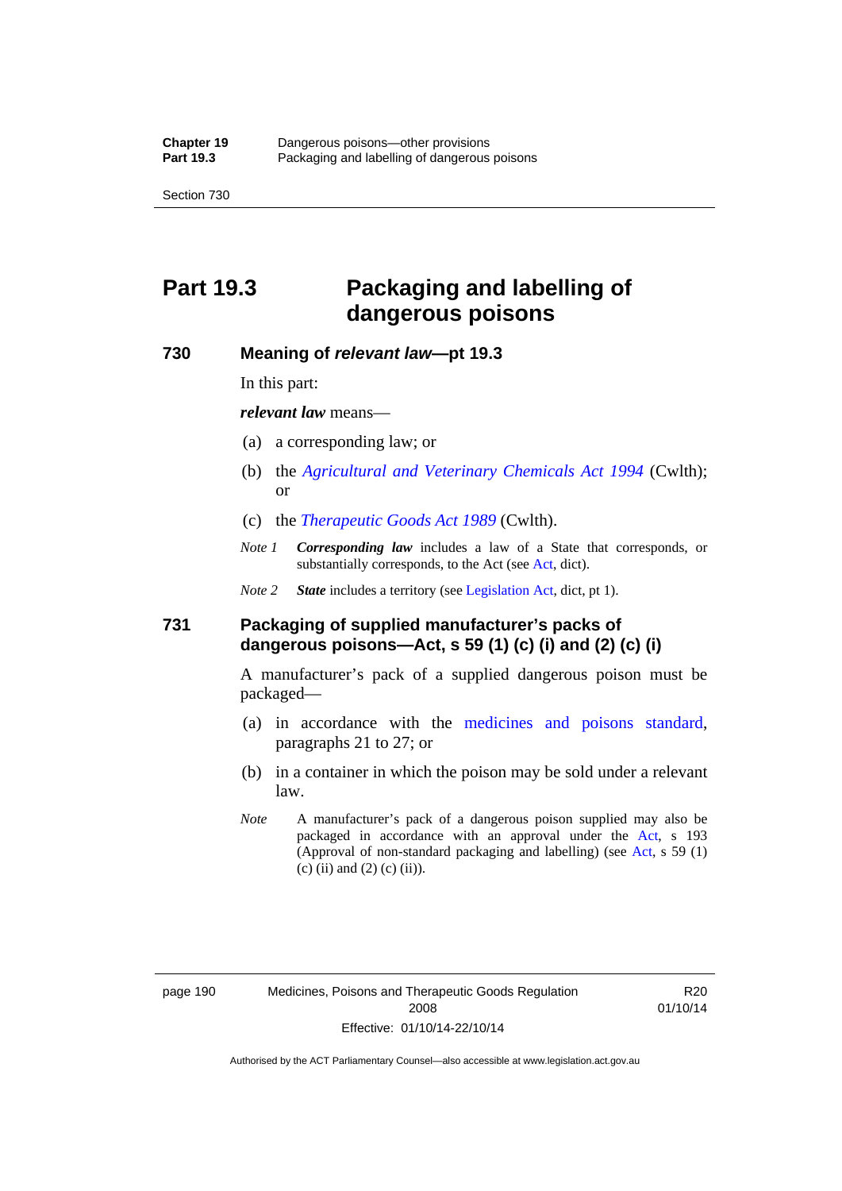# Part 19.3 Packaging and labelling of dangerous poisons

### 730 Meaning of *relevant law*—pt 19.3

In this part:

***relevant law*** means—

(a) a corresponding law; or

(b) the *Agricultural and Veterinary Chemicals Act 1994* (Cwlth); or

(c) the *Therapeutic Goods Act 1989* (Cwlth).

*Note 1* ***Corresponding law*** includes a law of a State that corresponds, or substantially corresponds, to the Act (see Act, dict).

*Note 2* ***State*** includes a territory (see Legislation Act, dict, pt 1).

### 731 Packaging of supplied manufacturer's packs of dangerous poisons—Act, s 59 (1) (c) (i) and (2) (c) (i)

A manufacturer's pack of a supplied dangerous poison must be packaged—

(a) in accordance with the medicines and poisons standard, paragraphs 21 to 27; or

(b) in a container in which the poison may be sold under a relevant law.

*Note* A manufacturer's pack of a dangerous poison supplied may also be packaged in accordance with an approval under the Act, s 193 (Approval of non-standard packaging and labelling) (see Act, s 59 (1) (c) (ii) and (2) (c) (ii)).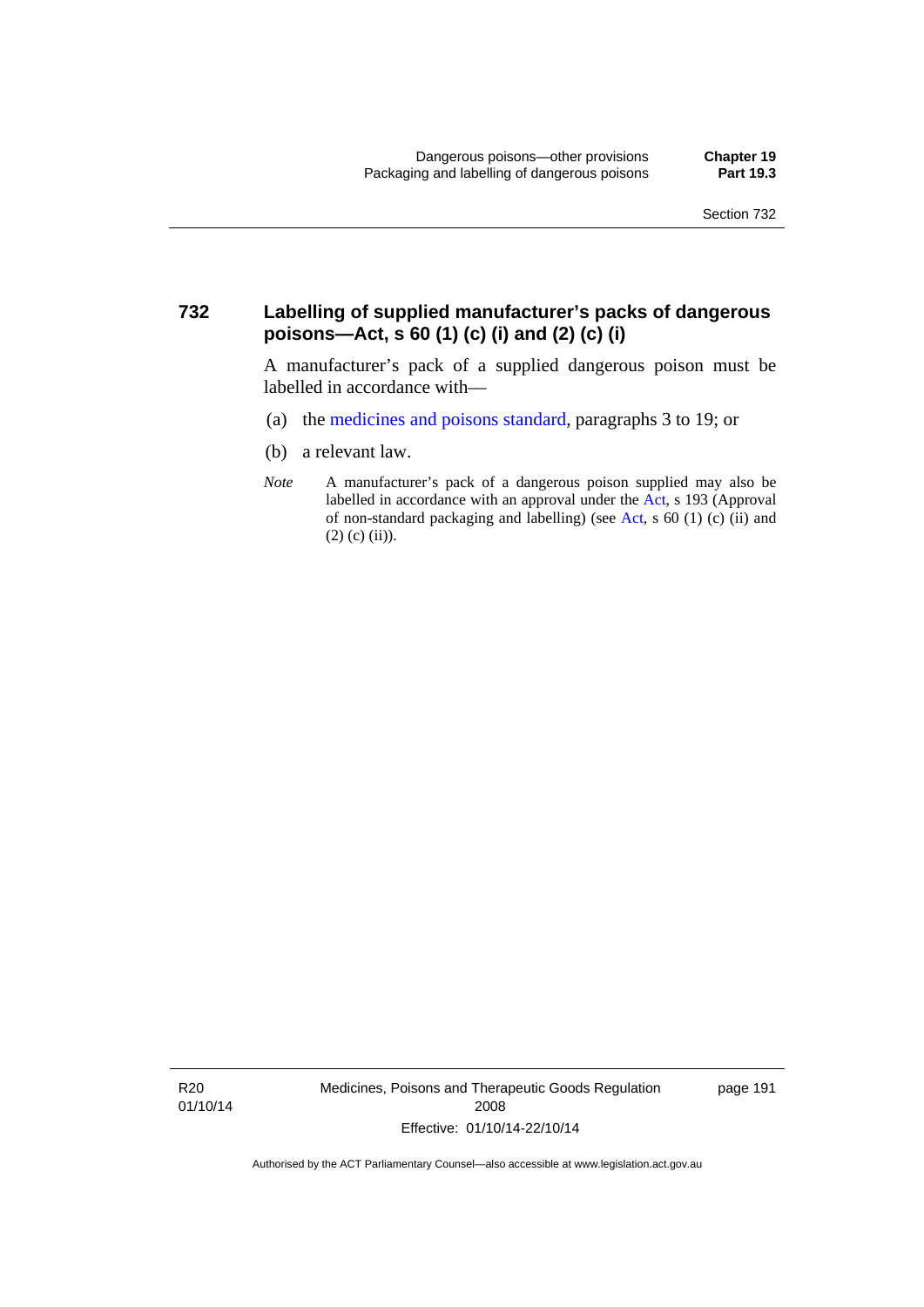## 732 Labelling of supplied manufacturer's packs of dangerous poisons—Act, s 60 (1) (c) (i) and (2) (c) (i)

A manufacturer's pack of a supplied dangerous poison must be labelled in accordance with—

(a) the medicines and poisons standard, paragraphs 3 to 19; or

(b) a relevant law.

*Note* A manufacturer's pack of a dangerous poison supplied may also be labelled in accordance with an approval under the Act, s 193 (Approval of non-standard packaging and labelling) (see Act, s 60 (1) (c) (ii) and (2) (c) (ii)).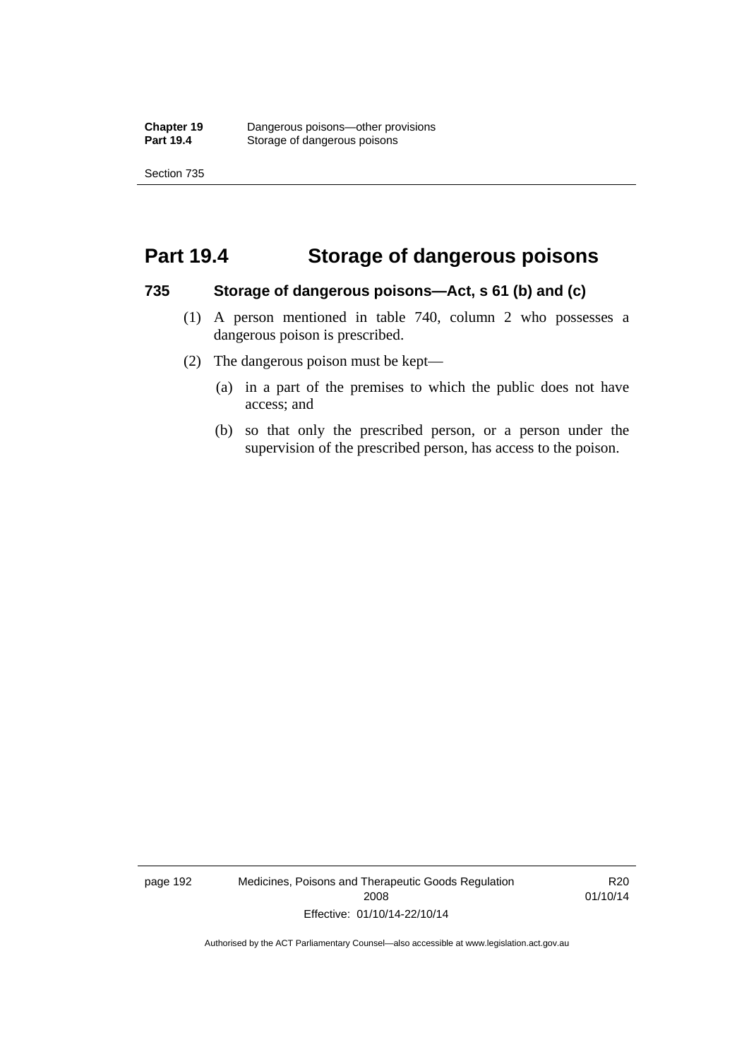# Part 19.4 Storage of dangerous poisons

## 735 Storage of dangerous poisons—Act, s 61 (b) and (c)

(1) A person mentioned in table 740, column 2 who possesses a dangerous poison is prescribed.

(2) The dangerous poison must be kept—

(a) in a part of the premises to which the public does not have access; and

(b) so that only the prescribed person, or a person under the supervision of the prescribed person, has access to the poison.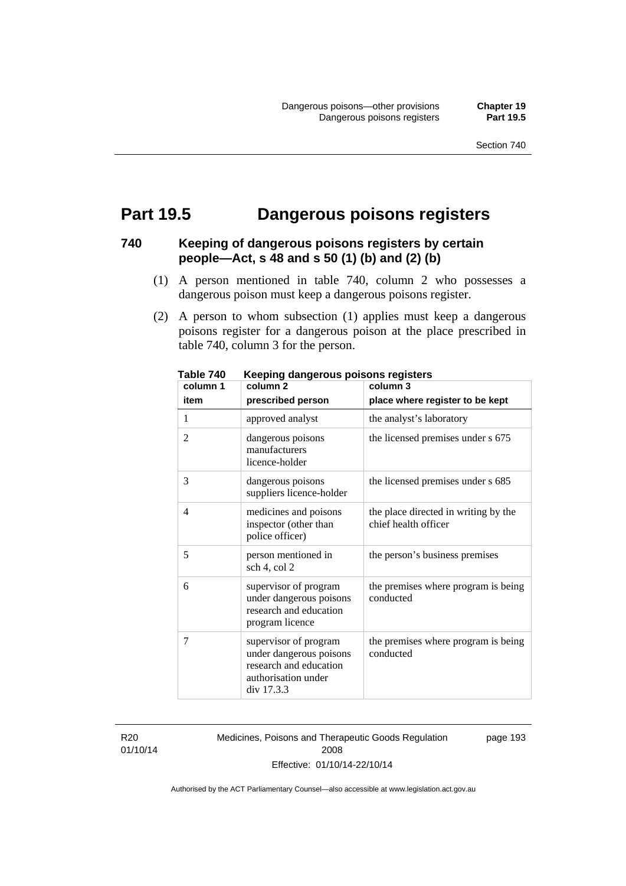# Part 19.5 Dangerous poisons registers

### 740 Keeping of dangerous poisons registers by certain people—Act, s 48 and s 50 (1) (b) and (2) (b)

(1) A person mentioned in table 740, column 2 who possesses a dangerous poison must keep a dangerous poisons register.

(2) A person to whom subsection (1) applies must keep a dangerous poisons register for a dangerous poison at the place prescribed in table 740, column 3 for the person.

**Table 740 Keeping dangerous poisons registers**

| column 1<br>item | column 2<br>prescribed person | column 3<br>place where register to be kept |
|---|---|---|
| 1 | approved analyst | the analyst's laboratory |
| 2 | dangerous poisons manufacturers licence-holder | the licensed premises under s 675 |
| 3 | dangerous poisons suppliers licence-holder | the licensed premises under s 685 |
| 4 | medicines and poisons inspector (other than police officer) | the place directed in writing by the chief health officer |
| 5 | person mentioned in sch 4, col 2 | the person's business premises |
| 6 | supervisor of program under dangerous poisons research and education program licence | the premises where program is being conducted |
| 7 | supervisor of program under dangerous poisons research and education authorisation under div 17.3.3 | the premises where program is being conducted |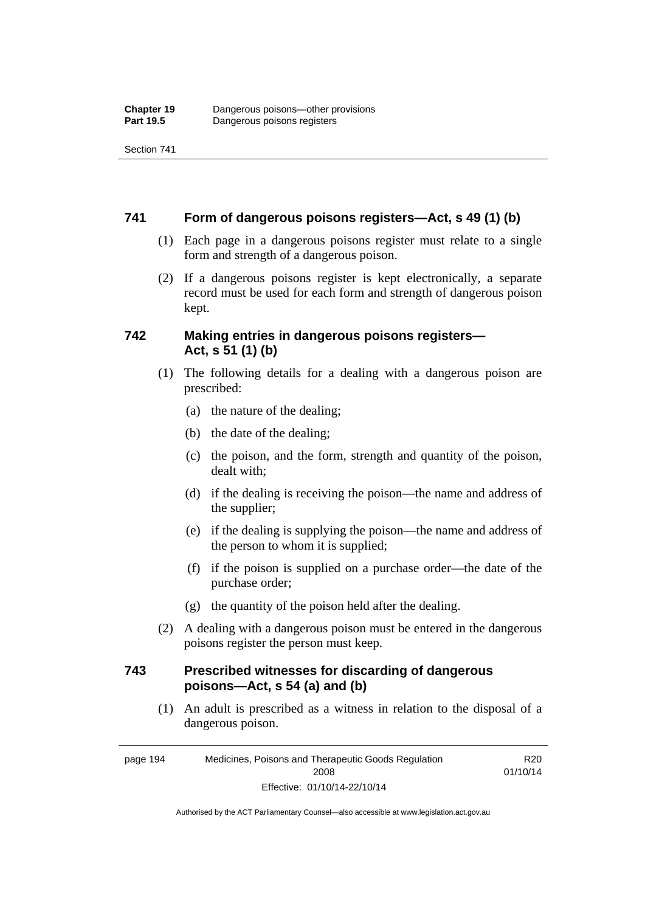### 741 Form of dangerous poisons registers—Act, s 49 (1) (b)

(1) Each page in a dangerous poisons register must relate to a single form and strength of a dangerous poison.

(2) If a dangerous poisons register is kept electronically, a separate record must be used for each form and strength of dangerous poison kept.

### 742 Making entries in dangerous poisons registers—Act, s 51 (1) (b)

(1) The following details for a dealing with a dangerous poison are prescribed:

(a) the nature of the dealing;

(b) the date of the dealing;

(c) the poison, and the form, strength and quantity of the poison, dealt with;

(d) if the dealing is receiving the poison—the name and address of the supplier;

(e) if the dealing is supplying the poison—the name and address of the person to whom it is supplied;

(f) if the poison is supplied on a purchase order—the date of the purchase order;

(g) the quantity of the poison held after the dealing.

(2) A dealing with a dangerous poison must be entered in the dangerous poisons register the person must keep.

### 743 Prescribed witnesses for discarding of dangerous poisons—Act, s 54 (a) and (b)

(1) An adult is prescribed as a witness in relation to the disposal of a dangerous poison.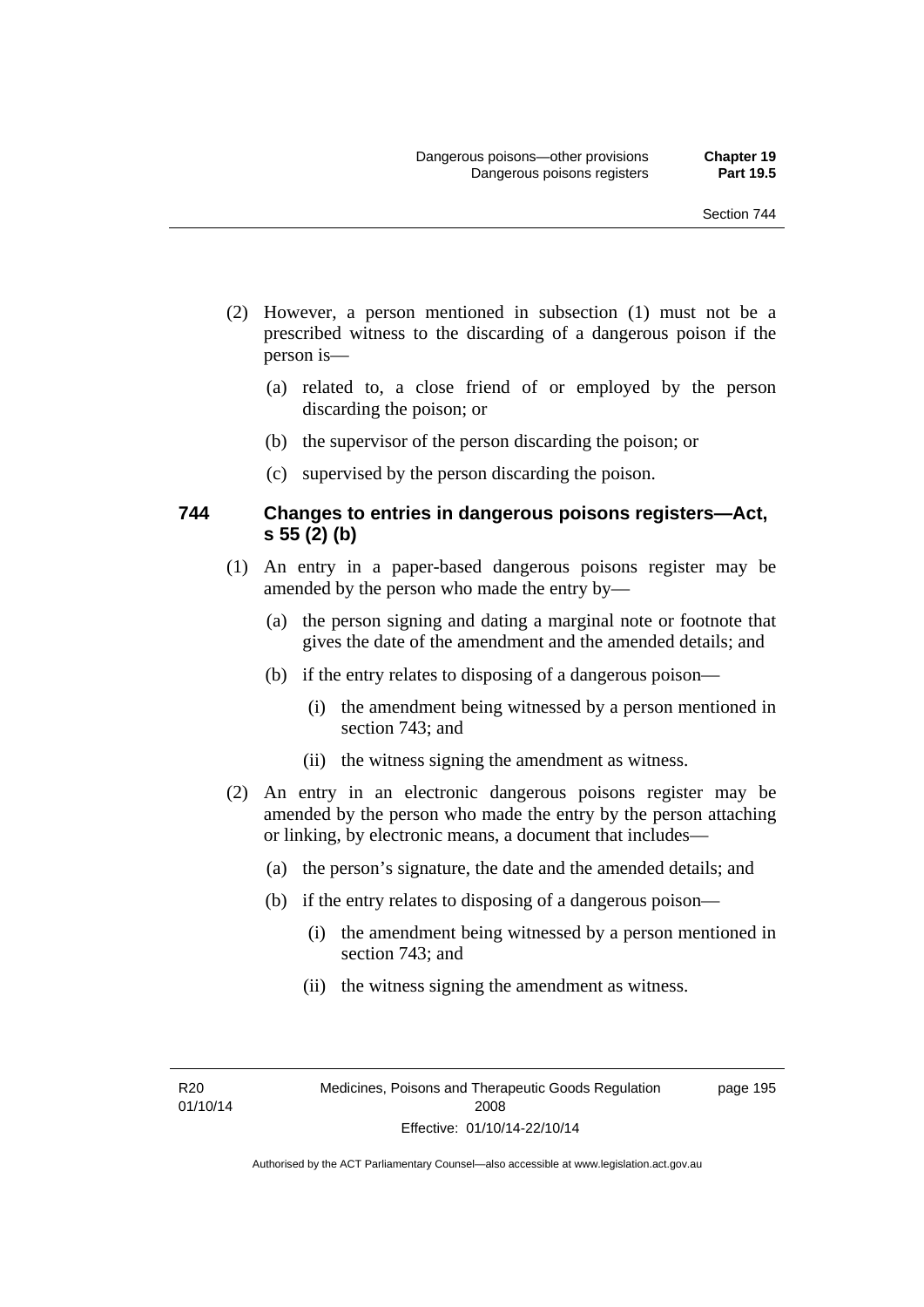(2) However, a person mentioned in subsection (1) must not be a prescribed witness to the discarding of a dangerous poison if the person is—

  (a) related to, a close friend of or employed by the person discarding the poison; or

  (b) the supervisor of the person discarding the poison; or

  (c) supervised by the person discarding the poison.

### 744 Changes to entries in dangerous poisons registers—Act, s 55 (2) (b)

(1) An entry in a paper-based dangerous poisons register may be amended by the person who made the entry by—

  (a) the person signing and dating a marginal note or footnote that gives the date of the amendment and the amended details; and

  (b) if the entry relates to disposing of a dangerous poison—

    (i) the amendment being witnessed by a person mentioned in section 743; and

    (ii) the witness signing the amendment as witness.

(2) An entry in an electronic dangerous poisons register may be amended by the person who made the entry by the person attaching or linking, by electronic means, a document that includes—

  (a) the person's signature, the date and the amended details; and

  (b) if the entry relates to disposing of a dangerous poison—

    (i) the amendment being witnessed by a person mentioned in section 743; and

    (ii) the witness signing the amendment as witness.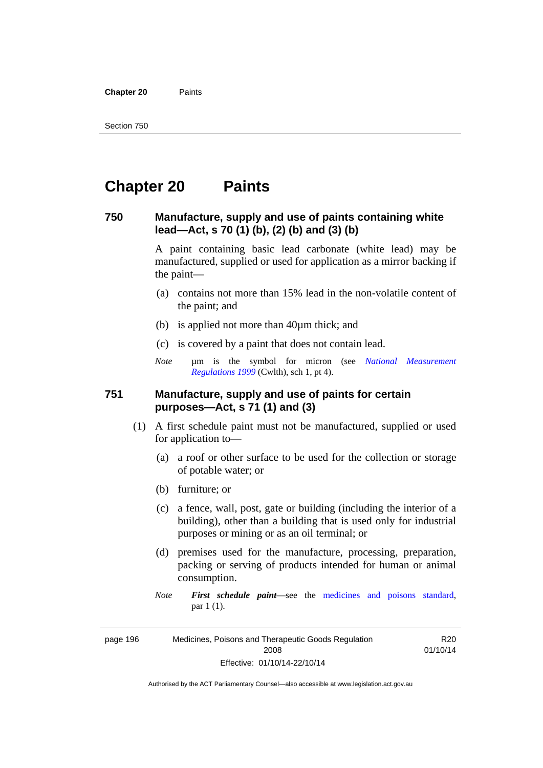# Chapter 20 Paints

### 750 Manufacture, supply and use of paints containing white lead—Act, s 70 (1) (b), (2) (b) and (3) (b)

A paint containing basic lead carbonate (white lead) may be manufactured, supplied or used for application as a mirror backing if the paint—

(a) contains not more than 15% lead in the non-volatile content of the paint; and

(b) is applied not more than 40µm thick; and

(c) is covered by a paint that does not contain lead.

*Note* µm is the symbol for micron (see *National Measurement Regulations 1999* (Cwlth), sch 1, pt 4).

### 751 Manufacture, supply and use of paints for certain purposes—Act, s 71 (1) and (3)

(1) A first schedule paint must not be manufactured, supplied or used for application to—

(a) a roof or other surface to be used for the collection or storage of potable water; or

(b) furniture; or

(c) a fence, wall, post, gate or building (including the interior of a building), other than a building that is used only for industrial purposes or mining or as an oil terminal; or

(d) premises used for the manufacture, processing, preparation, packing or serving of products intended for human or animal consumption.

*Note* ***First schedule paint***—see the medicines and poisons standard, par 1 (1).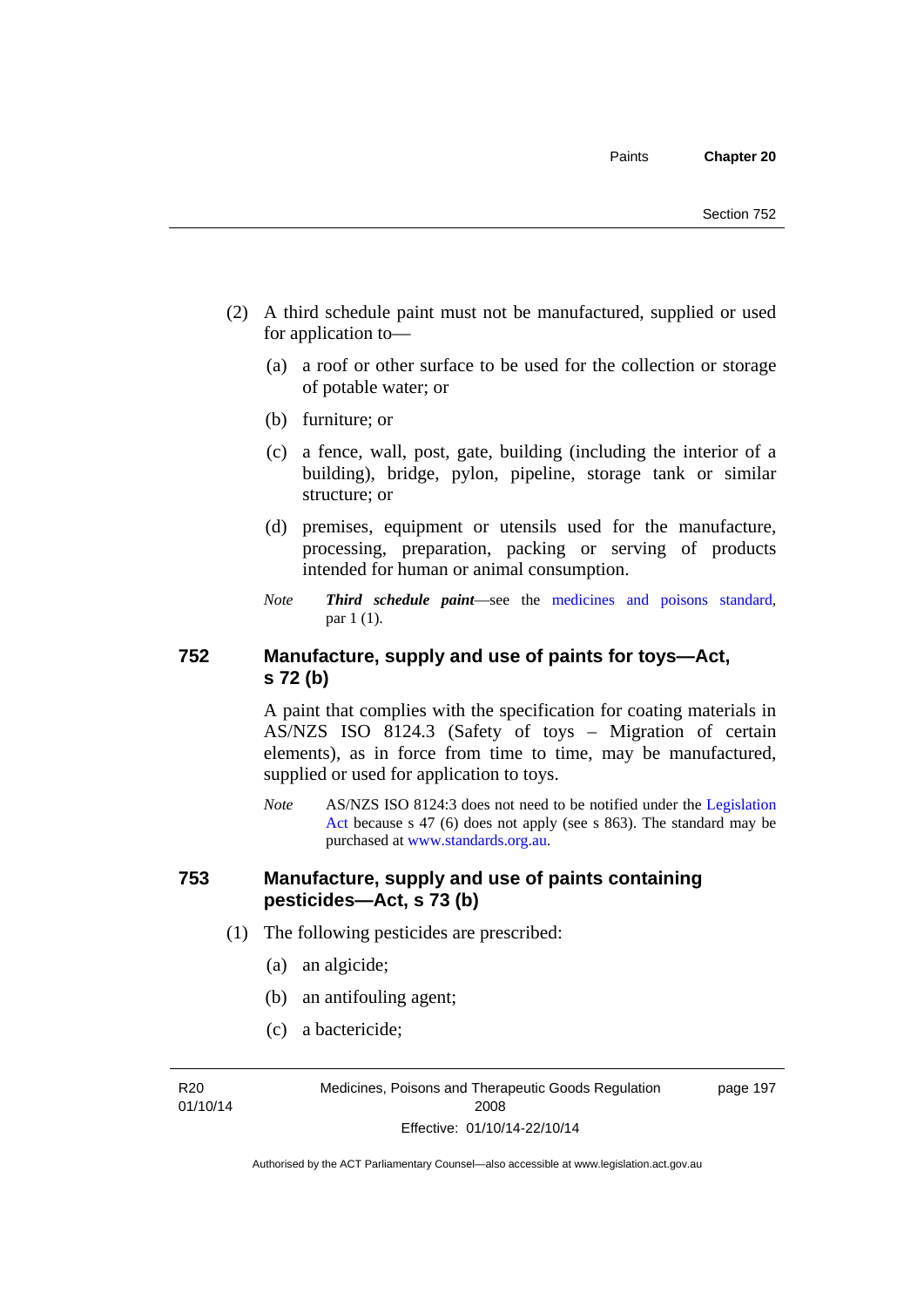(2) A third schedule paint must not be manufactured, supplied or used for application to—

(a) a roof or other surface to be used for the collection or storage of potable water; or

(b) furniture; or

(c) a fence, wall, post, gate, building (including the interior of a building), bridge, pylon, pipeline, storage tank or similar structure; or

(d) premises, equipment or utensils used for the manufacture, processing, preparation, packing or serving of products intended for human or animal consumption.

*Note* ***Third schedule paint***—see the medicines and poisons standard, par 1 (1).

### 752 Manufacture, supply and use of paints for toys—Act, s 72 (b)

A paint that complies with the specification for coating materials in AS/NZS ISO 8124.3 (Safety of toys – Migration of certain elements), as in force from time to time, may be manufactured, supplied or used for application to toys.

*Note* AS/NZS ISO 8124:3 does not need to be notified under the Legislation Act because s 47 (6) does not apply (see s 863). The standard may be purchased at www.standards.org.au.

### 753 Manufacture, supply and use of paints containing pesticides—Act, s 73 (b)

(1) The following pesticides are prescribed:

(a) an algicide;

(b) an antifouling agent;

(c) a bactericide;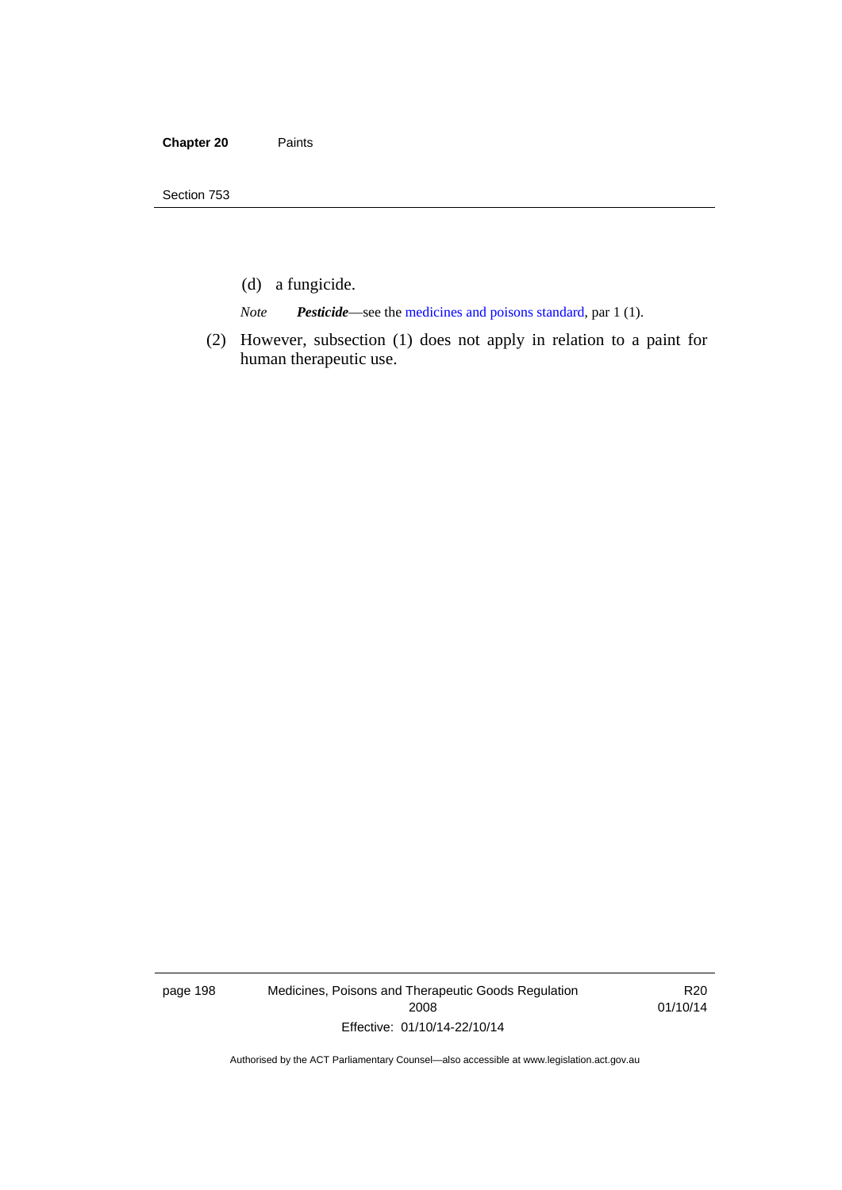(d) a fungicide.

*Note* ***Pesticide***—see the medicines and poisons standard, par 1 (1).

(2) However, subsection (1) does not apply in relation to a paint for human therapeutic use.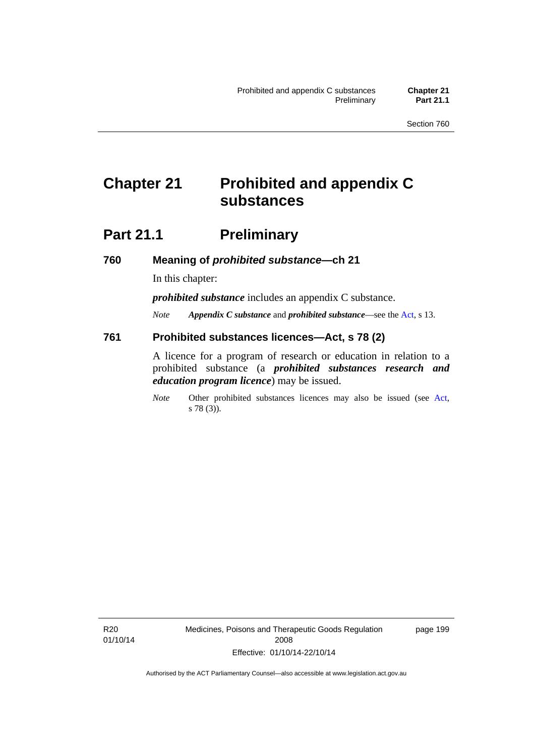# Chapter 21 Prohibited and appendix C substances

## Part 21.1 Preliminary

### 760 Meaning of *prohibited substance*—ch 21

In this chapter:

***prohibited substance*** includes an appendix C substance.

*Note* ***Appendix C substance*** and ***prohibited substance***—see the Act, s 13.

### 761 Prohibited substances licences—Act, s 78 (2)

A licence for a program of research or education in relation to a prohibited substance (a ***prohibited substances research and education program licence***) may be issued.

*Note* Other prohibited substances licences may also be issued (see Act, s 78 (3)).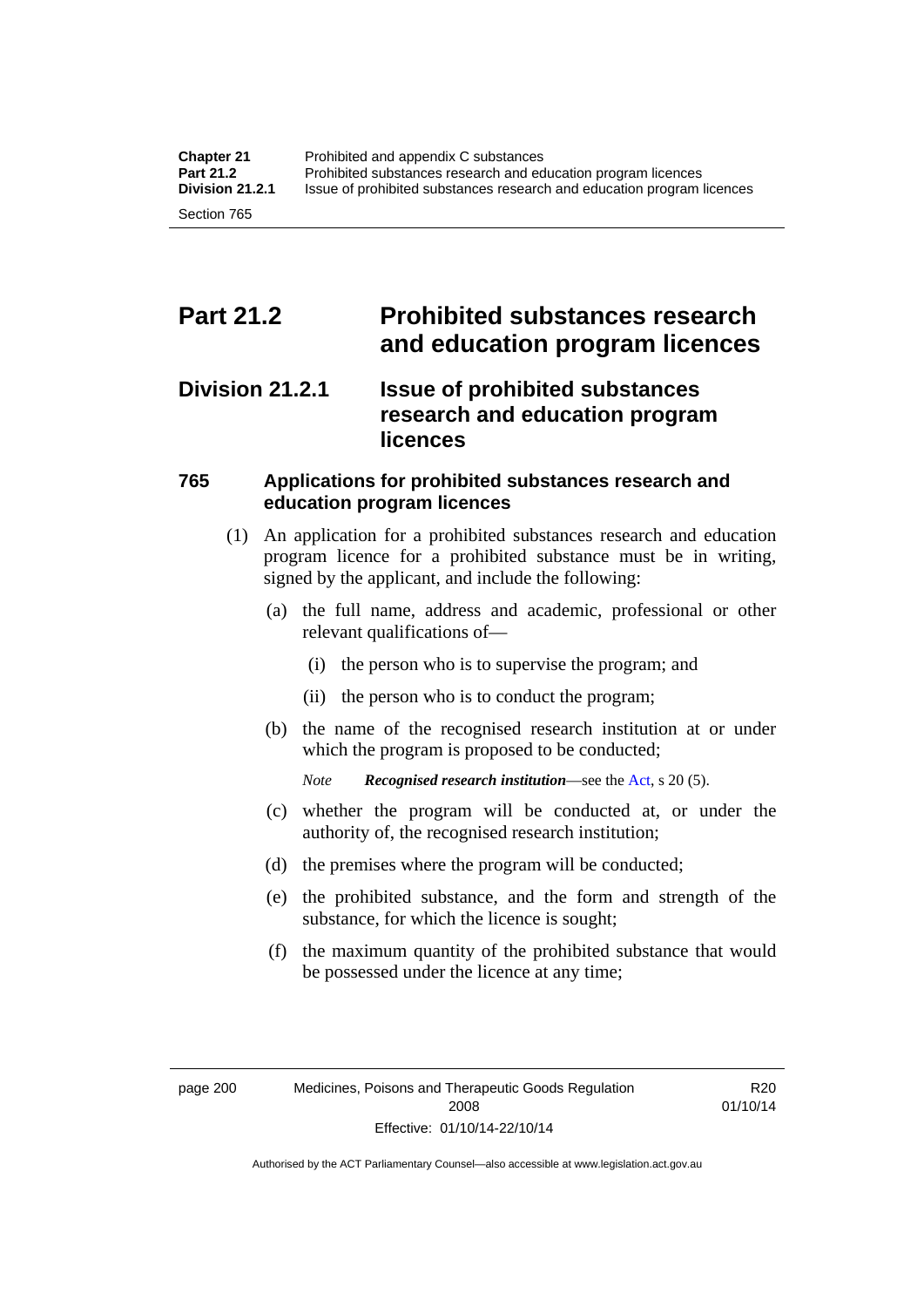## Part 21.2 Prohibited substances research and education program licences

### Division 21.2.1 Issue of prohibited substances research and education program licences

#### 765 Applications for prohibited substances research and education program licences

(1) An application for a prohibited substances research and education program licence for a prohibited substance must be in writing, signed by the applicant, and include the following:

(a) the full name, address and academic, professional or other relevant qualifications of—

(i) the person who is to supervise the program; and

(ii) the person who is to conduct the program;

(b) the name of the recognised research institution at or under which the program is proposed to be conducted;

*Note* ***Recognised research institution***—see the Act, s 20 (5).

(c) whether the program will be conducted at, or under the authority of, the recognised research institution;

(d) the premises where the program will be conducted;

(e) the prohibited substance, and the form and strength of the substance, for which the licence is sought;

(f) the maximum quantity of the prohibited substance that would be possessed under the licence at any time;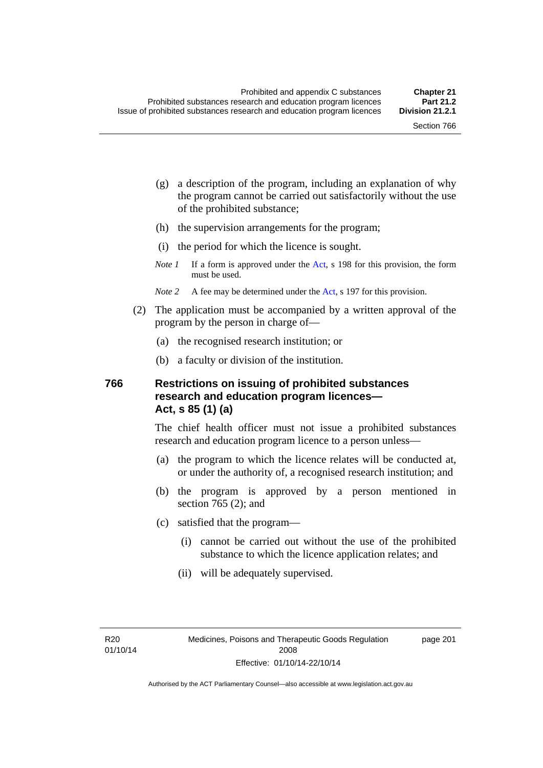(g) a description of the program, including an explanation of why the program cannot be carried out satisfactorily without the use of the prohibited substance;

(h) the supervision arrangements for the program;

(i) the period for which the licence is sought.

*Note 1* If a form is approved under the Act, s 198 for this provision, the form must be used.

*Note 2* A fee may be determined under the Act, s 197 for this provision.

(2) The application must be accompanied by a written approval of the program by the person in charge of—

(a) the recognised research institution; or

(b) a faculty or division of the institution.

### 766 Restrictions on issuing of prohibited substances research and education program licences—Act, s 85 (1) (a)

The chief health officer must not issue a prohibited substances research and education program licence to a person unless—

(a) the program to which the licence relates will be conducted at, or under the authority of, a recognised research institution; and

(b) the program is approved by a person mentioned in section 765 (2); and

(c) satisfied that the program—

(i) cannot be carried out without the use of the prohibited substance to which the licence application relates; and

(ii) will be adequately supervised.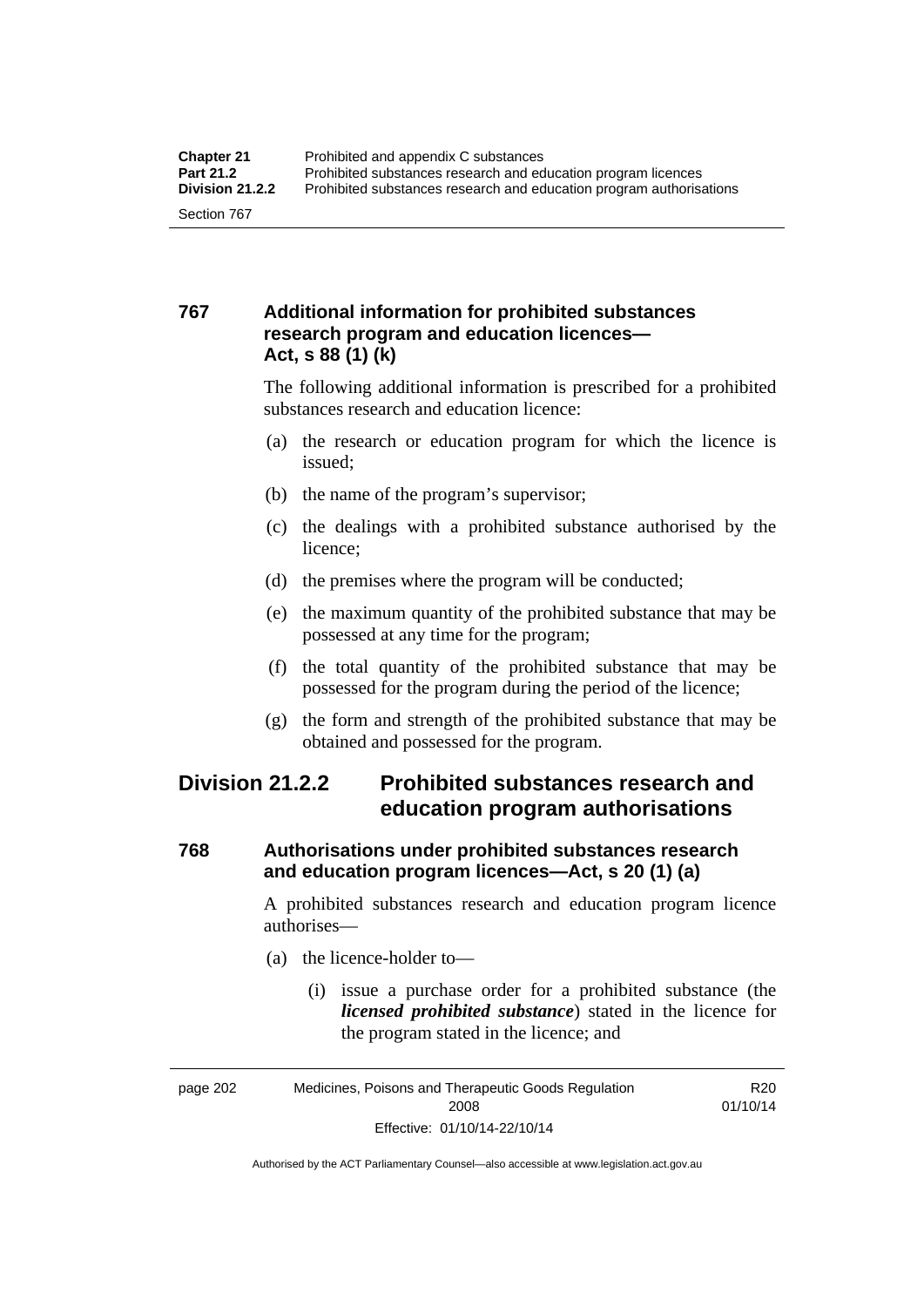### 767 Additional information for prohibited substances research program and education licences—Act, s 88 (1) (k)

The following additional information is prescribed for a prohibited substances research and education licence:

(a) the research or education program for which the licence is issued;

(b) the name of the program's supervisor;

(c) the dealings with a prohibited substance authorised by the licence;

(d) the premises where the program will be conducted;

(e) the maximum quantity of the prohibited substance that may be possessed at any time for the program;

(f) the total quantity of the prohibited substance that may be possessed for the program during the period of the licence;

(g) the form and strength of the prohibited substance that may be obtained and possessed for the program.

## Division 21.2.2 Prohibited substances research and education program authorisations

### 768 Authorisations under prohibited substances research and education program licences—Act, s 20 (1) (a)

A prohibited substances research and education program licence authorises—

(a) the licence-holder to—

(i) issue a purchase order for a prohibited substance (the ***licensed prohibited substance***) stated in the licence for the program stated in the licence; and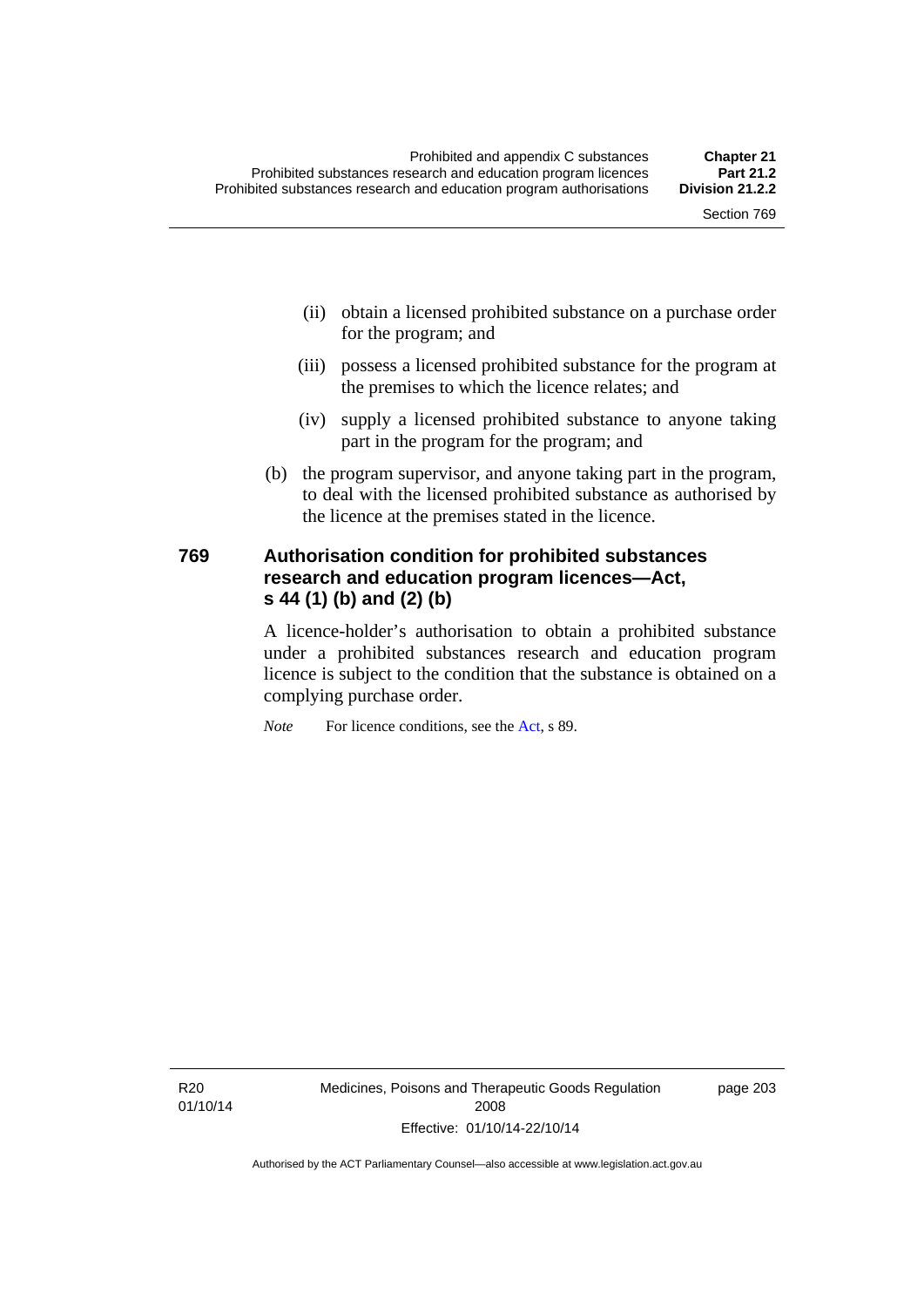(ii) obtain a licensed prohibited substance on a purchase order for the program; and

(iii) possess a licensed prohibited substance for the program at the premises to which the licence relates; and

(iv) supply a licensed prohibited substance to anyone taking part in the program for the program; and

(b) the program supervisor, and anyone taking part in the program, to deal with the licensed prohibited substance as authorised by the licence at the premises stated in the licence.

### 769 Authorisation condition for prohibited substances research and education program licences—Act, s 44 (1) (b) and (2) (b)

A licence-holder's authorisation to obtain a prohibited substance under a prohibited substances research and education program licence is subject to the condition that the substance is obtained on a complying purchase order.

*Note* For licence conditions, see the Act, s 89.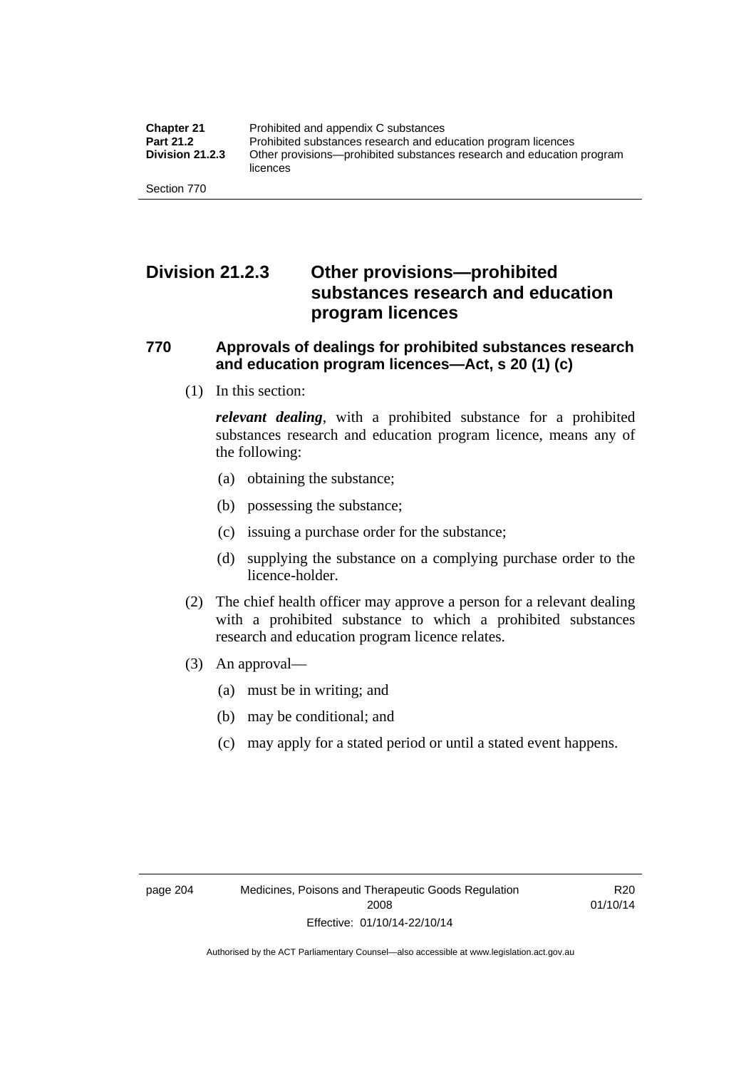## Division 21.2.3 Other provisions—prohibited substances research and education program licences

### 770 Approvals of dealings for prohibited substances research and education program licences—Act, s 20 (1) (c)

(1) In this section:

***relevant dealing***, with a prohibited substance for a prohibited substances research and education program licence, means any of the following:

(a) obtaining the substance;

(b) possessing the substance;

(c) issuing a purchase order for the substance;

(d) supplying the substance on a complying purchase order to the licence-holder.

(2) The chief health officer may approve a person for a relevant dealing with a prohibited substance to which a prohibited substances research and education program licence relates.

(3) An approval—

(a) must be in writing; and

(b) may be conditional; and

(c) may apply for a stated period or until a stated event happens.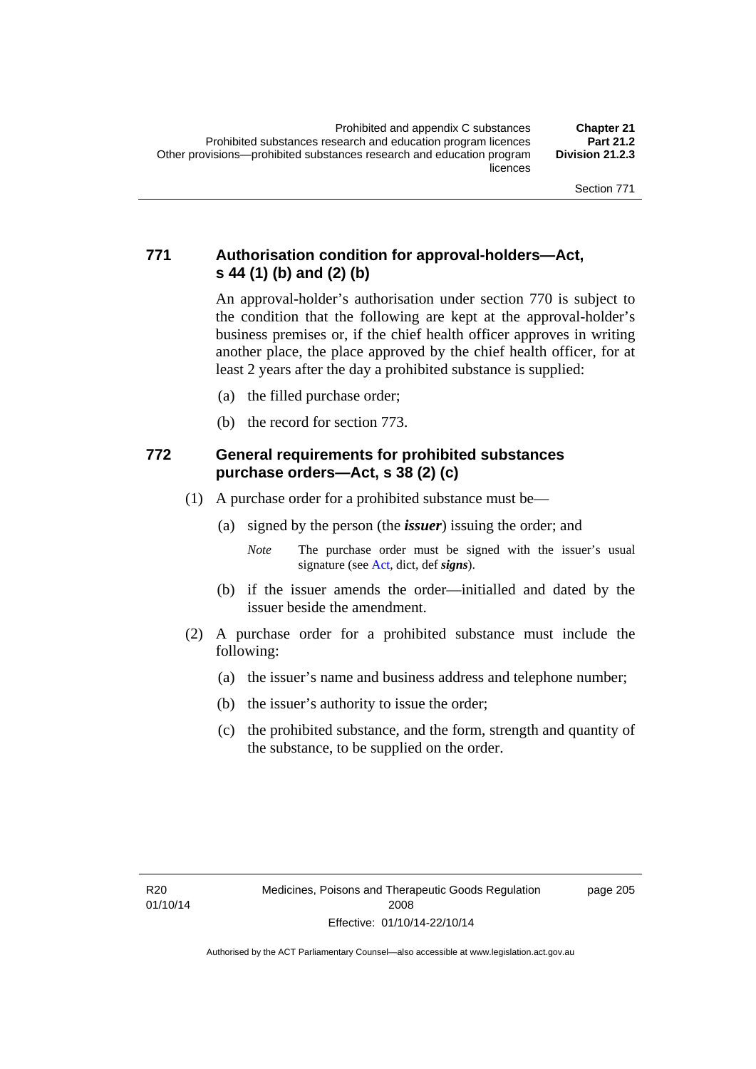## 771 Authorisation condition for approval-holders—Act, s 44 (1) (b) and (2) (b)

An approval-holder's authorisation under section 770 is subject to the condition that the following are kept at the approval-holder's business premises or, if the chief health officer approves in writing another place, the place approved by the chief health officer, for at least 2 years after the day a prohibited substance is supplied:

(a) the filled purchase order;

(b) the record for section 773.

## 772 General requirements for prohibited substances purchase orders—Act, s 38 (2) (c)

(1) A purchase order for a prohibited substance must be—

(a) signed by the person (the ***issuer***) issuing the order; and

*Note* The purchase order must be signed with the issuer's usual signature (see Act, dict, def ***signs***).

(b) if the issuer amends the order—initialled and dated by the issuer beside the amendment.

(2) A purchase order for a prohibited substance must include the following:

(a) the issuer's name and business address and telephone number;

(b) the issuer's authority to issue the order;

(c) the prohibited substance, and the form, strength and quantity of the substance, to be supplied on the order.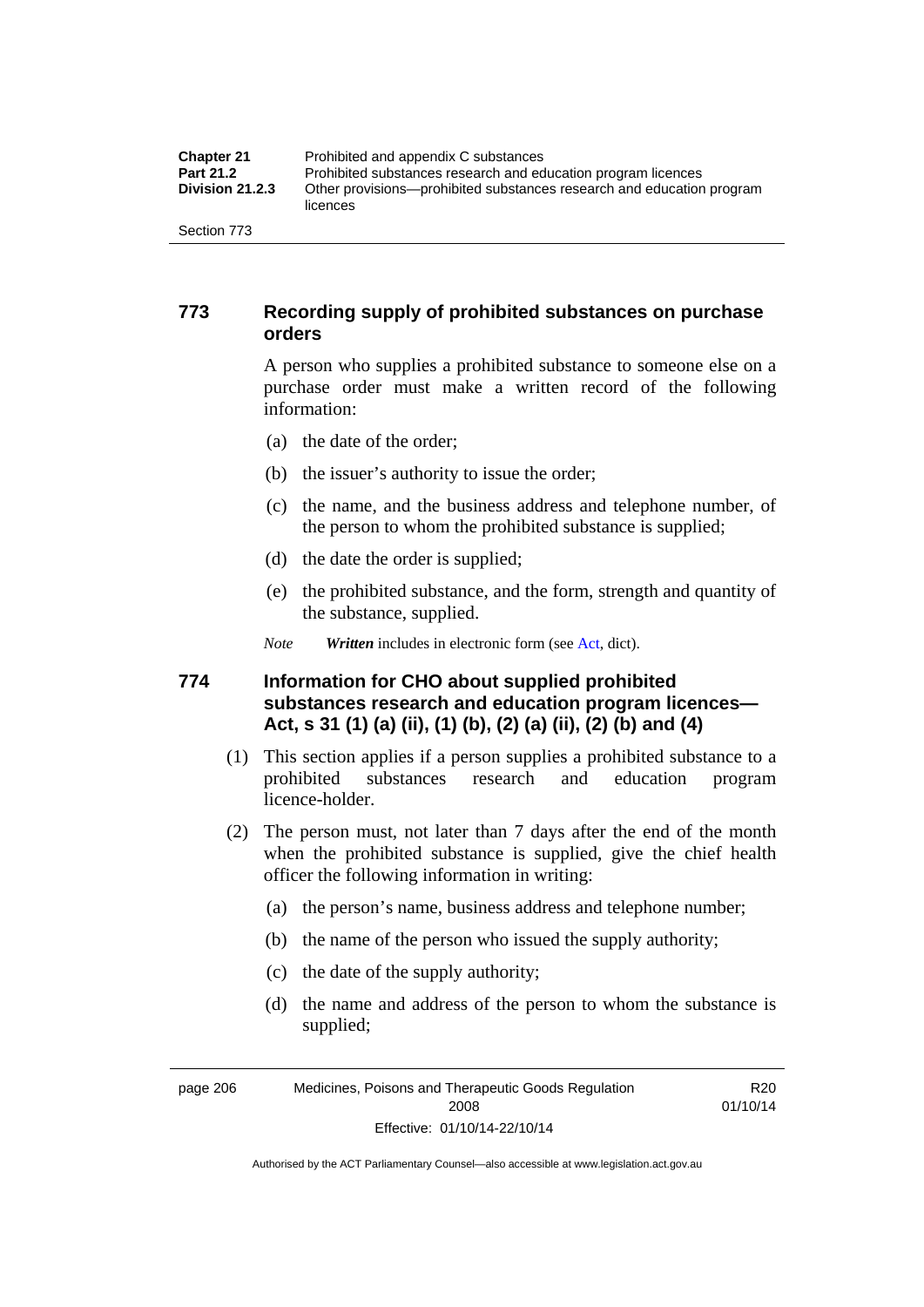## 773 Recording supply of prohibited substances on purchase orders

A person who supplies a prohibited substance to someone else on a purchase order must make a written record of the following information:

(a) the date of the order;

(b) the issuer's authority to issue the order;

(c) the name, and the business address and telephone number, of the person to whom the prohibited substance is supplied;

(d) the date the order is supplied;

(e) the prohibited substance, and the form, strength and quantity of the substance, supplied.

*Note* ***Written*** includes in electronic form (see Act, dict).

## 774 Information for CHO about supplied prohibited substances research and education program licences—Act, s 31 (1) (a) (ii), (1) (b), (2) (a) (ii), (2) (b) and (4)

(1) This section applies if a person supplies a prohibited substance to a prohibited substances research and education program licence-holder.

(2) The person must, not later than 7 days after the end of the month when the prohibited substance is supplied, give the chief health officer the following information in writing:

(a) the person's name, business address and telephone number;

(b) the name of the person who issued the supply authority;

(c) the date of the supply authority;

(d) the name and address of the person to whom the substance is supplied;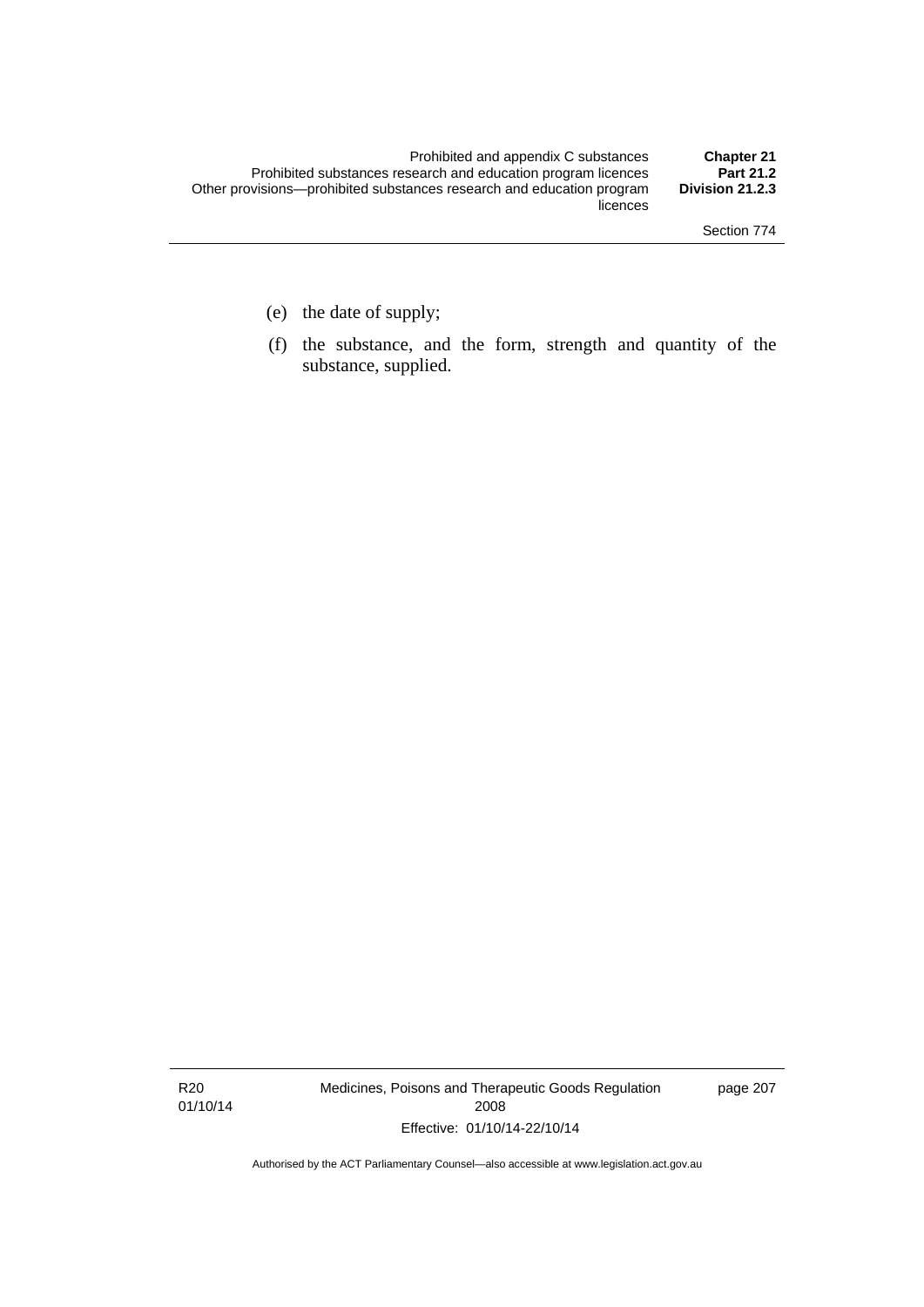(e) the date of supply;

(f) the substance, and the form, strength and quantity of the substance, supplied.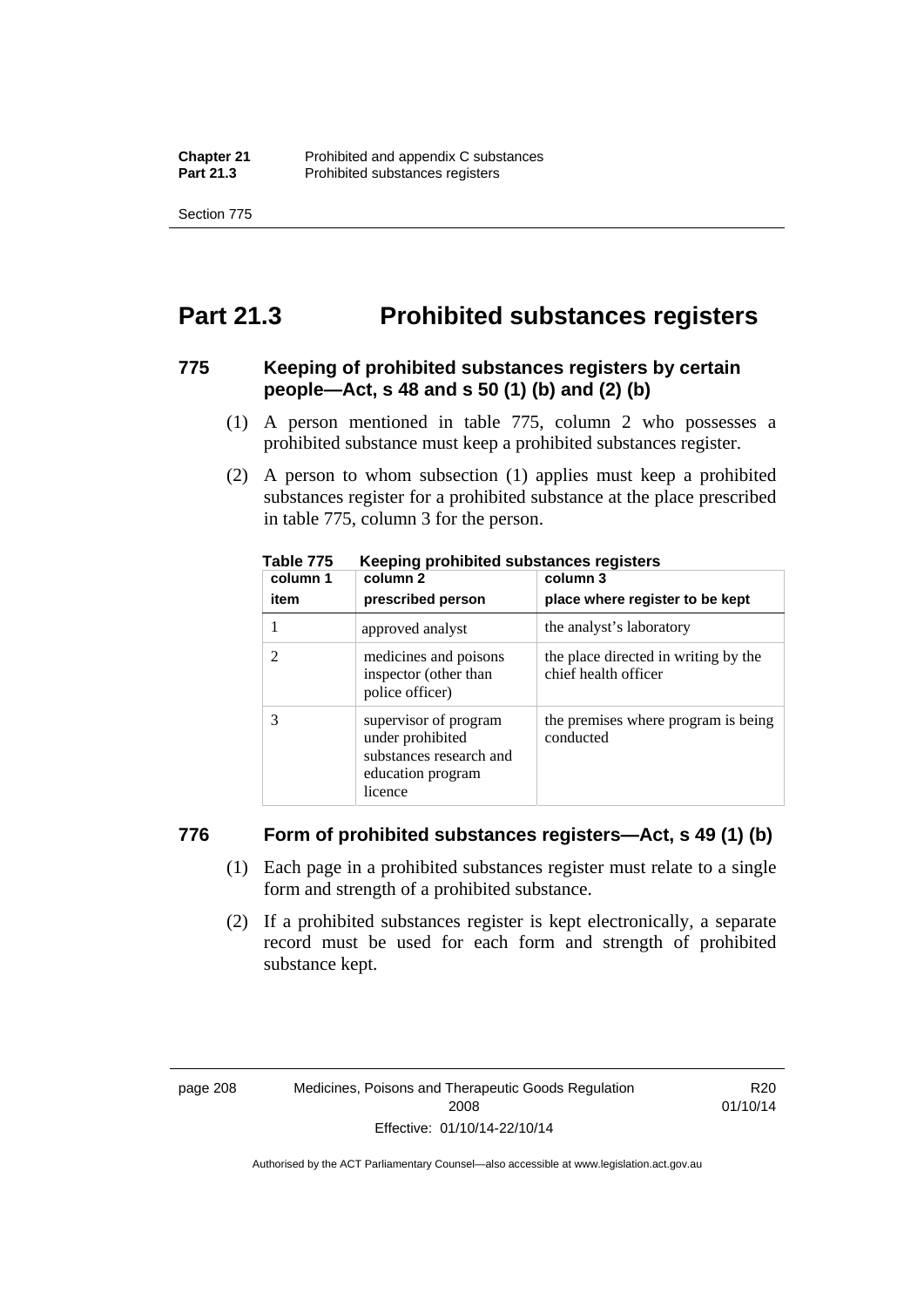# Part 21.3 Prohibited substances registers

### 775 Keeping of prohibited substances registers by certain people—Act, s 48 and s 50 (1) (b) and (2) (b)

(1) A person mentioned in table 775, column 2 who possesses a prohibited substance must keep a prohibited substances register.

(2) A person to whom subsection (1) applies must keep a prohibited substances register for a prohibited substance at the place prescribed in table 775, column 3 for the person.

**Table 775 Keeping prohibited substances registers**

| column 1<br>item | column 2<br>prescribed person | column 3<br>place where register to be kept |
|---|---|---|
| 1 | approved analyst | the analyst's laboratory |
| 2 | medicines and poisons inspector (other than police officer) | the place directed in writing by the chief health officer |
| 3 | supervisor of program under prohibited substances research and education program licence | the premises where program is being conducted |

### 776 Form of prohibited substances registers—Act, s 49 (1) (b)

(1) Each page in a prohibited substances register must relate to a single form and strength of a prohibited substance.

(2) If a prohibited substances register is kept electronically, a separate record must be used for each form and strength of prohibited substance kept.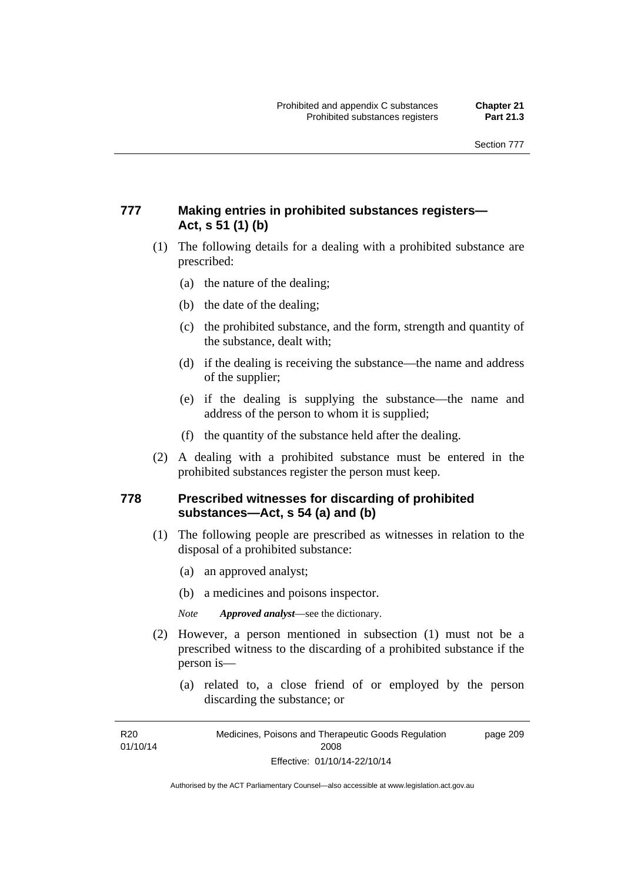## 777 Making entries in prohibited substances registers—Act, s 51 (1) (b)

(1) The following details for a dealing with a prohibited substance are prescribed:

- (a) the nature of the dealing;
- (b) the date of the dealing;
- (c) the prohibited substance, and the form, strength and quantity of the substance, dealt with;
- (d) if the dealing is receiving the substance—the name and address of the supplier;
- (e) if the dealing is supplying the substance—the name and address of the person to whom it is supplied;
- (f) the quantity of the substance held after the dealing.

(2) A dealing with a prohibited substance must be entered in the prohibited substances register the person must keep.

## 778 Prescribed witnesses for discarding of prohibited substances—Act, s 54 (a) and (b)

(1) The following people are prescribed as witnesses in relation to the disposal of a prohibited substance:

- (a) an approved analyst;
- (b) a medicines and poisons inspector.

*Note* ***Approved analyst***—see the dictionary.

(2) However, a person mentioned in subsection (1) must not be a prescribed witness to the discarding of a prohibited substance if the person is—

- (a) related to, a close friend of or employed by the person discarding the substance; or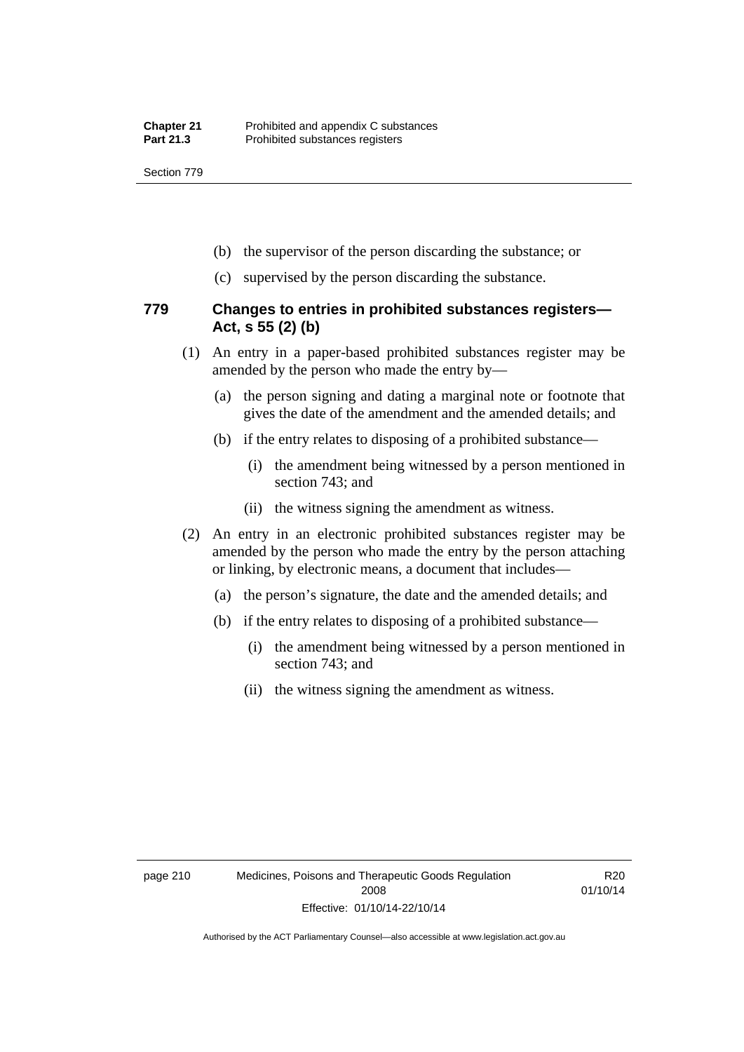(b) the supervisor of the person discarding the substance; or

(c) supervised by the person discarding the substance.

### 779 Changes to entries in prohibited substances registers—Act, s 55 (2) (b)

(1) An entry in a paper-based prohibited substances register may be amended by the person who made the entry by—

(a) the person signing and dating a marginal note or footnote that gives the date of the amendment and the amended details; and

(b) if the entry relates to disposing of a prohibited substance—

(i) the amendment being witnessed by a person mentioned in section 743; and

(ii) the witness signing the amendment as witness.

(2) An entry in an electronic prohibited substances register may be amended by the person who made the entry by the person attaching or linking, by electronic means, a document that includes—

(a) the person's signature, the date and the amended details; and

(b) if the entry relates to disposing of a prohibited substance—

(i) the amendment being witnessed by a person mentioned in section 743; and

(ii) the witness signing the amendment as witness.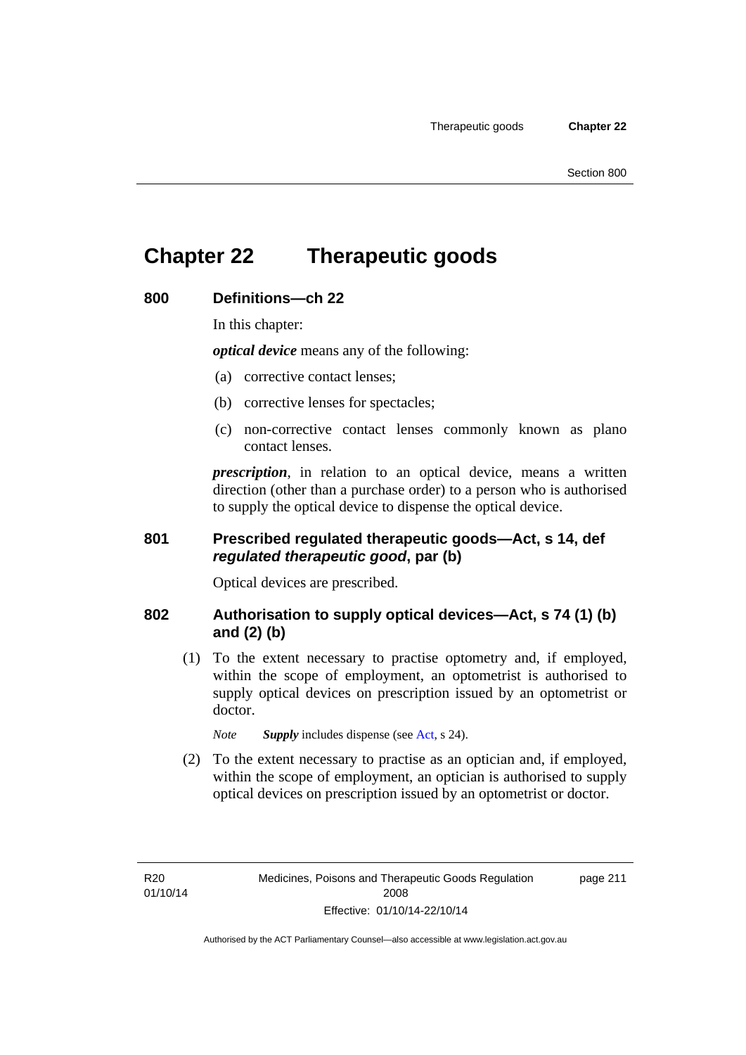# Chapter 22 Therapeutic goods

## 800 Definitions—ch 22

In this chapter:

***optical device*** means any of the following:

(a) corrective contact lenses;

(b) corrective lenses for spectacles;

(c) non-corrective contact lenses commonly known as plano contact lenses.

***prescription***, in relation to an optical device, means a written direction (other than a purchase order) to a person who is authorised to supply the optical device to dispense the optical device.

## 801 Prescribed regulated therapeutic goods—Act, s 14, def *regulated therapeutic good*, par (b)

Optical devices are prescribed.

## 802 Authorisation to supply optical devices—Act, s 74 (1) (b) and (2) (b)

(1) To the extent necessary to practise optometry and, if employed, within the scope of employment, an optometrist is authorised to supply optical devices on prescription issued by an optometrist or doctor.

*Note* ***Supply*** includes dispense (see Act, s 24).

(2) To the extent necessary to practise as an optician and, if employed, within the scope of employment, an optician is authorised to supply optical devices on prescription issued by an optometrist or doctor.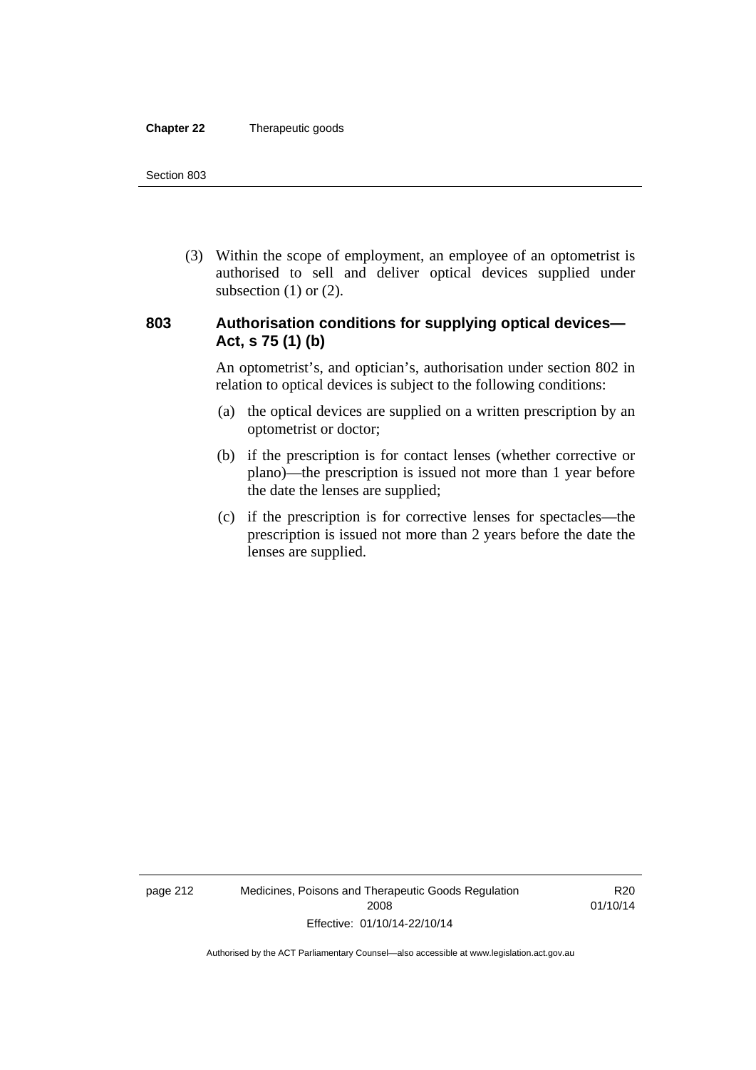(3) Within the scope of employment, an employee of an optometrist is authorised to sell and deliver optical devices supplied under subsection (1) or (2).

## 803 Authorisation conditions for supplying optical devices—Act, s 75 (1) (b)

An optometrist's, and optician's, authorisation under section 802 in relation to optical devices is subject to the following conditions:

(a) the optical devices are supplied on a written prescription by an optometrist or doctor;

(b) if the prescription is for contact lenses (whether corrective or plano)—the prescription is issued not more than 1 year before the date the lenses are supplied;

(c) if the prescription is for corrective lenses for spectacles—the prescription is issued not more than 2 years before the date the lenses are supplied.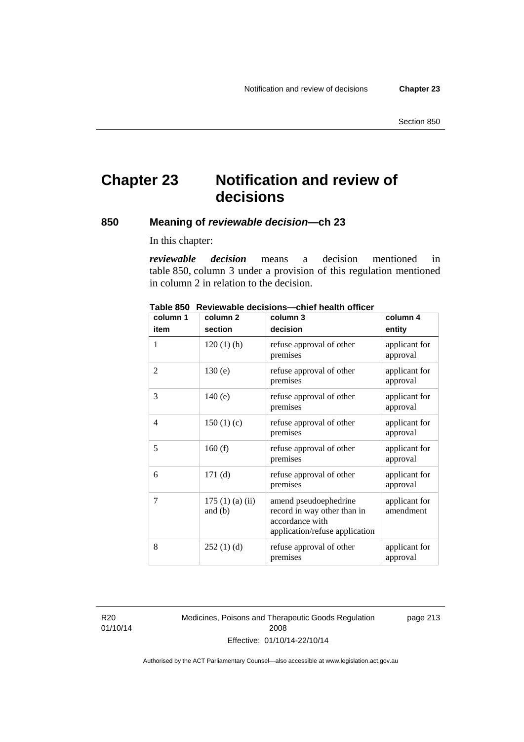# Chapter 23 Notification and review of decisions

## 850 Meaning of *reviewable decision*—ch 23

In this chapter:

***reviewable decision*** means a decision mentioned in table 850, column 3 under a provision of this regulation mentioned in column 2 in relation to the decision.

**Table 850 Reviewable decisions—chief health officer**

| column 1<br>item | column 2<br>section | column 3<br>decision | column 4<br>entity |
|---|---|---|---|
| 1 | 120 (1) (h) | refuse approval of other premises | applicant for approval |
| 2 | 130 (e) | refuse approval of other premises | applicant for approval |
| 3 | 140 (e) | refuse approval of other premises | applicant for approval |
| 4 | 150 (1) (c) | refuse approval of other premises | applicant for approval |
| 5 | 160 (f) | refuse approval of other premises | applicant for approval |
| 6 | 171 (d) | refuse approval of other premises | applicant for approval |
| 7 | 175 (1) (a) (ii) and (b) | amend pseudoephedrine record in way other than in accordance with application/refuse application | applicant for amendment |
| 8 | 252 (1) (d) | refuse approval of other premises | applicant for approval |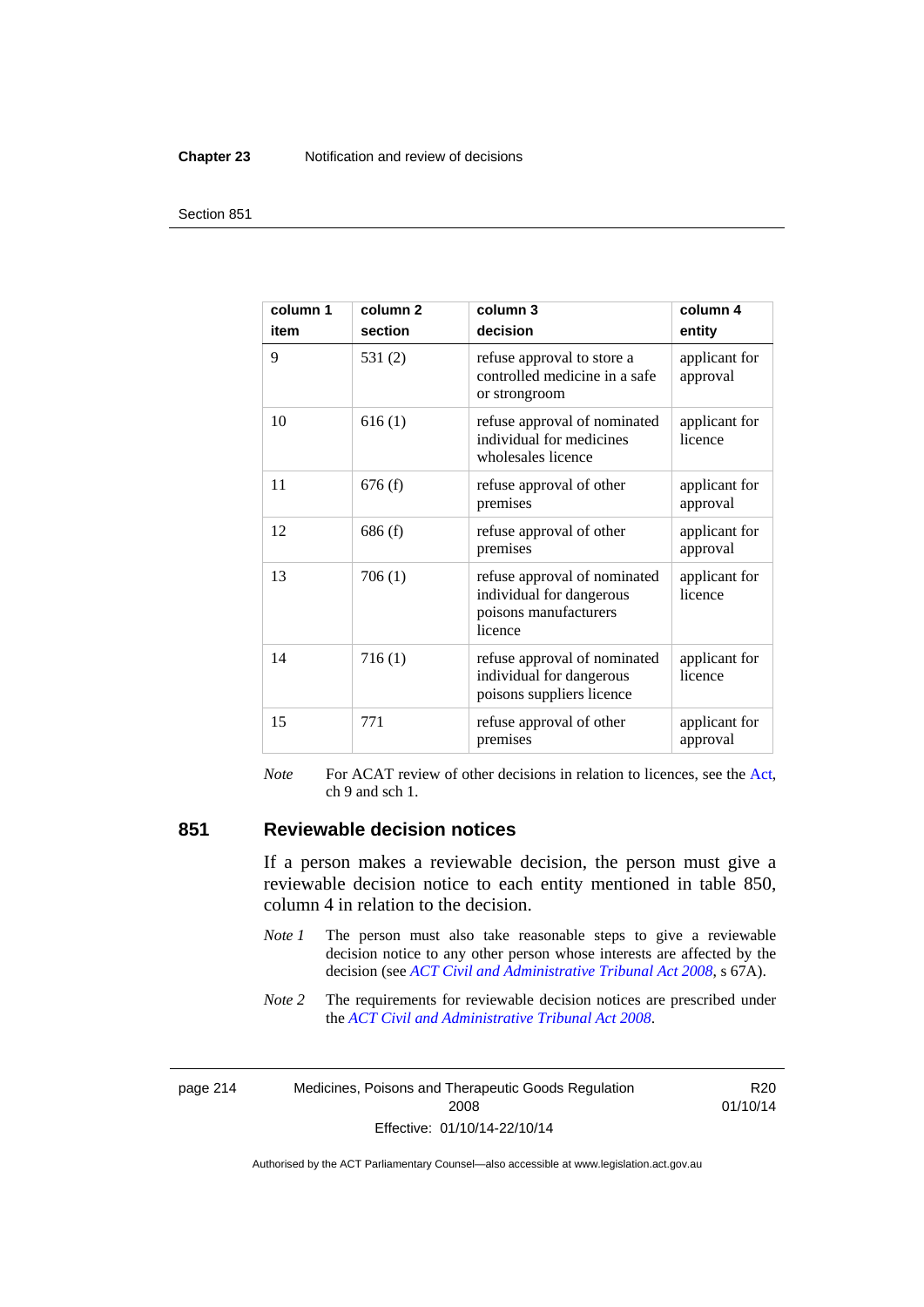| column 1<br>item | column 2<br>section | column 3<br>decision | column 4<br>entity |
|---|---|---|---|
| 9 | 531 (2) | refuse approval to store a controlled medicine in a safe or strongroom | applicant for approval |
| 10 | 616 (1) | refuse approval of nominated individual for medicines wholesales licence | applicant for licence |
| 11 | 676 (f) | refuse approval of other premises | applicant for approval |
| 12 | 686 (f) | refuse approval of other premises | applicant for approval |
| 13 | 706 (1) | refuse approval of nominated individual for dangerous poisons manufacturers licence | applicant for licence |
| 14 | 716 (1) | refuse approval of nominated individual for dangerous poisons suppliers licence | applicant for licence |
| 15 | 771 | refuse approval of other premises | applicant for approval |

*Note* For ACAT review of other decisions in relation to licences, see the Act, ch 9 and sch 1.

## 851 Reviewable decision notices

If a person makes a reviewable decision, the person must give a reviewable decision notice to each entity mentioned in table 850, column 4 in relation to the decision.

*Note 1* The person must also take reasonable steps to give a reviewable decision notice to any other person whose interests are affected by the decision (see *ACT Civil and Administrative Tribunal Act 2008*, s 67A).

*Note 2* The requirements for reviewable decision notices are prescribed under the *ACT Civil and Administrative Tribunal Act 2008*.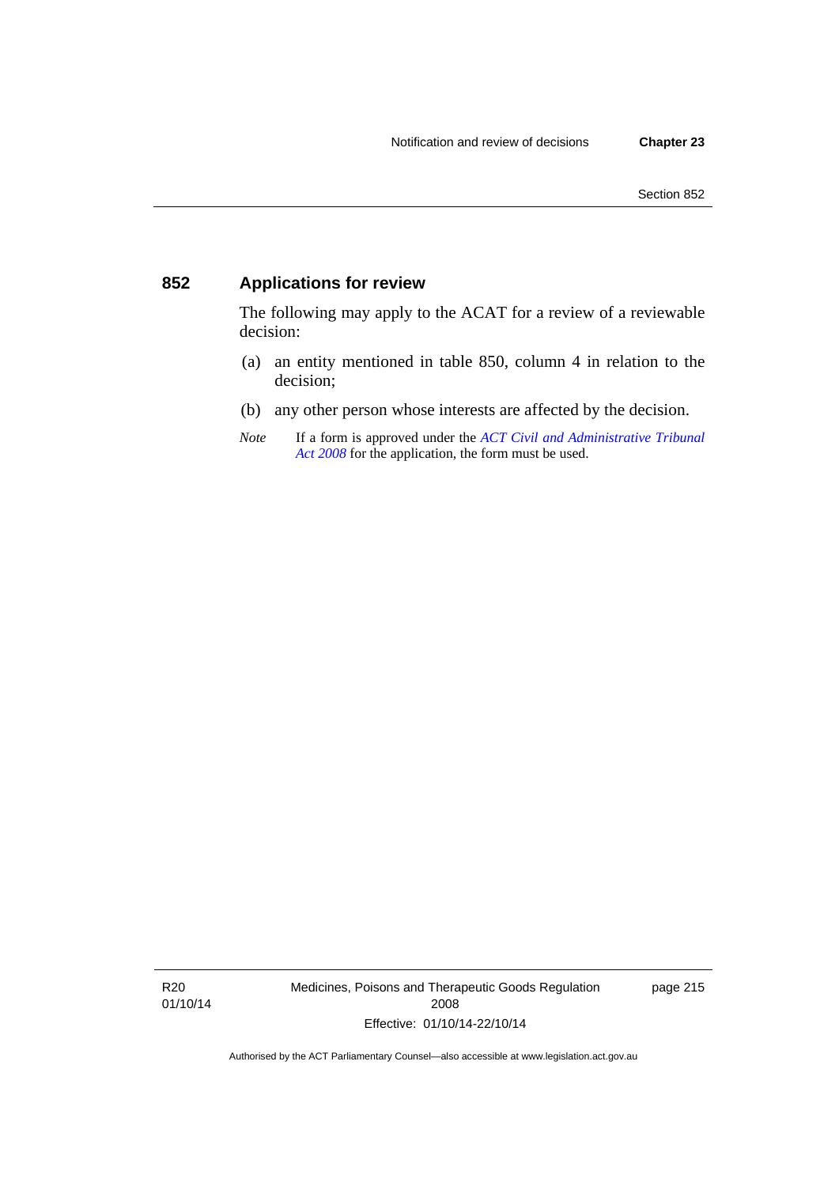## 852 Applications for review

The following may apply to the ACAT for a review of a reviewable decision:

(a) an entity mentioned in table 850, column 4 in relation to the decision;

(b) any other person whose interests are affected by the decision.

*Note* If a form is approved under the *ACT Civil and Administrative Tribunal Act 2008* for the application, the form must be used.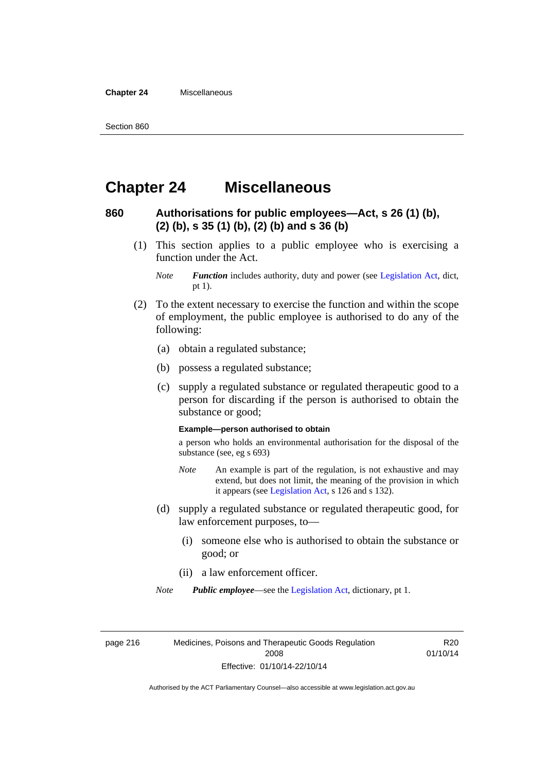# Chapter 24 Miscellaneous

## 860 Authorisations for public employees—Act, s 26 (1) (b), (2) (b), s 35 (1) (b), (2) (b) and s 36 (b)

(1) This section applies to a public employee who is exercising a function under the Act.

*Note* ***Function*** includes authority, duty and power (see Legislation Act, dict, pt 1).

(2) To the extent necessary to exercise the function and within the scope of employment, the public employee is authorised to do any of the following:

(a) obtain a regulated substance;

(b) possess a regulated substance;

(c) supply a regulated substance or regulated therapeutic good to a person for discarding if the person is authorised to obtain the substance or good;

**Example—person authorised to obtain**

a person who holds an environmental authorisation for the disposal of the substance (see, eg s 693)

*Note* An example is part of the regulation, is not exhaustive and may extend, but does not limit, the meaning of the provision in which it appears (see Legislation Act, s 126 and s 132).

(d) supply a regulated substance or regulated therapeutic good, for law enforcement purposes, to—

(i) someone else who is authorised to obtain the substance or good; or

(ii) a law enforcement officer.

*Note* ***Public employee***—see the Legislation Act, dictionary, pt 1.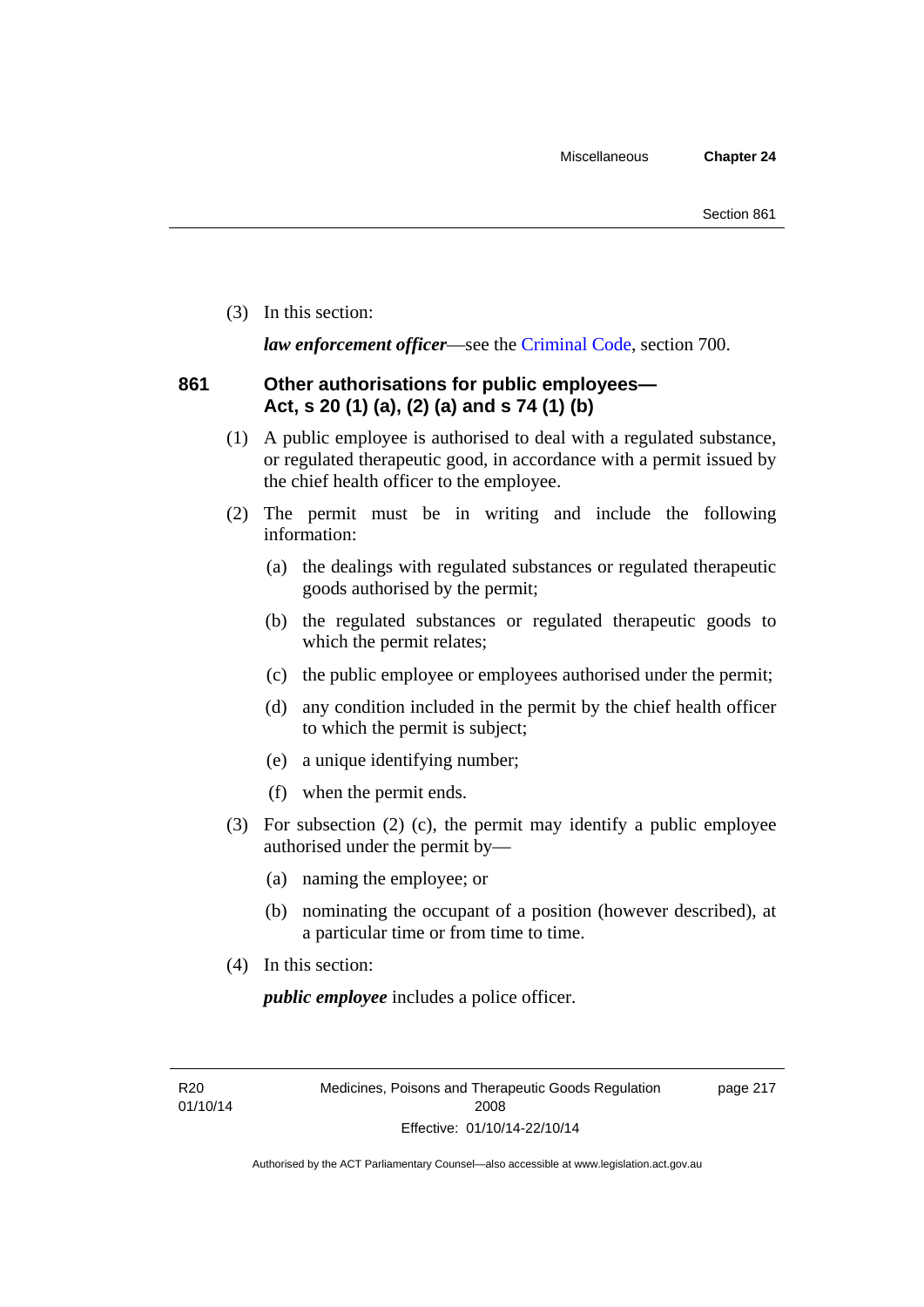(3) In this section:

***law enforcement officer***—see the Criminal Code, section 700.

### 861 Other authorisations for public employees—Act, s 20 (1) (a), (2) (a) and s 74 (1) (b)

(1) A public employee is authorised to deal with a regulated substance, or regulated therapeutic good, in accordance with a permit issued by the chief health officer to the employee.

(2) The permit must be in writing and include the following information:

(a) the dealings with regulated substances or regulated therapeutic goods authorised by the permit;

(b) the regulated substances or regulated therapeutic goods to which the permit relates;

(c) the public employee or employees authorised under the permit;

(d) any condition included in the permit by the chief health officer to which the permit is subject;

(e) a unique identifying number;

(f) when the permit ends.

(3) For subsection (2) (c), the permit may identify a public employee authorised under the permit by—

(a) naming the employee; or

(b) nominating the occupant of a position (however described), at a particular time or from time to time.

(4) In this section:

***public employee*** includes a police officer.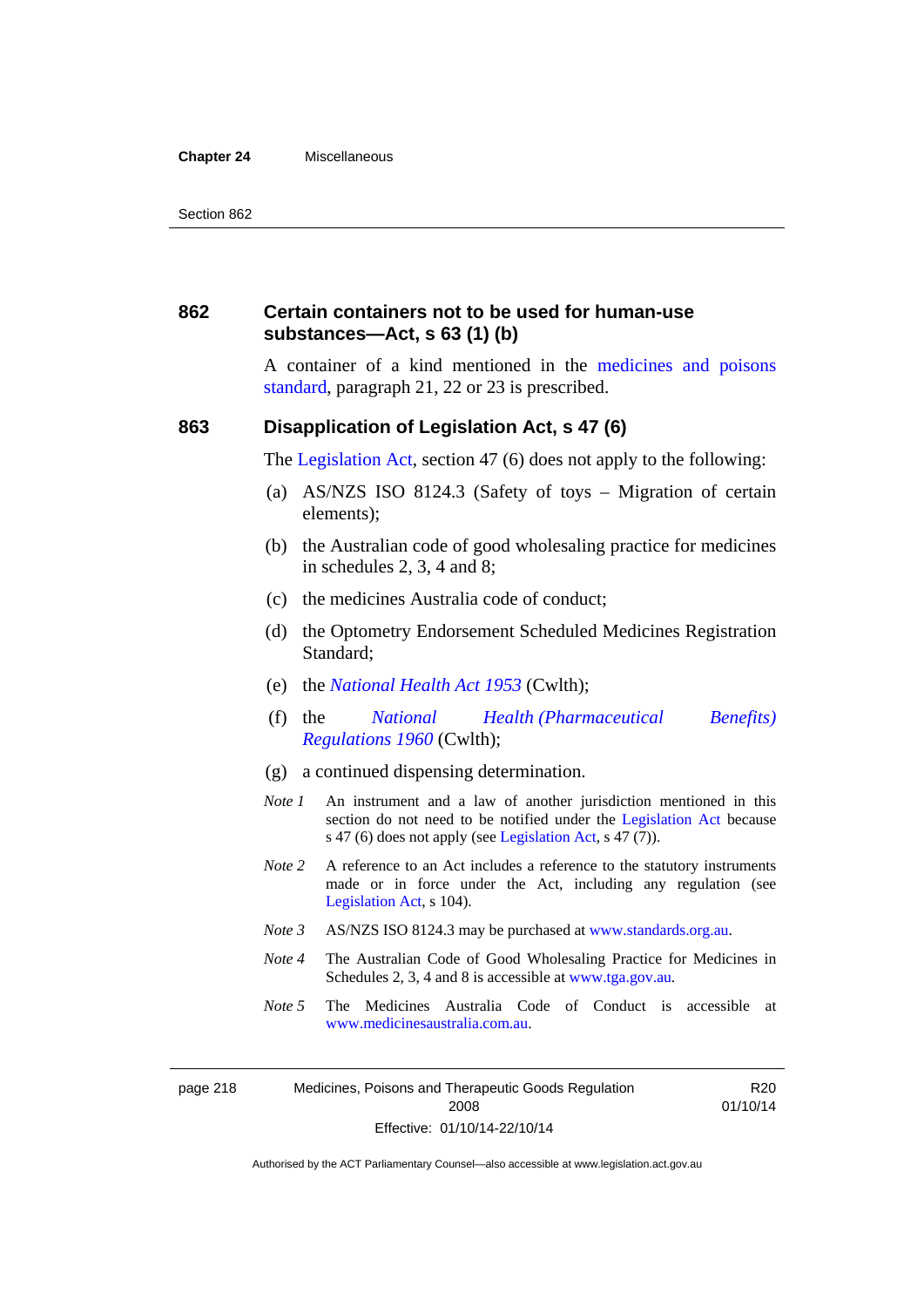### 862 Certain containers not to be used for human-use substances—Act, s 63 (1) (b)

A container of a kind mentioned in the medicines and poisons standard, paragraph 21, 22 or 23 is prescribed.

### 863 Disapplication of Legislation Act, s 47 (6)

The Legislation Act, section 47 (6) does not apply to the following:

(a) AS/NZS ISO 8124.3 (Safety of toys – Migration of certain elements);

(b) the Australian code of good wholesaling practice for medicines in schedules 2, 3, 4 and 8;

(c) the medicines Australia code of conduct;

(d) the Optometry Endorsement Scheduled Medicines Registration Standard;

(e) the *National Health Act 1953* (Cwlth);

(f) the *National Health (Pharmaceutical Benefits) Regulations 1960* (Cwlth);

(g) a continued dispensing determination.

*Note 1* An instrument and a law of another jurisdiction mentioned in this section do not need to be notified under the Legislation Act because s 47 (6) does not apply (see Legislation Act, s 47 (7)).

*Note 2* A reference to an Act includes a reference to the statutory instruments made or in force under the Act, including any regulation (see Legislation Act, s 104).

*Note 3* AS/NZS ISO 8124.3 may be purchased at www.standards.org.au.

*Note 4* The Australian Code of Good Wholesaling Practice for Medicines in Schedules 2, 3, 4 and 8 is accessible at www.tga.gov.au.

*Note 5* The Medicines Australia Code of Conduct is accessible at www.medicinesaustralia.com.au.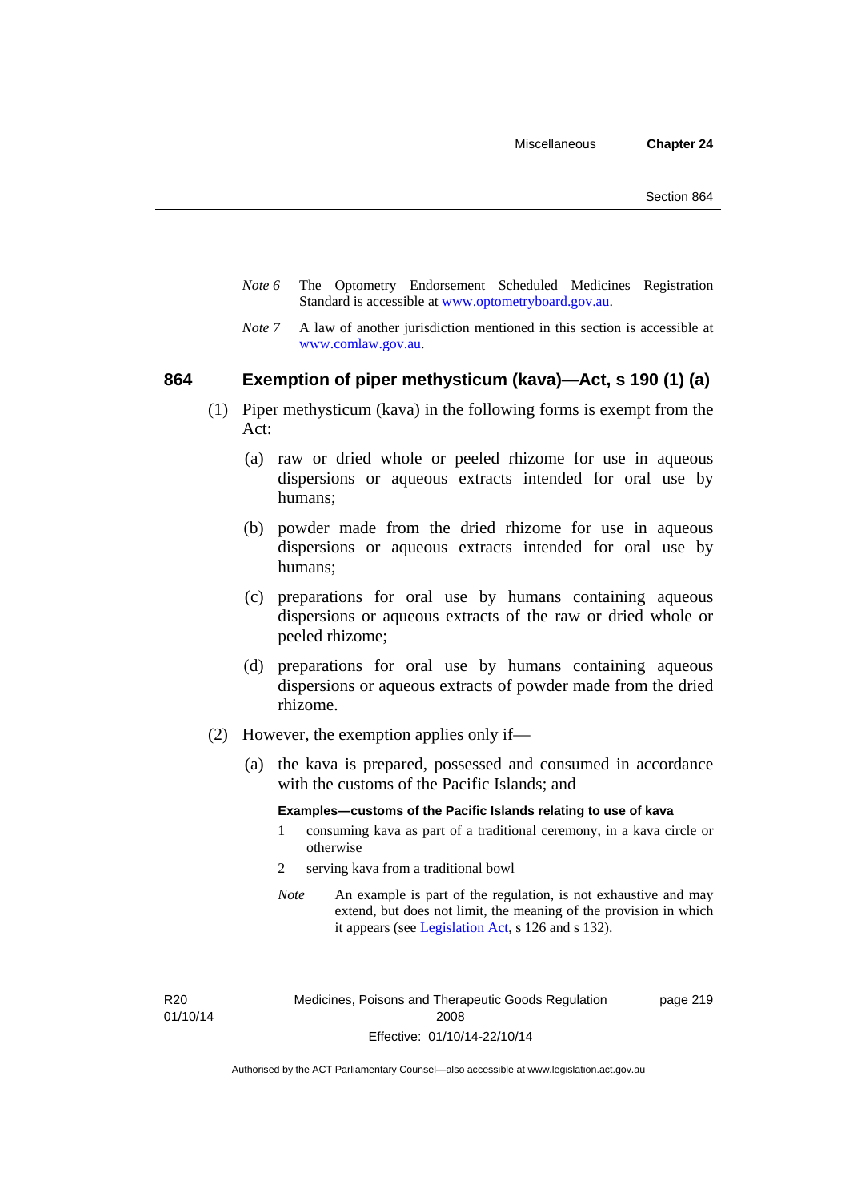*Note 6* The Optometry Endorsement Scheduled Medicines Registration Standard is accessible at www.optometryboard.gov.au.

*Note 7* A law of another jurisdiction mentioned in this section is accessible at www.comlaw.gov.au.

## 864 Exemption of piper methysticum (kava)—Act, s 190 (1) (a)

(1) Piper methysticum (kava) in the following forms is exempt from the Act:

(a) raw or dried whole or peeled rhizome for use in aqueous dispersions or aqueous extracts intended for oral use by humans;

(b) powder made from the dried rhizome for use in aqueous dispersions or aqueous extracts intended for oral use by humans;

(c) preparations for oral use by humans containing aqueous dispersions or aqueous extracts of the raw or dried whole or peeled rhizome;

(d) preparations for oral use by humans containing aqueous dispersions or aqueous extracts of powder made from the dried rhizome.

(2) However, the exemption applies only if—

(a) the kava is prepared, possessed and consumed in accordance with the customs of the Pacific Islands; and

**Examples—customs of the Pacific Islands relating to use of kava**

1 consuming kava as part of a traditional ceremony, in a kava circle or otherwise

2 serving kava from a traditional bowl

*Note* An example is part of the regulation, is not exhaustive and may extend, but does not limit, the meaning of the provision in which it appears (see Legislation Act, s 126 and s 132).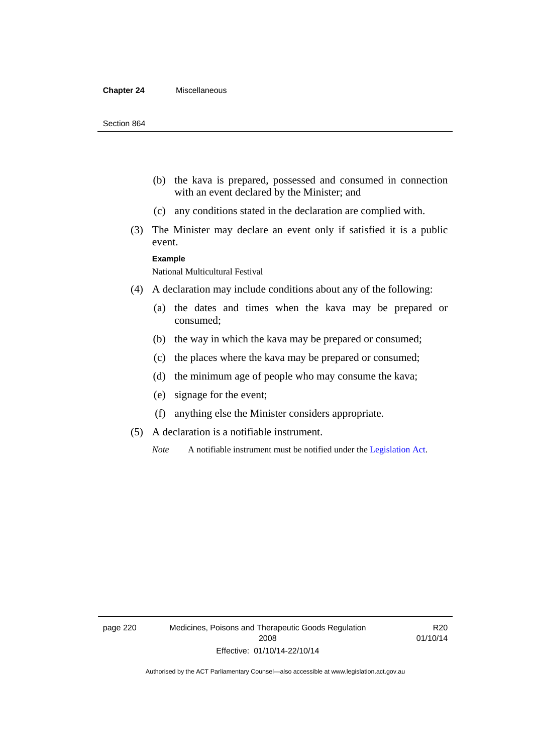(b) the kava is prepared, possessed and consumed in connection with an event declared by the Minister; and

(c) any conditions stated in the declaration are complied with.

(3) The Minister may declare an event only if satisfied it is a public event.

**Example**

National Multicultural Festival

(4) A declaration may include conditions about any of the following:

(a) the dates and times when the kava may be prepared or consumed;

(b) the way in which the kava may be prepared or consumed;

(c) the places where the kava may be prepared or consumed;

(d) the minimum age of people who may consume the kava;

(e) signage for the event;

(f) anything else the Minister considers appropriate.

(5) A declaration is a notifiable instrument.

*Note* A notifiable instrument must be notified under the Legislation Act.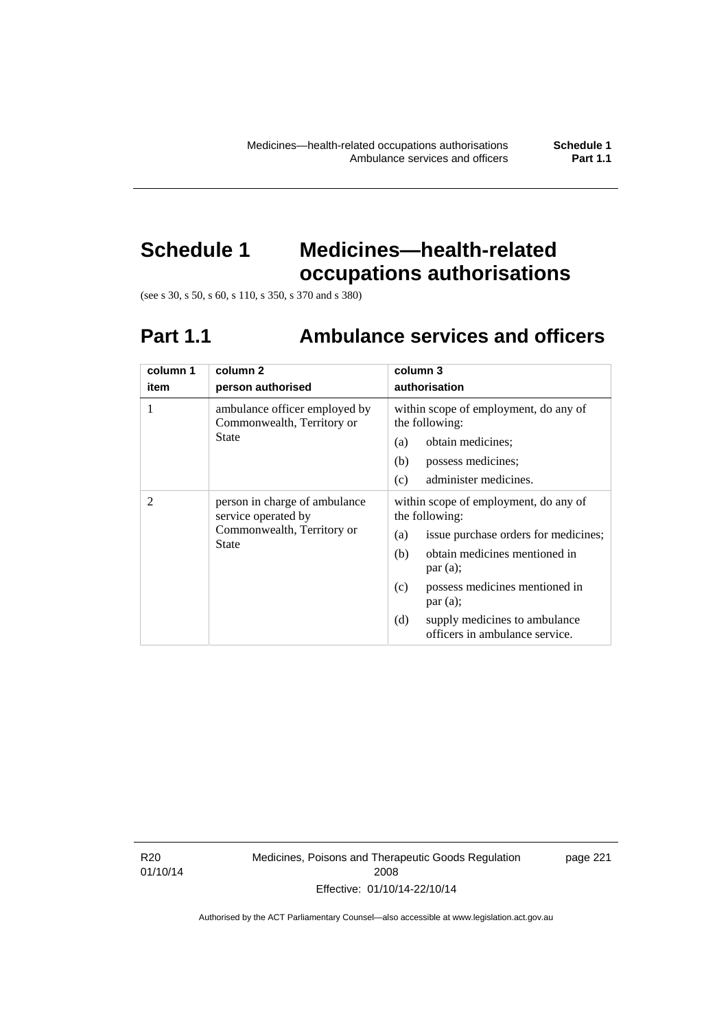# Schedule 1 Medicines—health-related occupations authorisations

(see s 30, s 50, s 60, s 110, s 350, s 370 and s 380)

## Part 1.1 Ambulance services and officers

| column 1<br>item | column 2<br>person authorised | column 3<br>authorisation |
|---|---|---|
| 1 | ambulance officer employed by Commonwealth, Territory or State | within scope of employment, do any of the following:<br>(a) obtain medicines;<br>(b) possess medicines;<br>(c) administer medicines. |
| 2 | person in charge of ambulance service operated by Commonwealth, Territory or State | within scope of employment, do any of the following:<br>(a) issue purchase orders for medicines;<br>(b) obtain medicines mentioned in par (a);<br>(c) possess medicines mentioned in par (a);<br>(d) supply medicines to ambulance officers in ambulance service. |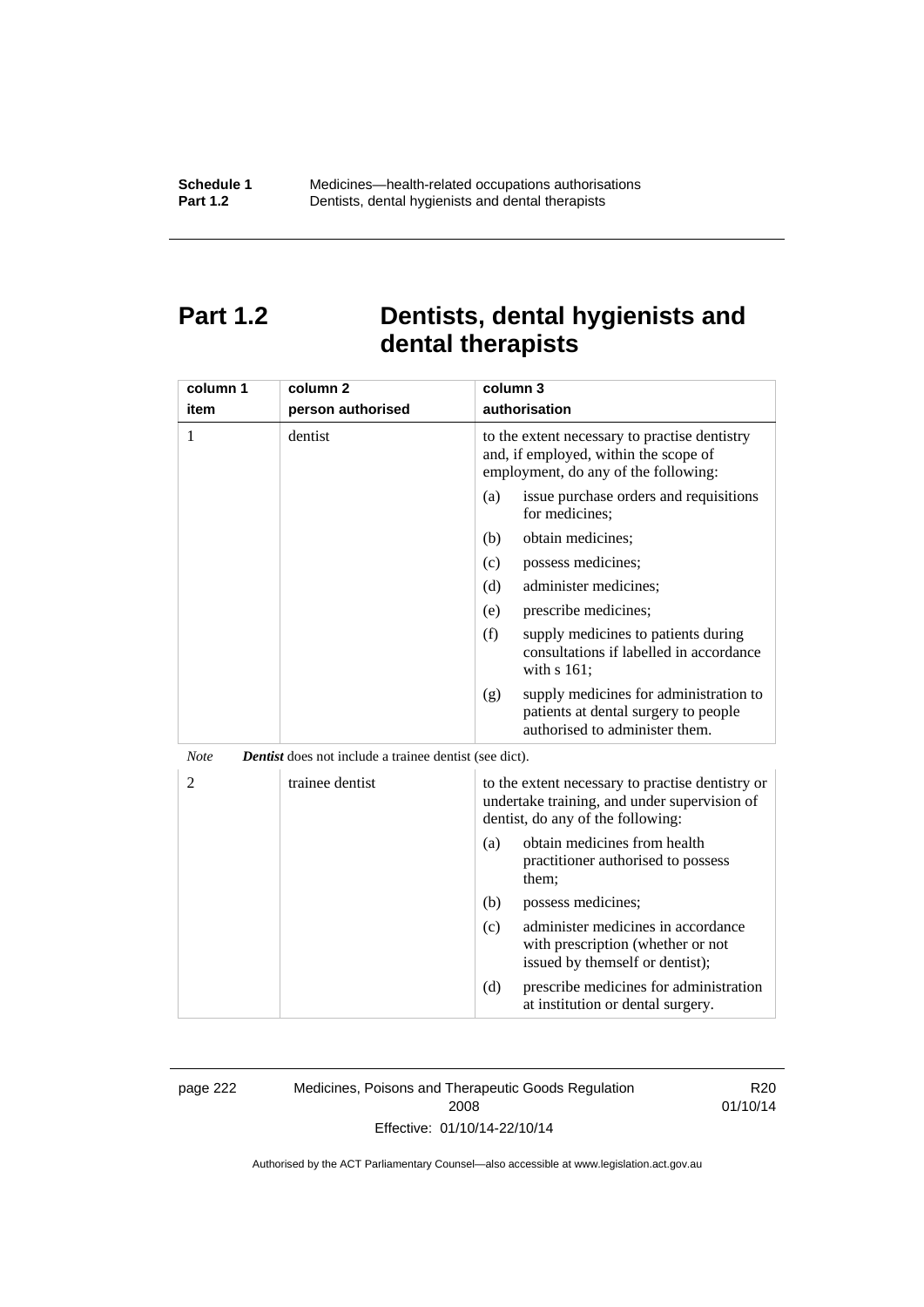# Part 1.2 Dentists, dental hygienists and dental therapists

| column 1<br>item | column 2<br>person authorised | column 3<br>authorisation |
|---|---|---|
| 1 | dentist | to the extent necessary to practise dentistry and, if employed, within the scope of employment, do any of the following:<br>(a) issue purchase orders and requisitions for medicines;<br>(b) obtain medicines;<br>(c) possess medicines;<br>(d) administer medicines;<br>(e) prescribe medicines;<br>(f) supply medicines to patients during consultations if labelled in accordance with s 161;<br>(g) supply medicines for administration to patients at dental surgery to people authorised to administer them. |

*Note* ***Dentist*** does not include a trainee dentist (see dict).

| column 1<br>item | column 2<br>person authorised | column 3<br>authorisation |
|---|---|---|
| 2 | trainee dentist | to the extent necessary to practise dentistry or undertake training, and under supervision of dentist, do any of the following:<br>(a) obtain medicines from health practitioner authorised to possess them;<br>(b) possess medicines;<br>(c) administer medicines in accordance with prescription (whether or not issued by themself or dentist);<br>(d) prescribe medicines for administration at institution or dental surgery. |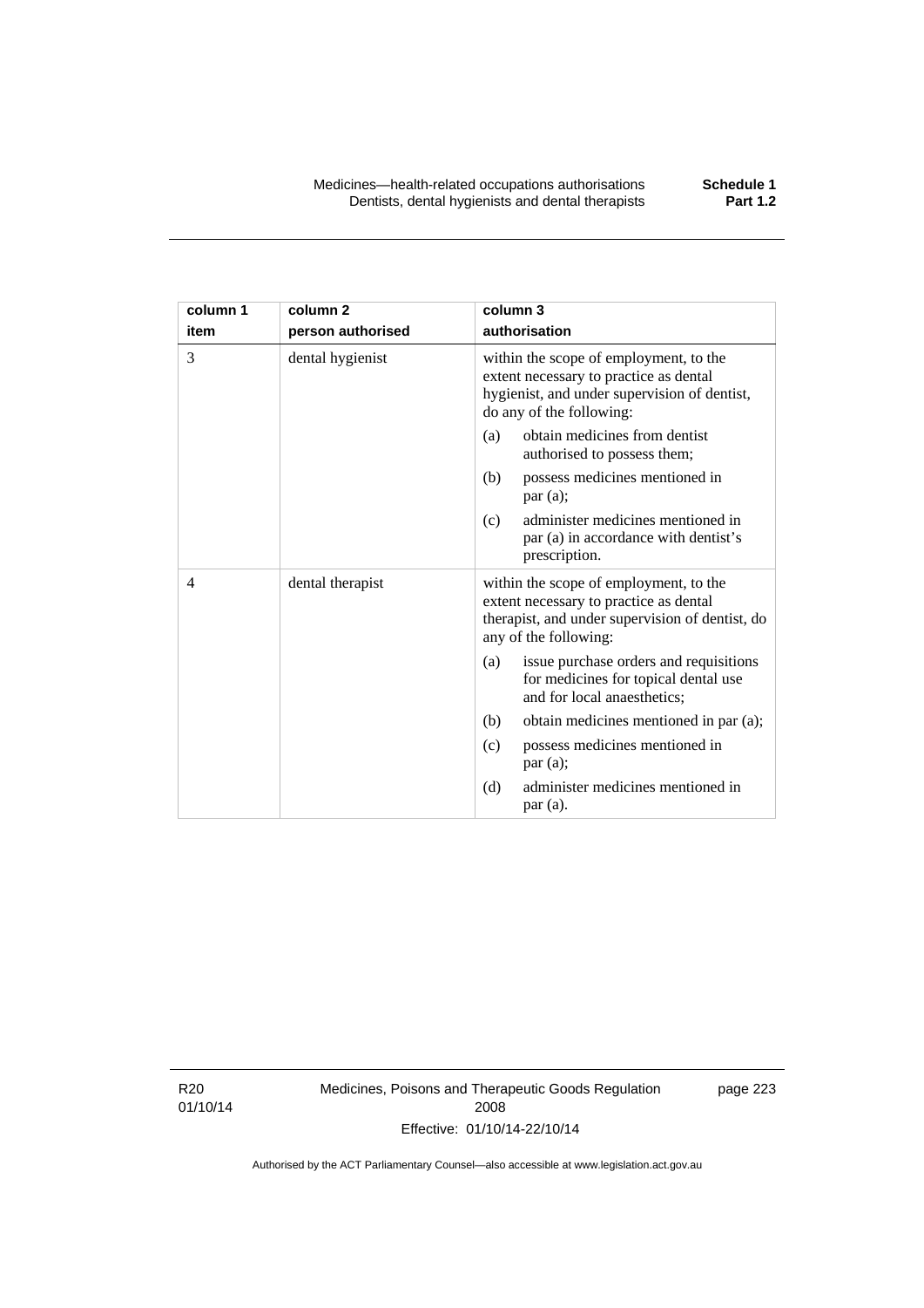| column 1<br>item | column 2<br>person authorised | column 3<br>authorisation |
|---|---|---|
| 3 | dental hygienist | within the scope of employment, to the extent necessary to practice as dental hygienist, and under supervision of dentist, do any of the following:<br>(a) obtain medicines from dentist authorised to possess them;<br>(b) possess medicines mentioned in par (a);<br>(c) administer medicines mentioned in par (a) in accordance with dentist's prescription. |
| 4 | dental therapist | within the scope of employment, to the extent necessary to practice as dental therapist, and under supervision of dentist, do any of the following:<br>(a) issue purchase orders and requisitions for medicines for topical dental use and for local anaesthetics;<br>(b) obtain medicines mentioned in par (a);<br>(c) possess medicines mentioned in par (a);<br>(d) administer medicines mentioned in par (a). |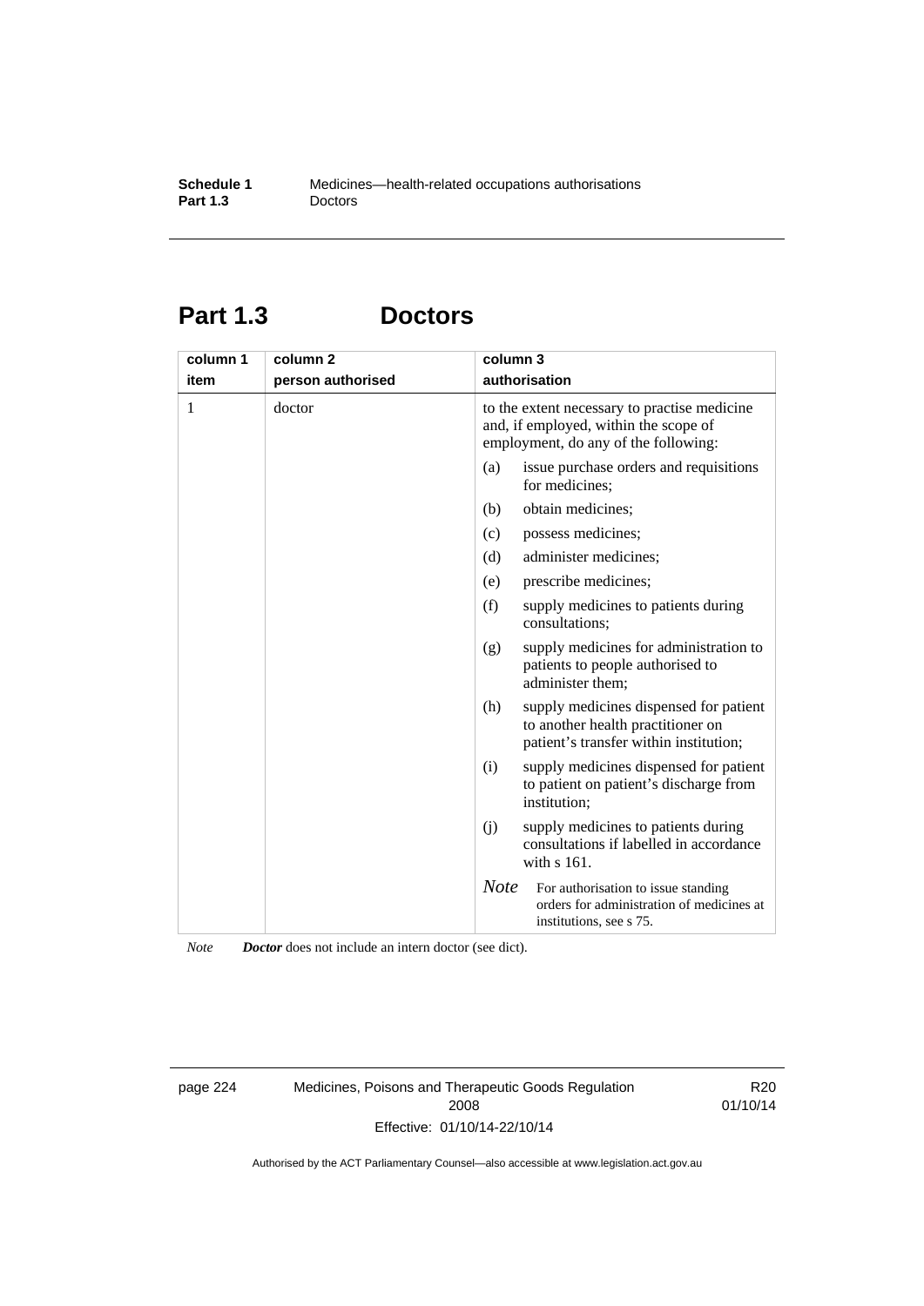# Part 1.3 Doctors

| column 1 item | column 2 person authorised | column 3 authorisation |
|---|---|---|
| 1 | doctor | to the extent necessary to practise medicine and, if employed, within the scope of employment, do any of the following:<br>(a) issue purchase orders and requisitions for medicines;<br>(b) obtain medicines;<br>(c) possess medicines;<br>(d) administer medicines;<br>(e) prescribe medicines;<br>(f) supply medicines to patients during consultations;<br>(g) supply medicines for administration to patients to people authorised to administer them;<br>(h) supply medicines dispensed for patient to another health practitioner on patient's transfer within institution;<br>(i) supply medicines dispensed for patient to patient on patient's discharge from institution;<br>(j) supply medicines to patients during consultations if labelled in accordance with s 161.<br>*Note* For authorisation to issue standing orders for administration of medicines at institutions, see s 75. |

*Note* ***Doctor*** does not include an intern doctor (see dict).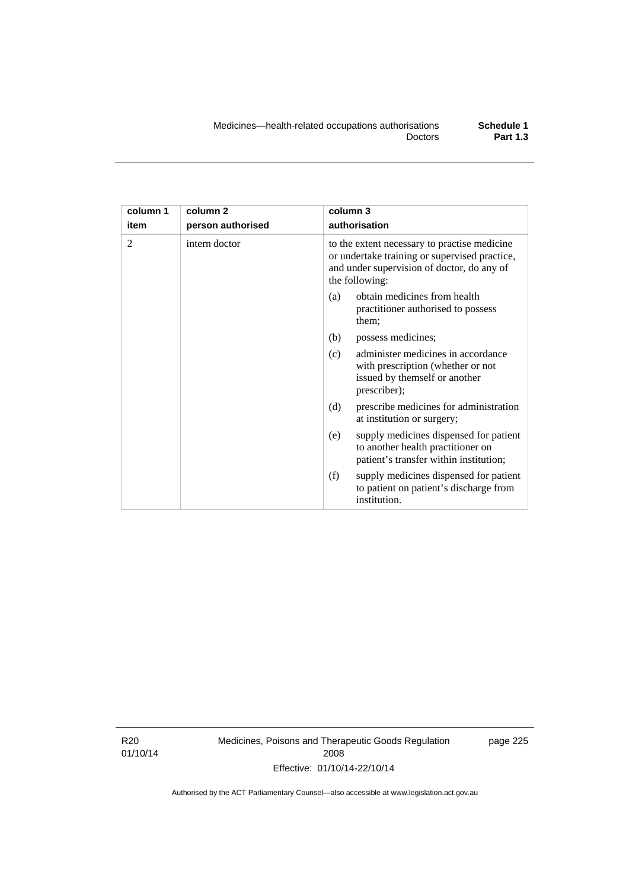| column 1 item | column 2 person authorised | column 3 authorisation |
|---|---|---|
| 2 | intern doctor | to the extent necessary to practise medicine or undertake training or supervised practice, and under supervision of doctor, do any of the following:<br>(a) obtain medicines from health practitioner authorised to possess them;<br>(b) possess medicines;<br>(c) administer medicines in accordance with prescription (whether or not issued by themself or another prescriber);<br>(d) prescribe medicines for administration at institution or surgery;<br>(e) supply medicines dispensed for patient to another health practitioner on patient's transfer within institution;<br>(f) supply medicines dispensed for patient to patient on patient's discharge from institution. |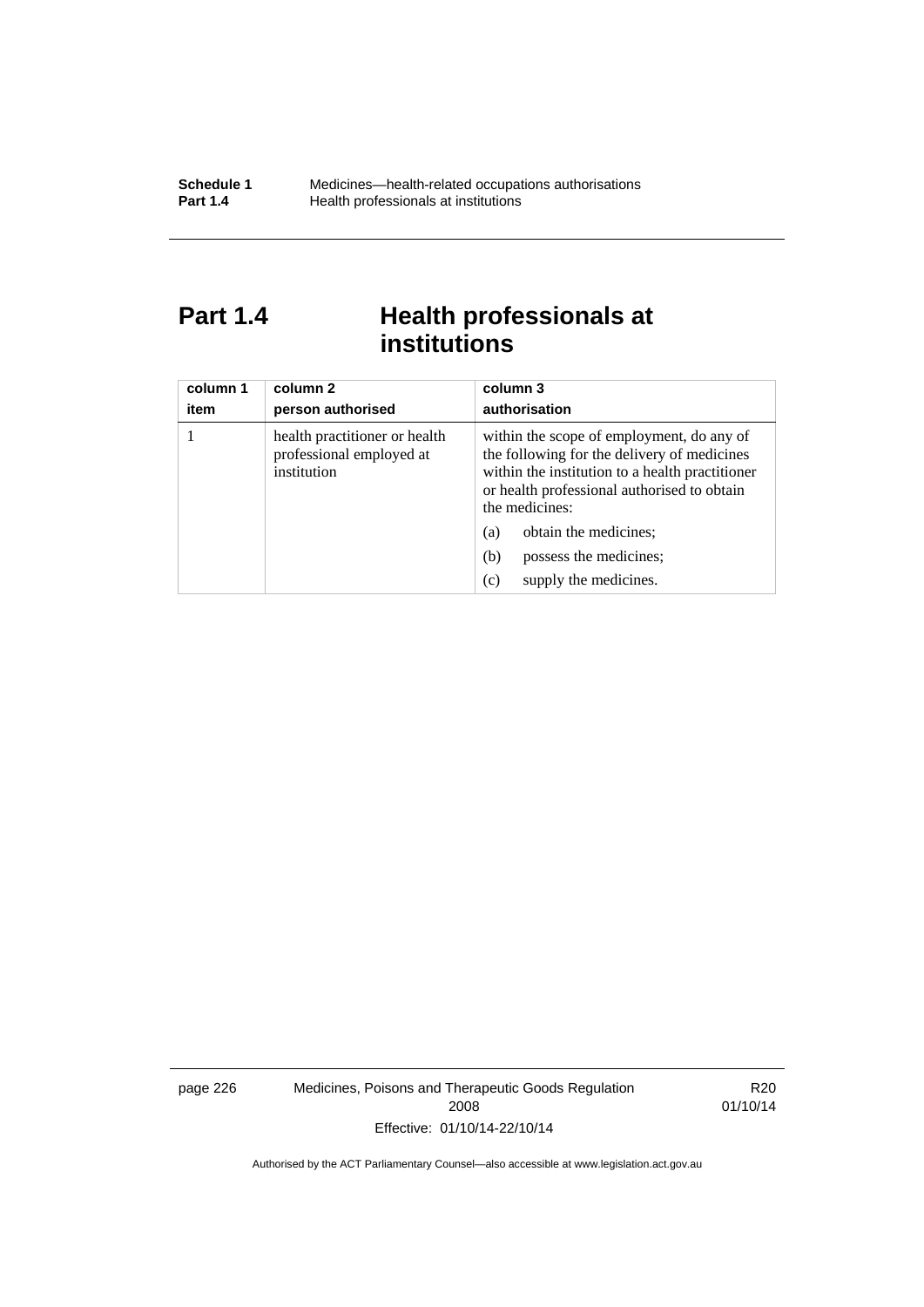# Part 1.4 Health professionals at institutions

| column 1<br>item | column 2<br>person authorised | column 3<br>authorisation |
|---|---|---|
| 1 | health practitioner or health professional employed at institution | within the scope of employment, do any of the following for the delivery of medicines within the institution to a health practitioner or health professional authorised to obtain the medicines:<br>(a) obtain the medicines;<br>(b) possess the medicines;<br>(c) supply the medicines. |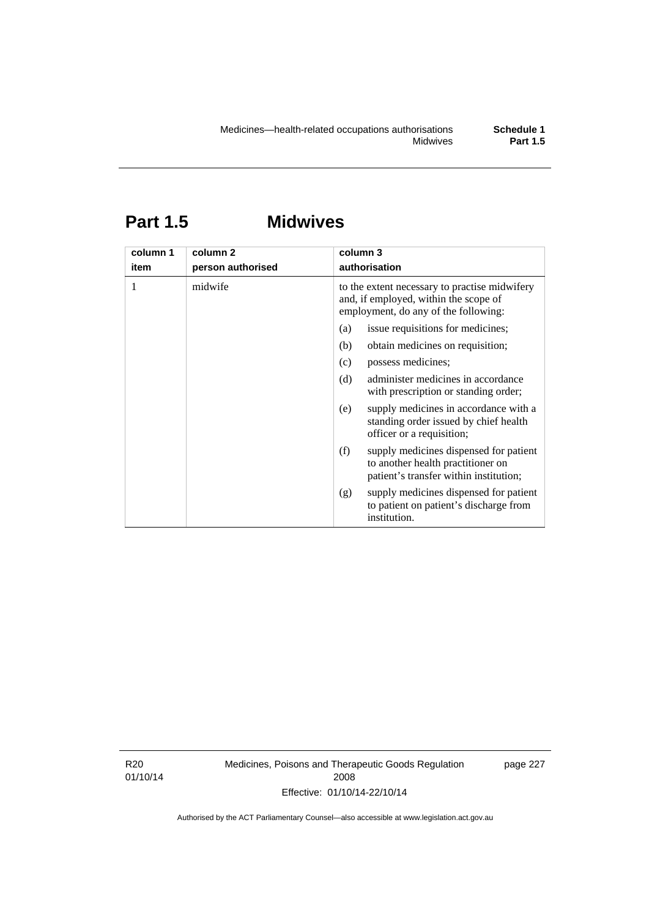# Part 1.5 Midwives

| column 1 item | column 2 person authorised | column 3 authorisation |
|---|---|---|
| 1 | midwife | to the extent necessary to practise midwifery and, if employed, within the scope of employment, do any of the following:<br>(a) issue requisitions for medicines;<br>(b) obtain medicines on requisition;<br>(c) possess medicines;<br>(d) administer medicines in accordance with prescription or standing order;<br>(e) supply medicines in accordance with a standing order issued by chief health officer or a requisition;<br>(f) supply medicines dispensed for patient to another health practitioner on patient's transfer within institution;<br>(g) supply medicines dispensed for patient to patient on patient's discharge from institution. |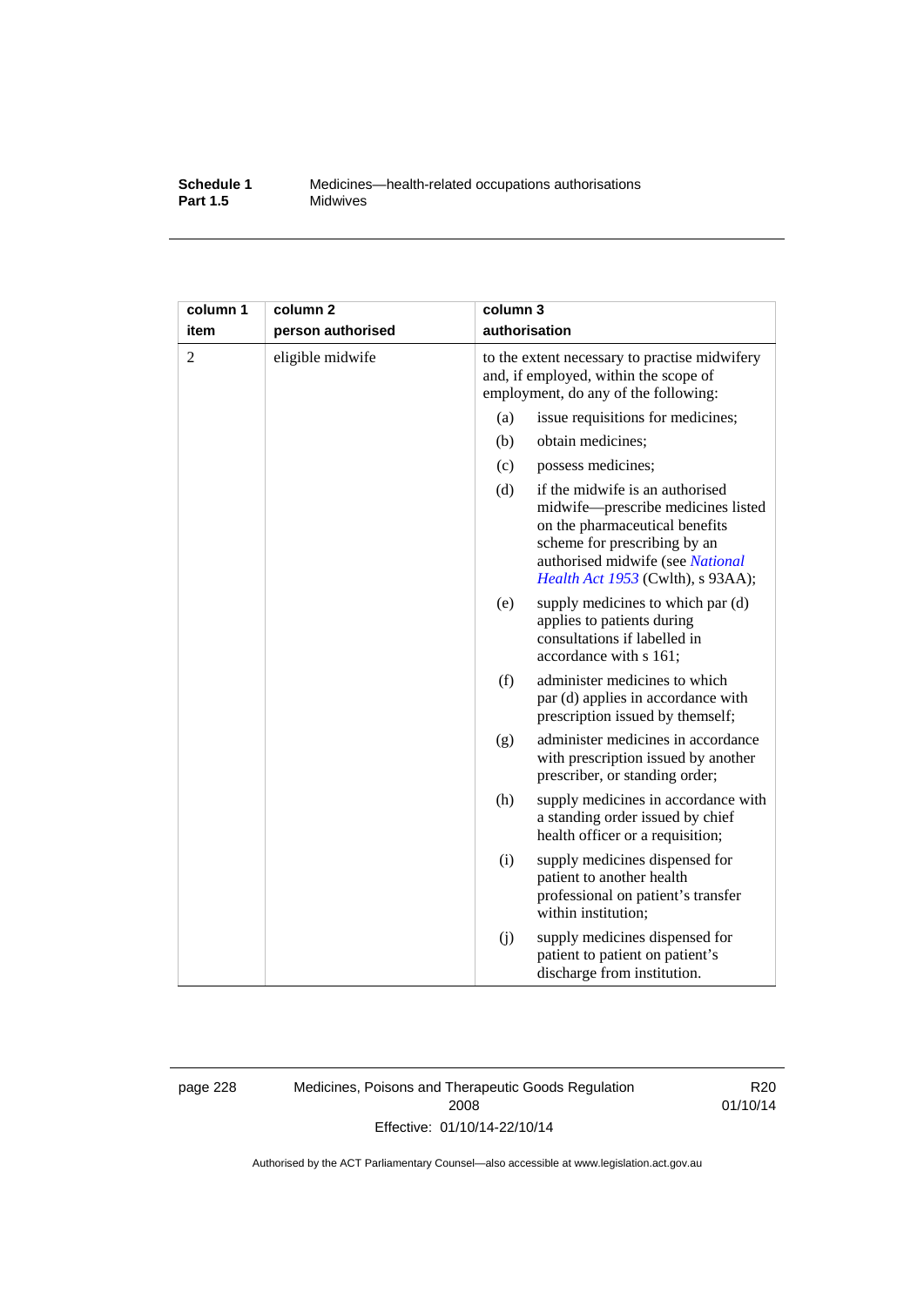| column 1 item | column 2 person authorised | column 3 authorisation |
|---|---|---|
| 2 | eligible midwife | to the extent necessary to practise midwifery and, if employed, within the scope of employment, do any of the following:<br>(a) issue requisitions for medicines;<br>(b) obtain medicines;<br>(c) possess medicines;<br>(d) if the midwife is an authorised midwife—prescribe medicines listed on the pharmaceutical benefits scheme for prescribing by an authorised midwife (see *National Health Act 1953* (Cwlth), s 93AA);<br>(e) supply medicines to which par (d) applies to patients during consultations if labelled in accordance with s 161;<br>(f) administer medicines to which par (d) applies in accordance with prescription issued by themself;<br>(g) administer medicines in accordance with prescription issued by another prescriber, or standing order;<br>(h) supply medicines in accordance with a standing order issued by chief health officer or a requisition;<br>(i) supply medicines dispensed for patient to another health professional on patient's transfer within institution;<br>(j) supply medicines dispensed for patient to patient on patient's discharge from institution. |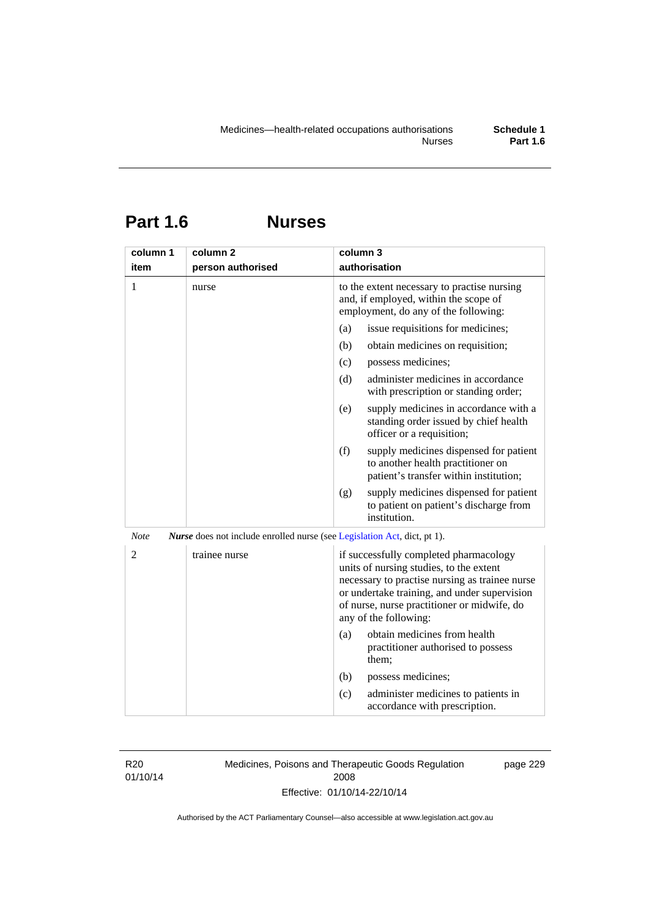# Part 1.6 Nurses

| column 1<br>item | column 2<br>person authorised | column 3<br>authorisation |
|---|---|---|
| 1 | nurse | to the extent necessary to practise nursing and, if employed, within the scope of employment, do any of the following:<br>(a) issue requisitions for medicines;<br>(b) obtain medicines on requisition;<br>(c) possess medicines;<br>(d) administer medicines in accordance with prescription or standing order;<br>(e) supply medicines in accordance with a standing order issued by chief health officer or a requisition;<br>(f) supply medicines dispensed for patient to another health practitioner on patient's transfer within institution;<br>(g) supply medicines dispensed for patient to patient on patient's discharge from institution. |

*Note* ***Nurse*** does not include enrolled nurse (see Legislation Act, dict, pt 1).

| column 1<br>item | column 2<br>person authorised | column 3<br>authorisation |
|---|---|---|
| 2 | trainee nurse | if successfully completed pharmacology units of nursing studies, to the extent necessary to practise nursing as trainee nurse or undertake training, and under supervision of nurse, nurse practitioner or midwife, do any of the following:<br>(a) obtain medicines from health practitioner authorised to possess them;<br>(b) possess medicines;<br>(c) administer medicines to patients in accordance with prescription. |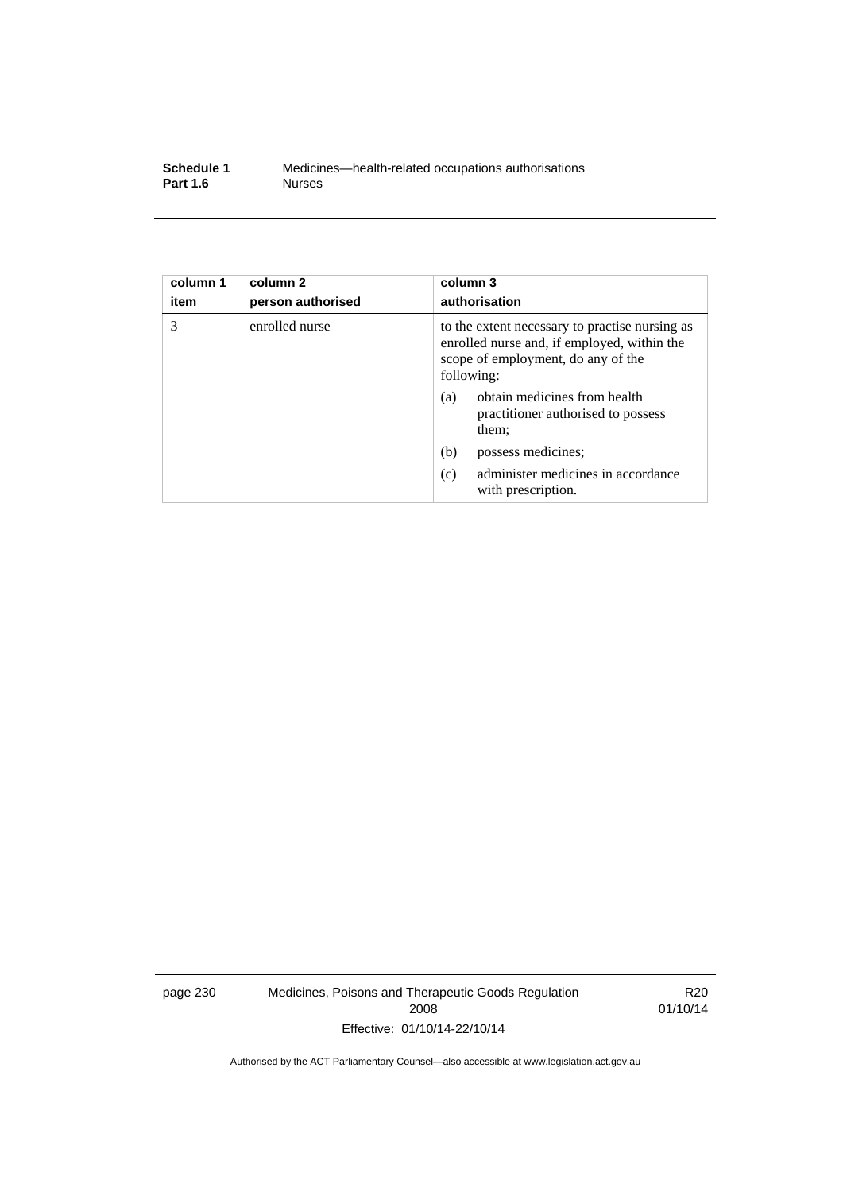| column 1<br>item | column 2<br>person authorised | column 3<br>authorisation |
|---|---|---|
| 3 | enrolled nurse | to the extent necessary to practise nursing as enrolled nurse and, if employed, within the scope of employment, do any of the following:<br>(a) obtain medicines from health practitioner authorised to possess them;<br>(b) possess medicines;<br>(c) administer medicines in accordance with prescription. |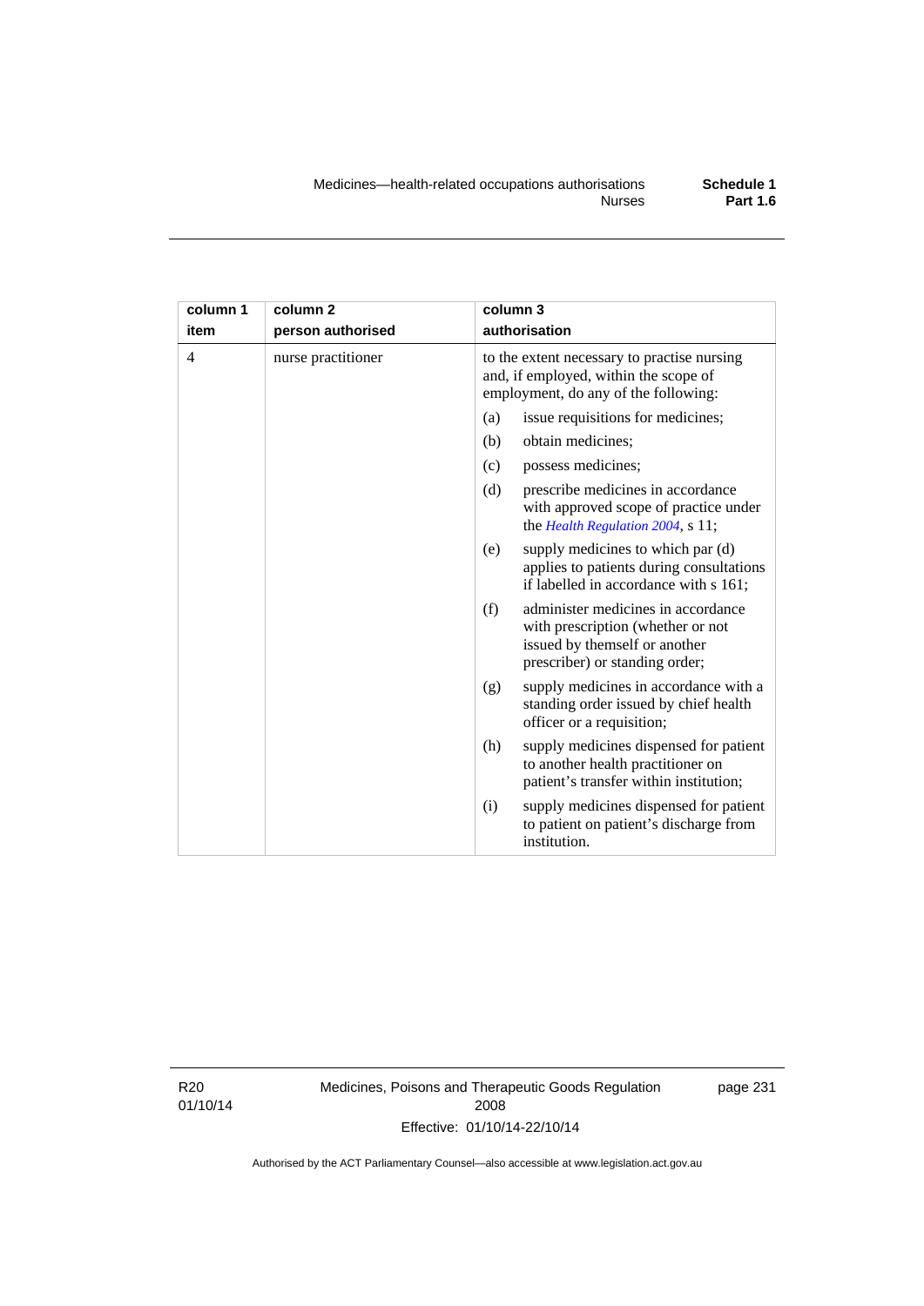| column 1<br>item | column 2<br>person authorised | column 3<br>authorisation |
|---|---|---|
| 4 | nurse practitioner | to the extent necessary to practise nursing and, if employed, within the scope of employment, do any of the following:<br>(a) issue requisitions for medicines;<br>(b) obtain medicines;<br>(c) possess medicines;<br>(d) prescribe medicines in accordance with approved scope of practice under the *Health Regulation 2004*, s 11;<br>(e) supply medicines to which par (d) applies to patients during consultations if labelled in accordance with s 161;<br>(f) administer medicines in accordance with prescription (whether or not issued by themself or another prescriber) or standing order;<br>(g) supply medicines in accordance with a standing order issued by chief health officer or a requisition;<br>(h) supply medicines dispensed for patient to another health practitioner on patient's transfer within institution;<br>(i) supply medicines dispensed for patient to patient on patient's discharge from institution. |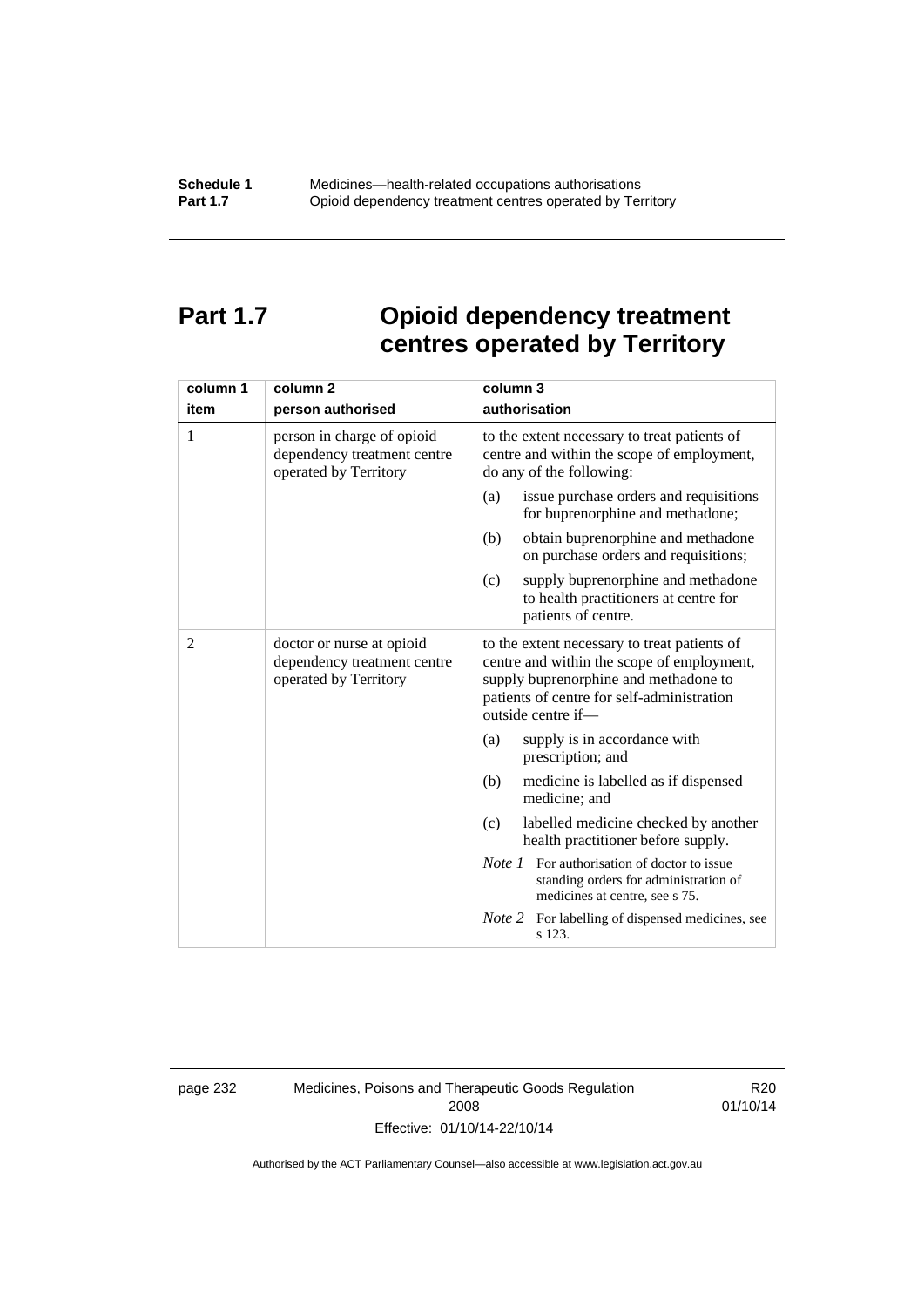# Part 1.7 Opioid dependency treatment centres operated by Territory

| column 1 item | column 2 person authorised | column 3 authorisation |
|---|---|---|
| 1 | person in charge of opioid dependency treatment centre operated by Territory | to the extent necessary to treat patients of centre and within the scope of employment, do any of the following:<br>(a) issue purchase orders and requisitions for buprenorphine and methadone;<br>(b) obtain buprenorphine and methadone on purchase orders and requisitions;<br>(c) supply buprenorphine and methadone to health practitioners at centre for patients of centre. |
| 2 | doctor or nurse at opioid dependency treatment centre operated by Territory | to the extent necessary to treat patients of centre and within the scope of employment, supply buprenorphine and methadone to patients of centre for self-administration outside centre if—<br>(a) supply is in accordance with prescription; and<br>(b) medicine is labelled as if dispensed medicine; and<br>(c) labelled medicine checked by another health practitioner before supply.<br>*Note 1* For authorisation of doctor to issue standing orders for administration of medicines at centre, see s 75.<br>*Note 2* For labelling of dispensed medicines, see s 123. |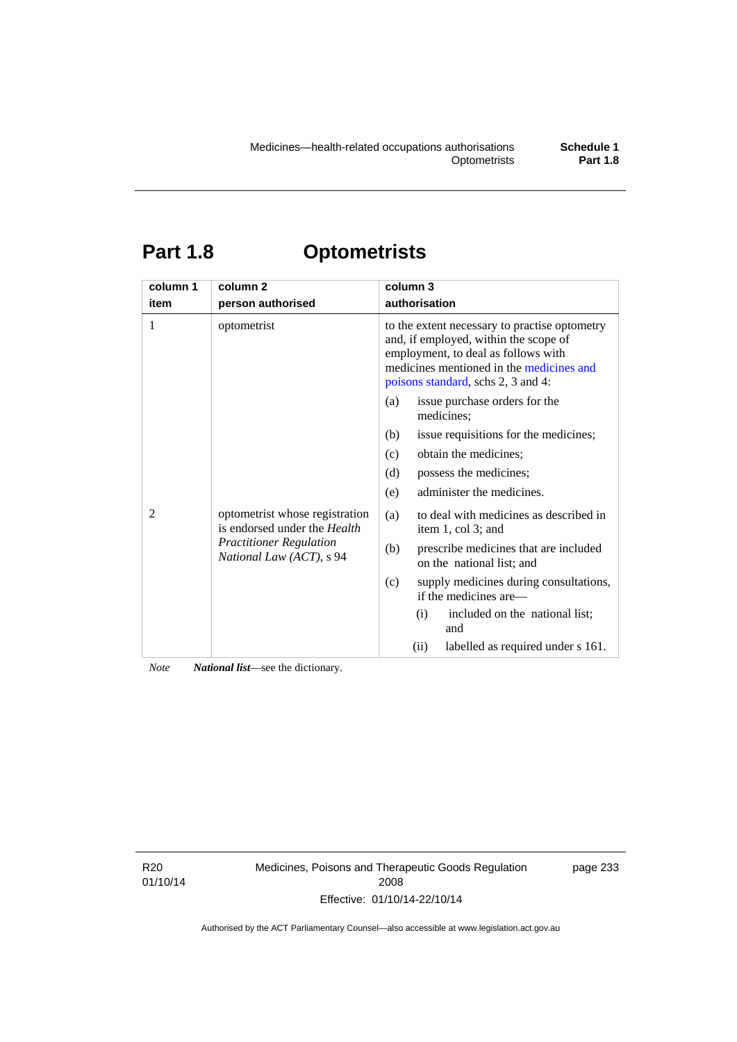# Part 1.8 Optometrists

| column 1 item | column 2 person authorised | column 3 authorisation |
|---|---|---|
| 1 | optometrist | to the extent necessary to practise optometry and, if employed, within the scope of employment, to deal as follows with medicines mentioned in the medicines and poisons standard, schs 2, 3 and 4:<br>(a) issue purchase orders for the medicines;<br>(b) issue requisitions for the medicines;<br>(c) obtain the medicines;<br>(d) possess the medicines;<br>(e) administer the medicines. |
| 2 | optometrist whose registration is endorsed under the *Health Practitioner Regulation National Law (ACT)*, s 94 | (a) to deal with medicines as described in item 1, col 3; and<br>(b) prescribe medicines that are included on the national list; and<br>(c) supply medicines during consultations, if the medicines are—<br>(i) included on the national list; and<br>(ii) labelled as required under s 161. |

*Note* ***National list***—see the dictionary.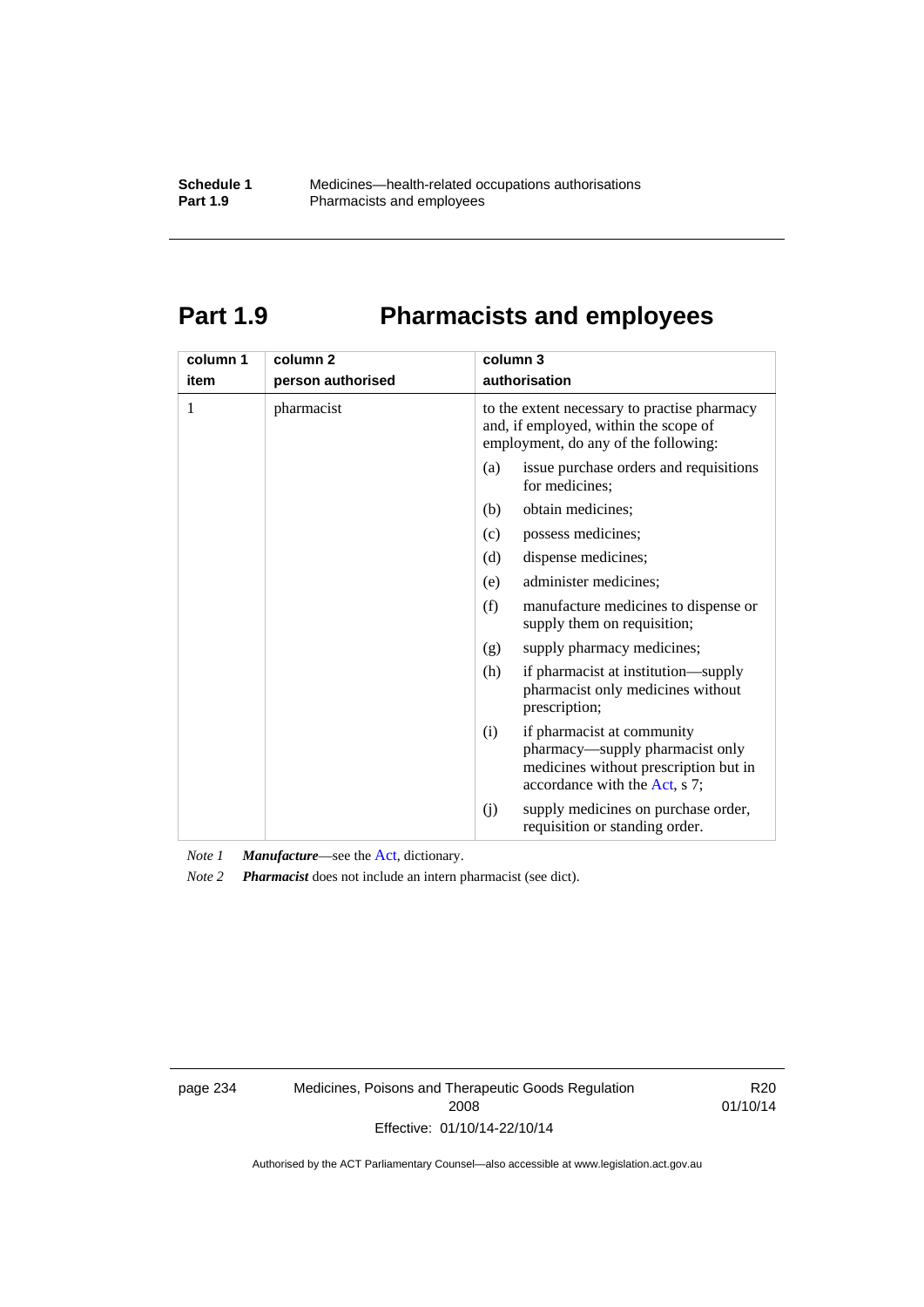# Part 1.9 Pharmacists and employees

| column 1<br>item | column 2<br>person authorised | column 3<br>authorisation |
|---|---|---|
| 1 | pharmacist | to the extent necessary to practise pharmacy and, if employed, within the scope of employment, do any of the following:<br>(a) issue purchase orders and requisitions for medicines;<br>(b) obtain medicines;<br>(c) possess medicines;<br>(d) dispense medicines;<br>(e) administer medicines;<br>(f) manufacture medicines to dispense or supply them on requisition;<br>(g) supply pharmacy medicines;<br>(h) if pharmacist at institution—supply pharmacist only medicines without prescription;<br>(i) if pharmacist at community pharmacy—supply pharmacist only medicines without prescription but in accordance with the Act, s 7;<br>(j) supply medicines on purchase order, requisition or standing order. |

*Note 1* ***Manufacture***—see the Act, dictionary.

*Note 2* ***Pharmacist*** does not include an intern pharmacist (see dict).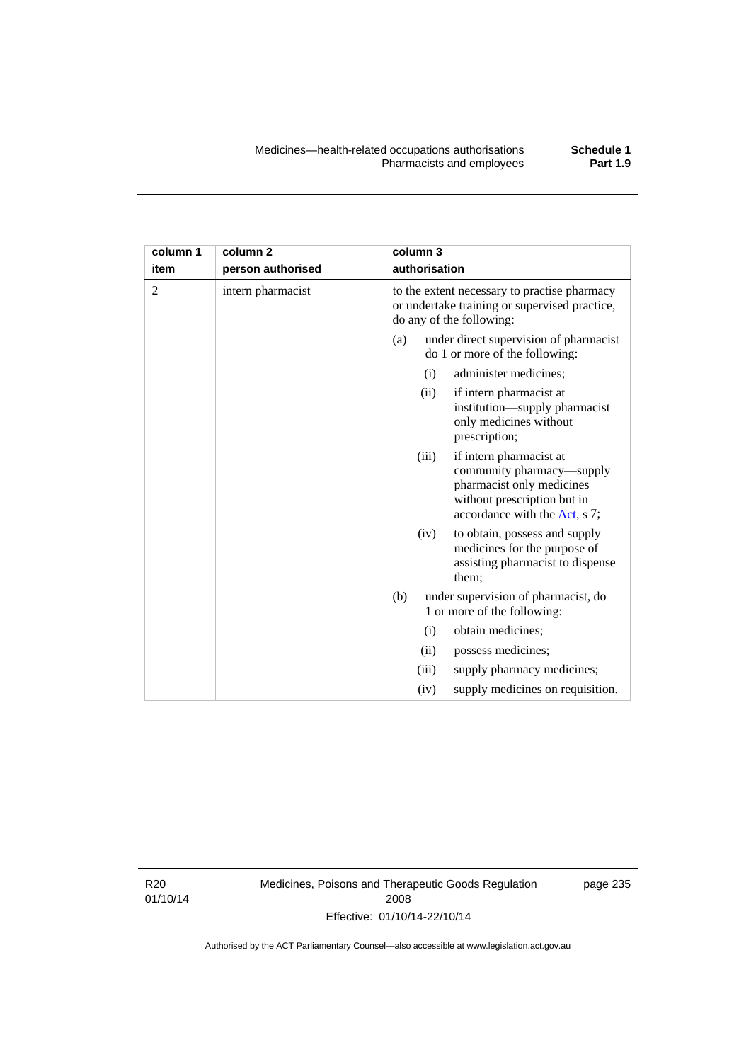| column 1 item | column 2 person authorised | column 3 authorisation |
|---|---|---|
| 2 | intern pharmacist | to the extent necessary to practise pharmacy or undertake training or supervised practice, do any of the following:<br>(a) under direct supervision of pharmacist do 1 or more of the following:<br>(i) administer medicines;<br>(ii) if intern pharmacist at institution—supply pharmacist only medicines without prescription;<br>(iii) if intern pharmacist at community pharmacy—supply pharmacist only medicines without prescription but in accordance with the Act, s 7;<br>(iv) to obtain, possess and supply medicines for the purpose of assisting pharmacist to dispense them;<br>(b) under supervision of pharmacist, do 1 or more of the following:<br>(i) obtain medicines;<br>(ii) possess medicines;<br>(iii) supply pharmacy medicines;<br>(iv) supply medicines on requisition. |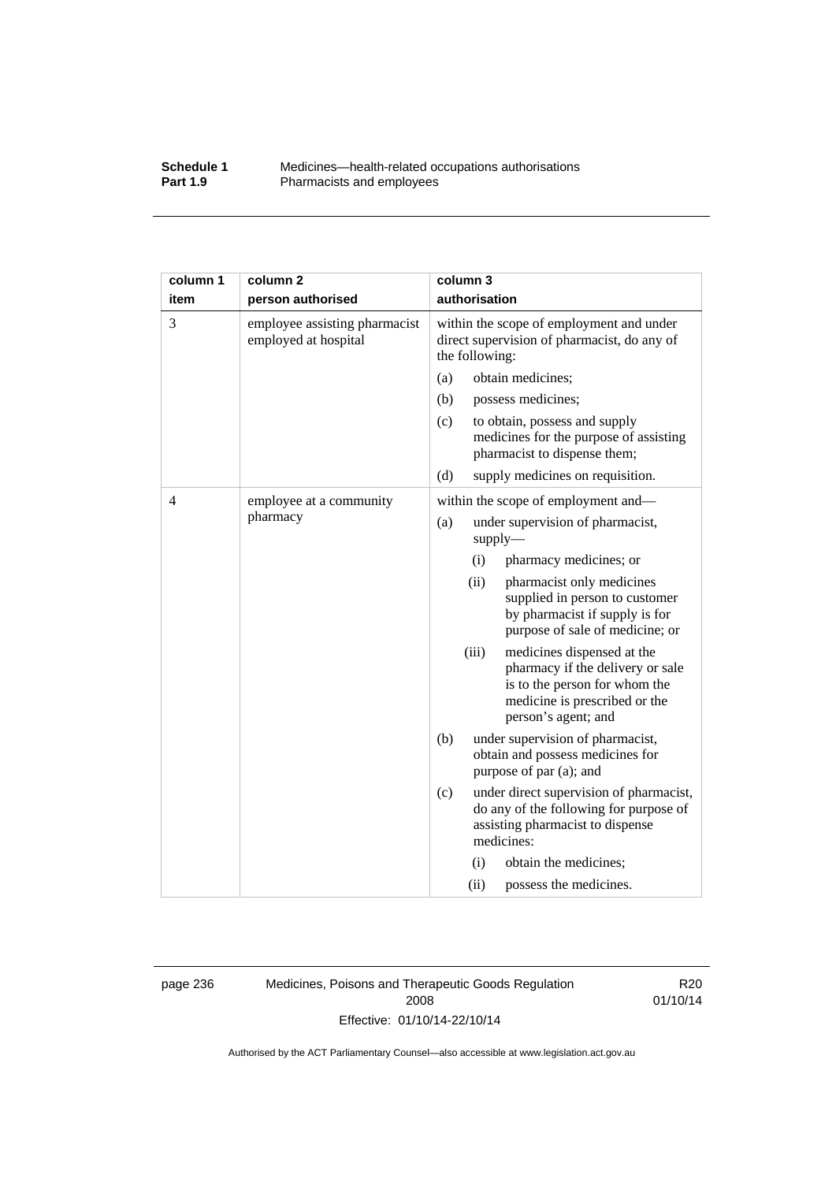| column 1 item | column 2 person authorised | column 3 authorisation |
|---|---|---|
| 3 | employee assisting pharmacist employed at hospital | within the scope of employment and under direct supervision of pharmacist, do any of the following:<br>(a) obtain medicines;<br>(b) possess medicines;<br>(c) to obtain, possess and supply medicines for the purpose of assisting pharmacist to dispense them;<br>(d) supply medicines on requisition. |
| 4 | employee at a community pharmacy | within the scope of employment and—<br>(a) under supervision of pharmacist, supply—<br>(i) pharmacy medicines; or<br>(ii) pharmacist only medicines supplied in person to customer by pharmacist if supply is for purpose of sale of medicine; or<br>(iii) medicines dispensed at the pharmacy if the delivery or sale is to the person for whom the medicine is prescribed or the person's agent; and<br>(b) under supervision of pharmacist, obtain and possess medicines for purpose of par (a); and<br>(c) under direct supervision of pharmacist, do any of the following for purpose of assisting pharmacist to dispense medicines:<br>(i) obtain the medicines;<br>(ii) possess the medicines. |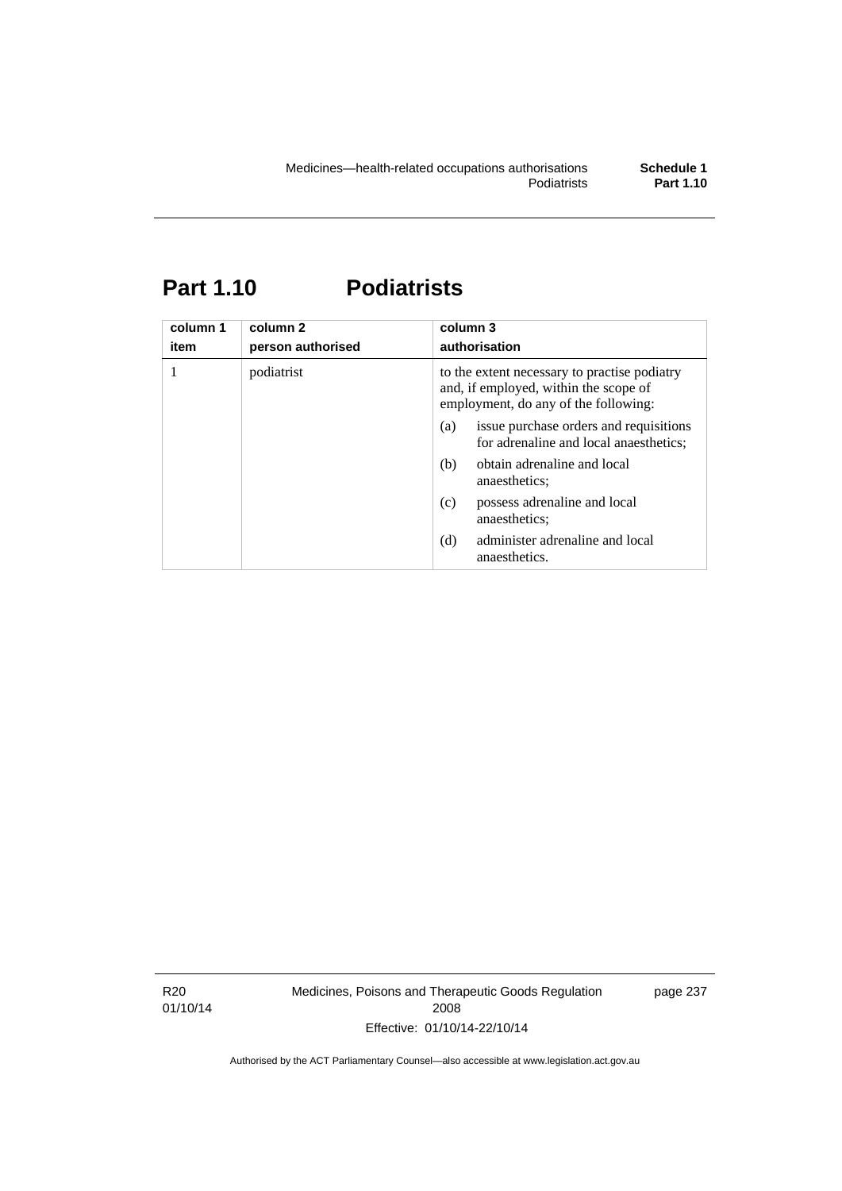# Part 1.10 Podiatrists

| column 1<br>item | column 2<br>person authorised | column 3<br>authorisation |
|---|---|---|
| 1 | podiatrist | to the extent necessary to practise podiatry and, if employed, within the scope of employment, do any of the following:<br>(a) issue purchase orders and requisitions for adrenaline and local anaesthetics;<br>(b) obtain adrenaline and local anaesthetics;<br>(c) possess adrenaline and local anaesthetics;<br>(d) administer adrenaline and local anaesthetics. |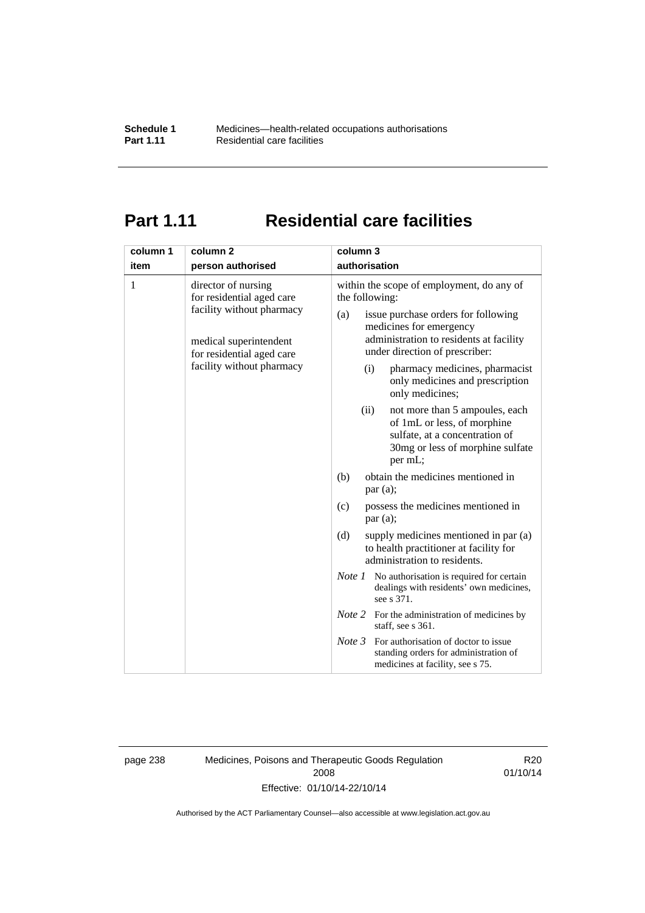# Part 1.11 Residential care facilities

| column 1<br>item | column 2<br>person authorised | column 3<br>authorisation |
|---|---|---|
| 1 | director of nursing for residential aged care facility without pharmacy<br><br>medical superintendent for residential aged care facility without pharmacy | within the scope of employment, do any of the following:<br>(a) issue purchase orders for following medicines for emergency administration to residents at facility under direction of prescriber:<br>(i) pharmacy medicines, pharmacist only medicines and prescription only medicines;<br>(ii) not more than 5 ampoules, each of 1mL or less, of morphine sulfate, at a concentration of 30mg or less of morphine sulfate per mL;<br>(b) obtain the medicines mentioned in par (a);<br>(c) possess the medicines mentioned in par (a);<br>(d) supply medicines mentioned in par (a) to health practitioner at facility for administration to residents.<br>*Note 1* No authorisation is required for certain dealings with residents' own medicines, see s 371.<br>*Note 2* For the administration of medicines by staff, see s 361.<br>*Note 3* For authorisation of doctor to issue standing orders for administration of medicines at facility, see s 75. |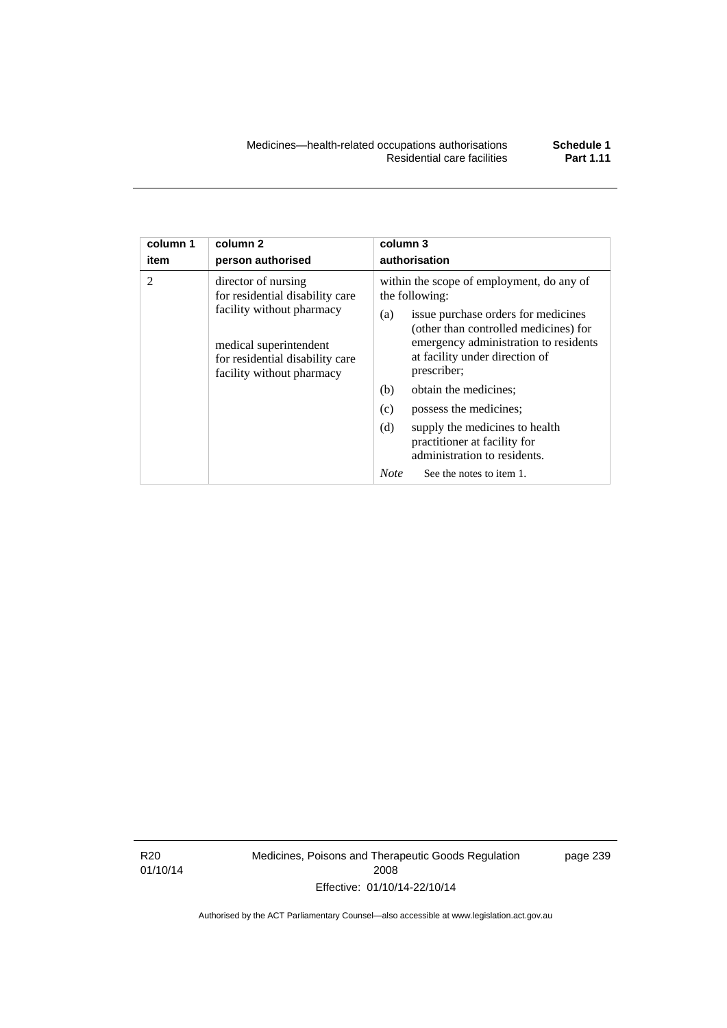| column 1 item | column 2 person authorised | column 3 authorisation |
|---|---|---|
| 2 | director of nursing for residential disability care facility without pharmacy<br><br>medical superintendent for residential disability care facility without pharmacy | within the scope of employment, do any of the following:<br>(a) issue purchase orders for medicines (other than controlled medicines) for emergency administration to residents at facility under direction of prescriber;<br>(b) obtain the medicines;<br>(c) possess the medicines;<br>(d) supply the medicines to health practitioner at facility for administration to residents.<br>*Note* See the notes to item 1. |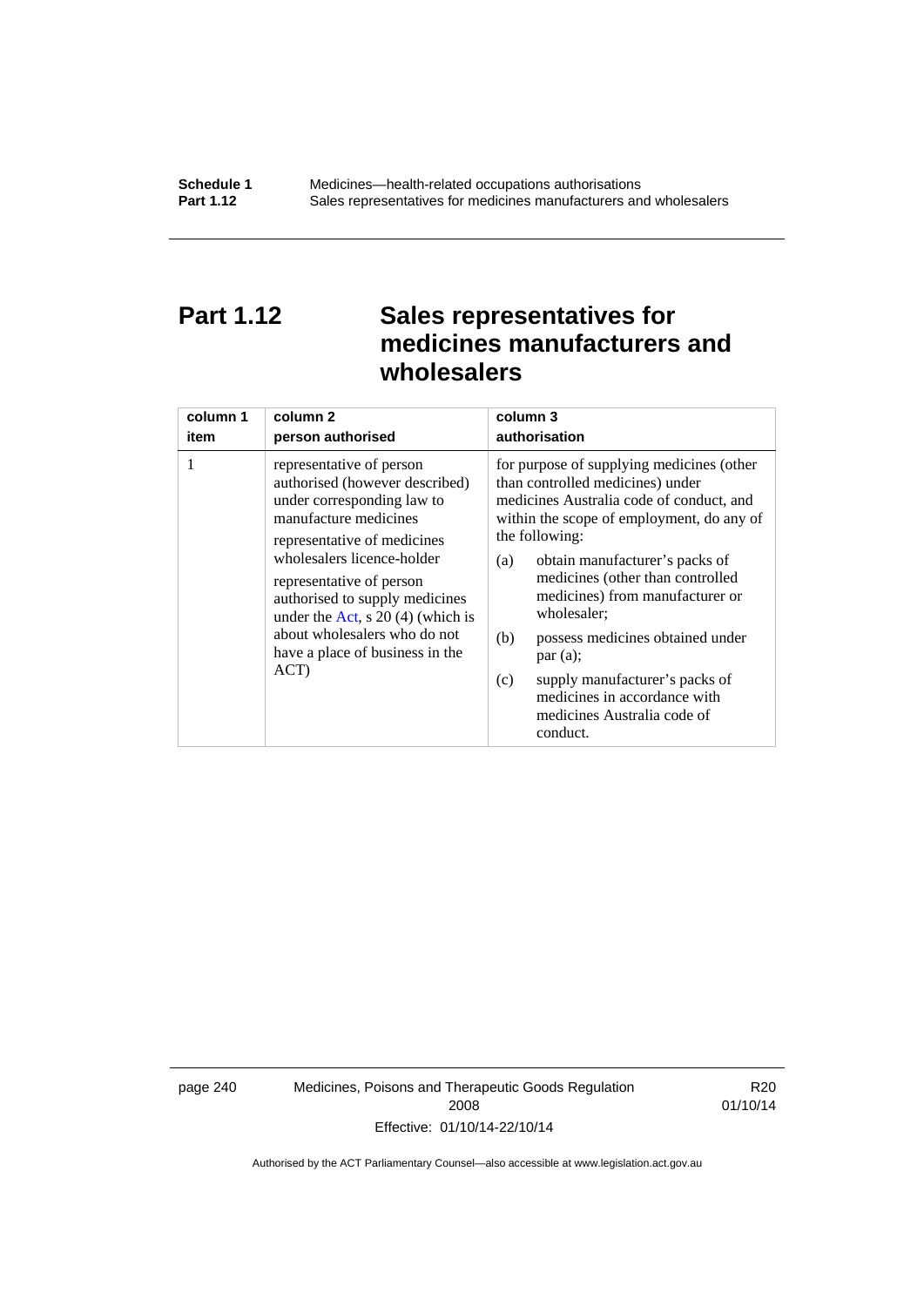# Part 1.12 Sales representatives for medicines manufacturers and wholesalers

| column 1<br>item | column 2<br>person authorised | column 3<br>authorisation |
|---|---|---|
| 1 | representative of person authorised (however described) under corresponding law to manufacture medicines<br><br>representative of medicines wholesalers licence-holder<br><br>representative of person authorised to supply medicines under the Act, s 20 (4) (which is about wholesalers who do not have a place of business in the ACT) | for purpose of supplying medicines (other than controlled medicines) under medicines Australia code of conduct, and within the scope of employment, do any of the following:<br><br>(a) obtain manufacturer's packs of medicines (other than controlled medicines) from manufacturer or wholesaler;<br><br>(b) possess medicines obtained under par (a);<br><br>(c) supply manufacturer's packs of medicines in accordance with medicines Australia code of conduct. |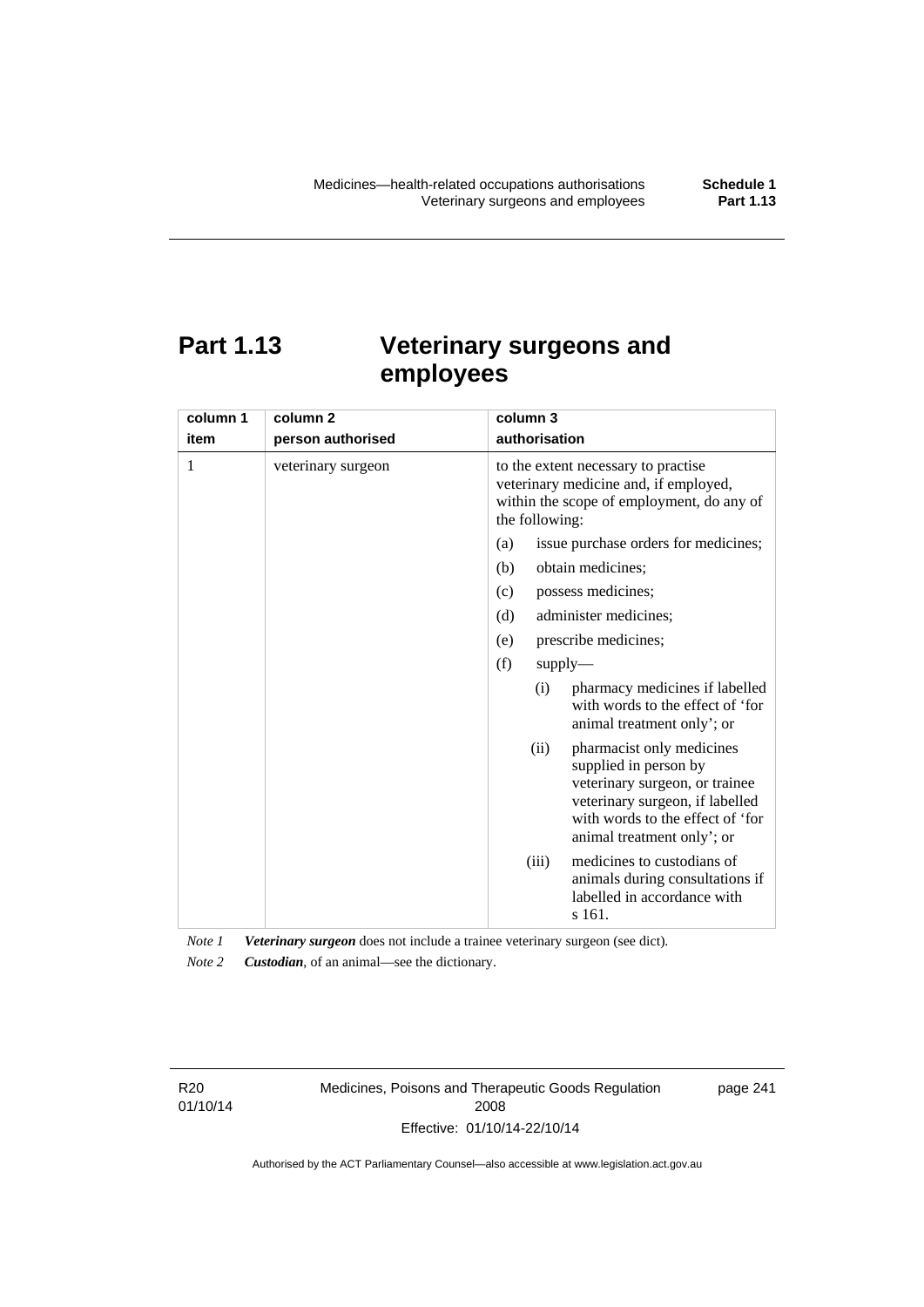# Part 1.13 Veterinary surgeons and employees

| column 1<br>item | column 2<br>person authorised | column 3<br>authorisation |
|---|---|---|
| 1 | veterinary surgeon | to the extent necessary to practise veterinary medicine and, if employed, within the scope of employment, do any of the following:<br>(a) issue purchase orders for medicines;<br>(b) obtain medicines;<br>(c) possess medicines;<br>(d) administer medicines;<br>(e) prescribe medicines;<br>(f) supply—<br>(i) pharmacy medicines if labelled with words to the effect of 'for animal treatment only'; or<br>(ii) pharmacist only medicines supplied in person by veterinary surgeon, or trainee veterinary surgeon, if labelled with words to the effect of 'for animal treatment only'; or<br>(iii) medicines to custodians of animals during consultations if labelled in accordance with s 161. |

*Note 1* ***Veterinary surgeon*** does not include a trainee veterinary surgeon (see dict).

*Note 2* ***Custodian***, of an animal—see the dictionary.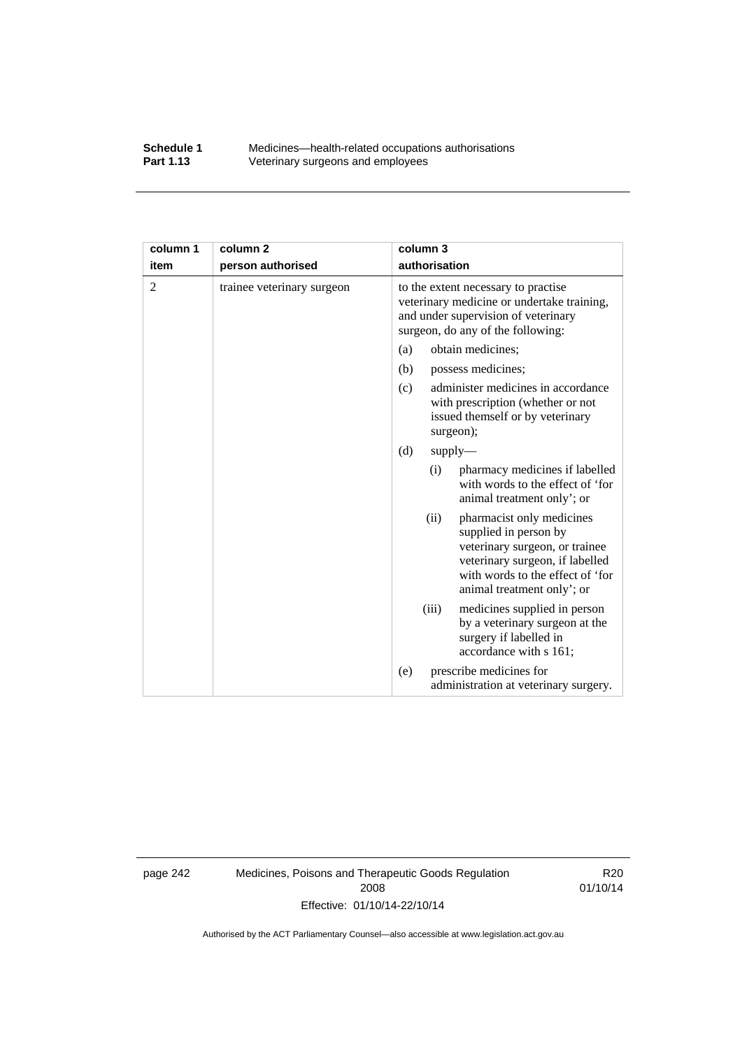| column 1 item | column 2 person authorised | column 3 authorisation |
| --- | --- | --- |
| 2 | trainee veterinary surgeon | to the extent necessary to practise veterinary medicine or undertake training, and under supervision of veterinary surgeon, do any of the following:<br>(a) obtain medicines;<br>(b) possess medicines;<br>(c) administer medicines in accordance with prescription (whether or not issued themself or by veterinary surgeon);<br>(d) supply—<br>(i) pharmacy medicines if labelled with words to the effect of 'for animal treatment only'; or<br>(ii) pharmacist only medicines supplied in person by veterinary surgeon, or trainee veterinary surgeon, if labelled with words to the effect of 'for animal treatment only'; or<br>(iii) medicines supplied in person by a veterinary surgeon at the surgery if labelled in accordance with s 161;<br>(e) prescribe medicines for administration at veterinary surgery. |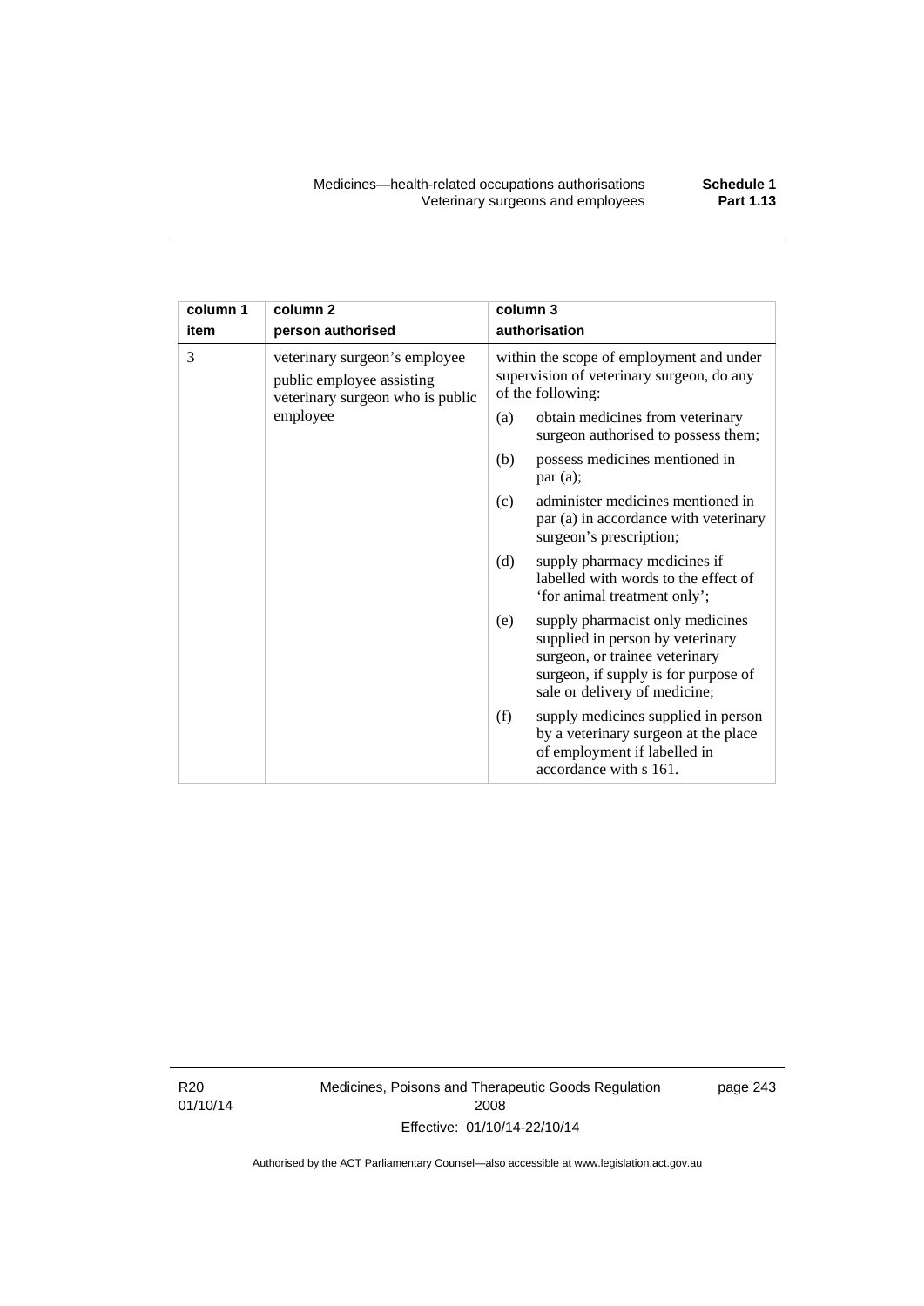| column 1 item | column 2 person authorised | column 3 authorisation |
| --- | --- | --- |
| 3 | veterinary surgeon's employee public employee assisting veterinary surgeon who is public employee | within the scope of employment and under supervision of veterinary surgeon, do any of the following:<br>(a) obtain medicines from veterinary surgeon authorised to possess them;<br>(b) possess medicines mentioned in par (a);<br>(c) administer medicines mentioned in par (a) in accordance with veterinary surgeon's prescription;<br>(d) supply pharmacy medicines if labelled with words to the effect of 'for animal treatment only';<br>(e) supply pharmacist only medicines supplied in person by veterinary surgeon, or trainee veterinary surgeon, if supply is for purpose of sale or delivery of medicine;<br>(f) supply medicines supplied in person by a veterinary surgeon at the place of employment if labelled in accordance with s 161. |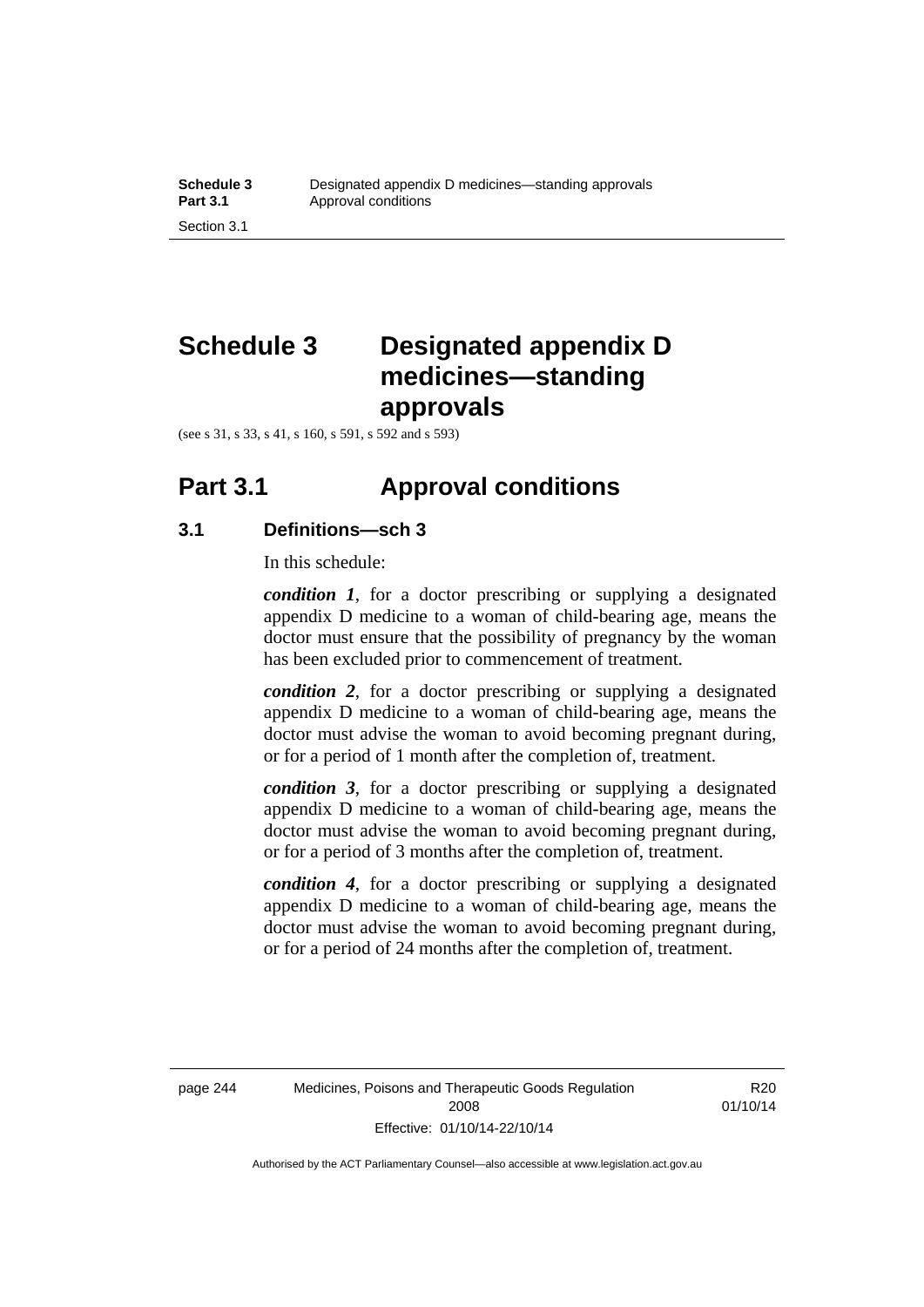# Schedule 3 Designated appendix D medicines—standing approvals

(see s 31, s 33, s 41, s 160, s 591, s 592 and s 593)

## Part 3.1 Approval conditions

### 3.1 Definitions—sch 3

In this schedule:

***condition 1***, for a doctor prescribing or supplying a designated appendix D medicine to a woman of child-bearing age, means the doctor must ensure that the possibility of pregnancy by the woman has been excluded prior to commencement of treatment.

***condition 2***, for a doctor prescribing or supplying a designated appendix D medicine to a woman of child-bearing age, means the doctor must advise the woman to avoid becoming pregnant during, or for a period of 1 month after the completion of, treatment.

***condition 3***, for a doctor prescribing or supplying a designated appendix D medicine to a woman of child-bearing age, means the doctor must advise the woman to avoid becoming pregnant during, or for a period of 3 months after the completion of, treatment.

***condition 4***, for a doctor prescribing or supplying a designated appendix D medicine to a woman of child-bearing age, means the doctor must advise the woman to avoid becoming pregnant during, or for a period of 24 months after the completion of, treatment.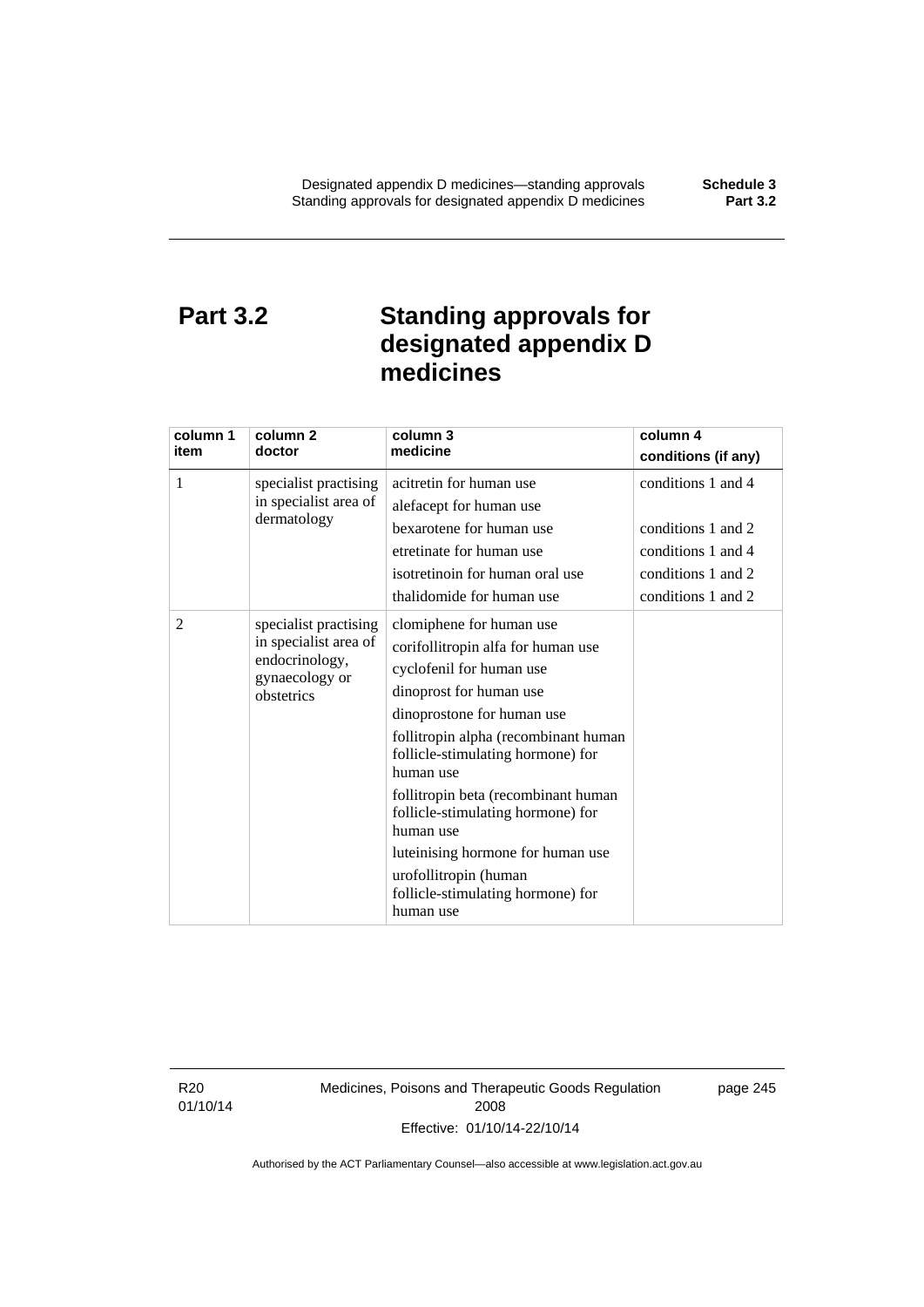# Part 3.2 Standing approvals for designated appendix D medicines

| column 1 item | column 2 doctor | column 3 medicine | column 4 conditions (if any) |
|---|---|---|---|
| 1 | specialist practising in specialist area of dermatology | acitretin for human use | conditions 1 and 4 |
| | | alefacept for human use | |
| | | bexarotene for human use | conditions 1 and 2 |
| | | etretinate for human use | conditions 1 and 4 |
| | | isotretinoin for human oral use | conditions 1 and 2 |
| | | thalidomide for human use | conditions 1 and 2 |
| 2 | specialist practising in specialist area of endocrinology, gynaecology or obstetrics | clomiphene for human use | |
| | | corifollitropin alfa for human use | |
| | | cyclofenil for human use | |
| | | dinoprost for human use | |
| | | dinoprostone for human use | |
| | | follitropin alpha (recombinant human follicle-stimulating hormone) for human use | |
| | | follitropin beta (recombinant human follicle-stimulating hormone) for human use | |
| | | luteinising hormone for human use | |
| | | urofollitropin (human follicle-stimulating hormone) for human use | |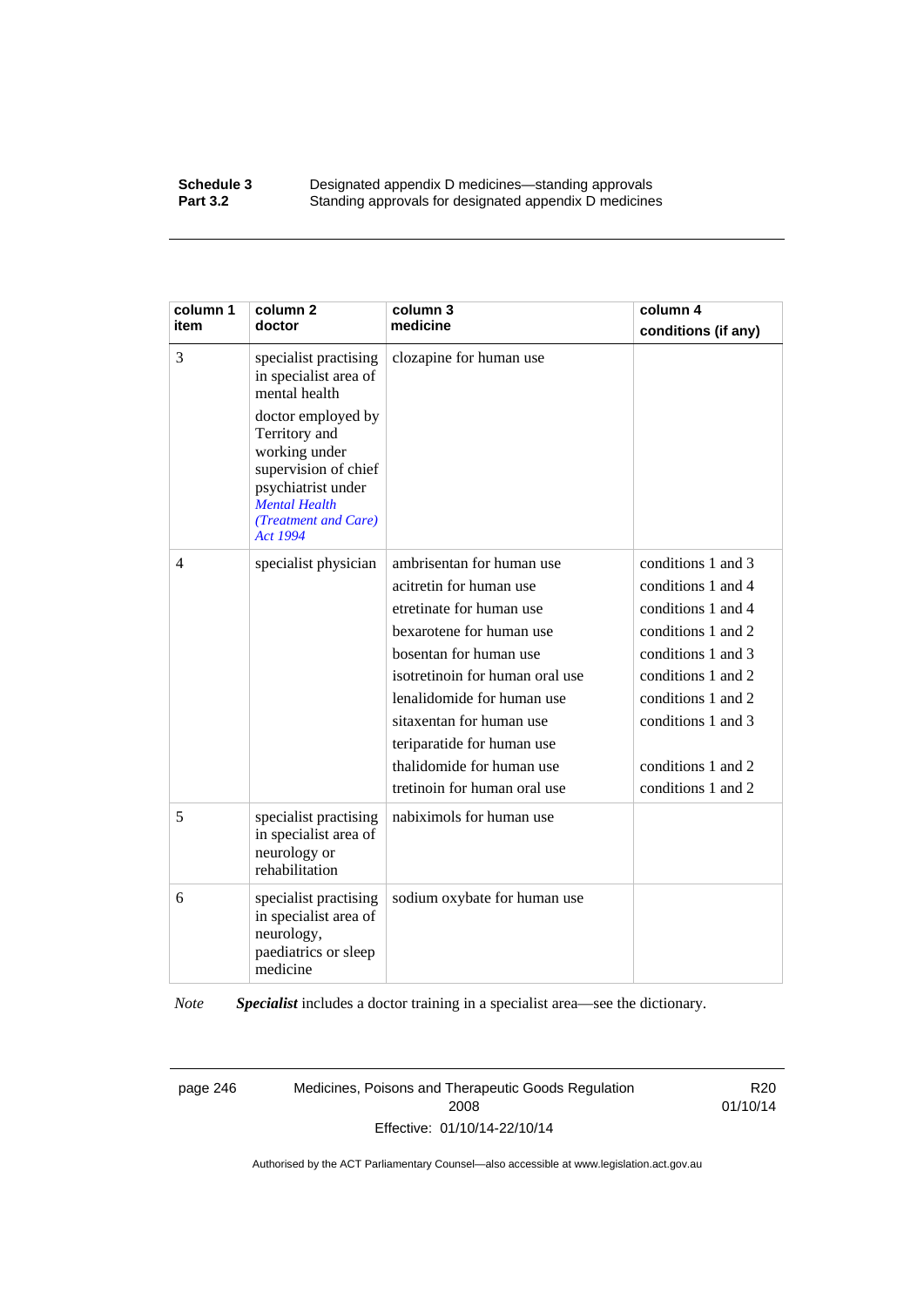| column 1 item | column 2 doctor | column 3 medicine | column 4 conditions (if any) |
|---|---|---|---|
| 3 | specialist practising in specialist area of mental health<br><br>doctor employed by Territory and working under supervision of chief psychiatrist under *Mental Health (Treatment and Care) Act 1994* | clozapine for human use | |
| 4 | specialist physician | ambrisentan for human use | conditions 1 and 3 |
| | | acitretin for human use | conditions 1 and 4 |
| | | etretinate for human use | conditions 1 and 4 |
| | | bexarotene for human use | conditions 1 and 2 |
| | | bosentan for human use | conditions 1 and 3 |
| | | isotretinoin for human oral use | conditions 1 and 2 |
| | | lenalidomide for human use | conditions 1 and 2 |
| | | sitaxentan for human use | conditions 1 and 3 |
| | | teriparatide for human use | |
| | | thalidomide for human use | conditions 1 and 2 |
| | | tretinoin for human oral use | conditions 1 and 2 |
| 5 | specialist practising in specialist area of neurology or rehabilitation | nabiximols for human use | |
| 6 | specialist practising in specialist area of neurology, paediatrics or sleep medicine | sodium oxybate for human use | |

*Note* ***Specialist*** includes a doctor training in a specialist area—see the dictionary.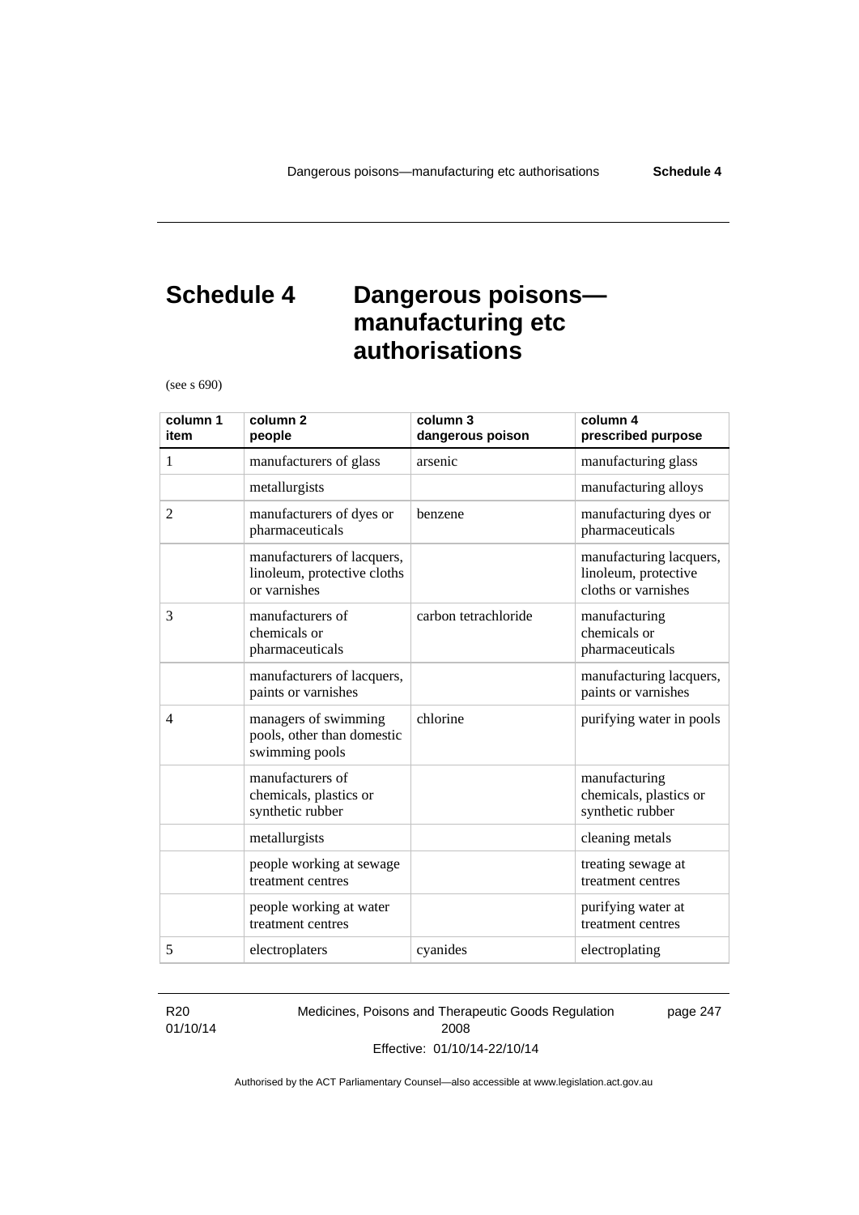# Schedule 4 Dangerous poisons—manufacturing etc authorisations

(see s 690)

| column 1 item | column 2 people | column 3 dangerous poison | column 4 prescribed purpose |
|---|---|---|---|
| 1 | manufacturers of glass | arsenic | manufacturing glass |
| | metallurgists | | manufacturing alloys |
| 2 | manufacturers of dyes or pharmaceuticals | benzene | manufacturing dyes or pharmaceuticals |
| | manufacturers of lacquers, linoleum, protective cloths or varnishes | | manufacturing lacquers, linoleum, protective cloths or varnishes |
| 3 | manufacturers of chemicals or pharmaceuticals | carbon tetrachloride | manufacturing chemicals or pharmaceuticals |
| | manufacturers of lacquers, paints or varnishes | | manufacturing lacquers, paints or varnishes |
| 4 | managers of swimming pools, other than domestic swimming pools | chlorine | purifying water in pools |
| | manufacturers of chemicals, plastics or synthetic rubber | | manufacturing chemicals, plastics or synthetic rubber |
| | metallurgists | | cleaning metals |
| | people working at sewage treatment centres | | treating sewage at treatment centres |
| | people working at water treatment centres | | purifying water at treatment centres |
| 5 | electroplaters | cyanides | electroplating |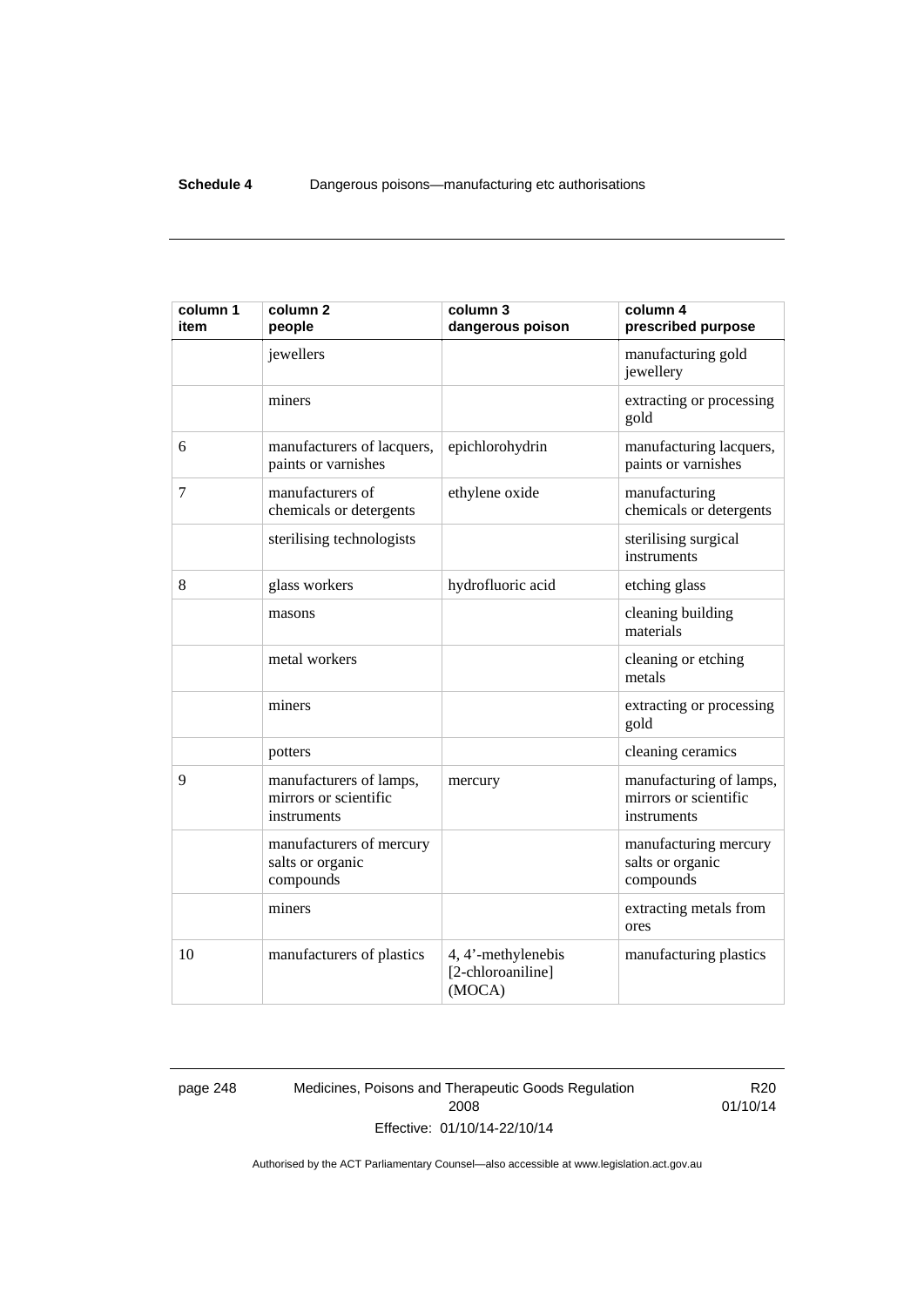| column 1 item | column 2 people | column 3 dangerous poison | column 4 prescribed purpose |
|---|---|---|---|
| | jewellers | | manufacturing gold jewellery |
| | miners | | extracting or processing gold |
| 6 | manufacturers of lacquers, paints or varnishes | epichlorohydrin | manufacturing lacquers, paints or varnishes |
| 7 | manufacturers of chemicals or detergents | ethylene oxide | manufacturing chemicals or detergents |
| | sterilising technologists | | sterilising surgical instruments |
| 8 | glass workers | hydrofluoric acid | etching glass |
| | masons | | cleaning building materials |
| | metal workers | | cleaning or etching metals |
| | miners | | extracting or processing gold |
| | potters | | cleaning ceramics |
| 9 | manufacturers of lamps, mirrors or scientific instruments | mercury | manufacturing of lamps, mirrors or scientific instruments |
| | manufacturers of mercury salts or organic compounds | | manufacturing mercury salts or organic compounds |
| | miners | | extracting metals from ores |
| 10 | manufacturers of plastics | 4, 4'-methylenebis [2-chloroaniline] (MOCA) | manufacturing plastics |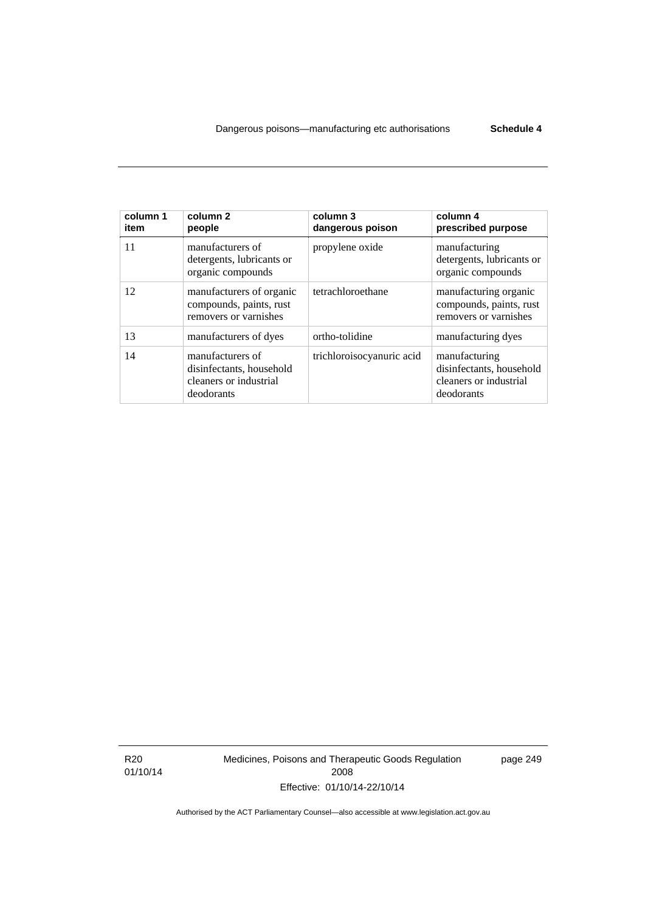| column 1 item | column 2 people | column 3 dangerous poison | column 4 prescribed purpose |
|---|---|---|---|
| 11 | manufacturers of detergents, lubricants or organic compounds | propylene oxide | manufacturing detergents, lubricants or organic compounds |
| 12 | manufacturers of organic compounds, paints, rust removers or varnishes | tetrachloroethane | manufacturing organic compounds, paints, rust removers or varnishes |
| 13 | manufacturers of dyes | ortho-tolidine | manufacturing dyes |
| 14 | manufacturers of disinfectants, household cleaners or industrial deodorants | trichloroisocyanuric acid | manufacturing disinfectants, household cleaners or industrial deodorants |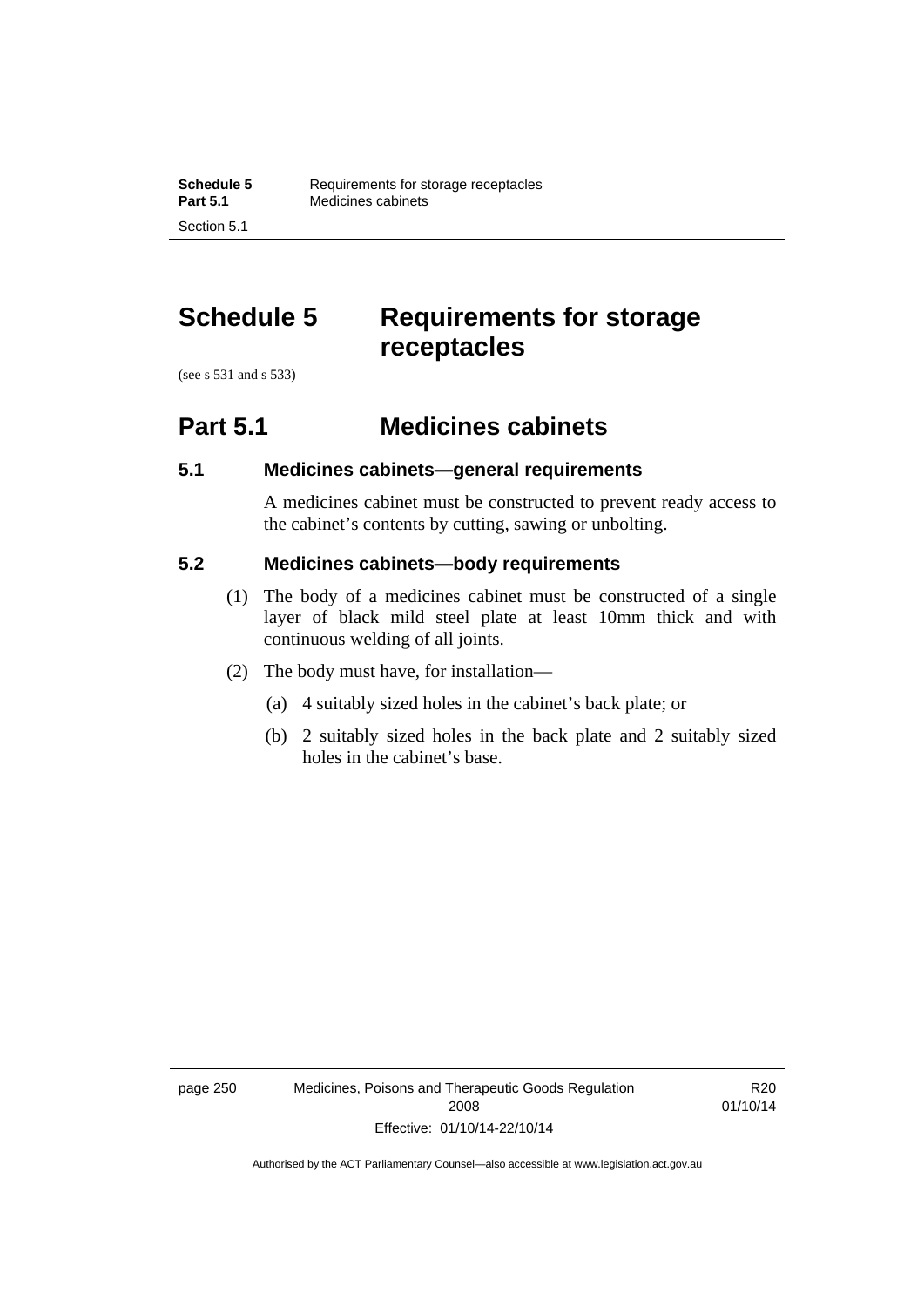# Schedule 5 Requirements for storage receptacles

(see s 531 and s 533)

## Part 5.1 Medicines cabinets

### 5.1 Medicines cabinets—general requirements

A medicines cabinet must be constructed to prevent ready access to the cabinet's contents by cutting, sawing or unbolting.

### 5.2 Medicines cabinets—body requirements

(1) The body of a medicines cabinet must be constructed of a single layer of black mild steel plate at least 10mm thick and with continuous welding of all joints.

(2) The body must have, for installation—

(a) 4 suitably sized holes in the cabinet's back plate; or

(b) 2 suitably sized holes in the back plate and 2 suitably sized holes in the cabinet's base.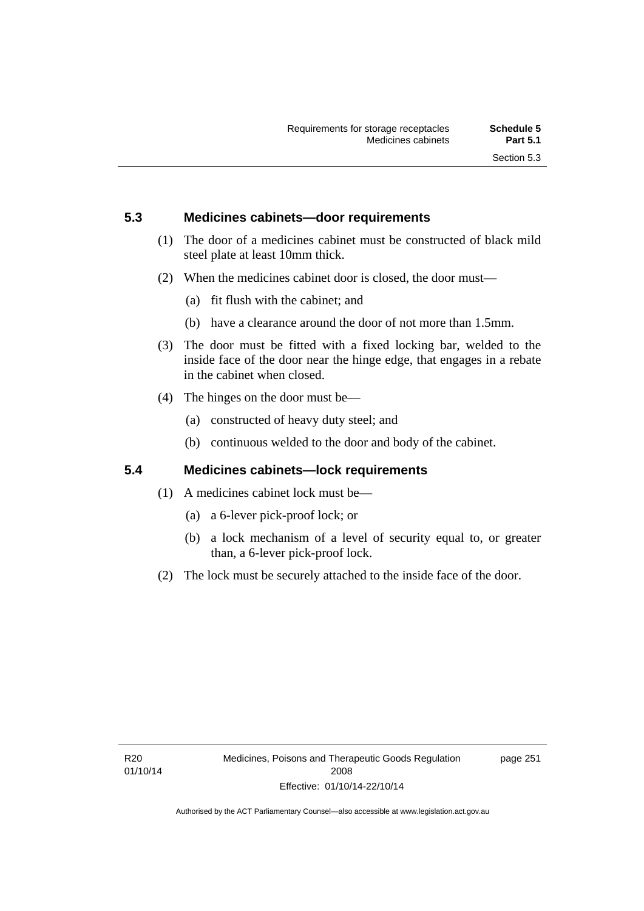### 5.3 Medicines cabinets—door requirements

(1) The door of a medicines cabinet must be constructed of black mild steel plate at least 10mm thick.

(2) When the medicines cabinet door is closed, the door must—

(a) fit flush with the cabinet; and

(b) have a clearance around the door of not more than 1.5mm.

(3) The door must be fitted with a fixed locking bar, welded to the inside face of the door near the hinge edge, that engages in a rebate in the cabinet when closed.

(4) The hinges on the door must be—

(a) constructed of heavy duty steel; and

(b) continuous welded to the door and body of the cabinet.

### 5.4 Medicines cabinets—lock requirements

(1) A medicines cabinet lock must be—

(a) a 6-lever pick-proof lock; or

(b) a lock mechanism of a level of security equal to, or greater than, a 6-lever pick-proof lock.

(2) The lock must be securely attached to the inside face of the door.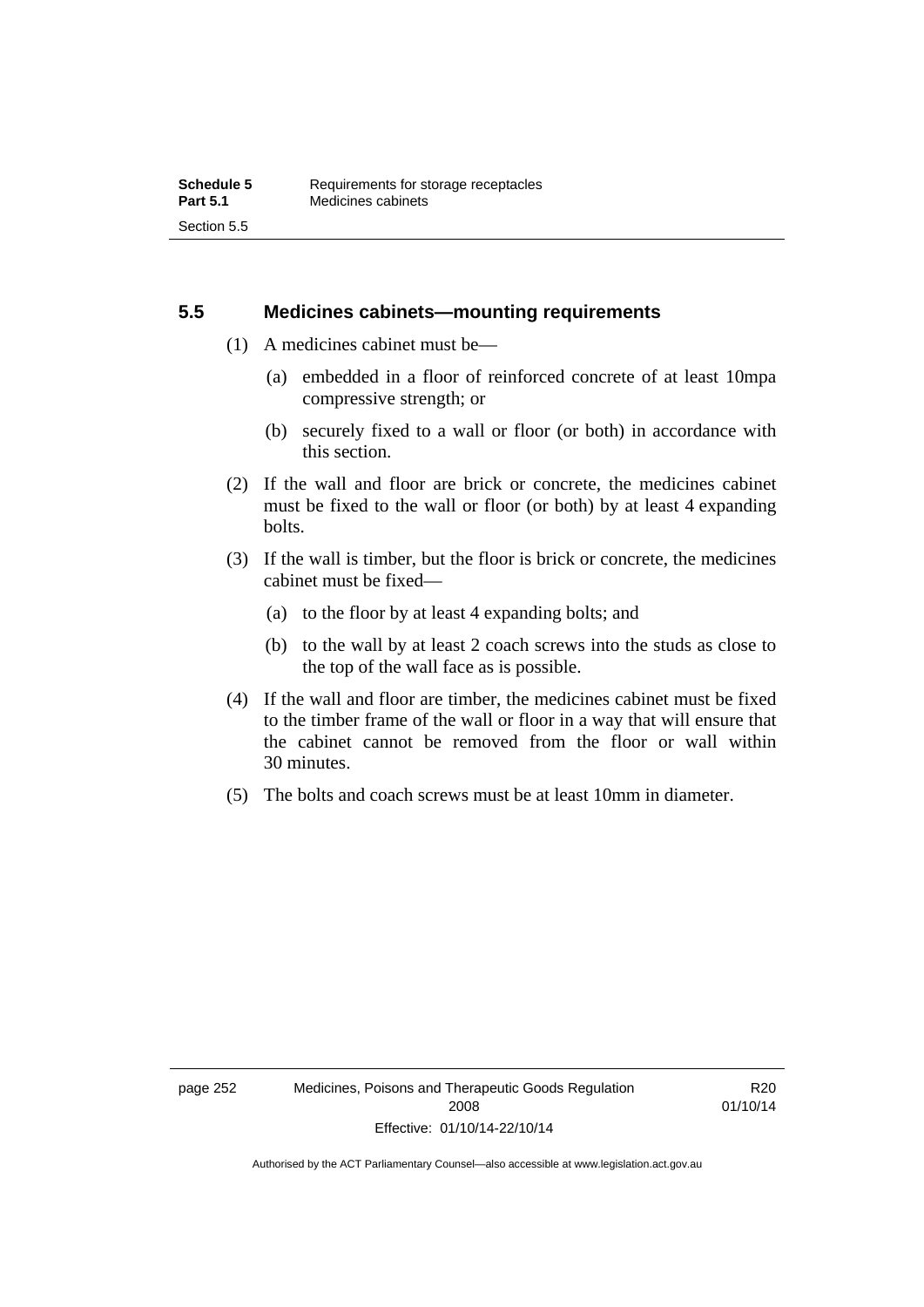## 5.5 Medicines cabinets—mounting requirements

(1) A medicines cabinet must be—

(a) embedded in a floor of reinforced concrete of at least 10mpa compressive strength; or

(b) securely fixed to a wall or floor (or both) in accordance with this section.

(2) If the wall and floor are brick or concrete, the medicines cabinet must be fixed to the wall or floor (or both) by at least 4 expanding bolts.

(3) If the wall is timber, but the floor is brick or concrete, the medicines cabinet must be fixed—

(a) to the floor by at least 4 expanding bolts; and

(b) to the wall by at least 2 coach screws into the studs as close to the top of the wall face as is possible.

(4) If the wall and floor are timber, the medicines cabinet must be fixed to the timber frame of the wall or floor in a way that will ensure that the cabinet cannot be removed from the floor or wall within 30 minutes.

(5) The bolts and coach screws must be at least 10mm in diameter.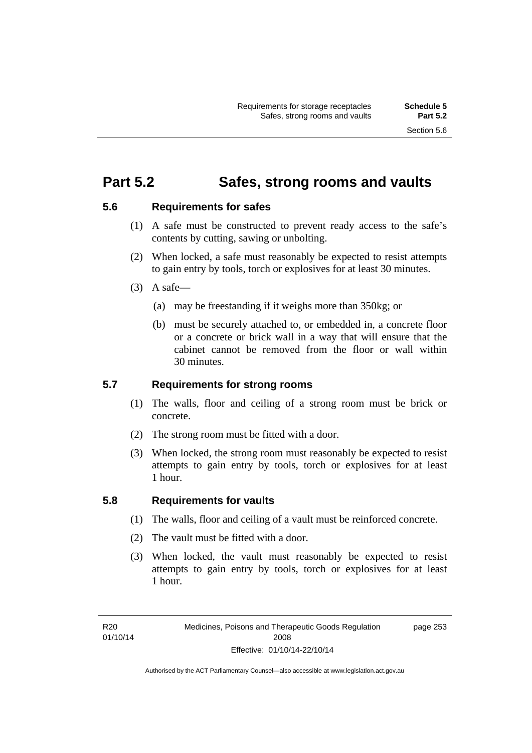## Part 5.2 Safes, strong rooms and vaults

### 5.6 Requirements for safes

(1) A safe must be constructed to prevent ready access to the safe's contents by cutting, sawing or unbolting.

(2) When locked, a safe must reasonably be expected to resist attempts to gain entry by tools, torch or explosives for at least 30 minutes.

(3) A safe—

(a) may be freestanding if it weighs more than 350kg; or

(b) must be securely attached to, or embedded in, a concrete floor or a concrete or brick wall in a way that will ensure that the cabinet cannot be removed from the floor or wall within 30 minutes.

### 5.7 Requirements for strong rooms

(1) The walls, floor and ceiling of a strong room must be brick or concrete.

(2) The strong room must be fitted with a door.

(3) When locked, the strong room must reasonably be expected to resist attempts to gain entry by tools, torch or explosives for at least 1 hour.

### 5.8 Requirements for vaults

(1) The walls, floor and ceiling of a vault must be reinforced concrete.

(2) The vault must be fitted with a door.

(3) When locked, the vault must reasonably be expected to resist attempts to gain entry by tools, torch or explosives for at least 1 hour.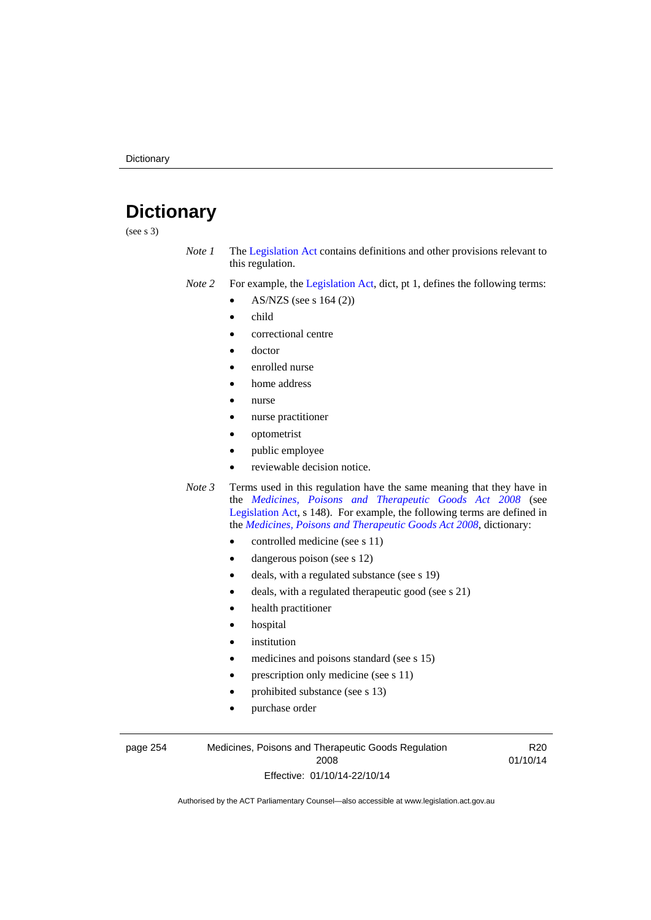# Dictionary

(see s 3)

*Note 1* The Legislation Act contains definitions and other provisions relevant to this regulation.

*Note 2* For example, the Legislation Act, dict, pt 1, defines the following terms:

- AS/NZS (see s 164 (2))
- child
- correctional centre
- doctor
- enrolled nurse
- home address
- nurse
- nurse practitioner
- optometrist
- public employee
- reviewable decision notice.

*Note 3* Terms used in this regulation have the same meaning that they have in the *Medicines, Poisons and Therapeutic Goods Act 2008* (see Legislation Act, s 148). For example, the following terms are defined in the *Medicines, Poisons and Therapeutic Goods Act 2008*, dictionary:

- controlled medicine (see s 11)
- dangerous poison (see s 12)
- deals, with a regulated substance (see s 19)
- deals, with a regulated therapeutic good (see s 21)
- health practitioner
- hospital
- institution
- medicines and poisons standard (see s 15)
- prescription only medicine (see s 11)
- prohibited substance (see s 13)
- purchase order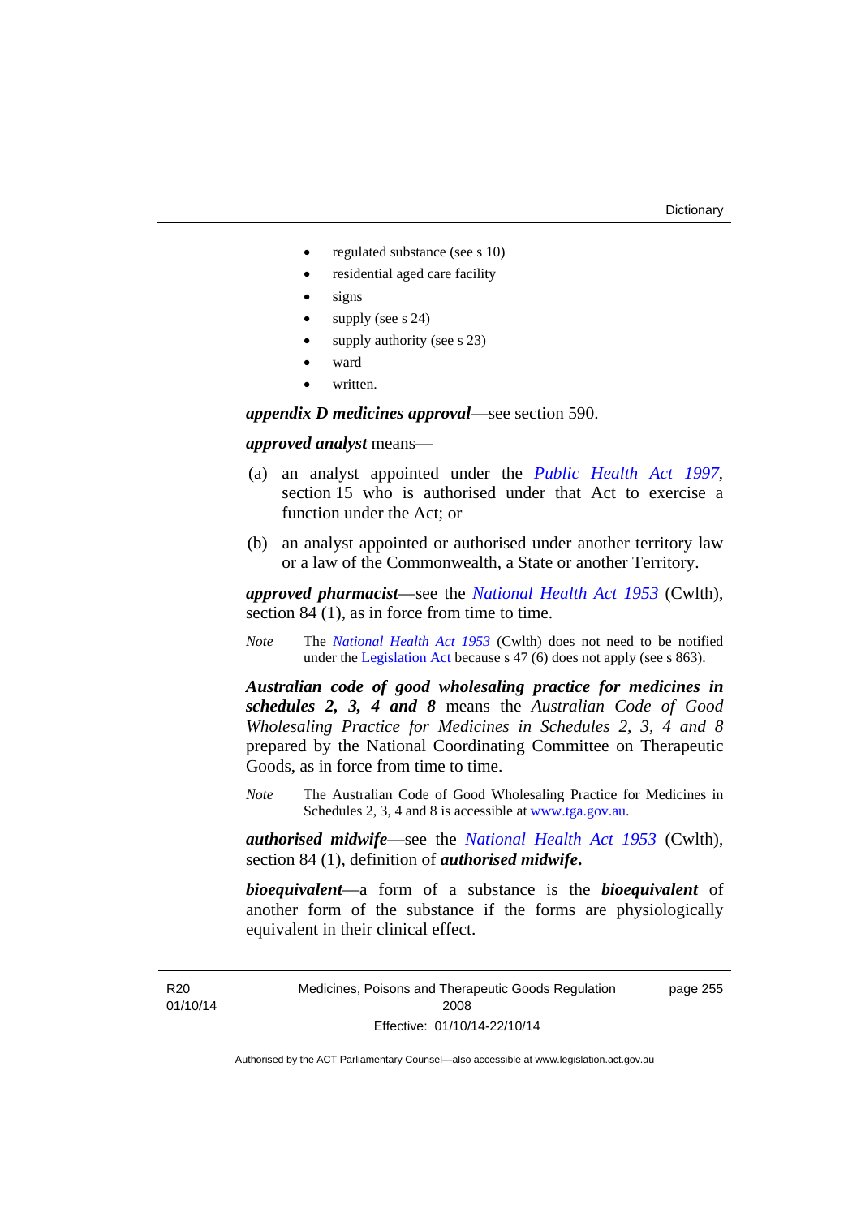- regulated substance (see s 10)
- residential aged care facility
- signs
- supply (see s 24)
- supply authority (see s 23)
- ward
- written.

***appendix D medicines approval***—see section 590.

***approved analyst*** means—

(a) an analyst appointed under the *Public Health Act 1997*, section 15 who is authorised under that Act to exercise a function under the Act; or

(b) an analyst appointed or authorised under another territory law or a law of the Commonwealth, a State or another Territory.

***approved pharmacist***—see the *National Health Act 1953* (Cwlth), section 84 (1), as in force from time to time.

*Note* The *National Health Act 1953* (Cwlth) does not need to be notified under the Legislation Act because s 47 (6) does not apply (see s 863).

***Australian code of good wholesaling practice for medicines in schedules 2, 3, 4 and 8*** means the *Australian Code of Good Wholesaling Practice for Medicines in Schedules 2, 3, 4 and 8* prepared by the National Coordinating Committee on Therapeutic Goods, as in force from time to time.

*Note* The Australian Code of Good Wholesaling Practice for Medicines in Schedules 2, 3, 4 and 8 is accessible at www.tga.gov.au.

***authorised midwife***—see the *National Health Act 1953* (Cwlth), section 84 (1), definition of ***authorised midwife*.**

***bioequivalent***—a form of a substance is the ***bioequivalent*** of another form of the substance if the forms are physiologically equivalent in their clinical effect.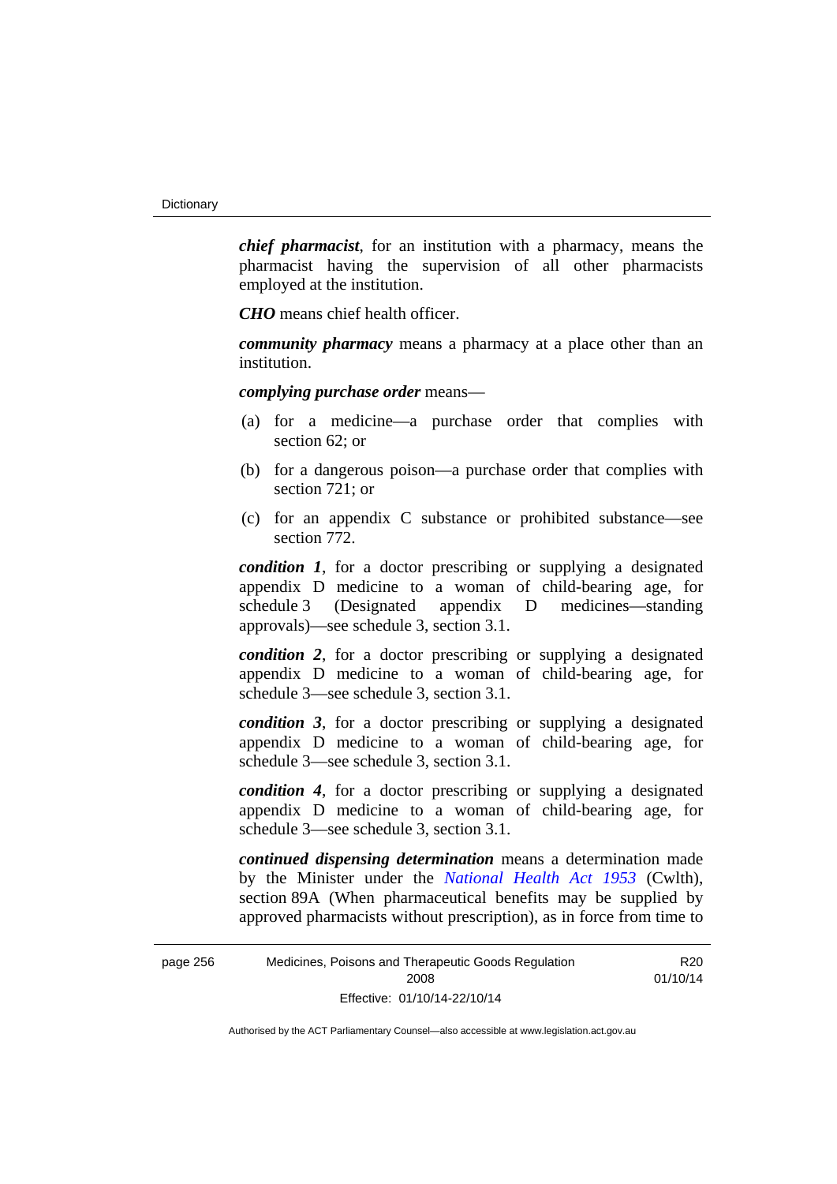***chief pharmacist***, for an institution with a pharmacy, means the pharmacist having the supervision of all other pharmacists employed at the institution.

***CHO*** means chief health officer.

***community pharmacy*** means a pharmacy at a place other than an institution.

***complying purchase order*** means—

(a) for a medicine—a purchase order that complies with section 62; or

(b) for a dangerous poison—a purchase order that complies with section 721; or

(c) for an appendix C substance or prohibited substance—see section 772.

***condition 1***, for a doctor prescribing or supplying a designated appendix D medicine to a woman of child-bearing age, for schedule 3 (Designated appendix D medicines—standing approvals)—see schedule 3, section 3.1.

***condition 2***, for a doctor prescribing or supplying a designated appendix D medicine to a woman of child-bearing age, for schedule 3—see schedule 3, section 3.1.

***condition 3***, for a doctor prescribing or supplying a designated appendix D medicine to a woman of child-bearing age, for schedule 3—see schedule 3, section 3.1.

***condition 4***, for a doctor prescribing or supplying a designated appendix D medicine to a woman of child-bearing age, for schedule 3—see schedule 3, section 3.1.

***continued dispensing determination*** means a determination made by the Minister under the *National Health Act 1953* (Cwlth), section 89A (When pharmaceutical benefits may be supplied by approved pharmacists without prescription), as in force from time to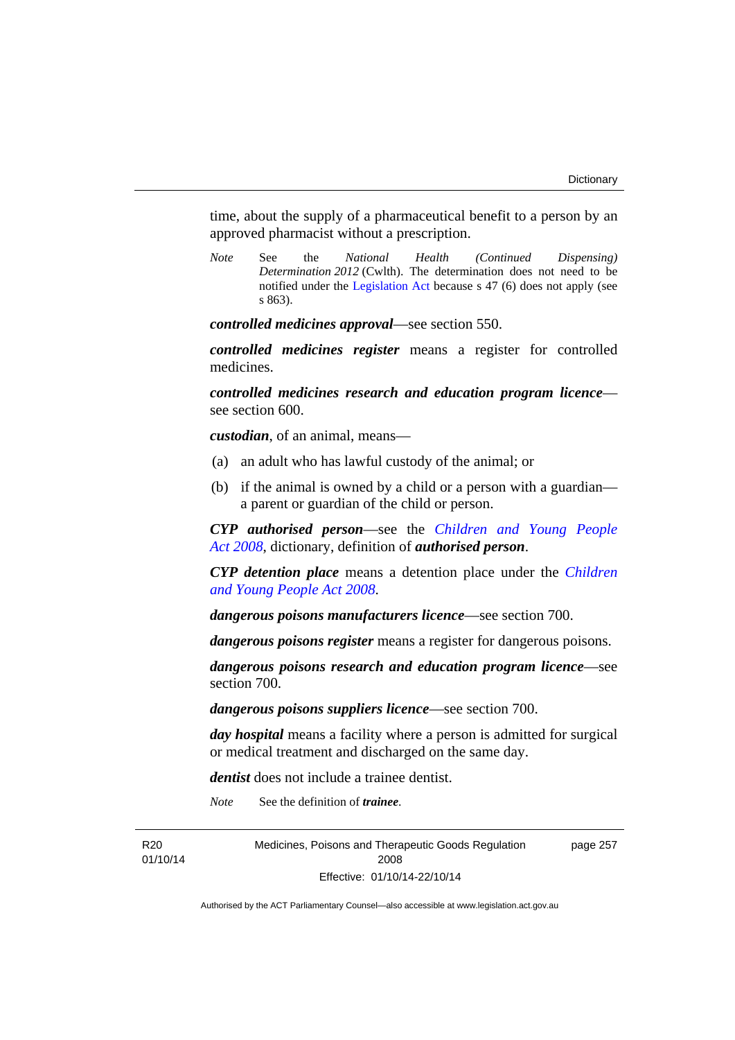time, about the supply of a pharmaceutical benefit to a person by an approved pharmacist without a prescription.

*Note* See the *National Health (Continued Dispensing) Determination 2012* (Cwlth). The determination does not need to be notified under the Legislation Act because s 47 (6) does not apply (see s 863).

***controlled medicines approval***—see section 550.

***controlled medicines register*** means a register for controlled medicines.

***controlled medicines research and education program licence***—see section 600.

***custodian***, of an animal, means—

(a) an adult who has lawful custody of the animal; or

(b) if the animal is owned by a child or a person with a guardian—a parent or guardian of the child or person.

***CYP authorised person***—see the *Children and Young People Act 2008*, dictionary, definition of ***authorised person***.

***CYP detention place*** means a detention place under the *Children and Young People Act 2008*.

***dangerous poisons manufacturers licence***—see section 700.

***dangerous poisons register*** means a register for dangerous poisons.

***dangerous poisons research and education program licence***—see section 700.

***dangerous poisons suppliers licence***—see section 700.

***day hospital*** means a facility where a person is admitted for surgical or medical treatment and discharged on the same day.

***dentist*** does not include a trainee dentist.

*Note* See the definition of ***trainee***.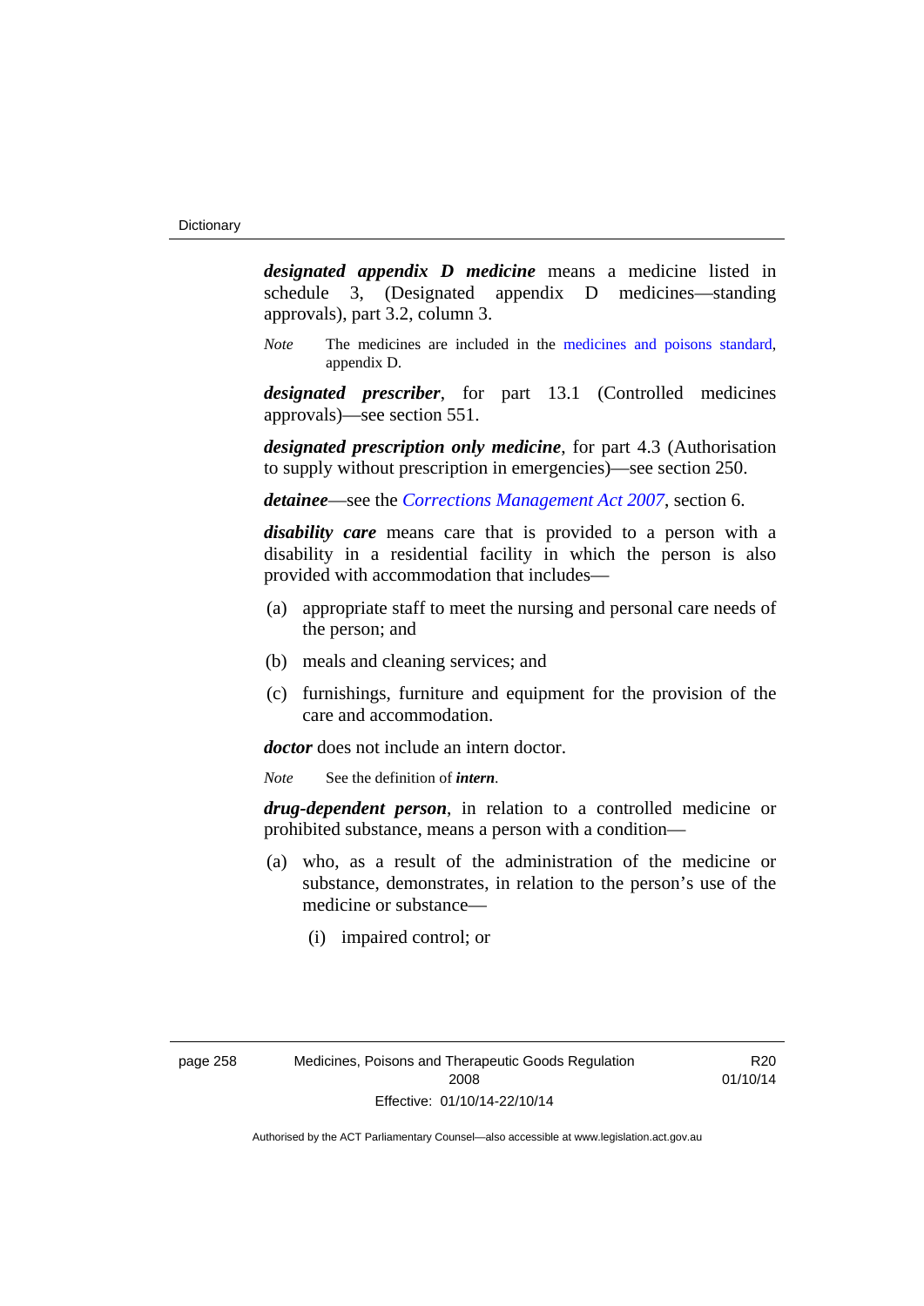***designated appendix D medicine*** means a medicine listed in schedule 3, (Designated appendix D medicines—standing approvals), part 3.2, column 3.

*Note* The medicines are included in the medicines and poisons standard, appendix D.

***designated prescriber***, for part 13.1 (Controlled medicines approvals)—see section 551.

***designated prescription only medicine***, for part 4.3 (Authorisation to supply without prescription in emergencies)—see section 250.

***detainee***—see the *Corrections Management Act 2007*, section 6.

***disability care*** means care that is provided to a person with a disability in a residential facility in which the person is also provided with accommodation that includes—

(a) appropriate staff to meet the nursing and personal care needs of the person; and

(b) meals and cleaning services; and

(c) furnishings, furniture and equipment for the provision of the care and accommodation.

***doctor*** does not include an intern doctor.

*Note* See the definition of ***intern***.

***drug-dependent person***, in relation to a controlled medicine or prohibited substance, means a person with a condition—

(a) who, as a result of the administration of the medicine or substance, demonstrates, in relation to the person's use of the medicine or substance—

(i) impaired control; or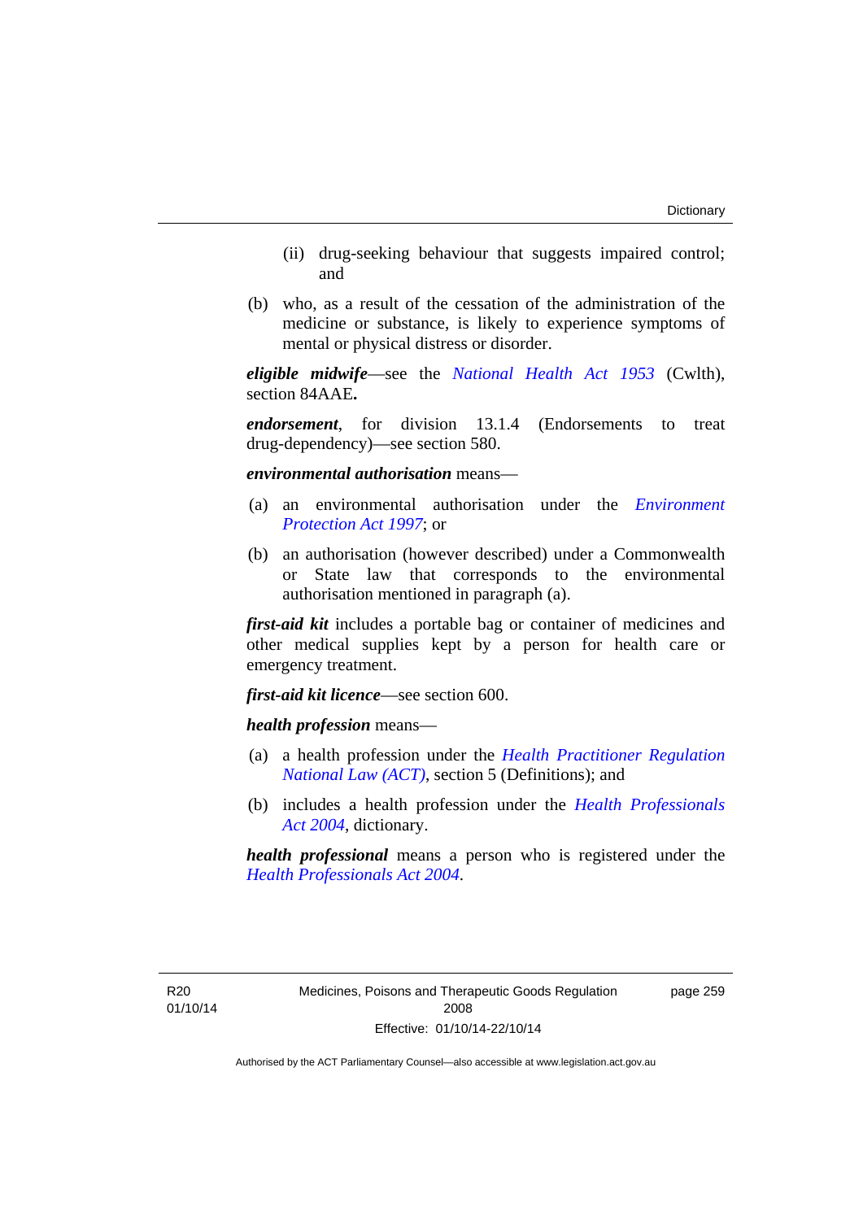(ii) drug-seeking behaviour that suggests impaired control; and

(b) who, as a result of the cessation of the administration of the medicine or substance, is likely to experience symptoms of mental or physical distress or disorder.

***eligible midwife***—see the *National Health Act 1953* (Cwlth), section 84AAE**.**

***endorsement***, for division 13.1.4 (Endorsements to treat drug-dependency)—see section 580.

***environmental authorisation*** means—

(a) an environmental authorisation under the *Environment Protection Act 1997*; or

(b) an authorisation (however described) under a Commonwealth or State law that corresponds to the environmental authorisation mentioned in paragraph (a).

***first-aid kit*** includes a portable bag or container of medicines and other medical supplies kept by a person for health care or emergency treatment.

***first-aid kit licence***—see section 600.

***health profession*** means—

(a) a health profession under the *Health Practitioner Regulation National Law (ACT)*, section 5 (Definitions); and

(b) includes a health profession under the *Health Professionals Act 2004*, dictionary.

***health professional*** means a person who is registered under the *Health Professionals Act 2004*.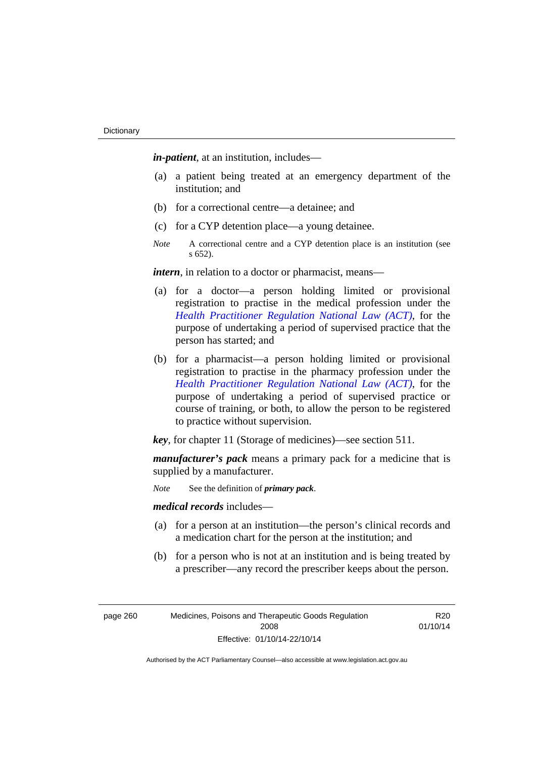***in-patient***, at an institution, includes—

(a) a patient being treated at an emergency department of the institution; and

(b) for a correctional centre—a detainee; and

(c) for a CYP detention place—a young detainee.

*Note* A correctional centre and a CYP detention place is an institution (see s 652).

***intern***, in relation to a doctor or pharmacist, means—

(a) for a doctor—a person holding limited or provisional registration to practise in the medical profession under the *Health Practitioner Regulation National Law (ACT)*, for the purpose of undertaking a period of supervised practice that the person has started; and

(b) for a pharmacist—a person holding limited or provisional registration to practise in the pharmacy profession under the *Health Practitioner Regulation National Law (ACT)*, for the purpose of undertaking a period of supervised practice or course of training, or both, to allow the person to be registered to practice without supervision.

***key***, for chapter 11 (Storage of medicines)—see section 511.

***manufacturer's pack*** means a primary pack for a medicine that is supplied by a manufacturer.

*Note* See the definition of ***primary pack***.

***medical records*** includes—

(a) for a person at an institution—the person's clinical records and a medication chart for the person at the institution; and

(b) for a person who is not at an institution and is being treated by a prescriber—any record the prescriber keeps about the person.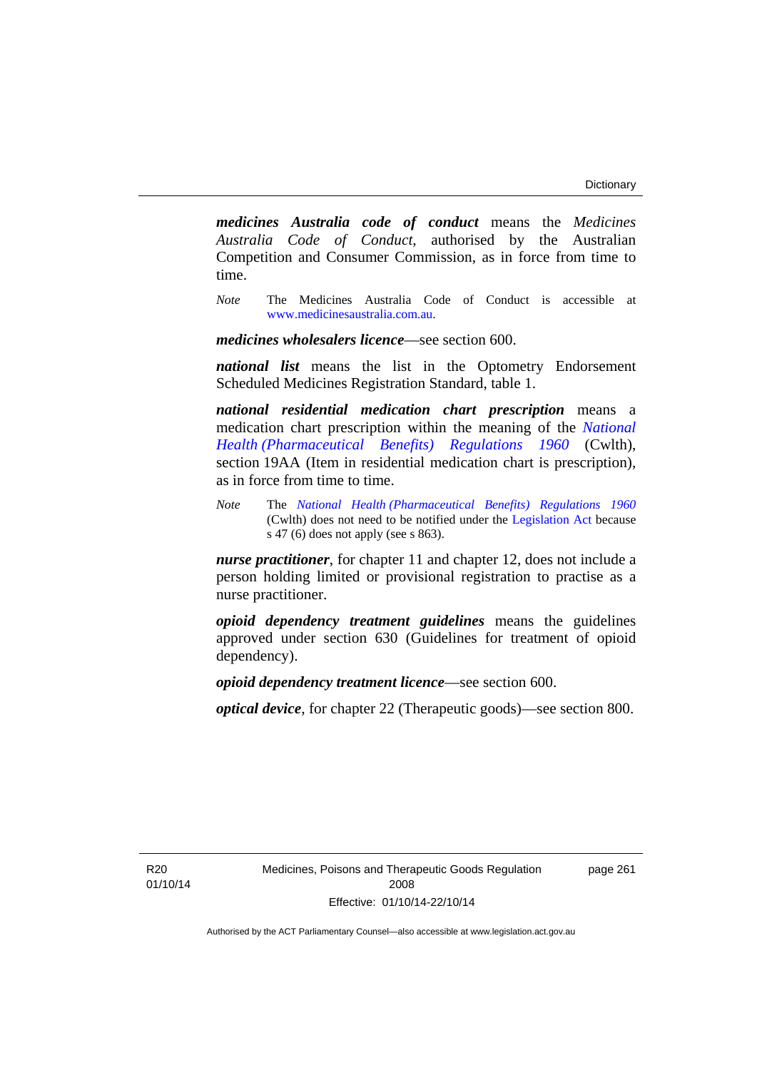***medicines Australia code of conduct*** means the *Medicines Australia Code of Conduct*, authorised by the Australian Competition and Consumer Commission, as in force from time to time.

*Note* The Medicines Australia Code of Conduct is accessible at www.medicinesaustralia.com.au.

***medicines wholesalers licence***—see section 600.

***national list*** means the list in the Optometry Endorsement Scheduled Medicines Registration Standard, table 1.

***national residential medication chart prescription*** means a medication chart prescription within the meaning of the *National Health (Pharmaceutical Benefits) Regulations 1960* (Cwlth), section 19AA (Item in residential medication chart is prescription), as in force from time to time.

*Note* The *National Health (Pharmaceutical Benefits) Regulations 1960* (Cwlth) does not need to be notified under the Legislation Act because s 47 (6) does not apply (see s 863).

***nurse practitioner***, for chapter 11 and chapter 12, does not include a person holding limited or provisional registration to practise as a nurse practitioner.

***opioid dependency treatment guidelines*** means the guidelines approved under section 630 (Guidelines for treatment of opioid dependency).

***opioid dependency treatment licence***—see section 600.

***optical device***, for chapter 22 (Therapeutic goods)—see section 800.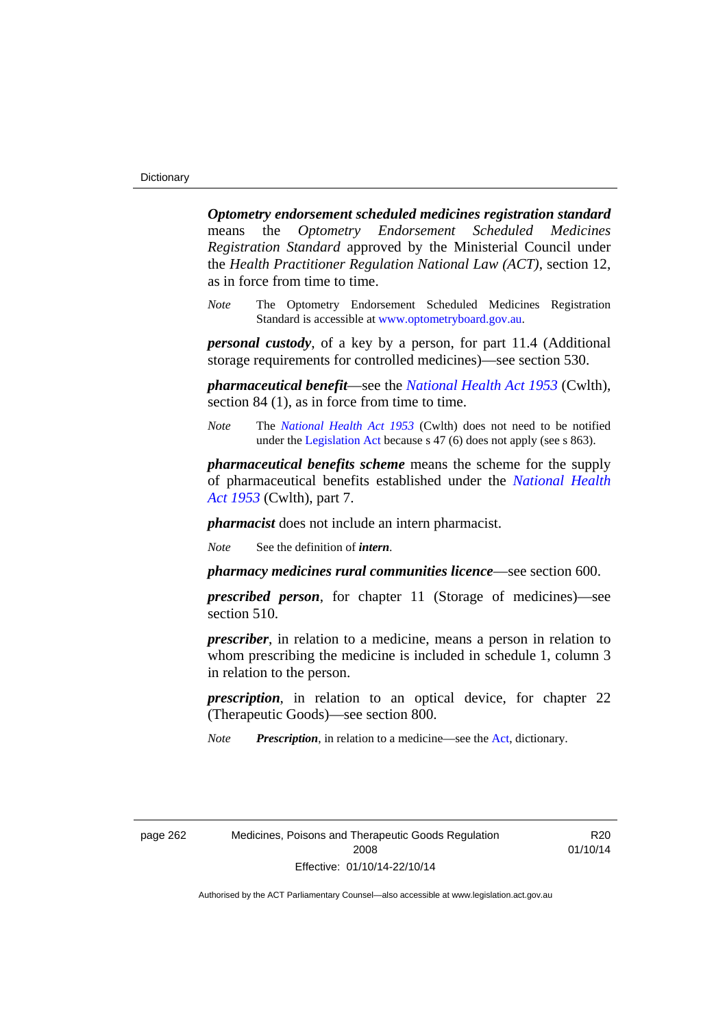***Optometry endorsement scheduled medicines registration standard*** means the *Optometry Endorsement Scheduled Medicines Registration Standard* approved by the Ministerial Council under the *Health Practitioner Regulation National Law (ACT)*, section 12, as in force from time to time.

*Note* The Optometry Endorsement Scheduled Medicines Registration Standard is accessible at www.optometryboard.gov.au.

***personal custody***, of a key by a person, for part 11.4 (Additional storage requirements for controlled medicines)—see section 530.

***pharmaceutical benefit***—see the *National Health Act 1953* (Cwlth), section 84 (1), as in force from time to time.

*Note* The *National Health Act 1953* (Cwlth) does not need to be notified under the Legislation Act because s 47 (6) does not apply (see s 863).

***pharmaceutical benefits scheme*** means the scheme for the supply of pharmaceutical benefits established under the *National Health Act 1953* (Cwlth), part 7.

***pharmacist*** does not include an intern pharmacist.

*Note* See the definition of ***intern***.

***pharmacy medicines rural communities licence***—see section 600.

***prescribed person***, for chapter 11 (Storage of medicines)—see section 510.

***prescriber***, in relation to a medicine, means a person in relation to whom prescribing the medicine is included in schedule 1, column 3 in relation to the person.

***prescription***, in relation to an optical device, for chapter 22 (Therapeutic Goods)—see section 800.

*Note* ***Prescription***, in relation to a medicine—see the Act, dictionary.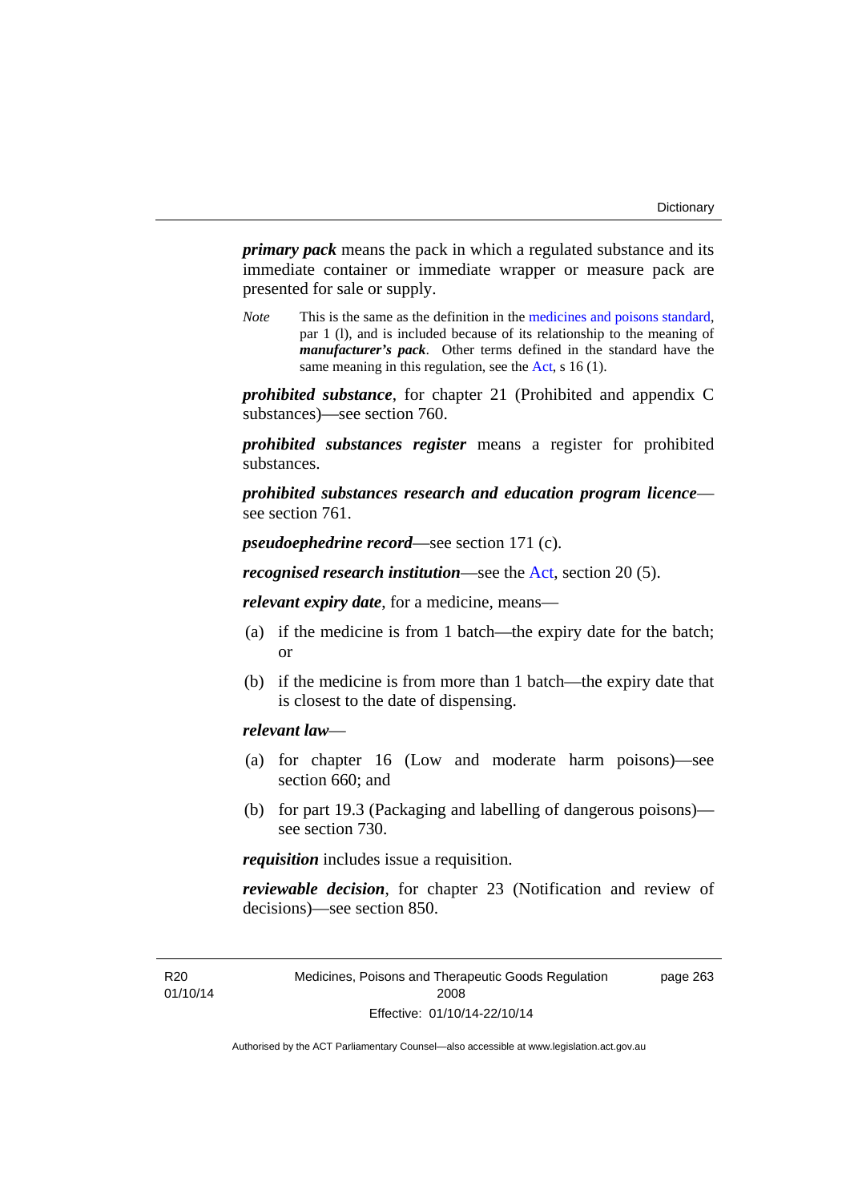***primary pack*** means the pack in which a regulated substance and its immediate container or immediate wrapper or measure pack are presented for sale or supply.

*Note* This is the same as the definition in the medicines and poisons standard, par 1 (l), and is included because of its relationship to the meaning of ***manufacturer's pack***. Other terms defined in the standard have the same meaning in this regulation, see the Act, s 16 (1).

***prohibited substance***, for chapter 21 (Prohibited and appendix C substances)—see section 760.

***prohibited substances register*** means a register for prohibited substances.

***prohibited substances research and education program licence***—see section 761.

***pseudoephedrine record***—see section 171 (c).

***recognised research institution***—see the Act, section 20 (5).

***relevant expiry date***, for a medicine, means—

(a) if the medicine is from 1 batch—the expiry date for the batch; or

(b) if the medicine is from more than 1 batch—the expiry date that is closest to the date of dispensing.

***relevant law***—

(a) for chapter 16 (Low and moderate harm poisons)—see section 660; and

(b) for part 19.3 (Packaging and labelling of dangerous poisons)—see section 730.

***requisition*** includes issue a requisition.

***reviewable decision***, for chapter 23 (Notification and review of decisions)—see section 850.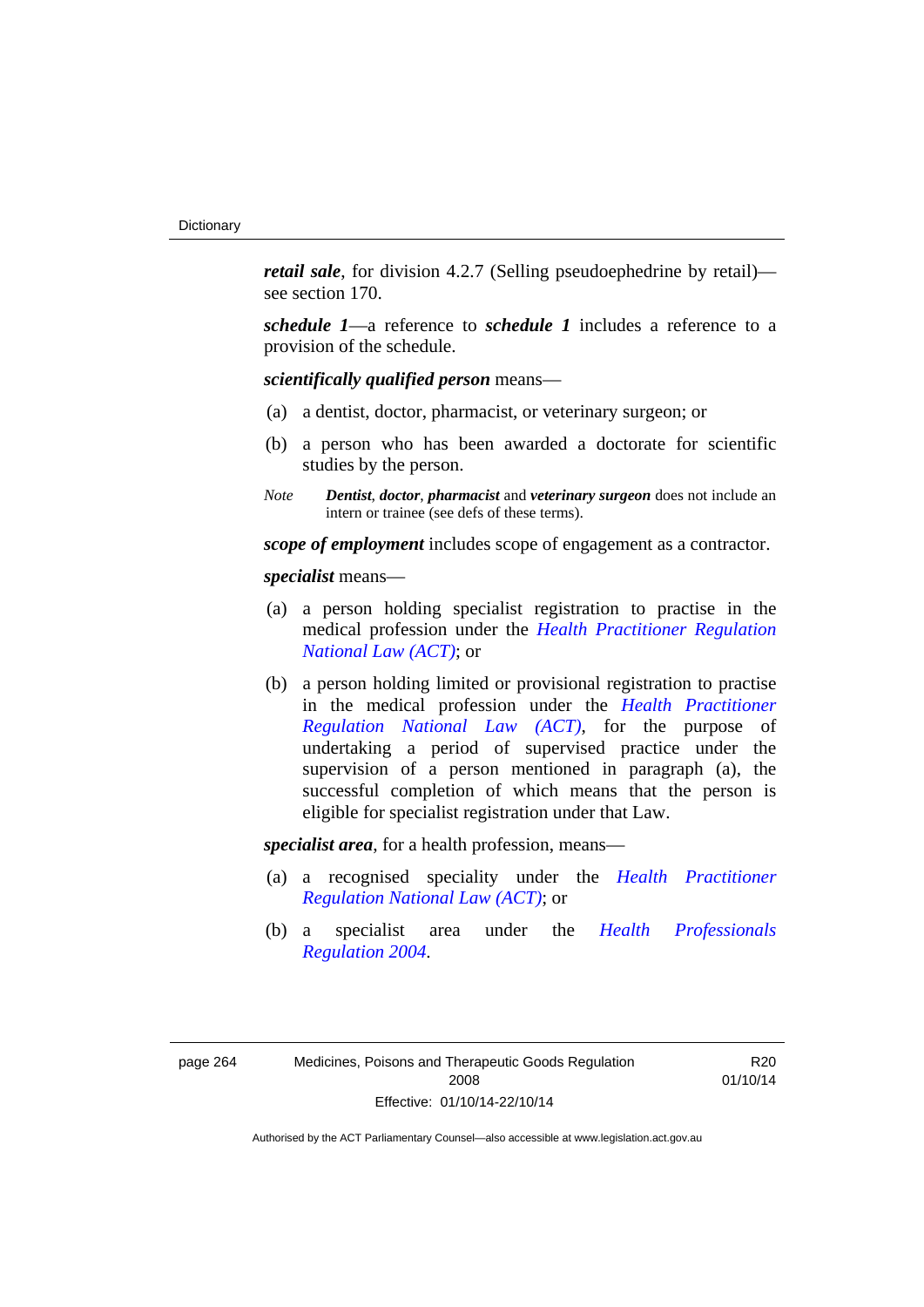***retail sale***, for division 4.2.7 (Selling pseudoephedrine by retail)—see section 170.

***schedule 1***—a reference to ***schedule 1*** includes a reference to a provision of the schedule.

***scientifically qualified person*** means—

(a) a dentist, doctor, pharmacist, or veterinary surgeon; or

(b) a person who has been awarded a doctorate for scientific studies by the person.

*Note* ***Dentist***, ***doctor***, ***pharmacist*** and ***veterinary surgeon*** does not include an intern or trainee (see defs of these terms).

***scope of employment*** includes scope of engagement as a contractor.

***specialist*** means—

(a) a person holding specialist registration to practise in the medical profession under the *Health Practitioner Regulation National Law (ACT)*; or

(b) a person holding limited or provisional registration to practise in the medical profession under the *Health Practitioner Regulation National Law (ACT)*, for the purpose of undertaking a period of supervised practice under the supervision of a person mentioned in paragraph (a), the successful completion of which means that the person is eligible for specialist registration under that Law.

***specialist area***, for a health profession, means—

(a) a recognised speciality under the *Health Practitioner Regulation National Law (ACT)*; or

(b) a specialist area under the *Health Professionals Regulation 2004*.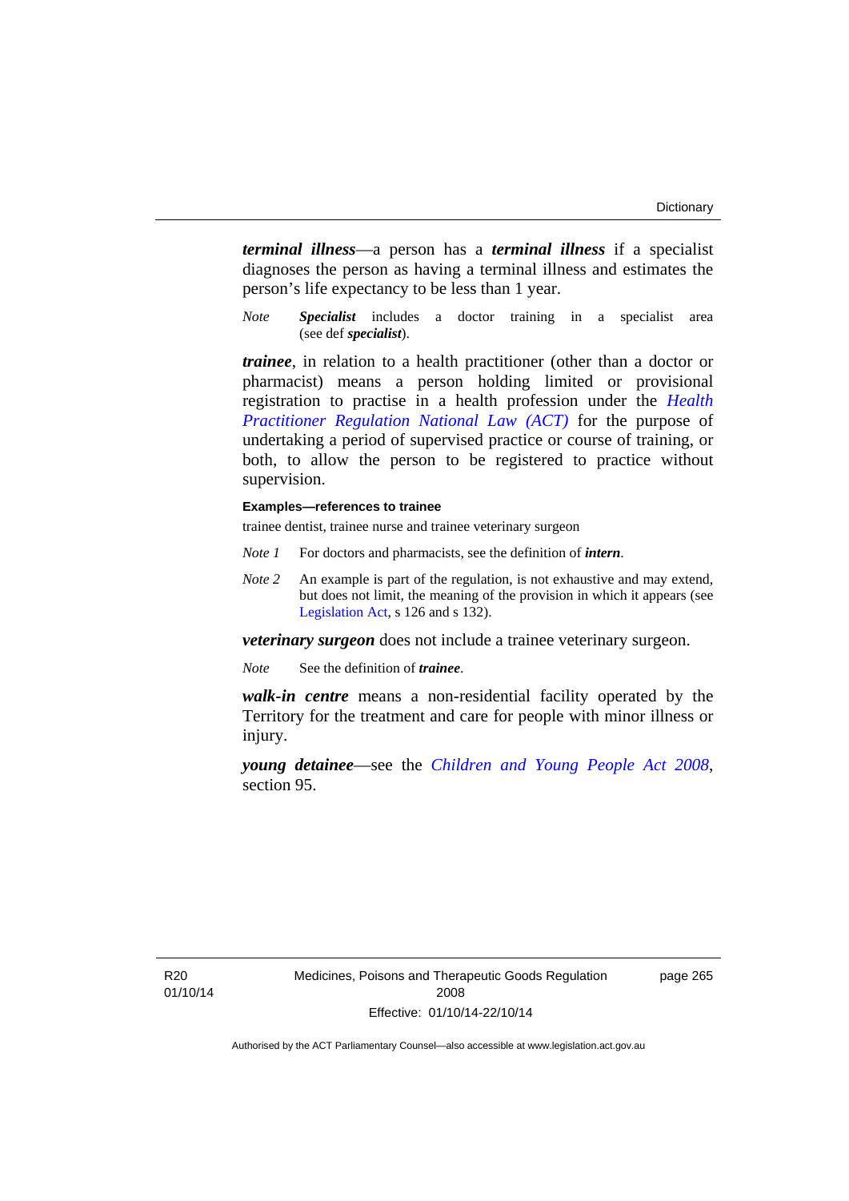***terminal illness***—a person has a ***terminal illness*** if a specialist diagnoses the person as having a terminal illness and estimates the person's life expectancy to be less than 1 year.

*Note* ***Specialist*** includes a doctor training in a specialist area (see def ***specialist***).

***trainee***, in relation to a health practitioner (other than a doctor or pharmacist) means a person holding limited or provisional registration to practise in a health profession under the *Health Practitioner Regulation National Law (ACT)* for the purpose of undertaking a period of supervised practice or course of training, or both, to allow the person to be registered to practice without supervision.

**Examples—references to trainee**

trainee dentist, trainee nurse and trainee veterinary surgeon

*Note 1* For doctors and pharmacists, see the definition of ***intern***.

*Note 2* An example is part of the regulation, is not exhaustive and may extend, but does not limit, the meaning of the provision in which it appears (see Legislation Act, s 126 and s 132).

***veterinary surgeon*** does not include a trainee veterinary surgeon.

*Note* See the definition of ***trainee***.

***walk-in centre*** means a non-residential facility operated by the Territory for the treatment and care for people with minor illness or injury.

***young detainee***—see the *Children and Young People Act 2008*, section 95.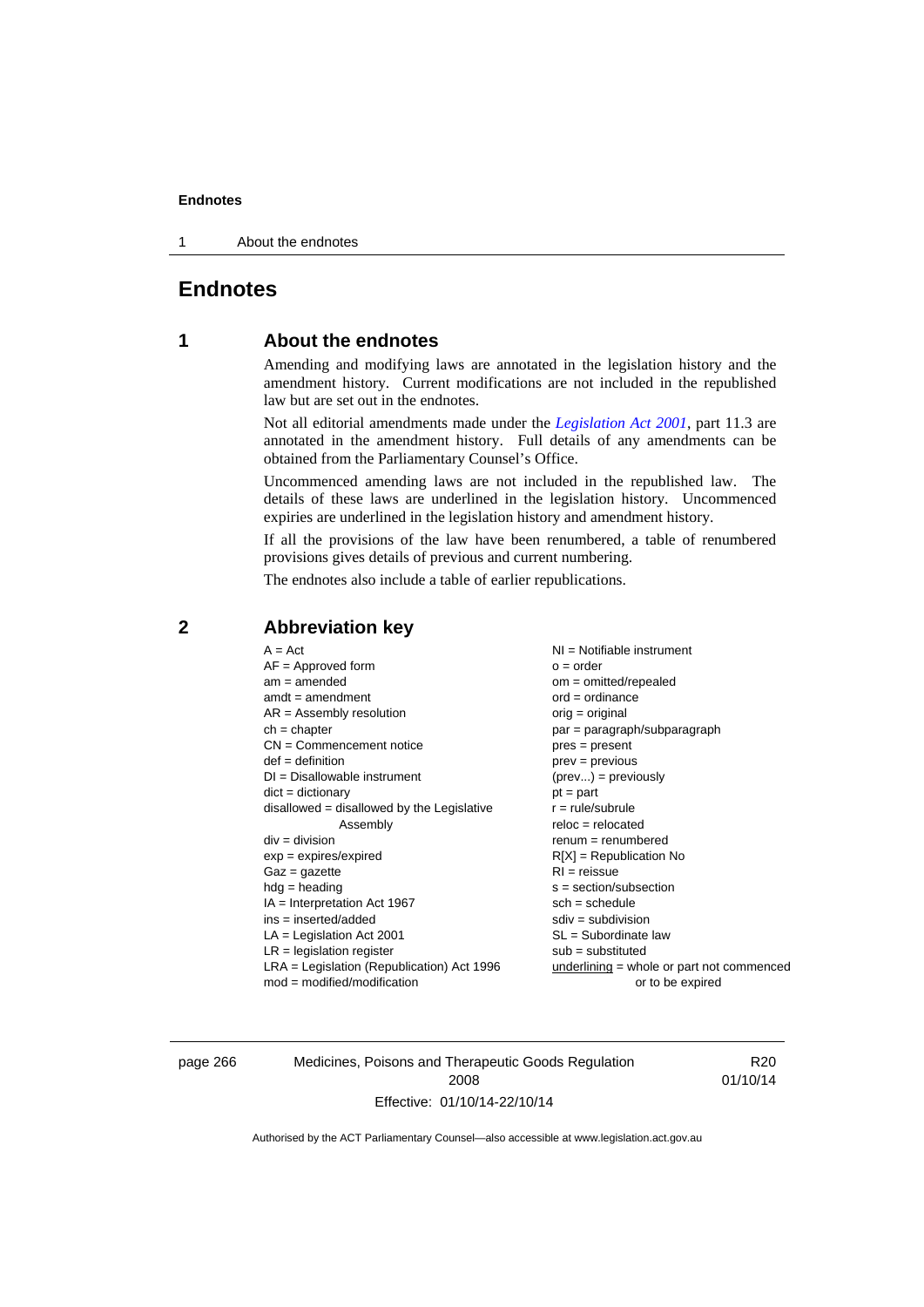# Endnotes

## 1 About the endnotes

Amending and modifying laws are annotated in the legislation history and the amendment history. Current modifications are not included in the republished law but are set out in the endnotes.

Not all editorial amendments made under the *Legislation Act 2001*, part 11.3 are annotated in the amendment history. Full details of any amendments can be obtained from the Parliamentary Counsel's Office.

Uncommenced amending laws are not included in the republished law. The details of these laws are underlined in the legislation history. Uncommenced expiries are underlined in the legislation history and amendment history.

If all the provisions of the law have been renumbered, a table of renumbered provisions gives details of previous and current numbering.

The endnotes also include a table of earlier republications.

## 2 Abbreviation key

A = Act
AF = Approved form
am = amended
amdt = amendment
AR = Assembly resolution
ch = chapter
CN = Commencement notice
def = definition
DI = Disallowable instrument
dict = dictionary
disallowed = disallowed by the Legislative Assembly
div = division
exp = expires/expired
Gaz = gazette
hdg = heading
IA = Interpretation Act 1967
ins = inserted/added
LA = Legislation Act 2001
LR = legislation register
LRA = Legislation (Republication) Act 1996
mod = modified/modification
NI = Notifiable instrument
o = order
om = omitted/repealed
ord = ordinance
orig = original
par = paragraph/subparagraph
pres = present
prev = previous
(prev...) = previously
pt = part
r = rule/subrule
reloc = relocated
renum = renumbered
R[X] = Republication No
RI = reissue
s = section/subsection
sch = schedule
sdiv = subdivision
SL = Subordinate law
sub = substituted
<u>underlining</u> = whole or part not commenced or to be expired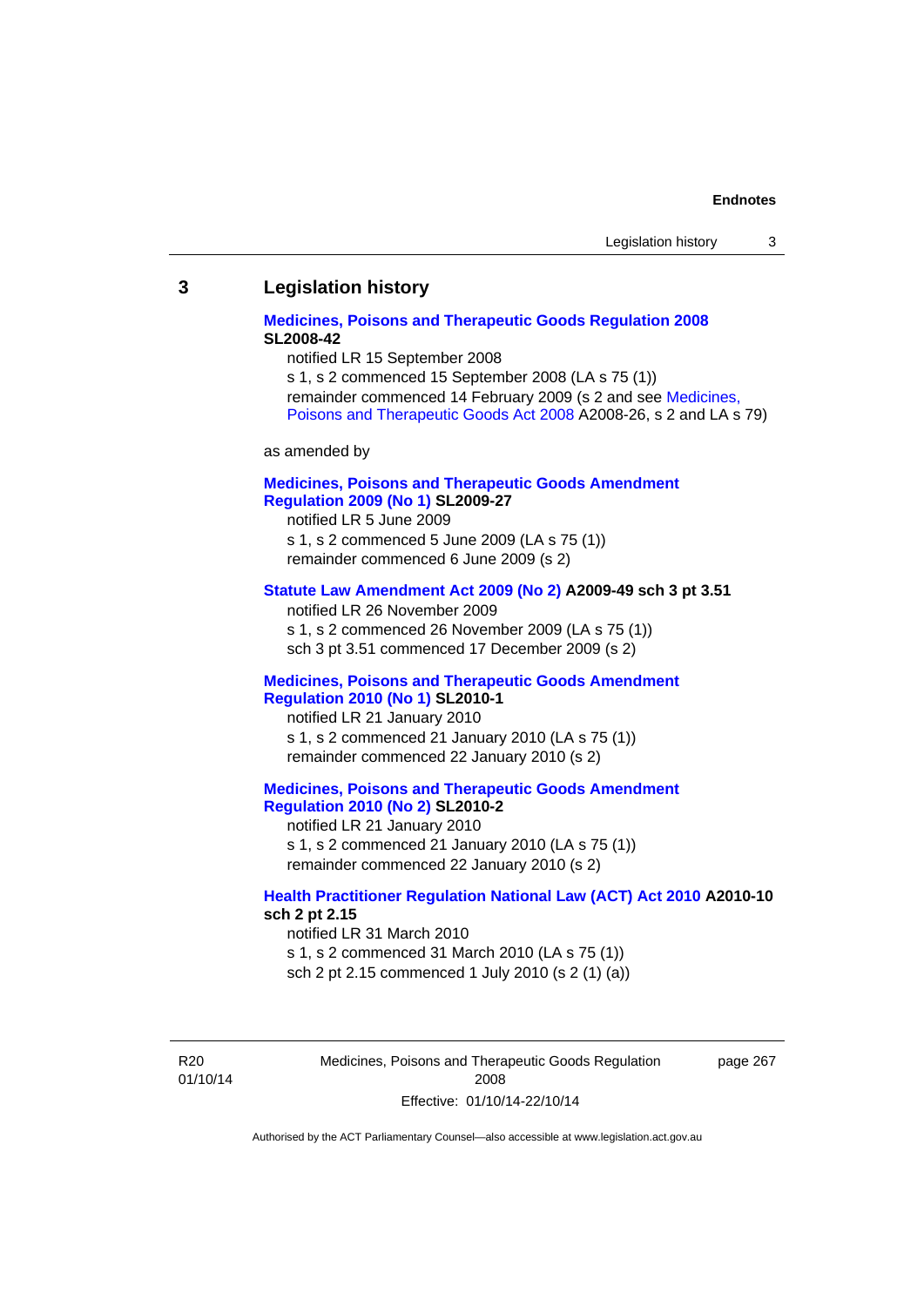## 3 Legislation history

**Medicines, Poisons and Therapeutic Goods Regulation 2008 SL2008-42**

notified LR 15 September 2008

s 1, s 2 commenced 15 September 2008 (LA s 75 (1))

remainder commenced 14 February 2009 (s 2 and see Medicines, Poisons and Therapeutic Goods Act 2008 A2008-26, s 2 and LA s 79)

as amended by

**Medicines, Poisons and Therapeutic Goods Amendment Regulation 2009 (No 1) SL2009-27**

notified LR 5 June 2009

s 1, s 2 commenced 5 June 2009 (LA s 75 (1))

remainder commenced 6 June 2009 (s 2)

**Statute Law Amendment Act 2009 (No 2) A2009-49 sch 3 pt 3.51**

notified LR 26 November 2009

s 1, s 2 commenced 26 November 2009 (LA s 75 (1))

sch 3 pt 3.51 commenced 17 December 2009 (s 2)

**Medicines, Poisons and Therapeutic Goods Amendment Regulation 2010 (No 1) SL2010-1**

notified LR 21 January 2010

s 1, s 2 commenced 21 January 2010 (LA s 75 (1))

remainder commenced 22 January 2010 (s 2)

**Medicines, Poisons and Therapeutic Goods Amendment Regulation 2010 (No 2) SL2010-2**

notified LR 21 January 2010

s 1, s 2 commenced 21 January 2010 (LA s 75 (1))

remainder commenced 22 January 2010 (s 2)

**Health Practitioner Regulation National Law (ACT) Act 2010 A2010-10 sch 2 pt 2.15**

notified LR 31 March 2010

s 1, s 2 commenced 31 March 2010 (LA s 75 (1))

sch 2 pt 2.15 commenced 1 July 2010 (s 2 (1) (a))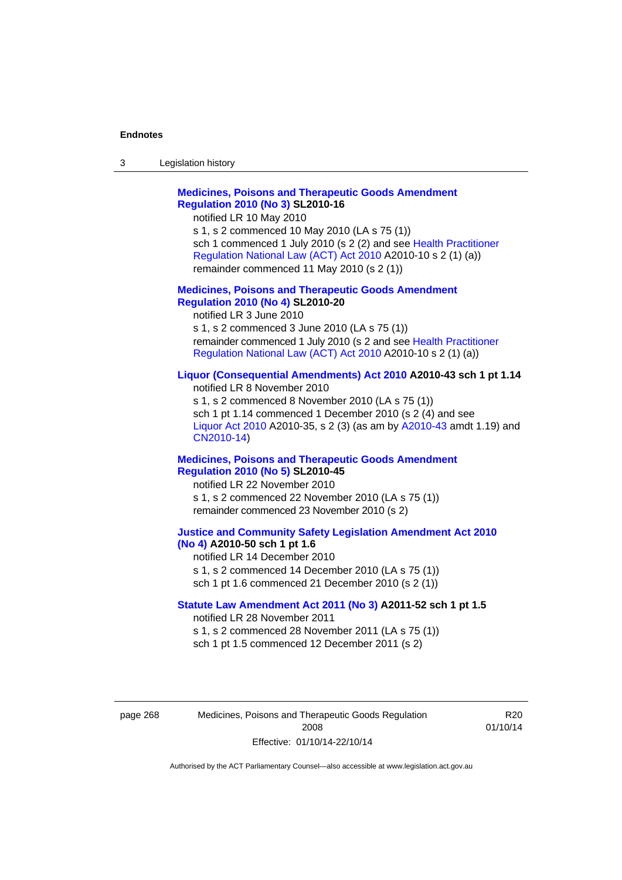**Medicines, Poisons and Therapeutic Goods Amendment Regulation 2010 (No 3) SL2010-16**

notified LR 10 May 2010

s 1, s 2 commenced 10 May 2010 (LA s 75 (1))

sch 1 commenced 1 July 2010 (s 2 (2) and see Health Practitioner Regulation National Law (ACT) Act 2010 A2010-10 s 2 (1) (a))

remainder commenced 11 May 2010 (s 2 (1))

**Medicines, Poisons and Therapeutic Goods Amendment Regulation 2010 (No 4) SL2010-20**

notified LR 3 June 2010

s 1, s 2 commenced 3 June 2010 (LA s 75 (1))

remainder commenced 1 July 2010 (s 2 and see Health Practitioner Regulation National Law (ACT) Act 2010 A2010-10 s 2 (1) (a))

**Liquor (Consequential Amendments) Act 2010 A2010-43 sch 1 pt 1.14**

notified LR 8 November 2010

s 1, s 2 commenced 8 November 2010 (LA s 75 (1))

sch 1 pt 1.14 commenced 1 December 2010 (s 2 (4) and see Liquor Act 2010 A2010-35, s 2 (3) (as am by A2010-43 amdt 1.19) and CN2010-14)

**Medicines, Poisons and Therapeutic Goods Amendment Regulation 2010 (No 5) SL2010-45**

notified LR 22 November 2010

s 1, s 2 commenced 22 November 2010 (LA s 75 (1))

remainder commenced 23 November 2010 (s 2)

**Justice and Community Safety Legislation Amendment Act 2010 (No 4) A2010-50 sch 1 pt 1.6**

notified LR 14 December 2010

s 1, s 2 commenced 14 December 2010 (LA s 75 (1))

sch 1 pt 1.6 commenced 21 December 2010 (s 2 (1))

**Statute Law Amendment Act 2011 (No 3) A2011-52 sch 1 pt 1.5**

notified LR 28 November 2011

s 1, s 2 commenced 28 November 2011 (LA s 75 (1))

sch 1 pt 1.5 commenced 12 December 2011 (s 2)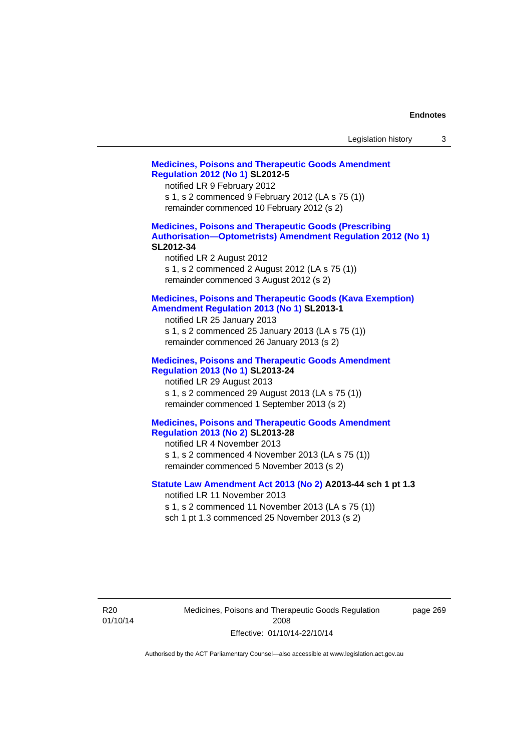**Medicines, Poisons and Therapeutic Goods Amendment Regulation 2012 (No 1) SL2012-5**

notified LR 9 February 2012

s 1, s 2 commenced 9 February 2012 (LA s 75 (1))

remainder commenced 10 February 2012 (s 2)

**Medicines, Poisons and Therapeutic Goods (Prescribing Authorisation—Optometrists) Amendment Regulation 2012 (No 1) SL2012-34**

notified LR 2 August 2012

s 1, s 2 commenced 2 August 2012 (LA s 75 (1))

remainder commenced 3 August 2012 (s 2)

**Medicines, Poisons and Therapeutic Goods (Kava Exemption) Amendment Regulation 2013 (No 1) SL2013-1**

notified LR 25 January 2013

s 1, s 2 commenced 25 January 2013 (LA s 75 (1))

remainder commenced 26 January 2013 (s 2)

**Medicines, Poisons and Therapeutic Goods Amendment Regulation 2013 (No 1) SL2013-24**

notified LR 29 August 2013

s 1, s 2 commenced 29 August 2013 (LA s 75 (1))

remainder commenced 1 September 2013 (s 2)

**Medicines, Poisons and Therapeutic Goods Amendment Regulation 2013 (No 2) SL2013-28**

notified LR 4 November 2013

s 1, s 2 commenced 4 November 2013 (LA s 75 (1))

remainder commenced 5 November 2013 (s 2)

**Statute Law Amendment Act 2013 (No 2) A2013-44 sch 1 pt 1.3**

notified LR 11 November 2013

s 1, s 2 commenced 11 November 2013 (LA s 75 (1))

sch 1 pt 1.3 commenced 25 November 2013 (s 2)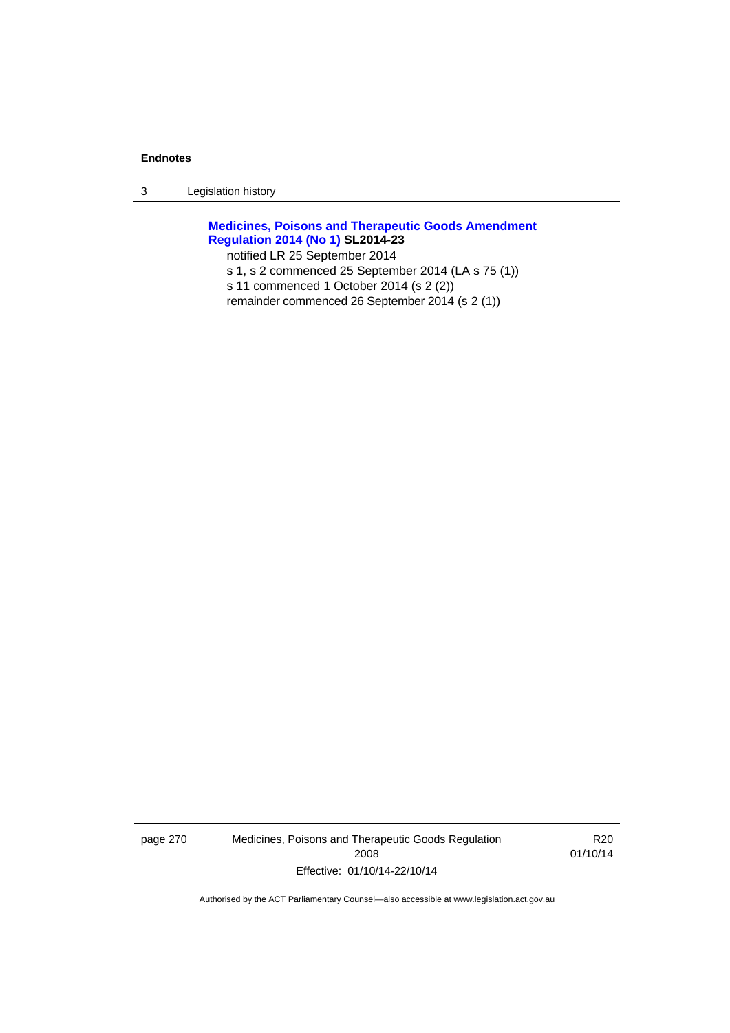**Medicines, Poisons and Therapeutic Goods Amendment Regulation 2014 (No 1) SL2014-23**

notified LR 25 September 2014

s 1, s 2 commenced 25 September 2014 (LA s 75 (1))

s 11 commenced 1 October 2014 (s 2 (2))

remainder commenced 26 September 2014 (s 2 (1))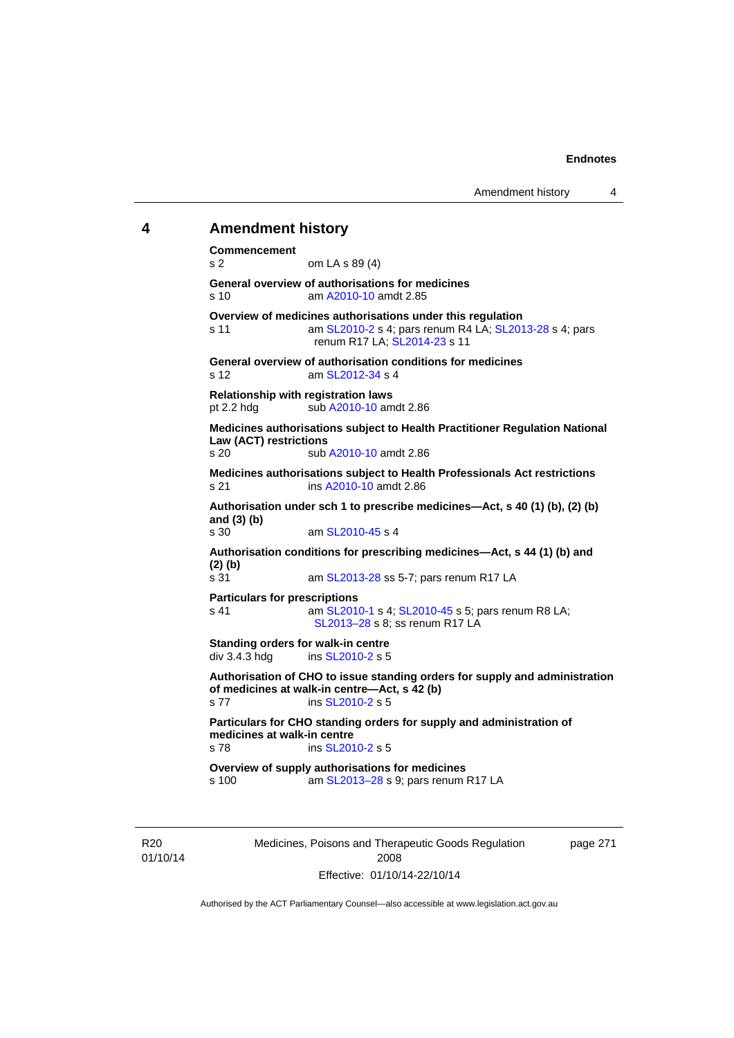## 4 Amendment history

**Commencement**
s 2 om LA s 89 (4)

**General overview of authorisations for medicines**
s 10 am A2010-10 amdt 2.85

**Overview of medicines authorisations under this regulation**
s 11 am SL2010-2 s 4; pars renum R4 LA; SL2013-28 s 4; pars renum R17 LA; SL2014-23 s 11

**General overview of authorisation conditions for medicines**
s 12 am SL2012-34 s 4

**Relationship with registration laws**
pt 2.2 hdg sub A2010-10 amdt 2.86

**Medicines authorisations subject to Health Practitioner Regulation National Law (ACT) restrictions**
s 20 sub A2010-10 amdt 2.86

**Medicines authorisations subject to Health Professionals Act restrictions**
s 21 ins A2010-10 amdt 2.86

**Authorisation under sch 1 to prescribe medicines—Act, s 40 (1) (b), (2) (b) and (3) (b)**
s 30 am SL2010-45 s 4

**Authorisation conditions for prescribing medicines—Act, s 44 (1) (b) and (2) (b)**
s 31 am SL2013-28 ss 5-7; pars renum R17 LA

**Particulars for prescriptions**
s 41 am SL2010-1 s 4; SL2010-45 s 5; pars renum R8 LA; SL2013–28 s 8; ss renum R17 LA

**Standing orders for walk-in centre**
div 3.4.3 hdg ins SL2010-2 s 5

**Authorisation of CHO to issue standing orders for supply and administration of medicines at walk-in centre—Act, s 42 (b)**
s 77 ins SL2010-2 s 5

**Particulars for CHO standing orders for supply and administration of medicines at walk-in centre**
s 78 ins SL2010-2 s 5

**Overview of supply authorisations for medicines**
s 100 am SL2013–28 s 9; pars renum R17 LA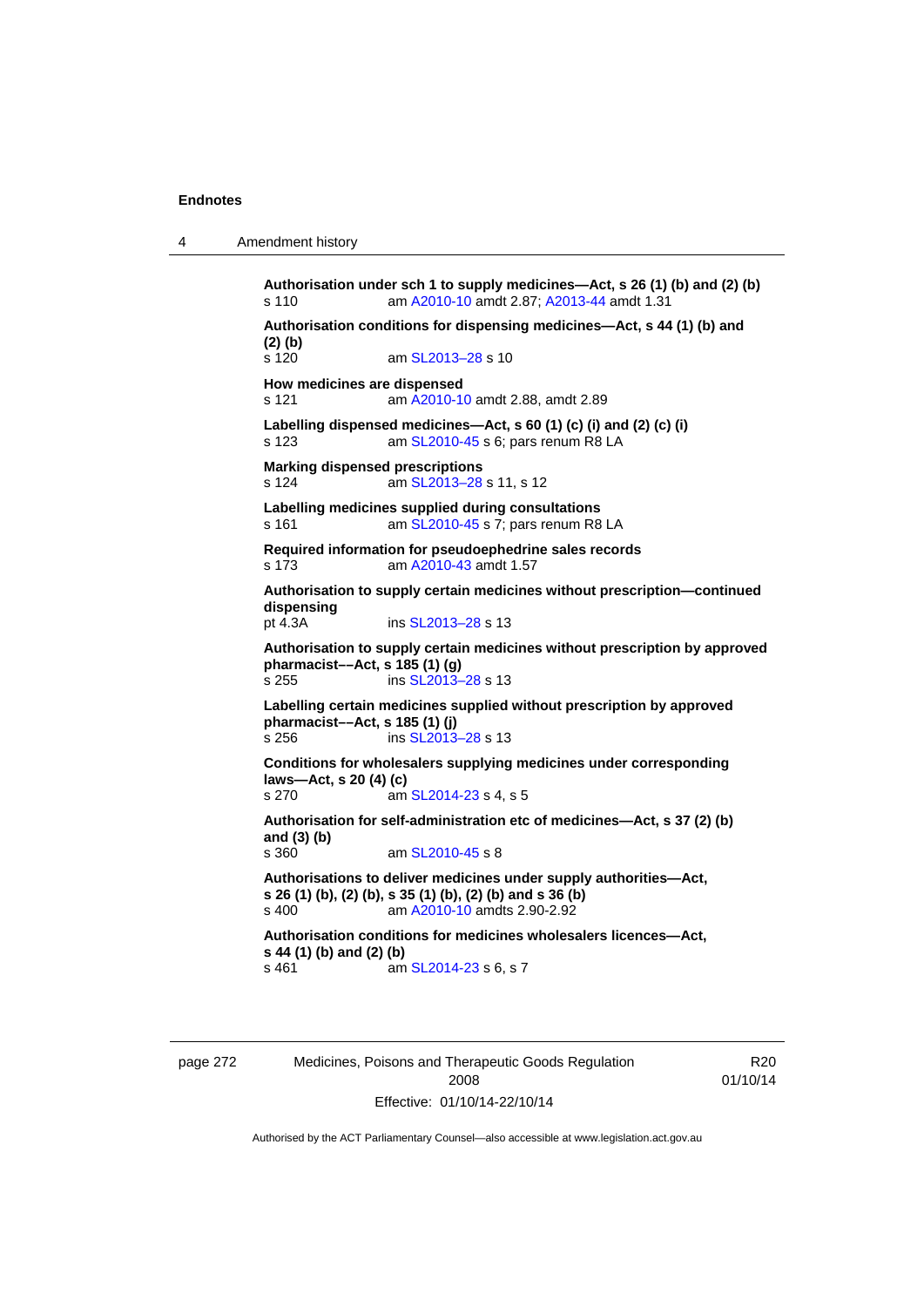**Authorisation under sch 1 to supply medicines—Act, s 26 (1) (b) and (2) (b)**
s 110 am A2010-10 amdt 2.87; A2013-44 amdt 1.31

**Authorisation conditions for dispensing medicines—Act, s 44 (1) (b) and (2) (b)**
s 120 am SL2013–28 s 10

**How medicines are dispensed**
s 121 am A2010-10 amdt 2.88, amdt 2.89

**Labelling dispensed medicines—Act, s 60 (1) (c) (i) and (2) (c) (i)**
s 123 am SL2010-45 s 6; pars renum R8 LA

**Marking dispensed prescriptions**
s 124 am SL2013–28 s 11, s 12

**Labelling medicines supplied during consultations**
s 161 am SL2010-45 s 7; pars renum R8 LA

**Required information for pseudoephedrine sales records**
s 173 am A2010-43 amdt 1.57

**Authorisation to supply certain medicines without prescription—continued dispensing**
pt 4.3A ins SL2013–28 s 13

**Authorisation to supply certain medicines without prescription by approved pharmacist––Act, s 185 (1) (g)**
s 255 ins SL2013–28 s 13

**Labelling certain medicines supplied without prescription by approved pharmacist––Act, s 185 (1) (j)**
s 256 ins SL2013–28 s 13

**Conditions for wholesalers supplying medicines under corresponding laws—Act, s 20 (4) (c)**
s 270 am SL2014-23 s 4, s 5

**Authorisation for self-administration etc of medicines—Act, s 37 (2) (b) and (3) (b)**
s 360 am SL2010-45 s 8

**Authorisations to deliver medicines under supply authorities—Act, s 26 (1) (b), (2) (b), s 35 (1) (b), (2) (b) and s 36 (b)**
s 400 am A2010-10 amdts 2.90-2.92

**Authorisation conditions for medicines wholesalers licences—Act, s 44 (1) (b) and (2) (b)**
s 461 am SL2014-23 s 6, s 7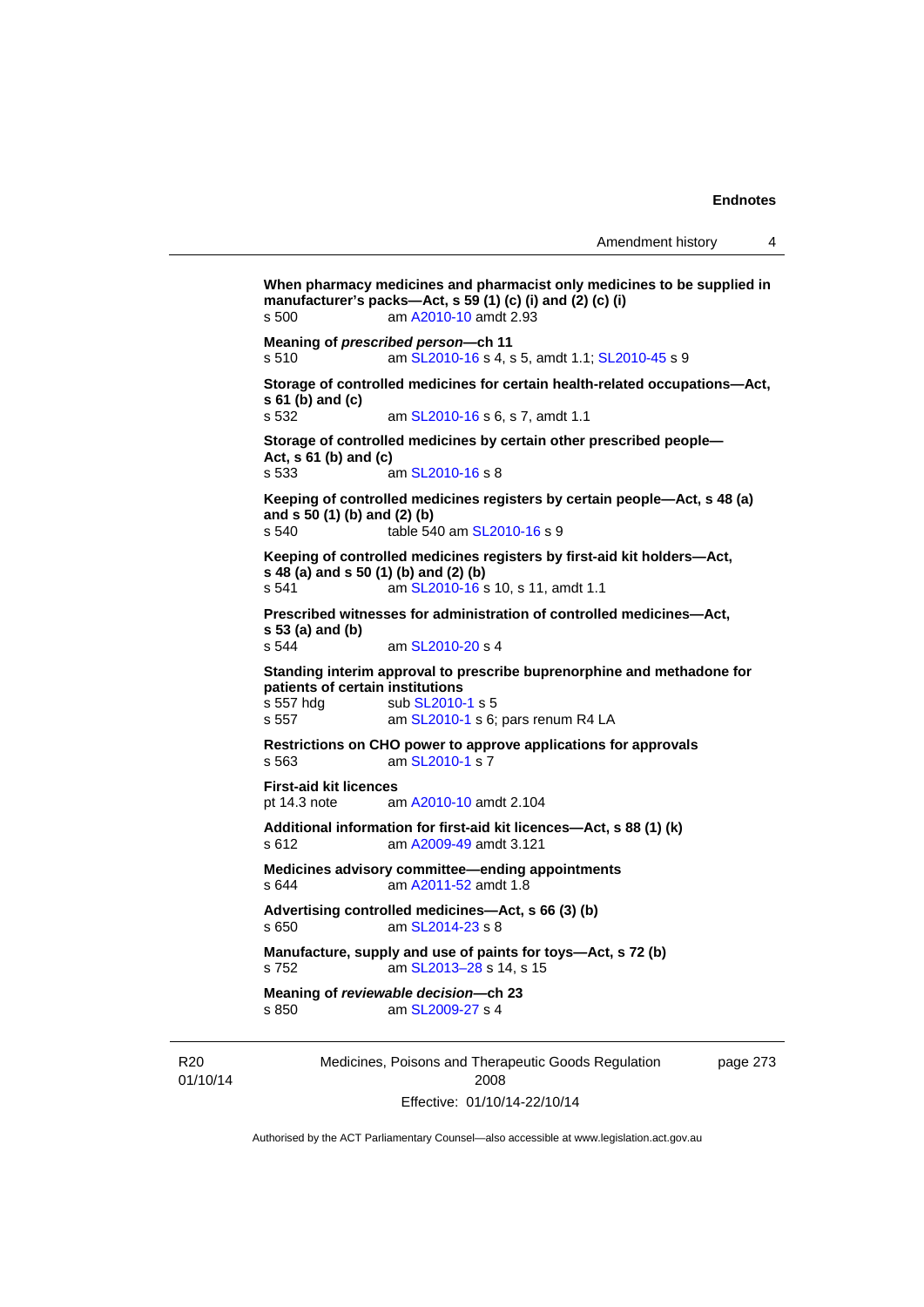**When pharmacy medicines and pharmacist only medicines to be supplied in manufacturer's packs—Act, s 59 (1) (c) (i) and (2) (c) (i)**
s 500 am A2010-10 amdt 2.93

**Meaning of *prescribed person*—ch 11**
s 510 am SL2010-16 s 4, s 5, amdt 1.1; SL2010-45 s 9

**Storage of controlled medicines for certain health-related occupations—Act, s 61 (b) and (c)**
s 532 am SL2010-16 s 6, s 7, amdt 1.1

**Storage of controlled medicines by certain other prescribed people—Act, s 61 (b) and (c)**
s 533 am SL2010-16 s 8

**Keeping of controlled medicines registers by certain people—Act, s 48 (a) and s 50 (1) (b) and (2) (b)**
s 540 table 540 am SL2010-16 s 9

**Keeping of controlled medicines registers by first-aid kit holders—Act, s 48 (a) and s 50 (1) (b) and (2) (b)**
s 541 am SL2010-16 s 10, s 11, amdt 1.1

**Prescribed witnesses for administration of controlled medicines—Act, s 53 (a) and (b)**
s 544 am SL2010-20 s 4

**Standing interim approval to prescribe buprenorphine and methadone for patients of certain institutions**
s 557 hdg sub SL2010-1 s 5
s 557 am SL2010-1 s 6; pars renum R4 LA

**Restrictions on CHO power to approve applications for approvals**
s 563 am SL2010-1 s 7

**First-aid kit licences**
pt 14.3 note am A2010-10 amdt 2.104

**Additional information for first-aid kit licences—Act, s 88 (1) (k)**
s 612 am A2009-49 amdt 3.121

**Medicines advisory committee—ending appointments**
s 644 am A2011-52 amdt 1.8

**Advertising controlled medicines—Act, s 66 (3) (b)**
s 650 am SL2014-23 s 8

**Manufacture, supply and use of paints for toys—Act, s 72 (b)**
s 752 am SL2013–28 s 14, s 15

**Meaning of *reviewable decision*—ch 23**
s 850 am SL2009-27 s 4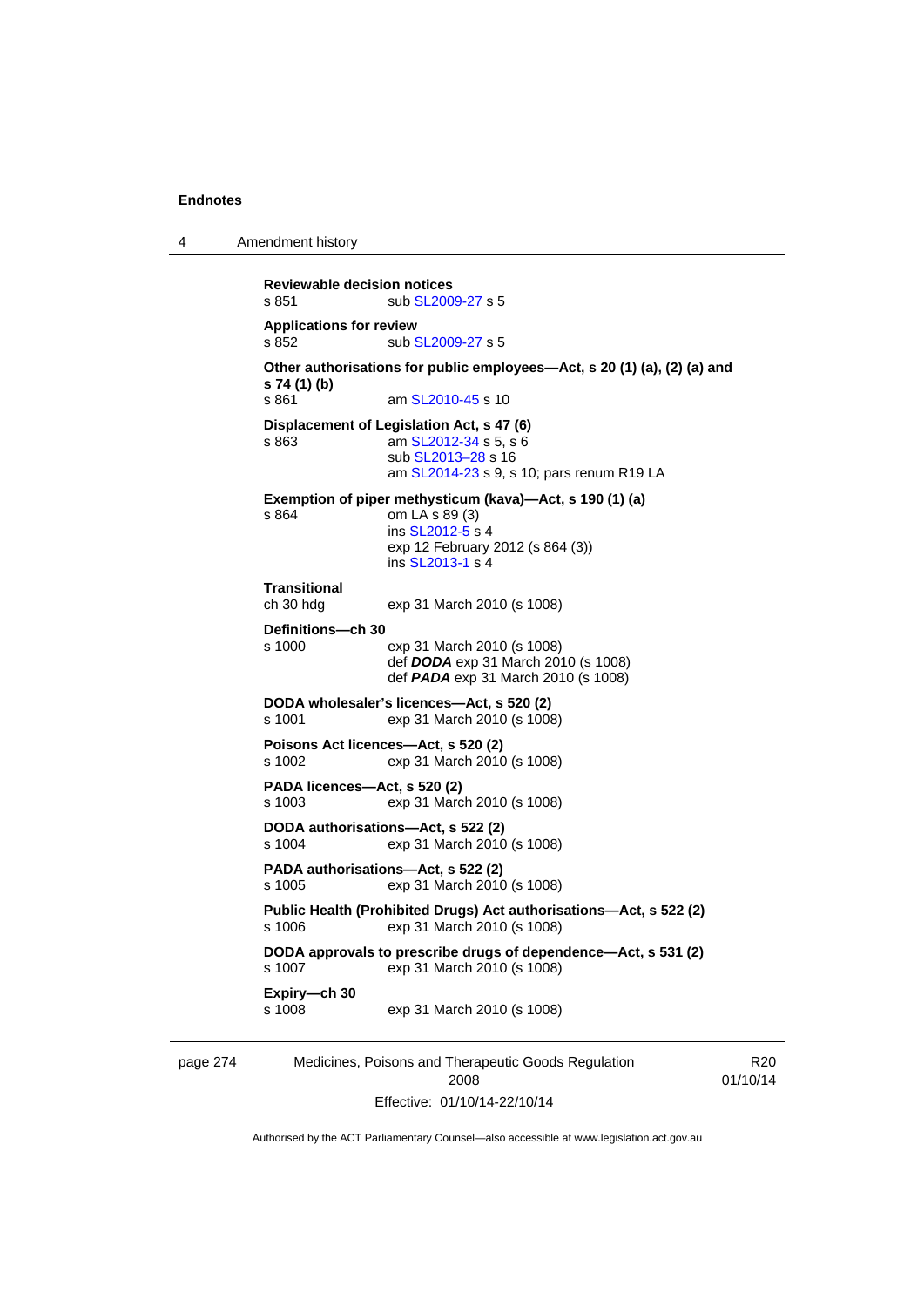**Reviewable decision notices**
s 851 sub SL2009-27 s 5

**Applications for review**
s 852 sub SL2009-27 s 5

**Other authorisations for public employees—Act, s 20 (1) (a), (2) (a) and s 74 (1) (b)**
s 861 am SL2010-45 s 10

**Displacement of Legislation Act, s 47 (6)**
s 863 am SL2012-34 s 5, s 6
sub SL2013–28 s 16
am SL2014-23 s 9, s 10; pars renum R19 LA

**Exemption of piper methysticum (kava)—Act, s 190 (1) (a)**
s 864 om LA s 89 (3)
ins SL2012-5 s 4
exp 12 February 2012 (s 864 (3))
ins SL2013-1 s 4

**Transitional**
ch 30 hdg exp 31 March 2010 (s 1008)

**Definitions—ch 30**
s 1000 exp 31 March 2010 (s 1008)
def ***DODA*** exp 31 March 2010 (s 1008)
def ***PADA*** exp 31 March 2010 (s 1008)

**DODA wholesaler's licences—Act, s 520 (2)**
s 1001 exp 31 March 2010 (s 1008)

**Poisons Act licences—Act, s 520 (2)**
s 1002 exp 31 March 2010 (s 1008)

**PADA licences—Act, s 520 (2)**
s 1003 exp 31 March 2010 (s 1008)

**DODA authorisations—Act, s 522 (2)**
s 1004 exp 31 March 2010 (s 1008)

**PADA authorisations—Act, s 522 (2)**
s 1005 exp 31 March 2010 (s 1008)

**Public Health (Prohibited Drugs) Act authorisations—Act, s 522 (2)**
s 1006 exp 31 March 2010 (s 1008)

**DODA approvals to prescribe drugs of dependence—Act, s 531 (2)**
s 1007 exp 31 March 2010 (s 1008)

**Expiry—ch 30**
s 1008 exp 31 March 2010 (s 1008)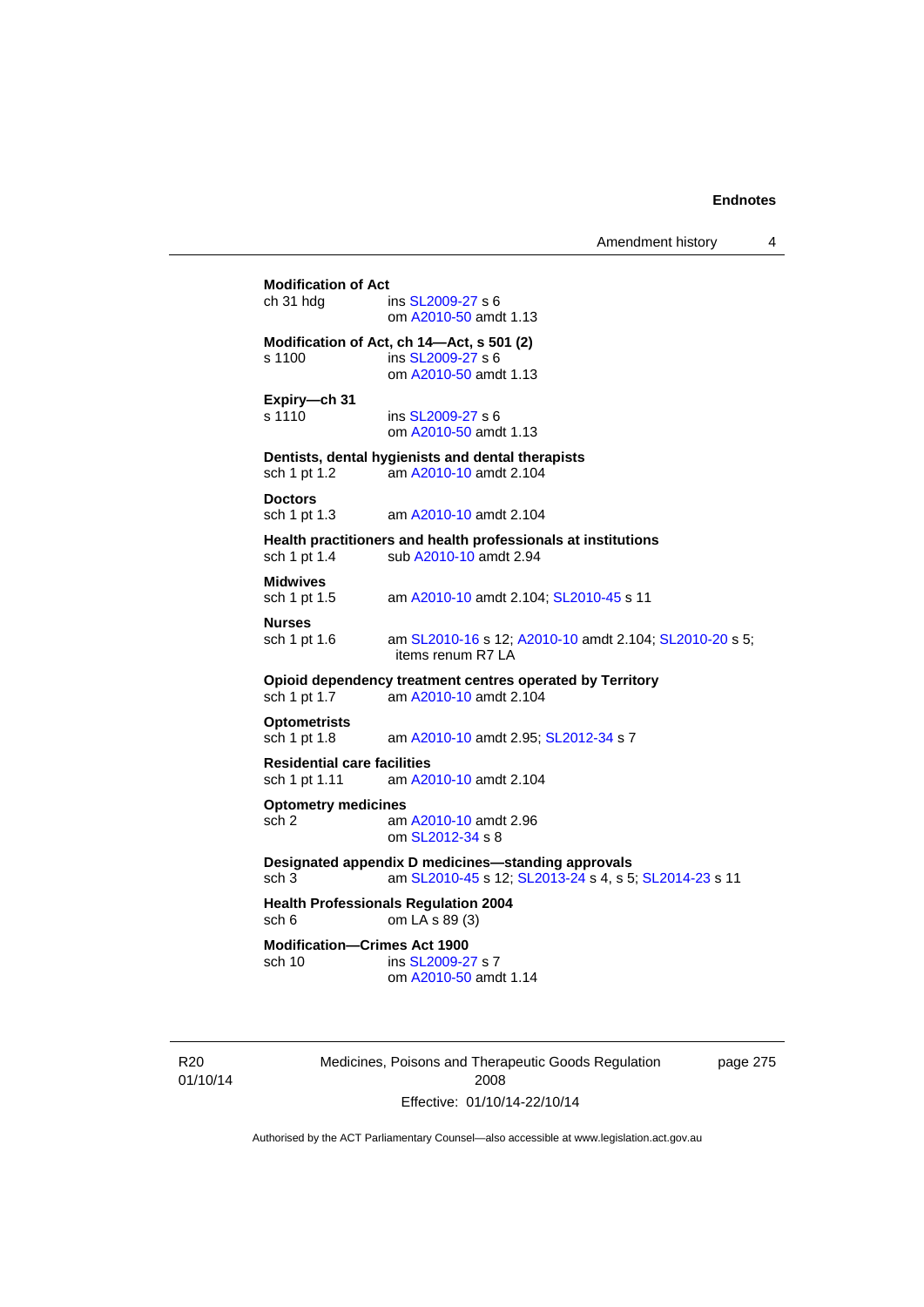**Modification of Act**

ch 31 hdg — ins SL2009-27 s 6
om A2010-50 amdt 1.13

**Modification of Act, ch 14—Act, s 501 (2)**

s 1100 — ins SL2009-27 s 6
om A2010-50 amdt 1.13

**Expiry—ch 31**

s 1110 — ins SL2009-27 s 6
om A2010-50 amdt 1.13

**Dentists, dental hygienists and dental therapists**

sch 1 pt 1.2 — am A2010-10 amdt 2.104

**Doctors**

sch 1 pt 1.3 — am A2010-10 amdt 2.104

**Health practitioners and health professionals at institutions**

sch 1 pt 1.4 — sub A2010-10 amdt 2.94

**Midwives**

sch 1 pt 1.5 — am A2010-10 amdt 2.104; SL2010-45 s 11

**Nurses**

sch 1 pt 1.6 — am SL2010-16 s 12; A2010-10 amdt 2.104; SL2010-20 s 5; items renum R7 LA

**Opioid dependency treatment centres operated by Territory**

sch 1 pt 1.7 — am A2010-10 amdt 2.104

**Optometrists**

sch 1 pt 1.8 — am A2010-10 amdt 2.95; SL2012-34 s 7

**Residential care facilities**

sch 1 pt 1.11 — am A2010-10 amdt 2.104

**Optometry medicines**

sch 2 — am A2010-10 amdt 2.96
om SL2012-34 s 8

**Designated appendix D medicines—standing approvals**

sch 3 — am SL2010-45 s 12; SL2013-24 s 4, s 5; SL2014-23 s 11

**Health Professionals Regulation 2004**

sch 6 — om LA s 89 (3)

**Modification—Crimes Act 1900**

sch 10 — ins SL2009-27 s 7
om A2010-50 amdt 1.14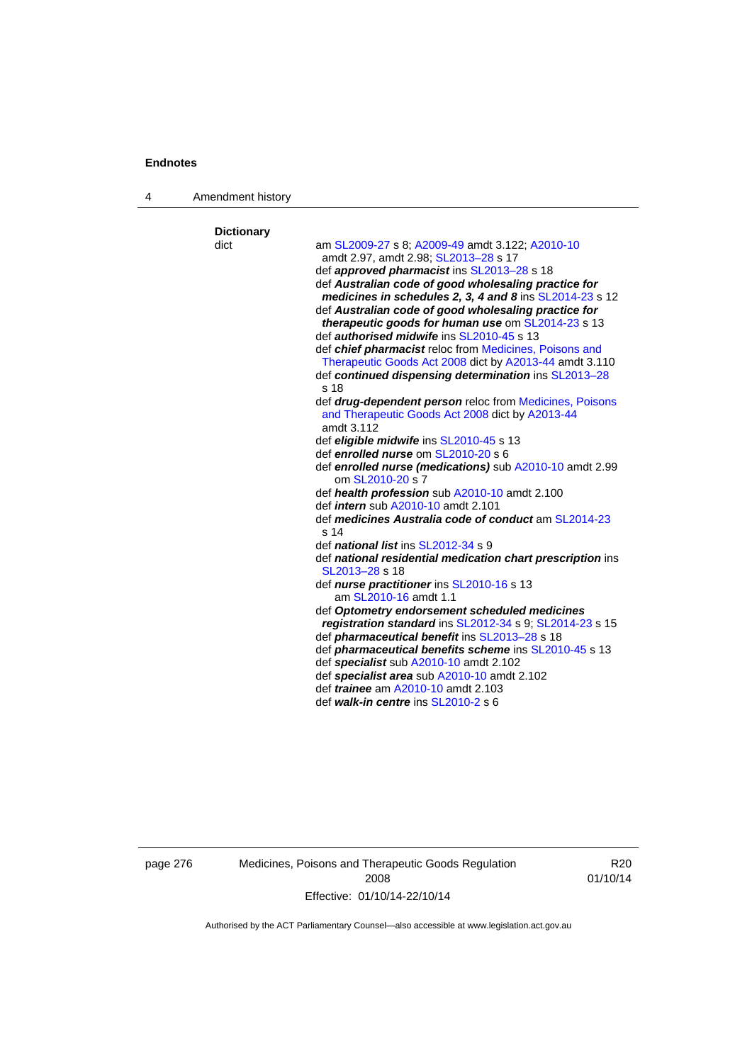**Dictionary**

dict — am SL2009-27 s 8; A2009-49 amdt 3.122; A2010-10 amdt 2.97, amdt 2.98; SL2013–28 s 17

def ***approved pharmacist*** ins SL2013–28 s 18

def ***Australian code of good wholesaling practice for medicines in schedules 2, 3, 4 and 8*** ins SL2014-23 s 12

def ***Australian code of good wholesaling practice for therapeutic goods for human use*** om SL2014-23 s 13

def ***authorised midwife*** ins SL2010-45 s 13

def ***chief pharmacist*** reloc from Medicines, Poisons and Therapeutic Goods Act 2008 dict by A2013-44 amdt 3.110

def ***continued dispensing determination*** ins SL2013–28 s 18

def ***drug-dependent person*** reloc from Medicines, Poisons and Therapeutic Goods Act 2008 dict by A2013-44 amdt 3.112

def ***eligible midwife*** ins SL2010-45 s 13

def ***enrolled nurse*** om SL2010-20 s 6

def ***enrolled nurse (medications)*** sub A2010-10 amdt 2.99
om SL2010-20 s 7

def ***health profession*** sub A2010-10 amdt 2.100

def ***intern*** sub A2010-10 amdt 2.101

def ***medicines Australia code of conduct*** am SL2014-23 s 14

def ***national list*** ins SL2012-34 s 9

def ***national residential medication chart prescription*** ins SL2013–28 s 18

def ***nurse practitioner*** ins SL2010-16 s 13
am SL2010-16 amdt 1.1

def ***Optometry endorsement scheduled medicines registration standard*** ins SL2012-34 s 9; SL2014-23 s 15

def ***pharmaceutical benefit*** ins SL2013–28 s 18

def ***pharmaceutical benefits scheme*** ins SL2010-45 s 13

def ***specialist*** sub A2010-10 amdt 2.102

def ***specialist area*** sub A2010-10 amdt 2.102

def ***trainee*** am A2010-10 amdt 2.103

def ***walk-in centre*** ins SL2010-2 s 6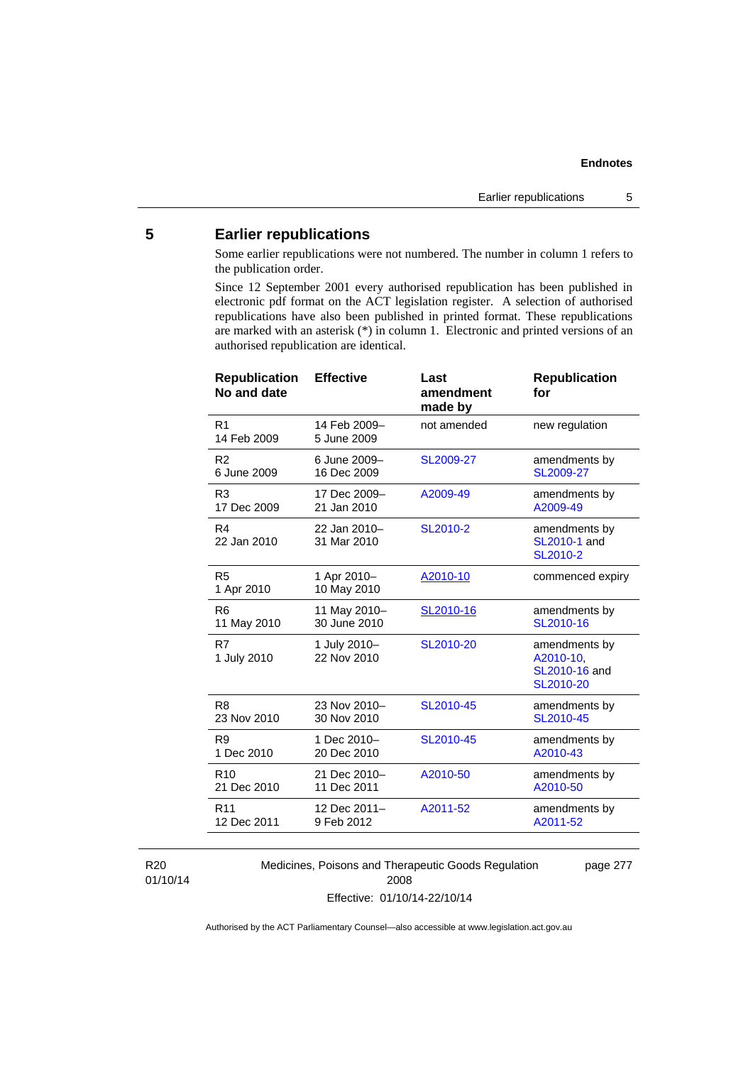## 5 Earlier republications

Some earlier republications were not numbered. The number in column 1 refers to the publication order.

Since 12 September 2001 every authorised republication has been published in electronic pdf format on the ACT legislation register. A selection of authorised republications have also been published in printed format. These republications are marked with an asterisk (*) in column 1. Electronic and printed versions of an authorised republication are identical.

| Republication No and date | Effective | Last amendment made by | Republication for |
|---|---|---|---|
| R1<br>14 Feb 2009 | 14 Feb 2009–<br>5 June 2009 | not amended | new regulation |
| R2<br>6 June 2009 | 6 June 2009–<br>16 Dec 2009 | SL2009-27 | amendments by SL2009-27 |
| R3<br>17 Dec 2009 | 17 Dec 2009–<br>21 Jan 2010 | A2009-49 | amendments by A2009-49 |
| R4<br>22 Jan 2010 | 22 Jan 2010–<br>31 Mar 2010 | SL2010-2 | amendments by SL2010-1 and SL2010-2 |
| R5<br>1 Apr 2010 | 1 Apr 2010–<br>10 May 2010 | A2010-10 | commenced expiry |
| R6<br>11 May 2010 | 11 May 2010–<br>30 June 2010 | SL2010-16 | amendments by SL2010-16 |
| R7<br>1 July 2010 | 1 July 2010–<br>22 Nov 2010 | SL2010-20 | amendments by A2010-10, SL2010-16 and SL2010-20 |
| R8<br>23 Nov 2010 | 23 Nov 2010–<br>30 Nov 2010 | SL2010-45 | amendments by SL2010-45 |
| R9<br>1 Dec 2010 | 1 Dec 2010–<br>20 Dec 2010 | SL2010-45 | amendments by A2010-43 |
| R10<br>21 Dec 2010 | 21 Dec 2010–<br>11 Dec 2011 | A2010-50 | amendments by A2010-50 |
| R11<br>12 Dec 2011 | 12 Dec 2011–<br>9 Feb 2012 | A2011-52 | amendments by A2011-52 |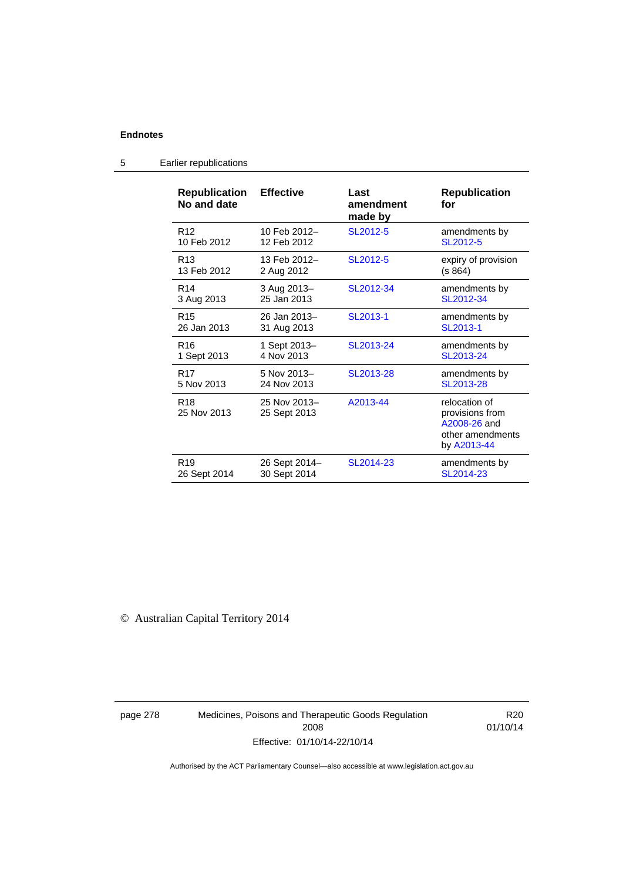## Endnotes

5 Earlier republications

| Republication No and date | Effective | Last amendment made by | Republication for |
|---|---|---|---|
| R12 10 Feb 2012 | 10 Feb 2012–12 Feb 2012 | SL2012-5 | amendments by SL2012-5 |
| R13 13 Feb 2012 | 13 Feb 2012–2 Aug 2012 | SL2012-5 | expiry of provision (s 864) |
| R14 3 Aug 2013 | 3 Aug 2013–25 Jan 2013 | SL2012-34 | amendments by SL2012-34 |
| R15 26 Jan 2013 | 26 Jan 2013–31 Aug 2013 | SL2013-1 | amendments by SL2013-1 |
| R16 1 Sept 2013 | 1 Sept 2013–4 Nov 2013 | SL2013-24 | amendments by SL2013-24 |
| R17 5 Nov 2013 | 5 Nov 2013–24 Nov 2013 | SL2013-28 | amendments by SL2013-28 |
| R18 25 Nov 2013 | 25 Nov 2013–25 Sept 2013 | A2013-44 | relocation of provisions from A2008-26 and other amendments by A2013-44 |
| R19 26 Sept 2014 | 26 Sept 2014–30 Sept 2014 | SL2014-23 | amendments by SL2014-23 |

© Australian Capital Territory 2014